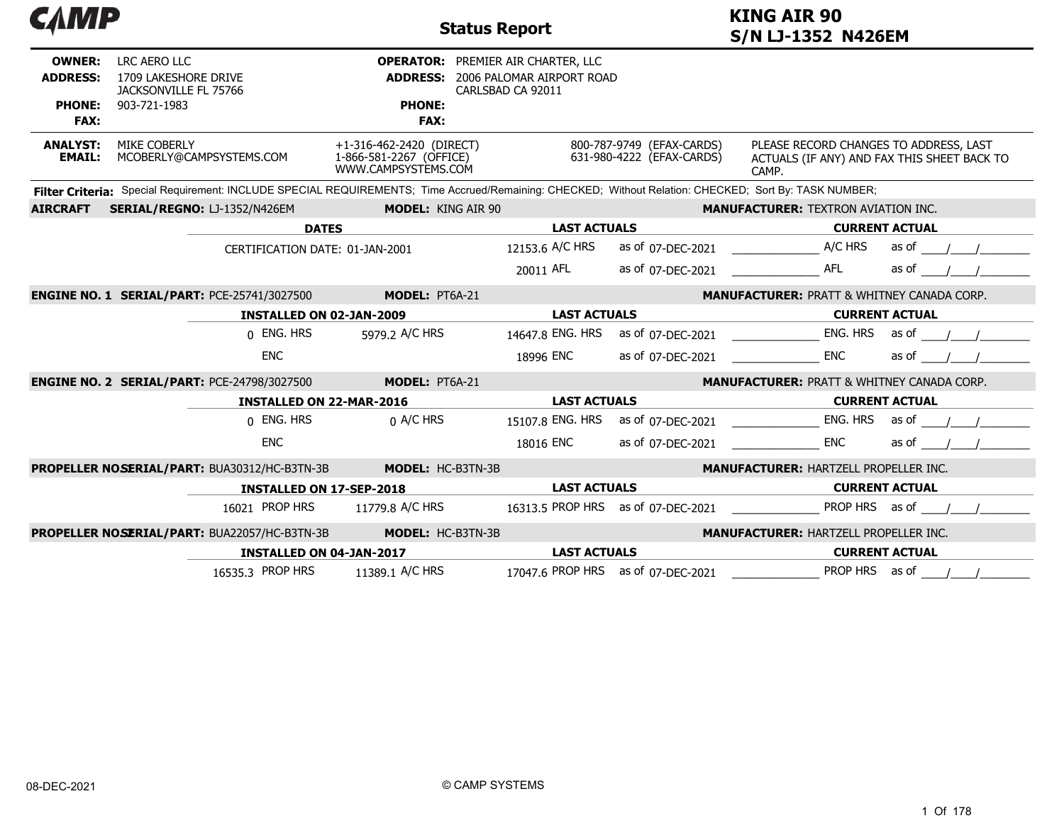# CAMP Status Report

## KING AIR 90
## S/N LJ-1352 N426EM

**OWNER:** LRC AERO LLC
**ADDRESS:** 1709 LAKESHORE DRIVE
JACKSONVILLE FL 75766
**PHONE:** 903-721-1983
**FAX:**

**OPERATOR:** PREMIER AIR CHARTER, LLC
**ADDRESS:** 2006 PALOMAR AIRPORT ROAD
CARLSBAD CA 92011
**PHONE:**
**FAX:**

**ANALYST:** MIKE COBERLY
**EMAIL:** MCOBERLY@CAMPSYSTEMS.COM

+1-316-462-2420 (DIRECT)
1-866-581-2267 (OFFICE)
WWW.CAMPSYSTEMS.COM

800-787-9749 (EFAX-CARDS)
631-980-4222 (EFAX-CARDS)

PLEASE RECORD CHANGES TO ADDRESS, LAST ACTUALS (IF ANY) AND FAX THIS SHEET BACK TO CAMP.

**Filter Criteria:** Special Requirement: INCLUDE SPECIAL REQUIREMENTS; Time Accrued/Remaining: CHECKED; Without Relation: CHECKED; Sort By: TASK NUMBER;

### AIRCRAFT — SERIAL/REGNO: LJ-1352/N426EM — MODEL: KING AIR 90 — MANUFACTURER: TEXTRON AVIATION INC.

| DATES | LAST ACTUALS | | CURRENT ACTUAL | |
|---|---|---|---|---|
| CERTIFICATION DATE: 01-JAN-2001 | 12153.6 A/C HRS | as of 07-DEC-2021 | ____________ A/C HRS | as of ___/___/______ |
| | 20011 AFL | as of 07-DEC-2021 | ____________ AFL | as of ___/___/______ |

### ENGINE NO. 1 — SERIAL/PART: PCE-25741/3027500 — MODEL: PT6A-21 — MANUFACTURER: PRATT & WHITNEY CANADA CORP.

| INSTALLED ON 02-JAN-2009 | | LAST ACTUALS | | CURRENT ACTUAL | |
|---|---|---|---|---|---|
| 0 ENG. HRS | 5979.2 A/C HRS | 14647.8 ENG. HRS | as of 07-DEC-2021 | ____________ ENG. HRS | as of ___/___/______ |
| ENC | | 18996 ENC | as of 07-DEC-2021 | ____________ ENC | as of ___/___/______ |

### ENGINE NO. 2 — SERIAL/PART: PCE-24798/3027500 — MODEL: PT6A-21 — MANUFACTURER: PRATT & WHITNEY CANADA CORP.

| INSTALLED ON 22-MAR-2016 | | LAST ACTUALS | | CURRENT ACTUAL | |
|---|---|---|---|---|---|
| 0 ENG. HRS | 0 A/C HRS | 15107.8 ENG. HRS | as of 07-DEC-2021 | ____________ ENG. HRS | as of ___/___/______ |
| ENC | | 18016 ENC | as of 07-DEC-2021 | ____________ ENC | as of ___/___/______ |

### PROPELLER NO. 1 — SERIAL/PART: BUA30312/HC-B3TN-3B — MODEL: HC-B3TN-3B — MANUFACTURER: HARTZELL PROPELLER INC.

| INSTALLED ON 17-SEP-2018 | | LAST ACTUALS | | CURRENT ACTUAL | |
|---|---|---|---|---|---|
| 16021 PROP HRS | 11779.8 A/C HRS | 16313.5 PROP HRS | as of 07-DEC-2021 | ____________ PROP HRS | as of ___/___/______ |

### PROPELLER NO. 2 — SERIAL/PART: BUA22057/HC-B3TN-3B — MODEL: HC-B3TN-3B — MANUFACTURER: HARTZELL PROPELLER INC.

| INSTALLED ON 04-JAN-2017 | | LAST ACTUALS | | CURRENT ACTUAL | |
|---|---|---|---|---|---|
| 16535.3 PROP HRS | 11389.1 A/C HRS | 17047.6 PROP HRS | as of 07-DEC-2021 | ____________ PROP HRS | as of ___/___/______ |

08-DEC-2021

© CAMP SYSTEMS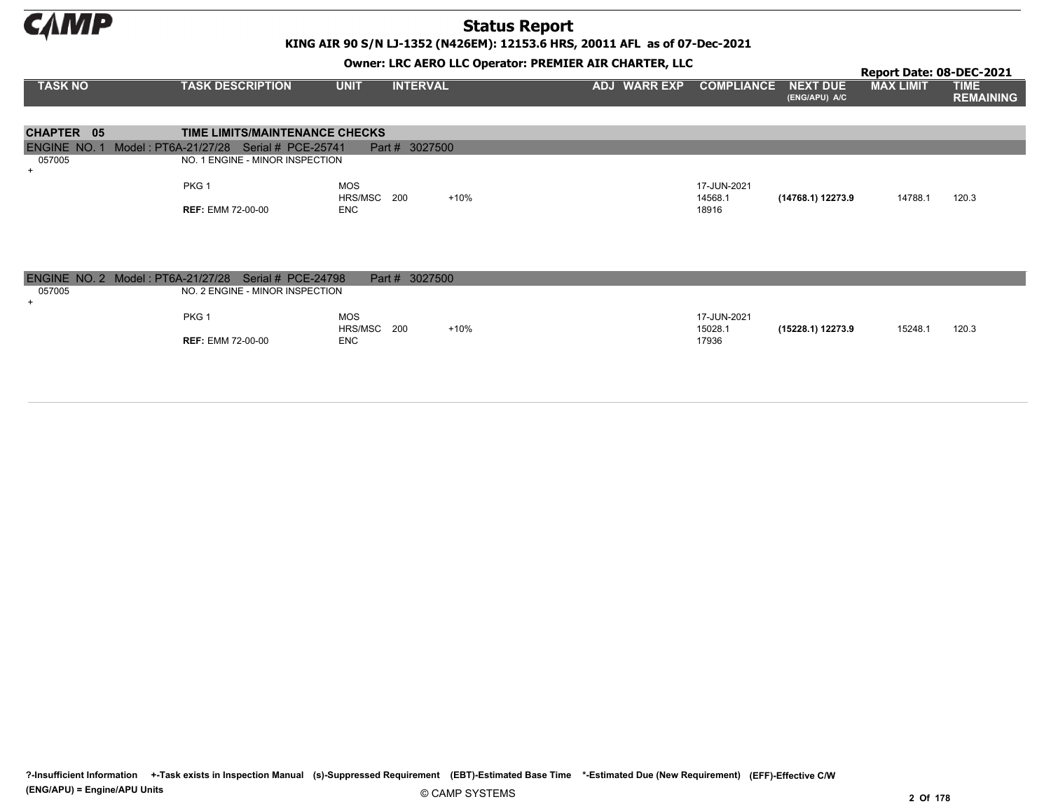# Status Report

**KING AIR 90 S/N LJ-1352 (N426EM): 12153.6 HRS, 20011 AFL as of 07-Dec-2021**

**Owner: LRC AERO LLC Operator: PREMIER AIR CHARTER, LLC**

**Report Date: 08-DEC-2021**

| TASK NO | TASK DESCRIPTION | UNIT | INTERVAL | | ADJ | WARR EXP | COMPLIANCE | NEXT DUE (ENG/APU) A/C | MAX LIMIT | TIME REMAINING |
|---|---|---|---|---|---|---|---|---|---|---|
| **CHAPTER 05** | **TIME LIMITS/MAINTENANCE CHECKS** | | | | | | | | | |
| ENGINE NO. 1 Model : PT6A-21/27/28 Serial # PCE-25741 Part # 3027500 | | | | | | | | | | |
| 057005 + | NO. 1 ENGINE - MINOR INSPECTION | | | | | | | | | |
| | PKG 1 | MOS | | | | | 17-JUN-2021 | | | |
| | | HRS/MSC | 200 | +10% | | | 14568.1 | **(14768.1) 12273.9** | 14788.1 | 120.3 |
| | **REF:** EMM 72-00-00 | ENC | | | | | 18916 | | | |
| ENGINE NO. 2 Model : PT6A-21/27/28 Serial # PCE-24798 Part # 3027500 | | | | | | | | | | |
| 057005 + | NO. 2 ENGINE - MINOR INSPECTION | | | | | | | | | |
| | PKG 1 | MOS | | | | | 17-JUN-2021 | | | |
| | | HRS/MSC | 200 | +10% | | | 15028.1 | **(15228.1) 12273.9** | 15248.1 | 120.3 |
| | **REF:** EMM 72-00-00 | ENC | | | | | 17936 | | | |

?-Insufficient Information +-Task exists in Inspection Manual (s)-Suppressed Requirement (EBT)-Estimated Base Time *-Estimated Due (New Requirement) (EFF)-Effective C/W
(ENG/APU) = Engine/APU Units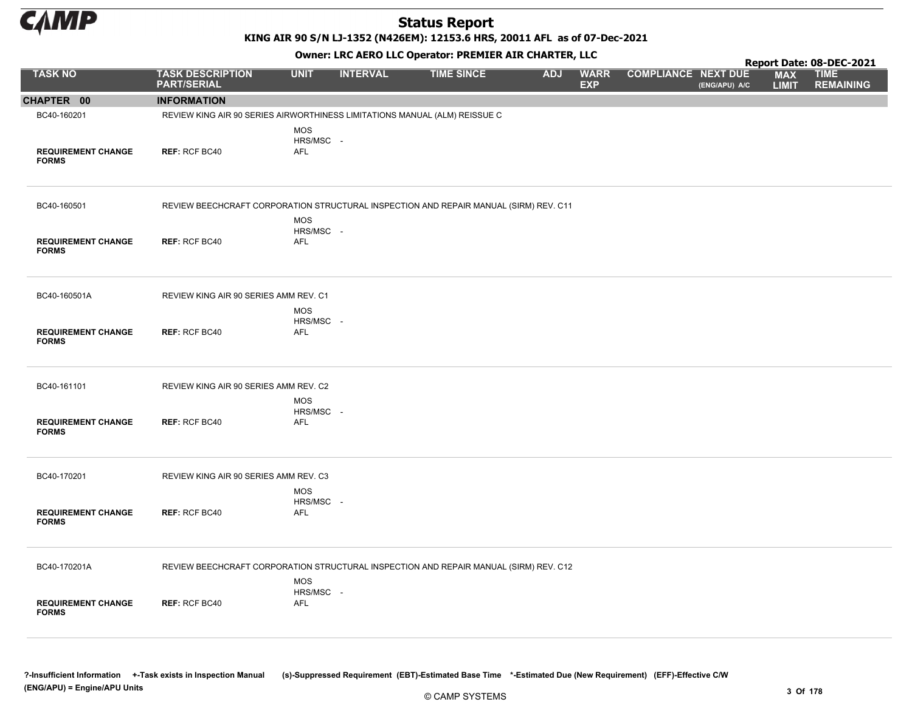# Status Report

KING AIR 90 S/N LJ-1352 (N426EM): 12153.6 HRS, 20011 AFL as of 07-Dec-2021

Owner: LRC AERO LLC Operator: PREMIER AIR CHARTER, LLC

Report Date: 08-DEC-2021

| TASK NO | TASK DESCRIPTION PART/SERIAL | UNIT | INTERVAL | TIME SINCE | ADJ | WARR EXP | COMPLIANCE | NEXT DUE (ENG/APU) A/C | MAX LIMIT | TIME REMAINING |
|---|---|---|---|---|---|---|---|---|---|---|
| **CHAPTER 00** | **INFORMATION** | | | | | | | | | |
| BC40-160201 | REVIEW KING AIR 90 SERIES AIRWORTHINESS LIMITATIONS MANUAL (ALM) REISSUE C | | | | | | | | | |
| **REQUIREMENT CHANGE FORMS** | **REF:** RCF BC40 | MOS HRS/MSC AFL | - | | | | | | | |
| BC40-160501 | REVIEW BEECHCRAFT CORPORATION STRUCTURAL INSPECTION AND REPAIR MANUAL (SIRM) REV. C11 | | | | | | | | | |
| **REQUIREMENT CHANGE FORMS** | **REF:** RCF BC40 | MOS HRS/MSC AFL | - | | | | | | | |
| BC40-160501A | REVIEW KING AIR 90 SERIES AMM REV. C1 | | | | | | | | | |
| **REQUIREMENT CHANGE FORMS** | **REF:** RCF BC40 | MOS HRS/MSC AFL | - | | | | | | | |
| BC40-161101 | REVIEW KING AIR 90 SERIES AMM REV. C2 | | | | | | | | | |
| **REQUIREMENT CHANGE FORMS** | **REF:** RCF BC40 | MOS HRS/MSC AFL | - | | | | | | | |
| BC40-170201 | REVIEW KING AIR 90 SERIES AMM REV. C3 | | | | | | | | | |
| **REQUIREMENT CHANGE FORMS** | **REF:** RCF BC40 | MOS HRS/MSC AFL | - | | | | | | | |
| BC40-170201A | REVIEW BEECHCRAFT CORPORATION STRUCTURAL INSPECTION AND REPAIR MANUAL (SIRM) REV. C12 | | | | | | | | | |
| **REQUIREMENT CHANGE FORMS** | **REF:** RCF BC40 | MOS HRS/MSC AFL | - | | | | | | | |

?-Insufficient Information +-Task exists in Inspection Manual (s)-Suppressed Requirement (EBT)-Estimated Base Time *-Estimated Due (New Requirement) (EFF)-Effective C/W (ENG/APU) = Engine/APU Units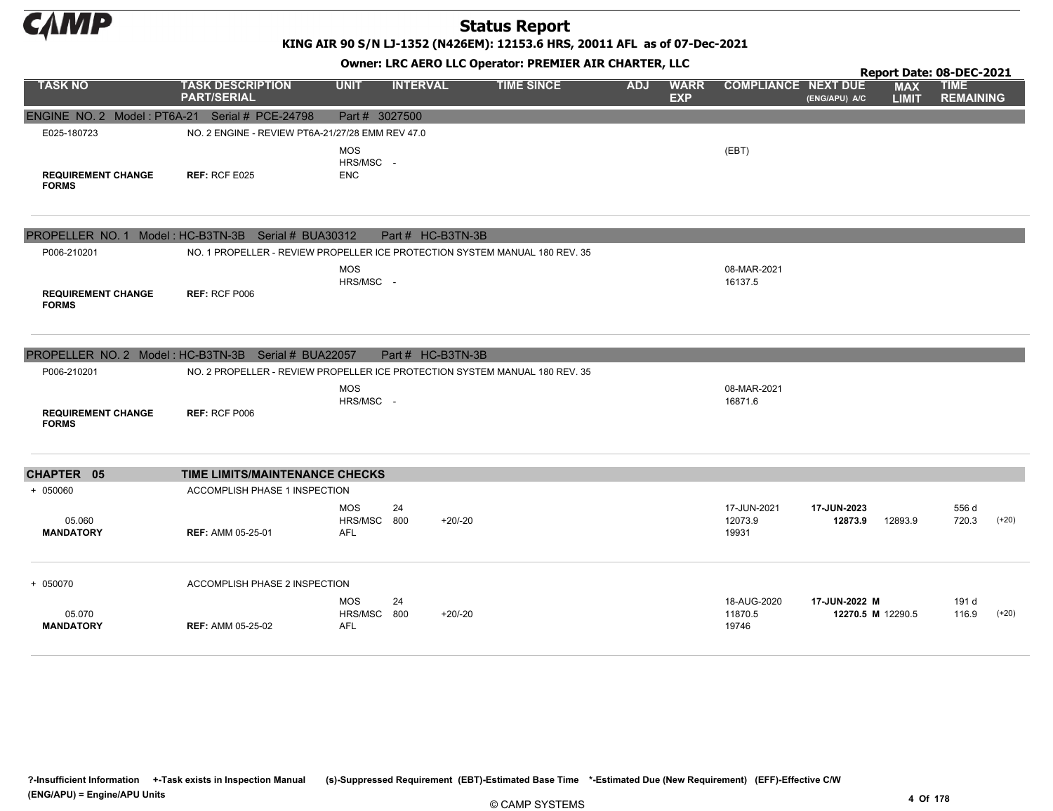# Status Report

**KING AIR 90 S/N LJ-1352 (N426EM): 12153.6 HRS, 20011 AFL as of 07-Dec-2021**

**Owner: LRC AERO LLC Operator: PREMIER AIR CHARTER, LLC**

**Report Date: 08-DEC-2021**

| TASK NO | TASK DESCRIPTION PART/SERIAL | UNIT | INTERVAL | | TIME SINCE | ADJ | WARR EXP | COMPLIANCE | NEXT DUE (ENG/APU) A/C | MAX LIMIT | TIME REMAINING | |
|---|---|---|---|---|---|---|---|---|---|---|---|---|
| **ENGINE NO. 2 Model : PT6A-21 Serial # PCE-24798 Part # 3027500** | | | | | | | | | | | | |
| E025-180723 | NO. 2 ENGINE - REVIEW PT6A-21/27/28 EMM REV 47.0 | | | | | | | | | | | |
| | | MOS | | | | | | (EBT) | | | | |
| | | HRS/MSC | - | | | | | | | | | |
| **REQUIREMENT CHANGE FORMS** | **REF:** RCF E025 | ENC | | | | | | | | | | |
| **PROPELLER NO. 1 Model : HC-B3TN-3B Serial # BUA30312 Part # HC-B3TN-3B** | | | | | | | | | | | | |
| P006-210201 | NO. 1 PROPELLER - REVIEW PROPELLER ICE PROTECTION SYSTEM MANUAL 180 REV. 35 | | | | | | | | | | | |
| | | MOS | | | | | | 08-MAR-2021 | | | | |
| | | HRS/MSC | - | | | | | 16137.5 | | | | |
| **REQUIREMENT CHANGE FORMS** | **REF:** RCF P006 | | | | | | | | | | | |
| **PROPELLER NO. 2 Model : HC-B3TN-3B Serial # BUA22057 Part # HC-B3TN-3B** | | | | | | | | | | | | |
| P006-210201 | NO. 2 PROPELLER - REVIEW PROPELLER ICE PROTECTION SYSTEM MANUAL 180 REV. 35 | | | | | | | | | | | |
| | | MOS | | | | | | 08-MAR-2021 | | | | |
| | | HRS/MSC | - | | | | | 16871.6 | | | | |
| **REQUIREMENT CHANGE FORMS** | **REF:** RCF P006 | | | | | | | | | | | |
| **CHAPTER 05** | **TIME LIMITS/MAINTENANCE CHECKS** | | | | | | | | | | | |
| + 050060 | ACCOMPLISH PHASE 1 INSPECTION | | | | | | | | | | | |
| | | MOS | 24 | | | | | 17-JUN-2021 | **17-JUN-2023** | | 556 d | |
| 05.060 | | HRS/MSC | 800 | +20/-20 | | | | 12073.9 | **12873.9** | 12893.9 | 720.3 | (+20) |
| **MANDATORY** | **REF:** AMM 05-25-01 | AFL | | | | | | 19931 | | | | |
| + 050070 | ACCOMPLISH PHASE 2 INSPECTION | | | | | | | | | | | |
| | | MOS | 24 | | | | | 18-AUG-2020 | **17-JUN-2022 M** | | 191 d | |
| 05.070 | | HRS/MSC | 800 | +20/-20 | | | | 11870.5 | **12270.5 M** | 12290.5 | 116.9 | (+20) |
| **MANDATORY** | **REF:** AMM 05-25-02 | AFL | | | | | | 19746 | | | | |

**?-Insufficient Information +-Task exists in Inspection Manual (s)-Suppressed Requirement (EBT)-Estimated Base Time \*-Estimated Due (New Requirement) (EFF)-Effective C/W (ENG/APU) = Engine/APU Units**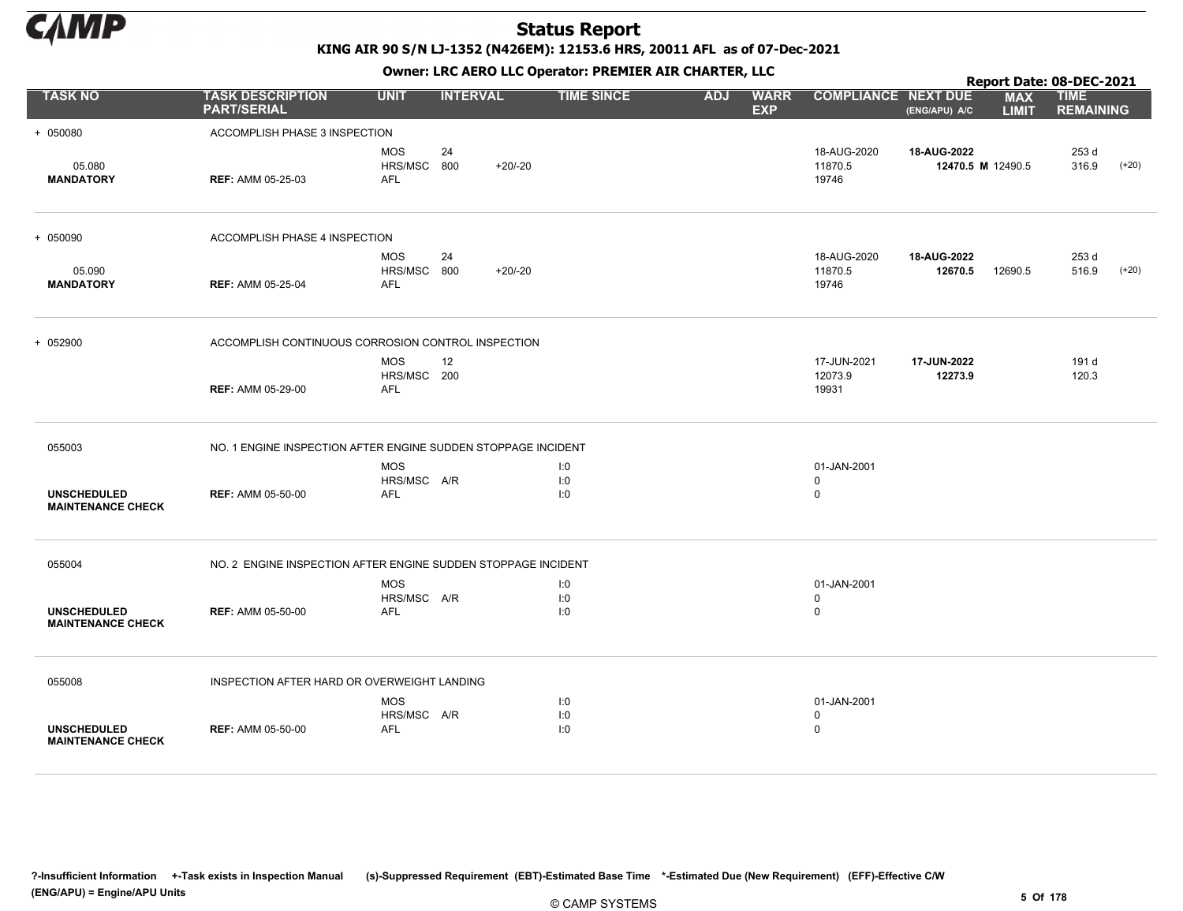# Status Report

**KING AIR 90 S/N LJ-1352 (N426EM): 12153.6 HRS, 20011 AFL as of 07-Dec-2021**

**Owner: LRC AERO LLC Operator: PREMIER AIR CHARTER, LLC**

**Report Date: 08-DEC-2021**

| TASK NO | TASK DESCRIPTION PART/SERIAL | UNIT | INTERVAL | | TIME SINCE | ADJ | WARR EXP | COMPLIANCE | NEXT DUE (ENG/APU) A/C | MAX LIMIT | TIME REMAINING | |
|---|---|---|---|---|---|---|---|---|---|---|---|---|
| + 050080 | ACCOMPLISH PHASE 3 INSPECTION | | | | | | | | | | | |
| | | MOS | 24 | | | | | 18-AUG-2020 | **18-AUG-2022** | | 253 d | |
| 05.080 | | HRS/MSC | 800 | +20/-20 | | | | 11870.5 | **12470.5 M** | 12490.5 | 316.9 | (+20) |
| **MANDATORY** | **REF:** AMM 05-25-03 | AFL | | | | | | 19746 | | | | |
| + 050090 | ACCOMPLISH PHASE 4 INSPECTION | | | | | | | | | | | |
| | | MOS | 24 | | | | | 18-AUG-2020 | **18-AUG-2022** | | 253 d | |
| 05.090 | | HRS/MSC | 800 | +20/-20 | | | | 11870.5 | **12670.5** | 12690.5 | 516.9 | (+20) |
| **MANDATORY** | **REF:** AMM 05-25-04 | AFL | | | | | | 19746 | | | | |
| + 052900 | ACCOMPLISH CONTINUOUS CORROSION CONTROL INSPECTION | | | | | | | | | | | |
| | | MOS | 12 | | | | | 17-JUN-2021 | **17-JUN-2022** | | 191 d | |
| | | HRS/MSC | 200 | | | | | 12073.9 | **12273.9** | | 120.3 | |
| | **REF:** AMM 05-29-00 | AFL | | | | | | 19931 | | | | |
| 055003 | NO. 1 ENGINE INSPECTION AFTER ENGINE SUDDEN STOPPAGE INCIDENT | | | | | | | | | | | |
| | | MOS | | | I:0 | | | 01-JAN-2001 | | | | |
| | | HRS/MSC | A/R | | I:0 | | | 0 | | | | |
| **UNSCHEDULED MAINTENANCE CHECK** | **REF:** AMM 05-50-00 | AFL | | | I:0 | | | 0 | | | | |
| 055004 | NO. 2 ENGINE INSPECTION AFTER ENGINE SUDDEN STOPPAGE INCIDENT | | | | | | | | | | | |
| | | MOS | | | I:0 | | | 01-JAN-2001 | | | | |
| | | HRS/MSC | A/R | | I:0 | | | 0 | | | | |
| **UNSCHEDULED MAINTENANCE CHECK** | **REF:** AMM 05-50-00 | AFL | | | I:0 | | | 0 | | | | |
| 055008 | INSPECTION AFTER HARD OR OVERWEIGHT LANDING | | | | | | | | | | | |
| | | MOS | | | I:0 | | | 01-JAN-2001 | | | | |
| | | HRS/MSC | A/R | | I:0 | | | 0 | | | | |
| **UNSCHEDULED MAINTENANCE CHECK** | **REF:** AMM 05-50-00 | AFL | | | I:0 | | | 0 | | | | |

**?-Insufficient Information +-Task exists in Inspection Manual (s)-Suppressed Requirement (EBT)-Estimated Base Time \*-Estimated Due (New Requirement) (EFF)-Effective C/W (ENG/APU) = Engine/APU Units**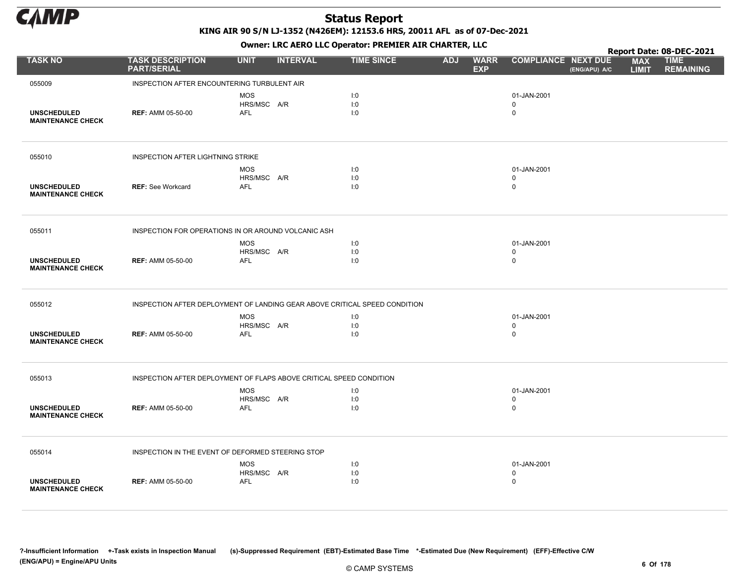# Status Report

**KING AIR 90 S/N LJ-1352 (N426EM): 12153.6 HRS, 20011 AFL as of 07-Dec-2021**

**Owner: LRC AERO LLC Operator: PREMIER AIR CHARTER, LLC**

**Report Date: 08-DEC-2021**

| TASK NO | TASK DESCRIPTION PART/SERIAL | UNIT | INTERVAL | TIME SINCE | ADJ | WARR EXP | COMPLIANCE | NEXT DUE (ENG/APU) A/C | MAX LIMIT | TIME REMAINING |
|---|---|---|---|---|---|---|---|---|---|---|
| 055009 | INSPECTION AFTER ENCOUNTERING TURBULENT AIR | | | | | | | | | |
| | | MOS | | I:0 | | | 01-JAN-2001 | | | |
| | | HRS/MSC | A/R | I:0 | | | 0 | | | |
| UNSCHEDULED MAINTENANCE CHECK | REF: AMM 05-50-00 | AFL | | I:0 | | | 0 | | | |
| 055010 | INSPECTION AFTER LIGHTNING STRIKE | | | | | | | | | |
| | | MOS | | I:0 | | | 01-JAN-2001 | | | |
| | | HRS/MSC | A/R | I:0 | | | 0 | | | |
| UNSCHEDULED MAINTENANCE CHECK | REF: See Workcard | AFL | | I:0 | | | 0 | | | |
| 055011 | INSPECTION FOR OPERATIONS IN OR AROUND VOLCANIC ASH | | | | | | | | | |
| | | MOS | | I:0 | | | 01-JAN-2001 | | | |
| | | HRS/MSC | A/R | I:0 | | | 0 | | | |
| UNSCHEDULED MAINTENANCE CHECK | REF: AMM 05-50-00 | AFL | | I:0 | | | 0 | | | |
| 055012 | INSPECTION AFTER DEPLOYMENT OF LANDING GEAR ABOVE CRITICAL SPEED CONDITION | | | | | | | | | |
| | | MOS | | I:0 | | | 01-JAN-2001 | | | |
| | | HRS/MSC | A/R | I:0 | | | 0 | | | |
| UNSCHEDULED MAINTENANCE CHECK | REF: AMM 05-50-00 | AFL | | I:0 | | | 0 | | | |
| 055013 | INSPECTION AFTER DEPLOYMENT OF FLAPS ABOVE CRITICAL SPEED CONDITION | | | | | | | | | |
| | | MOS | | I:0 | | | 01-JAN-2001 | | | |
| | | HRS/MSC | A/R | I:0 | | | 0 | | | |
| UNSCHEDULED MAINTENANCE CHECK | REF: AMM 05-50-00 | AFL | | I:0 | | | 0 | | | |
| 055014 | INSPECTION IN THE EVENT OF DEFORMED STEERING STOP | | | | | | | | | |
| | | MOS | | I:0 | | | 01-JAN-2001 | | | |
| | | HRS/MSC | A/R | I:0 | | | 0 | | | |
| UNSCHEDULED MAINTENANCE CHECK | REF: AMM 05-50-00 | AFL | | I:0 | | | 0 | | | |

?-Insufficient Information +-Task exists in Inspection Manual (s)-Suppressed Requirement (EBT)-Estimated Base Time *-Estimated Due (New Requirement) (EFF)-Effective C/W (ENG/APU) = Engine/APU Units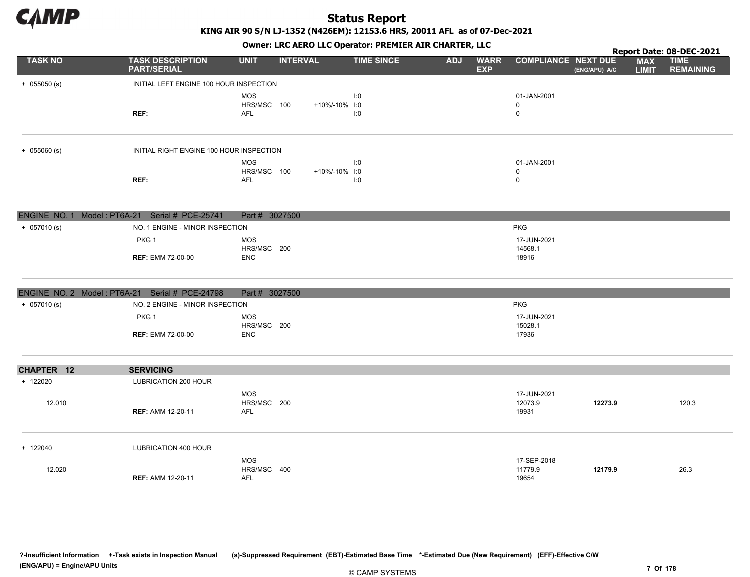# Status Report

**KING AIR 90 S/N LJ-1352 (N426EM): 12153.6 HRS, 20011 AFL as of 07-Dec-2021**

**Owner: LRC AERO LLC Operator: PREMIER AIR CHARTER, LLC**

**Report Date: 08-DEC-2021**

| TASK NO | TASK DESCRIPTION PART/SERIAL | UNIT | INTERVAL | | TIME SINCE | ADJ | WARR EXP | COMPLIANCE | NEXT DUE (ENG/APU) A/C | MAX LIMIT | TIME REMAINING |
|---|---|---|---|---|---|---|---|---|---|---|---|
| + 055050 (s) | INITIAL LEFT ENGINE 100 HOUR INSPECTION | | | | | | | | | | |
| | | MOS | | | I:0 | | | 01-JAN-2001 | | | |
| | | HRS/MSC | 100 | +10%/-10% | I:0 | | | 0 | | | |
| | REF: | AFL | | | I:0 | | | 0 | | | |
| + 055060 (s) | INITIAL RIGHT ENGINE 100 HOUR INSPECTION | | | | | | | | | | |
| | | MOS | | | I:0 | | | 01-JAN-2001 | | | |
| | | HRS/MSC | 100 | +10%/-10% | I:0 | | | 0 | | | |
| | REF: | AFL | | | I:0 | | | 0 | | | |
| **ENGINE NO. 1 Model : PT6A-21 Serial # PCE-25741** | | **Part # 3027500** | | | | | | | | | |
| + 057010 (s) | NO. 1 ENGINE - MINOR INSPECTION | | | | | | | PKG | | | |
| | PKG 1 | MOS | | | | | | 17-JUN-2021 | | | |
| | | HRS/MSC | 200 | | | | | 14568.1 | | | |
| | REF: EMM 72-00-00 | ENC | | | | | | 18916 | | | |
| **ENGINE NO. 2 Model : PT6A-21 Serial # PCE-24798** | | **Part # 3027500** | | | | | | | | | |
| + 057010 (s) | NO. 2 ENGINE - MINOR INSPECTION | | | | | | | PKG | | | |
| | PKG 1 | MOS | | | | | | 17-JUN-2021 | | | |
| | | HRS/MSC | 200 | | | | | 15028.1 | | | |
| | REF: EMM 72-00-00 | ENC | | | | | | 17936 | | | |
| **CHAPTER 12** | **SERVICING** | | | | | | | | | | |
| + 122020 | LUBRICATION 200 HOUR | | | | | | | | | | |
| | | MOS | | | | | | 17-JUN-2021 | | | |
| 12.010 | | HRS/MSC | 200 | | | | | 12073.9 | **12273.9** | | 120.3 |
| | REF: AMM 12-20-11 | AFL | | | | | | 19931 | | | |
| + 122040 | LUBRICATION 400 HOUR | | | | | | | | | | |
| | | MOS | | | | | | 17-SEP-2018 | | | |
| 12.020 | | HRS/MSC | 400 | | | | | 11779.9 | **12179.9** | | 26.3 |
| | REF: AMM 12-20-11 | AFL | | | | | | 19654 | | | |

**?-Insufficient Information +-Task exists in Inspection Manual (s)-Suppressed Requirement (EBT)-Estimated Base Time \*-Estimated Due (New Requirement) (EFF)-Effective C/W (ENG/APU) = Engine/APU Units**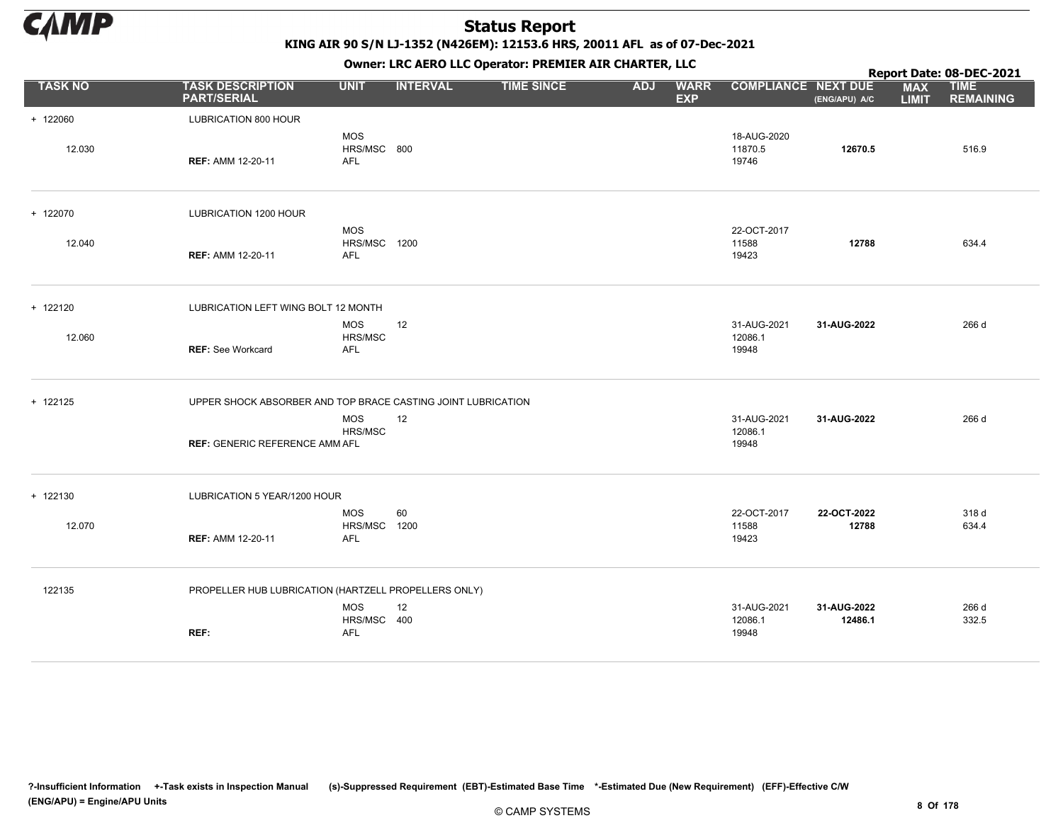# Status Report

**KING AIR 90 S/N LJ-1352 (N426EM): 12153.6 HRS, 20011 AFL as of 07-Dec-2021**

**Owner: LRC AERO LLC Operator: PREMIER AIR CHARTER, LLC**

**Report Date: 08-DEC-2021**

| TASK NO | TASK DESCRIPTION PART/SERIAL | UNIT | INTERVAL | TIME SINCE | ADJ | WARR EXP | COMPLIANCE | NEXT DUE (ENG/APU) A/C | MAX LIMIT | TIME REMAINING |
|---|---|---|---|---|---|---|---|---|---|---|
| + 122060 | LUBRICATION 800 HOUR | | | | | | | | | |
| | | MOS | | | | | 18-AUG-2020 | | | |
| 12.030 | | HRS/MSC | 800 | | | | 11870.5 | **12670.5** | | 516.9 |
| | **REF:** AMM 12-20-11 | AFL | | | | | 19746 | | | |
| + 122070 | LUBRICATION 1200 HOUR | | | | | | | | | |
| | | MOS | | | | | 22-OCT-2017 | | | |
| 12.040 | | HRS/MSC | 1200 | | | | 11588 | **12788** | | 634.4 |
| | **REF:** AMM 12-20-11 | AFL | | | | | 19423 | | | |
| + 122120 | LUBRICATION LEFT WING BOLT 12 MONTH | | | | | | | | | |
| | | MOS | 12 | | | | 31-AUG-2021 | **31-AUG-2022** | | 266 d |
| 12.060 | | HRS/MSC | | | | | 12086.1 | | | |
| | **REF:** See Workcard | AFL | | | | | 19948 | | | |
| + 122125 | UPPER SHOCK ABSORBER AND TOP BRACE CASTING JOINT LUBRICATION | | | | | | | | | |
| | | MOS | 12 | | | | 31-AUG-2021 | **31-AUG-2022** | | 266 d |
| | | HRS/MSC | | | | | 12086.1 | | | |
| | **REF:** GENERIC REFERENCE AMM | AFL | | | | | 19948 | | | |
| + 122130 | LUBRICATION 5 YEAR/1200 HOUR | | | | | | | | | |
| | | MOS | 60 | | | | 22-OCT-2017 | **22-OCT-2022** | | 318 d |
| 12.070 | | HRS/MSC | 1200 | | | | 11588 | **12788** | | 634.4 |
| | **REF:** AMM 12-20-11 | AFL | | | | | 19423 | | | |
| 122135 | PROPELLER HUB LUBRICATION (HARTZELL PROPELLERS ONLY) | | | | | | | | | |
| | | MOS | 12 | | | | 31-AUG-2021 | **31-AUG-2022** | | 266 d |
| | | HRS/MSC | 400 | | | | 12086.1 | **12486.1** | | 332.5 |
| | **REF:** | AFL | | | | | 19948 | | | |

**?-Insufficient Information +-Task exists in Inspection Manual (s)-Suppressed Requirement (EBT)-Estimated Base Time \*-Estimated Due (New Requirement) (EFF)-Effective C/W (ENG/APU) = Engine/APU Units**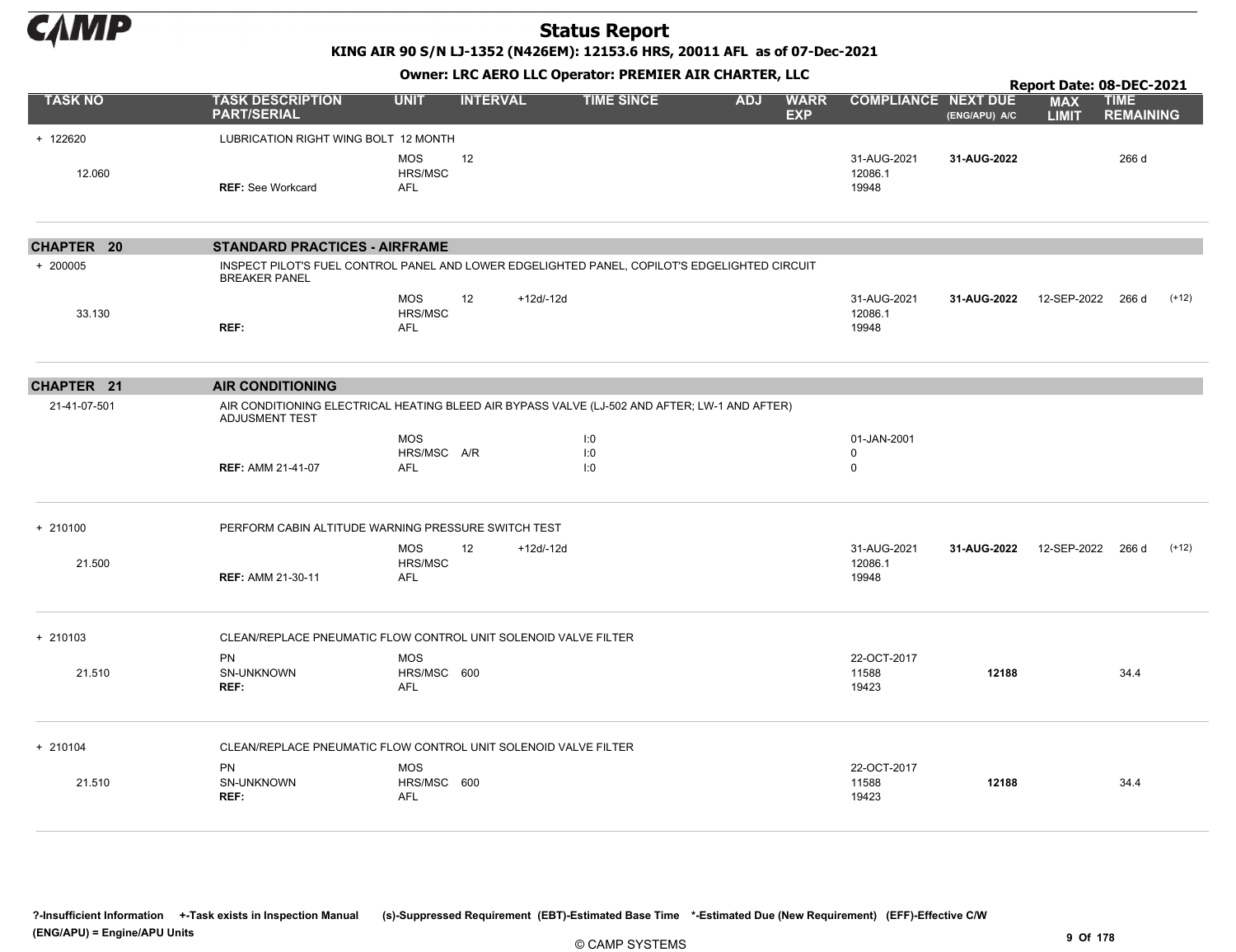# Status Report

**KING AIR 90 S/N LJ-1352 (N426EM): 12153.6 HRS, 20011 AFL as of 07-Dec-2021**

**Owner: LRC AERO LLC Operator: PREMIER AIR CHARTER, LLC**

**Report Date: 08-DEC-2021**

| TASK NO | TASK DESCRIPTION PART/SERIAL | UNIT | INTERVAL | TIME SINCE | ADJ | WARR EXP | COMPLIANCE | NEXT DUE (ENG/APU) A/C | MAX LIMIT | TIME REMAINING |
|---|---|---|---|---|---|---|---|---|---|---|
| + 122620 | LUBRICATION RIGHT WING BOLT 12 MONTH | | | | | | | | | |
| | | MOS | 12 | | | | 31-AUG-2021 | **31-AUG-2022** | | 266 d |
| 12.060 | | HRS/MSC | | | | | 12086.1 | | | |
| | **REF:** See Workcard | AFL | | | | | 19948 | | | |
| **CHAPTER 20** | **STANDARD PRACTICES - AIRFRAME** | | | | | | | | | |
| + 200005 | INSPECT PILOT'S FUEL CONTROL PANEL AND LOWER EDGELIGHTED PANEL, COPILOT'S EDGELIGHTED CIRCUIT BREAKER PANEL | | | | | | | | | |
| | | MOS | 12 +12d/-12d | | | | 31-AUG-2021 | **31-AUG-2022** | 12-SEP-2022 | 266 d (+12) |
| 33.130 | | HRS/MSC | | | | | 12086.1 | | | |
| | **REF:** | AFL | | | | | 19948 | | | |
| **CHAPTER 21** | **AIR CONDITIONING** | | | | | | | | | |
| 21-41-07-501 | AIR CONDITIONING ELECTRICAL HEATING BLEED AIR BYPASS VALVE (LJ-502 AND AFTER; LW-1 AND AFTER) ADJUSMENT TEST | | | | | | | | | |
| | | MOS | | I:0 | | | 01-JAN-2001 | | | |
| | | HRS/MSC | A/R | I:0 | | | 0 | | | |
| | **REF:** AMM 21-41-07 | AFL | | I:0 | | | 0 | | | |
| + 210100 | PERFORM CABIN ALTITUDE WARNING PRESSURE SWITCH TEST | | | | | | | | | |
| | | MOS | 12 +12d/-12d | | | | 31-AUG-2021 | **31-AUG-2022** | 12-SEP-2022 | 266 d (+12) |
| 21.500 | | HRS/MSC | | | | | 12086.1 | | | |
| | **REF:** AMM 21-30-11 | AFL | | | | | 19948 | | | |
| + 210103 | CLEAN/REPLACE PNEUMATIC FLOW CONTROL UNIT SOLENOID VALVE FILTER | | | | | | | | | |
| | PN | MOS | | | | | 22-OCT-2017 | | | |
| 21.510 | SN-UNKNOWN | HRS/MSC | 600 | | | | 11588 | **12188** | | 34.4 |
| | **REF:** | AFL | | | | | 19423 | | | |
| + 210104 | CLEAN/REPLACE PNEUMATIC FLOW CONTROL UNIT SOLENOID VALVE FILTER | | | | | | | | | |
| | PN | MOS | | | | | 22-OCT-2017 | | | |
| 21.510 | SN-UNKNOWN | HRS/MSC | 600 | | | | 11588 | **12188** | | 34.4 |
| | **REF:** | AFL | | | | | 19423 | | | |

?-Insufficient Information +-Task exists in Inspection Manual (s)-Suppressed Requirement (EBT)-Estimated Base Time *-Estimated Due (New Requirement) (EFF)-Effective C/W
(ENG/APU) = Engine/APU Units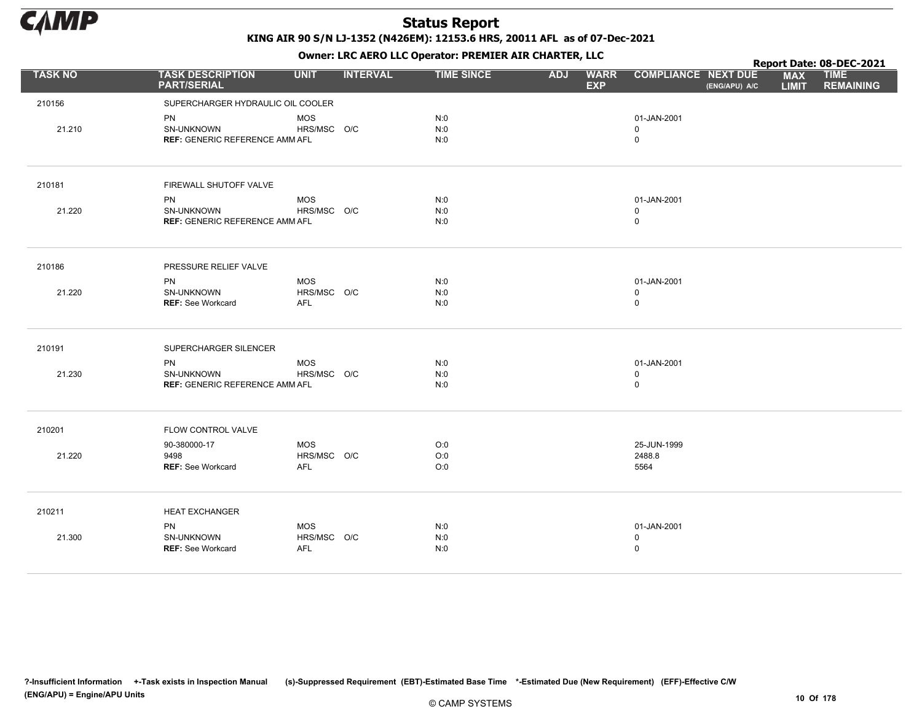# Status Report

**KING AIR 90 S/N LJ-1352 (N426EM): 12153.6 HRS, 20011 AFL as of 07-Dec-2021**

**Owner: LRC AERO LLC Operator: PREMIER AIR CHARTER, LLC**

**Report Date: 08-DEC-2021**

| TASK NO | TASK DESCRIPTION PART/SERIAL | UNIT | INTERVAL | TIME SINCE | ADJ | WARR EXP | COMPLIANCE | NEXT DUE (ENG/APU) A/C | MAX LIMIT | TIME REMAINING |
|---|---|---|---|---|---|---|---|---|---|---|
| 210156 | SUPERCHARGER HYDRAULIC OIL COOLER | | | | | | | | | |
| | PN | MOS | | N:0 | | | 01-JAN-2001 | | | |
| 21.210 | SN-UNKNOWN | HRS/MSC | O/C | N:0 | | | 0 | | | |
| | **REF:** GENERIC REFERENCE AMM | AFL | | N:0 | | | 0 | | | |
| 210181 | FIREWALL SHUTOFF VALVE | | | | | | | | | |
| | PN | MOS | | N:0 | | | 01-JAN-2001 | | | |
| 21.220 | SN-UNKNOWN | HRS/MSC | O/C | N:0 | | | 0 | | | |
| | **REF:** GENERIC REFERENCE AMM | AFL | | N:0 | | | 0 | | | |
| 210186 | PRESSURE RELIEF VALVE | | | | | | | | | |
| | PN | MOS | | N:0 | | | 01-JAN-2001 | | | |
| 21.220 | SN-UNKNOWN | HRS/MSC | O/C | N:0 | | | 0 | | | |
| | **REF:** See Workcard | AFL | | N:0 | | | 0 | | | |
| 210191 | SUPERCHARGER SILENCER | | | | | | | | | |
| | PN | MOS | | N:0 | | | 01-JAN-2001 | | | |
| 21.230 | SN-UNKNOWN | HRS/MSC | O/C | N:0 | | | 0 | | | |
| | **REF:** GENERIC REFERENCE AMM | AFL | | N:0 | | | 0 | | | |
| 210201 | FLOW CONTROL VALVE | | | | | | | | | |
| | 90-380000-17 | MOS | | O:0 | | | 25-JUN-1999 | | | |
| 21.220 | 9498 | HRS/MSC | O/C | O:0 | | | 2488.8 | | | |
| | **REF:** See Workcard | AFL | | O:0 | | | 5564 | | | |
| 210211 | HEAT EXCHANGER | | | | | | | | | |
| | PN | MOS | | N:0 | | | 01-JAN-2001 | | | |
| 21.300 | SN-UNKNOWN | HRS/MSC | O/C | N:0 | | | 0 | | | |
| | **REF:** See Workcard | AFL | | N:0 | | | 0 | | | |

**?-Insufficient Information +-Task exists in Inspection Manual (s)-Suppressed Requirement (EBT)-Estimated Base Time \*-Estimated Due (New Requirement) (EFF)-Effective C/W (ENG/APU) = Engine/APU Units**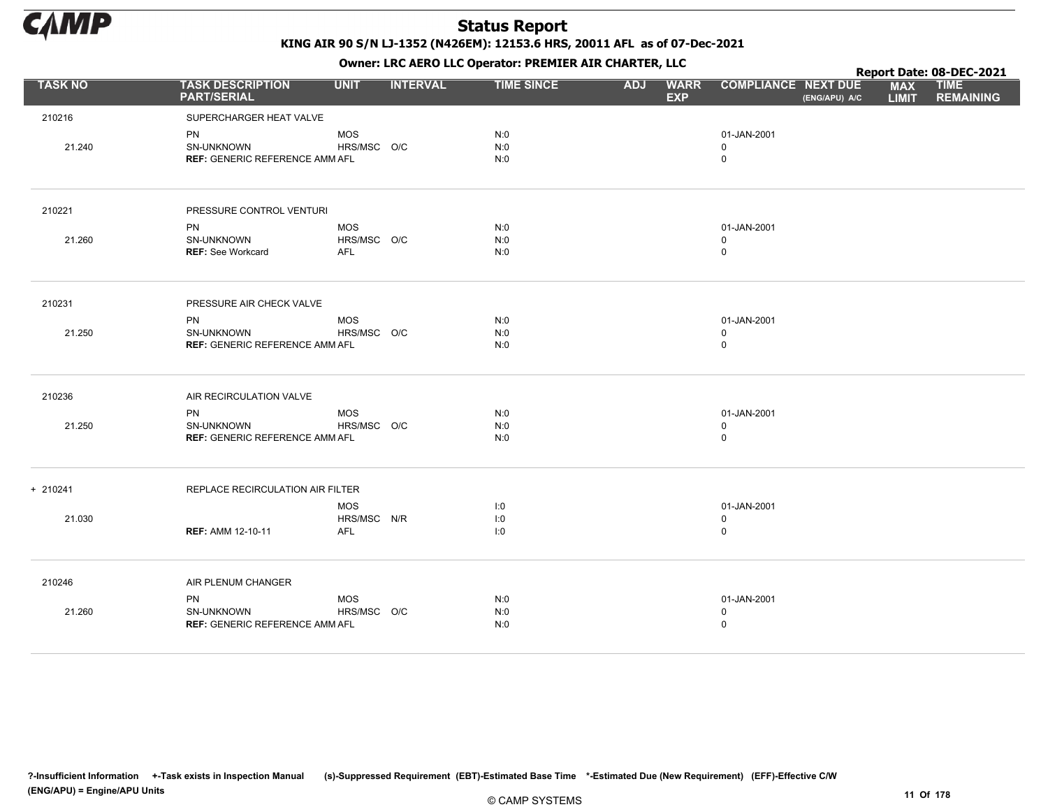# Status Report

**KING AIR 90 S/N LJ-1352 (N426EM): 12153.6 HRS, 20011 AFL as of 07-Dec-2021**

**Owner: LRC AERO LLC Operator: PREMIER AIR CHARTER, LLC**

**Report Date: 08-DEC-2021**

| TASK NO | TASK DESCRIPTION PART/SERIAL | UNIT | INTERVAL | TIME SINCE | ADJ | WARR EXP | COMPLIANCE | NEXT DUE (ENG/APU) A/C | MAX LIMIT | TIME REMAINING |
|---|---|---|---|---|---|---|---|---|---|---|
| 210216 | SUPERCHARGER HEAT VALVE | | | | | | | | | |
| | PN | MOS | | N:0 | | | 01-JAN-2001 | | | |
| 21.240 | SN-UNKNOWN | HRS/MSC | O/C | N:0 | | | 0 | | | |
| | **REF:** GENERIC REFERENCE AMM | AFL | | N:0 | | | 0 | | | |
| 210221 | PRESSURE CONTROL VENTURI | | | | | | | | | |
| | PN | MOS | | N:0 | | | 01-JAN-2001 | | | |
| 21.260 | SN-UNKNOWN | HRS/MSC | O/C | N:0 | | | 0 | | | |
| | **REF:** See Workcard | AFL | | N:0 | | | 0 | | | |
| 210231 | PRESSURE AIR CHECK VALVE | | | | | | | | | |
| | PN | MOS | | N:0 | | | 01-JAN-2001 | | | |
| 21.250 | SN-UNKNOWN | HRS/MSC | O/C | N:0 | | | 0 | | | |
| | **REF:** GENERIC REFERENCE AMM | AFL | | N:0 | | | 0 | | | |
| 210236 | AIR RECIRCULATION VALVE | | | | | | | | | |
| | PN | MOS | | N:0 | | | 01-JAN-2001 | | | |
| 21.250 | SN-UNKNOWN | HRS/MSC | O/C | N:0 | | | 0 | | | |
| | **REF:** GENERIC REFERENCE AMM | AFL | | N:0 | | | 0 | | | |
| + 210241 | REPLACE RECIRCULATION AIR FILTER | | | | | | | | | |
| | | MOS | | I:0 | | | 01-JAN-2001 | | | |
| 21.030 | | HRS/MSC | N/R | I:0 | | | 0 | | | |
| | **REF:** AMM 12-10-11 | AFL | | I:0 | | | 0 | | | |
| 210246 | AIR PLENUM CHANGER | | | | | | | | | |
| | PN | MOS | | N:0 | | | 01-JAN-2001 | | | |
| 21.260 | SN-UNKNOWN | HRS/MSC | O/C | N:0 | | | 0 | | | |
| | **REF:** GENERIC REFERENCE AMM | AFL | | N:0 | | | 0 | | | |

?-Insufficient Information +-Task exists in Inspection Manual (s)-Suppressed Requirement (EBT)-Estimated Base Time *-Estimated Due (New Requirement) (EFF)-Effective C/W
(ENG/APU) = Engine/APU Units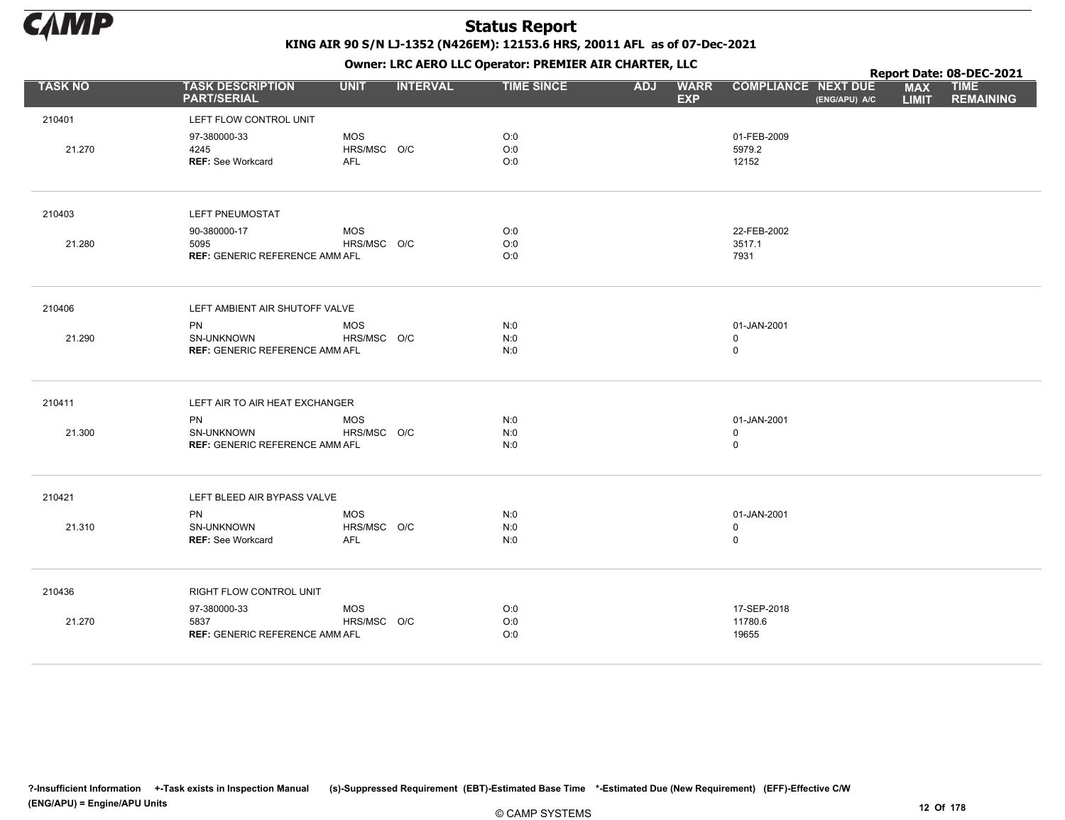# Status Report

**KING AIR 90 S/N LJ-1352 (N426EM): 12153.6 HRS, 20011 AFL as of 07-Dec-2021**

**Owner: LRC AERO LLC Operator: PREMIER AIR CHARTER, LLC**

**Report Date: 08-DEC-2021**

| TASK NO | TASK DESCRIPTION PART/SERIAL | UNIT | INTERVAL | TIME SINCE | ADJ | WARR EXP | COMPLIANCE | NEXT DUE (ENG/APU) A/C | MAX LIMIT | TIME REMAINING |
|---|---|---|---|---|---|---|---|---|---|---|
| 210401 | LEFT FLOW CONTROL UNIT | | | | | | | | | |
| | 97-380000-33 | MOS | | O:0 | | | 01-FEB-2009 | | | |
| 21.270 | 4245 | HRS/MSC | O/C | O:0 | | | 5979.2 | | | |
| | **REF:** See Workcard | AFL | | O:0 | | | 12152 | | | |
| 210403 | LEFT PNEUMOSTAT | | | | | | | | | |
| | 90-380000-17 | MOS | | O:0 | | | 22-FEB-2002 | | | |
| 21.280 | 5095 | HRS/MSC | O/C | O:0 | | | 3517.1 | | | |
| | **REF:** GENERIC REFERENCE AMM | AFL | | O:0 | | | 7931 | | | |
| 210406 | LEFT AMBIENT AIR SHUTOFF VALVE | | | | | | | | | |
| | PN | MOS | | N:0 | | | 01-JAN-2001 | | | |
| 21.290 | SN-UNKNOWN | HRS/MSC | O/C | N:0 | | | 0 | | | |
| | **REF:** GENERIC REFERENCE AMM | AFL | | N:0 | | | 0 | | | |
| 210411 | LEFT AIR TO AIR HEAT EXCHANGER | | | | | | | | | |
| | PN | MOS | | N:0 | | | 01-JAN-2001 | | | |
| 21.300 | SN-UNKNOWN | HRS/MSC | O/C | N:0 | | | 0 | | | |
| | **REF:** GENERIC REFERENCE AMM | AFL | | N:0 | | | 0 | | | |
| 210421 | LEFT BLEED AIR BYPASS VALVE | | | | | | | | | |
| | PN | MOS | | N:0 | | | 01-JAN-2001 | | | |
| 21.310 | SN-UNKNOWN | HRS/MSC | O/C | N:0 | | | 0 | | | |
| | **REF:** See Workcard | AFL | | N:0 | | | 0 | | | |
| 210436 | RIGHT FLOW CONTROL UNIT | | | | | | | | | |
| | 97-380000-33 | MOS | | O:0 | | | 17-SEP-2018 | | | |
| 21.270 | 5837 | HRS/MSC | O/C | O:0 | | | 11780.6 | | | |
| | **REF:** GENERIC REFERENCE AMM | AFL | | O:0 | | | 19655 | | | |

?-Insufficient Information +-Task exists in Inspection Manual (s)-Suppressed Requirement (EBT)-Estimated Base Time *-Estimated Due (New Requirement) (EFF)-Effective C/W
(ENG/APU) = Engine/APU Units

© CAMP SYSTEMS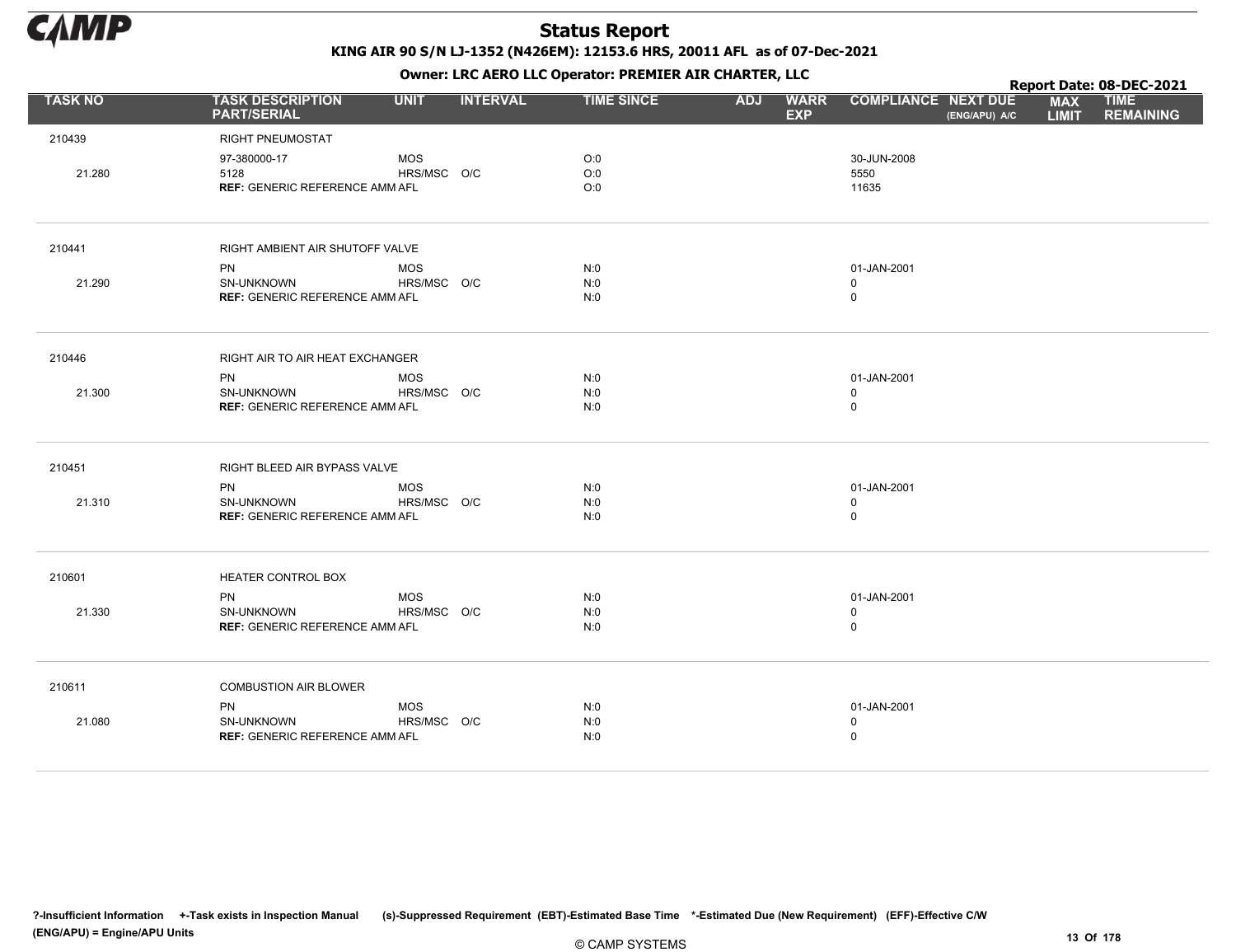# Status Report

**KING AIR 90 S/N LJ-1352 (N426EM): 12153.6 HRS, 20011 AFL as of 07-Dec-2021**

**Owner: LRC AERO LLC Operator: PREMIER AIR CHARTER, LLC**

**Report Date: 08-DEC-2021**

| TASK NO | TASK DESCRIPTION PART/SERIAL | UNIT | INTERVAL | TIME SINCE | ADJ | WARR EXP | COMPLIANCE | NEXT DUE (ENG/APU) A/C | MAX LIMIT | TIME REMAINING |
|---|---|---|---|---|---|---|---|---|---|---|
| 210439 | RIGHT PNEUMOSTAT | | | | | | | | | |
| | 97-380000-17 | MOS | | O:0 | | | 30-JUN-2008 | | | |
| 21.280 | 5128 | HRS/MSC | O/C | O:0 | | | 5550 | | | |
| | **REF:** GENERIC REFERENCE AMM | AFL | | O:0 | | | 11635 | | | |
| 210441 | RIGHT AMBIENT AIR SHUTOFF VALVE | | | | | | | | | |
| | PN | MOS | | N:0 | | | 01-JAN-2001 | | | |
| 21.290 | SN-UNKNOWN | HRS/MSC | O/C | N:0 | | | 0 | | | |
| | **REF:** GENERIC REFERENCE AMM | AFL | | N:0 | | | 0 | | | |
| 210446 | RIGHT AIR TO AIR HEAT EXCHANGER | | | | | | | | | |
| | PN | MOS | | N:0 | | | 01-JAN-2001 | | | |
| 21.300 | SN-UNKNOWN | HRS/MSC | O/C | N:0 | | | 0 | | | |
| | **REF:** GENERIC REFERENCE AMM | AFL | | N:0 | | | 0 | | | |
| 210451 | RIGHT BLEED AIR BYPASS VALVE | | | | | | | | | |
| | PN | MOS | | N:0 | | | 01-JAN-2001 | | | |
| 21.310 | SN-UNKNOWN | HRS/MSC | O/C | N:0 | | | 0 | | | |
| | **REF:** GENERIC REFERENCE AMM | AFL | | N:0 | | | 0 | | | |
| 210601 | HEATER CONTROL BOX | | | | | | | | | |
| | PN | MOS | | N:0 | | | 01-JAN-2001 | | | |
| 21.330 | SN-UNKNOWN | HRS/MSC | O/C | N:0 | | | 0 | | | |
| | **REF:** GENERIC REFERENCE AMM | AFL | | N:0 | | | 0 | | | |
| 210611 | COMBUSTION AIR BLOWER | | | | | | | | | |
| | PN | MOS | | N:0 | | | 01-JAN-2001 | | | |
| 21.080 | SN-UNKNOWN | HRS/MSC | O/C | N:0 | | | 0 | | | |
| | **REF:** GENERIC REFERENCE AMM | AFL | | N:0 | | | 0 | | | |

?-Insufficient Information +-Task exists in Inspection Manual (s)-Suppressed Requirement (EBT)-Estimated Base Time *-Estimated Due (New Requirement) (EFF)-Effective C/W (ENG/APU) = Engine/APU Units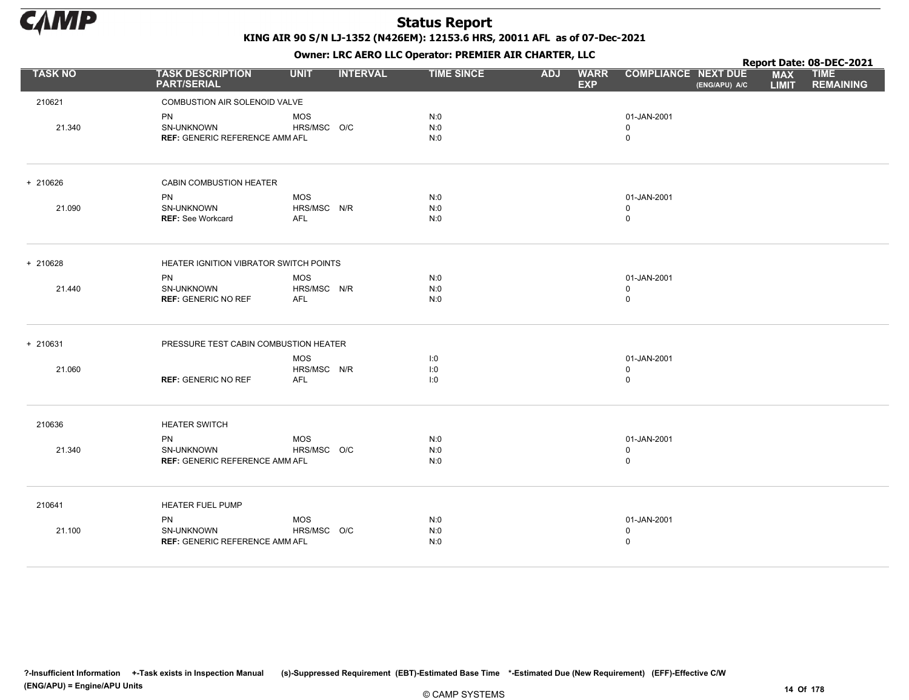# Status Report

**KING AIR 90 S/N LJ-1352 (N426EM): 12153.6 HRS, 20011 AFL as of 07-Dec-2021**

**Owner: LRC AERO LLC Operator: PREMIER AIR CHARTER, LLC**

**Report Date: 08-DEC-2021**

| TASK NO | TASK DESCRIPTION PART/SERIAL | UNIT | INTERVAL | TIME SINCE | ADJ | WARR EXP | COMPLIANCE | NEXT DUE (ENG/APU) A/C | MAX LIMIT | TIME REMAINING |
|---|---|---|---|---|---|---|---|---|---|---|
| 210621 | COMBUSTION AIR SOLENOID VALVE | | | | | | | | | |
| | PN | MOS | | N:0 | | | 01-JAN-2001 | | | |
| 21.340 | SN-UNKNOWN | HRS/MSC | O/C | N:0 | | | 0 | | | |
| | **REF:** GENERIC REFERENCE AMM | AFL | | N:0 | | | 0 | | | |
| + 210626 | CABIN COMBUSTION HEATER | | | | | | | | | |
| | PN | MOS | | N:0 | | | 01-JAN-2001 | | | |
| 21.090 | SN-UNKNOWN | HRS/MSC | N/R | N:0 | | | 0 | | | |
| | **REF:** See Workcard | AFL | | N:0 | | | 0 | | | |
| + 210628 | HEATER IGNITION VIBRATOR SWITCH POINTS | | | | | | | | | |
| | PN | MOS | | N:0 | | | 01-JAN-2001 | | | |
| 21.440 | SN-UNKNOWN | HRS/MSC | N/R | N:0 | | | 0 | | | |
| | **REF:** GENERIC NO REF | AFL | | N:0 | | | 0 | | | |
| + 210631 | PRESSURE TEST CABIN COMBUSTION HEATER | | | | | | | | | |
| | | MOS | | I:0 | | | 01-JAN-2001 | | | |
| 21.060 | | HRS/MSC | N/R | I:0 | | | 0 | | | |
| | **REF:** GENERIC NO REF | AFL | | I:0 | | | 0 | | | |
| 210636 | HEATER SWITCH | | | | | | | | | |
| | PN | MOS | | N:0 | | | 01-JAN-2001 | | | |
| 21.340 | SN-UNKNOWN | HRS/MSC | O/C | N:0 | | | 0 | | | |
| | **REF:** GENERIC REFERENCE AMM | AFL | | N:0 | | | 0 | | | |
| 210641 | HEATER FUEL PUMP | | | | | | | | | |
| | PN | MOS | | N:0 | | | 01-JAN-2001 | | | |
| 21.100 | SN-UNKNOWN | HRS/MSC | O/C | N:0 | | | 0 | | | |
| | **REF:** GENERIC REFERENCE AMM | AFL | | N:0 | | | 0 | | | |

**?-Insufficient Information +-Task exists in Inspection Manual (s)-Suppressed Requirement (EBT)-Estimated Base Time \*-Estimated Due (New Requirement) (EFF)-Effective C/W (ENG/APU) = Engine/APU Units**

© CAMP SYSTEMS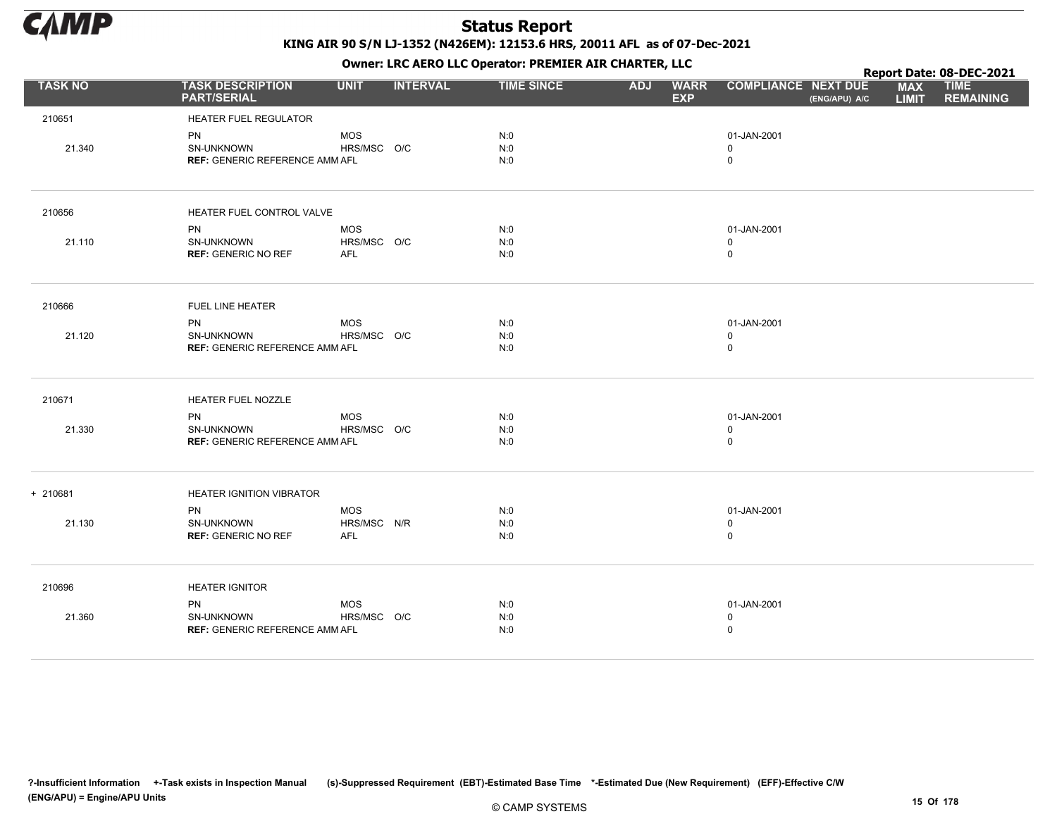# Status Report

**KING AIR 90 S/N LJ-1352 (N426EM): 12153.6 HRS, 20011 AFL as of 07-Dec-2021**

**Owner: LRC AERO LLC Operator: PREMIER AIR CHARTER, LLC**

**Report Date: 08-DEC-2021**

| TASK NO | TASK DESCRIPTION PART/SERIAL | UNIT | INTERVAL | TIME SINCE | ADJ | WARR EXP | COMPLIANCE | NEXT DUE (ENG/APU) A/C | MAX LIMIT | TIME REMAINING |
|---|---|---|---|---|---|---|---|---|---|---|
| 210651 | HEATER FUEL REGULATOR | | | | | | | | | |
| | PN | MOS | | N:0 | | | 01-JAN-2001 | | | |
| 21.340 | SN-UNKNOWN | HRS/MSC | O/C | N:0 | | | 0 | | | |
| | **REF:** GENERIC REFERENCE AMM | AFL | | N:0 | | | 0 | | | |
| 210656 | HEATER FUEL CONTROL VALVE | | | | | | | | | |
| | PN | MOS | | N:0 | | | 01-JAN-2001 | | | |
| 21.110 | SN-UNKNOWN | HRS/MSC | O/C | N:0 | | | 0 | | | |
| | **REF:** GENERIC NO REF | AFL | | N:0 | | | 0 | | | |
| 210666 | FUEL LINE HEATER | | | | | | | | | |
| | PN | MOS | | N:0 | | | 01-JAN-2001 | | | |
| 21.120 | SN-UNKNOWN | HRS/MSC | O/C | N:0 | | | 0 | | | |
| | **REF:** GENERIC REFERENCE AMM | AFL | | N:0 | | | 0 | | | |
| 210671 | HEATER FUEL NOZZLE | | | | | | | | | |
| | PN | MOS | | N:0 | | | 01-JAN-2001 | | | |
| 21.330 | SN-UNKNOWN | HRS/MSC | O/C | N:0 | | | 0 | | | |
| | **REF:** GENERIC REFERENCE AMM | AFL | | N:0 | | | 0 | | | |
| + 210681 | HEATER IGNITION VIBRATOR | | | | | | | | | |
| | PN | MOS | | N:0 | | | 01-JAN-2001 | | | |
| 21.130 | SN-UNKNOWN | HRS/MSC | N/R | N:0 | | | 0 | | | |
| | **REF:** GENERIC NO REF | AFL | | N:0 | | | 0 | | | |
| 210696 | HEATER IGNITOR | | | | | | | | | |
| | PN | MOS | | N:0 | | | 01-JAN-2001 | | | |
| 21.360 | SN-UNKNOWN | HRS/MSC | O/C | N:0 | | | 0 | | | |
| | **REF:** GENERIC REFERENCE AMM | AFL | | N:0 | | | 0 | | | |

?-Insufficient Information +-Task exists in Inspection Manual (s)-Suppressed Requirement (EBT)-Estimated Base Time *-Estimated Due (New Requirement) (EFF)-Effective C/W (ENG/APU) = Engine/APU Units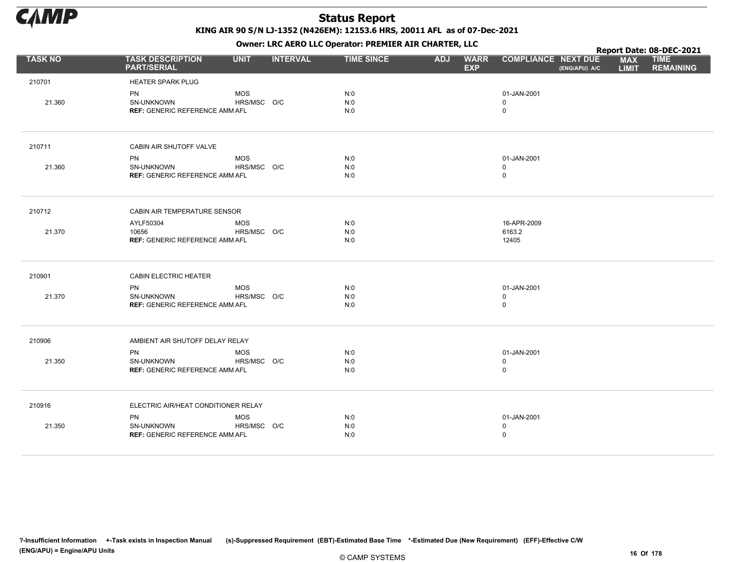| TASK NO | TASK DESCRIPTION PART/SERIAL | UNIT | INTERVAL | TIME SINCE | ADJ | WARR EXP | COMPLIANCE | NEXT DUE (ENG/APU) A/C | MAX LIMIT | TIME REMAINING |
|---|---|---|---|---|---|---|---|---|---|---|
| 210701 | HEATER SPARK PLUG | | | | | | | | | |
| | PN | MOS | | N:0 | | | 01-JAN-2001 | | | |
| 21.360 | SN-UNKNOWN | HRS/MSC | O/C | N:0 | | | 0 | | | |
| | **REF:** GENERIC REFERENCE AMM | AFL | | N:0 | | | 0 | | | |
| 210711 | CABIN AIR SHUTOFF VALVE | | | | | | | | | |
| | PN | MOS | | N:0 | | | 01-JAN-2001 | | | |
| 21.360 | SN-UNKNOWN | HRS/MSC | O/C | N:0 | | | 0 | | | |
| | **REF:** GENERIC REFERENCE AMM | AFL | | N:0 | | | 0 | | | |
| 210712 | CABIN AIR TEMPERATURE SENSOR | | | | | | | | | |
| | AYLF50304 | MOS | | N:0 | | | 16-APR-2009 | | | |
| 21.370 | 10656 | HRS/MSC | O/C | N:0 | | | 6163.2 | | | |
| | **REF:** GENERIC REFERENCE AMM | AFL | | N:0 | | | 12405 | | | |
| 210901 | CABIN ELECTRIC HEATER | | | | | | | | | |
| | PN | MOS | | N:0 | | | 01-JAN-2001 | | | |
| 21.370 | SN-UNKNOWN | HRS/MSC | O/C | N:0 | | | 0 | | | |
| | **REF:** GENERIC REFERENCE AMM | AFL | | N:0 | | | 0 | | | |
| 210906 | AMBIENT AIR SHUTOFF DELAY RELAY | | | | | | | | | |
| | PN | MOS | | N:0 | | | 01-JAN-2001 | | | |
| 21.350 | SN-UNKNOWN | HRS/MSC | O/C | N:0 | | | 0 | | | |
| | **REF:** GENERIC REFERENCE AMM | AFL | | N:0 | | | 0 | | | |
| 210916 | ELECTRIC AIR/HEAT CONDITIONER RELAY | | | | | | | | | |
| | PN | MOS | | N:0 | | | 01-JAN-2001 | | | |
| 21.350 | SN-UNKNOWN | HRS/MSC | O/C | N:0 | | | 0 | | | |
| | **REF:** GENERIC REFERENCE AMM | AFL | | N:0 | | | 0 | | | |

?-Insufficient Information +-Task exists in Inspection Manual (s)-Suppressed Requirement (EBT)-Estimated Base Time *-Estimated Due (New Requirement) (EFF)-Effective C/W
(ENG/APU) = Engine/APU Units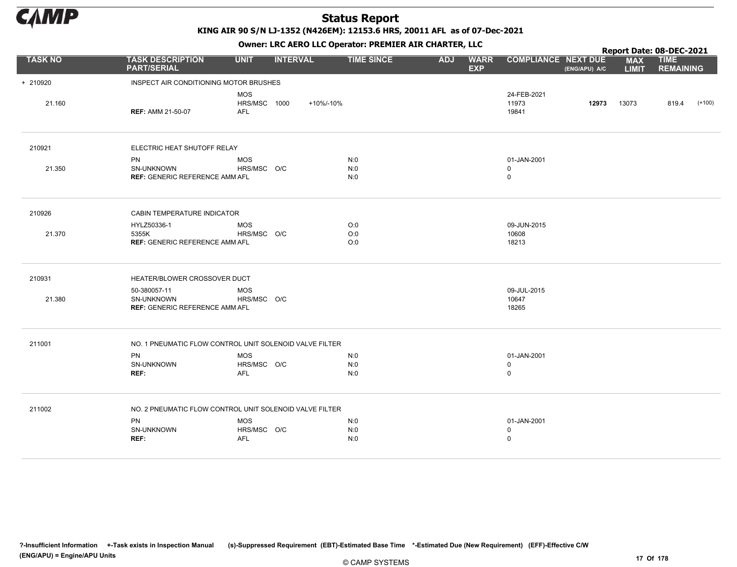# Status Report

**KING AIR 90 S/N LJ-1352 (N426EM): 12153.6 HRS, 20011 AFL as of 07-Dec-2021**

**Owner: LRC AERO LLC Operator: PREMIER AIR CHARTER, LLC**

**Report Date: 08-DEC-2021**

| TASK NO | TASK DESCRIPTION PART/SERIAL | UNIT | INTERVAL | TIME SINCE | ADJ | WARR EXP | COMPLIANCE | NEXT DUE (ENG/APU) A/C | MAX LIMIT | TIME REMAINING |
|---|---|---|---|---|---|---|---|---|---|---|
| + 210920<br>21.160 | INSPECT AIR CONDITIONING MOTOR BRUSHES<br><br>**REF:** AMM 21-50-07 | MOS<br>HRS/MSC<br>AFL | <br>1000 +10%/-10% | | | | 24-FEB-2021<br>11973<br>19841 | <br>**12973** | <br>13073 | <br>819.4 (+100) |
| 210921<br>21.350 | ELECTRIC HEAT SHUTOFF RELAY<br>PN<br>SN-UNKNOWN<br>**REF:** GENERIC REFERENCE AMM | MOS<br>HRS/MSC<br>AFL | <br>O/C | N:0<br>N:0<br>N:0 | | | 01-JAN-2001<br>0<br>0 | | | |
| 210926<br>21.370 | CABIN TEMPERATURE INDICATOR<br>HYLZ50336-1<br>5355K<br>**REF:** GENERIC REFERENCE AMM | MOS<br>HRS/MSC<br>AFL | <br>O/C | O:0<br>O:0<br>O:0 | | | 09-JUN-2015<br>10608<br>18213 | | | |
| 210931<br>21.380 | HEATER/BLOWER CROSSOVER DUCT<br>50-380057-11<br>SN-UNKNOWN<br>**REF:** GENERIC REFERENCE AMM | MOS<br>HRS/MSC<br>AFL | <br>O/C | | | | 09-JUL-2015<br>10647<br>18265 | | | |
| 211001 | NO. 1 PNEUMATIC FLOW CONTROL UNIT SOLENOID VALVE FILTER<br>PN<br>SN-UNKNOWN<br>**REF:** | MOS<br>HRS/MSC<br>AFL | <br>O/C | N:0<br>N:0<br>N:0 | | | 01-JAN-2001<br>0<br>0 | | | |
| 211002 | NO. 2 PNEUMATIC FLOW CONTROL UNIT SOLENOID VALVE FILTER<br>PN<br>SN-UNKNOWN<br>**REF:** | MOS<br>HRS/MSC<br>AFL | <br>O/C | N:0<br>N:0<br>N:0 | | | 01-JAN-2001<br>0<br>0 | | | |

?-Insufficient Information +-Task exists in Inspection Manual (s)-Suppressed Requirement (EBT)-Estimated Base Time *-Estimated Due (New Requirement) (EFF)-Effective C/W (ENG/APU) = Engine/APU Units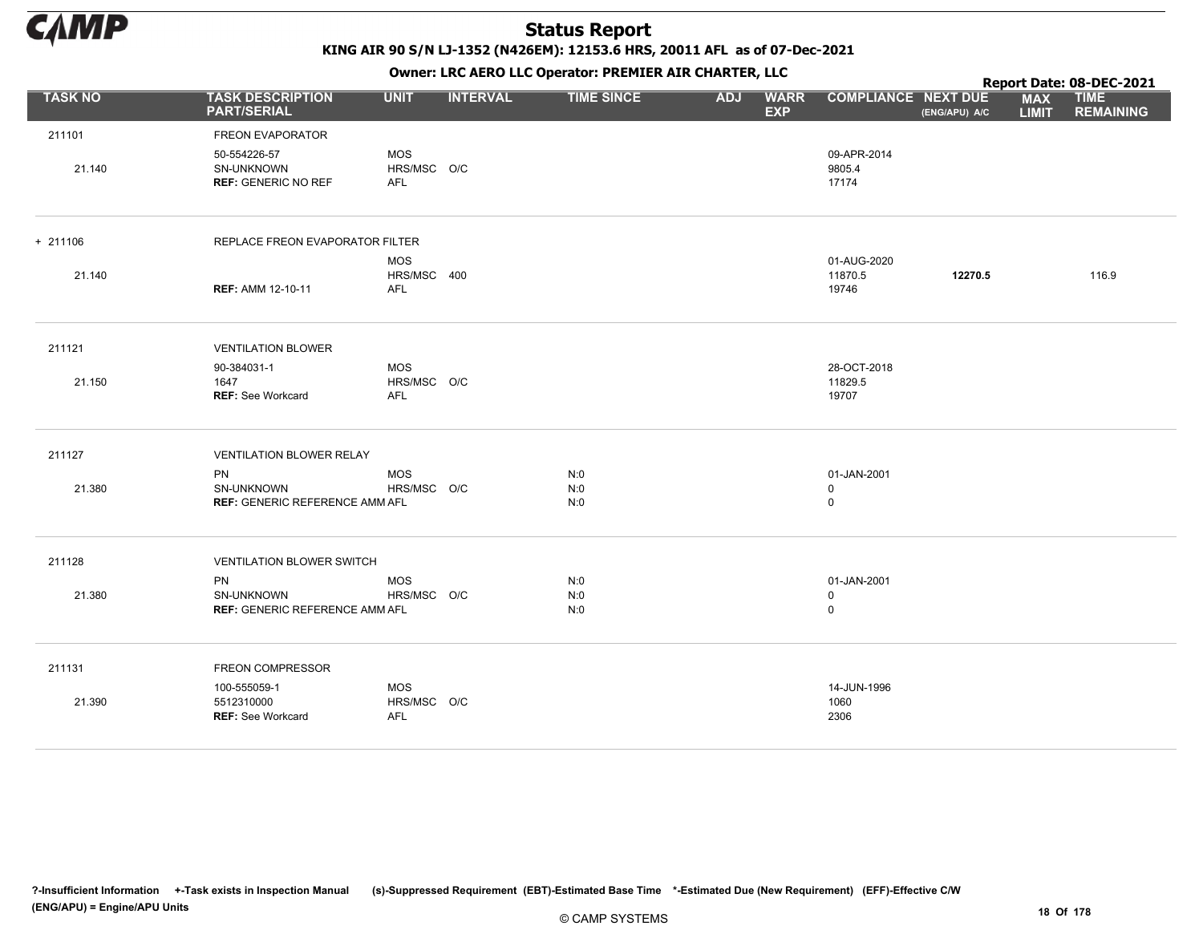# Status Report

**KING AIR 90 S/N LJ-1352 (N426EM): 12153.6 HRS, 20011 AFL as of 07-Dec-2021**

**Owner: LRC AERO LLC Operator: PREMIER AIR CHARTER, LLC**

**Report Date: 08-DEC-2021**

| TASK NO | TASK DESCRIPTION PART/SERIAL | UNIT | INTERVAL | TIME SINCE | ADJ | WARR EXP | COMPLIANCE | NEXT DUE (ENG/APU) A/C | MAX LIMIT | TIME REMAINING |
|---|---|---|---|---|---|---|---|---|---|---|
| 211101 | FREON EVAPORATOR | | | | | | | | | |
| | 50-554226-57 | MOS | | | | | 09-APR-2014 | | | |
| 21.140 | SN-UNKNOWN | HRS/MSC | O/C | | | | 9805.4 | | | |
| | **REF:** GENERIC NO REF | AFL | | | | | 17174 | | | |
| + 211106 | REPLACE FREON EVAPORATOR FILTER | | | | | | | | | |
| | | MOS | | | | | 01-AUG-2020 | | | |
| 21.140 | | HRS/MSC | 400 | | | | 11870.5 | **12270.5** | | 116.9 |
| | **REF:** AMM 12-10-11 | AFL | | | | | 19746 | | | |
| 211121 | VENTILATION BLOWER | | | | | | | | | |
| | 90-384031-1 | MOS | | | | | 28-OCT-2018 | | | |
| 21.150 | 1647 | HRS/MSC | O/C | | | | 11829.5 | | | |
| | **REF:** See Workcard | AFL | | | | | 19707 | | | |
| 211127 | VENTILATION BLOWER RELAY | | | | | | | | | |
| | PN | MOS | | N:0 | | | 01-JAN-2001 | | | |
| 21.380 | SN-UNKNOWN | HRS/MSC | O/C | N:0 | | | 0 | | | |
| | **REF:** GENERIC REFERENCE AMM | AFL | | N:0 | | | 0 | | | |
| 211128 | VENTILATION BLOWER SWITCH | | | | | | | | | |
| | PN | MOS | | N:0 | | | 01-JAN-2001 | | | |
| 21.380 | SN-UNKNOWN | HRS/MSC | O/C | N:0 | | | 0 | | | |
| | **REF:** GENERIC REFERENCE AMM | AFL | | N:0 | | | 0 | | | |
| 211131 | FREON COMPRESSOR | | | | | | | | | |
| | 100-555059-1 | MOS | | | | | 14-JUN-1996 | | | |
| 21.390 | 5512310000 | HRS/MSC | O/C | | | | 1060 | | | |
| | **REF:** See Workcard | AFL | | | | | 2306 | | | |

**?-Insufficient Information +-Task exists in Inspection Manual (s)-Suppressed Requirement (EBT)-Estimated Base Time \*-Estimated Due (New Requirement) (EFF)-Effective C/W (ENG/APU) = Engine/APU Units**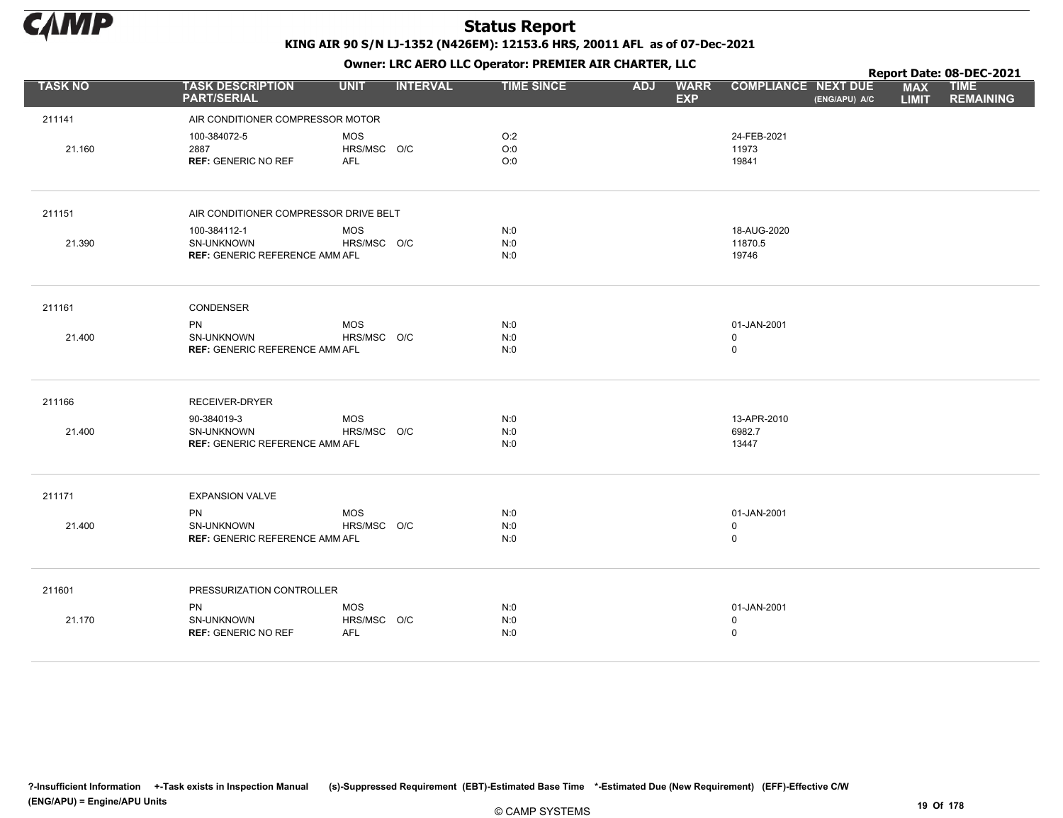# Status Report

**KING AIR 90 S/N LJ-1352 (N426EM): 12153.6 HRS, 20011 AFL as of 07-Dec-2021**

**Owner: LRC AERO LLC Operator: PREMIER AIR CHARTER, LLC**

**Report Date: 08-DEC-2021**

| TASK NO | TASK DESCRIPTION PART/SERIAL | UNIT | INTERVAL | TIME SINCE | ADJ | WARR EXP | COMPLIANCE | NEXT DUE (ENG/APU) A/C | MAX LIMIT | TIME REMAINING |
|---|---|---|---|---|---|---|---|---|---|---|
| 211141 | AIR CONDITIONER COMPRESSOR MOTOR | | | | | | | | | |
| | 100-384072-5 | MOS | | O:2 | | | 24-FEB-2021 | | | |
| 21.160 | 2887 | HRS/MSC | O/C | O:0 | | | 11973 | | | |
| | **REF:** GENERIC NO REF | AFL | | O:0 | | | 19841 | | | |
| 211151 | AIR CONDITIONER COMPRESSOR DRIVE BELT | | | | | | | | | |
| | 100-384112-1 | MOS | | N:0 | | | 18-AUG-2020 | | | |
| 21.390 | SN-UNKNOWN | HRS/MSC | O/C | N:0 | | | 11870.5 | | | |
| | **REF:** GENERIC REFERENCE AMM | AFL | | N:0 | | | 19746 | | | |
| 211161 | CONDENSER | | | | | | | | | |
| | PN | MOS | | N:0 | | | 01-JAN-2001 | | | |
| 21.400 | SN-UNKNOWN | HRS/MSC | O/C | N:0 | | | 0 | | | |
| | **REF:** GENERIC REFERENCE AMM | AFL | | N:0 | | | 0 | | | |
| 211166 | RECEIVER-DRYER | | | | | | | | | |
| | 90-384019-3 | MOS | | N:0 | | | 13-APR-2010 | | | |
| 21.400 | SN-UNKNOWN | HRS/MSC | O/C | N:0 | | | 6982.7 | | | |
| | **REF:** GENERIC REFERENCE AMM | AFL | | N:0 | | | 13447 | | | |
| 211171 | EXPANSION VALVE | | | | | | | | | |
| | PN | MOS | | N:0 | | | 01-JAN-2001 | | | |
| 21.400 | SN-UNKNOWN | HRS/MSC | O/C | N:0 | | | 0 | | | |
| | **REF:** GENERIC REFERENCE AMM | AFL | | N:0 | | | 0 | | | |
| 211601 | PRESSURIZATION CONTROLLER | | | | | | | | | |
| | PN | MOS | | N:0 | | | 01-JAN-2001 | | | |
| 21.170 | SN-UNKNOWN | HRS/MSC | O/C | N:0 | | | 0 | | | |
| | **REF:** GENERIC NO REF | AFL | | N:0 | | | 0 | | | |

?-Insufficient Information +-Task exists in Inspection Manual (s)-Suppressed Requirement (EBT)-Estimated Base Time *-Estimated Due (New Requirement) (EFF)-Effective C/W
(ENG/APU) = Engine/APU Units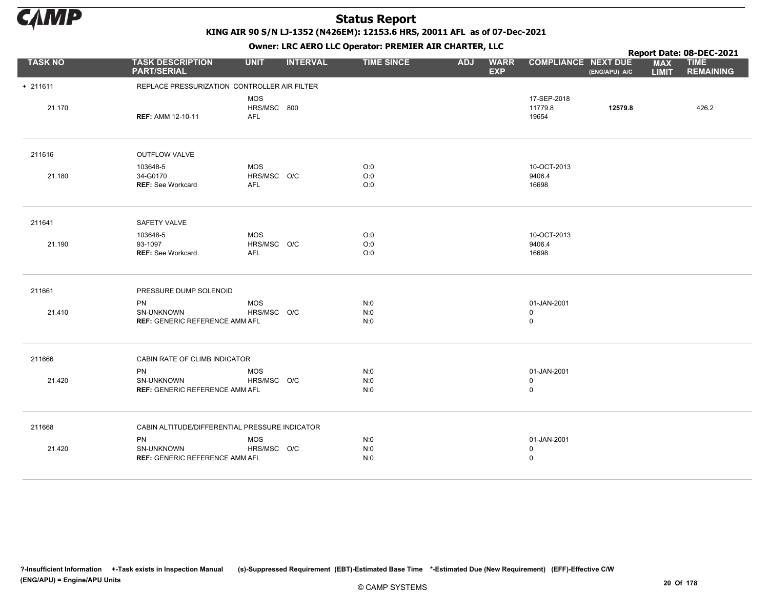# Status Report

**KING AIR 90 S/N LJ-1352 (N426EM): 12153.6 HRS, 20011 AFL as of 07-Dec-2021**

**Owner: LRC AERO LLC Operator: PREMIER AIR CHARTER, LLC**

**Report Date: 08-DEC-2021**

| TASK NO | TASK DESCRIPTION PART/SERIAL | UNIT | INTERVAL | TIME SINCE | ADJ | WARR EXP | COMPLIANCE | NEXT DUE (ENG/APU) A/C | MAX LIMIT | TIME REMAINING |
|---|---|---|---|---|---|---|---|---|---|---|
| + 211611 | REPLACE PRESSURIZATION CONTROLLER AIR FILTER | | | | | | | | | |
| | | MOS | | | | | 17-SEP-2018 | | | |
| 21.170 | | HRS/MSC | 800 | | | | 11779.8 | **12579.8** | | 426.2 |
| | **REF:** AMM 12-10-11 | AFL | | | | | 19654 | | | |
| 211616 | OUTFLOW VALVE | | | | | | | | | |
| | 103648-5 | MOS | | O:0 | | | 10-OCT-2013 | | | |
| 21.180 | 34-G0170 | HRS/MSC | O/C | O:0 | | | 9406.4 | | | |
| | **REF:** See Workcard | AFL | | O:0 | | | 16698 | | | |
| 211641 | SAFETY VALVE | | | | | | | | | |
| | 103648-5 | MOS | | O:0 | | | 10-OCT-2013 | | | |
| 21.190 | 93-1097 | HRS/MSC | O/C | O:0 | | | 9406.4 | | | |
| | **REF:** See Workcard | AFL | | O:0 | | | 16698 | | | |
| 211661 | PRESSURE DUMP SOLENOID | | | | | | | | | |
| | PN | MOS | | N:0 | | | 01-JAN-2001 | | | |
| 21.410 | SN-UNKNOWN | HRS/MSC | O/C | N:0 | | | 0 | | | |
| | **REF:** GENERIC REFERENCE AMM | AFL | | N:0 | | | 0 | | | |
| 211666 | CABIN RATE OF CLIMB INDICATOR | | | | | | | | | |
| | PN | MOS | | N:0 | | | 01-JAN-2001 | | | |
| 21.420 | SN-UNKNOWN | HRS/MSC | O/C | N:0 | | | 0 | | | |
| | **REF:** GENERIC REFERENCE AMM | AFL | | N:0 | | | 0 | | | |
| 211668 | CABIN ALTITUDE/DIFFERENTIAL PRESSURE INDICATOR | | | | | | | | | |
| | PN | MOS | | N:0 | | | 01-JAN-2001 | | | |
| 21.420 | SN-UNKNOWN | HRS/MSC | O/C | N:0 | | | 0 | | | |
| | **REF:** GENERIC REFERENCE AMM | AFL | | N:0 | | | 0 | | | |

?-Insufficient Information +-Task exists in Inspection Manual (s)-Suppressed Requirement (EBT)-Estimated Base Time *-Estimated Due (New Requirement) (EFF)-Effective C/W (ENG/APU) = Engine/APU Units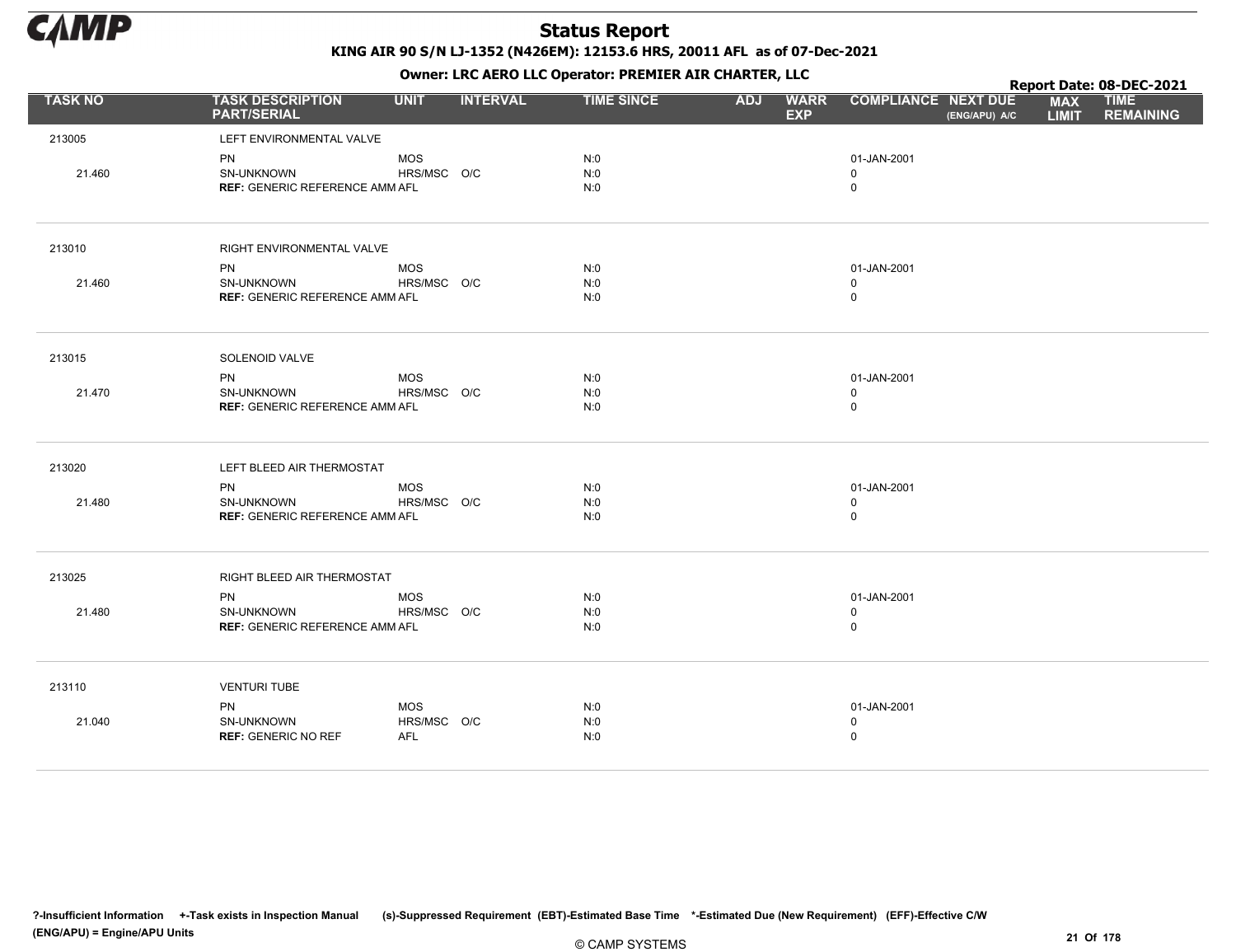# Status Report

**KING AIR 90 S/N LJ-1352 (N426EM): 12153.6 HRS, 20011 AFL as of 07-Dec-2021**

**Owner: LRC AERO LLC Operator: PREMIER AIR CHARTER, LLC**

**Report Date: 08-DEC-2021**

| TASK NO | TASK DESCRIPTION PART/SERIAL | UNIT | INTERVAL | TIME SINCE | ADJ | WARR EXP | COMPLIANCE | NEXT DUE (ENG/APU) A/C | MAX LIMIT | TIME REMAINING |
|---|---|---|---|---|---|---|---|---|---|---|
| 213005 | LEFT ENVIRONMENTAL VALVE | | | | | | | | | |
| | PN | MOS | | N:0 | | | 01-JAN-2001 | | | |
| 21.460 | SN-UNKNOWN | HRS/MSC | O/C | N:0 | | | 0 | | | |
| | **REF:** GENERIC REFERENCE AMM | AFL | | N:0 | | | 0 | | | |
| 213010 | RIGHT ENVIRONMENTAL VALVE | | | | | | | | | |
| | PN | MOS | | N:0 | | | 01-JAN-2001 | | | |
| 21.460 | SN-UNKNOWN | HRS/MSC | O/C | N:0 | | | 0 | | | |
| | **REF:** GENERIC REFERENCE AMM | AFL | | N:0 | | | 0 | | | |
| 213015 | SOLENOID VALVE | | | | | | | | | |
| | PN | MOS | | N:0 | | | 01-JAN-2001 | | | |
| 21.470 | SN-UNKNOWN | HRS/MSC | O/C | N:0 | | | 0 | | | |
| | **REF:** GENERIC REFERENCE AMM | AFL | | N:0 | | | 0 | | | |
| 213020 | LEFT BLEED AIR THERMOSTAT | | | | | | | | | |
| | PN | MOS | | N:0 | | | 01-JAN-2001 | | | |
| 21.480 | SN-UNKNOWN | HRS/MSC | O/C | N:0 | | | 0 | | | |
| | **REF:** GENERIC REFERENCE AMM | AFL | | N:0 | | | 0 | | | |
| 213025 | RIGHT BLEED AIR THERMOSTAT | | | | | | | | | |
| | PN | MOS | | N:0 | | | 01-JAN-2001 | | | |
| 21.480 | SN-UNKNOWN | HRS/MSC | O/C | N:0 | | | 0 | | | |
| | **REF:** GENERIC REFERENCE AMM | AFL | | N:0 | | | 0 | | | |
| 213110 | VENTURI TUBE | | | | | | | | | |
| | PN | MOS | | N:0 | | | 01-JAN-2001 | | | |
| 21.040 | SN-UNKNOWN | HRS/MSC | O/C | N:0 | | | 0 | | | |
| | **REF:** GENERIC NO REF | AFL | | N:0 | | | 0 | | | |

?-Insufficient Information +-Task exists in Inspection Manual (s)-Suppressed Requirement (EBT)-Estimated Base Time *-Estimated Due (New Requirement) (EFF)-Effective C/W
(ENG/APU) = Engine/APU Units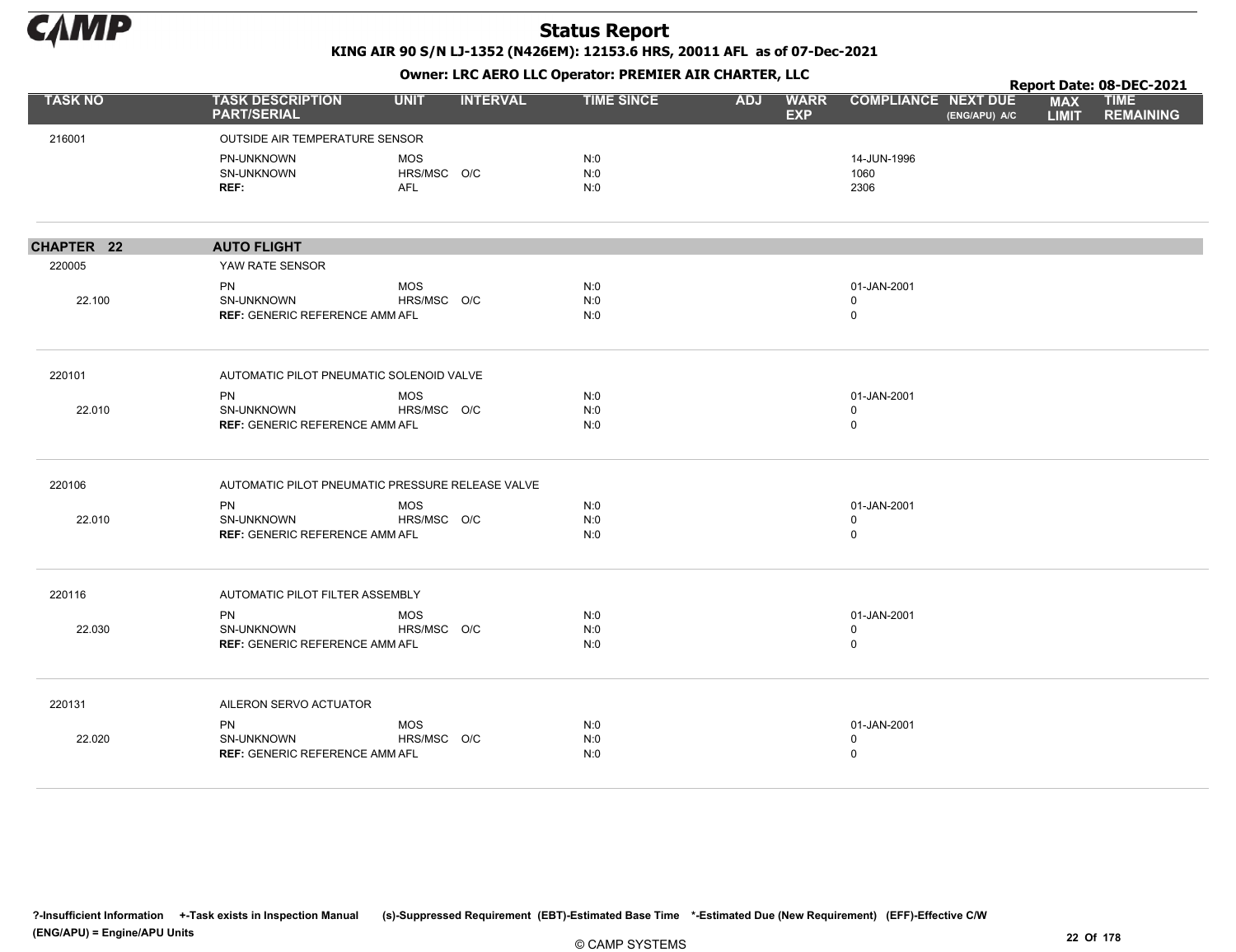# Status Report

**KING AIR 90 S/N LJ-1352 (N426EM): 12153.6 HRS, 20011 AFL as of 07-Dec-2021**

**Owner: LRC AERO LLC Operator: PREMIER AIR CHARTER, LLC**

**Report Date: 08-DEC-2021**

| TASK NO | TASK DESCRIPTION PART/SERIAL | UNIT | INTERVAL | TIME SINCE | ADJ | WARR EXP | COMPLIANCE | NEXT DUE (ENG/APU) A/C | MAX LIMIT | TIME REMAINING |
|---|---|---|---|---|---|---|---|---|---|---|
| 216001 | OUTSIDE AIR TEMPERATURE SENSOR | | | | | | | | | |
| | PN-UNKNOWN | MOS | | N:0 | | | 14-JUN-1996 | | | |
| | SN-UNKNOWN | HRS/MSC | O/C | N:0 | | | 1060 | | | |
| | **REF:** | AFL | | N:0 | | | 2306 | | | |
| **CHAPTER 22** | **AUTO FLIGHT** | | | | | | | | | |
| 220005 | YAW RATE SENSOR | | | | | | | | | |
| | PN | MOS | | N:0 | | | 01-JAN-2001 | | | |
| 22.100 | SN-UNKNOWN | HRS/MSC | O/C | N:0 | | | 0 | | | |
| | **REF:** GENERIC REFERENCE AMM | AFL | | N:0 | | | 0 | | | |
| 220101 | AUTOMATIC PILOT PNEUMATIC SOLENOID VALVE | | | | | | | | | |
| | PN | MOS | | N:0 | | | 01-JAN-2001 | | | |
| 22.010 | SN-UNKNOWN | HRS/MSC | O/C | N:0 | | | 0 | | | |
| | **REF:** GENERIC REFERENCE AMM | AFL | | N:0 | | | 0 | | | |
| 220106 | AUTOMATIC PILOT PNEUMATIC PRESSURE RELEASE VALVE | | | | | | | | | |
| | PN | MOS | | N:0 | | | 01-JAN-2001 | | | |
| 22.010 | SN-UNKNOWN | HRS/MSC | O/C | N:0 | | | 0 | | | |
| | **REF:** GENERIC REFERENCE AMM | AFL | | N:0 | | | 0 | | | |
| 220116 | AUTOMATIC PILOT FILTER ASSEMBLY | | | | | | | | | |
| | PN | MOS | | N:0 | | | 01-JAN-2001 | | | |
| 22.030 | SN-UNKNOWN | HRS/MSC | O/C | N:0 | | | 0 | | | |
| | **REF:** GENERIC REFERENCE AMM | AFL | | N:0 | | | 0 | | | |
| 220131 | AILERON SERVO ACTUATOR | | | | | | | | | |
| | PN | MOS | | N:0 | | | 01-JAN-2001 | | | |
| 22.020 | SN-UNKNOWN | HRS/MSC | O/C | N:0 | | | 0 | | | |
| | **REF:** GENERIC REFERENCE AMM | AFL | | N:0 | | | 0 | | | |

?-Insufficient Information +-Task exists in Inspection Manual (s)-Suppressed Requirement (EBT)-Estimated Base Time \*-Estimated Due (New Requirement) (EFF)-Effective C/W (ENG/APU) = Engine/APU Units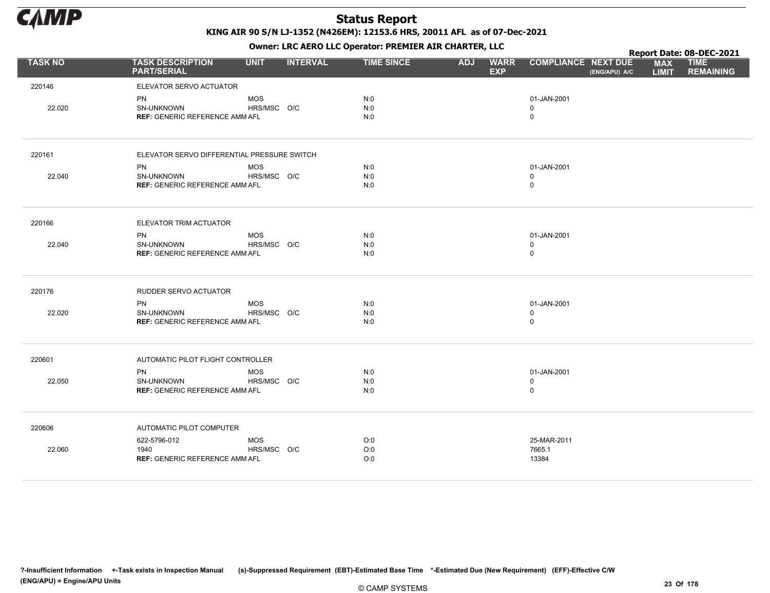# Status Report

**KING AIR 90 S/N LJ-1352 (N426EM): 12153.6 HRS, 20011 AFL as of 07-Dec-2021**

**Owner: LRC AERO LLC Operator: PREMIER AIR CHARTER, LLC**

**Report Date: 08-DEC-2021**

| TASK NO | TASK DESCRIPTION PART/SERIAL | UNIT | INTERVAL | TIME SINCE | ADJ | WARR EXP | COMPLIANCE | NEXT DUE (ENG/APU) A/C | MAX LIMIT | TIME REMAINING |
|---|---|---|---|---|---|---|---|---|---|---|
| 220146 | ELEVATOR SERVO ACTUATOR | | | | | | | | | |
| | PN | MOS | | N:0 | | | 01-JAN-2001 | | | |
| 22.020 | SN-UNKNOWN | HRS/MSC | O/C | N:0 | | | 0 | | | |
| | **REF:** GENERIC REFERENCE AMM | AFL | | N:0 | | | 0 | | | |
| 220161 | ELEVATOR SERVO DIFFERENTIAL PRESSURE SWITCH | | | | | | | | | |
| | PN | MOS | | N:0 | | | 01-JAN-2001 | | | |
| 22.040 | SN-UNKNOWN | HRS/MSC | O/C | N:0 | | | 0 | | | |
| | **REF:** GENERIC REFERENCE AMM | AFL | | N:0 | | | 0 | | | |
| 220166 | ELEVATOR TRIM ACTUATOR | | | | | | | | | |
| | PN | MOS | | N:0 | | | 01-JAN-2001 | | | |
| 22.040 | SN-UNKNOWN | HRS/MSC | O/C | N:0 | | | 0 | | | |
| | **REF:** GENERIC REFERENCE AMM | AFL | | N:0 | | | 0 | | | |
| 220176 | RUDDER SERVO ACTUATOR | | | | | | | | | |
| | PN | MOS | | N:0 | | | 01-JAN-2001 | | | |
| 22.020 | SN-UNKNOWN | HRS/MSC | O/C | N:0 | | | 0 | | | |
| | **REF:** GENERIC REFERENCE AMM | AFL | | N:0 | | | 0 | | | |
| 220601 | AUTOMATIC PILOT FLIGHT CONTROLLER | | | | | | | | | |
| | PN | MOS | | N:0 | | | 01-JAN-2001 | | | |
| 22.050 | SN-UNKNOWN | HRS/MSC | O/C | N:0 | | | 0 | | | |
| | **REF:** GENERIC REFERENCE AMM | AFL | | N:0 | | | 0 | | | |
| 220606 | AUTOMATIC PILOT COMPUTER | | | | | | | | | |
| | 622-5796-012 | MOS | | O:0 | | | 25-MAR-2011 | | | |
| 22.060 | 1940 | HRS/MSC | O/C | O:0 | | | 7665.1 | | | |
| | **REF:** GENERIC REFERENCE AMM | AFL | | O:0 | | | 13384 | | | |

?-Insufficient Information +-Task exists in Inspection Manual (s)-Suppressed Requirement (EBT)-Estimated Base Time *-Estimated Due (New Requirement) (EFF)-Effective C/W (ENG/APU) = Engine/APU Units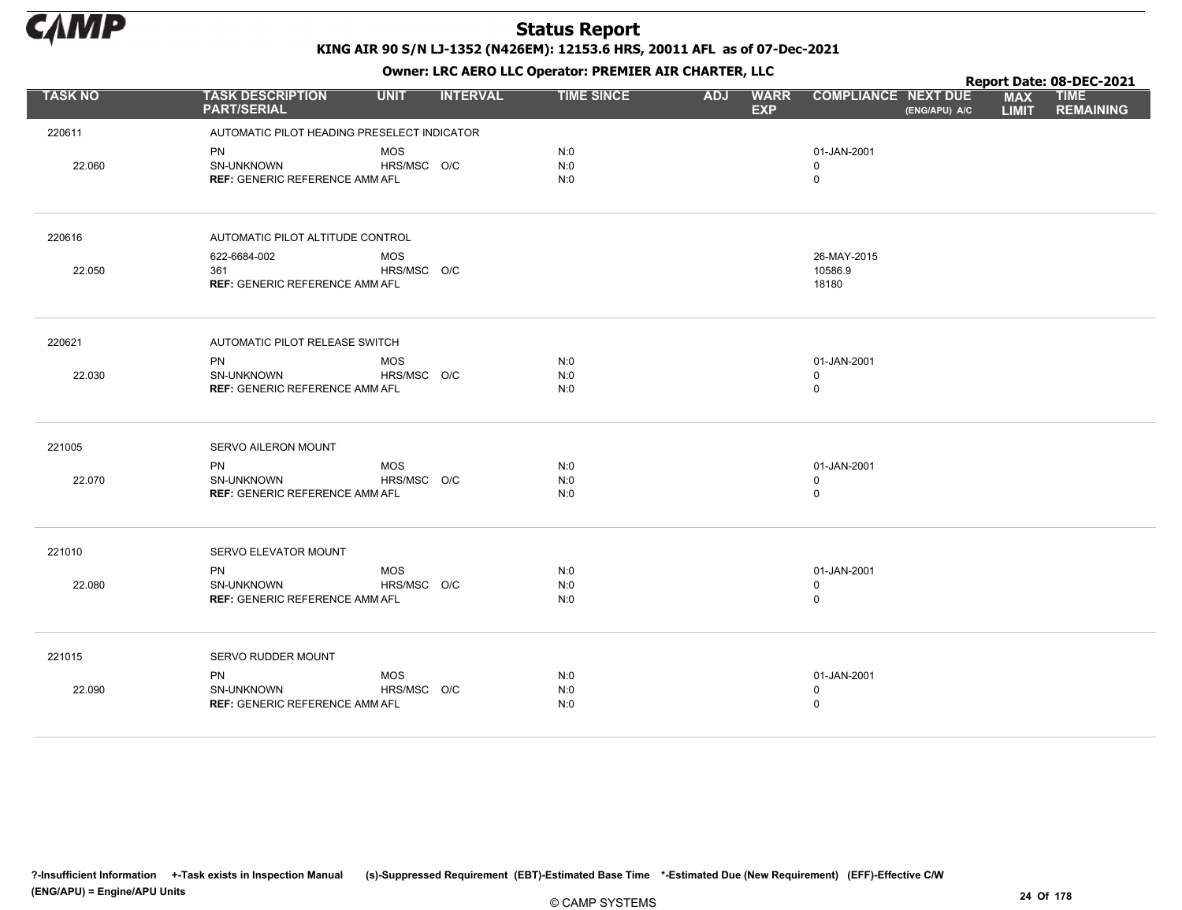# Status Report

**KING AIR 90 S/N LJ-1352 (N426EM): 12153.6 HRS, 20011 AFL as of 07-Dec-2021**

**Owner: LRC AERO LLC Operator: PREMIER AIR CHARTER, LLC**

**Report Date: 08-DEC-2021**

| TASK NO | TASK DESCRIPTION PART/SERIAL | UNIT | INTERVAL | TIME SINCE | ADJ | WARR EXP | COMPLIANCE | NEXT DUE (ENG/APU) A/C | MAX LIMIT | TIME REMAINING |
|---|---|---|---|---|---|---|---|---|---|---|
| 220611 | AUTOMATIC PILOT HEADING PRESELECT INDICATOR | | | | | | | | | |
| | PN | MOS | | N:0 | | | 01-JAN-2001 | | | |
| 22.060 | SN-UNKNOWN | HRS/MSC | O/C | N:0 | | | 0 | | | |
| | **REF:** GENERIC REFERENCE AMM | AFL | | N:0 | | | 0 | | | |
| 220616 | AUTOMATIC PILOT ALTITUDE CONTROL | | | | | | | | | |
| | 622-6684-002 | MOS | | | | | 26-MAY-2015 | | | |
| 22.050 | 361 | HRS/MSC | O/C | | | | 10586.9 | | | |
| | **REF:** GENERIC REFERENCE AMM | AFL | | | | | 18180 | | | |
| 220621 | AUTOMATIC PILOT RELEASE SWITCH | | | | | | | | | |
| | PN | MOS | | N:0 | | | 01-JAN-2001 | | | |
| 22.030 | SN-UNKNOWN | HRS/MSC | O/C | N:0 | | | 0 | | | |
| | **REF:** GENERIC REFERENCE AMM | AFL | | N:0 | | | 0 | | | |
| 221005 | SERVO AILERON MOUNT | | | | | | | | | |
| | PN | MOS | | N:0 | | | 01-JAN-2001 | | | |
| 22.070 | SN-UNKNOWN | HRS/MSC | O/C | N:0 | | | 0 | | | |
| | **REF:** GENERIC REFERENCE AMM | AFL | | N:0 | | | 0 | | | |
| 221010 | SERVO ELEVATOR MOUNT | | | | | | | | | |
| | PN | MOS | | N:0 | | | 01-JAN-2001 | | | |
| 22.080 | SN-UNKNOWN | HRS/MSC | O/C | N:0 | | | 0 | | | |
| | **REF:** GENERIC REFERENCE AMM | AFL | | N:0 | | | 0 | | | |
| 221015 | SERVO RUDDER MOUNT | | | | | | | | | |
| | PN | MOS | | N:0 | | | 01-JAN-2001 | | | |
| 22.090 | SN-UNKNOWN | HRS/MSC | O/C | N:0 | | | 0 | | | |
| | **REF:** GENERIC REFERENCE AMM | AFL | | N:0 | | | 0 | | | |

?-Insufficient Information +-Task exists in Inspection Manual (s)-Suppressed Requirement (EBT)-Estimated Base Time *-Estimated Due (New Requirement) (EFF)-Effective C/W (ENG/APU) = Engine/APU Units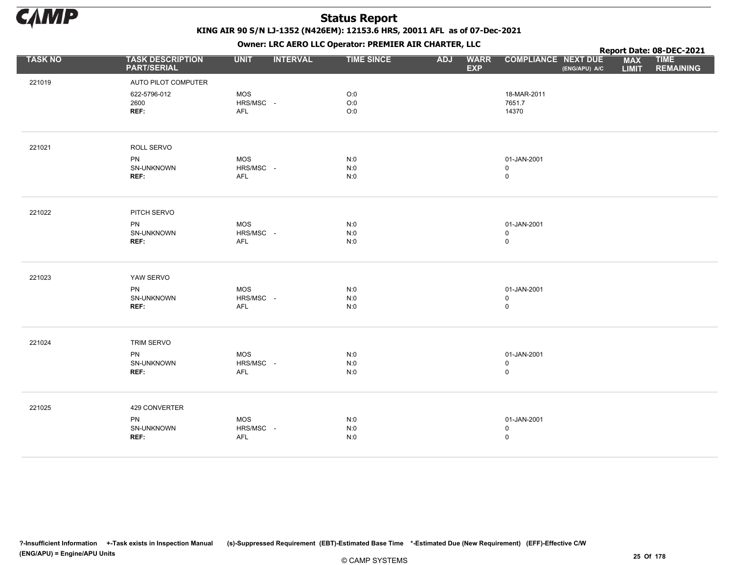# Status Report

**KING AIR 90 S/N LJ-1352 (N426EM): 12153.6 HRS, 20011 AFL as of 07-Dec-2021**

**Owner: LRC AERO LLC Operator: PREMIER AIR CHARTER, LLC**

**Report Date: 08-DEC-2021**

| TASK NO | TASK DESCRIPTION PART/SERIAL | UNIT | INTERVAL | TIME SINCE | ADJ | WARR EXP | COMPLIANCE | NEXT DUE (ENG/APU) A/C | MAX LIMIT | TIME REMAINING |
|---|---|---|---|---|---|---|---|---|---|---|
| 221019 | AUTO PILOT COMPUTER | | | | | | | | | |
| | 622-5796-012 | MOS | | O:0 | | | 18-MAR-2011 | | | |
| | 2600 | HRS/MSC | - | O:0 | | | 7651.7 | | | |
| | REF: | AFL | | O:0 | | | 14370 | | | |
| 221021 | ROLL SERVO | | | | | | | | | |
| | PN | MOS | | N:0 | | | 01-JAN-2001 | | | |
| | SN-UNKNOWN | HRS/MSC | - | N:0 | | | 0 | | | |
| | REF: | AFL | | N:0 | | | 0 | | | |
| 221022 | PITCH SERVO | | | | | | | | | |
| | PN | MOS | | N:0 | | | 01-JAN-2001 | | | |
| | SN-UNKNOWN | HRS/MSC | - | N:0 | | | 0 | | | |
| | REF: | AFL | | N:0 | | | 0 | | | |
| 221023 | YAW SERVO | | | | | | | | | |
| | PN | MOS | | N:0 | | | 01-JAN-2001 | | | |
| | SN-UNKNOWN | HRS/MSC | - | N:0 | | | 0 | | | |
| | REF: | AFL | | N:0 | | | 0 | | | |
| 221024 | TRIM SERVO | | | | | | | | | |
| | PN | MOS | | N:0 | | | 01-JAN-2001 | | | |
| | SN-UNKNOWN | HRS/MSC | - | N:0 | | | 0 | | | |
| | REF: | AFL | | N:0 | | | 0 | | | |
| 221025 | 429 CONVERTER | | | | | | | | | |
| | PN | MOS | | N:0 | | | 01-JAN-2001 | | | |
| | SN-UNKNOWN | HRS/MSC | - | N:0 | | | 0 | | | |
| | REF: | AFL | | N:0 | | | 0 | | | |

?-Insufficient Information +-Task exists in Inspection Manual (s)-Suppressed Requirement (EBT)-Estimated Base Time *-Estimated Due (New Requirement) (EFF)-Effective C/W
(ENG/APU) = Engine/APU Units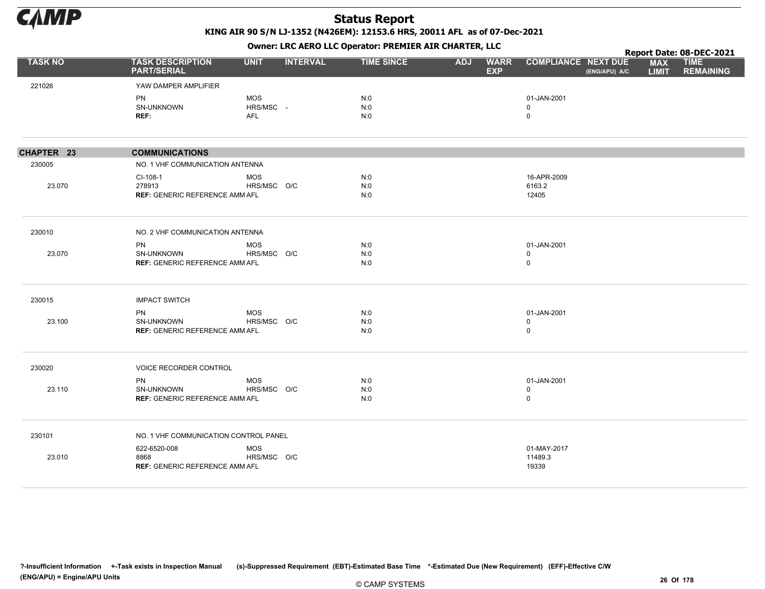# Status Report

**KING AIR 90 S/N LJ-1352 (N426EM): 12153.6 HRS, 20011 AFL as of 07-Dec-2021**

**Owner: LRC AERO LLC Operator: PREMIER AIR CHARTER, LLC**

**Report Date: 08-DEC-2021**

| TASK NO | TASK DESCRIPTION PART/SERIAL | UNIT | INTERVAL | TIME SINCE | ADJ | WARR EXP | COMPLIANCE | NEXT DUE (ENG/APU) A/C | MAX LIMIT | TIME REMAINING |
|---|---|---|---|---|---|---|---|---|---|---|
| 221026 | YAW DAMPER AMPLIFIER | | | | | | | | | |
| | PN | MOS | | N:0 | | | 01-JAN-2001 | | | |
| | SN-UNKNOWN | HRS/MSC | - | N:0 | | | 0 | | | |
| | **REF:** | AFL | | N:0 | | | 0 | | | |
| **CHAPTER 23** | **COMMUNICATIONS** | | | | | | | | | |
| 230005 | NO. 1 VHF COMMUNICATION ANTENNA | | | | | | | | | |
| | CI-108-1 | MOS | | N:0 | | | 16-APR-2009 | | | |
| 23.070 | 278913 | HRS/MSC | O/C | N:0 | | | 6163.2 | | | |
| | **REF:** GENERIC REFERENCE AMM | AFL | | N:0 | | | 12405 | | | |
| 230010 | NO. 2 VHF COMMUNICATION ANTENNA | | | | | | | | | |
| | PN | MOS | | N:0 | | | 01-JAN-2001 | | | |
| 23.070 | SN-UNKNOWN | HRS/MSC | O/C | N:0 | | | 0 | | | |
| | **REF:** GENERIC REFERENCE AMM | AFL | | N:0 | | | 0 | | | |
| 230015 | IMPACT SWITCH | | | | | | | | | |
| | PN | MOS | | N:0 | | | 01-JAN-2001 | | | |
| 23.100 | SN-UNKNOWN | HRS/MSC | O/C | N:0 | | | 0 | | | |
| | **REF:** GENERIC REFERENCE AMM | AFL | | N:0 | | | 0 | | | |
| 230020 | VOICE RECORDER CONTROL | | | | | | | | | |
| | PN | MOS | | N:0 | | | 01-JAN-2001 | | | |
| 23.110 | SN-UNKNOWN | HRS/MSC | O/C | N:0 | | | 0 | | | |
| | **REF:** GENERIC REFERENCE AMM | AFL | | N:0 | | | 0 | | | |
| 230101 | NO. 1 VHF COMMUNICATION CONTROL PANEL | | | | | | | | | |
| | 622-6520-008 | MOS | | | | | 01-MAY-2017 | | | |
| 23.010 | 8868 | HRS/MSC | O/C | | | | 11489.3 | | | |
| | **REF:** GENERIC REFERENCE AMM | AFL | | | | | 19339 | | | |

**?-Insufficient Information +-Task exists in Inspection Manual (s)-Suppressed Requirement (EBT)-Estimated Base Time \*-Estimated Due (New Requirement) (EFF)-Effective C/W (ENG/APU) = Engine/APU Units**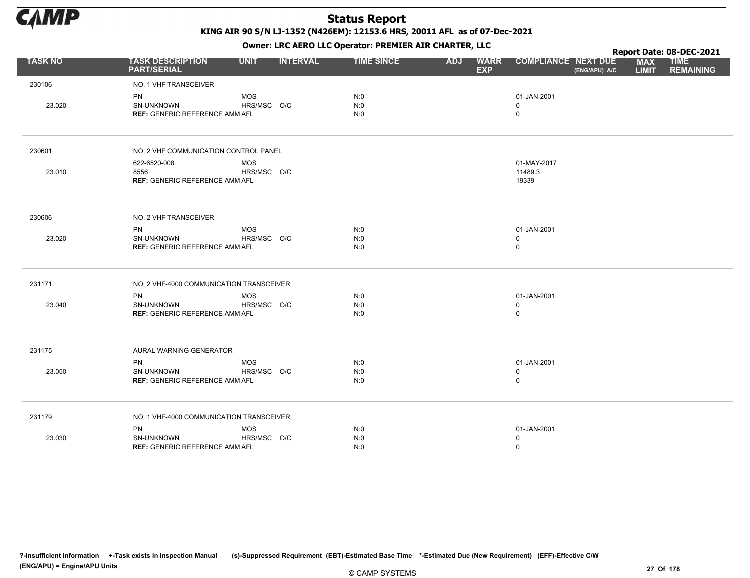# Status Report

**KING AIR 90 S/N LJ-1352 (N426EM): 12153.6 HRS, 20011 AFL as of 07-Dec-2021**

**Owner: LRC AERO LLC Operator: PREMIER AIR CHARTER, LLC**

**Report Date: 08-DEC-2021**

| TASK NO | TASK DESCRIPTION PART/SERIAL | UNIT | INTERVAL | TIME SINCE | ADJ | WARR EXP | COMPLIANCE | NEXT DUE (ENG/APU) A/C | MAX LIMIT | TIME REMAINING |
|---|---|---|---|---|---|---|---|---|---|---|
| 230106 | NO. 1 VHF TRANSCEIVER | | | | | | | | | |
| | PN | MOS | | N:0 | | | 01-JAN-2001 | | | |
| 23.020 | SN-UNKNOWN | HRS/MSC | O/C | N:0 | | | 0 | | | |
| | **REF:** GENERIC REFERENCE AMM | AFL | | N:0 | | | 0 | | | |
| 230601 | NO. 2 VHF COMMUNICATION CONTROL PANEL | | | | | | | | | |
| | 622-6520-008 | MOS | | | | | 01-MAY-2017 | | | |
| 23.010 | 8556 | HRS/MSC | O/C | | | | 11489.3 | | | |
| | **REF:** GENERIC REFERENCE AMM | AFL | | | | | 19339 | | | |
| 230606 | NO. 2 VHF TRANSCEIVER | | | | | | | | | |
| | PN | MOS | | N:0 | | | 01-JAN-2001 | | | |
| 23.020 | SN-UNKNOWN | HRS/MSC | O/C | N:0 | | | 0 | | | |
| | **REF:** GENERIC REFERENCE AMM | AFL | | N:0 | | | 0 | | | |
| 231171 | NO. 2 VHF-4000 COMMUNICATION TRANSCEIVER | | | | | | | | | |
| | PN | MOS | | N:0 | | | 01-JAN-2001 | | | |
| 23.040 | SN-UNKNOWN | HRS/MSC | O/C | N:0 | | | 0 | | | |
| | **REF:** GENERIC REFERENCE AMM | AFL | | N:0 | | | 0 | | | |
| 231175 | AURAL WARNING GENERATOR | | | | | | | | | |
| | PN | MOS | | N:0 | | | 01-JAN-2001 | | | |
| 23.050 | SN-UNKNOWN | HRS/MSC | O/C | N:0 | | | 0 | | | |
| | **REF:** GENERIC REFERENCE AMM | AFL | | N:0 | | | 0 | | | |
| 231179 | NO. 1 VHF-4000 COMMUNICATION TRANSCEIVER | | | | | | | | | |
| | PN | MOS | | N:0 | | | 01-JAN-2001 | | | |
| 23.030 | SN-UNKNOWN | HRS/MSC | O/C | N:0 | | | 0 | | | |
| | **REF:** GENERIC REFERENCE AMM | AFL | | N:0 | | | 0 | | | |

?-Insufficient Information +-Task exists in Inspection Manual (s)-Suppressed Requirement (EBT)-Estimated Base Time *-Estimated Due (New Requirement) (EFF)-Effective C/W (ENG/APU) = Engine/APU Units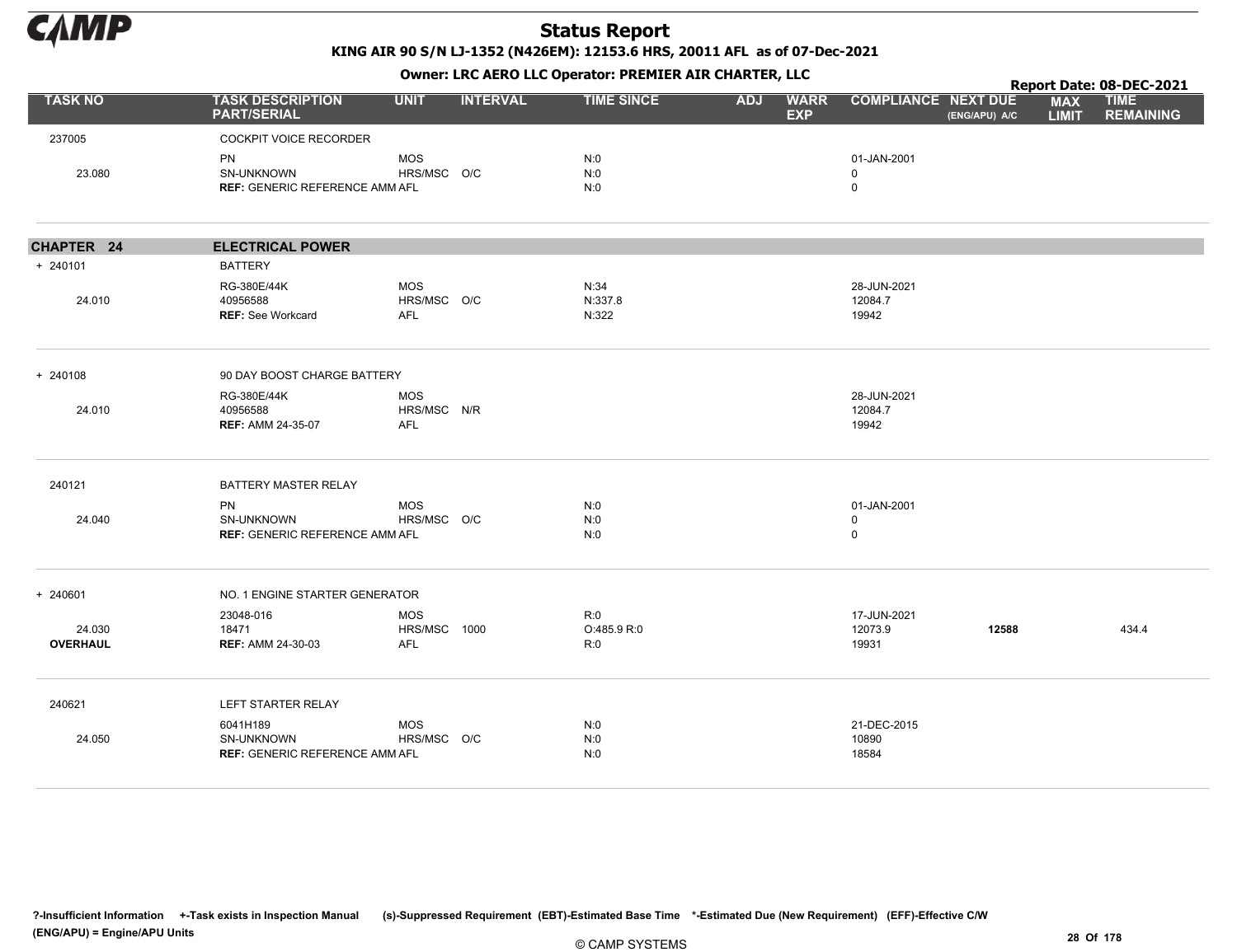# Status Report

**KING AIR 90 S/N LJ-1352 (N426EM): 12153.6 HRS, 20011 AFL as of 07-Dec-2021**

**Owner: LRC AERO LLC Operator: PREMIER AIR CHARTER, LLC**

**Report Date: 08-DEC-2021**

| TASK NO | TASK DESCRIPTION PART/SERIAL | UNIT | INTERVAL | TIME SINCE | ADJ | WARR EXP | COMPLIANCE | NEXT DUE (ENG/APU) A/C | MAX LIMIT | TIME REMAINING |
|---|---|---|---|---|---|---|---|---|---|---|
| 237005 | COCKPIT VOICE RECORDER | | | | | | | | | |
| | PN | MOS | | N:0 | | | 01-JAN-2001 | | | |
| 23.080 | SN-UNKNOWN | HRS/MSC | O/C | N:0 | | | 0 | | | |
| | **REF:** GENERIC REFERENCE AMM | AFL | | N:0 | | | 0 | | | |
| **CHAPTER 24** | **ELECTRICAL POWER** | | | | | | | | | |
| + 240101 | BATTERY | | | | | | | | | |
| | RG-380E/44K | MOS | | N:34 | | | 28-JUN-2021 | | | |
| 24.010 | 40956588 | HRS/MSC | O/C | N:337.8 | | | 12084.7 | | | |
| | **REF:** See Workcard | AFL | | N:322 | | | 19942 | | | |
| + 240108 | 90 DAY BOOST CHARGE BATTERY | | | | | | | | | |
| | RG-380E/44K | MOS | | | | | 28-JUN-2021 | | | |
| 24.010 | 40956588 | HRS/MSC | N/R | | | | 12084.7 | | | |
| | **REF:** AMM 24-35-07 | AFL | | | | | 19942 | | | |
| 240121 | BATTERY MASTER RELAY | | | | | | | | | |
| | PN | MOS | | N:0 | | | 01-JAN-2001 | | | |
| 24.040 | SN-UNKNOWN | HRS/MSC | O/C | N:0 | | | 0 | | | |
| | **REF:** GENERIC REFERENCE AMM | AFL | | N:0 | | | 0 | | | |
| + 240601 | NO. 1 ENGINE STARTER GENERATOR | | | | | | | | | |
| | 23048-016 | MOS | | R:0 | | | 17-JUN-2021 | | | |
| 24.030 | 18471 | HRS/MSC | 1000 | O:485.9 R:0 | | | 12073.9 | **12588** | | 434.4 |
| **OVERHAUL** | **REF:** AMM 24-30-03 | AFL | | R:0 | | | 19931 | | | |
| 240621 | LEFT STARTER RELAY | | | | | | | | | |
| | 6041H189 | MOS | | N:0 | | | 21-DEC-2015 | | | |
| 24.050 | SN-UNKNOWN | HRS/MSC | O/C | N:0 | | | 10890 | | | |
| | **REF:** GENERIC REFERENCE AMM | AFL | | N:0 | | | 18584 | | | |

?-Insufficient Information +-Task exists in Inspection Manual (s)-Suppressed Requirement (EBT)-Estimated Base Time *-Estimated Due (New Requirement) (EFF)-Effective C/W (ENG/APU) = Engine/APU Units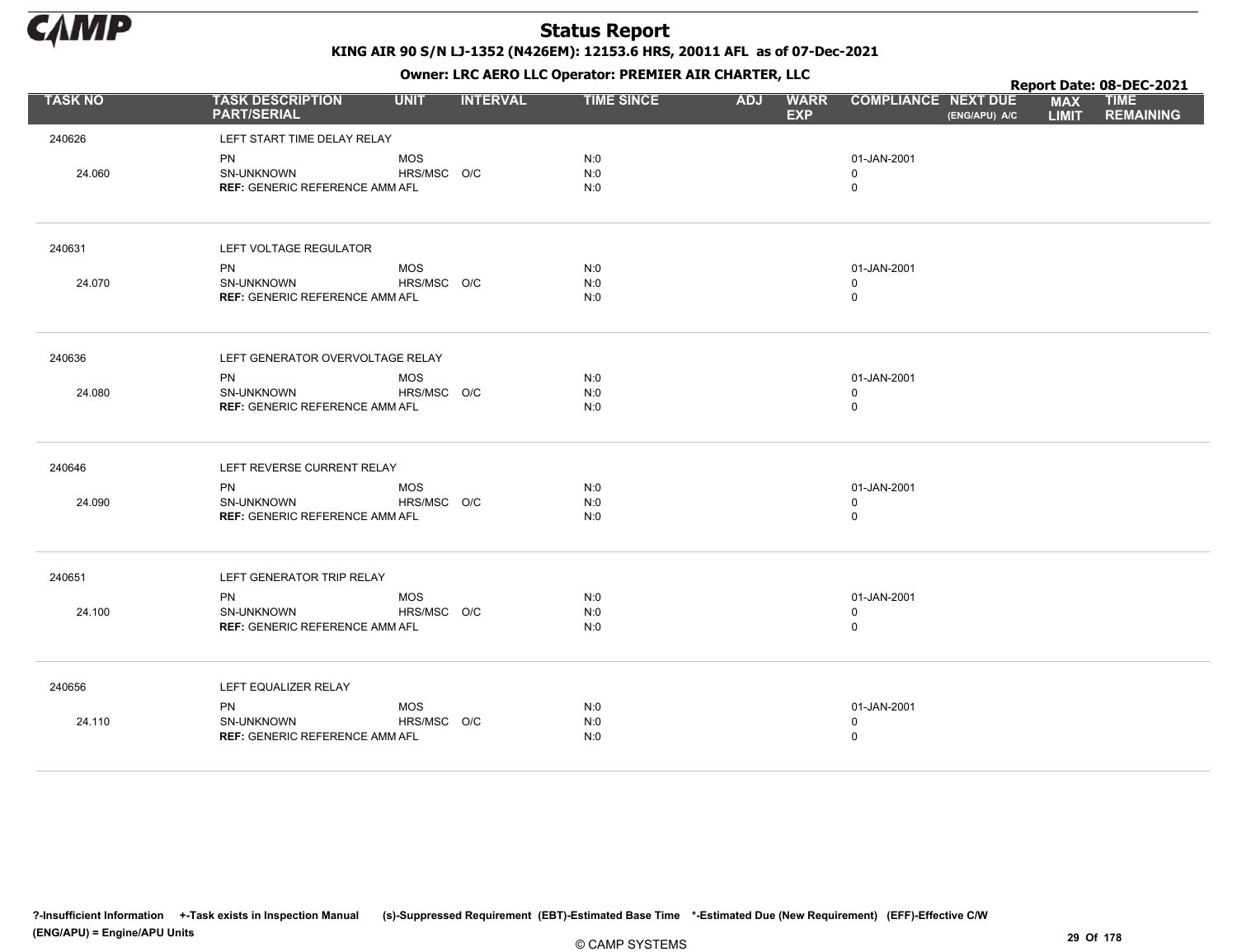# Status Report

**KING AIR 90 S/N LJ-1352 (N426EM): 12153.6 HRS, 20011 AFL as of 07-Dec-2021**

**Owner: LRC AERO LLC Operator: PREMIER AIR CHARTER, LLC**

**Report Date: 08-DEC-2021**

| TASK NO | TASK DESCRIPTION PART/SERIAL | UNIT | INTERVAL | TIME SINCE | ADJ | WARR EXP | COMPLIANCE | NEXT DUE (ENG/APU) A/C | MAX LIMIT | TIME REMAINING |
|---|---|---|---|---|---|---|---|---|---|---|
| 240626 | LEFT START TIME DELAY RELAY | | | | | | | | | |
| | PN | MOS | | N:0 | | | 01-JAN-2001 | | | |
| 24.060 | SN-UNKNOWN | HRS/MSC | O/C | N:0 | | | 0 | | | |
| | **REF:** GENERIC REFERENCE AMM | AFL | | N:0 | | | 0 | | | |
| 240631 | LEFT VOLTAGE REGULATOR | | | | | | | | | |
| | PN | MOS | | N:0 | | | 01-JAN-2001 | | | |
| 24.070 | SN-UNKNOWN | HRS/MSC | O/C | N:0 | | | 0 | | | |
| | **REF:** GENERIC REFERENCE AMM | AFL | | N:0 | | | 0 | | | |
| 240636 | LEFT GENERATOR OVERVOLTAGE RELAY | | | | | | | | | |
| | PN | MOS | | N:0 | | | 01-JAN-2001 | | | |
| 24.080 | SN-UNKNOWN | HRS/MSC | O/C | N:0 | | | 0 | | | |
| | **REF:** GENERIC REFERENCE AMM | AFL | | N:0 | | | 0 | | | |
| 240646 | LEFT REVERSE CURRENT RELAY | | | | | | | | | |
| | PN | MOS | | N:0 | | | 01-JAN-2001 | | | |
| 24.090 | SN-UNKNOWN | HRS/MSC | O/C | N:0 | | | 0 | | | |
| | **REF:** GENERIC REFERENCE AMM | AFL | | N:0 | | | 0 | | | |
| 240651 | LEFT GENERATOR TRIP RELAY | | | | | | | | | |
| | PN | MOS | | N:0 | | | 01-JAN-2001 | | | |
| 24.100 | SN-UNKNOWN | HRS/MSC | O/C | N:0 | | | 0 | | | |
| | **REF:** GENERIC REFERENCE AMM | AFL | | N:0 | | | 0 | | | |
| 240656 | LEFT EQUALIZER RELAY | | | | | | | | | |
| | PN | MOS | | N:0 | | | 01-JAN-2001 | | | |
| 24.110 | SN-UNKNOWN | HRS/MSC | O/C | N:0 | | | 0 | | | |
| | **REF:** GENERIC REFERENCE AMM | AFL | | N:0 | | | 0 | | | |

?-Insufficient Information +-Task exists in Inspection Manual (s)-Suppressed Requirement (EBT)-Estimated Base Time *-Estimated Due (New Requirement) (EFF)-Effective C/W (ENG/APU) = Engine/APU Units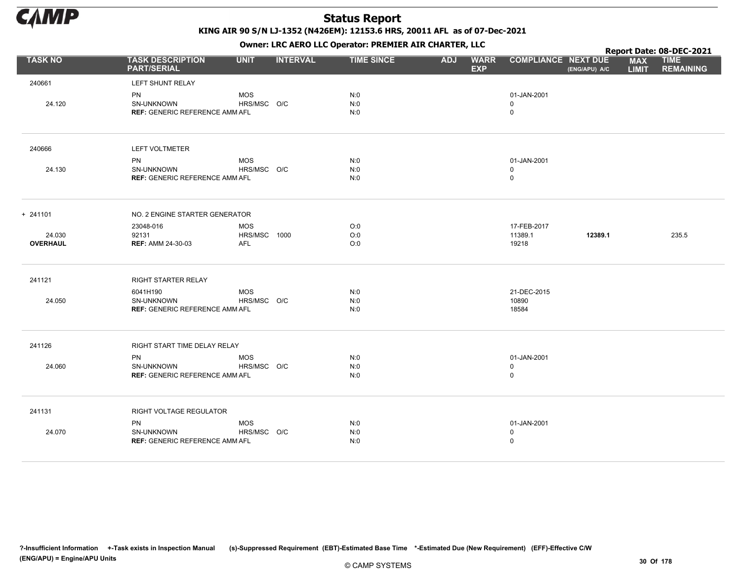# Status Report

**KING AIR 90 S/N LJ-1352 (N426EM): 12153.6 HRS, 20011 AFL as of 07-Dec-2021**

**Owner: LRC AERO LLC Operator: PREMIER AIR CHARTER, LLC**

**Report Date: 08-DEC-2021**

| TASK NO | TASK DESCRIPTION PART/SERIAL | UNIT | INTERVAL | TIME SINCE | ADJ | WARR EXP | COMPLIANCE | NEXT DUE (ENG/APU) A/C | MAX LIMIT | TIME REMAINING |
|---|---|---|---|---|---|---|---|---|---|---|
| 240661 | LEFT SHUNT RELAY | | | | | | | | | |
| | PN | MOS | | N:0 | | | 01-JAN-2001 | | | |
| 24.120 | SN-UNKNOWN | HRS/MSC | O/C | N:0 | | | 0 | | | |
| | **REF:** GENERIC REFERENCE AMM | AFL | | N:0 | | | 0 | | | |
| 240666 | LEFT VOLTMETER | | | | | | | | | |
| | PN | MOS | | N:0 | | | 01-JAN-2001 | | | |
| 24.130 | SN-UNKNOWN | HRS/MSC | O/C | N:0 | | | 0 | | | |
| | **REF:** GENERIC REFERENCE AMM | AFL | | N:0 | | | 0 | | | |
| + 241101 | NO. 2 ENGINE STARTER GENERATOR | | | | | | | | | |
| | 23048-016 | MOS | | O:0 | | | 17-FEB-2017 | | | |
| 24.030 | 92131 | HRS/MSC | 1000 | O:0 | | | 11389.1 | **12389.1** | | 235.5 |
| **OVERHAUL** | **REF:** AMM 24-30-03 | AFL | | O:0 | | | 19218 | | | |
| 241121 | RIGHT STARTER RELAY | | | | | | | | | |
| | 6041H190 | MOS | | N:0 | | | 21-DEC-2015 | | | |
| 24.050 | SN-UNKNOWN | HRS/MSC | O/C | N:0 | | | 10890 | | | |
| | **REF:** GENERIC REFERENCE AMM | AFL | | N:0 | | | 18584 | | | |
| 241126 | RIGHT START TIME DELAY RELAY | | | | | | | | | |
| | PN | MOS | | N:0 | | | 01-JAN-2001 | | | |
| 24.060 | SN-UNKNOWN | HRS/MSC | O/C | N:0 | | | 0 | | | |
| | **REF:** GENERIC REFERENCE AMM | AFL | | N:0 | | | 0 | | | |
| 241131 | RIGHT VOLTAGE REGULATOR | | | | | | | | | |
| | PN | MOS | | N:0 | | | 01-JAN-2001 | | | |
| 24.070 | SN-UNKNOWN | HRS/MSC | O/C | N:0 | | | 0 | | | |
| | **REF:** GENERIC REFERENCE AMM | AFL | | N:0 | | | 0 | | | |

**?-Insufficient Information** **+-Task exists in Inspection Manual** **(s)-Suppressed Requirement** **(EBT)-Estimated Base Time** **\*-Estimated Due (New Requirement)** **(EFF)-Effective C/W**
**(ENG/APU) = Engine/APU Units**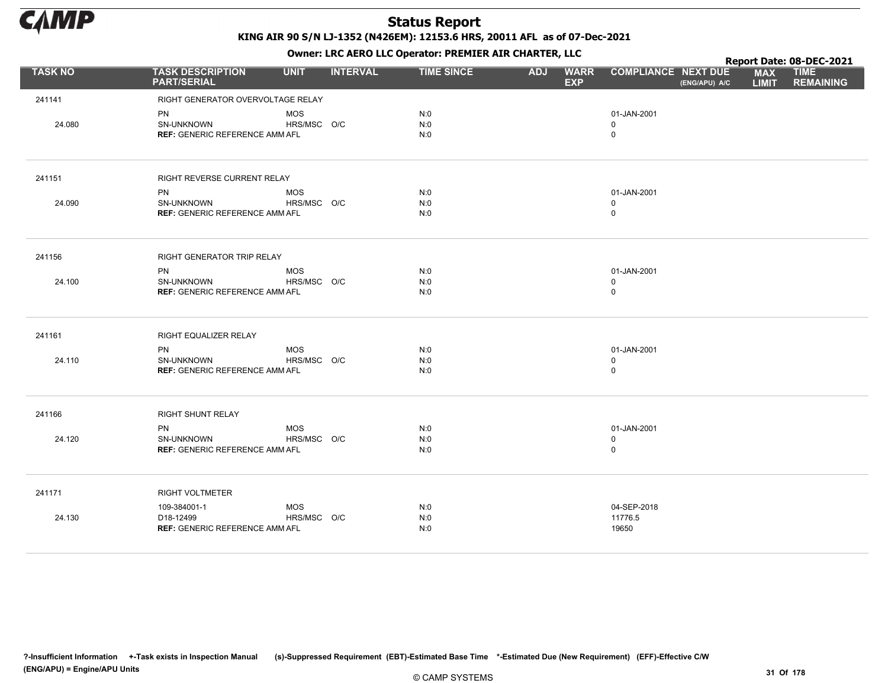# Status Report

**KING AIR 90 S/N LJ-1352 (N426EM): 12153.6 HRS, 20011 AFL as of 07-Dec-2021**

**Owner: LRC AERO LLC Operator: PREMIER AIR CHARTER, LLC**

**Report Date: 08-DEC-2021**

| TASK NO | TASK DESCRIPTION PART/SERIAL | UNIT | INTERVAL | TIME SINCE | ADJ | WARR EXP | COMPLIANCE | NEXT DUE (ENG/APU) A/C | MAX LIMIT | TIME REMAINING |
|---|---|---|---|---|---|---|---|---|---|---|
| 241141 | RIGHT GENERATOR OVERVOLTAGE RELAY | | | | | | | | | |
| | PN | MOS | | N:0 | | | 01-JAN-2001 | | | |
| 24.080 | SN-UNKNOWN | HRS/MSC | O/C | N:0 | | | 0 | | | |
| | **REF:** GENERIC REFERENCE AMM | AFL | | N:0 | | | 0 | | | |
| 241151 | RIGHT REVERSE CURRENT RELAY | | | | | | | | | |
| | PN | MOS | | N:0 | | | 01-JAN-2001 | | | |
| 24.090 | SN-UNKNOWN | HRS/MSC | O/C | N:0 | | | 0 | | | |
| | **REF:** GENERIC REFERENCE AMM | AFL | | N:0 | | | 0 | | | |
| 241156 | RIGHT GENERATOR TRIP RELAY | | | | | | | | | |
| | PN | MOS | | N:0 | | | 01-JAN-2001 | | | |
| 24.100 | SN-UNKNOWN | HRS/MSC | O/C | N:0 | | | 0 | | | |
| | **REF:** GENERIC REFERENCE AMM | AFL | | N:0 | | | 0 | | | |
| 241161 | RIGHT EQUALIZER RELAY | | | | | | | | | |
| | PN | MOS | | N:0 | | | 01-JAN-2001 | | | |
| 24.110 | SN-UNKNOWN | HRS/MSC | O/C | N:0 | | | 0 | | | |
| | **REF:** GENERIC REFERENCE AMM | AFL | | N:0 | | | 0 | | | |
| 241166 | RIGHT SHUNT RELAY | | | | | | | | | |
| | PN | MOS | | N:0 | | | 01-JAN-2001 | | | |
| 24.120 | SN-UNKNOWN | HRS/MSC | O/C | N:0 | | | 0 | | | |
| | **REF:** GENERIC REFERENCE AMM | AFL | | N:0 | | | 0 | | | |
| 241171 | RIGHT VOLTMETER | | | | | | | | | |
| | 109-384001-1 | MOS | | N:0 | | | 04-SEP-2018 | | | |
| 24.130 | D18-12499 | HRS/MSC | O/C | N:0 | | | 11776.5 | | | |
| | **REF:** GENERIC REFERENCE AMM | AFL | | N:0 | | | 19650 | | | |

?-Insufficient Information +-Task exists in Inspection Manual (s)-Suppressed Requirement (EBT)-Estimated Base Time *-Estimated Due (New Requirement) (EFF)-Effective C/W (ENG/APU) = Engine/APU Units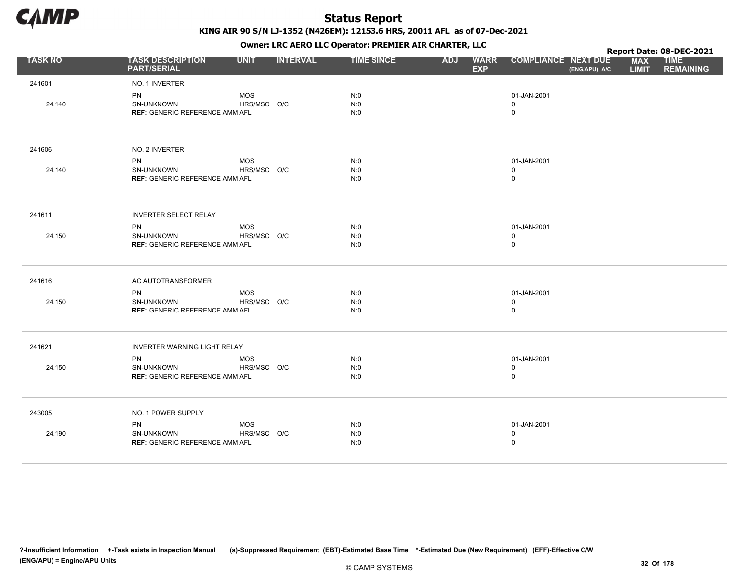# Status Report

KING AIR 90 S/N LJ-1352 (N426EM): 12153.6 HRS, 20011 AFL as of 07-Dec-2021

Owner: LRC AERO LLC Operator: PREMIER AIR CHARTER, LLC

Report Date: 08-DEC-2021

| TASK NO | TASK DESCRIPTION PART/SERIAL | UNIT | INTERVAL | TIME SINCE | ADJ | WARR EXP | COMPLIANCE | NEXT DUE (ENG/APU) A/C | MAX LIMIT | TIME REMAINING |
|---|---|---|---|---|---|---|---|---|---|---|
| 241601 | NO. 1 INVERTER | | | | | | | | | |
| | PN | MOS | | N:0 | | | 01-JAN-2001 | | | |
| 24.140 | SN-UNKNOWN | HRS/MSC | O/C | N:0 | | | 0 | | | |
| | **REF:** GENERIC REFERENCE AMM | AFL | | N:0 | | | 0 | | | |
| 241606 | NO. 2 INVERTER | | | | | | | | | |
| | PN | MOS | | N:0 | | | 01-JAN-2001 | | | |
| 24.140 | SN-UNKNOWN | HRS/MSC | O/C | N:0 | | | 0 | | | |
| | **REF:** GENERIC REFERENCE AMM | AFL | | N:0 | | | 0 | | | |
| 241611 | INVERTER SELECT RELAY | | | | | | | | | |
| | PN | MOS | | N:0 | | | 01-JAN-2001 | | | |
| 24.150 | SN-UNKNOWN | HRS/MSC | O/C | N:0 | | | 0 | | | |
| | **REF:** GENERIC REFERENCE AMM | AFL | | N:0 | | | 0 | | | |
| 241616 | AC AUTOTRANSFORMER | | | | | | | | | |
| | PN | MOS | | N:0 | | | 01-JAN-2001 | | | |
| 24.150 | SN-UNKNOWN | HRS/MSC | O/C | N:0 | | | 0 | | | |
| | **REF:** GENERIC REFERENCE AMM | AFL | | N:0 | | | 0 | | | |
| 241621 | INVERTER WARNING LIGHT RELAY | | | | | | | | | |
| | PN | MOS | | N:0 | | | 01-JAN-2001 | | | |
| 24.150 | SN-UNKNOWN | HRS/MSC | O/C | N:0 | | | 0 | | | |
| | **REF:** GENERIC REFERENCE AMM | AFL | | N:0 | | | 0 | | | |
| 243005 | NO. 1 POWER SUPPLY | | | | | | | | | |
| | PN | MOS | | N:0 | | | 01-JAN-2001 | | | |
| 24.190 | SN-UNKNOWN | HRS/MSC | O/C | N:0 | | | 0 | | | |
| | **REF:** GENERIC REFERENCE AMM | AFL | | N:0 | | | 0 | | | |

?-Insufficient Information +-Task exists in Inspection Manual (s)-Suppressed Requirement (EBT)-Estimated Base Time *-Estimated Due (New Requirement) (EFF)-Effective C/W (ENG/APU) = Engine/APU Units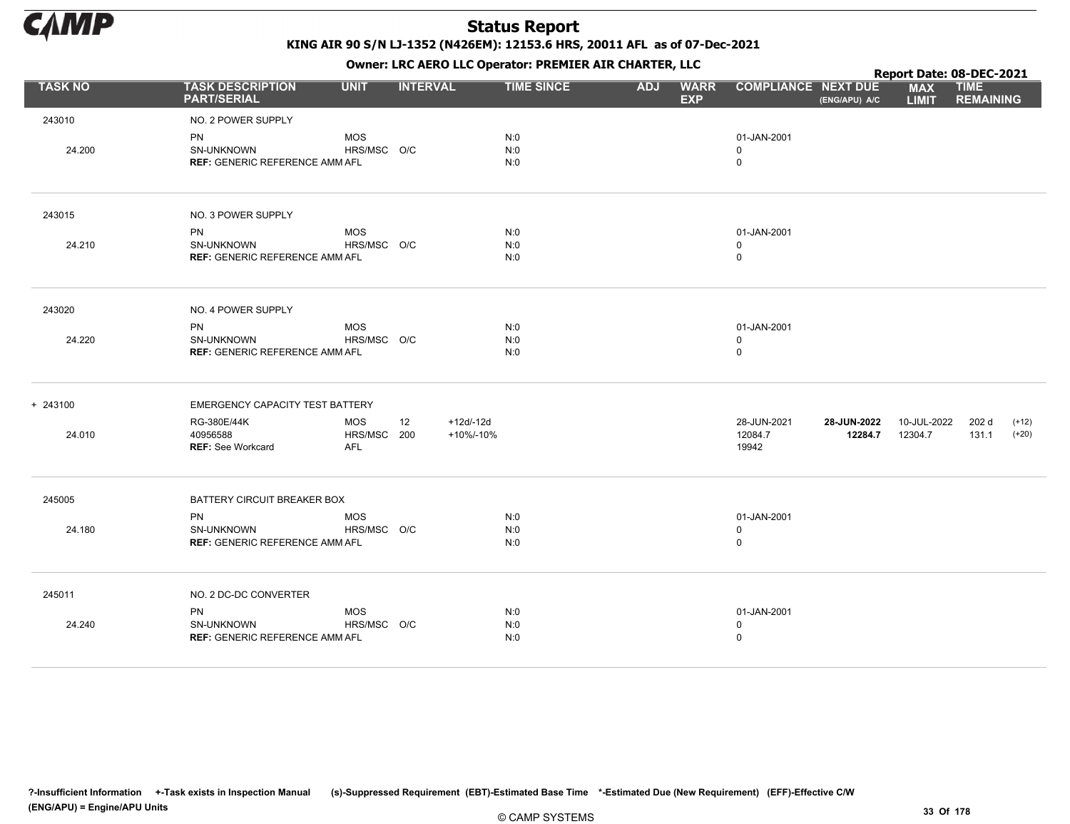# Status Report

**KING AIR 90 S/N LJ-1352 (N426EM): 12153.6 HRS, 20011 AFL as of 07-Dec-2021**

**Owner: LRC AERO LLC Operator: PREMIER AIR CHARTER, LLC**

**Report Date: 08-DEC-2021**

| TASK NO | TASK DESCRIPTION PART/SERIAL | UNIT | INTERVAL | | TIME SINCE | ADJ | WARR EXP | COMPLIANCE | NEXT DUE (ENG/APU) A/C | MAX LIMIT | TIME REMAINING | |
|---|---|---|---|---|---|---|---|---|---|---|---|---|
| 243010 | NO. 2 POWER SUPPLY | | | | | | | | | | | |
| | PN | MOS | | | N:0 | | | 01-JAN-2001 | | | | |
| 24.200 | SN-UNKNOWN | HRS/MSC | O/C | | N:0 | | | 0 | | | | |
| | **REF:** GENERIC REFERENCE AMM | AFL | | | N:0 | | | 0 | | | | |
| 243015 | NO. 3 POWER SUPPLY | | | | | | | | | | | |
| | PN | MOS | | | N:0 | | | 01-JAN-2001 | | | | |
| 24.210 | SN-UNKNOWN | HRS/MSC | O/C | | N:0 | | | 0 | | | | |
| | **REF:** GENERIC REFERENCE AMM | AFL | | | N:0 | | | 0 | | | | |
| 243020 | NO. 4 POWER SUPPLY | | | | | | | | | | | |
| | PN | MOS | | | N:0 | | | 01-JAN-2001 | | | | |
| 24.220 | SN-UNKNOWN | HRS/MSC | O/C | | N:0 | | | 0 | | | | |
| | **REF:** GENERIC REFERENCE AMM | AFL | | | N:0 | | | 0 | | | | |
| + 243100 | EMERGENCY CAPACITY TEST BATTERY | | | | | | | | | | | |
| | RG-380E/44K | MOS | 12 | +12d/-12d | | | | 28-JUN-2021 | **28-JUN-2022** | 10-JUL-2022 | 202 d | (+12) |
| 24.010 | 40956588 | HRS/MSC | 200 | +10%/-10% | | | | 12084.7 | **12284.7** | 12304.7 | 131.1 | (+20) |
| | **REF:** See Workcard | AFL | | | | | | 19942 | | | | |
| 245005 | BATTERY CIRCUIT BREAKER BOX | | | | | | | | | | | |
| | PN | MOS | | | N:0 | | | 01-JAN-2001 | | | | |
| 24.180 | SN-UNKNOWN | HRS/MSC | O/C | | N:0 | | | 0 | | | | |
| | **REF:** GENERIC REFERENCE AMM | AFL | | | N:0 | | | 0 | | | | |
| 245011 | NO. 2 DC-DC CONVERTER | | | | | | | | | | | |
| | PN | MOS | | | N:0 | | | 01-JAN-2001 | | | | |
| 24.240 | SN-UNKNOWN | HRS/MSC | O/C | | N:0 | | | 0 | | | | |
| | **REF:** GENERIC REFERENCE AMM | AFL | | | N:0 | | | 0 | | | | |

?-Insufficient Information +-Task exists in Inspection Manual (s)-Suppressed Requirement (EBT)-Estimated Base Time *-Estimated Due (New Requirement) (EFF)-Effective C/W (ENG/APU) = Engine/APU Units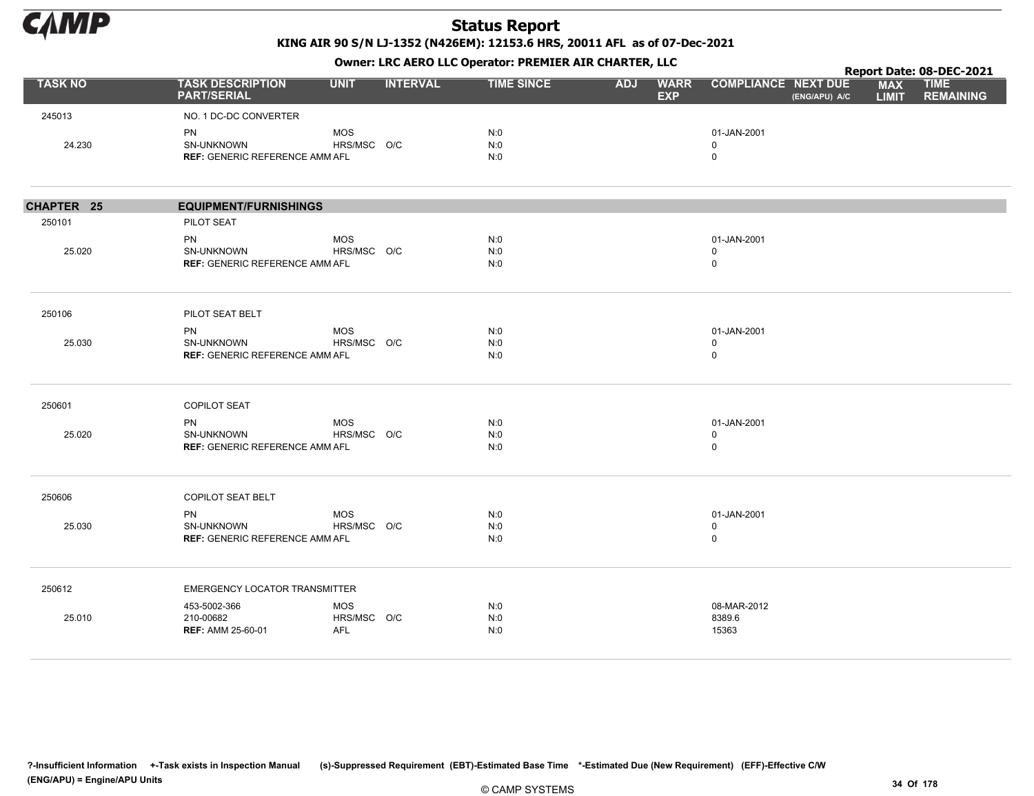# Status Report

KING AIR 90 S/N LJ-1352 (N426EM): 12153.6 HRS, 20011 AFL as of 07-Dec-2021

Owner: LRC AERO LLC Operator: PREMIER AIR CHARTER, LLC

Report Date: 08-DEC-2021

| TASK NO | TASK DESCRIPTION PART/SERIAL | UNIT | INTERVAL | TIME SINCE | ADJ | WARR EXP | COMPLIANCE | NEXT DUE (ENG/APU) A/C | MAX LIMIT | TIME REMAINING |
|---|---|---|---|---|---|---|---|---|---|---|
| 245013 | NO. 1 DC-DC CONVERTER | | | | | | | | | |
| | PN | MOS | | N:0 | | | 01-JAN-2001 | | | |
| 24.230 | SN-UNKNOWN | HRS/MSC | O/C | N:0 | | | 0 | | | |
| | **REF:** GENERIC REFERENCE AMM | AFL | | N:0 | | | 0 | | | |
| **CHAPTER 25** | **EQUIPMENT/FURNISHINGS** | | | | | | | | | |
| 250101 | PILOT SEAT | | | | | | | | | |
| | PN | MOS | | N:0 | | | 01-JAN-2001 | | | |
| 25.020 | SN-UNKNOWN | HRS/MSC | O/C | N:0 | | | 0 | | | |
| | **REF:** GENERIC REFERENCE AMM | AFL | | N:0 | | | 0 | | | |
| 250106 | PILOT SEAT BELT | | | | | | | | | |
| | PN | MOS | | N:0 | | | 01-JAN-2001 | | | |
| 25.030 | SN-UNKNOWN | HRS/MSC | O/C | N:0 | | | 0 | | | |
| | **REF:** GENERIC REFERENCE AMM | AFL | | N:0 | | | 0 | | | |
| 250601 | COPILOT SEAT | | | | | | | | | |
| | PN | MOS | | N:0 | | | 01-JAN-2001 | | | |
| 25.020 | SN-UNKNOWN | HRS/MSC | O/C | N:0 | | | 0 | | | |
| | **REF:** GENERIC REFERENCE AMM | AFL | | N:0 | | | 0 | | | |
| 250606 | COPILOT SEAT BELT | | | | | | | | | |
| | PN | MOS | | N:0 | | | 01-JAN-2001 | | | |
| 25.030 | SN-UNKNOWN | HRS/MSC | O/C | N:0 | | | 0 | | | |
| | **REF:** GENERIC REFERENCE AMM | AFL | | N:0 | | | 0 | | | |
| 250612 | EMERGENCY LOCATOR TRANSMITTER | | | | | | | | | |
| | 453-5002-366 | MOS | | N:0 | | | 08-MAR-2012 | | | |
| 25.010 | 210-00682 | HRS/MSC | O/C | N:0 | | | 8389.6 | | | |
| | **REF:** AMM 25-60-01 | AFL | | N:0 | | | 15363 | | | |

?-Insufficient Information +-Task exists in Inspection Manual (s)-Suppressed Requirement (EBT)-Estimated Base Time *-Estimated Due (New Requirement) (EFF)-Effective C/W (ENG/APU) = Engine/APU Units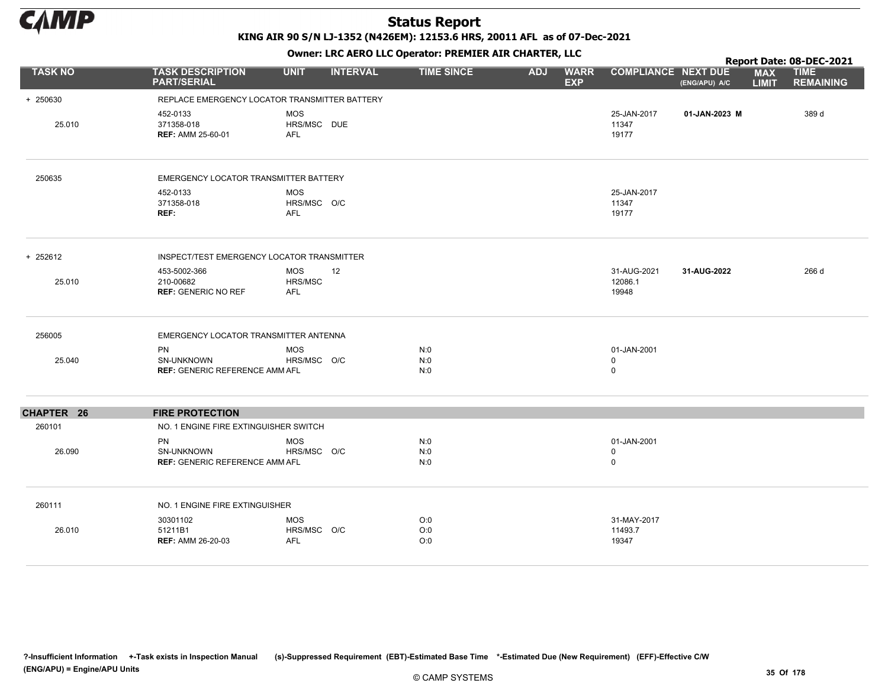# Status Report

KING AIR 90 S/N LJ-1352 (N426EM): 12153.6 HRS, 20011 AFL as of 07-Dec-2021

Owner: LRC AERO LLC Operator: PREMIER AIR CHARTER, LLC

Report Date: 08-DEC-2021

| TASK NO | TASK DESCRIPTION PART/SERIAL | UNIT | INTERVAL | TIME SINCE | ADJ | WARR EXP | COMPLIANCE | NEXT DUE (ENG/APU) A/C | MAX LIMIT | TIME REMAINING |
|---|---|---|---|---|---|---|---|---|---|---|
| + 250630 | REPLACE EMERGENCY LOCATOR TRANSMITTER BATTERY | | | | | | | | | |
| | 452-0133 | MOS | | | | | 25-JAN-2017 | **01-JAN-2023 M** | | 389 d |
| 25.010 | 371358-018 | HRS/MSC | DUE | | | | 11347 | | | |
| | **REF:** AMM 25-60-01 | AFL | | | | | 19177 | | | |
| 250635 | EMERGENCY LOCATOR TRANSMITTER BATTERY | | | | | | | | | |
| | 452-0133 | MOS | | | | | 25-JAN-2017 | | | |
| | 371358-018 | HRS/MSC | O/C | | | | 11347 | | | |
| | **REF:** | AFL | | | | | 19177 | | | |
| + 252612 | INSPECT/TEST EMERGENCY LOCATOR TRANSMITTER | | | | | | | | | |
| | 453-5002-366 | MOS | 12 | | | | 31-AUG-2021 | **31-AUG-2022** | | 266 d |
| 25.010 | 210-00682 | HRS/MSC | | | | | 12086.1 | | | |
| | **REF:** GENERIC NO REF | AFL | | | | | 19948 | | | |
| 256005 | EMERGENCY LOCATOR TRANSMITTER ANTENNA | | | | | | | | | |
| | PN | MOS | | N:0 | | | 01-JAN-2001 | | | |
| 25.040 | SN-UNKNOWN | HRS/MSC | O/C | N:0 | | | 0 | | | |
| | **REF:** GENERIC REFERENCE AMM | AFL | | N:0 | | | 0 | | | |
| **CHAPTER 26** | **FIRE PROTECTION** | | | | | | | | | |
| 260101 | NO. 1 ENGINE FIRE EXTINGUISHER SWITCH | | | | | | | | | |
| | PN | MOS | | N:0 | | | 01-JAN-2001 | | | |
| 26.090 | SN-UNKNOWN | HRS/MSC | O/C | N:0 | | | 0 | | | |
| | **REF:** GENERIC REFERENCE AMM | AFL | | N:0 | | | 0 | | | |
| 260111 | NO. 1 ENGINE FIRE EXTINGUISHER | | | | | | | | | |
| | 30301102 | MOS | | O:0 | | | 31-MAY-2017 | | | |
| 26.010 | 51211B1 | HRS/MSC | O/C | O:0 | | | 11493.7 | | | |
| | **REF:** AMM 26-20-03 | AFL | | O:0 | | | 19347 | | | |

?-Insufficient Information +-Task exists in Inspection Manual (s)-Suppressed Requirement (EBT)-Estimated Base Time *-Estimated Due (New Requirement) (EFF)-Effective C/W (ENG/APU) = Engine/APU Units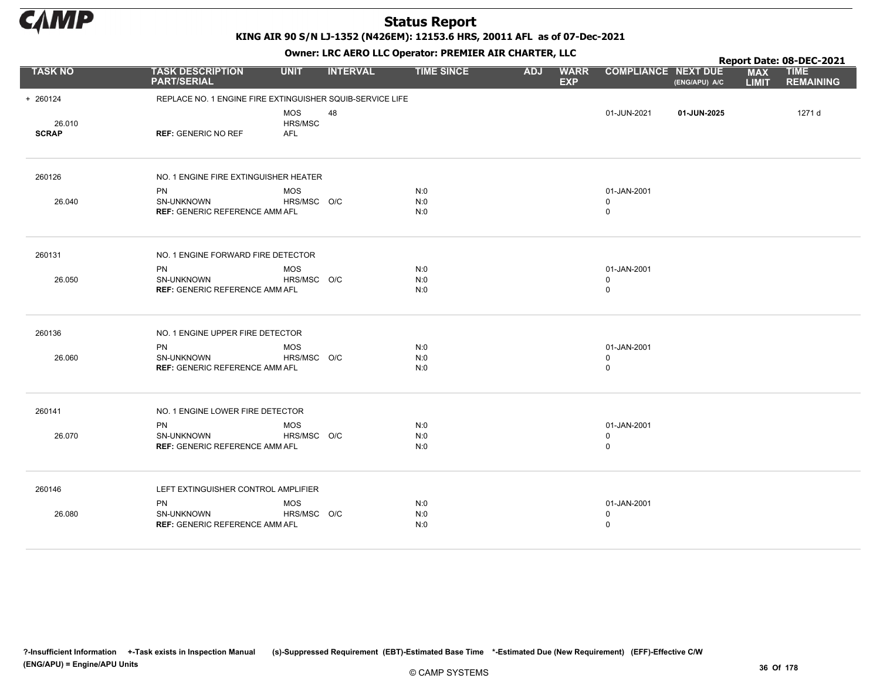# Status Report

**KING AIR 90 S/N LJ-1352 (N426EM): 12153.6 HRS, 20011 AFL as of 07-Dec-2021**

**Owner: LRC AERO LLC Operator: PREMIER AIR CHARTER, LLC**

**Report Date: 08-DEC-2021**

| TASK NO | TASK DESCRIPTION PART/SERIAL | UNIT | INTERVAL | TIME SINCE | ADJ | WARR EXP | COMPLIANCE | NEXT DUE (ENG/APU) A/C | MAX LIMIT | TIME REMAINING |
|---|---|---|---|---|---|---|---|---|---|---|
| + 260124 | REPLACE NO. 1 ENGINE FIRE EXTINGUISHER SQUIB-SERVICE LIFE | | | | | | | | | |
| | | MOS | 48 | | | | 01-JUN-2021 | **01-JUN-2025** | | 1271 d |
| 26.010 | | HRS/MSC | | | | | | | | |
| **SCRAP** | **REF:** GENERIC NO REF | AFL | | | | | | | | |
| 260126 | NO. 1 ENGINE FIRE EXTINGUISHER HEATER | | | | | | | | | |
| | PN | MOS | | N:0 | | | 01-JAN-2001 | | | |
| 26.040 | SN-UNKNOWN | HRS/MSC | O/C | N:0 | | | 0 | | | |
| | **REF:** GENERIC REFERENCE AMM | AFL | | N:0 | | | 0 | | | |
| 260131 | NO. 1 ENGINE FORWARD FIRE DETECTOR | | | | | | | | | |
| | PN | MOS | | N:0 | | | 01-JAN-2001 | | | |
| 26.050 | SN-UNKNOWN | HRS/MSC | O/C | N:0 | | | 0 | | | |
| | **REF:** GENERIC REFERENCE AMM | AFL | | N:0 | | | 0 | | | |
| 260136 | NO. 1 ENGINE UPPER FIRE DETECTOR | | | | | | | | | |
| | PN | MOS | | N:0 | | | 01-JAN-2001 | | | |
| 26.060 | SN-UNKNOWN | HRS/MSC | O/C | N:0 | | | 0 | | | |
| | **REF:** GENERIC REFERENCE AMM | AFL | | N:0 | | | 0 | | | |
| 260141 | NO. 1 ENGINE LOWER FIRE DETECTOR | | | | | | | | | |
| | PN | MOS | | N:0 | | | 01-JAN-2001 | | | |
| 26.070 | SN-UNKNOWN | HRS/MSC | O/C | N:0 | | | 0 | | | |
| | **REF:** GENERIC REFERENCE AMM | AFL | | N:0 | | | 0 | | | |
| 260146 | LEFT EXTINGUISHER CONTROL AMPLIFIER | | | | | | | | | |
| | PN | MOS | | N:0 | | | 01-JAN-2001 | | | |
| 26.080 | SN-UNKNOWN | HRS/MSC | O/C | N:0 | | | 0 | | | |
| | **REF:** GENERIC REFERENCE AMM | AFL | | N:0 | | | 0 | | | |

**?-Insufficient Information +-Task exists in Inspection Manual (s)-Suppressed Requirement (EBT)-Estimated Base Time \*-Estimated Due (New Requirement) (EFF)-Effective C/W (ENG/APU) = Engine/APU Units**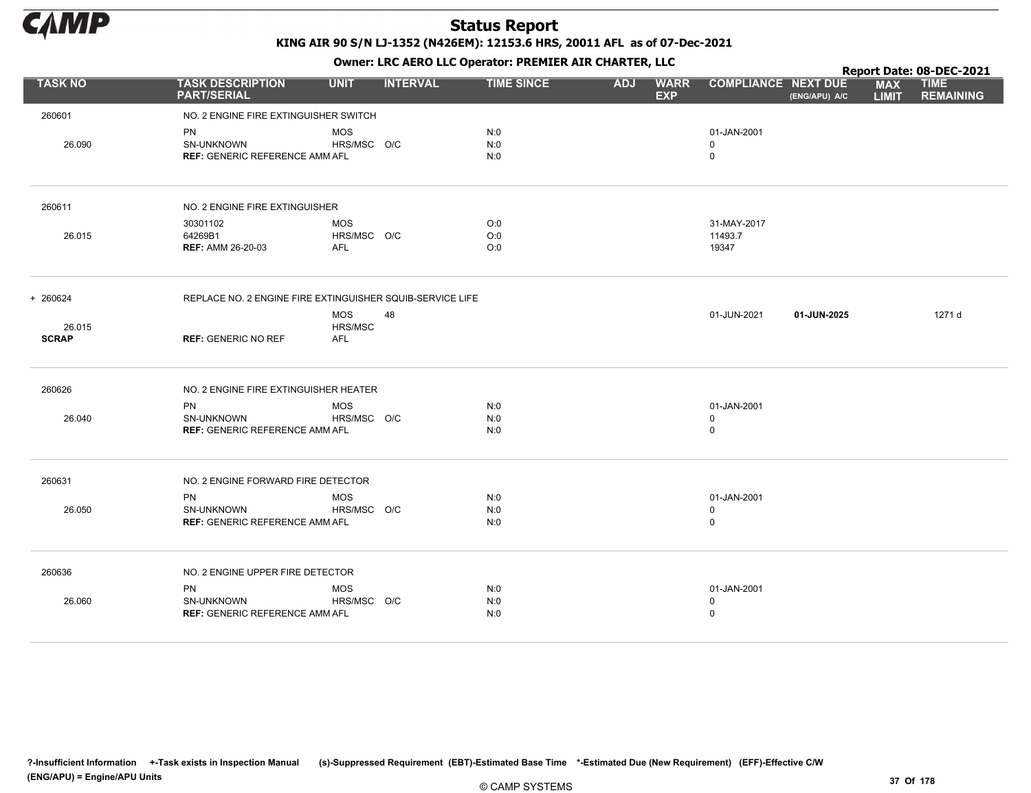# Status Report

**KING AIR 90 S/N LJ-1352 (N426EM): 12153.6 HRS, 20011 AFL as of 07-Dec-2021**

**Owner: LRC AERO LLC Operator: PREMIER AIR CHARTER, LLC**

**Report Date: 08-DEC-2021**

| TASK NO | TASK DESCRIPTION PART/SERIAL | UNIT | INTERVAL | TIME SINCE | ADJ | WARR EXP | COMPLIANCE | NEXT DUE (ENG/APU) A/C | MAX LIMIT | TIME REMAINING |
|---|---|---|---|---|---|---|---|---|---|---|
| 260601 | NO. 2 ENGINE FIRE EXTINGUISHER SWITCH | | | | | | | | | |
| | PN | MOS | | N:0 | | | 01-JAN-2001 | | | |
| 26.090 | SN-UNKNOWN | HRS/MSC | O/C | N:0 | | | 0 | | | |
| | **REF:** GENERIC REFERENCE AMM | AFL | | N:0 | | | 0 | | | |
| 260611 | NO. 2 ENGINE FIRE EXTINGUISHER | | | | | | | | | |
| | 30301102 | MOS | | O:0 | | | 31-MAY-2017 | | | |
| 26.015 | 64269B1 | HRS/MSC | O/C | O:0 | | | 11493.7 | | | |
| | **REF:** AMM 26-20-03 | AFL | | O:0 | | | 19347 | | | |
| + 260624 | REPLACE NO. 2 ENGINE FIRE EXTINGUISHER SQUIB-SERVICE LIFE | | | | | | | | | |
| | | MOS | 48 | | | | 01-JUN-2021 | **01-JUN-2025** | | 1271 d |
| 26.015 | | HRS/MSC | | | | | | | | |
| **SCRAP** | **REF:** GENERIC NO REF | AFL | | | | | | | | |
| 260626 | NO. 2 ENGINE FIRE EXTINGUISHER HEATER | | | | | | | | | |
| | PN | MOS | | N:0 | | | 01-JAN-2001 | | | |
| 26.040 | SN-UNKNOWN | HRS/MSC | O/C | N:0 | | | 0 | | | |
| | **REF:** GENERIC REFERENCE AMM | AFL | | N:0 | | | 0 | | | |
| 260631 | NO. 2 ENGINE FORWARD FIRE DETECTOR | | | | | | | | | |
| | PN | MOS | | N:0 | | | 01-JAN-2001 | | | |
| 26.050 | SN-UNKNOWN | HRS/MSC | O/C | N:0 | | | 0 | | | |
| | **REF:** GENERIC REFERENCE AMM | AFL | | N:0 | | | 0 | | | |
| 260636 | NO. 2 ENGINE UPPER FIRE DETECTOR | | | | | | | | | |
| | PN | MOS | | N:0 | | | 01-JAN-2001 | | | |
| 26.060 | SN-UNKNOWN | HRS/MSC | O/C | N:0 | | | 0 | | | |
| | **REF:** GENERIC REFERENCE AMM | AFL | | N:0 | | | 0 | | | |

**?-Insufficient Information +-Task exists in Inspection Manual (s)-Suppressed Requirement (EBT)-Estimated Base Time \*-Estimated Due (New Requirement) (EFF)-Effective C/W (ENG/APU) = Engine/APU Units**

© CAMP SYSTEMS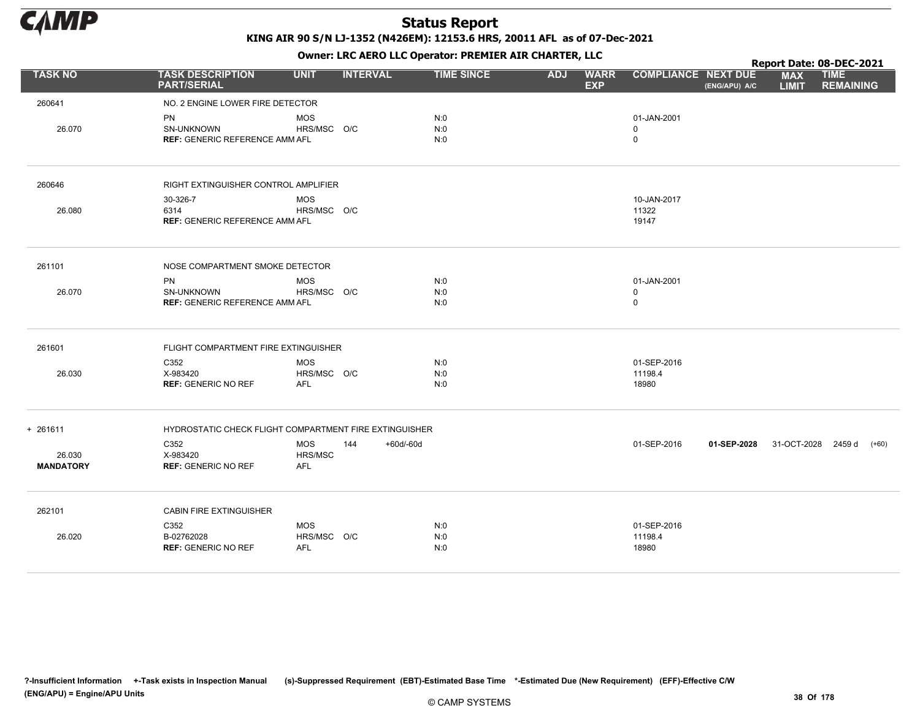# Status Report

**KING AIR 90 S/N LJ-1352 (N426EM): 12153.6 HRS, 20011 AFL as of 07-Dec-2021**

**Owner: LRC AERO LLC Operator: PREMIER AIR CHARTER, LLC**

**Report Date: 08-DEC-2021**

| TASK NO | TASK DESCRIPTION PART/SERIAL | UNIT | INTERVAL | | TIME SINCE | ADJ | WARR EXP | COMPLIANCE | NEXT DUE (ENG/APU) A/C | MAX LIMIT | TIME REMAINING |
|---|---|---|---|---|---|---|---|---|---|---|---|
| 260641 | NO. 2 ENGINE LOWER FIRE DETECTOR | | | | | | | | | | |
| | PN | MOS | | | N:0 | | | 01-JAN-2001 | | | |
| 26.070 | SN-UNKNOWN | HRS/MSC | O/C | | N:0 | | | 0 | | | |
| | **REF:** GENERIC REFERENCE AMM | AFL | | | N:0 | | | 0 | | | |
| 260646 | RIGHT EXTINGUISHER CONTROL AMPLIFIER | | | | | | | | | | |
| | 30-326-7 | MOS | | | | | | 10-JAN-2017 | | | |
| 26.080 | 6314 | HRS/MSC | O/C | | | | | 11322 | | | |
| | **REF:** GENERIC REFERENCE AMM | AFL | | | | | | 19147 | | | |
| 261101 | NOSE COMPARTMENT SMOKE DETECTOR | | | | | | | | | | |
| | PN | MOS | | | N:0 | | | 01-JAN-2001 | | | |
| 26.070 | SN-UNKNOWN | HRS/MSC | O/C | | N:0 | | | 0 | | | |
| | **REF:** GENERIC REFERENCE AMM | AFL | | | N:0 | | | 0 | | | |
| 261601 | FLIGHT COMPARTMENT FIRE EXTINGUISHER | | | | | | | | | | |
| | C352 | MOS | | | N:0 | | | 01-SEP-2016 | | | |
| 26.030 | X-983420 | HRS/MSC | O/C | | N:0 | | | 11198.4 | | | |
| | **REF:** GENERIC NO REF | AFL | | | N:0 | | | 18980 | | | |
| + 261611 | HYDROSTATIC CHECK FLIGHT COMPARTMENT FIRE EXTINGUISHER | | | | | | | | | | |
| | C352 | MOS | 144 | +60d/-60d | | | | 01-SEP-2016 | **01-SEP-2028** | 31-OCT-2028 | 2459 d (+60) |
| 26.030 | X-983420 | HRS/MSC | | | | | | | | | |
| **MANDATORY** | **REF:** GENERIC NO REF | AFL | | | | | | | | | |
| 262101 | CABIN FIRE EXTINGUISHER | | | | | | | | | | |
| | C352 | MOS | | | N:0 | | | 01-SEP-2016 | | | |
| 26.020 | B-02762028 | HRS/MSC | O/C | | N:0 | | | 11198.4 | | | |
| | **REF:** GENERIC NO REF | AFL | | | N:0 | | | 18980 | | | |

?-Insufficient Information +-Task exists in Inspection Manual (s)-Suppressed Requirement (EBT)-Estimated Base Time *-Estimated Due (New Requirement) (EFF)-Effective C/W (ENG/APU) = Engine/APU Units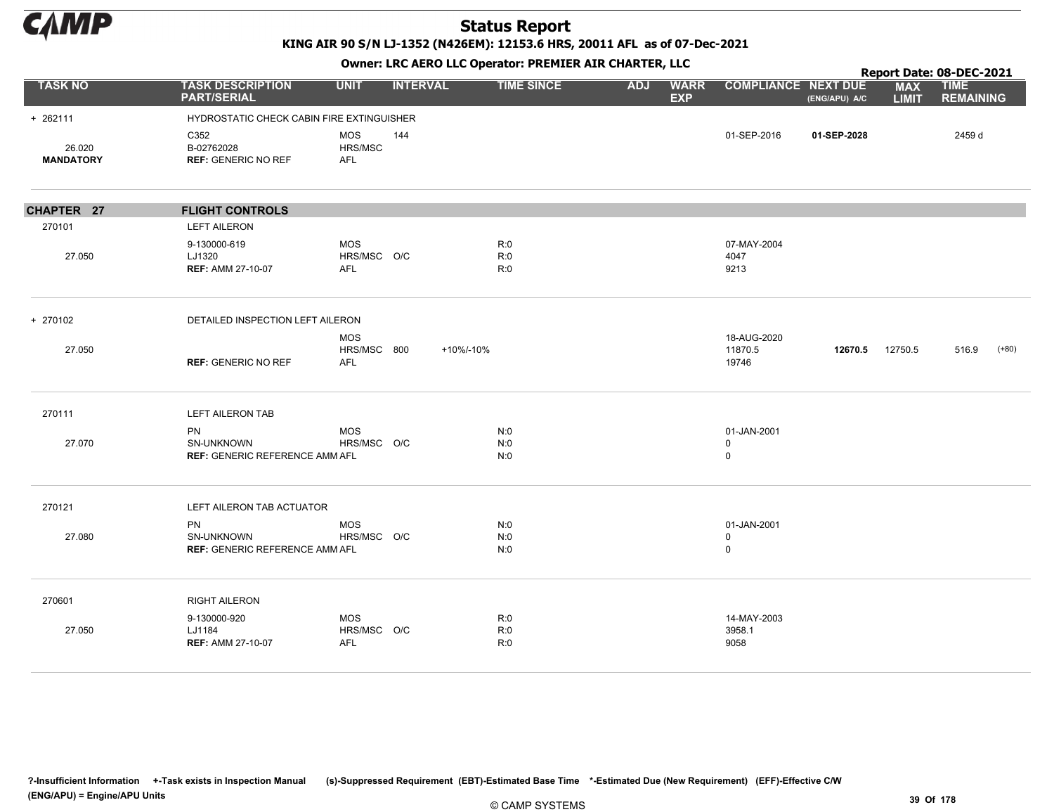# Status Report

KING AIR 90 S/N LJ-1352 (N426EM): 12153.6 HRS, 20011 AFL as of 07-Dec-2021

Owner: LRC AERO LLC Operator: PREMIER AIR CHARTER, LLC

Report Date: 08-DEC-2021

| TASK NO | TASK DESCRIPTION PART/SERIAL | UNIT | INTERVAL | | TIME SINCE | ADJ | WARR EXP | COMPLIANCE | NEXT DUE (ENG/APU) A/C | MAX LIMIT | TIME REMAINING | |
|---|---|---|---|---|---|---|---|---|---|---|---|---|
| + 262111 | HYDROSTATIC CHECK CABIN FIRE EXTINGUISHER | | | | | | | | | | | |
| | C352 | MOS | 144 | | | | | 01-SEP-2016 | **01-SEP-2028** | | 2459 d | |
| 26.020 | B-02762028 | HRS/MSC | | | | | | | | | | |
| **MANDATORY** | **REF:** GENERIC NO REF | AFL | | | | | | | | | | |

## CHAPTER 27 FLIGHT CONTROLS

| TASK NO | TASK DESCRIPTION PART/SERIAL | UNIT | INTERVAL | | TIME SINCE | ADJ | WARR EXP | COMPLIANCE | NEXT DUE (ENG/APU) A/C | MAX LIMIT | TIME REMAINING | |
|---|---|---|---|---|---|---|---|---|---|---|---|---|
| 270101 | LEFT AILERON | | | | | | | | | | | |
| | 9-130000-619 | MOS | | | R:0 | | | 07-MAY-2004 | | | | |
| 27.050 | LJ1320 | HRS/MSC | O/C | | R:0 | | | 4047 | | | | |
| | **REF:** AMM 27-10-07 | AFL | | | R:0 | | | 9213 | | | | |
| + 270102 | DETAILED INSPECTION LEFT AILERON | | | | | | | | | | | |
| | | MOS | | | | | | 18-AUG-2020 | | | | |
| 27.050 | | HRS/MSC | 800 | +10%/-10% | | | | 11870.5 | **12670.5** | 12750.5 | 516.9 | (+80) |
| | **REF:** GENERIC NO REF | AFL | | | | | | 19746 | | | | |
| 270111 | LEFT AILERON TAB | | | | | | | | | | | |
| | PN | MOS | | | N:0 | | | 01-JAN-2001 | | | | |
| 27.070 | SN-UNKNOWN | HRS/MSC | O/C | | N:0 | | | 0 | | | | |
| | **REF:** GENERIC REFERENCE AMM | AFL | | | N:0 | | | 0 | | | | |
| 270121 | LEFT AILERON TAB ACTUATOR | | | | | | | | | | | |
| | PN | MOS | | | N:0 | | | 01-JAN-2001 | | | | |
| 27.080 | SN-UNKNOWN | HRS/MSC | O/C | | N:0 | | | 0 | | | | |
| | **REF:** GENERIC REFERENCE AMM | AFL | | | N:0 | | | 0 | | | | |
| 270601 | RIGHT AILERON | | | | | | | | | | | |
| | 9-130000-920 | MOS | | | R:0 | | | 14-MAY-2003 | | | | |
| 27.050 | LJ1184 | HRS/MSC | O/C | | R:0 | | | 3958.1 | | | | |
| | **REF:** AMM 27-10-07 | AFL | | | R:0 | | | 9058 | | | | |

?-Insufficient Information +-Task exists in Inspection Manual (s)-Suppressed Requirement (EBT)-Estimated Base Time *-Estimated Due (New Requirement) (EFF)-Effective C/W (ENG/APU) = Engine/APU Units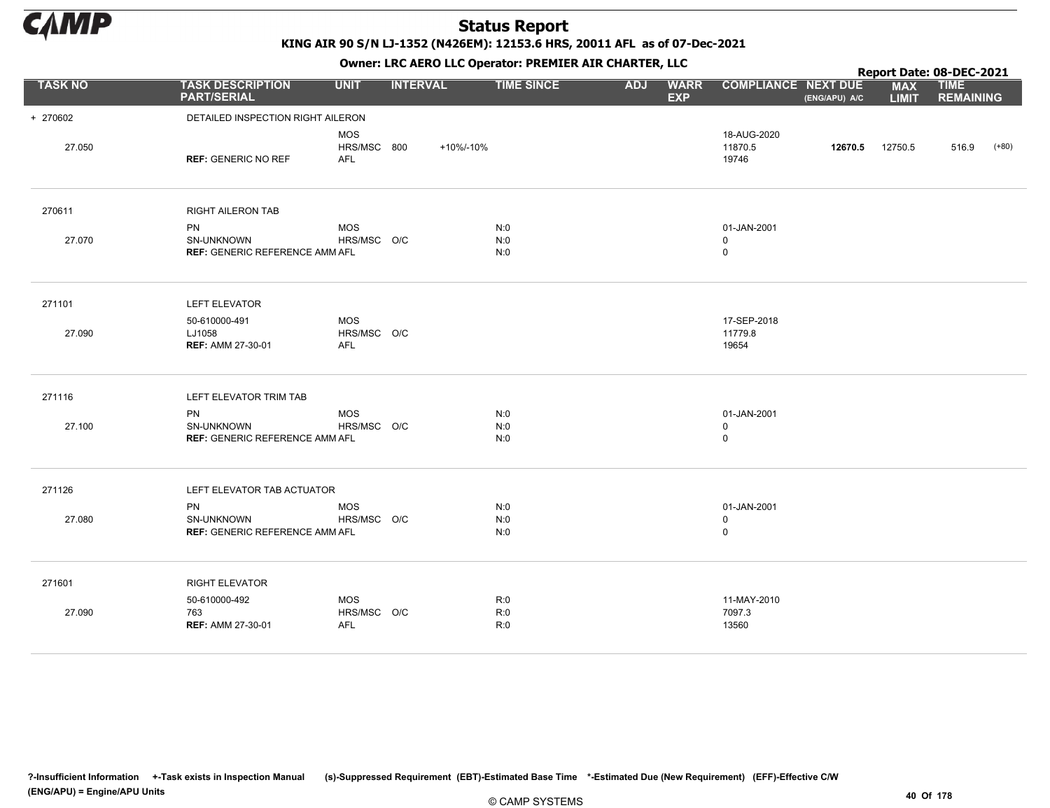# Status Report

**KING AIR 90 S/N LJ-1352 (N426EM): 12153.6 HRS, 20011 AFL as of 07-Dec-2021**

**Owner: LRC AERO LLC Operator: PREMIER AIR CHARTER, LLC**

**Report Date: 08-DEC-2021**

| TASK NO | TASK DESCRIPTION PART/SERIAL | UNIT | INTERVAL | | TIME SINCE | ADJ | WARR EXP | COMPLIANCE | NEXT DUE (ENG/APU) A/C | MAX LIMIT | TIME REMAINING | |
|---|---|---|---|---|---|---|---|---|---|---|---|---|
| + 270602 | DETAILED INSPECTION RIGHT AILERON | | | | | | | | | | | |
| 27.050 | REF: GENERIC NO REF | MOS<br>HRS/MSC<br>AFL | 800 | +10%/-10% | | | | 18-AUG-2020<br>11870.5<br>19746 | **12670.5** | 12750.5 | 516.9 | (+80) |
| 270611 | RIGHT AILERON TAB | | | | | | | | | | | |
| 27.070 | PN<br>SN-UNKNOWN<br>REF: GENERIC REFERENCE AMM | MOS<br>HRS/MSC<br>AFL | O/C | | N:0<br>N:0<br>N:0 | | | 01-JAN-2001<br>0<br>0 | | | | |
| 271101 | LEFT ELEVATOR | | | | | | | | | | | |
| 27.090 | 50-610000-491<br>LJ1058<br>REF: AMM 27-30-01 | MOS<br>HRS/MSC<br>AFL | O/C | | | | | 17-SEP-2018<br>11779.8<br>19654 | | | | |
| 271116 | LEFT ELEVATOR TRIM TAB | | | | | | | | | | | |
| 27.100 | PN<br>SN-UNKNOWN<br>REF: GENERIC REFERENCE AMM | MOS<br>HRS/MSC<br>AFL | O/C | | N:0<br>N:0<br>N:0 | | | 01-JAN-2001<br>0<br>0 | | | | |
| 271126 | LEFT ELEVATOR TAB ACTUATOR | | | | | | | | | | | |
| 27.080 | PN<br>SN-UNKNOWN<br>REF: GENERIC REFERENCE AMM | MOS<br>HRS/MSC<br>AFL | O/C | | N:0<br>N:0<br>N:0 | | | 01-JAN-2001<br>0<br>0 | | | | |
| 271601 | RIGHT ELEVATOR | | | | | | | | | | | |
| 27.090 | 50-610000-492<br>763<br>REF: AMM 27-30-01 | MOS<br>HRS/MSC<br>AFL | O/C | | R:0<br>R:0<br>R:0 | | | 11-MAY-2010<br>7097.3<br>13560 | | | | |

?-Insufficient Information +-Task exists in Inspection Manual (s)-Suppressed Requirement (EBT)-Estimated Base Time *-Estimated Due (New Requirement) (EFF)-Effective C/W (ENG/APU) = Engine/APU Units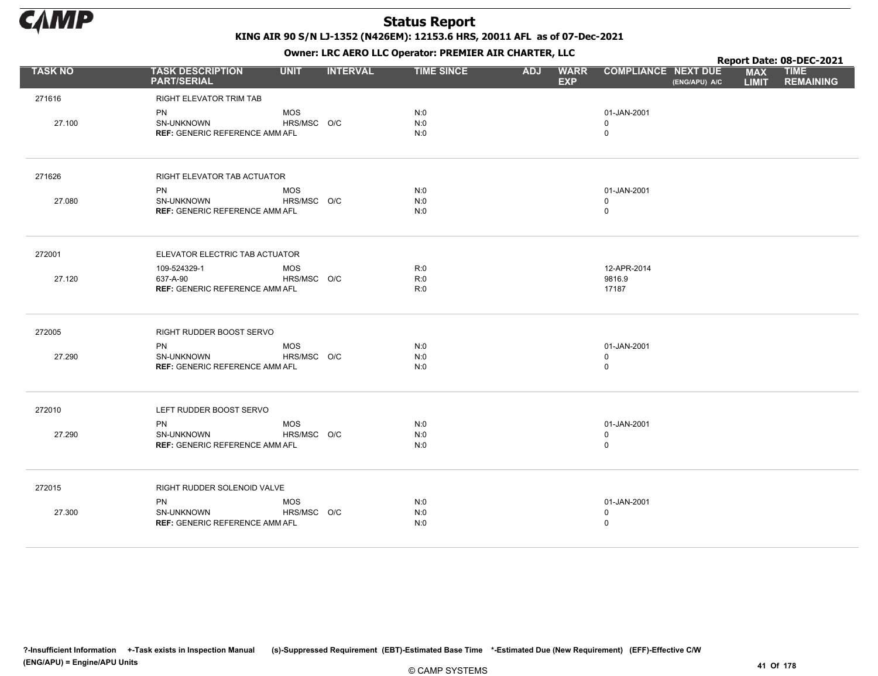# Status Report

**KING AIR 90 S/N LJ-1352 (N426EM): 12153.6 HRS, 20011 AFL as of 07-Dec-2021**

**Owner: LRC AERO LLC Operator: PREMIER AIR CHARTER, LLC**

**Report Date: 08-DEC-2021**

| TASK NO | TASK DESCRIPTION PART/SERIAL | UNIT | INTERVAL | TIME SINCE | ADJ | WARR EXP | COMPLIANCE | NEXT DUE (ENG/APU) A/C | MAX LIMIT | TIME REMAINING |
|---|---|---|---|---|---|---|---|---|---|---|
| 271616 | RIGHT ELEVATOR TRIM TAB | | | | | | | | | |
| | PN | MOS | | N:0 | | | 01-JAN-2001 | | | |
| 27.100 | SN-UNKNOWN | HRS/MSC | O/C | N:0 | | | 0 | | | |
| | **REF:** GENERIC REFERENCE AMM | AFL | | N:0 | | | 0 | | | |
| 271626 | RIGHT ELEVATOR TAB ACTUATOR | | | | | | | | | |
| | PN | MOS | | N:0 | | | 01-JAN-2001 | | | |
| 27.080 | SN-UNKNOWN | HRS/MSC | O/C | N:0 | | | 0 | | | |
| | **REF:** GENERIC REFERENCE AMM | AFL | | N:0 | | | 0 | | | |
| 272001 | ELEVATOR ELECTRIC TAB ACTUATOR | | | | | | | | | |
| | 109-524329-1 | MOS | | R:0 | | | 12-APR-2014 | | | |
| 27.120 | 637-A-90 | HRS/MSC | O/C | R:0 | | | 9816.9 | | | |
| | **REF:** GENERIC REFERENCE AMM | AFL | | R:0 | | | 17187 | | | |
| 272005 | RIGHT RUDDER BOOST SERVO | | | | | | | | | |
| | PN | MOS | | N:0 | | | 01-JAN-2001 | | | |
| 27.290 | SN-UNKNOWN | HRS/MSC | O/C | N:0 | | | 0 | | | |
| | **REF:** GENERIC REFERENCE AMM | AFL | | N:0 | | | 0 | | | |
| 272010 | LEFT RUDDER BOOST SERVO | | | | | | | | | |
| | PN | MOS | | N:0 | | | 01-JAN-2001 | | | |
| 27.290 | SN-UNKNOWN | HRS/MSC | O/C | N:0 | | | 0 | | | |
| | **REF:** GENERIC REFERENCE AMM | AFL | | N:0 | | | 0 | | | |
| 272015 | RIGHT RUDDER SOLENOID VALVE | | | | | | | | | |
| | PN | MOS | | N:0 | | | 01-JAN-2001 | | | |
| 27.300 | SN-UNKNOWN | HRS/MSC | O/C | N:0 | | | 0 | | | |
| | **REF:** GENERIC REFERENCE AMM | AFL | | N:0 | | | 0 | | | |

?-Insufficient Information +-Task exists in Inspection Manual (s)-Suppressed Requirement (EBT)-Estimated Base Time *-Estimated Due (New Requirement) (EFF)-Effective C/W
(ENG/APU) = Engine/APU Units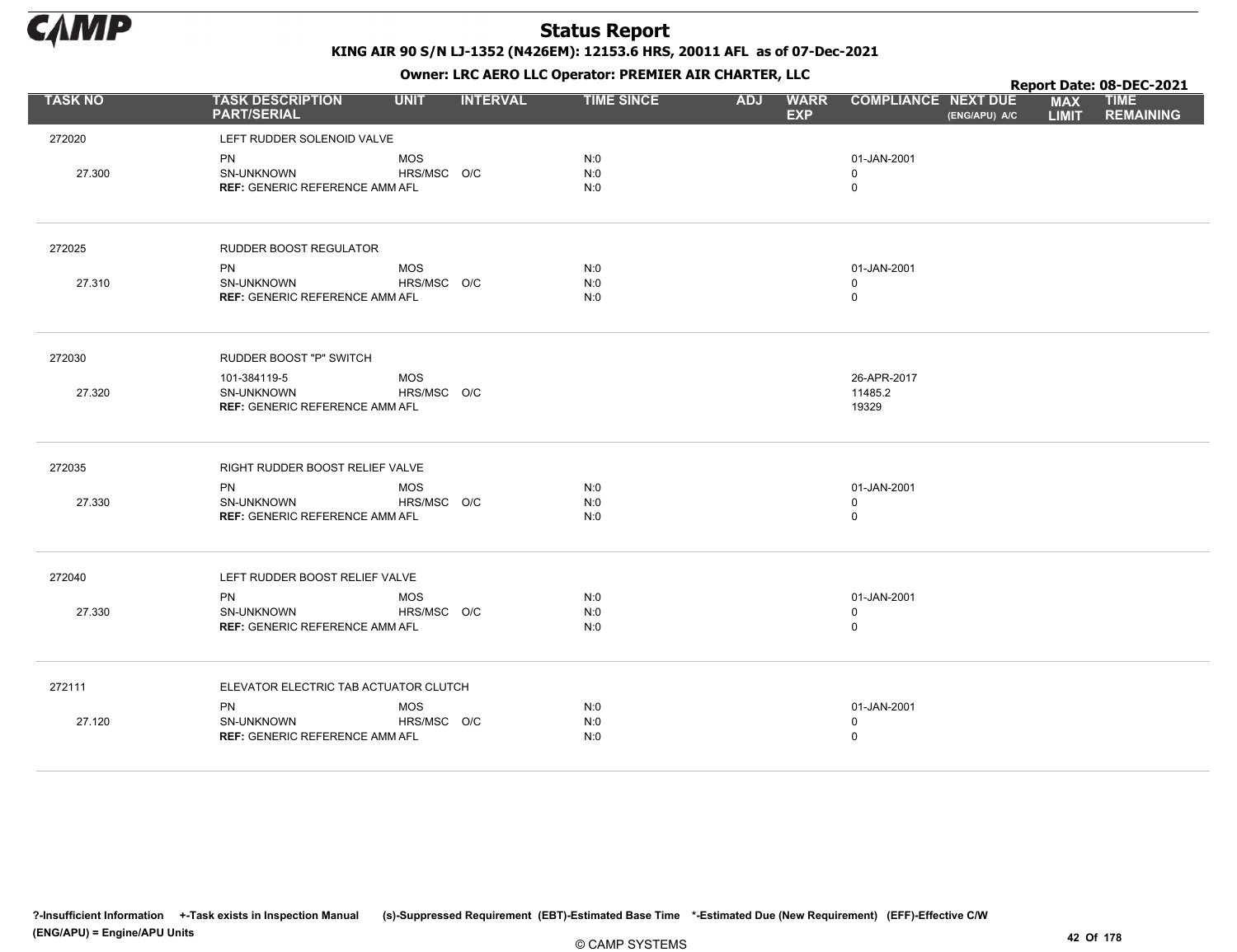# Status Report

**KING AIR 90 S/N LJ-1352 (N426EM): 12153.6 HRS, 20011 AFL as of 07-Dec-2021**

**Owner: LRC AERO LLC Operator: PREMIER AIR CHARTER, LLC**

**Report Date: 08-DEC-2021**

| TASK NO | TASK DESCRIPTION PART/SERIAL | UNIT | INTERVAL | TIME SINCE | ADJ | WARR EXP | COMPLIANCE | NEXT DUE (ENG/APU) A/C | MAX LIMIT | TIME REMAINING |
|---|---|---|---|---|---|---|---|---|---|---|
| 272020 | LEFT RUDDER SOLENOID VALVE | | | | | | | | | |
| | PN | MOS | | N:0 | | | 01-JAN-2001 | | | |
| 27.300 | SN-UNKNOWN | HRS/MSC | O/C | N:0 | | | 0 | | | |
| | **REF:** GENERIC REFERENCE AMM | AFL | | N:0 | | | 0 | | | |
| 272025 | RUDDER BOOST REGULATOR | | | | | | | | | |
| | PN | MOS | | N:0 | | | 01-JAN-2001 | | | |
| 27.310 | SN-UNKNOWN | HRS/MSC | O/C | N:0 | | | 0 | | | |
| | **REF:** GENERIC REFERENCE AMM | AFL | | N:0 | | | 0 | | | |
| 272030 | RUDDER BOOST "P" SWITCH | | | | | | | | | |
| | 101-384119-5 | MOS | | | | | 26-APR-2017 | | | |
| 27.320 | SN-UNKNOWN | HRS/MSC | O/C | | | | 11485.2 | | | |
| | **REF:** GENERIC REFERENCE AMM | AFL | | | | | 19329 | | | |
| 272035 | RIGHT RUDDER BOOST RELIEF VALVE | | | | | | | | | |
| | PN | MOS | | N:0 | | | 01-JAN-2001 | | | |
| 27.330 | SN-UNKNOWN | HRS/MSC | O/C | N:0 | | | 0 | | | |
| | **REF:** GENERIC REFERENCE AMM | AFL | | N:0 | | | 0 | | | |
| 272040 | LEFT RUDDER BOOST RELIEF VALVE | | | | | | | | | |
| | PN | MOS | | N:0 | | | 01-JAN-2001 | | | |
| 27.330 | SN-UNKNOWN | HRS/MSC | O/C | N:0 | | | 0 | | | |
| | **REF:** GENERIC REFERENCE AMM | AFL | | N:0 | | | 0 | | | |
| 272111 | ELEVATOR ELECTRIC TAB ACTUATOR CLUTCH | | | | | | | | | |
| | PN | MOS | | N:0 | | | 01-JAN-2001 | | | |
| 27.120 | SN-UNKNOWN | HRS/MSC | O/C | N:0 | | | 0 | | | |
| | **REF:** GENERIC REFERENCE AMM | AFL | | N:0 | | | 0 | | | |

**?-Insufficient Information +-Task exists in Inspection Manual (s)-Suppressed Requirement (EBT)-Estimated Base Time \*-Estimated Due (New Requirement) (EFF)-Effective C/W**
**(ENG/APU) = Engine/APU Units**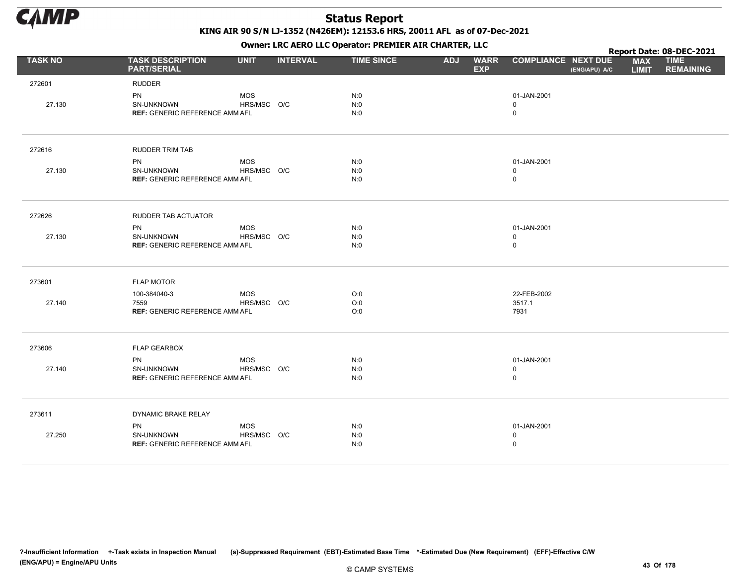# Status Report

**KING AIR 90 S/N LJ-1352 (N426EM): 12153.6 HRS, 20011 AFL as of 07-Dec-2021**

**Owner: LRC AERO LLC Operator: PREMIER AIR CHARTER, LLC**

**Report Date: 08-DEC-2021**

| TASK NO | TASK DESCRIPTION PART/SERIAL | UNIT | INTERVAL | TIME SINCE | ADJ | WARR EXP | COMPLIANCE | NEXT DUE (ENG/APU) A/C | MAX LIMIT | TIME REMAINING |
|---|---|---|---|---|---|---|---|---|---|---|
| 272601 | RUDDER | | | | | | | | | |
| | PN | MOS | | N:0 | | | 01-JAN-2001 | | | |
| 27.130 | SN-UNKNOWN | HRS/MSC | O/C | N:0 | | | 0 | | | |
| | **REF:** GENERIC REFERENCE AMM | AFL | | N:0 | | | 0 | | | |
| 272616 | RUDDER TRIM TAB | | | | | | | | | |
| | PN | MOS | | N:0 | | | 01-JAN-2001 | | | |
| 27.130 | SN-UNKNOWN | HRS/MSC | O/C | N:0 | | | 0 | | | |
| | **REF:** GENERIC REFERENCE AMM | AFL | | N:0 | | | 0 | | | |
| 272626 | RUDDER TAB ACTUATOR | | | | | | | | | |
| | PN | MOS | | N:0 | | | 01-JAN-2001 | | | |
| 27.130 | SN-UNKNOWN | HRS/MSC | O/C | N:0 | | | 0 | | | |
| | **REF:** GENERIC REFERENCE AMM | AFL | | N:0 | | | 0 | | | |
| 273601 | FLAP MOTOR | | | | | | | | | |
| | 100-384040-3 | MOS | | O:0 | | | 22-FEB-2002 | | | |
| 27.140 | 7559 | HRS/MSC | O/C | O:0 | | | 3517.1 | | | |
| | **REF:** GENERIC REFERENCE AMM | AFL | | O:0 | | | 7931 | | | |
| 273606 | FLAP GEARBOX | | | | | | | | | |
| | PN | MOS | | N:0 | | | 01-JAN-2001 | | | |
| 27.140 | SN-UNKNOWN | HRS/MSC | O/C | N:0 | | | 0 | | | |
| | **REF:** GENERIC REFERENCE AMM | AFL | | N:0 | | | 0 | | | |
| 273611 | DYNAMIC BRAKE RELAY | | | | | | | | | |
| | PN | MOS | | N:0 | | | 01-JAN-2001 | | | |
| 27.250 | SN-UNKNOWN | HRS/MSC | O/C | N:0 | | | 0 | | | |
| | **REF:** GENERIC REFERENCE AMM | AFL | | N:0 | | | 0 | | | |

?-Insufficient Information +-Task exists in Inspection Manual (s)-Suppressed Requirement (EBT)-Estimated Base Time *-Estimated Due (New Requirement) (EFF)-Effective C/W
(ENG/APU) = Engine/APU Units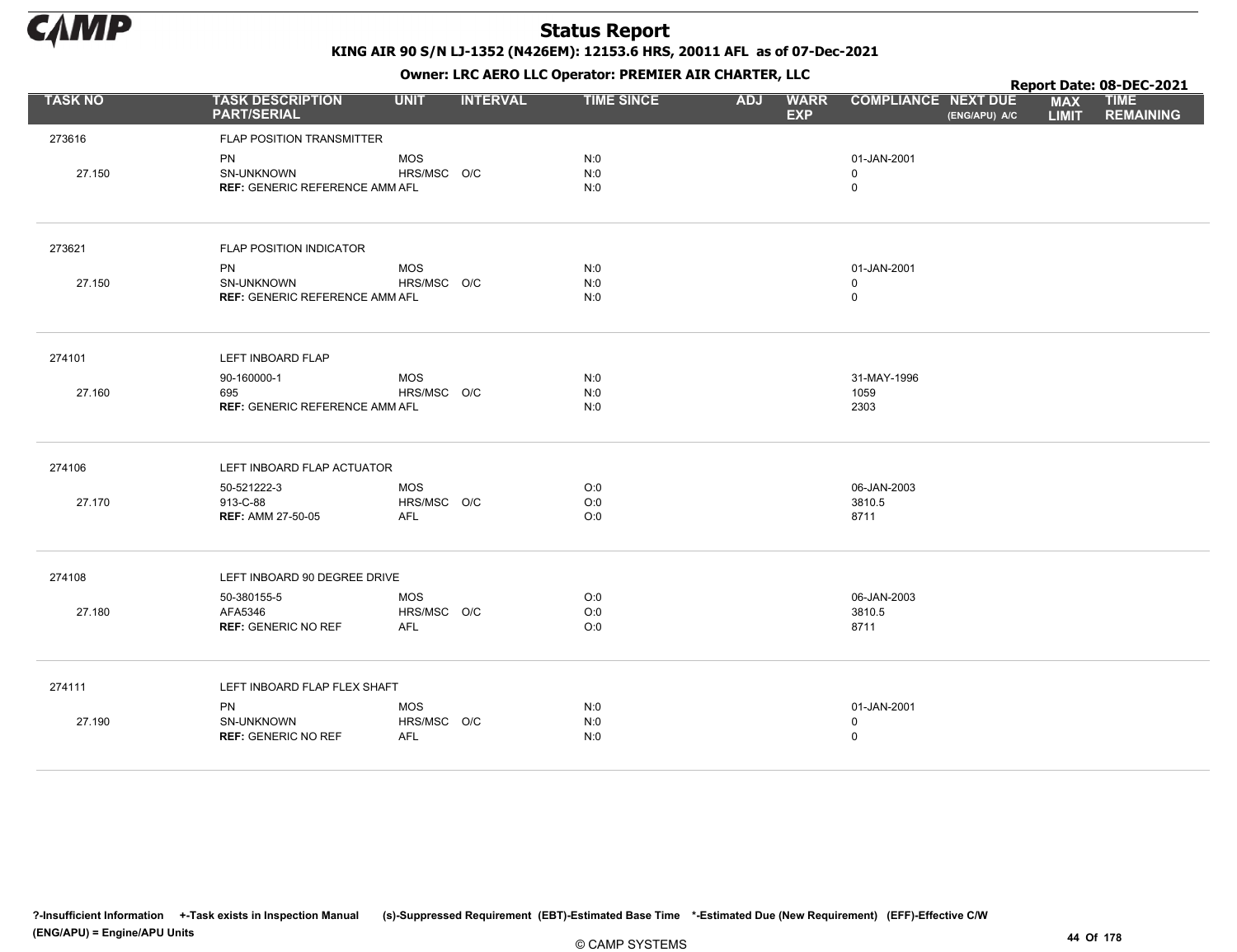# Status Report

**KING AIR 90 S/N LJ-1352 (N426EM): 12153.6 HRS, 20011 AFL as of 07-Dec-2021**

**Owner: LRC AERO LLC Operator: PREMIER AIR CHARTER, LLC**

**Report Date: 08-DEC-2021**

| TASK NO | TASK DESCRIPTION PART/SERIAL | UNIT | INTERVAL | TIME SINCE | ADJ | WARR EXP | COMPLIANCE | NEXT DUE (ENG/APU) A/C | MAX LIMIT | TIME REMAINING |
|---|---|---|---|---|---|---|---|---|---|---|
| 273616 | FLAP POSITION TRANSMITTER | | | | | | | | | |
| | PN | MOS | | N:0 | | | 01-JAN-2001 | | | |
| 27.150 | SN-UNKNOWN | HRS/MSC | O/C | N:0 | | | 0 | | | |
| | **REF:** GENERIC REFERENCE AMM | AFL | | N:0 | | | 0 | | | |
| 273621 | FLAP POSITION INDICATOR | | | | | | | | | |
| | PN | MOS | | N:0 | | | 01-JAN-2001 | | | |
| 27.150 | SN-UNKNOWN | HRS/MSC | O/C | N:0 | | | 0 | | | |
| | **REF:** GENERIC REFERENCE AMM | AFL | | N:0 | | | 0 | | | |
| 274101 | LEFT INBOARD FLAP | | | | | | | | | |
| | 90-160000-1 | MOS | | N:0 | | | 31-MAY-1996 | | | |
| 27.160 | 695 | HRS/MSC | O/C | N:0 | | | 1059 | | | |
| | **REF:** GENERIC REFERENCE AMM | AFL | | N:0 | | | 2303 | | | |
| 274106 | LEFT INBOARD FLAP ACTUATOR | | | | | | | | | |
| | 50-521222-3 | MOS | | O:0 | | | 06-JAN-2003 | | | |
| 27.170 | 913-C-88 | HRS/MSC | O/C | O:0 | | | 3810.5 | | | |
| | **REF:** AMM 27-50-05 | AFL | | O:0 | | | 8711 | | | |
| 274108 | LEFT INBOARD 90 DEGREE DRIVE | | | | | | | | | |
| | 50-380155-5 | MOS | | O:0 | | | 06-JAN-2003 | | | |
| 27.180 | AFA5346 | HRS/MSC | O/C | O:0 | | | 3810.5 | | | |
| | **REF:** GENERIC NO REF | AFL | | O:0 | | | 8711 | | | |
| 274111 | LEFT INBOARD FLAP FLEX SHAFT | | | | | | | | | |
| | PN | MOS | | N:0 | | | 01-JAN-2001 | | | |
| 27.190 | SN-UNKNOWN | HRS/MSC | O/C | N:0 | | | 0 | | | |
| | **REF:** GENERIC NO REF | AFL | | N:0 | | | 0 | | | |

?-Insufficient Information +-Task exists in Inspection Manual (s)-Suppressed Requirement (EBT)-Estimated Base Time *-Estimated Due (New Requirement) (EFF)-Effective C/W
(ENG/APU) = Engine/APU Units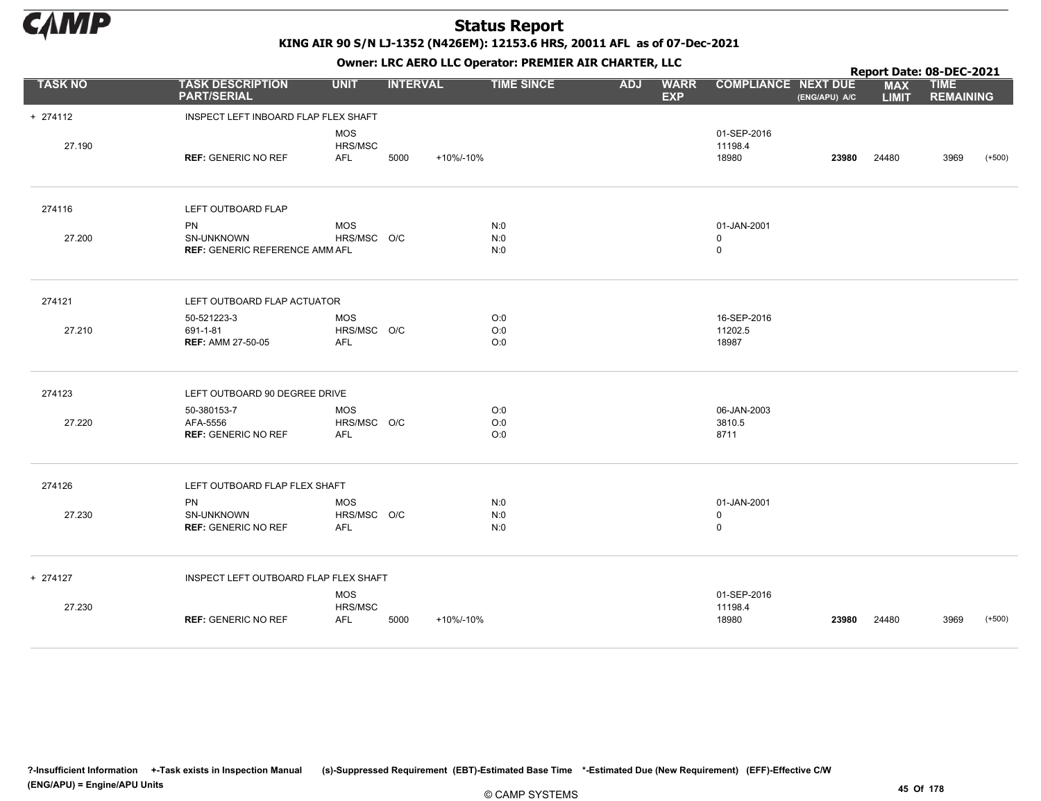# Status Report

**KING AIR 90 S/N LJ-1352 (N426EM): 12153.6 HRS, 20011 AFL as of 07-Dec-2021**

**Owner: LRC AERO LLC Operator: PREMIER AIR CHARTER, LLC**

**Report Date: 08-DEC-2021**

| TASK NO | TASK DESCRIPTION PART/SERIAL | UNIT | INTERVAL | | TIME SINCE | ADJ | WARR EXP | COMPLIANCE | NEXT DUE (ENG/APU) A/C | MAX LIMIT | TIME REMAINING | |
|---|---|---|---|---|---|---|---|---|---|---|---|---|
| + 274112 | INSPECT LEFT INBOARD FLAP FLEX SHAFT | | | | | | | | | | | |
| | | MOS | | | | | | 01-SEP-2016 | | | | |
| 27.190 | | HRS/MSC | | | | | | 11198.4 | | | | |
| | **REF:** GENERIC NO REF | AFL | 5000 | +10%/-10% | | | | 18980 | **23980** | 24480 | 3969 | (+500) |
| 274116 | LEFT OUTBOARD FLAP | | | | | | | | | | | |
| | PN | MOS | | | N:0 | | | 01-JAN-2001 | | | | |
| 27.200 | SN-UNKNOWN | HRS/MSC | O/C | | N:0 | | | 0 | | | | |
| | **REF:** GENERIC REFERENCE AMM | AFL | | | N:0 | | | 0 | | | | |
| 274121 | LEFT OUTBOARD FLAP ACTUATOR | | | | | | | | | | | |
| | 50-521223-3 | MOS | | | O:0 | | | 16-SEP-2016 | | | | |
| 27.210 | 691-1-81 | HRS/MSC | O/C | | O:0 | | | 11202.5 | | | | |
| | **REF:** AMM 27-50-05 | AFL | | | O:0 | | | 18987 | | | | |
| 274123 | LEFT OUTBOARD 90 DEGREE DRIVE | | | | | | | | | | | |
| | 50-380153-7 | MOS | | | O:0 | | | 06-JAN-2003 | | | | |
| 27.220 | AFA-5556 | HRS/MSC | O/C | | O:0 | | | 3810.5 | | | | |
| | **REF:** GENERIC NO REF | AFL | | | O:0 | | | 8711 | | | | |
| 274126 | LEFT OUTBOARD FLAP FLEX SHAFT | | | | | | | | | | | |
| | PN | MOS | | | N:0 | | | 01-JAN-2001 | | | | |
| 27.230 | SN-UNKNOWN | HRS/MSC | O/C | | N:0 | | | 0 | | | | |
| | **REF:** GENERIC NO REF | AFL | | | N:0 | | | 0 | | | | |
| + 274127 | INSPECT LEFT OUTBOARD FLAP FLEX SHAFT | | | | | | | | | | | |
| | | MOS | | | | | | 01-SEP-2016 | | | | |
| 27.230 | | HRS/MSC | | | | | | 11198.4 | | | | |
| | **REF:** GENERIC NO REF | AFL | 5000 | +10%/-10% | | | | 18980 | **23980** | 24480 | 3969 | (+500) |

**?-Insufficient Information +-Task exists in Inspection Manual (s)-Suppressed Requirement (EBT)-Estimated Base Time \*-Estimated Due (New Requirement) (EFF)-Effective C/W (ENG/APU) = Engine/APU Units**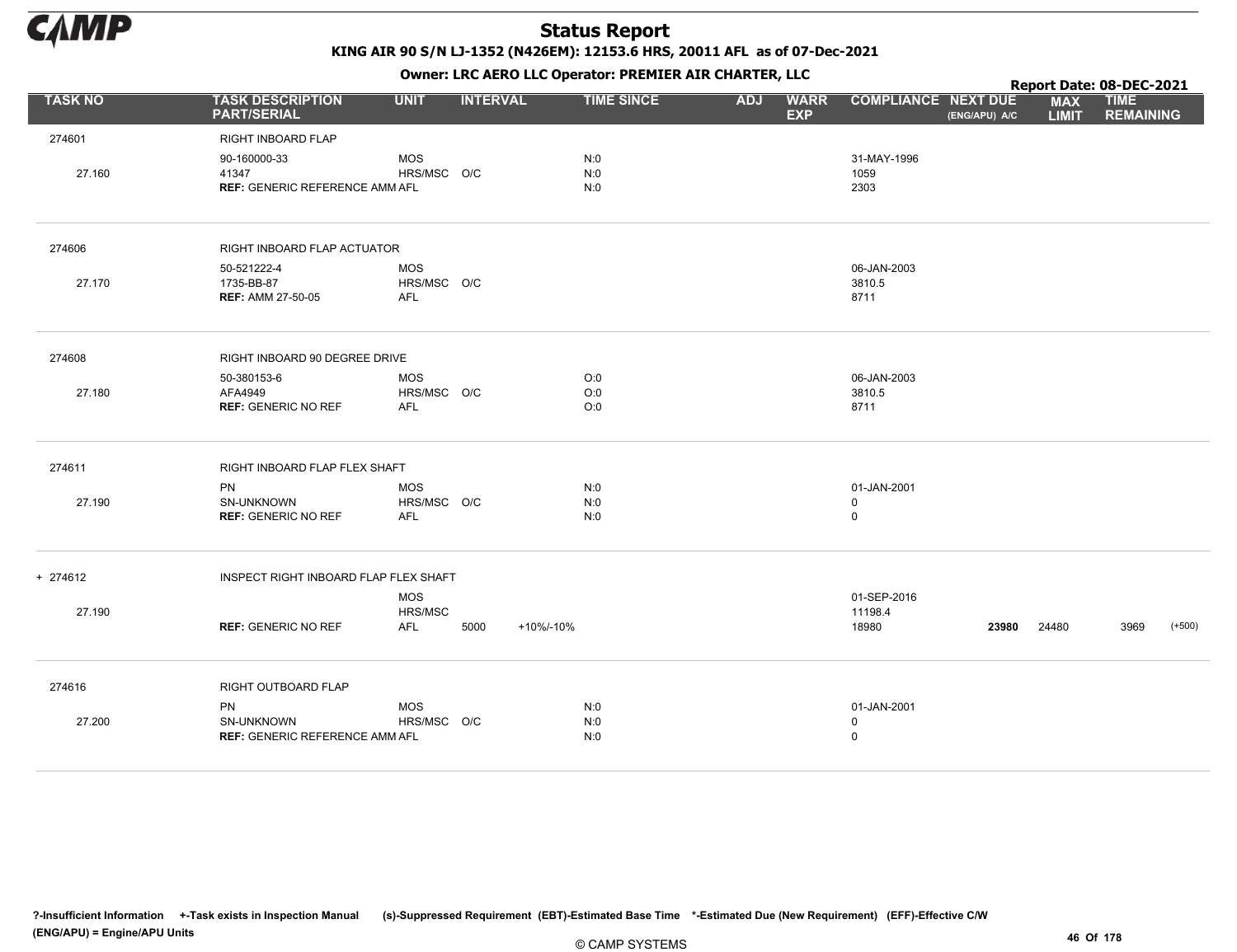# Status Report

**KING AIR 90 S/N LJ-1352 (N426EM): 12153.6 HRS, 20011 AFL as of 07-Dec-2021**

**Owner: LRC AERO LLC Operator: PREMIER AIR CHARTER, LLC**

**Report Date: 08-DEC-2021**

| TASK NO | TASK DESCRIPTION PART/SERIAL | UNIT | INTERVAL | | TIME SINCE | ADJ | WARR EXP | COMPLIANCE | NEXT DUE (ENG/APU) A/C | MAX LIMIT | TIME REMAINING | |
|---|---|---|---|---|---|---|---|---|---|---|---|---|
| 274601 | RIGHT INBOARD FLAP | | | | | | | | | | | |
| | 90-160000-33 | MOS | | | N:0 | | | 31-MAY-1996 | | | | |
| 27.160 | 41347 | HRS/MSC | O/C | | N:0 | | | 1059 | | | | |
| | **REF:** GENERIC REFERENCE AMM | AFL | | | N:0 | | | 2303 | | | | |
| 274606 | RIGHT INBOARD FLAP ACTUATOR | | | | | | | | | | | |
| | 50-521222-4 | MOS | | | | | | 06-JAN-2003 | | | | |
| 27.170 | 1735-BB-87 | HRS/MSC | O/C | | | | | 3810.5 | | | | |
| | **REF:** AMM 27-50-05 | AFL | | | | | | 8711 | | | | |
| 274608 | RIGHT INBOARD 90 DEGREE DRIVE | | | | | | | | | | | |
| | 50-380153-6 | MOS | | | O:0 | | | 06-JAN-2003 | | | | |
| 27.180 | AFA4949 | HRS/MSC | O/C | | O:0 | | | 3810.5 | | | | |
| | **REF:** GENERIC NO REF | AFL | | | O:0 | | | 8711 | | | | |
| 274611 | RIGHT INBOARD FLAP FLEX SHAFT | | | | | | | | | | | |
| | PN | MOS | | | N:0 | | | 01-JAN-2001 | | | | |
| 27.190 | SN-UNKNOWN | HRS/MSC | O/C | | N:0 | | | 0 | | | | |
| | **REF:** GENERIC NO REF | AFL | | | N:0 | | | 0 | | | | |
| + 274612 | INSPECT RIGHT INBOARD FLAP FLEX SHAFT | | | | | | | | | | | |
| | | MOS | | | | | | 01-SEP-2016 | | | | |
| 27.190 | | HRS/MSC | | | | | | 11198.4 | | | | |
| | **REF:** GENERIC NO REF | AFL | 5000 | +10%/-10% | | | | 18980 | **23980** | 24480 | 3969 | (+500) |
| 274616 | RIGHT OUTBOARD FLAP | | | | | | | | | | | |
| | PN | MOS | | | N:0 | | | 01-JAN-2001 | | | | |
| 27.200 | SN-UNKNOWN | HRS/MSC | O/C | | N:0 | | | 0 | | | | |
| | **REF:** GENERIC REFERENCE AMM | AFL | | | N:0 | | | 0 | | | | |

?-Insufficient Information +-Task exists in Inspection Manual (s)-Suppressed Requirement (EBT)-Estimated Base Time *-Estimated Due (New Requirement) (EFF)-Effective C/W
(ENG/APU) = Engine/APU Units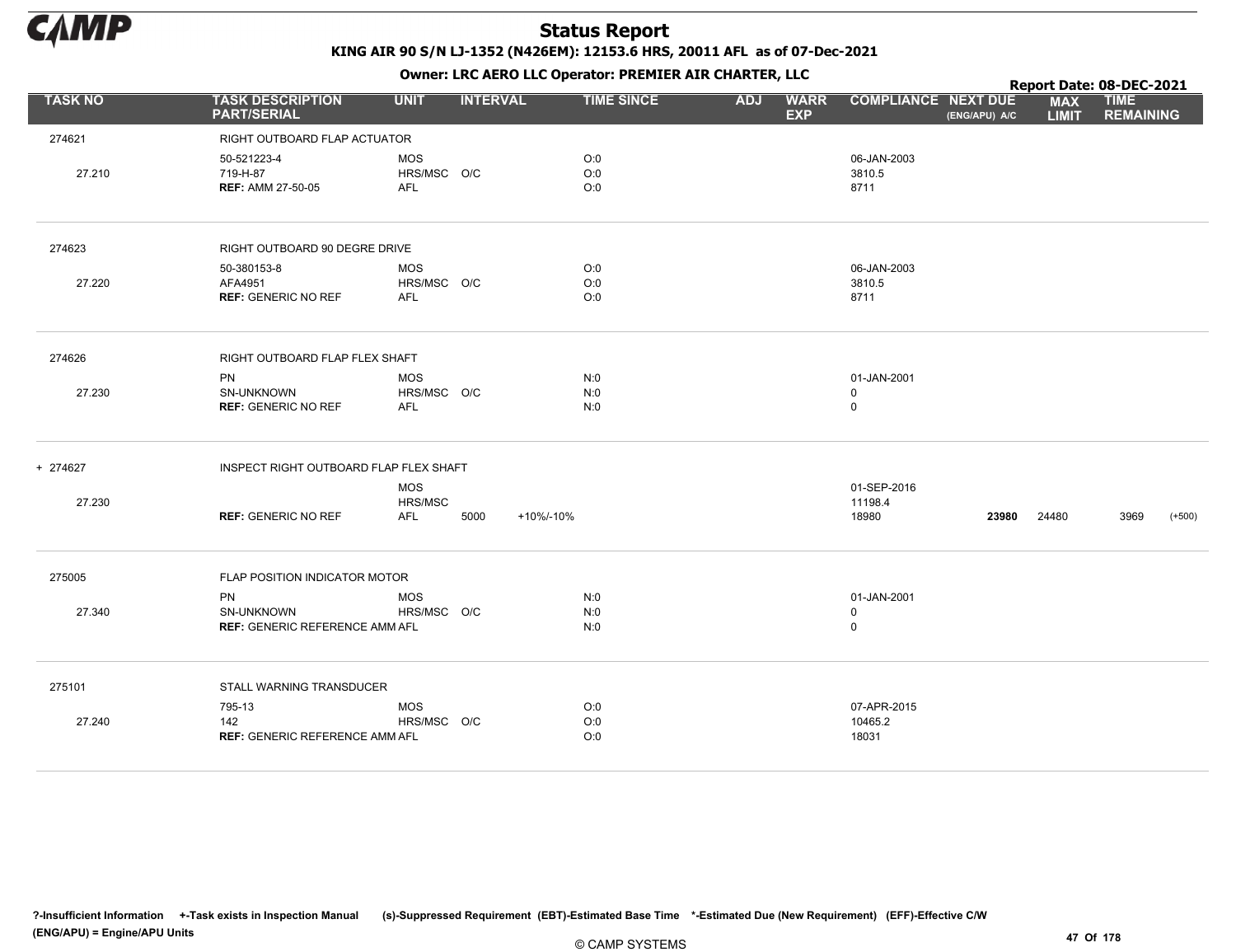# Status Report

**KING AIR 90 S/N LJ-1352 (N426EM): 12153.6 HRS, 20011 AFL as of 07-Dec-2021**

**Owner: LRC AERO LLC Operator: PREMIER AIR CHARTER, LLC**

**Report Date: 08-DEC-2021**

| TASK NO | TASK DESCRIPTION PART/SERIAL | UNIT | INTERVAL | | TIME SINCE | ADJ | WARR EXP | COMPLIANCE | NEXT DUE (ENG/APU) A/C | MAX LIMIT | TIME REMAINING | |
|---|---|---|---|---|---|---|---|---|---|---|---|---|
| 274621 | RIGHT OUTBOARD FLAP ACTUATOR | | | | | | | | | | | |
| | 50-521223-4 | MOS | | | O:0 | | | 06-JAN-2003 | | | | |
| 27.210 | 719-H-87 | HRS/MSC | O/C | | O:0 | | | 3810.5 | | | | |
| | **REF:** AMM 27-50-05 | AFL | | | O:0 | | | 8711 | | | | |
| 274623 | RIGHT OUTBOARD 90 DEGRE DRIVE | | | | | | | | | | | |
| | 50-380153-8 | MOS | | | O:0 | | | 06-JAN-2003 | | | | |
| 27.220 | AFA4951 | HRS/MSC | O/C | | O:0 | | | 3810.5 | | | | |
| | **REF:** GENERIC NO REF | AFL | | | O:0 | | | 8711 | | | | |
| 274626 | RIGHT OUTBOARD FLAP FLEX SHAFT | | | | | | | | | | | |
| | PN | MOS | | | N:0 | | | 01-JAN-2001 | | | | |
| 27.230 | SN-UNKNOWN | HRS/MSC | O/C | | N:0 | | | 0 | | | | |
| | **REF:** GENERIC NO REF | AFL | | | N:0 | | | 0 | | | | |
| + 274627 | INSPECT RIGHT OUTBOARD FLAP FLEX SHAFT | | | | | | | | | | | |
| | | MOS | | | | | | 01-SEP-2016 | | | | |
| 27.230 | | HRS/MSC | | | | | | 11198.4 | | | | |
| | **REF:** GENERIC NO REF | AFL | 5000 | +10%/-10% | | | | 18980 | **23980** | 24480 | 3969 | (+500) |
| 275005 | FLAP POSITION INDICATOR MOTOR | | | | | | | | | | | |
| | PN | MOS | | | N:0 | | | 01-JAN-2001 | | | | |
| 27.340 | SN-UNKNOWN | HRS/MSC | O/C | | N:0 | | | 0 | | | | |
| | **REF:** GENERIC REFERENCE AMM | AFL | | | N:0 | | | 0 | | | | |
| 275101 | STALL WARNING TRANSDUCER | | | | | | | | | | | |
| | 795-13 | MOS | | | O:0 | | | 07-APR-2015 | | | | |
| 27.240 | 142 | HRS/MSC | O/C | | O:0 | | | 10465.2 | | | | |
| | **REF:** GENERIC REFERENCE AMM | AFL | | | O:0 | | | 18031 | | | | |

?-Insufficient Information +-Task exists in Inspection Manual (s)-Suppressed Requirement (EBT)-Estimated Base Time *-Estimated Due (New Requirement) (EFF)-Effective C/W
(ENG/APU) = Engine/APU Units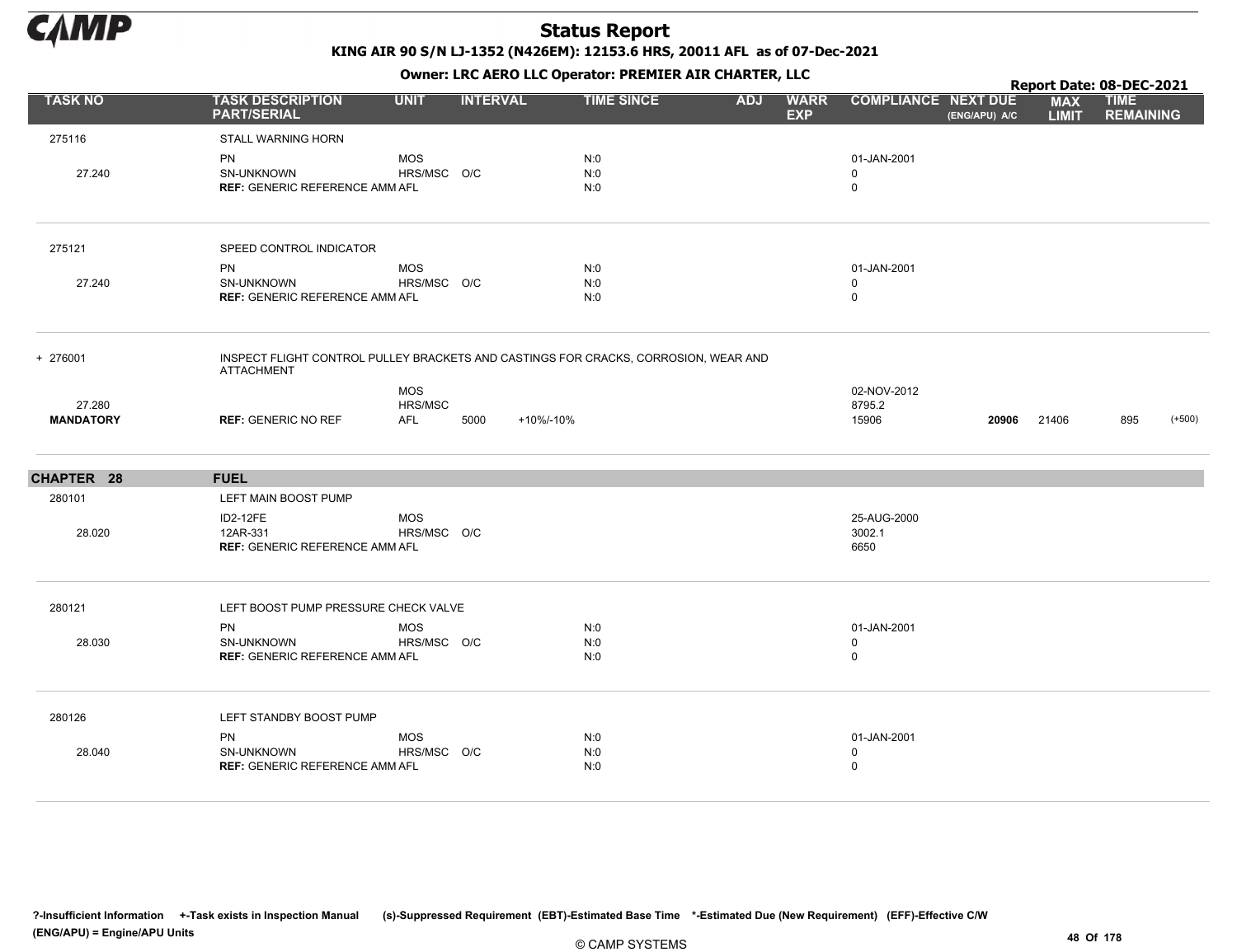# Status Report

KING AIR 90 S/N LJ-1352 (N426EM): 12153.6 HRS, 20011 AFL as of 07-Dec-2021

Owner: LRC AERO LLC Operator: PREMIER AIR CHARTER, LLC

Report Date: 08-DEC-2021

| TASK NO | TASK DESCRIPTION PART/SERIAL | UNIT | INTERVAL | | TIME SINCE | ADJ | WARR EXP | COMPLIANCE | NEXT DUE (ENG/APU) A/C | MAX LIMIT | TIME REMAINING | |
|---|---|---|---|---|---|---|---|---|---|---|---|---|
| 275116 | STALL WARNING HORN | | | | | | | | | | | |
| | PN | MOS | | | N:0 | | | 01-JAN-2001 | | | | |
| 27.240 | SN-UNKNOWN | HRS/MSC | O/C | | N:0 | | | 0 | | | | |
| | **REF:** GENERIC REFERENCE AMM | AFL | | | N:0 | | | 0 | | | | |
| 275121 | SPEED CONTROL INDICATOR | | | | | | | | | | | |
| | PN | MOS | | | N:0 | | | 01-JAN-2001 | | | | |
| 27.240 | SN-UNKNOWN | HRS/MSC | O/C | | N:0 | | | 0 | | | | |
| | **REF:** GENERIC REFERENCE AMM | AFL | | | N:0 | | | 0 | | | | |
| + 276001 | INSPECT FLIGHT CONTROL PULLEY BRACKETS AND CASTINGS FOR CRACKS, CORROSION, WEAR AND ATTACHMENT | | | | | | | | | | | |
| | | MOS | | | | | | 02-NOV-2012 | | | | |
| 27.280 | | HRS/MSC | | | | | | 8795.2 | | | | |
| **MANDATORY** | **REF:** GENERIC NO REF | AFL | 5000 | +10%/-10% | | | | 15906 | **20906** | 21406 | 895 | (+500) |
| **CHAPTER 28** | **FUEL** | | | | | | | | | | | |
| 280101 | LEFT MAIN BOOST PUMP | | | | | | | | | | | |
| | ID2-12FE | MOS | | | | | | 25-AUG-2000 | | | | |
| 28.020 | 12AR-331 | HRS/MSC | O/C | | | | | 3002.1 | | | | |
| | **REF:** GENERIC REFERENCE AMM | AFL | | | | | | 6650 | | | | |
| 280121 | LEFT BOOST PUMP PRESSURE CHECK VALVE | | | | | | | | | | | |
| | PN | MOS | | | N:0 | | | 01-JAN-2001 | | | | |
| 28.030 | SN-UNKNOWN | HRS/MSC | O/C | | N:0 | | | 0 | | | | |
| | **REF:** GENERIC REFERENCE AMM | AFL | | | N:0 | | | 0 | | | | |
| 280126 | LEFT STANDBY BOOST PUMP | | | | | | | | | | | |
| | PN | MOS | | | N:0 | | | 01-JAN-2001 | | | | |
| 28.040 | SN-UNKNOWN | HRS/MSC | O/C | | N:0 | | | 0 | | | | |
| | **REF:** GENERIC REFERENCE AMM | AFL | | | N:0 | | | 0 | | | | |

?-Insufficient Information +-Task exists in Inspection Manual (s)-Suppressed Requirement (EBT)-Estimated Base Time *-Estimated Due (New Requirement) (EFF)-Effective C/W (ENG/APU) = Engine/APU Units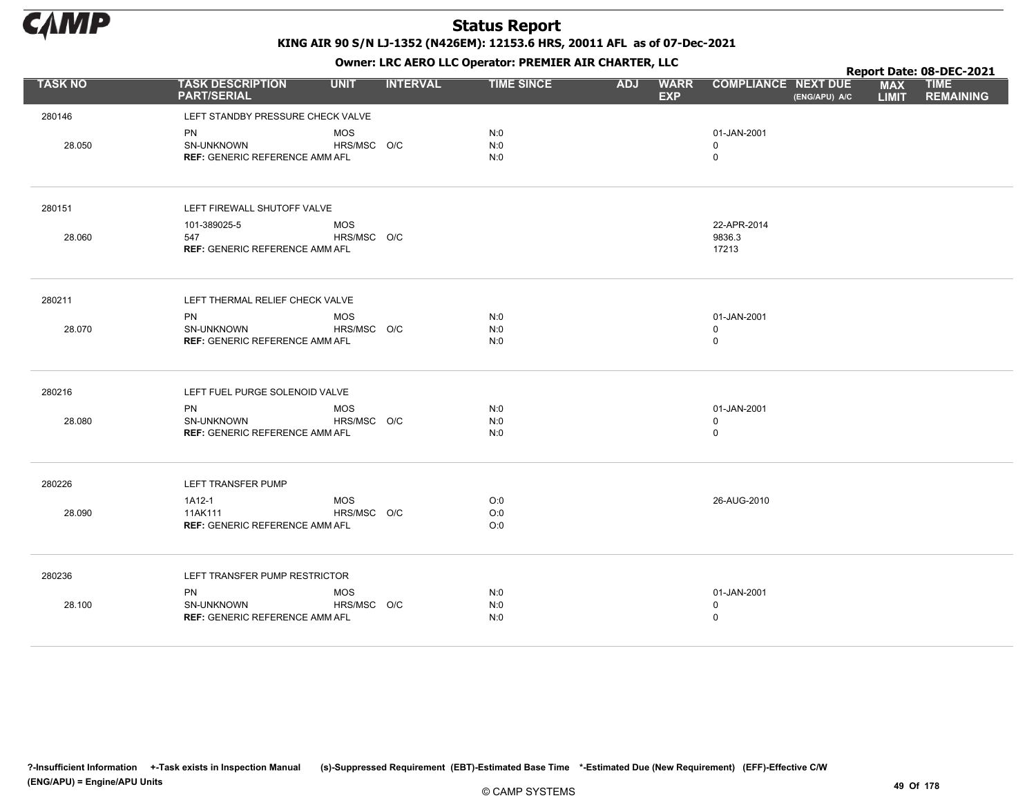# Status Report

**KING AIR 90 S/N LJ-1352 (N426EM): 12153.6 HRS, 20011 AFL as of 07-Dec-2021**

**Owner: LRC AERO LLC Operator: PREMIER AIR CHARTER, LLC**

**Report Date: 08-DEC-2021**

| TASK NO | TASK DESCRIPTION PART/SERIAL | UNIT | INTERVAL | TIME SINCE | ADJ | WARR EXP | COMPLIANCE | NEXT DUE (ENG/APU) A/C | MAX LIMIT | TIME REMAINING |
|---|---|---|---|---|---|---|---|---|---|---|
| 280146 | LEFT STANDBY PRESSURE CHECK VALVE | | | | | | | | | |
| | PN | MOS | | N:0 | | | 01-JAN-2001 | | | |
| 28.050 | SN-UNKNOWN | HRS/MSC | O/C | N:0 | | | 0 | | | |
| | **REF:** GENERIC REFERENCE AMM | AFL | | N:0 | | | 0 | | | |
| 280151 | LEFT FIREWALL SHUTOFF VALVE | | | | | | | | | |
| | 101-389025-5 | MOS | | | | | 22-APR-2014 | | | |
| 28.060 | 547 | HRS/MSC | O/C | | | | 9836.3 | | | |
| | **REF:** GENERIC REFERENCE AMM | AFL | | | | | 17213 | | | |
| 280211 | LEFT THERMAL RELIEF CHECK VALVE | | | | | | | | | |
| | PN | MOS | | N:0 | | | 01-JAN-2001 | | | |
| 28.070 | SN-UNKNOWN | HRS/MSC | O/C | N:0 | | | 0 | | | |
| | **REF:** GENERIC REFERENCE AMM | AFL | | N:0 | | | 0 | | | |
| 280216 | LEFT FUEL PURGE SOLENOID VALVE | | | | | | | | | |
| | PN | MOS | | N:0 | | | 01-JAN-2001 | | | |
| 28.080 | SN-UNKNOWN | HRS/MSC | O/C | N:0 | | | 0 | | | |
| | **REF:** GENERIC REFERENCE AMM | AFL | | N:0 | | | 0 | | | |
| 280226 | LEFT TRANSFER PUMP | | | | | | | | | |
| | 1A12-1 | MOS | | O:0 | | | 26-AUG-2010 | | | |
| 28.090 | 11AK111 | HRS/MSC | O/C | O:0 | | | | | | |
| | **REF:** GENERIC REFERENCE AMM | AFL | | O:0 | | | | | | |
| 280236 | LEFT TRANSFER PUMP RESTRICTOR | | | | | | | | | |
| | PN | MOS | | N:0 | | | 01-JAN-2001 | | | |
| 28.100 | SN-UNKNOWN | HRS/MSC | O/C | N:0 | | | 0 | | | |
| | **REF:** GENERIC REFERENCE AMM | AFL | | N:0 | | | 0 | | | |

?-Insufficient Information +-Task exists in Inspection Manual (s)-Suppressed Requirement (EBT)-Estimated Base Time \*-Estimated Due (New Requirement) (EFF)-Effective C/W (ENG/APU) = Engine/APU Units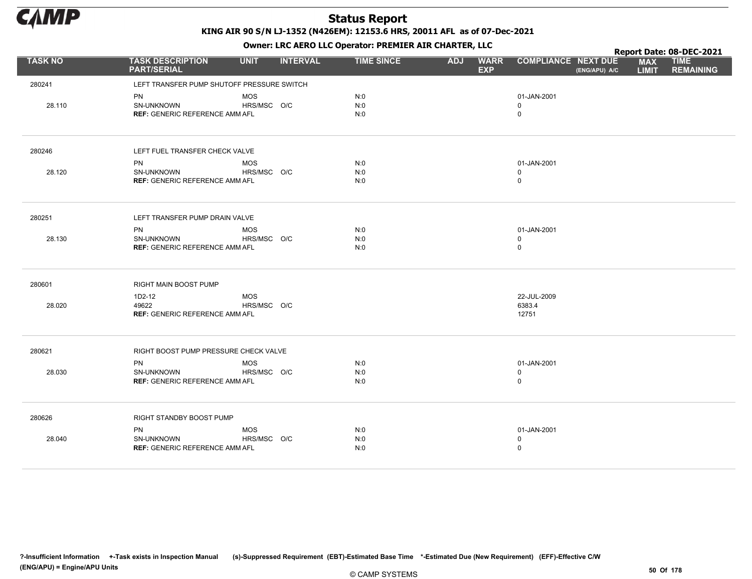# Status Report

**KING AIR 90 S/N LJ-1352 (N426EM): 12153.6 HRS, 20011 AFL as of 07-Dec-2021**

**Owner: LRC AERO LLC Operator: PREMIER AIR CHARTER, LLC**

**Report Date: 08-DEC-2021**

| TASK NO | TASK DESCRIPTION PART/SERIAL | UNIT | INTERVAL | TIME SINCE | ADJ | WARR EXP | COMPLIANCE | NEXT DUE (ENG/APU) A/C | MAX LIMIT | TIME REMAINING |
|---|---|---|---|---|---|---|---|---|---|---|
| 280241 | LEFT TRANSFER PUMP SHUTOFF PRESSURE SWITCH | | | | | | | | | |
| | PN | MOS | | N:0 | | | 01-JAN-2001 | | | |
| 28.110 | SN-UNKNOWN | HRS/MSC | O/C | N:0 | | | 0 | | | |
| | **REF:** GENERIC REFERENCE AMM | AFL | | N:0 | | | 0 | | | |
| 280246 | LEFT FUEL TRANSFER CHECK VALVE | | | | | | | | | |
| | PN | MOS | | N:0 | | | 01-JAN-2001 | | | |
| 28.120 | SN-UNKNOWN | HRS/MSC | O/C | N:0 | | | 0 | | | |
| | **REF:** GENERIC REFERENCE AMM | AFL | | N:0 | | | 0 | | | |
| 280251 | LEFT TRANSFER PUMP DRAIN VALVE | | | | | | | | | |
| | PN | MOS | | N:0 | | | 01-JAN-2001 | | | |
| 28.130 | SN-UNKNOWN | HRS/MSC | O/C | N:0 | | | 0 | | | |
| | **REF:** GENERIC REFERENCE AMM | AFL | | N:0 | | | 0 | | | |
| 280601 | RIGHT MAIN BOOST PUMP | | | | | | | | | |
| | 1D2-12 | MOS | | | | | 22-JUL-2009 | | | |
| 28.020 | 49622 | HRS/MSC | O/C | | | | 6383.4 | | | |
| | **REF:** GENERIC REFERENCE AMM | AFL | | | | | 12751 | | | |
| 280621 | RIGHT BOOST PUMP PRESSURE CHECK VALVE | | | | | | | | | |
| | PN | MOS | | N:0 | | | 01-JAN-2001 | | | |
| 28.030 | SN-UNKNOWN | HRS/MSC | O/C | N:0 | | | 0 | | | |
| | **REF:** GENERIC REFERENCE AMM | AFL | | N:0 | | | 0 | | | |
| 280626 | RIGHT STANDBY BOOST PUMP | | | | | | | | | |
| | PN | MOS | | N:0 | | | 01-JAN-2001 | | | |
| 28.040 | SN-UNKNOWN | HRS/MSC | O/C | N:0 | | | 0 | | | |
| | **REF:** GENERIC REFERENCE AMM | AFL | | N:0 | | | 0 | | | |

?-Insufficient Information +-Task exists in Inspection Manual (s)-Suppressed Requirement (EBT)-Estimated Base Time *-Estimated Due (New Requirement) (EFF)-Effective C/W
(ENG/APU) = Engine/APU Units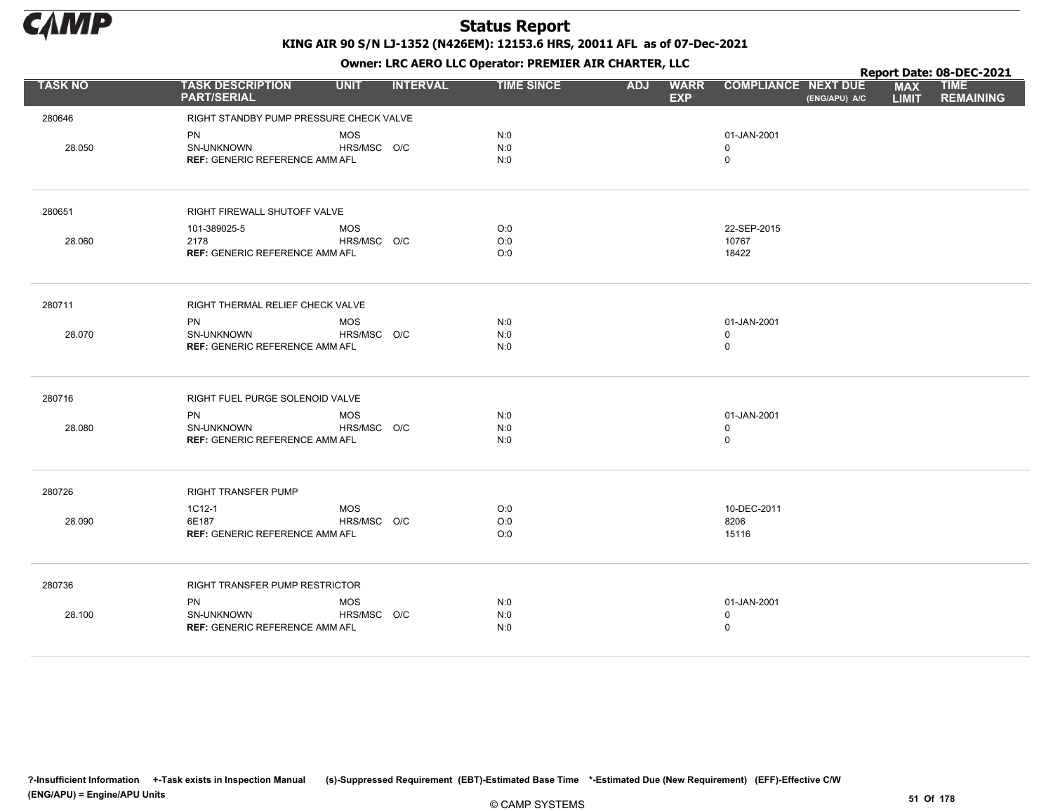# Status Report

**KING AIR 90 S/N LJ-1352 (N426EM): 12153.6 HRS, 20011 AFL as of 07-Dec-2021**

**Owner: LRC AERO LLC Operator: PREMIER AIR CHARTER, LLC**

**Report Date: 08-DEC-2021**

| TASK NO | TASK DESCRIPTION PART/SERIAL | UNIT | INTERVAL | TIME SINCE | ADJ | WARR EXP | COMPLIANCE | NEXT DUE (ENG/APU) A/C | MAX LIMIT | TIME REMAINING |
|---|---|---|---|---|---|---|---|---|---|---|
| 280646 | RIGHT STANDBY PUMP PRESSURE CHECK VALVE | | | | | | | | | |
| | PN | MOS | | N:0 | | | 01-JAN-2001 | | | |
| 28.050 | SN-UNKNOWN | HRS/MSC | O/C | N:0 | | | 0 | | | |
| | **REF:** GENERIC REFERENCE AMM AFL | | | N:0 | | | 0 | | | |
| 280651 | RIGHT FIREWALL SHUTOFF VALVE | | | | | | | | | |
| | 101-389025-5 | MOS | | O:0 | | | 22-SEP-2015 | | | |
| 28.060 | 2178 | HRS/MSC | O/C | O:0 | | | 10767 | | | |
| | **REF:** GENERIC REFERENCE AMM AFL | | | O:0 | | | 18422 | | | |
| 280711 | RIGHT THERMAL RELIEF CHECK VALVE | | | | | | | | | |
| | PN | MOS | | N:0 | | | 01-JAN-2001 | | | |
| 28.070 | SN-UNKNOWN | HRS/MSC | O/C | N:0 | | | 0 | | | |
| | **REF:** GENERIC REFERENCE AMM AFL | | | N:0 | | | 0 | | | |
| 280716 | RIGHT FUEL PURGE SOLENOID VALVE | | | | | | | | | |
| | PN | MOS | | N:0 | | | 01-JAN-2001 | | | |
| 28.080 | SN-UNKNOWN | HRS/MSC | O/C | N:0 | | | 0 | | | |
| | **REF:** GENERIC REFERENCE AMM AFL | | | N:0 | | | 0 | | | |
| 280726 | RIGHT TRANSFER PUMP | | | | | | | | | |
| | 1C12-1 | MOS | | O:0 | | | 10-DEC-2011 | | | |
| 28.090 | 6E187 | HRS/MSC | O/C | O:0 | | | 8206 | | | |
| | **REF:** GENERIC REFERENCE AMM AFL | | | O:0 | | | 15116 | | | |
| 280736 | RIGHT TRANSFER PUMP RESTRICTOR | | | | | | | | | |
| | PN | MOS | | N:0 | | | 01-JAN-2001 | | | |
| 28.100 | SN-UNKNOWN | HRS/MSC | O/C | N:0 | | | 0 | | | |
| | **REF:** GENERIC REFERENCE AMM AFL | | | N:0 | | | 0 | | | |

?-Insufficient Information +-Task exists in Inspection Manual (s)-Suppressed Requirement (EBT)-Estimated Base Time *-Estimated Due (New Requirement) (EFF)-Effective C/W (ENG/APU) = Engine/APU Units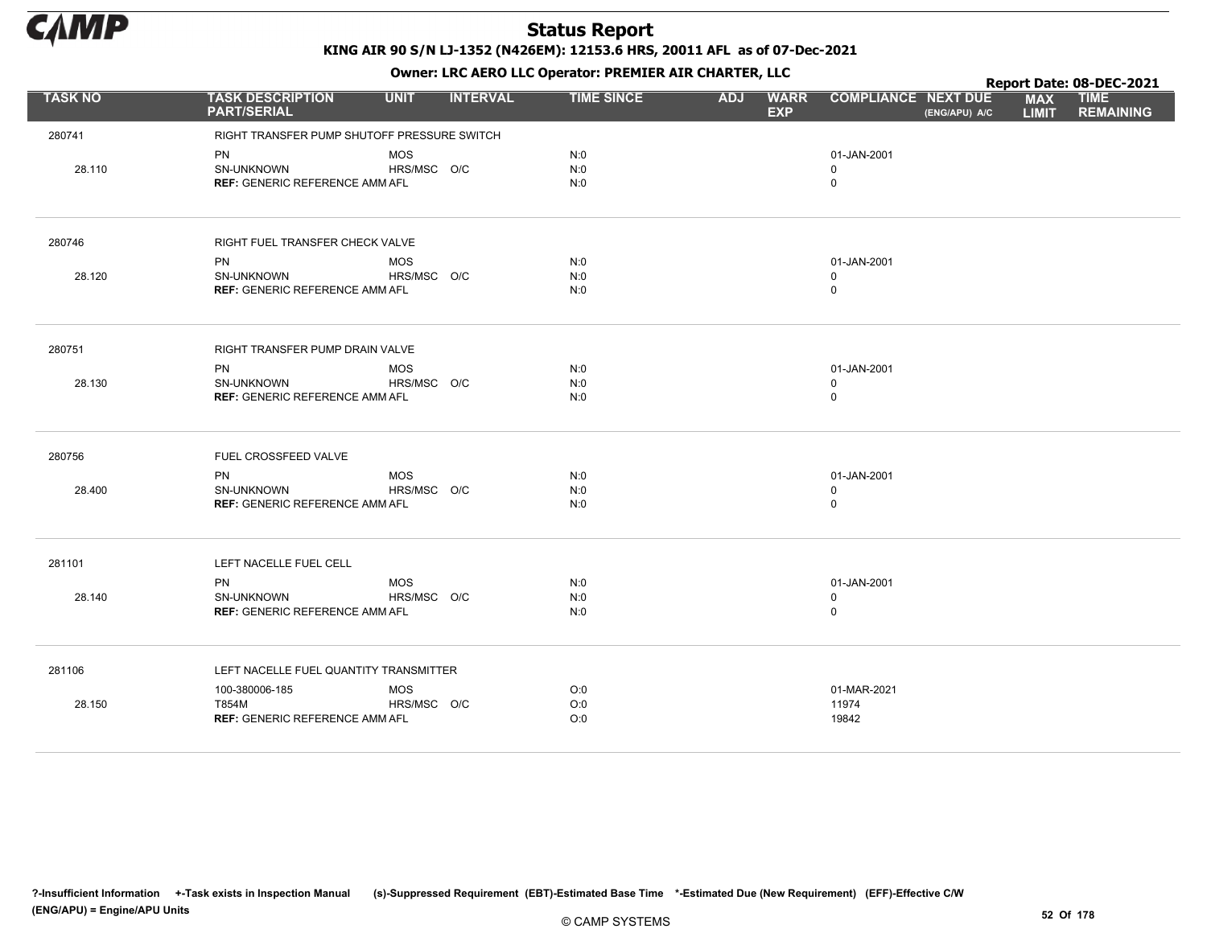# Status Report

KING AIR 90 S/N LJ-1352 (N426EM): 12153.6 HRS, 20011 AFL as of 07-Dec-2021

Owner: LRC AERO LLC Operator: PREMIER AIR CHARTER, LLC

Report Date: 08-DEC-2021

| TASK NO | TASK DESCRIPTION PART/SERIAL | UNIT | INTERVAL | TIME SINCE | ADJ | WARR EXP | COMPLIANCE | NEXT DUE (ENG/APU) A/C | MAX LIMIT | TIME REMAINING |
|---|---|---|---|---|---|---|---|---|---|---|
| 280741 | RIGHT TRANSFER PUMP SHUTOFF PRESSURE SWITCH | | | | | | | | | |
| | PN | MOS | | N:0 | | | 01-JAN-2001 | | | |
| 28.110 | SN-UNKNOWN | HRS/MSC | O/C | N:0 | | | 0 | | | |
| | **REF:** GENERIC REFERENCE AMM | AFL | | N:0 | | | 0 | | | |
| 280746 | RIGHT FUEL TRANSFER CHECK VALVE | | | | | | | | | |
| | PN | MOS | | N:0 | | | 01-JAN-2001 | | | |
| 28.120 | SN-UNKNOWN | HRS/MSC | O/C | N:0 | | | 0 | | | |
| | **REF:** GENERIC REFERENCE AMM | AFL | | N:0 | | | 0 | | | |
| 280751 | RIGHT TRANSFER PUMP DRAIN VALVE | | | | | | | | | |
| | PN | MOS | | N:0 | | | 01-JAN-2001 | | | |
| 28.130 | SN-UNKNOWN | HRS/MSC | O/C | N:0 | | | 0 | | | |
| | **REF:** GENERIC REFERENCE AMM | AFL | | N:0 | | | 0 | | | |
| 280756 | FUEL CROSSFEED VALVE | | | | | | | | | |
| | PN | MOS | | N:0 | | | 01-JAN-2001 | | | |
| 28.400 | SN-UNKNOWN | HRS/MSC | O/C | N:0 | | | 0 | | | |
| | **REF:** GENERIC REFERENCE AMM | AFL | | N:0 | | | 0 | | | |
| 281101 | LEFT NACELLE FUEL CELL | | | | | | | | | |
| | PN | MOS | | N:0 | | | 01-JAN-2001 | | | |
| 28.140 | SN-UNKNOWN | HRS/MSC | O/C | N:0 | | | 0 | | | |
| | **REF:** GENERIC REFERENCE AMM | AFL | | N:0 | | | 0 | | | |
| 281106 | LEFT NACELLE FUEL QUANTITY TRANSMITTER | | | | | | | | | |
| | 100-380006-185 | MOS | | O:0 | | | 01-MAR-2021 | | | |
| 28.150 | T854M | HRS/MSC | O/C | O:0 | | | 11974 | | | |
| | **REF:** GENERIC REFERENCE AMM | AFL | | O:0 | | | 19842 | | | |

?-Insufficient Information +-Task exists in Inspection Manual (s)-Suppressed Requirement (EBT)-Estimated Base Time *-Estimated Due (New Requirement) (EFF)-Effective C/W (ENG/APU) = Engine/APU Units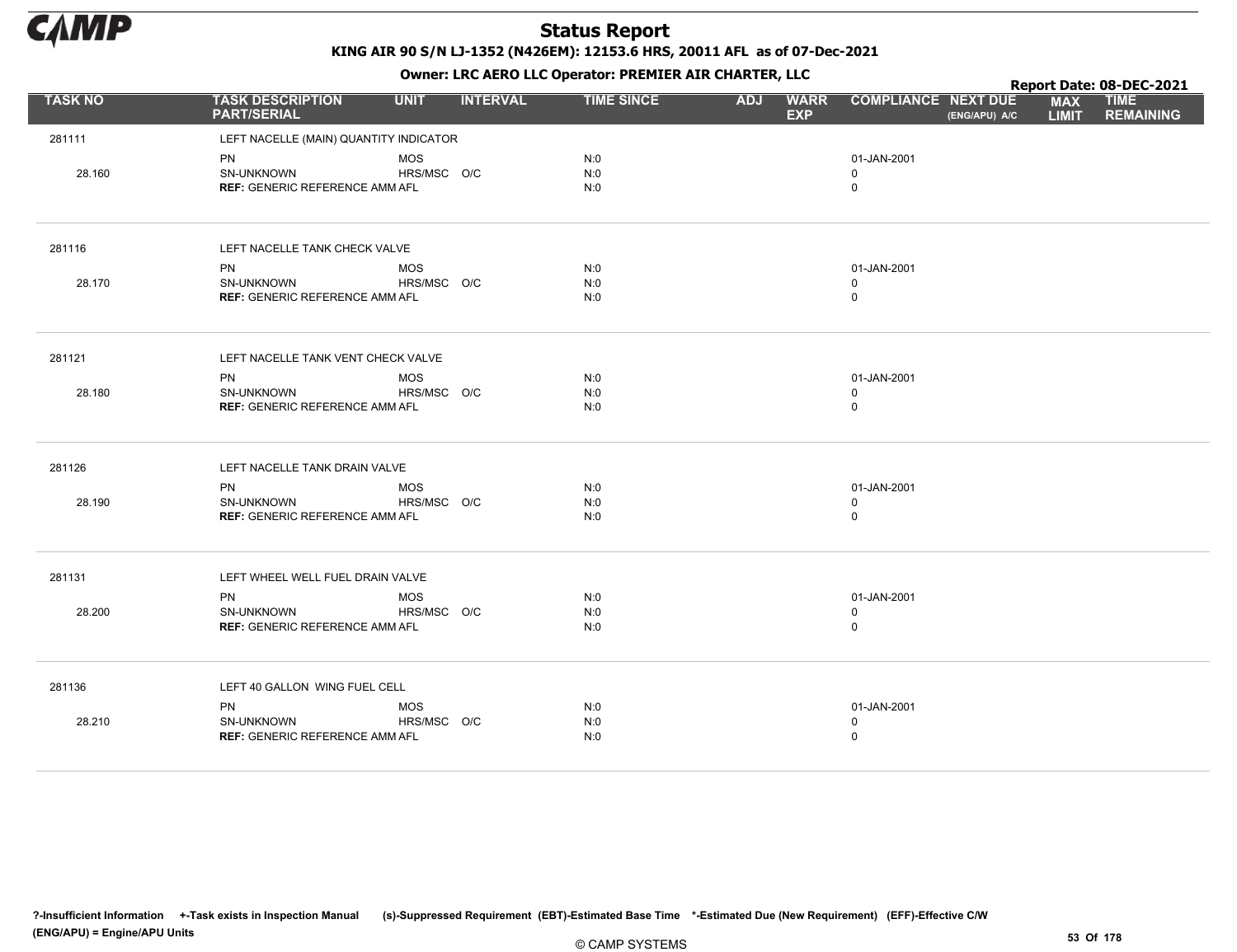# Status Report

**KING AIR 90 S/N LJ-1352 (N426EM): 12153.6 HRS, 20011 AFL as of 07-Dec-2021**

**Owner: LRC AERO LLC Operator: PREMIER AIR CHARTER, LLC**

**Report Date: 08-DEC-2021**

| TASK NO | TASK DESCRIPTION PART/SERIAL | UNIT | INTERVAL | TIME SINCE | ADJ | WARR EXP | COMPLIANCE | NEXT DUE (ENG/APU) A/C | MAX LIMIT | TIME REMAINING |
|---|---|---|---|---|---|---|---|---|---|---|
| 281111 | LEFT NACELLE (MAIN) QUANTITY INDICATOR | | | | | | | | | |
| | PN | MOS | | N:0 | | | 01-JAN-2001 | | | |
| 28.160 | SN-UNKNOWN | HRS/MSC | O/C | N:0 | | | 0 | | | |
| | **REF:** GENERIC REFERENCE AMM | AFL | | N:0 | | | 0 | | | |
| 281116 | LEFT NACELLE TANK CHECK VALVE | | | | | | | | | |
| | PN | MOS | | N:0 | | | 01-JAN-2001 | | | |
| 28.170 | SN-UNKNOWN | HRS/MSC | O/C | N:0 | | | 0 | | | |
| | **REF:** GENERIC REFERENCE AMM | AFL | | N:0 | | | 0 | | | |
| 281121 | LEFT NACELLE TANK VENT CHECK VALVE | | | | | | | | | |
| | PN | MOS | | N:0 | | | 01-JAN-2001 | | | |
| 28.180 | SN-UNKNOWN | HRS/MSC | O/C | N:0 | | | 0 | | | |
| | **REF:** GENERIC REFERENCE AMM | AFL | | N:0 | | | 0 | | | |
| 281126 | LEFT NACELLE TANK DRAIN VALVE | | | | | | | | | |
| | PN | MOS | | N:0 | | | 01-JAN-2001 | | | |
| 28.190 | SN-UNKNOWN | HRS/MSC | O/C | N:0 | | | 0 | | | |
| | **REF:** GENERIC REFERENCE AMM | AFL | | N:0 | | | 0 | | | |
| 281131 | LEFT WHEEL WELL FUEL DRAIN VALVE | | | | | | | | | |
| | PN | MOS | | N:0 | | | 01-JAN-2001 | | | |
| 28.200 | SN-UNKNOWN | HRS/MSC | O/C | N:0 | | | 0 | | | |
| | **REF:** GENERIC REFERENCE AMM | AFL | | N:0 | | | 0 | | | |
| 281136 | LEFT 40 GALLON WING FUEL CELL | | | | | | | | | |
| | PN | MOS | | N:0 | | | 01-JAN-2001 | | | |
| 28.210 | SN-UNKNOWN | HRS/MSC | O/C | N:0 | | | 0 | | | |
| | **REF:** GENERIC REFERENCE AMM | AFL | | N:0 | | | 0 | | | |

?-Insufficient Information +-Task exists in Inspection Manual (s)-Suppressed Requirement (EBT)-Estimated Base Time *-Estimated Due (New Requirement) (EFF)-Effective C/W
(ENG/APU) = Engine/APU Units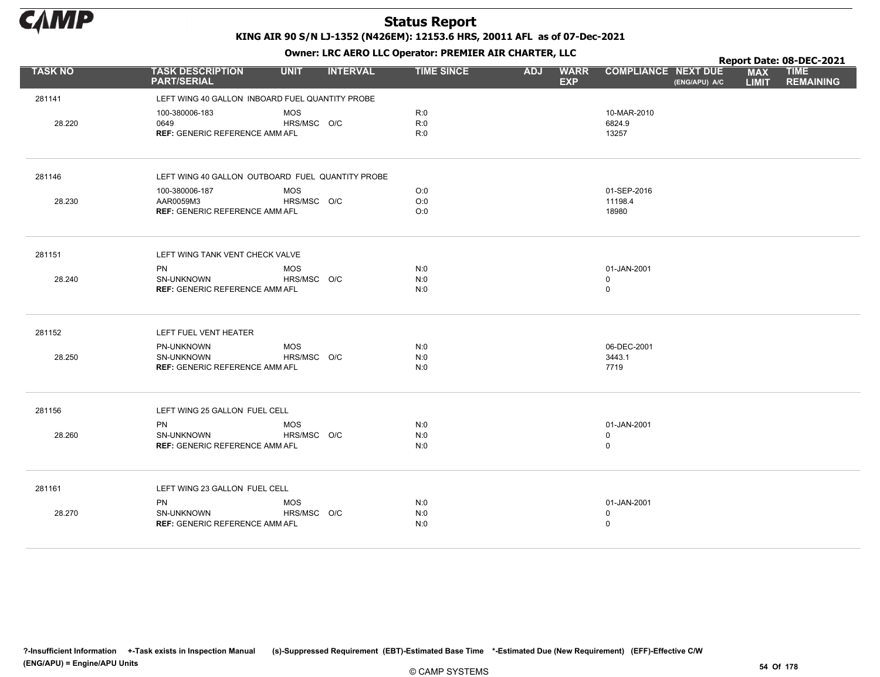# Status Report

KING AIR 90 S/N LJ-1352 (N426EM): 12153.6 HRS, 20011 AFL as of 07-Dec-2021

Owner: LRC AERO LLC Operator: PREMIER AIR CHARTER, LLC

Report Date: 08-DEC-2021

| TASK NO | TASK DESCRIPTION PART/SERIAL | UNIT | INTERVAL | TIME SINCE | ADJ | WARR EXP | COMPLIANCE | NEXT DUE (ENG/APU) A/C | MAX LIMIT | TIME REMAINING |
|---|---|---|---|---|---|---|---|---|---|---|
| 281141 | LEFT WING 40 GALLON INBOARD FUEL QUANTITY PROBE | | | | | | | | | |
| | 100-380006-183 | MOS | | R:0 | | | 10-MAR-2010 | | | |
| 28.220 | 0649 | HRS/MSC | O/C | R:0 | | | 6824.9 | | | |
| | REF: GENERIC REFERENCE AMM AFL | | | R:0 | | | 13257 | | | |
| 281146 | LEFT WING 40 GALLON OUTBOARD FUEL QUANTITY PROBE | | | | | | | | | |
| | 100-380006-187 | MOS | | O:0 | | | 01-SEP-2016 | | | |
| 28.230 | AAR0059M3 | HRS/MSC | O/C | O:0 | | | 11198.4 | | | |
| | REF: GENERIC REFERENCE AMM AFL | | | O:0 | | | 18980 | | | |
| 281151 | LEFT WING TANK VENT CHECK VALVE | | | | | | | | | |
| | PN | MOS | | N:0 | | | 01-JAN-2001 | | | |
| 28.240 | SN-UNKNOWN | HRS/MSC | O/C | N:0 | | | 0 | | | |
| | REF: GENERIC REFERENCE AMM AFL | | | N:0 | | | 0 | | | |
| 281152 | LEFT FUEL VENT HEATER | | | | | | | | | |
| | PN-UNKNOWN | MOS | | N:0 | | | 06-DEC-2001 | | | |
| 28.250 | SN-UNKNOWN | HRS/MSC | O/C | N:0 | | | 3443.1 | | | |
| | REF: GENERIC REFERENCE AMM AFL | | | N:0 | | | 7719 | | | |
| 281156 | LEFT WING 25 GALLON FUEL CELL | | | | | | | | | |
| | PN | MOS | | N:0 | | | 01-JAN-2001 | | | |
| 28.260 | SN-UNKNOWN | HRS/MSC | O/C | N:0 | | | 0 | | | |
| | REF: GENERIC REFERENCE AMM AFL | | | N:0 | | | 0 | | | |
| 281161 | LEFT WING 23 GALLON FUEL CELL | | | | | | | | | |
| | PN | MOS | | N:0 | | | 01-JAN-2001 | | | |
| 28.270 | SN-UNKNOWN | HRS/MSC | O/C | N:0 | | | 0 | | | |
| | REF: GENERIC REFERENCE AMM AFL | | | N:0 | | | 0 | | | |

?-Insufficient Information +-Task exists in Inspection Manual (s)-Suppressed Requirement (EBT)-Estimated Base Time *-Estimated Due (New Requirement) (EFF)-Effective C/W (ENG/APU) = Engine/APU Units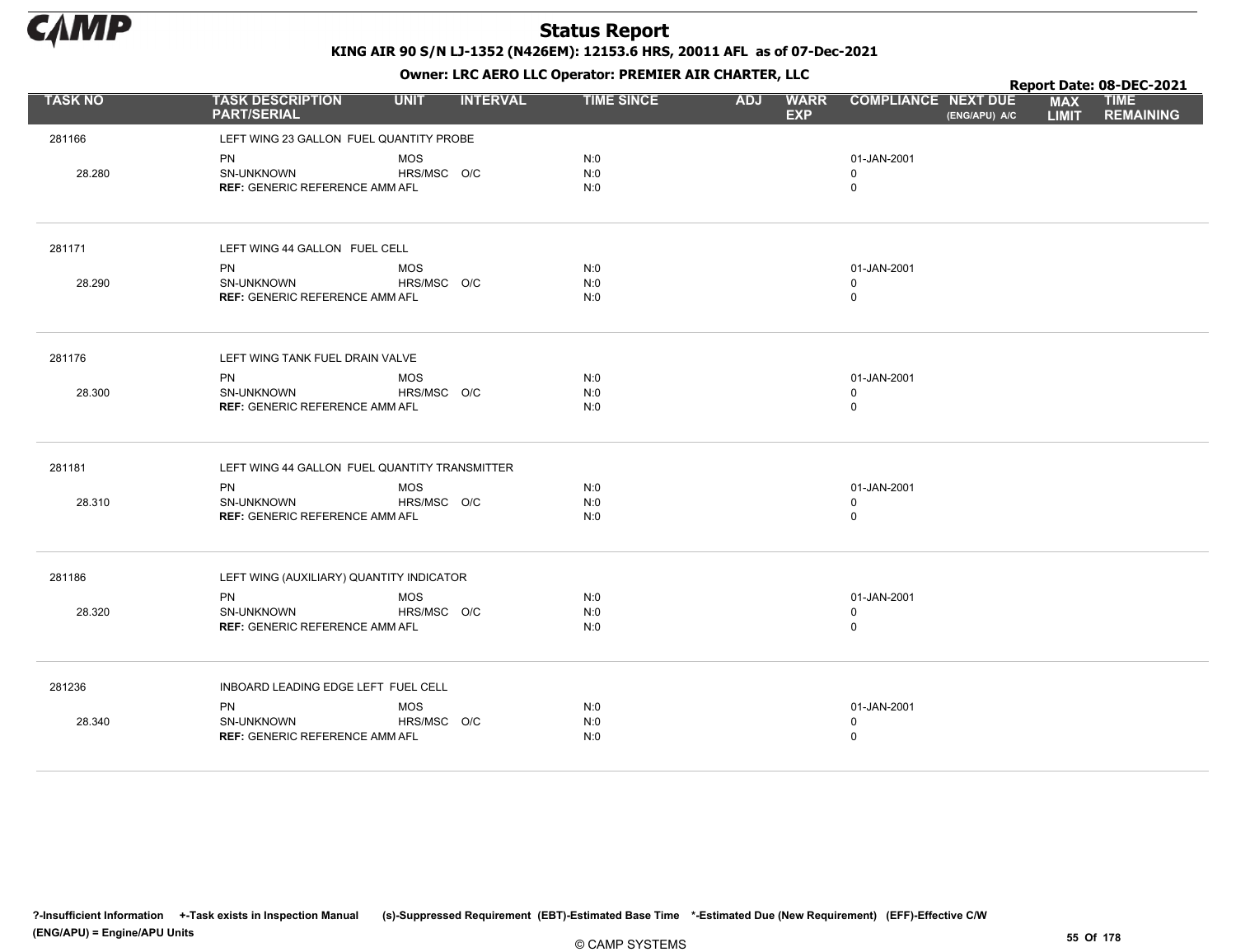# Status Report

**KING AIR 90 S/N LJ-1352 (N426EM): 12153.6 HRS, 20011 AFL as of 07-Dec-2021**

**Owner: LRC AERO LLC Operator: PREMIER AIR CHARTER, LLC**

**Report Date: 08-DEC-2021**

| TASK NO | TASK DESCRIPTION PART/SERIAL | UNIT | INTERVAL | TIME SINCE | ADJ | WARR EXP | COMPLIANCE | NEXT DUE (ENG/APU) A/C | MAX LIMIT | TIME REMAINING |
|---|---|---|---|---|---|---|---|---|---|---|
| 281166 | LEFT WING 23 GALLON FUEL QUANTITY PROBE | | | | | | | | | |
| | PN | MOS | | N:0 | | | 01-JAN-2001 | | | |
| 28.280 | SN-UNKNOWN | HRS/MSC | O/C | N:0 | | | 0 | | | |
| | **REF:** GENERIC REFERENCE AMM | AFL | | N:0 | | | 0 | | | |
| 281171 | LEFT WING 44 GALLON FUEL CELL | | | | | | | | | |
| | PN | MOS | | N:0 | | | 01-JAN-2001 | | | |
| 28.290 | SN-UNKNOWN | HRS/MSC | O/C | N:0 | | | 0 | | | |
| | **REF:** GENERIC REFERENCE AMM | AFL | | N:0 | | | 0 | | | |
| 281176 | LEFT WING TANK FUEL DRAIN VALVE | | | | | | | | | |
| | PN | MOS | | N:0 | | | 01-JAN-2001 | | | |
| 28.300 | SN-UNKNOWN | HRS/MSC | O/C | N:0 | | | 0 | | | |
| | **REF:** GENERIC REFERENCE AMM | AFL | | N:0 | | | 0 | | | |
| 281181 | LEFT WING 44 GALLON FUEL QUANTITY TRANSMITTER | | | | | | | | | |
| | PN | MOS | | N:0 | | | 01-JAN-2001 | | | |
| 28.310 | SN-UNKNOWN | HRS/MSC | O/C | N:0 | | | 0 | | | |
| | **REF:** GENERIC REFERENCE AMM | AFL | | N:0 | | | 0 | | | |
| 281186 | LEFT WING (AUXILIARY) QUANTITY INDICATOR | | | | | | | | | |
| | PN | MOS | | N:0 | | | 01-JAN-2001 | | | |
| 28.320 | SN-UNKNOWN | HRS/MSC | O/C | N:0 | | | 0 | | | |
| | **REF:** GENERIC REFERENCE AMM | AFL | | N:0 | | | 0 | | | |
| 281236 | INBOARD LEADING EDGE LEFT FUEL CELL | | | | | | | | | |
| | PN | MOS | | N:0 | | | 01-JAN-2001 | | | |
| 28.340 | SN-UNKNOWN | HRS/MSC | O/C | N:0 | | | 0 | | | |
| | **REF:** GENERIC REFERENCE AMM | AFL | | N:0 | | | 0 | | | |

?-Insufficient Information +-Task exists in Inspection Manual (s)-Suppressed Requirement (EBT)-Estimated Base Time *-Estimated Due (New Requirement) (EFF)-Effective C/W (ENG/APU) = Engine/APU Units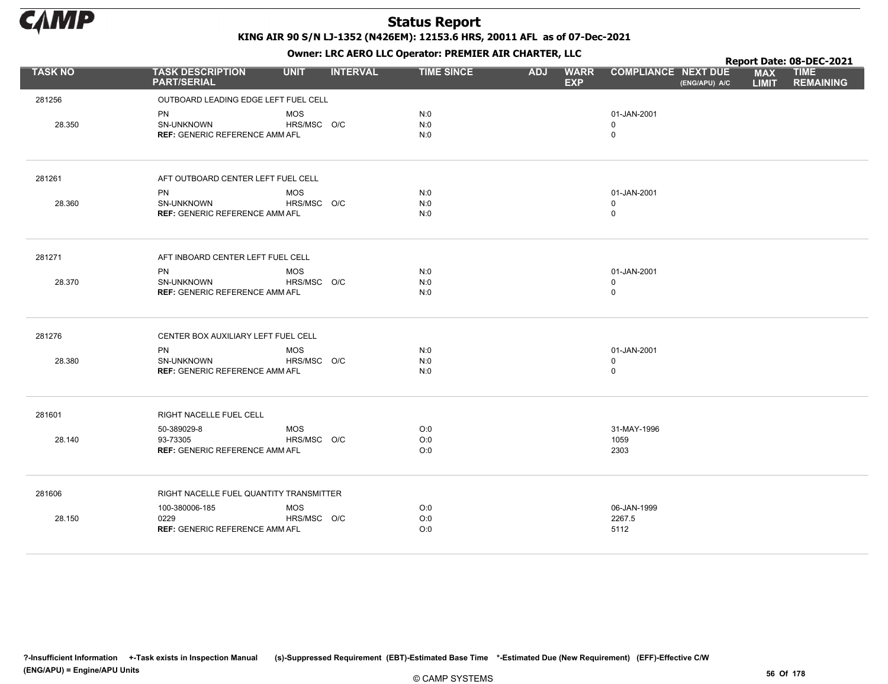# Status Report

KING AIR 90 S/N LJ-1352 (N426EM): 12153.6 HRS, 20011 AFL as of 07-Dec-2021

Owner: LRC AERO LLC Operator: PREMIER AIR CHARTER, LLC

Report Date: 08-DEC-2021

| TASK NO | TASK DESCRIPTION PART/SERIAL | UNIT | INTERVAL | TIME SINCE | ADJ | WARR EXP | COMPLIANCE | NEXT DUE (ENG/APU) A/C | MAX LIMIT | TIME REMAINING |
|---|---|---|---|---|---|---|---|---|---|---|
| 281256 | OUTBOARD LEADING EDGE LEFT FUEL CELL | | | | | | | | | |
| | PN | MOS | | N:0 | | | 01-JAN-2001 | | | |
| 28.350 | SN-UNKNOWN | HRS/MSC | O/C | N:0 | | | 0 | | | |
| | **REF:** GENERIC REFERENCE AMM | AFL | | N:0 | | | 0 | | | |
| 281261 | AFT OUTBOARD CENTER LEFT FUEL CELL | | | | | | | | | |
| | PN | MOS | | N:0 | | | 01-JAN-2001 | | | |
| 28.360 | SN-UNKNOWN | HRS/MSC | O/C | N:0 | | | 0 | | | |
| | **REF:** GENERIC REFERENCE AMM | AFL | | N:0 | | | 0 | | | |
| 281271 | AFT INBOARD CENTER LEFT FUEL CELL | | | | | | | | | |
| | PN | MOS | | N:0 | | | 01-JAN-2001 | | | |
| 28.370 | SN-UNKNOWN | HRS/MSC | O/C | N:0 | | | 0 | | | |
| | **REF:** GENERIC REFERENCE AMM | AFL | | N:0 | | | 0 | | | |
| 281276 | CENTER BOX AUXILIARY LEFT FUEL CELL | | | | | | | | | |
| | PN | MOS | | N:0 | | | 01-JAN-2001 | | | |
| 28.380 | SN-UNKNOWN | HRS/MSC | O/C | N:0 | | | 0 | | | |
| | **REF:** GENERIC REFERENCE AMM | AFL | | N:0 | | | 0 | | | |
| 281601 | RIGHT NACELLE FUEL CELL | | | | | | | | | |
| | 50-389029-8 | MOS | | O:0 | | | 31-MAY-1996 | | | |
| 28.140 | 93-73305 | HRS/MSC | O/C | O:0 | | | 1059 | | | |
| | **REF:** GENERIC REFERENCE AMM | AFL | | O:0 | | | 2303 | | | |
| 281606 | RIGHT NACELLE FUEL QUANTITY TRANSMITTER | | | | | | | | | |
| | 100-380006-185 | MOS | | O:0 | | | 06-JAN-1999 | | | |
| 28.150 | 0229 | HRS/MSC | O/C | O:0 | | | 2267.5 | | | |
| | **REF:** GENERIC REFERENCE AMM | AFL | | O:0 | | | 5112 | | | |

?-Insufficient Information +-Task exists in Inspection Manual (s)-Suppressed Requirement (EBT)-Estimated Base Time *-Estimated Due (New Requirement) (EFF)-Effective C/W (ENG/APU) = Engine/APU Units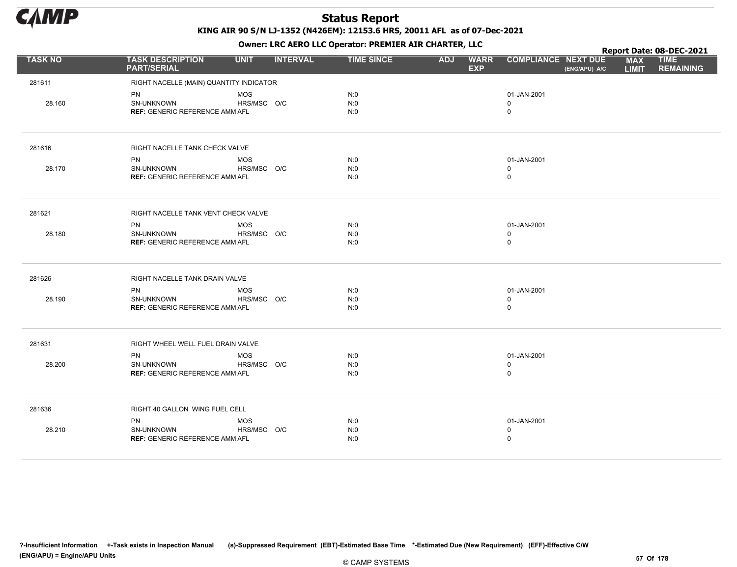# Status Report

**KING AIR 90 S/N LJ-1352 (N426EM): 12153.6 HRS, 20011 AFL as of 07-Dec-2021**

**Owner: LRC AERO LLC Operator: PREMIER AIR CHARTER, LLC**

**Report Date: 08-DEC-2021**

| TASK NO | TASK DESCRIPTION PART/SERIAL | UNIT | INTERVAL | TIME SINCE | ADJ | WARR EXP | COMPLIANCE | NEXT DUE (ENG/APU) A/C | MAX LIMIT | TIME REMAINING |
|---|---|---|---|---|---|---|---|---|---|---|
| 281611 | RIGHT NACELLE (MAIN) QUANTITY INDICATOR | | | | | | | | | |
| | PN | MOS | | N:0 | | | 01-JAN-2001 | | | |
| 28.160 | SN-UNKNOWN | HRS/MSC | O/C | N:0 | | | 0 | | | |
| | **REF:** GENERIC REFERENCE AMM | AFL | | N:0 | | | 0 | | | |
| 281616 | RIGHT NACELLE TANK CHECK VALVE | | | | | | | | | |
| | PN | MOS | | N:0 | | | 01-JAN-2001 | | | |
| 28.170 | SN-UNKNOWN | HRS/MSC | O/C | N:0 | | | 0 | | | |
| | **REF:** GENERIC REFERENCE AMM | AFL | | N:0 | | | 0 | | | |
| 281621 | RIGHT NACELLE TANK VENT CHECK VALVE | | | | | | | | | |
| | PN | MOS | | N:0 | | | 01-JAN-2001 | | | |
| 28.180 | SN-UNKNOWN | HRS/MSC | O/C | N:0 | | | 0 | | | |
| | **REF:** GENERIC REFERENCE AMM | AFL | | N:0 | | | 0 | | | |
| 281626 | RIGHT NACELLE TANK DRAIN VALVE | | | | | | | | | |
| | PN | MOS | | N:0 | | | 01-JAN-2001 | | | |
| 28.190 | SN-UNKNOWN | HRS/MSC | O/C | N:0 | | | 0 | | | |
| | **REF:** GENERIC REFERENCE AMM | AFL | | N:0 | | | 0 | | | |
| 281631 | RIGHT WHEEL WELL FUEL DRAIN VALVE | | | | | | | | | |
| | PN | MOS | | N:0 | | | 01-JAN-2001 | | | |
| 28.200 | SN-UNKNOWN | HRS/MSC | O/C | N:0 | | | 0 | | | |
| | **REF:** GENERIC REFERENCE AMM | AFL | | N:0 | | | 0 | | | |
| 281636 | RIGHT 40 GALLON WING FUEL CELL | | | | | | | | | |
| | PN | MOS | | N:0 | | | 01-JAN-2001 | | | |
| 28.210 | SN-UNKNOWN | HRS/MSC | O/C | N:0 | | | 0 | | | |
| | **REF:** GENERIC REFERENCE AMM | AFL | | N:0 | | | 0 | | | |

?-Insufficient Information +-Task exists in Inspection Manual (s)-Suppressed Requirement (EBT)-Estimated Base Time *-Estimated Due (New Requirement) (EFF)-Effective C/W (ENG/APU) = Engine/APU Units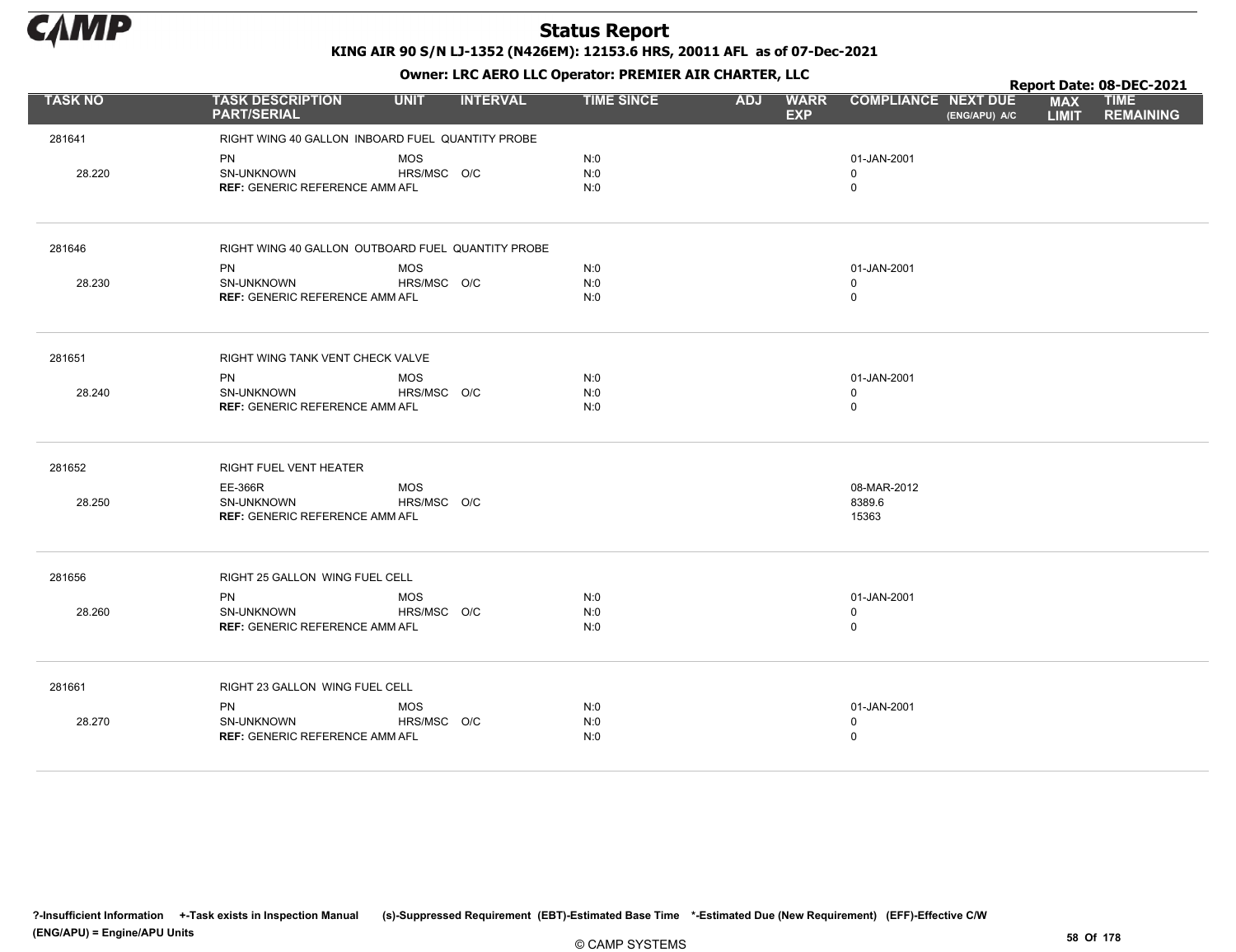# Status Report

**KING AIR 90 S/N LJ-1352 (N426EM): 12153.6 HRS, 20011 AFL as of 07-Dec-2021**

**Owner: LRC AERO LLC Operator: PREMIER AIR CHARTER, LLC**

**Report Date: 08-DEC-2021**

| TASK NO | TASK DESCRIPTION PART/SERIAL | UNIT | INTERVAL | TIME SINCE | ADJ | WARR EXP | COMPLIANCE | NEXT DUE (ENG/APU) A/C | MAX LIMIT | TIME REMAINING |
|---|---|---|---|---|---|---|---|---|---|---|
| 281641 | RIGHT WING 40 GALLON INBOARD FUEL QUANTITY PROBE | | | | | | | | | |
| | PN | MOS | | N:0 | | | 01-JAN-2001 | | | |
| 28.220 | SN-UNKNOWN | HRS/MSC | O/C | N:0 | | | 0 | | | |
| | **REF:** GENERIC REFERENCE AMM | AFL | | N:0 | | | 0 | | | |
| 281646 | RIGHT WING 40 GALLON OUTBOARD FUEL QUANTITY PROBE | | | | | | | | | |
| | PN | MOS | | N:0 | | | 01-JAN-2001 | | | |
| 28.230 | SN-UNKNOWN | HRS/MSC | O/C | N:0 | | | 0 | | | |
| | **REF:** GENERIC REFERENCE AMM | AFL | | N:0 | | | 0 | | | |
| 281651 | RIGHT WING TANK VENT CHECK VALVE | | | | | | | | | |
| | PN | MOS | | N:0 | | | 01-JAN-2001 | | | |
| 28.240 | SN-UNKNOWN | HRS/MSC | O/C | N:0 | | | 0 | | | |
| | **REF:** GENERIC REFERENCE AMM | AFL | | N:0 | | | 0 | | | |
| 281652 | RIGHT FUEL VENT HEATER | | | | | | | | | |
| | EE-366R | MOS | | | | | 08-MAR-2012 | | | |
| 28.250 | SN-UNKNOWN | HRS/MSC | O/C | | | | 8389.6 | | | |
| | **REF:** GENERIC REFERENCE AMM | AFL | | | | | 15363 | | | |
| 281656 | RIGHT 25 GALLON WING FUEL CELL | | | | | | | | | |
| | PN | MOS | | N:0 | | | 01-JAN-2001 | | | |
| 28.260 | SN-UNKNOWN | HRS/MSC | O/C | N:0 | | | 0 | | | |
| | **REF:** GENERIC REFERENCE AMM | AFL | | N:0 | | | 0 | | | |
| 281661 | RIGHT 23 GALLON WING FUEL CELL | | | | | | | | | |
| | PN | MOS | | N:0 | | | 01-JAN-2001 | | | |
| 28.270 | SN-UNKNOWN | HRS/MSC | O/C | N:0 | | | 0 | | | |
| | **REF:** GENERIC REFERENCE AMM | AFL | | N:0 | | | 0 | | | |

?-Insufficient Information +-Task exists in Inspection Manual (s)-Suppressed Requirement (EBT)-Estimated Base Time *-Estimated Due (New Requirement) (EFF)-Effective C/W (ENG/APU) = Engine/APU Units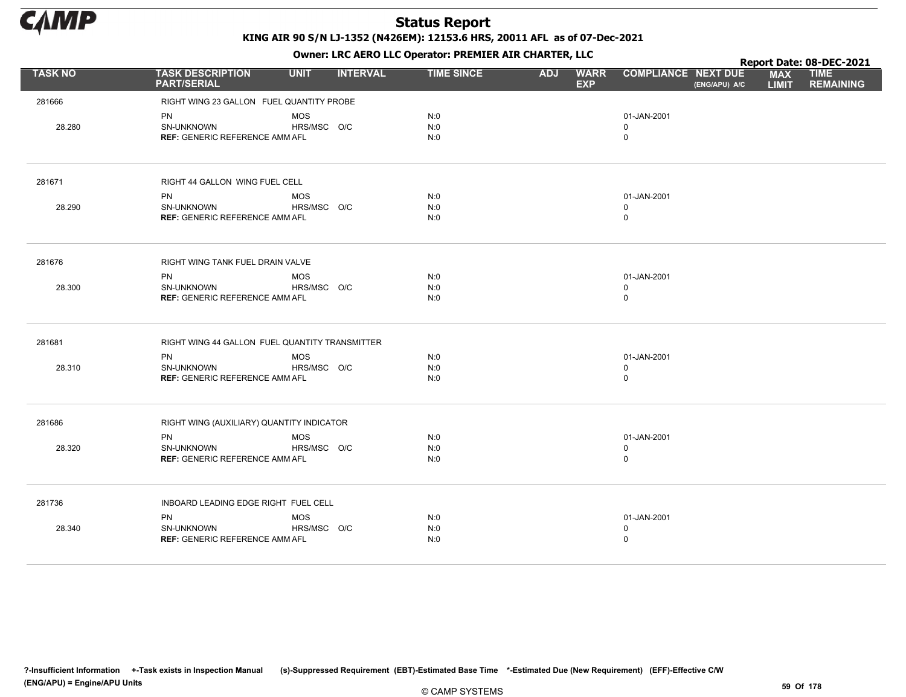# Status Report

**KING AIR 90 S/N LJ-1352 (N426EM): 12153.6 HRS, 20011 AFL as of 07-Dec-2021**

**Owner: LRC AERO LLC Operator: PREMIER AIR CHARTER, LLC**

**Report Date: 08-DEC-2021**

| TASK NO | TASK DESCRIPTION PART/SERIAL | UNIT | INTERVAL | TIME SINCE | ADJ | WARR EXP | COMPLIANCE | NEXT DUE (ENG/APU) A/C | MAX LIMIT | TIME REMAINING |
|---|---|---|---|---|---|---|---|---|---|---|
| 281666 | RIGHT WING 23 GALLON FUEL QUANTITY PROBE | | | | | | | | | |
| | PN | MOS | | N:0 | | | 01-JAN-2001 | | | |
| 28.280 | SN-UNKNOWN | HRS/MSC | O/C | N:0 | | | 0 | | | |
| | **REF:** GENERIC REFERENCE AMM | AFL | | N:0 | | | 0 | | | |
| 281671 | RIGHT 44 GALLON WING FUEL CELL | | | | | | | | | |
| | PN | MOS | | N:0 | | | 01-JAN-2001 | | | |
| 28.290 | SN-UNKNOWN | HRS/MSC | O/C | N:0 | | | 0 | | | |
| | **REF:** GENERIC REFERENCE AMM | AFL | | N:0 | | | 0 | | | |
| 281676 | RIGHT WING TANK FUEL DRAIN VALVE | | | | | | | | | |
| | PN | MOS | | N:0 | | | 01-JAN-2001 | | | |
| 28.300 | SN-UNKNOWN | HRS/MSC | O/C | N:0 | | | 0 | | | |
| | **REF:** GENERIC REFERENCE AMM | AFL | | N:0 | | | 0 | | | |
| 281681 | RIGHT WING 44 GALLON FUEL QUANTITY TRANSMITTER | | | | | | | | | |
| | PN | MOS | | N:0 | | | 01-JAN-2001 | | | |
| 28.310 | SN-UNKNOWN | HRS/MSC | O/C | N:0 | | | 0 | | | |
| | **REF:** GENERIC REFERENCE AMM | AFL | | N:0 | | | 0 | | | |
| 281686 | RIGHT WING (AUXILIARY) QUANTITY INDICATOR | | | | | | | | | |
| | PN | MOS | | N:0 | | | 01-JAN-2001 | | | |
| 28.320 | SN-UNKNOWN | HRS/MSC | O/C | N:0 | | | 0 | | | |
| | **REF:** GENERIC REFERENCE AMM | AFL | | N:0 | | | 0 | | | |
| 281736 | INBOARD LEADING EDGE RIGHT FUEL CELL | | | | | | | | | |
| | PN | MOS | | N:0 | | | 01-JAN-2001 | | | |
| 28.340 | SN-UNKNOWN | HRS/MSC | O/C | N:0 | | | 0 | | | |
| | **REF:** GENERIC REFERENCE AMM | AFL | | N:0 | | | 0 | | | |

?-Insufficient Information +-Task exists in Inspection Manual (s)-Suppressed Requirement (EBT)-Estimated Base Time *-Estimated Due (New Requirement) (EFF)-Effective C/W (ENG/APU) = Engine/APU Units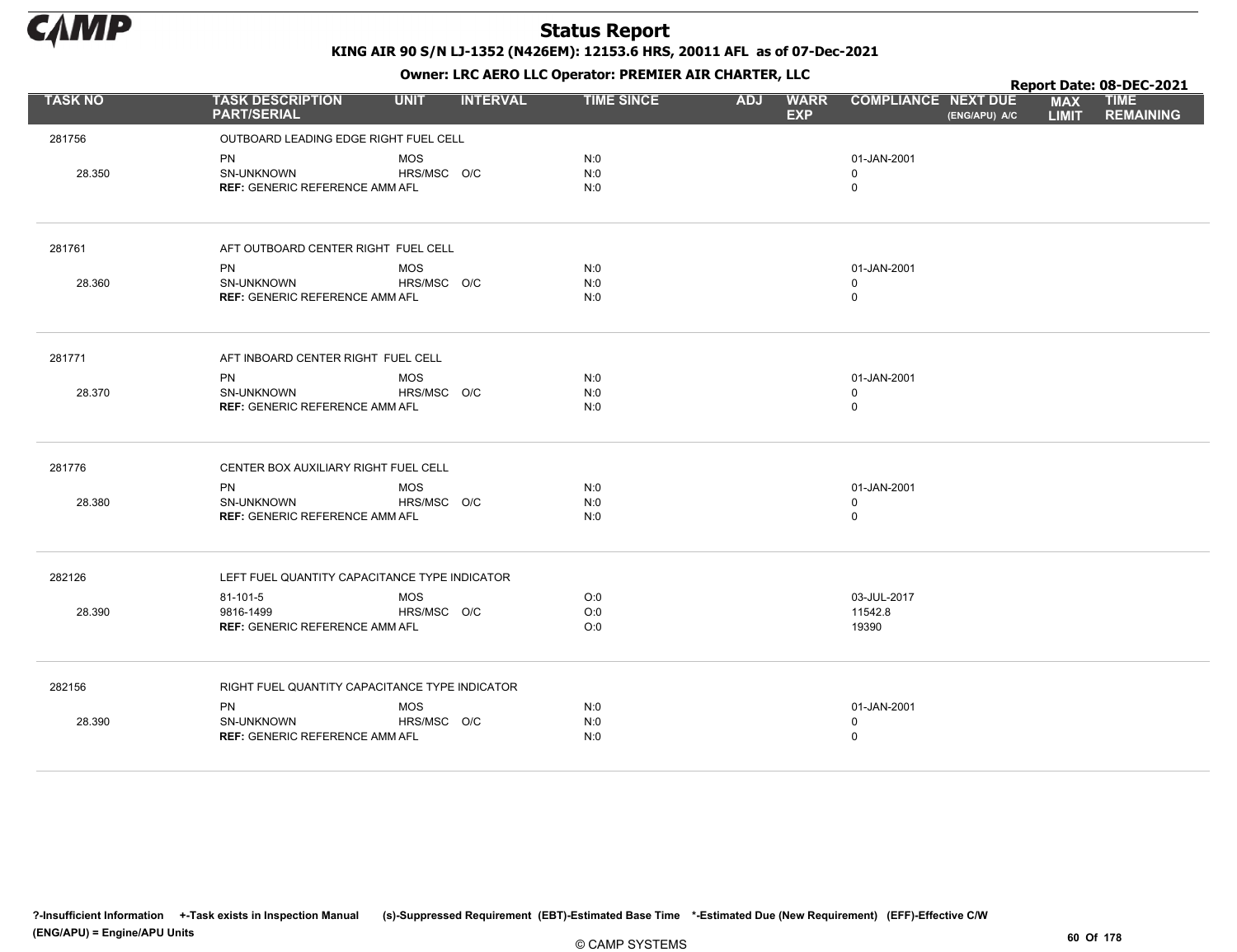# Status Report

KING AIR 90 S/N LJ-1352 (N426EM): 12153.6 HRS, 20011 AFL as of 07-Dec-2021

Owner: LRC AERO LLC Operator: PREMIER AIR CHARTER, LLC

Report Date: 08-DEC-2021

| TASK NO | TASK DESCRIPTION PART/SERIAL | UNIT | INTERVAL | TIME SINCE | ADJ | WARR EXP | COMPLIANCE | NEXT DUE (ENG/APU) A/C | MAX LIMIT | TIME REMAINING |
|---|---|---|---|---|---|---|---|---|---|---|
| 281756 | OUTBOARD LEADING EDGE RIGHT FUEL CELL | | | | | | | | | |
| | PN | MOS | | N:0 | | | 01-JAN-2001 | | | |
| 28.350 | SN-UNKNOWN | HRS/MSC | O/C | N:0 | | | 0 | | | |
| | **REF:** GENERIC REFERENCE AMM | AFL | | N:0 | | | 0 | | | |
| 281761 | AFT OUTBOARD CENTER RIGHT FUEL CELL | | | | | | | | | |
| | PN | MOS | | N:0 | | | 01-JAN-2001 | | | |
| 28.360 | SN-UNKNOWN | HRS/MSC | O/C | N:0 | | | 0 | | | |
| | **REF:** GENERIC REFERENCE AMM | AFL | | N:0 | | | 0 | | | |
| 281771 | AFT INBOARD CENTER RIGHT FUEL CELL | | | | | | | | | |
| | PN | MOS | | N:0 | | | 01-JAN-2001 | | | |
| 28.370 | SN-UNKNOWN | HRS/MSC | O/C | N:0 | | | 0 | | | |
| | **REF:** GENERIC REFERENCE AMM | AFL | | N:0 | | | 0 | | | |
| 281776 | CENTER BOX AUXILIARY RIGHT FUEL CELL | | | | | | | | | |
| | PN | MOS | | N:0 | | | 01-JAN-2001 | | | |
| 28.380 | SN-UNKNOWN | HRS/MSC | O/C | N:0 | | | 0 | | | |
| | **REF:** GENERIC REFERENCE AMM | AFL | | N:0 | | | 0 | | | |
| 282126 | LEFT FUEL QUANTITY CAPACITANCE TYPE INDICATOR | | | | | | | | | |
| | 81-101-5 | MOS | | O:0 | | | 03-JUL-2017 | | | |
| 28.390 | 9816-1499 | HRS/MSC | O/C | O:0 | | | 11542.8 | | | |
| | **REF:** GENERIC REFERENCE AMM | AFL | | O:0 | | | 19390 | | | |
| 282156 | RIGHT FUEL QUANTITY CAPACITANCE TYPE INDICATOR | | | | | | | | | |
| | PN | MOS | | N:0 | | | 01-JAN-2001 | | | |
| 28.390 | SN-UNKNOWN | HRS/MSC | O/C | N:0 | | | 0 | | | |
| | **REF:** GENERIC REFERENCE AMM | AFL | | N:0 | | | 0 | | | |

?-Insufficient Information +-Task exists in Inspection Manual (s)-Suppressed Requirement (EBT)-Estimated Base Time *-Estimated Due (New Requirement) (EFF)-Effective C/W
(ENG/APU) = Engine/APU Units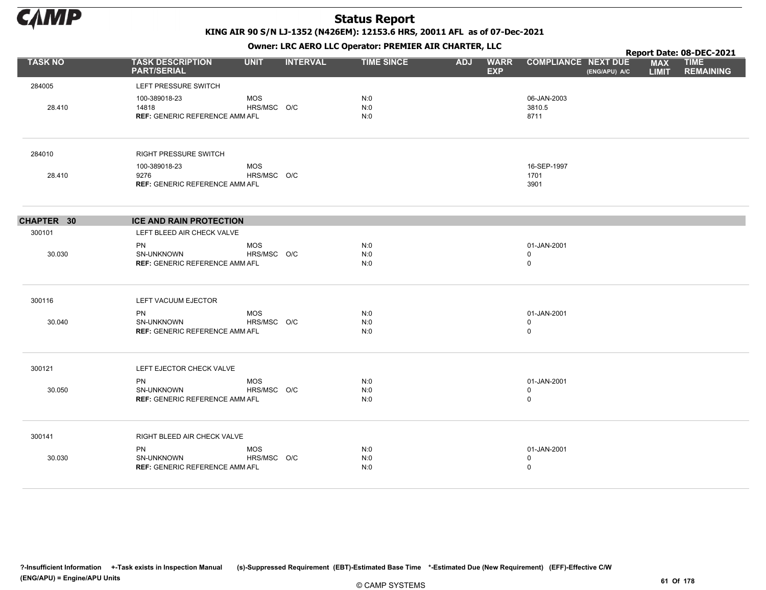# Status Report

KING AIR 90 S/N LJ-1352 (N426EM): 12153.6 HRS, 20011 AFL as of 07-Dec-2021

Owner: LRC AERO LLC Operator: PREMIER AIR CHARTER, LLC

Report Date: 08-DEC-2021

| TASK NO | TASK DESCRIPTION PART/SERIAL | UNIT | INTERVAL | TIME SINCE | ADJ | WARR EXP | COMPLIANCE | NEXT DUE (ENG/APU) A/C | MAX LIMIT | TIME REMAINING |
|---|---|---|---|---|---|---|---|---|---|---|
| 284005 | LEFT PRESSURE SWITCH | | | | | | | | | |
| | 100-389018-23 | MOS | | N:0 | | | 06-JAN-2003 | | | |
| 28.410 | 14818 | HRS/MSC | O/C | N:0 | | | 3810.5 | | | |
| | **REF:** GENERIC REFERENCE AMM | AFL | | N:0 | | | 8711 | | | |
| 284010 | RIGHT PRESSURE SWITCH | | | | | | | | | |
| | 100-389018-23 | MOS | | | | | 16-SEP-1997 | | | |
| 28.410 | 9276 | HRS/MSC | O/C | | | | 1701 | | | |
| | **REF:** GENERIC REFERENCE AMM | AFL | | | | | 3901 | | | |
| **CHAPTER 30** | **ICE AND RAIN PROTECTION** | | | | | | | | | |
| 300101 | LEFT BLEED AIR CHECK VALVE | | | | | | | | | |
| | PN | MOS | | N:0 | | | 01-JAN-2001 | | | |
| 30.030 | SN-UNKNOWN | HRS/MSC | O/C | N:0 | | | 0 | | | |
| | **REF:** GENERIC REFERENCE AMM | AFL | | N:0 | | | 0 | | | |
| 300116 | LEFT VACUUM EJECTOR | | | | | | | | | |
| | PN | MOS | | N:0 | | | 01-JAN-2001 | | | |
| 30.040 | SN-UNKNOWN | HRS/MSC | O/C | N:0 | | | 0 | | | |
| | **REF:** GENERIC REFERENCE AMM | AFL | | N:0 | | | 0 | | | |
| 300121 | LEFT EJECTOR CHECK VALVE | | | | | | | | | |
| | PN | MOS | | N:0 | | | 01-JAN-2001 | | | |
| 30.050 | SN-UNKNOWN | HRS/MSC | O/C | N:0 | | | 0 | | | |
| | **REF:** GENERIC REFERENCE AMM | AFL | | N:0 | | | 0 | | | |
| 300141 | RIGHT BLEED AIR CHECK VALVE | | | | | | | | | |
| | PN | MOS | | N:0 | | | 01-JAN-2001 | | | |
| 30.030 | SN-UNKNOWN | HRS/MSC | O/C | N:0 | | | 0 | | | |
| | **REF:** GENERIC REFERENCE AMM | AFL | | N:0 | | | 0 | | | |

?-Insufficient Information +-Task exists in Inspection Manual (s)-Suppressed Requirement (EBT)-Estimated Base Time *-Estimated Due (New Requirement) (EFF)-Effective C/W (ENG/APU) = Engine/APU Units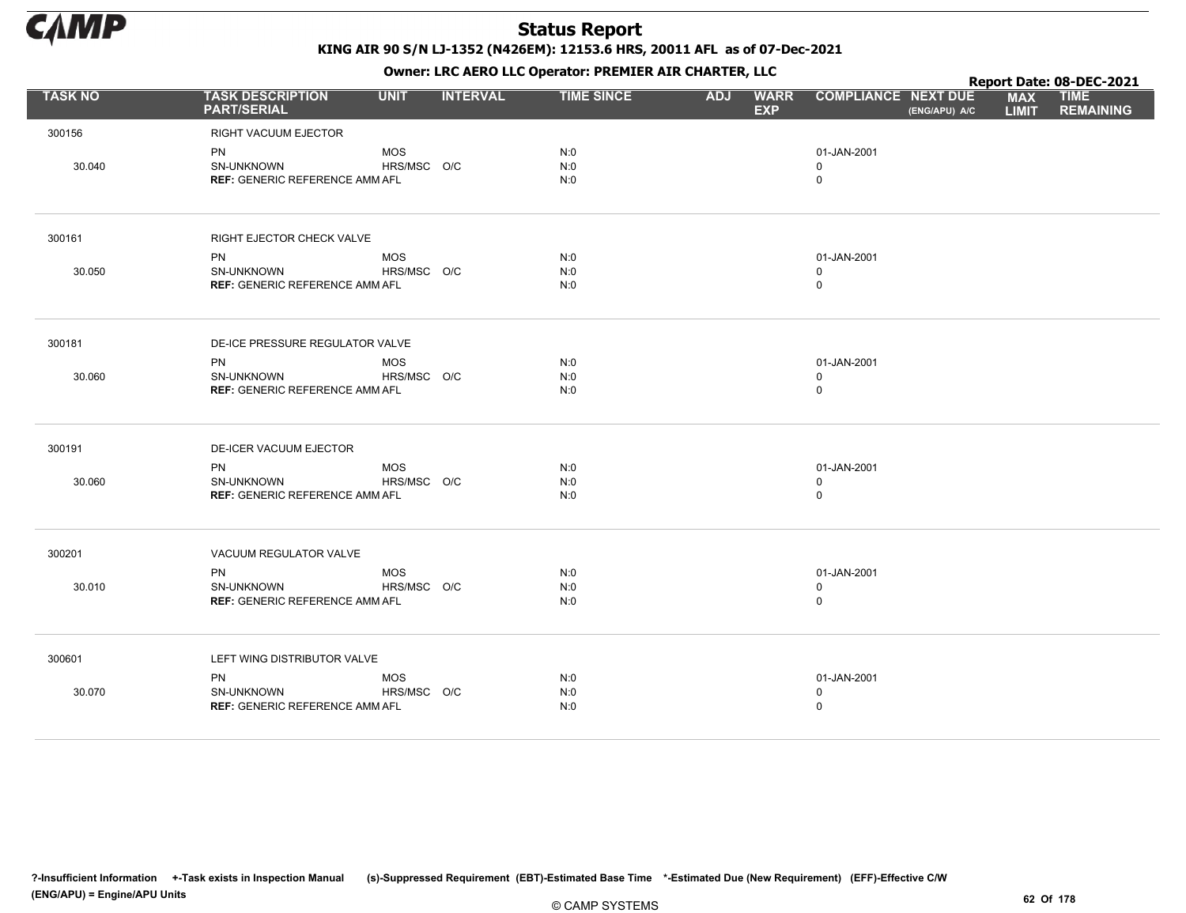# Status Report

**KING AIR 90 S/N LJ-1352 (N426EM): 12153.6 HRS, 20011 AFL as of 07-Dec-2021**

**Owner: LRC AERO LLC Operator: PREMIER AIR CHARTER, LLC**

**Report Date: 08-DEC-2021**

| TASK NO | TASK DESCRIPTION PART/SERIAL | UNIT | INTERVAL | TIME SINCE | ADJ | WARR EXP | COMPLIANCE | NEXT DUE (ENG/APU) A/C | MAX LIMIT | TIME REMAINING |
|---|---|---|---|---|---|---|---|---|---|---|
| 300156 | RIGHT VACUUM EJECTOR | | | | | | | | | |
| | PN | MOS | | N:0 | | | 01-JAN-2001 | | | |
| 30.040 | SN-UNKNOWN | HRS/MSC | O/C | N:0 | | | 0 | | | |
| | **REF:** GENERIC REFERENCE AMM | AFL | | N:0 | | | 0 | | | |
| 300161 | RIGHT EJECTOR CHECK VALVE | | | | | | | | | |
| | PN | MOS | | N:0 | | | 01-JAN-2001 | | | |
| 30.050 | SN-UNKNOWN | HRS/MSC | O/C | N:0 | | | 0 | | | |
| | **REF:** GENERIC REFERENCE AMM | AFL | | N:0 | | | 0 | | | |
| 300181 | DE-ICE PRESSURE REGULATOR VALVE | | | | | | | | | |
| | PN | MOS | | N:0 | | | 01-JAN-2001 | | | |
| 30.060 | SN-UNKNOWN | HRS/MSC | O/C | N:0 | | | 0 | | | |
| | **REF:** GENERIC REFERENCE AMM | AFL | | N:0 | | | 0 | | | |
| 300191 | DE-ICER VACUUM EJECTOR | | | | | | | | | |
| | PN | MOS | | N:0 | | | 01-JAN-2001 | | | |
| 30.060 | SN-UNKNOWN | HRS/MSC | O/C | N:0 | | | 0 | | | |
| | **REF:** GENERIC REFERENCE AMM | AFL | | N:0 | | | 0 | | | |
| 300201 | VACUUM REGULATOR VALVE | | | | | | | | | |
| | PN | MOS | | N:0 | | | 01-JAN-2001 | | | |
| 30.010 | SN-UNKNOWN | HRS/MSC | O/C | N:0 | | | 0 | | | |
| | **REF:** GENERIC REFERENCE AMM | AFL | | N:0 | | | 0 | | | |
| 300601 | LEFT WING DISTRIBUTOR VALVE | | | | | | | | | |
| | PN | MOS | | N:0 | | | 01-JAN-2001 | | | |
| 30.070 | SN-UNKNOWN | HRS/MSC | O/C | N:0 | | | 0 | | | |
| | **REF:** GENERIC REFERENCE AMM | AFL | | N:0 | | | 0 | | | |

?-Insufficient Information +-Task exists in Inspection Manual (s)-Suppressed Requirement (EBT)-Estimated Base Time *-Estimated Due (New Requirement) (EFF)-Effective C/W
(ENG/APU) = Engine/APU Units

© CAMP SYSTEMS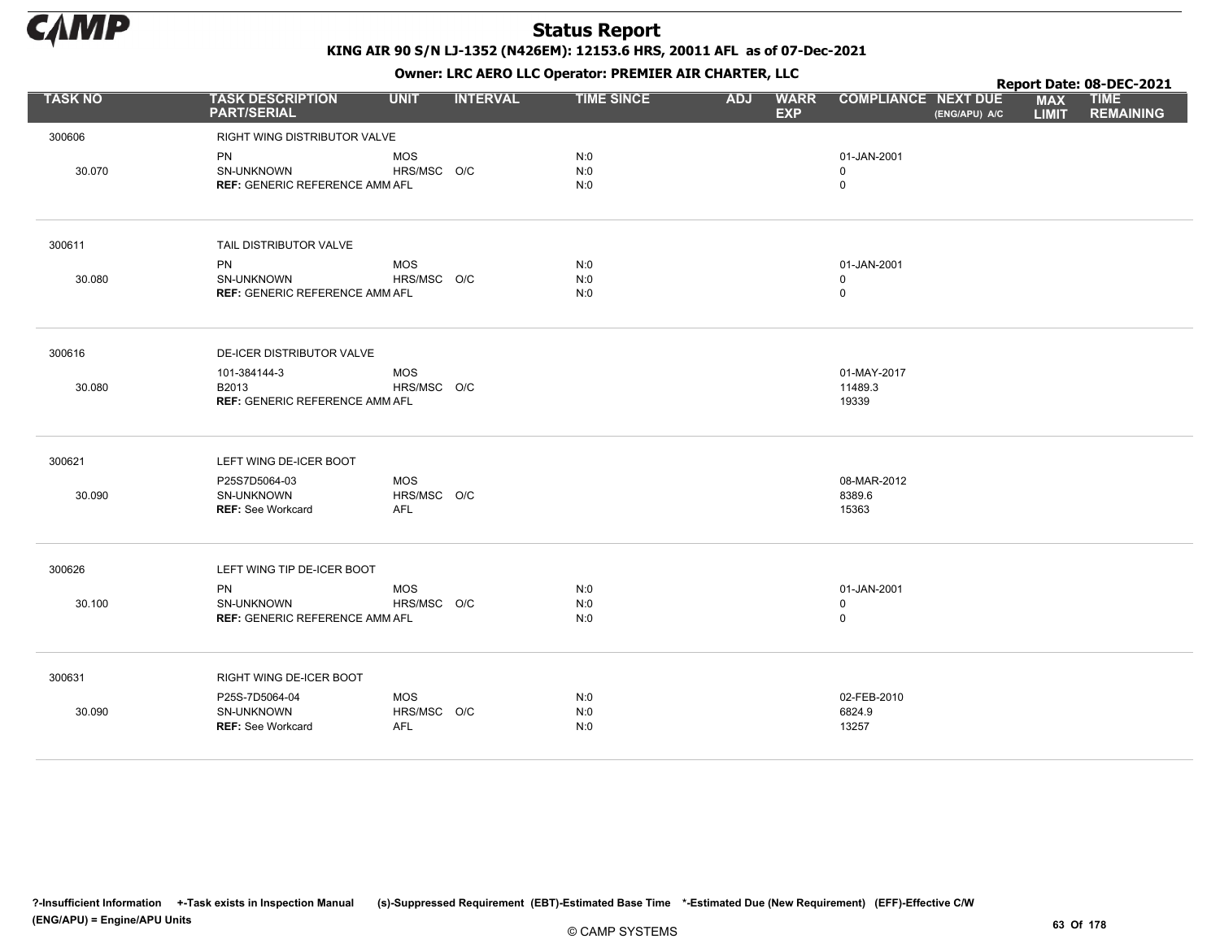# Status Report

**KING AIR 90 S/N LJ-1352 (N426EM): 12153.6 HRS, 20011 AFL as of 07-Dec-2021**

**Owner: LRC AERO LLC Operator: PREMIER AIR CHARTER, LLC**

**Report Date: 08-DEC-2021**

| TASK NO | TASK DESCRIPTION PART/SERIAL | UNIT | INTERVAL | TIME SINCE | ADJ | WARR EXP | COMPLIANCE | NEXT DUE (ENG/APU) A/C | MAX LIMIT | TIME REMAINING |
|---|---|---|---|---|---|---|---|---|---|---|
| 300606 | RIGHT WING DISTRIBUTOR VALVE | | | | | | | | | |
| | PN | MOS | | N:0 | | | 01-JAN-2001 | | | |
| 30.070 | SN-UNKNOWN | HRS/MSC | O/C | N:0 | | | 0 | | | |
| | **REF:** GENERIC REFERENCE AMM | AFL | | N:0 | | | 0 | | | |
| 300611 | TAIL DISTRIBUTOR VALVE | | | | | | | | | |
| | PN | MOS | | N:0 | | | 01-JAN-2001 | | | |
| 30.080 | SN-UNKNOWN | HRS/MSC | O/C | N:0 | | | 0 | | | |
| | **REF:** GENERIC REFERENCE AMM | AFL | | N:0 | | | 0 | | | |
| 300616 | DE-ICER DISTRIBUTOR VALVE | | | | | | | | | |
| | 101-384144-3 | MOS | | | | | 01-MAY-2017 | | | |
| 30.080 | B2013 | HRS/MSC | O/C | | | | 11489.3 | | | |
| | **REF:** GENERIC REFERENCE AMM | AFL | | | | | 19339 | | | |
| 300621 | LEFT WING DE-ICER BOOT | | | | | | | | | |
| | P25S7D5064-03 | MOS | | | | | 08-MAR-2012 | | | |
| 30.090 | SN-UNKNOWN | HRS/MSC | O/C | | | | 8389.6 | | | |
| | **REF:** See Workcard | AFL | | | | | 15363 | | | |
| 300626 | LEFT WING TIP DE-ICER BOOT | | | | | | | | | |
| | PN | MOS | | N:0 | | | 01-JAN-2001 | | | |
| 30.100 | SN-UNKNOWN | HRS/MSC | O/C | N:0 | | | 0 | | | |
| | **REF:** GENERIC REFERENCE AMM | AFL | | N:0 | | | 0 | | | |
| 300631 | RIGHT WING DE-ICER BOOT | | | | | | | | | |
| | P25S-7D5064-04 | MOS | | N:0 | | | 02-FEB-2010 | | | |
| 30.090 | SN-UNKNOWN | HRS/MSC | O/C | N:0 | | | 6824.9 | | | |
| | **REF:** See Workcard | AFL | | N:0 | | | 13257 | | | |

?-Insufficient Information +-Task exists in Inspection Manual (s)-Suppressed Requirement (EBT)-Estimated Base Time *-Estimated Due (New Requirement) (EFF)-Effective C/W (ENG/APU) = Engine/APU Units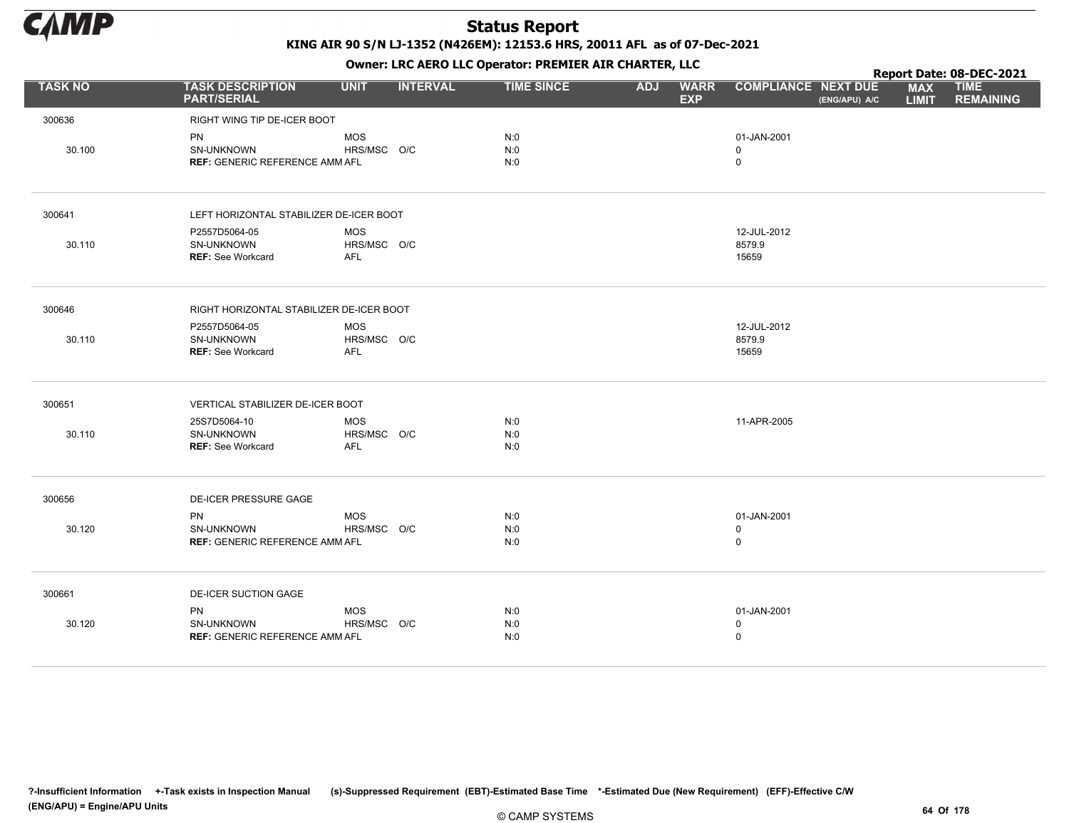# Status Report

**KING AIR 90 S/N LJ-1352 (N426EM): 12153.6 HRS, 20011 AFL as of 07-Dec-2021**

**Owner: LRC AERO LLC Operator: PREMIER AIR CHARTER, LLC**

**Report Date: 08-DEC-2021**

| TASK NO | TASK DESCRIPTION PART/SERIAL | UNIT | INTERVAL | TIME SINCE | ADJ | WARR EXP | COMPLIANCE | NEXT DUE (ENG/APU) A/C | MAX LIMIT | TIME REMAINING |
|---|---|---|---|---|---|---|---|---|---|---|
| 300636 | RIGHT WING TIP DE-ICER BOOT | | | | | | | | | |
| | PN | MOS | | N:0 | | | 01-JAN-2001 | | | |
| 30.100 | SN-UNKNOWN | HRS/MSC | O/C | N:0 | | | 0 | | | |
| | **REF:** GENERIC REFERENCE AMM | AFL | | N:0 | | | 0 | | | |
| 300641 | LEFT HORIZONTAL STABILIZER DE-ICER BOOT | | | | | | | | | |
| | P2557D5064-05 | MOS | | | | | 12-JUL-2012 | | | |
| 30.110 | SN-UNKNOWN | HRS/MSC | O/C | | | | 8579.9 | | | |
| | **REF:** See Workcard | AFL | | | | | 15659 | | | |
| 300646 | RIGHT HORIZONTAL STABILIZER DE-ICER BOOT | | | | | | | | | |
| | P2557D5064-05 | MOS | | | | | 12-JUL-2012 | | | |
| 30.110 | SN-UNKNOWN | HRS/MSC | O/C | | | | 8579.9 | | | |
| | **REF:** See Workcard | AFL | | | | | 15659 | | | |
| 300651 | VERTICAL STABILIZER DE-ICER BOOT | | | | | | | | | |
| | 25S7D5064-10 | MOS | | N:0 | | | 11-APR-2005 | | | |
| 30.110 | SN-UNKNOWN | HRS/MSC | O/C | N:0 | | | | | | |
| | **REF:** See Workcard | AFL | | N:0 | | | | | | |
| 300656 | DE-ICER PRESSURE GAGE | | | | | | | | | |
| | PN | MOS | | N:0 | | | 01-JAN-2001 | | | |
| 30.120 | SN-UNKNOWN | HRS/MSC | O/C | N:0 | | | 0 | | | |
| | **REF:** GENERIC REFERENCE AMM | AFL | | N:0 | | | 0 | | | |
| 300661 | DE-ICER SUCTION GAGE | | | | | | | | | |
| | PN | MOS | | N:0 | | | 01-JAN-2001 | | | |
| 30.120 | SN-UNKNOWN | HRS/MSC | O/C | N:0 | | | 0 | | | |
| | **REF:** GENERIC REFERENCE AMM | AFL | | N:0 | | | 0 | | | |

?-Insufficient Information +-Task exists in Inspection Manual (s)-Suppressed Requirement (EBT)-Estimated Base Time *-Estimated Due (New Requirement) (EFF)-Effective C/W (ENG/APU) = Engine/APU Units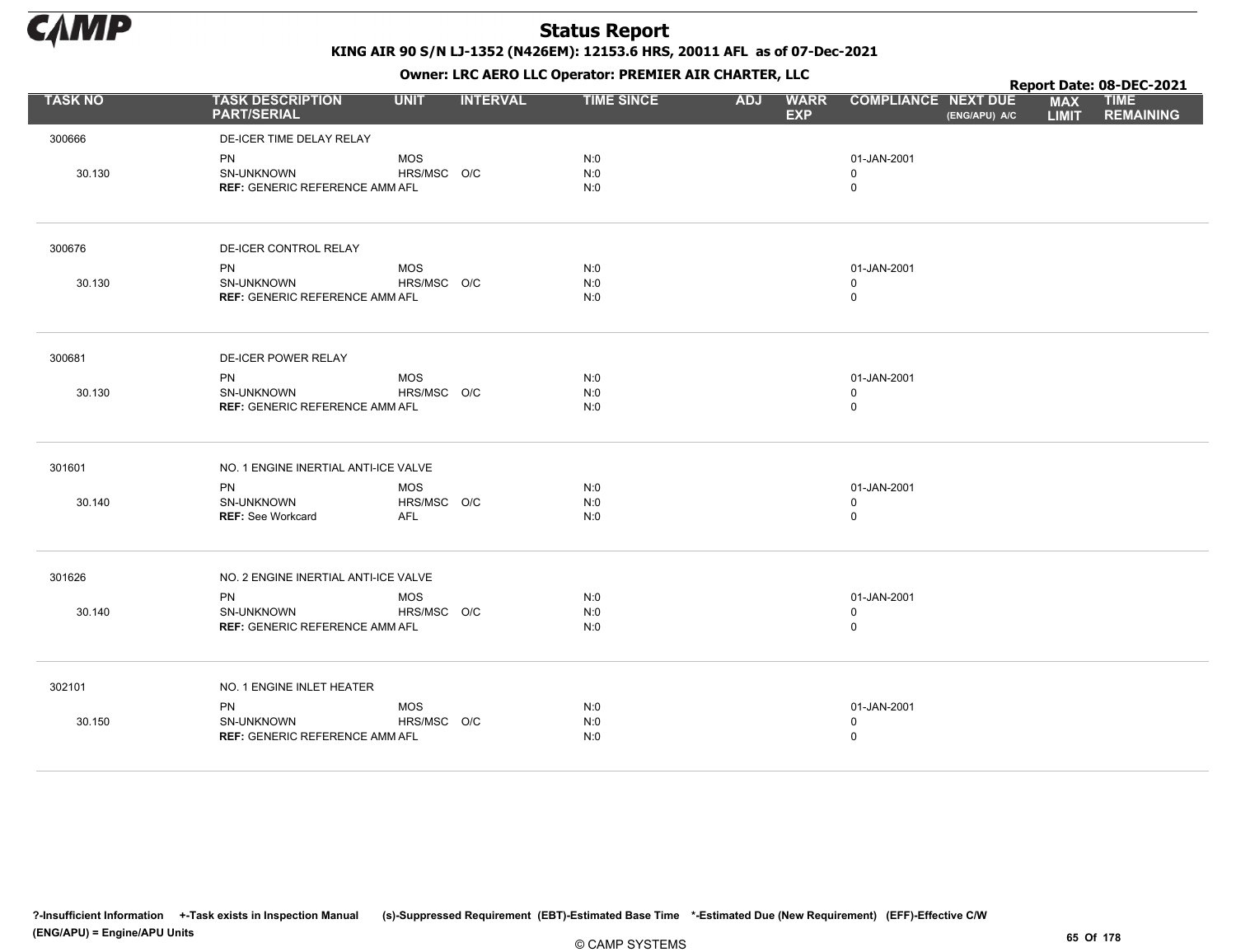# Status Report

KING AIR 90 S/N LJ-1352 (N426EM): 12153.6 HRS, 20011 AFL as of 07-Dec-2021

Owner: LRC AERO LLC Operator: PREMIER AIR CHARTER, LLC

Report Date: 08-DEC-2021

| TASK NO | TASK DESCRIPTION PART/SERIAL | UNIT | INTERVAL | TIME SINCE | ADJ | WARR EXP | COMPLIANCE | NEXT DUE (ENG/APU) A/C | MAX LIMIT | TIME REMAINING |
|---|---|---|---|---|---|---|---|---|---|---|
| 300666 | DE-ICER TIME DELAY RELAY | | | | | | | | | |
| | PN | MOS | | N:0 | | | 01-JAN-2001 | | | |
| 30.130 | SN-UNKNOWN | HRS/MSC | O/C | N:0 | | | 0 | | | |
| | **REF:** GENERIC REFERENCE AMM | AFL | | N:0 | | | 0 | | | |
| 300676 | DE-ICER CONTROL RELAY | | | | | | | | | |
| | PN | MOS | | N:0 | | | 01-JAN-2001 | | | |
| 30.130 | SN-UNKNOWN | HRS/MSC | O/C | N:0 | | | 0 | | | |
| | **REF:** GENERIC REFERENCE AMM | AFL | | N:0 | | | 0 | | | |
| 300681 | DE-ICER POWER RELAY | | | | | | | | | |
| | PN | MOS | | N:0 | | | 01-JAN-2001 | | | |
| 30.130 | SN-UNKNOWN | HRS/MSC | O/C | N:0 | | | 0 | | | |
| | **REF:** GENERIC REFERENCE AMM | AFL | | N:0 | | | 0 | | | |
| 301601 | NO. 1 ENGINE INERTIAL ANTI-ICE VALVE | | | | | | | | | |
| | PN | MOS | | N:0 | | | 01-JAN-2001 | | | |
| 30.140 | SN-UNKNOWN | HRS/MSC | O/C | N:0 | | | 0 | | | |
| | **REF:** See Workcard | AFL | | N:0 | | | 0 | | | |
| 301626 | NO. 2 ENGINE INERTIAL ANTI-ICE VALVE | | | | | | | | | |
| | PN | MOS | | N:0 | | | 01-JAN-2001 | | | |
| 30.140 | SN-UNKNOWN | HRS/MSC | O/C | N:0 | | | 0 | | | |
| | **REF:** GENERIC REFERENCE AMM | AFL | | N:0 | | | 0 | | | |
| 302101 | NO. 1 ENGINE INLET HEATER | | | | | | | | | |
| | PN | MOS | | N:0 | | | 01-JAN-2001 | | | |
| 30.150 | SN-UNKNOWN | HRS/MSC | O/C | N:0 | | | 0 | | | |
| | **REF:** GENERIC REFERENCE AMM | AFL | | N:0 | | | 0 | | | |

?-Insufficient Information +-Task exists in Inspection Manual (s)-Suppressed Requirement (EBT)-Estimated Base Time *-Estimated Due (New Requirement) (EFF)-Effective C/W (ENG/APU) = Engine/APU Units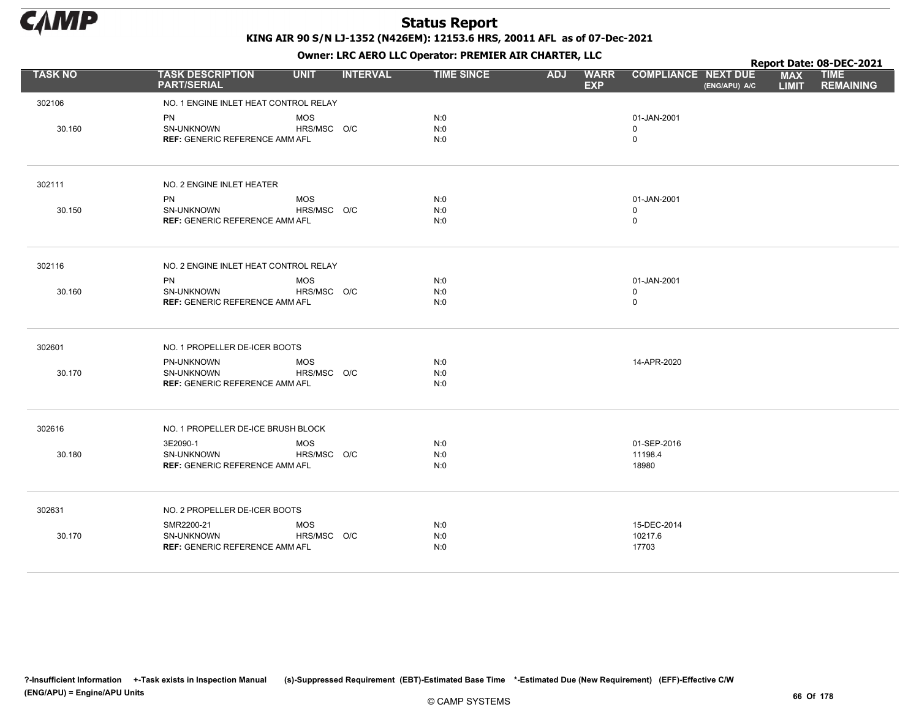# Status Report

**KING AIR 90 S/N LJ-1352 (N426EM): 12153.6 HRS, 20011 AFL as of 07-Dec-2021**

**Owner: LRC AERO LLC Operator: PREMIER AIR CHARTER, LLC**

**Report Date: 08-DEC-2021**

| TASK NO | TASK DESCRIPTION PART/SERIAL | UNIT | INTERVAL | TIME SINCE | ADJ | WARR EXP | COMPLIANCE | NEXT DUE (ENG/APU) A/C | MAX LIMIT | TIME REMAINING |
|---|---|---|---|---|---|---|---|---|---|---|
| 302106 | NO. 1 ENGINE INLET HEAT CONTROL RELAY | | | | | | | | | |
| | PN | MOS | | N:0 | | | 01-JAN-2001 | | | |
| 30.160 | SN-UNKNOWN | HRS/MSC | O/C | N:0 | | | 0 | | | |
| | **REF:** GENERIC REFERENCE AMM | AFL | | N:0 | | | 0 | | | |
| 302111 | NO. 2 ENGINE INLET HEATER | | | | | | | | | |
| | PN | MOS | | N:0 | | | 01-JAN-2001 | | | |
| 30.150 | SN-UNKNOWN | HRS/MSC | O/C | N:0 | | | 0 | | | |
| | **REF:** GENERIC REFERENCE AMM | AFL | | N:0 | | | 0 | | | |
| 302116 | NO. 2 ENGINE INLET HEAT CONTROL RELAY | | | | | | | | | |
| | PN | MOS | | N:0 | | | 01-JAN-2001 | | | |
| 30.160 | SN-UNKNOWN | HRS/MSC | O/C | N:0 | | | 0 | | | |
| | **REF:** GENERIC REFERENCE AMM | AFL | | N:0 | | | 0 | | | |
| 302601 | NO. 1 PROPELLER DE-ICER BOOTS | | | | | | | | | |
| | PN-UNKNOWN | MOS | | N:0 | | | 14-APR-2020 | | | |
| 30.170 | SN-UNKNOWN | HRS/MSC | O/C | N:0 | | | | | | |
| | **REF:** GENERIC REFERENCE AMM | AFL | | N:0 | | | | | | |
| 302616 | NO. 1 PROPELLER DE-ICE BRUSH BLOCK | | | | | | | | | |
| | 3E2090-1 | MOS | | N:0 | | | 01-SEP-2016 | | | |
| 30.180 | SN-UNKNOWN | HRS/MSC | O/C | N:0 | | | 11198.4 | | | |
| | **REF:** GENERIC REFERENCE AMM | AFL | | N:0 | | | 18980 | | | |
| 302631 | NO. 2 PROPELLER DE-ICER BOOTS | | | | | | | | | |
| | SMR2200-21 | MOS | | N:0 | | | 15-DEC-2014 | | | |
| 30.170 | SN-UNKNOWN | HRS/MSC | O/C | N:0 | | | 10217.6 | | | |
| | **REF:** GENERIC REFERENCE AMM | AFL | | N:0 | | | 17703 | | | |

?-Insufficient Information +-Task exists in Inspection Manual (s)-Suppressed Requirement (EBT)-Estimated Base Time *-Estimated Due (New Requirement) (EFF)-Effective C/W (ENG/APU) = Engine/APU Units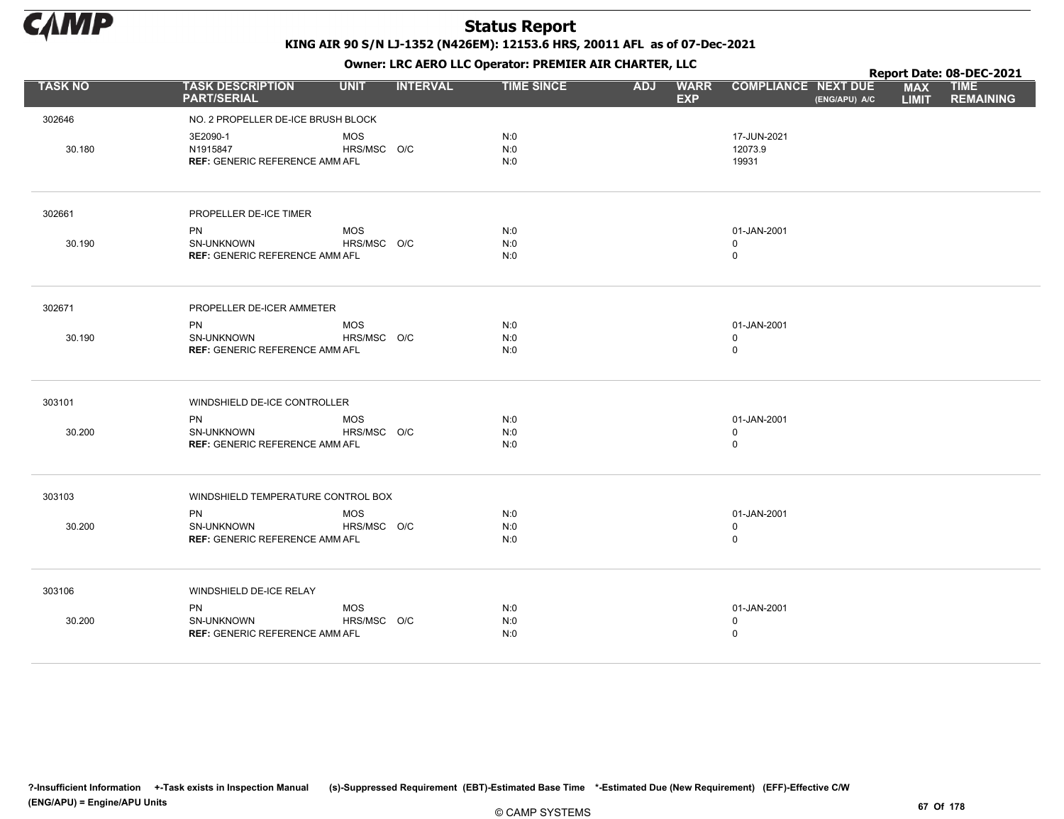# Status Report

**KING AIR 90 S/N LJ-1352 (N426EM): 12153.6 HRS, 20011 AFL as of 07-Dec-2021**

**Owner: LRC AERO LLC Operator: PREMIER AIR CHARTER, LLC**

**Report Date: 08-DEC-2021**

| TASK NO | TASK DESCRIPTION PART/SERIAL | UNIT | INTERVAL | TIME SINCE | ADJ | WARR EXP | COMPLIANCE | NEXT DUE (ENG/APU) A/C | MAX LIMIT | TIME REMAINING |
|---|---|---|---|---|---|---|---|---|---|---|
| 302646 | NO. 2 PROPELLER DE-ICE BRUSH BLOCK | | | | | | | | | |
| | 3E2090-1 | MOS | | N:0 | | | 17-JUN-2021 | | | |
| 30.180 | N1915847 | HRS/MSC | O/C | N:0 | | | 12073.9 | | | |
| | **REF:** GENERIC REFERENCE AMM | AFL | | N:0 | | | 19931 | | | |
| 302661 | PROPELLER DE-ICE TIMER | | | | | | | | | |
| | PN | MOS | | N:0 | | | 01-JAN-2001 | | | |
| 30.190 | SN-UNKNOWN | HRS/MSC | O/C | N:0 | | | 0 | | | |
| | **REF:** GENERIC REFERENCE AMM | AFL | | N:0 | | | 0 | | | |
| 302671 | PROPELLER DE-ICER AMMETER | | | | | | | | | |
| | PN | MOS | | N:0 | | | 01-JAN-2001 | | | |
| 30.190 | SN-UNKNOWN | HRS/MSC | O/C | N:0 | | | 0 | | | |
| | **REF:** GENERIC REFERENCE AMM | AFL | | N:0 | | | 0 | | | |
| 303101 | WINDSHIELD DE-ICE CONTROLLER | | | | | | | | | |
| | PN | MOS | | N:0 | | | 01-JAN-2001 | | | |
| 30.200 | SN-UNKNOWN | HRS/MSC | O/C | N:0 | | | 0 | | | |
| | **REF:** GENERIC REFERENCE AMM | AFL | | N:0 | | | 0 | | | |
| 303103 | WINDSHIELD TEMPERATURE CONTROL BOX | | | | | | | | | |
| | PN | MOS | | N:0 | | | 01-JAN-2001 | | | |
| 30.200 | SN-UNKNOWN | HRS/MSC | O/C | N:0 | | | 0 | | | |
| | **REF:** GENERIC REFERENCE AMM | AFL | | N:0 | | | 0 | | | |
| 303106 | WINDSHIELD DE-ICE RELAY | | | | | | | | | |
| | PN | MOS | | N:0 | | | 01-JAN-2001 | | | |
| 30.200 | SN-UNKNOWN | HRS/MSC | O/C | N:0 | | | 0 | | | |
| | **REF:** GENERIC REFERENCE AMM | AFL | | N:0 | | | 0 | | | |

?-Insufficient Information +-Task exists in Inspection Manual (s)-Suppressed Requirement (EBT)-Estimated Base Time *-Estimated Due (New Requirement) (EFF)-Effective C/W (ENG/APU) = Engine/APU Units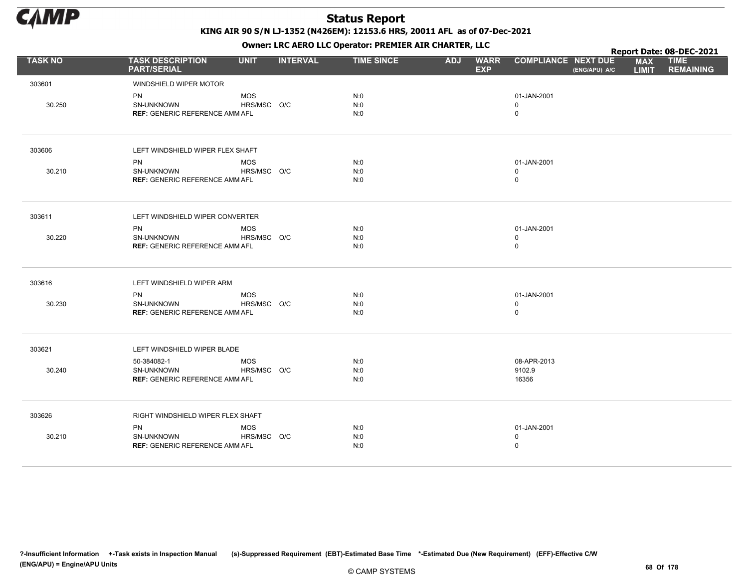# Status Report

**KING AIR 90 S/N LJ-1352 (N426EM): 12153.6 HRS, 20011 AFL as of 07-Dec-2021**

**Owner: LRC AERO LLC Operator: PREMIER AIR CHARTER, LLC**

**Report Date: 08-DEC-2021**

| TASK NO | TASK DESCRIPTION PART/SERIAL | UNIT | INTERVAL | TIME SINCE | ADJ | WARR EXP | COMPLIANCE | NEXT DUE (ENG/APU) A/C | MAX LIMIT | TIME REMAINING |
|---|---|---|---|---|---|---|---|---|---|---|
| 303601 | WINDSHIELD WIPER MOTOR | | | | | | | | | |
| | PN | MOS | | N:0 | | | 01-JAN-2001 | | | |
| 30.250 | SN-UNKNOWN | HRS/MSC | O/C | N:0 | | | 0 | | | |
| | **REF:** GENERIC REFERENCE AMM | AFL | | N:0 | | | 0 | | | |
| 303606 | LEFT WINDSHIELD WIPER FLEX SHAFT | | | | | | | | | |
| | PN | MOS | | N:0 | | | 01-JAN-2001 | | | |
| 30.210 | SN-UNKNOWN | HRS/MSC | O/C | N:0 | | | 0 | | | |
| | **REF:** GENERIC REFERENCE AMM | AFL | | N:0 | | | 0 | | | |
| 303611 | LEFT WINDSHIELD WIPER CONVERTER | | | | | | | | | |
| | PN | MOS | | N:0 | | | 01-JAN-2001 | | | |
| 30.220 | SN-UNKNOWN | HRS/MSC | O/C | N:0 | | | 0 | | | |
| | **REF:** GENERIC REFERENCE AMM | AFL | | N:0 | | | 0 | | | |
| 303616 | LEFT WINDSHIELD WIPER ARM | | | | | | | | | |
| | PN | MOS | | N:0 | | | 01-JAN-2001 | | | |
| 30.230 | SN-UNKNOWN | HRS/MSC | O/C | N:0 | | | 0 | | | |
| | **REF:** GENERIC REFERENCE AMM | AFL | | N:0 | | | 0 | | | |
| 303621 | LEFT WINDSHIELD WIPER BLADE | | | | | | | | | |
| | 50-384082-1 | MOS | | N:0 | | | 08-APR-2013 | | | |
| 30.240 | SN-UNKNOWN | HRS/MSC | O/C | N:0 | | | 9102.9 | | | |
| | **REF:** GENERIC REFERENCE AMM | AFL | | N:0 | | | 16356 | | | |
| 303626 | RIGHT WINDSHIELD WIPER FLEX SHAFT | | | | | | | | | |
| | PN | MOS | | N:0 | | | 01-JAN-2001 | | | |
| 30.210 | SN-UNKNOWN | HRS/MSC | O/C | N:0 | | | 0 | | | |
| | **REF:** GENERIC REFERENCE AMM | AFL | | N:0 | | | 0 | | | |

?-Insufficient Information +-Task exists in Inspection Manual (s)-Suppressed Requirement (EBT)-Estimated Base Time *-Estimated Due (New Requirement) (EFF)-Effective C/W (ENG/APU) = Engine/APU Units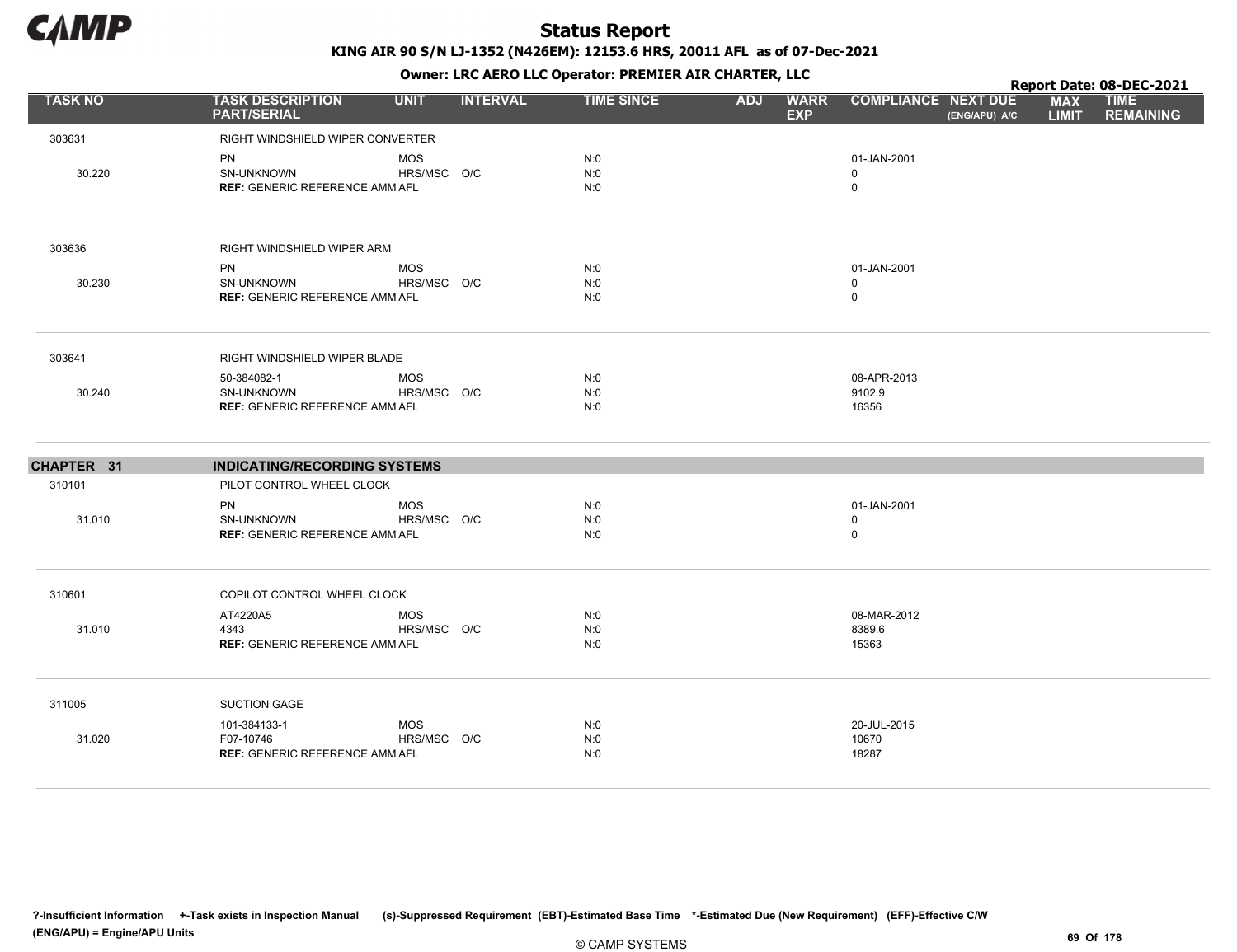# Status Report

**KING AIR 90 S/N LJ-1352 (N426EM): 12153.6 HRS, 20011 AFL as of 07-Dec-2021**

**Owner: LRC AERO LLC Operator: PREMIER AIR CHARTER, LLC**

**Report Date: 08-DEC-2021**

| TASK NO | TASK DESCRIPTION PART/SERIAL | UNIT | INTERVAL | TIME SINCE | ADJ | WARR EXP | COMPLIANCE | NEXT DUE (ENG/APU) A/C | MAX LIMIT | TIME REMAINING |
|---|---|---|---|---|---|---|---|---|---|---|
| 303631 | RIGHT WINDSHIELD WIPER CONVERTER | | | | | | | | | |
| | PN | MOS | | N:0 | | | 01-JAN-2001 | | | |
| 30.220 | SN-UNKNOWN | HRS/MSC | O/C | N:0 | | | 0 | | | |
| | **REF:** GENERIC REFERENCE AMM | AFL | | N:0 | | | 0 | | | |
| 303636 | RIGHT WINDSHIELD WIPER ARM | | | | | | | | | |
| | PN | MOS | | N:0 | | | 01-JAN-2001 | | | |
| 30.230 | SN-UNKNOWN | HRS/MSC | O/C | N:0 | | | 0 | | | |
| | **REF:** GENERIC REFERENCE AMM | AFL | | N:0 | | | 0 | | | |
| 303641 | RIGHT WINDSHIELD WIPER BLADE | | | | | | | | | |
| | 50-384082-1 | MOS | | N:0 | | | 08-APR-2013 | | | |
| 30.240 | SN-UNKNOWN | HRS/MSC | O/C | N:0 | | | 9102.9 | | | |
| | **REF:** GENERIC REFERENCE AMM | AFL | | N:0 | | | 16356 | | | |
| **CHAPTER 31** | **INDICATING/RECORDING SYSTEMS** | | | | | | | | | |
| 310101 | PILOT CONTROL WHEEL CLOCK | | | | | | | | | |
| | PN | MOS | | N:0 | | | 01-JAN-2001 | | | |
| 31.010 | SN-UNKNOWN | HRS/MSC | O/C | N:0 | | | 0 | | | |
| | **REF:** GENERIC REFERENCE AMM | AFL | | N:0 | | | 0 | | | |
| 310601 | COPILOT CONTROL WHEEL CLOCK | | | | | | | | | |
| | AT4220A5 | MOS | | N:0 | | | 08-MAR-2012 | | | |
| 31.010 | 4343 | HRS/MSC | O/C | N:0 | | | 8389.6 | | | |
| | **REF:** GENERIC REFERENCE AMM | AFL | | N:0 | | | 15363 | | | |
| 311005 | SUCTION GAGE | | | | | | | | | |
| | 101-384133-1 | MOS | | N:0 | | | 20-JUL-2015 | | | |
| 31.020 | F07-10746 | HRS/MSC | O/C | N:0 | | | 10670 | | | |
| | **REF:** GENERIC REFERENCE AMM | AFL | | N:0 | | | 18287 | | | |

?-Insufficient Information +-Task exists in Inspection Manual (s)-Suppressed Requirement (EBT)-Estimated Base Time *-Estimated Due (New Requirement) (EFF)-Effective C/W (ENG/APU) = Engine/APU Units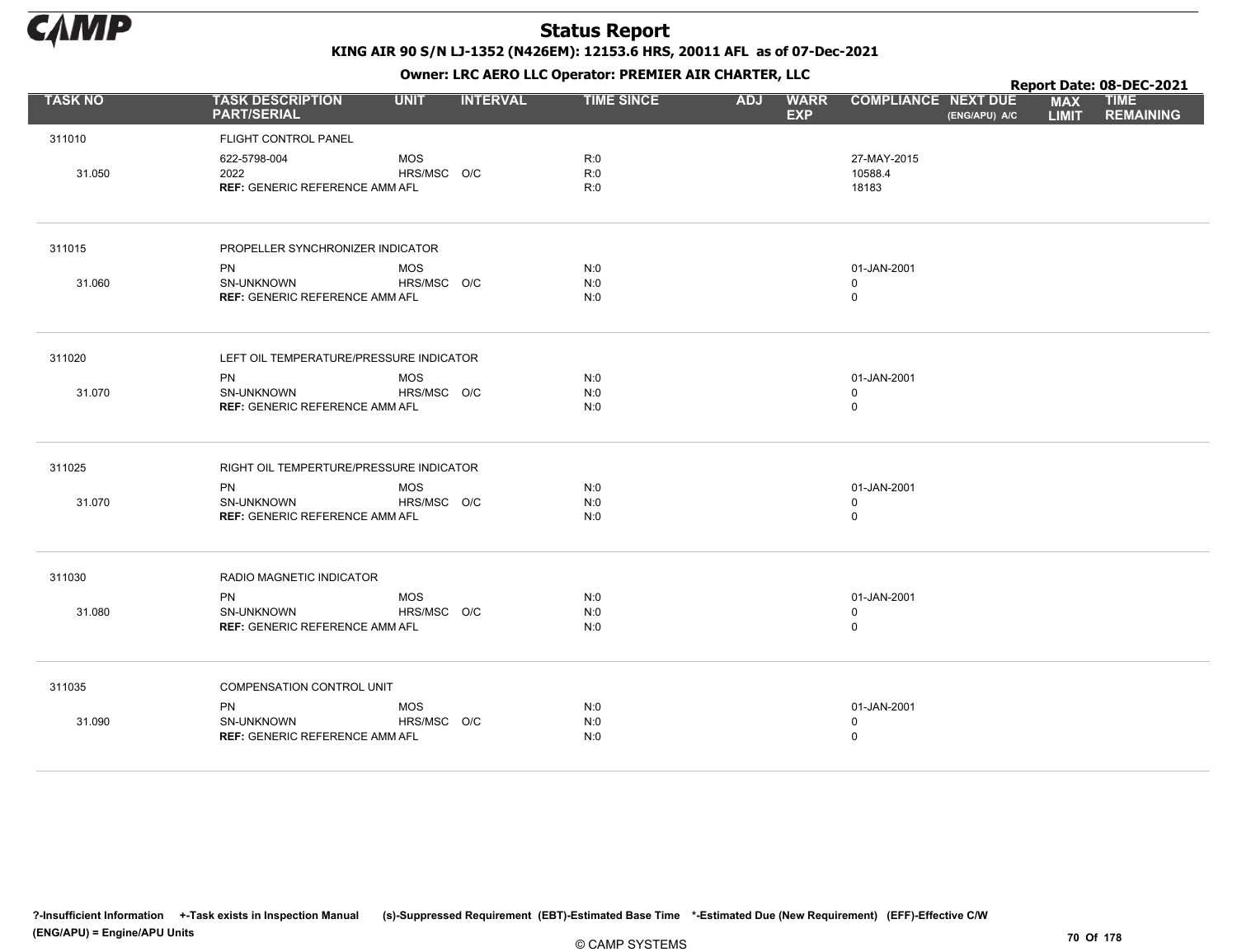# Status Report

**KING AIR 90 S/N LJ-1352 (N426EM): 12153.6 HRS, 20011 AFL as of 07-Dec-2021**

**Owner: LRC AERO LLC Operator: PREMIER AIR CHARTER, LLC**

**Report Date: 08-DEC-2021**

| TASK NO | TASK DESCRIPTION PART/SERIAL | UNIT | INTERVAL | TIME SINCE | ADJ | WARR EXP | COMPLIANCE | NEXT DUE (ENG/APU) A/C | MAX LIMIT | TIME REMAINING |
|---|---|---|---|---|---|---|---|---|---|---|
| 311010 | FLIGHT CONTROL PANEL | | | | | | | | | |
| | 622-5798-004 | MOS | | R:0 | | | 27-MAY-2015 | | | |
| 31.050 | 2022 | HRS/MSC | O/C | R:0 | | | 10588.4 | | | |
| | **REF:** GENERIC REFERENCE AMM | AFL | | R:0 | | | 18183 | | | |
| 311015 | PROPELLER SYNCHRONIZER INDICATOR | | | | | | | | | |
| | PN | MOS | | N:0 | | | 01-JAN-2001 | | | |
| 31.060 | SN-UNKNOWN | HRS/MSC | O/C | N:0 | | | 0 | | | |
| | **REF:** GENERIC REFERENCE AMM | AFL | | N:0 | | | 0 | | | |
| 311020 | LEFT OIL TEMPERATURE/PRESSURE INDICATOR | | | | | | | | | |
| | PN | MOS | | N:0 | | | 01-JAN-2001 | | | |
| 31.070 | SN-UNKNOWN | HRS/MSC | O/C | N:0 | | | 0 | | | |
| | **REF:** GENERIC REFERENCE AMM | AFL | | N:0 | | | 0 | | | |
| 311025 | RIGHT OIL TEMPERTURE/PRESSURE INDICATOR | | | | | | | | | |
| | PN | MOS | | N:0 | | | 01-JAN-2001 | | | |
| 31.070 | SN-UNKNOWN | HRS/MSC | O/C | N:0 | | | 0 | | | |
| | **REF:** GENERIC REFERENCE AMM | AFL | | N:0 | | | 0 | | | |
| 311030 | RADIO MAGNETIC INDICATOR | | | | | | | | | |
| | PN | MOS | | N:0 | | | 01-JAN-2001 | | | |
| 31.080 | SN-UNKNOWN | HRS/MSC | O/C | N:0 | | | 0 | | | |
| | **REF:** GENERIC REFERENCE AMM | AFL | | N:0 | | | 0 | | | |
| 311035 | COMPENSATION CONTROL UNIT | | | | | | | | | |
| | PN | MOS | | N:0 | | | 01-JAN-2001 | | | |
| 31.090 | SN-UNKNOWN | HRS/MSC | O/C | N:0 | | | 0 | | | |
| | **REF:** GENERIC REFERENCE AMM | AFL | | N:0 | | | 0 | | | |

?-Insufficient Information +-Task exists in Inspection Manual (s)-Suppressed Requirement (EBT)-Estimated Base Time *-Estimated Due (New Requirement) (EFF)-Effective C/W (ENG/APU) = Engine/APU Units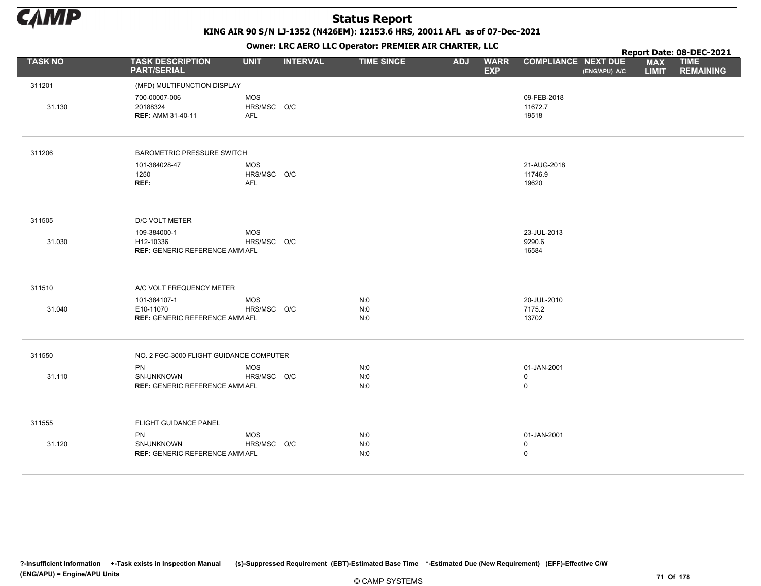# Status Report

**KING AIR 90 S/N LJ-1352 (N426EM): 12153.6 HRS, 20011 AFL as of 07-Dec-2021**

**Owner: LRC AERO LLC Operator: PREMIER AIR CHARTER, LLC**

**Report Date: 08-DEC-2021**

| TASK NO | TASK DESCRIPTION PART/SERIAL | UNIT | INTERVAL | TIME SINCE | ADJ | WARR EXP | COMPLIANCE | NEXT DUE (ENG/APU) A/C | MAX LIMIT | TIME REMAINING |
|---|---|---|---|---|---|---|---|---|---|---|
| 311201 | (MFD) MULTIFUNCTION DISPLAY | | | | | | | | | |
| | 700-00007-006 | MOS | | | | | 09-FEB-2018 | | | |
| 31.130 | 20188324 | HRS/MSC | O/C | | | | 11672.7 | | | |
| | **REF:** AMM 31-40-11 | AFL | | | | | 19518 | | | |
| 311206 | BAROMETRIC PRESSURE SWITCH | | | | | | | | | |
| | 101-384028-47 | MOS | | | | | 21-AUG-2018 | | | |
| | 1250 | HRS/MSC | O/C | | | | 11746.9 | | | |
| | **REF:** | AFL | | | | | 19620 | | | |
| 311505 | D/C VOLT METER | | | | | | | | | |
| | 109-384000-1 | MOS | | | | | 23-JUL-2013 | | | |
| 31.030 | H12-10336 | HRS/MSC | O/C | | | | 9290.6 | | | |
| | **REF:** GENERIC REFERENCE AMM | AFL | | | | | 16584 | | | |
| 311510 | A/C VOLT FREQUENCY METER | | | | | | | | | |
| | 101-384107-1 | MOS | | N:0 | | | 20-JUL-2010 | | | |
| 31.040 | E10-11070 | HRS/MSC | O/C | N:0 | | | 7175.2 | | | |
| | **REF:** GENERIC REFERENCE AMM | AFL | | N:0 | | | 13702 | | | |
| 311550 | NO. 2 FGC-3000 FLIGHT GUIDANCE COMPUTER | | | | | | | | | |
| | PN | MOS | | N:0 | | | 01-JAN-2001 | | | |
| 31.110 | SN-UNKNOWN | HRS/MSC | O/C | N:0 | | | 0 | | | |
| | **REF:** GENERIC REFERENCE AMM | AFL | | N:0 | | | 0 | | | |
| 311555 | FLIGHT GUIDANCE PANEL | | | | | | | | | |
| | PN | MOS | | N:0 | | | 01-JAN-2001 | | | |
| 31.120 | SN-UNKNOWN | HRS/MSC | O/C | N:0 | | | 0 | | | |
| | **REF:** GENERIC REFERENCE AMM | AFL | | N:0 | | | 0 | | | |

**?-Insufficient Information +-Task exists in Inspection Manual (s)-Suppressed Requirement (EBT)-Estimated Base Time \*-Estimated Due (New Requirement) (EFF)-Effective C/W (ENG/APU) = Engine/APU Units**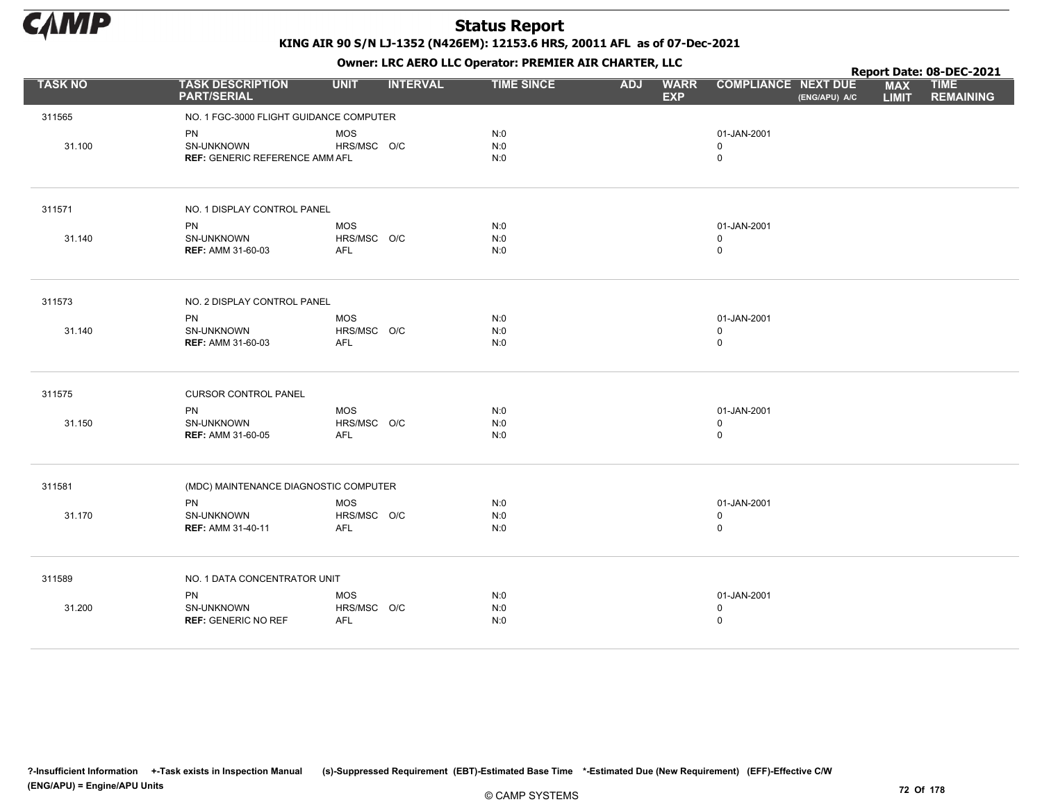# Status Report

**KING AIR 90 S/N LJ-1352 (N426EM): 12153.6 HRS, 20011 AFL as of 07-Dec-2021**

**Owner: LRC AERO LLC Operator: PREMIER AIR CHARTER, LLC**

**Report Date: 08-DEC-2021**

| TASK NO | TASK DESCRIPTION PART/SERIAL | UNIT | INTERVAL | TIME SINCE | ADJ | WARR EXP | COMPLIANCE | NEXT DUE (ENG/APU) A/C | MAX LIMIT | TIME REMAINING |
|---|---|---|---|---|---|---|---|---|---|---|
| 311565 | NO. 1 FGC-3000 FLIGHT GUIDANCE COMPUTER | | | | | | | | | |
| | PN | MOS | | N:0 | | | 01-JAN-2001 | | | |
| 31.100 | SN-UNKNOWN | HRS/MSC | O/C | N:0 | | | 0 | | | |
| | **REF:** GENERIC REFERENCE AMM | AFL | | N:0 | | | 0 | | | |
| 311571 | NO. 1 DISPLAY CONTROL PANEL | | | | | | | | | |
| | PN | MOS | | N:0 | | | 01-JAN-2001 | | | |
| 31.140 | SN-UNKNOWN | HRS/MSC | O/C | N:0 | | | 0 | | | |
| | **REF:** AMM 31-60-03 | AFL | | N:0 | | | 0 | | | |
| 311573 | NO. 2 DISPLAY CONTROL PANEL | | | | | | | | | |
| | PN | MOS | | N:0 | | | 01-JAN-2001 | | | |
| 31.140 | SN-UNKNOWN | HRS/MSC | O/C | N:0 | | | 0 | | | |
| | **REF:** AMM 31-60-03 | AFL | | N:0 | | | 0 | | | |
| 311575 | CURSOR CONTROL PANEL | | | | | | | | | |
| | PN | MOS | | N:0 | | | 01-JAN-2001 | | | |
| 31.150 | SN-UNKNOWN | HRS/MSC | O/C | N:0 | | | 0 | | | |
| | **REF:** AMM 31-60-05 | AFL | | N:0 | | | 0 | | | |
| 311581 | (MDC) MAINTENANCE DIAGNOSTIC COMPUTER | | | | | | | | | |
| | PN | MOS | | N:0 | | | 01-JAN-2001 | | | |
| 31.170 | SN-UNKNOWN | HRS/MSC | O/C | N:0 | | | 0 | | | |
| | **REF:** AMM 31-40-11 | AFL | | N:0 | | | 0 | | | |
| 311589 | NO. 1 DATA CONCENTRATOR UNIT | | | | | | | | | |
| | PN | MOS | | N:0 | | | 01-JAN-2001 | | | |
| 31.200 | SN-UNKNOWN | HRS/MSC | O/C | N:0 | | | 0 | | | |
| | **REF:** GENERIC NO REF | AFL | | N:0 | | | 0 | | | |

?-Insufficient Information +-Task exists in Inspection Manual (s)-Suppressed Requirement (EBT)-Estimated Base Time *-Estimated Due (New Requirement) (EFF)-Effective C/W (ENG/APU) = Engine/APU Units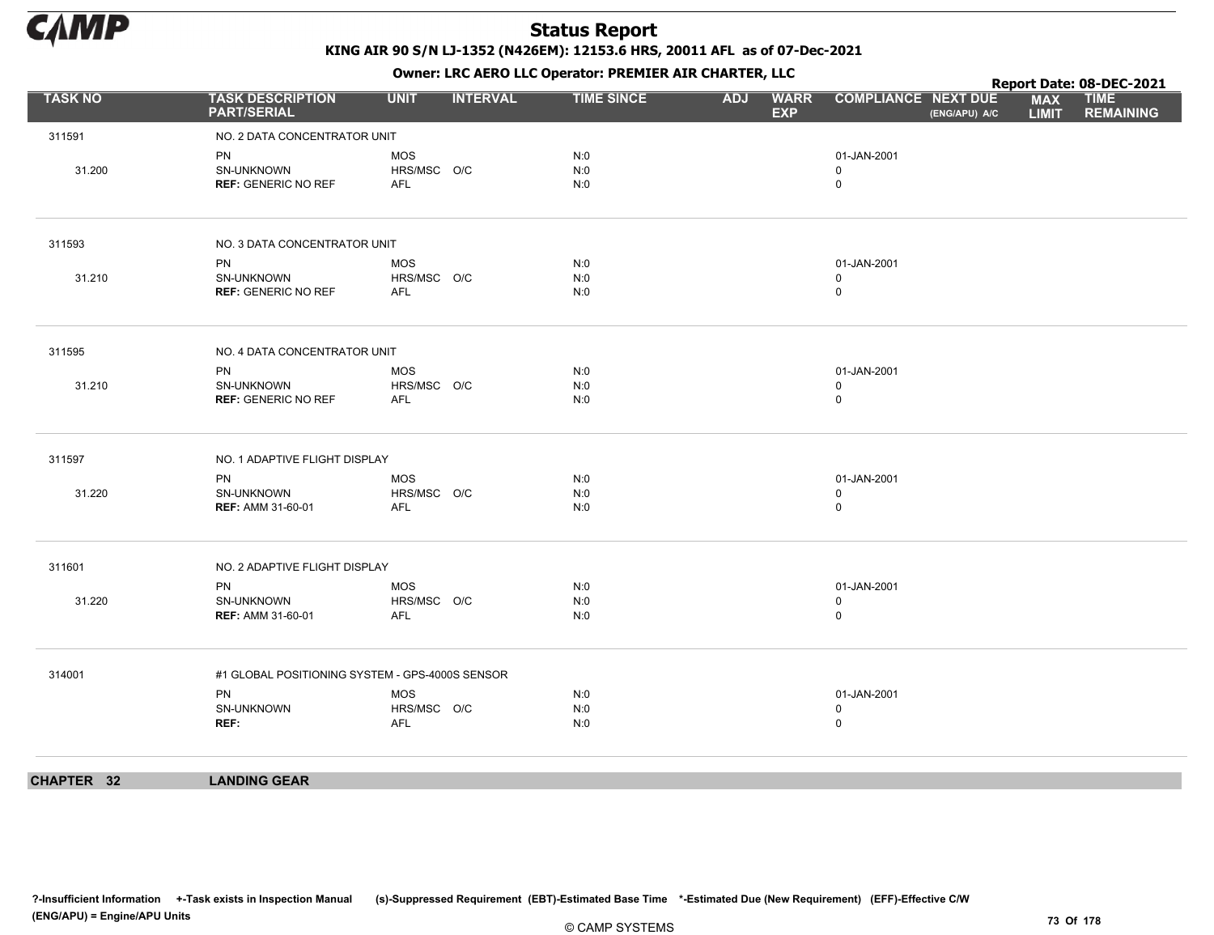# Status Report

KING AIR 90 S/N LJ-1352 (N426EM): 12153.6 HRS, 20011 AFL as of 07-Dec-2021

Owner: LRC AERO LLC Operator: PREMIER AIR CHARTER, LLC

Report Date: 08-DEC-2021

| TASK NO | TASK DESCRIPTION PART/SERIAL | UNIT | INTERVAL | TIME SINCE | ADJ | WARR EXP | COMPLIANCE | NEXT DUE (ENG/APU) A/C | MAX LIMIT | TIME REMAINING |
|---|---|---|---|---|---|---|---|---|---|---|
| 311591 | NO. 2 DATA CONCENTRATOR UNIT | | | | | | | | | |
| | PN | MOS | | N:0 | | | 01-JAN-2001 | | | |
| 31.200 | SN-UNKNOWN | HRS/MSC | O/C | N:0 | | | 0 | | | |
| | **REF:** GENERIC NO REF | AFL | | N:0 | | | 0 | | | |
| 311593 | NO. 3 DATA CONCENTRATOR UNIT | | | | | | | | | |
| | PN | MOS | | N:0 | | | 01-JAN-2001 | | | |
| 31.210 | SN-UNKNOWN | HRS/MSC | O/C | N:0 | | | 0 | | | |
| | **REF:** GENERIC NO REF | AFL | | N:0 | | | 0 | | | |
| 311595 | NO. 4 DATA CONCENTRATOR UNIT | | | | | | | | | |
| | PN | MOS | | N:0 | | | 01-JAN-2001 | | | |
| 31.210 | SN-UNKNOWN | HRS/MSC | O/C | N:0 | | | 0 | | | |
| | **REF:** GENERIC NO REF | AFL | | N:0 | | | 0 | | | |
| 311597 | NO. 1 ADAPTIVE FLIGHT DISPLAY | | | | | | | | | |
| | PN | MOS | | N:0 | | | 01-JAN-2001 | | | |
| 31.220 | SN-UNKNOWN | HRS/MSC | O/C | N:0 | | | 0 | | | |
| | **REF:** AMM 31-60-01 | AFL | | N:0 | | | 0 | | | |
| 311601 | NO. 2 ADAPTIVE FLIGHT DISPLAY | | | | | | | | | |
| | PN | MOS | | N:0 | | | 01-JAN-2001 | | | |
| 31.220 | SN-UNKNOWN | HRS/MSC | O/C | N:0 | | | 0 | | | |
| | **REF:** AMM 31-60-01 | AFL | | N:0 | | | 0 | | | |
| 314001 | #1 GLOBAL POSITIONING SYSTEM - GPS-4000S SENSOR | | | | | | | | | |
| | PN | MOS | | N:0 | | | 01-JAN-2001 | | | |
| | SN-UNKNOWN | HRS/MSC | O/C | N:0 | | | 0 | | | |
| | **REF:** | AFL | | N:0 | | | 0 | | | |

## CHAPTER 32 LANDING GEAR

?-Insufficient Information +-Task exists in Inspection Manual (s)-Suppressed Requirement (EBT)-Estimated Base Time *-Estimated Due (New Requirement) (EFF)-Effective C/W (ENG/APU) = Engine/APU Units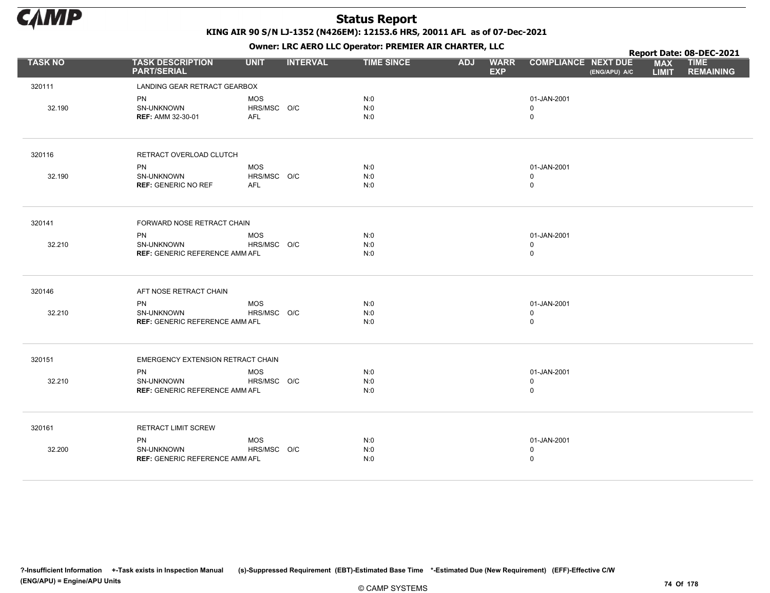# Status Report

**KING AIR 90 S/N LJ-1352 (N426EM): 12153.6 HRS, 20011 AFL as of 07-Dec-2021**

**Owner: LRC AERO LLC Operator: PREMIER AIR CHARTER, LLC**

**Report Date: 08-DEC-2021**

| TASK NO | TASK DESCRIPTION PART/SERIAL | UNIT | INTERVAL | TIME SINCE | ADJ | WARR EXP | COMPLIANCE | NEXT DUE (ENG/APU) A/C | MAX LIMIT | TIME REMAINING |
|---|---|---|---|---|---|---|---|---|---|---|
| 320111 | LANDING GEAR RETRACT GEARBOX | | | | | | | | | |
| | PN | MOS | | N:0 | | | 01-JAN-2001 | | | |
| 32.190 | SN-UNKNOWN | HRS/MSC | O/C | N:0 | | | 0 | | | |
| | **REF:** AMM 32-30-01 | AFL | | N:0 | | | 0 | | | |
| 320116 | RETRACT OVERLOAD CLUTCH | | | | | | | | | |
| | PN | MOS | | N:0 | | | 01-JAN-2001 | | | |
| 32.190 | SN-UNKNOWN | HRS/MSC | O/C | N:0 | | | 0 | | | |
| | **REF:** GENERIC NO REF | AFL | | N:0 | | | 0 | | | |
| 320141 | FORWARD NOSE RETRACT CHAIN | | | | | | | | | |
| | PN | MOS | | N:0 | | | 01-JAN-2001 | | | |
| 32.210 | SN-UNKNOWN | HRS/MSC | O/C | N:0 | | | 0 | | | |
| | **REF:** GENERIC REFERENCE AMM | AFL | | N:0 | | | 0 | | | |
| 320146 | AFT NOSE RETRACT CHAIN | | | | | | | | | |
| | PN | MOS | | N:0 | | | 01-JAN-2001 | | | |
| 32.210 | SN-UNKNOWN | HRS/MSC | O/C | N:0 | | | 0 | | | |
| | **REF:** GENERIC REFERENCE AMM | AFL | | N:0 | | | 0 | | | |
| 320151 | EMERGENCY EXTENSION RETRACT CHAIN | | | | | | | | | |
| | PN | MOS | | N:0 | | | 01-JAN-2001 | | | |
| 32.210 | SN-UNKNOWN | HRS/MSC | O/C | N:0 | | | 0 | | | |
| | **REF:** GENERIC REFERENCE AMM | AFL | | N:0 | | | 0 | | | |
| 320161 | RETRACT LIMIT SCREW | | | | | | | | | |
| | PN | MOS | | N:0 | | | 01-JAN-2001 | | | |
| 32.200 | SN-UNKNOWN | HRS/MSC | O/C | N:0 | | | 0 | | | |
| | **REF:** GENERIC REFERENCE AMM | AFL | | N:0 | | | 0 | | | |

?-Insufficient Information +-Task exists in Inspection Manual (s)-Suppressed Requirement (EBT)-Estimated Base Time *-Estimated Due (New Requirement) (EFF)-Effective C/W (ENG/APU) = Engine/APU Units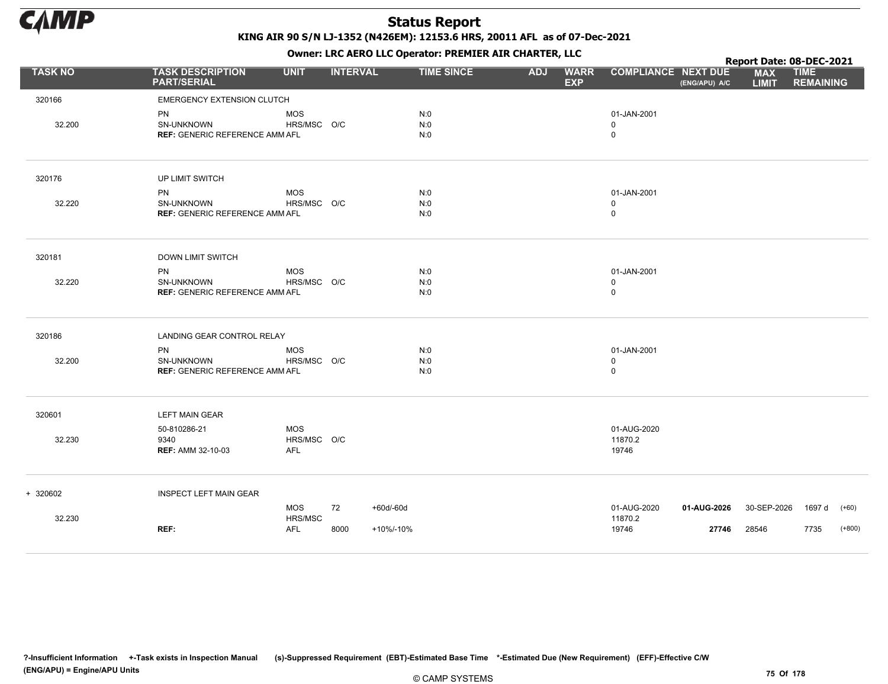# Status Report

**KING AIR 90 S/N LJ-1352 (N426EM): 12153.6 HRS, 20011 AFL as of 07-Dec-2021**

**Owner: LRC AERO LLC Operator: PREMIER AIR CHARTER, LLC**

**Report Date: 08-DEC-2021**

| TASK NO | TASK DESCRIPTION PART/SERIAL | UNIT | INTERVAL | | TIME SINCE | ADJ | WARR EXP | COMPLIANCE | NEXT DUE (ENG/APU) A/C | MAX LIMIT | TIME REMAINING | |
|---|---|---|---|---|---|---|---|---|---|---|---|---|
| 320166 | EMERGENCY EXTENSION CLUTCH | | | | | | | | | | | |
| | PN | MOS | | | N:0 | | | 01-JAN-2001 | | | | |
| 32.200 | SN-UNKNOWN | HRS/MSC | O/C | | N:0 | | | 0 | | | | |
| | **REF:** GENERIC REFERENCE AMM | AFL | | | N:0 | | | 0 | | | | |
| 320176 | UP LIMIT SWITCH | | | | | | | | | | | |
| | PN | MOS | | | N:0 | | | 01-JAN-2001 | | | | |
| 32.220 | SN-UNKNOWN | HRS/MSC | O/C | | N:0 | | | 0 | | | | |
| | **REF:** GENERIC REFERENCE AMM | AFL | | | N:0 | | | 0 | | | | |
| 320181 | DOWN LIMIT SWITCH | | | | | | | | | | | |
| | PN | MOS | | | N:0 | | | 01-JAN-2001 | | | | |
| 32.220 | SN-UNKNOWN | HRS/MSC | O/C | | N:0 | | | 0 | | | | |
| | **REF:** GENERIC REFERENCE AMM | AFL | | | N:0 | | | 0 | | | | |
| 320186 | LANDING GEAR CONTROL RELAY | | | | | | | | | | | |
| | PN | MOS | | | N:0 | | | 01-JAN-2001 | | | | |
| 32.200 | SN-UNKNOWN | HRS/MSC | O/C | | N:0 | | | 0 | | | | |
| | **REF:** GENERIC REFERENCE AMM | AFL | | | N:0 | | | 0 | | | | |
| 320601 | LEFT MAIN GEAR | | | | | | | | | | | |
| | 50-810286-21 | MOS | | | | | | 01-AUG-2020 | | | | |
| 32.230 | 9340 | HRS/MSC | O/C | | | | | 11870.2 | | | | |
| | **REF:** AMM 32-10-03 | AFL | | | | | | 19746 | | | | |
| + 320602 | INSPECT LEFT MAIN GEAR | | | | | | | | | | | |
| | | MOS | 72 | +60d/-60d | | | | 01-AUG-2020 | **01-AUG-2026** | 30-SEP-2026 | 1697 d | (+60) |
| 32.230 | | HRS/MSC | | | | | | 11870.2 | | | | |
| | **REF:** | AFL | 8000 | +10%/-10% | | | | 19746 | **27746** | 28546 | 7735 | (+800) |

?-Insufficient Information +-Task exists in Inspection Manual (s)-Suppressed Requirement (EBT)-Estimated Base Time *-Estimated Due (New Requirement) (EFF)-Effective C/W
(ENG/APU) = Engine/APU Units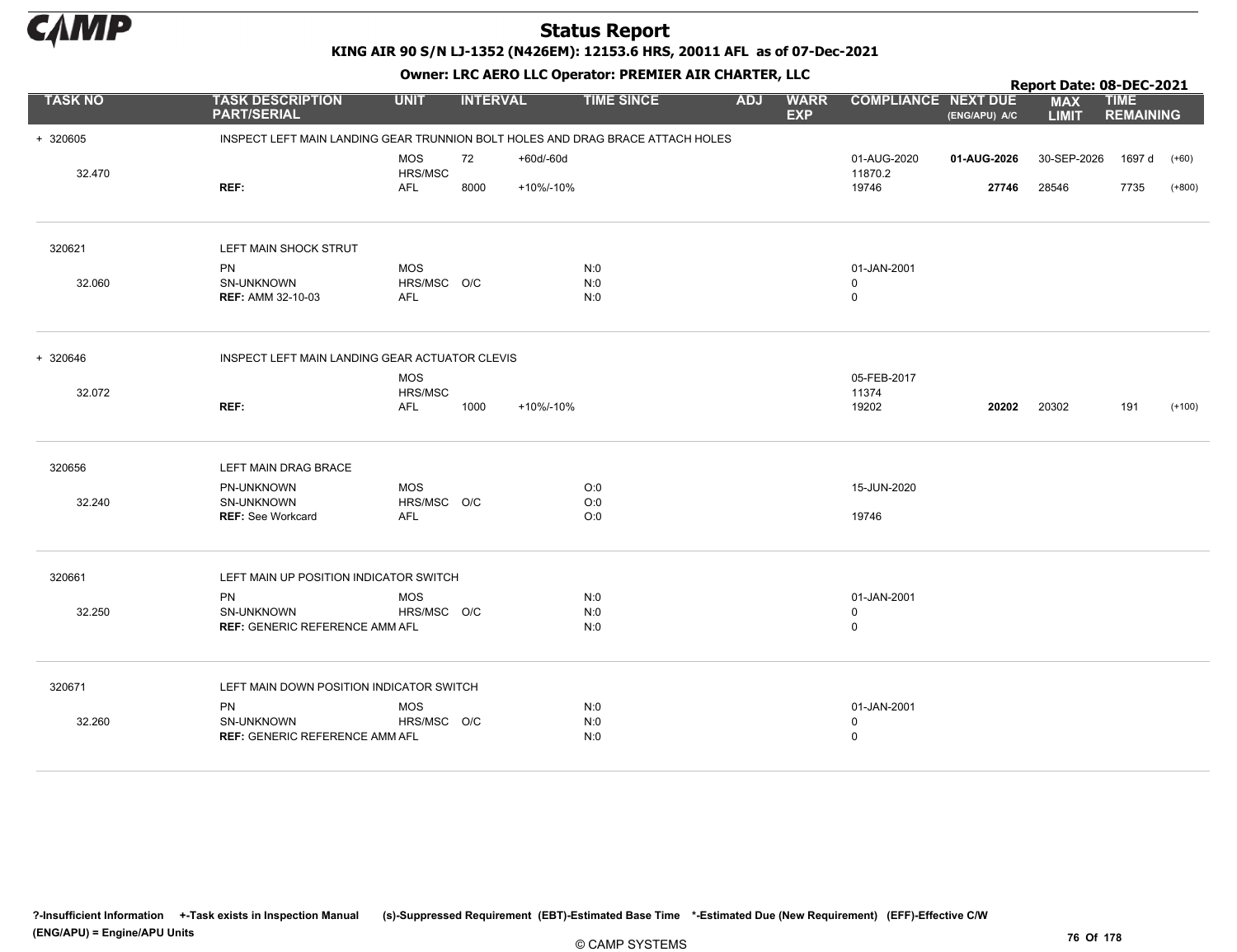# Status Report

**KING AIR 90 S/N LJ-1352 (N426EM): 12153.6 HRS, 20011 AFL as of 07-Dec-2021**

**Owner: LRC AERO LLC Operator: PREMIER AIR CHARTER, LLC**

**Report Date: 08-DEC-2021**

| TASK NO | TASK DESCRIPTION PART/SERIAL | UNIT | INTERVAL | | TIME SINCE | ADJ | WARR EXP | COMPLIANCE | NEXT DUE (ENG/APU) A/C | MAX LIMIT | TIME REMAINING | |
|---|---|---|---|---|---|---|---|---|---|---|---|---|
| + 320605 | INSPECT LEFT MAIN LANDING GEAR TRUNNION BOLT HOLES AND DRAG BRACE ATTACH HOLES | | | | | | | | | | | |
| | | MOS | 72 | +60d/-60d | | | | 01-AUG-2020 | **01-AUG-2026** | 30-SEP-2026 | 1697 d | (+60) |
| 32.470 | | HRS/MSC | | | | | | 11870.2 | | | | |
| | **REF:** | AFL | 8000 | +10%/-10% | | | | 19746 | **27746** | 28546 | 7735 | (+800) |
| 320621 | LEFT MAIN SHOCK STRUT | | | | | | | | | | | |
| | PN | MOS | | | N:0 | | | 01-JAN-2001 | | | | |
| 32.060 | SN-UNKNOWN | HRS/MSC | O/C | | N:0 | | | 0 | | | | |
| | **REF:** AMM 32-10-03 | AFL | | | N:0 | | | 0 | | | | |
| + 320646 | INSPECT LEFT MAIN LANDING GEAR ACTUATOR CLEVIS | | | | | | | | | | | |
| | | MOS | | | | | | 05-FEB-2017 | | | | |
| 32.072 | | HRS/MSC | | | | | | 11374 | | | | |
| | **REF:** | AFL | 1000 | +10%/-10% | | | | 19202 | **20202** | 20302 | 191 | (+100) |
| 320656 | LEFT MAIN DRAG BRACE | | | | | | | | | | | |
| | PN-UNKNOWN | MOS | | | O:0 | | | 15-JUN-2020 | | | | |
| 32.240 | SN-UNKNOWN | HRS/MSC | O/C | | O:0 | | | | | | | |
| | **REF:** See Workcard | AFL | | | O:0 | | | 19746 | | | | |
| 320661 | LEFT MAIN UP POSITION INDICATOR SWITCH | | | | | | | | | | | |
| | PN | MOS | | | N:0 | | | 01-JAN-2001 | | | | |
| 32.250 | SN-UNKNOWN | HRS/MSC | O/C | | N:0 | | | 0 | | | | |
| | **REF:** GENERIC REFERENCE AMM | AFL | | | N:0 | | | 0 | | | | |
| 320671 | LEFT MAIN DOWN POSITION INDICATOR SWITCH | | | | | | | | | | | |
| | PN | MOS | | | N:0 | | | 01-JAN-2001 | | | | |
| 32.260 | SN-UNKNOWN | HRS/MSC | O/C | | N:0 | | | 0 | | | | |
| | **REF:** GENERIC REFERENCE AMM | AFL | | | N:0 | | | 0 | | | | |

?-Insufficient Information +-Task exists in Inspection Manual (s)-Suppressed Requirement (EBT)-Estimated Base Time *-Estimated Due (New Requirement) (EFF)-Effective C/W (ENG/APU) = Engine/APU Units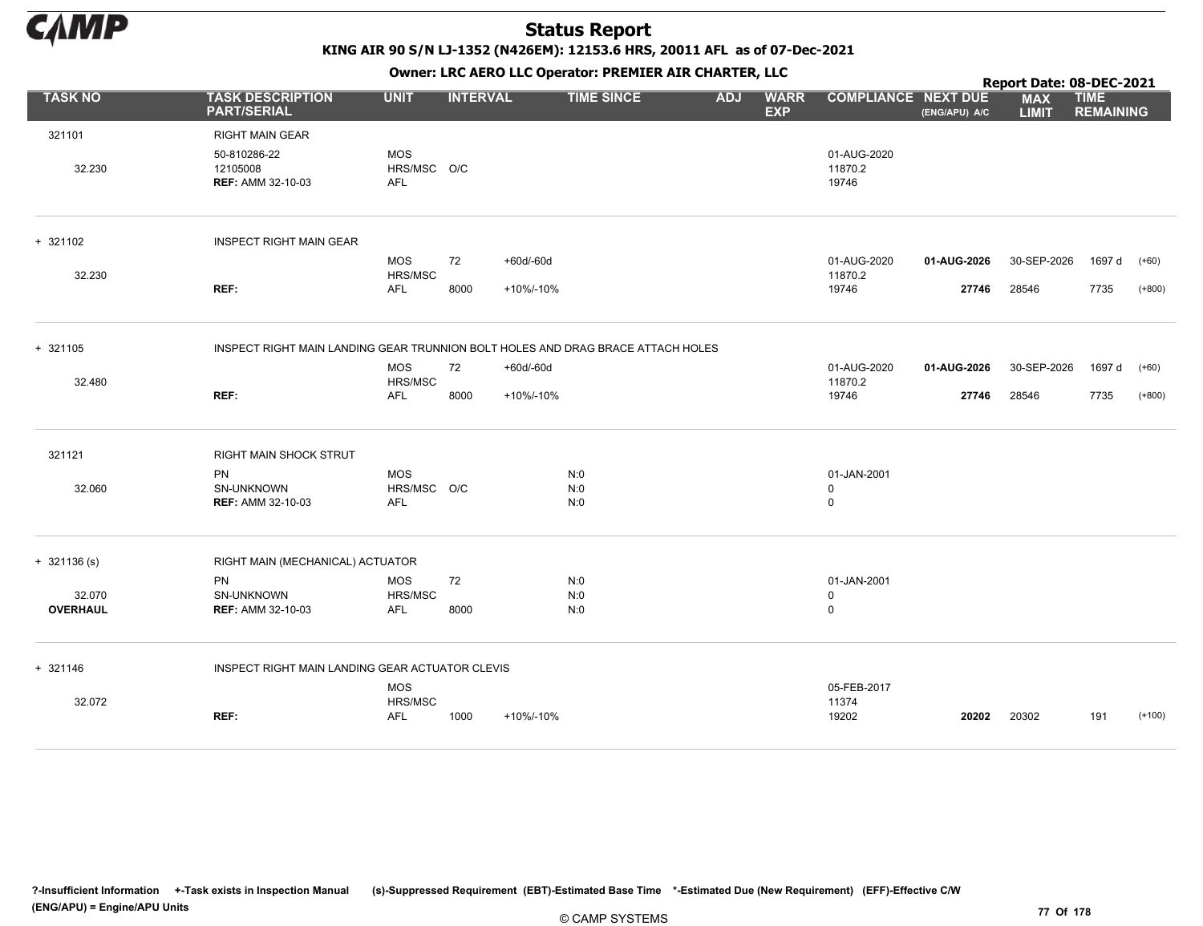# Status Report

**KING AIR 90 S/N LJ-1352 (N426EM): 12153.6 HRS, 20011 AFL as of 07-Dec-2021**

**Owner: LRC AERO LLC Operator: PREMIER AIR CHARTER, LLC**

**Report Date: 08-DEC-2021**

| TASK NO | TASK DESCRIPTION PART/SERIAL | UNIT | INTERVAL | | TIME SINCE | ADJ | WARR EXP | COMPLIANCE | NEXT DUE (ENG/APU) A/C | MAX LIMIT | TIME REMAINING | |
|---|---|---|---|---|---|---|---|---|---|---|---|---|
| 321101 | RIGHT MAIN GEAR | | | | | | | | | | | |
| | 50-810286-22 | MOS | | | | | | 01-AUG-2020 | | | | |
| 32.230 | 12105008 | HRS/MSC | O/C | | | | | 11870.2 | | | | |
| | **REF:** AMM 32-10-03 | AFL | | | | | | 19746 | | | | |
| + 321102 | INSPECT RIGHT MAIN GEAR | | | | | | | | | | | |
| | | MOS | 72 | +60d/-60d | | | | 01-AUG-2020 | **01-AUG-2026** | 30-SEP-2026 | 1697 d | (+60) |
| 32.230 | | HRS/MSC | | | | | | 11870.2 | | | | |
| | **REF:** | AFL | 8000 | +10%/-10% | | | | 19746 | **27746** | 28546 | 7735 | (+800) |
| + 321105 | INSPECT RIGHT MAIN LANDING GEAR TRUNNION BOLT HOLES AND DRAG BRACE ATTACH HOLES | | | | | | | | | | | |
| | | MOS | 72 | +60d/-60d | | | | 01-AUG-2020 | **01-AUG-2026** | 30-SEP-2026 | 1697 d | (+60) |
| 32.480 | | HRS/MSC | | | | | | 11870.2 | | | | |
| | **REF:** | AFL | 8000 | +10%/-10% | | | | 19746 | **27746** | 28546 | 7735 | (+800) |
| 321121 | RIGHT MAIN SHOCK STRUT | | | | | | | | | | | |
| | PN | MOS | | | N:0 | | | 01-JAN-2001 | | | | |
| 32.060 | SN-UNKNOWN | HRS/MSC | O/C | | N:0 | | | 0 | | | | |
| | **REF:** AMM 32-10-03 | AFL | | | N:0 | | | 0 | | | | |
| + 321136 (s) | RIGHT MAIN (MECHANICAL) ACTUATOR | | | | | | | | | | | |
| | PN | MOS | 72 | | N:0 | | | 01-JAN-2001 | | | | |
| 32.070 | SN-UNKNOWN | HRS/MSC | | | N:0 | | | 0 | | | | |
| **OVERHAUL** | **REF:** AMM 32-10-03 | AFL | 8000 | | N:0 | | | 0 | | | | |
| + 321146 | INSPECT RIGHT MAIN LANDING GEAR ACTUATOR CLEVIS | | | | | | | | | | | |
| | | MOS | | | | | | 05-FEB-2017 | | | | |
| 32.072 | | HRS/MSC | | | | | | 11374 | | | | |
| | **REF:** | AFL | 1000 | +10%/-10% | | | | 19202 | **20202** | 20302 | 191 | (+100) |

**?-Insufficient Information +-Task exists in Inspection Manual (s)-Suppressed Requirement (EBT)-Estimated Base Time \*-Estimated Due (New Requirement) (EFF)-Effective C/W (ENG/APU) = Engine/APU Units**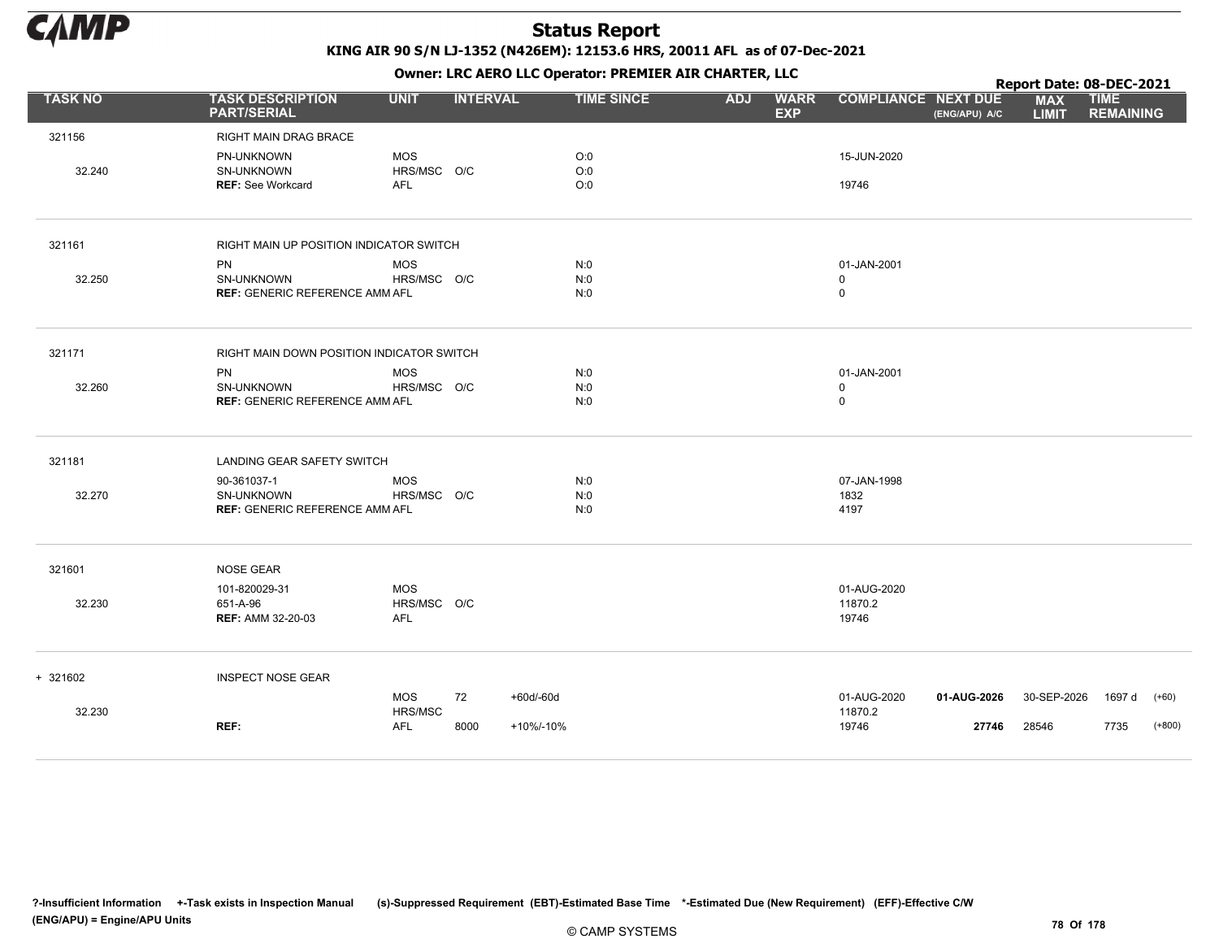# Status Report

**KING AIR 90 S/N LJ-1352 (N426EM): 12153.6 HRS, 20011 AFL as of 07-Dec-2021**

**Owner: LRC AERO LLC Operator: PREMIER AIR CHARTER, LLC**

**Report Date: 08-DEC-2021**

| TASK NO | TASK DESCRIPTION PART/SERIAL | UNIT | INTERVAL | | TIME SINCE | ADJ | WARR EXP | COMPLIANCE | NEXT DUE (ENG/APU) A/C | MAX LIMIT | TIME REMAINING | |
|---|---|---|---|---|---|---|---|---|---|---|---|---|
| 321156 | RIGHT MAIN DRAG BRACE | | | | | | | | | | | |
| | PN-UNKNOWN | MOS | | | O:0 | | | 15-JUN-2020 | | | | |
| 32.240 | SN-UNKNOWN | HRS/MSC | O/C | | O:0 | | | | | | | |
| | **REF:** See Workcard | AFL | | | O:0 | | | 19746 | | | | |
| 321161 | RIGHT MAIN UP POSITION INDICATOR SWITCH | | | | | | | | | | | |
| | PN | MOS | | | N:0 | | | 01-JAN-2001 | | | | |
| 32.250 | SN-UNKNOWN | HRS/MSC | O/C | | N:0 | | | 0 | | | | |
| | **REF:** GENERIC REFERENCE AMM | AFL | | | N:0 | | | 0 | | | | |
| 321171 | RIGHT MAIN DOWN POSITION INDICATOR SWITCH | | | | | | | | | | | |
| | PN | MOS | | | N:0 | | | 01-JAN-2001 | | | | |
| 32.260 | SN-UNKNOWN | HRS/MSC | O/C | | N:0 | | | 0 | | | | |
| | **REF:** GENERIC REFERENCE AMM | AFL | | | N:0 | | | 0 | | | | |
| 321181 | LANDING GEAR SAFETY SWITCH | | | | | | | | | | | |
| | 90-361037-1 | MOS | | | N:0 | | | 07-JAN-1998 | | | | |
| 32.270 | SN-UNKNOWN | HRS/MSC | O/C | | N:0 | | | 1832 | | | | |
| | **REF:** GENERIC REFERENCE AMM | AFL | | | N:0 | | | 4197 | | | | |
| 321601 | NOSE GEAR | | | | | | | | | | | |
| | 101-820029-31 | MOS | | | | | | 01-AUG-2020 | | | | |
| 32.230 | 651-A-96 | HRS/MSC | O/C | | | | | 11870.2 | | | | |
| | **REF:** AMM 32-20-03 | AFL | | | | | | 19746 | | | | |
| + 321602 | INSPECT NOSE GEAR | | | | | | | | | | | |
| | | MOS | 72 | +60d/-60d | | | | 01-AUG-2020 | **01-AUG-2026** | 30-SEP-2026 | 1697 d | (+60) |
| 32.230 | | HRS/MSC | | | | | | 11870.2 | | | | |
| | **REF:** | AFL | 8000 | +10%/-10% | | | | 19746 | **27746** | 28546 | 7735 | (+800) |

**?-Insufficient Information +-Task exists in Inspection Manual (s)-Suppressed Requirement (EBT)-Estimated Base Time \*-Estimated Due (New Requirement) (EFF)-Effective C/W (ENG/APU) = Engine/APU Units**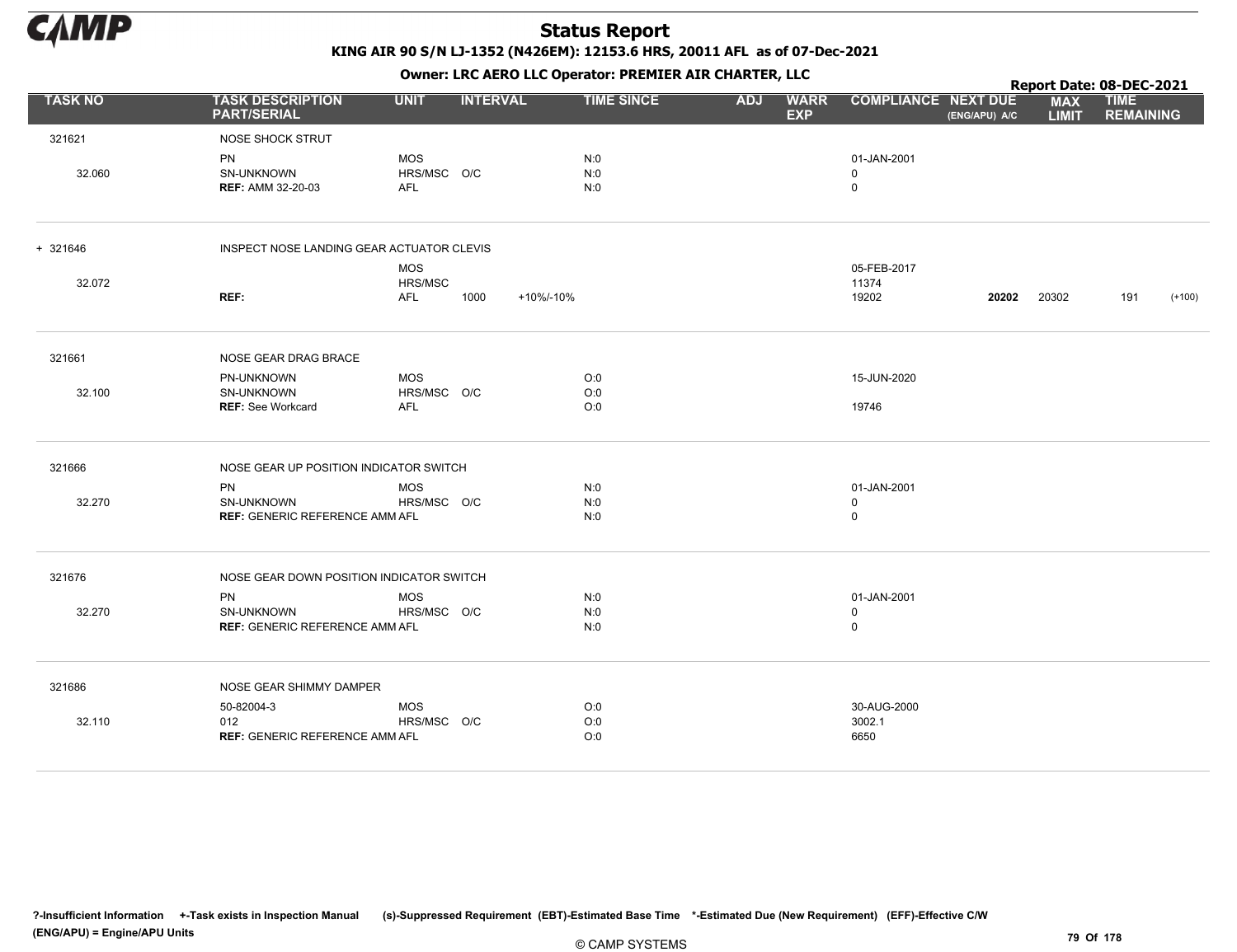# Status Report

**KING AIR 90 S/N LJ-1352 (N426EM): 12153.6 HRS, 20011 AFL as of 07-Dec-2021**

**Owner: LRC AERO LLC Operator: PREMIER AIR CHARTER, LLC**

**Report Date: 08-DEC-2021**

| TASK NO | TASK DESCRIPTION PART/SERIAL | UNIT | INTERVAL | | TIME SINCE | ADJ | WARR EXP | COMPLIANCE | NEXT DUE (ENG/APU) A/C | MAX LIMIT | TIME REMAINING | |
|---|---|---|---|---|---|---|---|---|---|---|---|---|
| 321621 | NOSE SHOCK STRUT | | | | | | | | | | | |
| | PN | MOS | | | N:0 | | | 01-JAN-2001 | | | | |
| 32.060 | SN-UNKNOWN | HRS/MSC | O/C | | N:0 | | | 0 | | | | |
| | **REF:** AMM 32-20-03 | AFL | | | N:0 | | | 0 | | | | |
| + 321646 | INSPECT NOSE LANDING GEAR ACTUATOR CLEVIS | | | | | | | | | | | |
| | | MOS | | | | | | 05-FEB-2017 | | | | |
| 32.072 | | HRS/MSC | | | | | | 11374 | | | | |
| | **REF:** | AFL | 1000 | +10%/-10% | | | | 19202 | **20202** | 20302 | 191 | (+100) |
| 321661 | NOSE GEAR DRAG BRACE | | | | | | | | | | | |
| | PN-UNKNOWN | MOS | | | O:0 | | | 15-JUN-2020 | | | | |
| 32.100 | SN-UNKNOWN | HRS/MSC | O/C | | O:0 | | | | | | | |
| | **REF:** See Workcard | AFL | | | O:0 | | | 19746 | | | | |
| 321666 | NOSE GEAR UP POSITION INDICATOR SWITCH | | | | | | | | | | | |
| | PN | MOS | | | N:0 | | | 01-JAN-2001 | | | | |
| 32.270 | SN-UNKNOWN | HRS/MSC | O/C | | N:0 | | | 0 | | | | |
| | **REF:** GENERIC REFERENCE AMM | AFL | | | N:0 | | | 0 | | | | |
| 321676 | NOSE GEAR DOWN POSITION INDICATOR SWITCH | | | | | | | | | | | |
| | PN | MOS | | | N:0 | | | 01-JAN-2001 | | | | |
| 32.270 | SN-UNKNOWN | HRS/MSC | O/C | | N:0 | | | 0 | | | | |
| | **REF:** GENERIC REFERENCE AMM | AFL | | | N:0 | | | 0 | | | | |
| 321686 | NOSE GEAR SHIMMY DAMPER | | | | | | | | | | | |
| | 50-82004-3 | MOS | | | O:0 | | | 30-AUG-2000 | | | | |
| 32.110 | 012 | HRS/MSC | O/C | | O:0 | | | 3002.1 | | | | |
| | **REF:** GENERIC REFERENCE AMM | AFL | | | O:0 | | | 6650 | | | | |

?-Insufficient Information +-Task exists in Inspection Manual (s)-Suppressed Requirement (EBT)-Estimated Base Time *-Estimated Due (New Requirement) (EFF)-Effective C/W (ENG/APU) = Engine/APU Units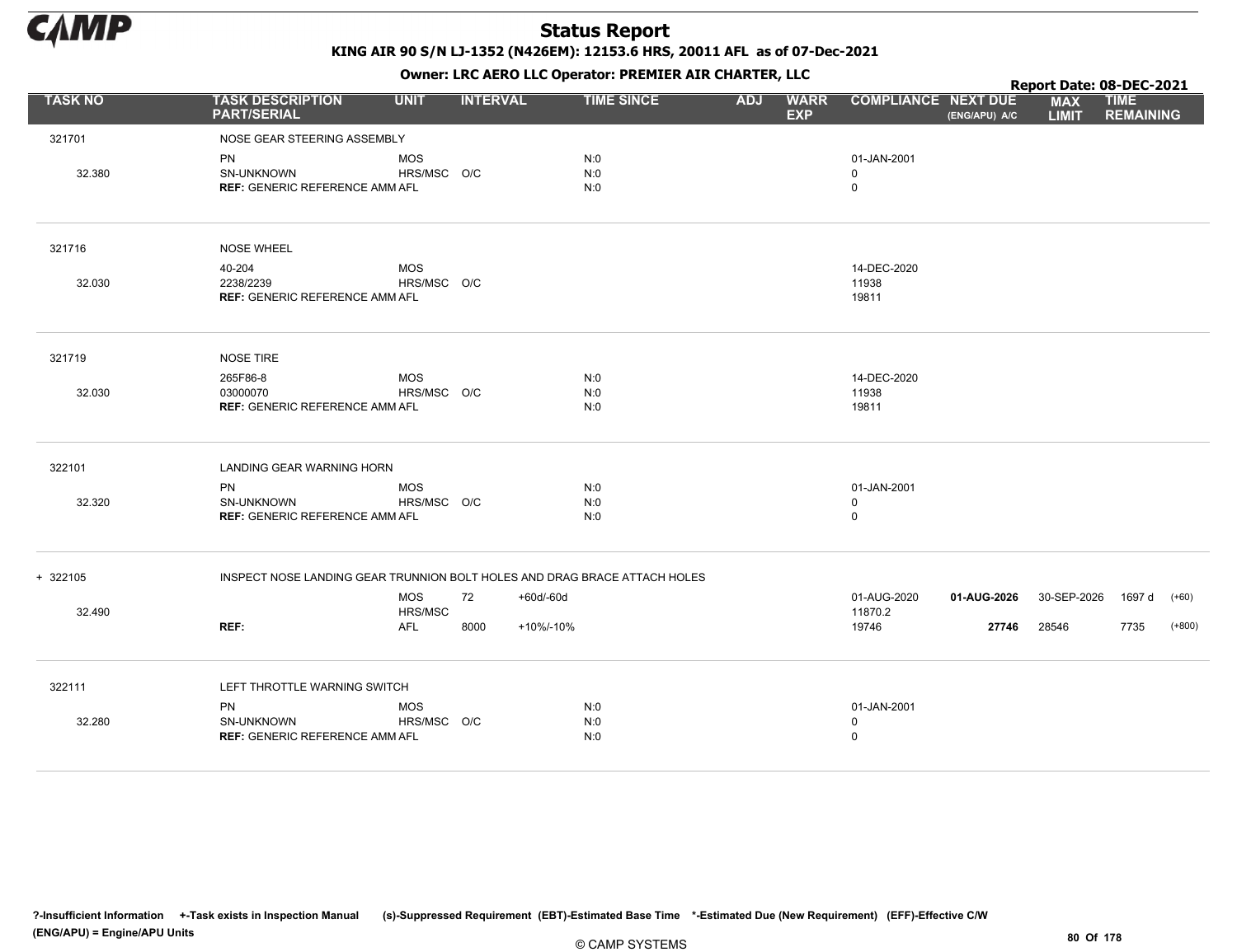# Status Report

**KING AIR 90 S/N LJ-1352 (N426EM): 12153.6 HRS, 20011 AFL as of 07-Dec-2021**

**Owner: LRC AERO LLC Operator: PREMIER AIR CHARTER, LLC**

**Report Date: 08-DEC-2021**

| TASK NO | TASK DESCRIPTION PART/SERIAL | UNIT | INTERVAL | | TIME SINCE | ADJ | WARR EXP | COMPLIANCE | NEXT DUE (ENG/APU) A/C | MAX LIMIT | TIME REMAINING | |
|---|---|---|---|---|---|---|---|---|---|---|---|---|
| 321701 | NOSE GEAR STEERING ASSEMBLY | | | | | | | | | | | |
| | PN | MOS | | | N:0 | | | 01-JAN-2001 | | | | |
| 32.380 | SN-UNKNOWN | HRS/MSC | O/C | | N:0 | | | 0 | | | | |
| | **REF:** GENERIC REFERENCE AMM | AFL | | | N:0 | | | 0 | | | | |
| 321716 | NOSE WHEEL | | | | | | | | | | | |
| | 40-204 | MOS | | | | | | 14-DEC-2020 | | | | |
| 32.030 | 2238/2239 | HRS/MSC | O/C | | | | | 11938 | | | | |
| | **REF:** GENERIC REFERENCE AMM | AFL | | | | | | 19811 | | | | |
| 321719 | NOSE TIRE | | | | | | | | | | | |
| | 265F86-8 | MOS | | | N:0 | | | 14-DEC-2020 | | | | |
| 32.030 | 03000070 | HRS/MSC | O/C | | N:0 | | | 11938 | | | | |
| | **REF:** GENERIC REFERENCE AMM | AFL | | | N:0 | | | 19811 | | | | |
| 322101 | LANDING GEAR WARNING HORN | | | | | | | | | | | |
| | PN | MOS | | | N:0 | | | 01-JAN-2001 | | | | |
| 32.320 | SN-UNKNOWN | HRS/MSC | O/C | | N:0 | | | 0 | | | | |
| | **REF:** GENERIC REFERENCE AMM | AFL | | | N:0 | | | 0 | | | | |
| + 322105 | INSPECT NOSE LANDING GEAR TRUNNION BOLT HOLES AND DRAG BRACE ATTACH HOLES | | | | | | | | | | | |
| | | MOS | 72 | +60d/-60d | | | | 01-AUG-2020 | **01-AUG-2026** | 30-SEP-2026 | 1697 d | (+60) |
| 32.490 | | HRS/MSC | | | | | | 11870.2 | | | | |
| | **REF:** | AFL | 8000 | +10%/-10% | | | | 19746 | **27746** | 28546 | 7735 | (+800) |
| 322111 | LEFT THROTTLE WARNING SWITCH | | | | | | | | | | | |
| | PN | MOS | | | N:0 | | | 01-JAN-2001 | | | | |
| 32.280 | SN-UNKNOWN | HRS/MSC | O/C | | N:0 | | | 0 | | | | |
| | **REF:** GENERIC REFERENCE AMM | AFL | | | N:0 | | | 0 | | | | |

?-Insufficient Information +-Task exists in Inspection Manual (s)-Suppressed Requirement (EBT)-Estimated Base Time \*-Estimated Due (New Requirement) (EFF)-Effective C/W
(ENG/APU) = Engine/APU Units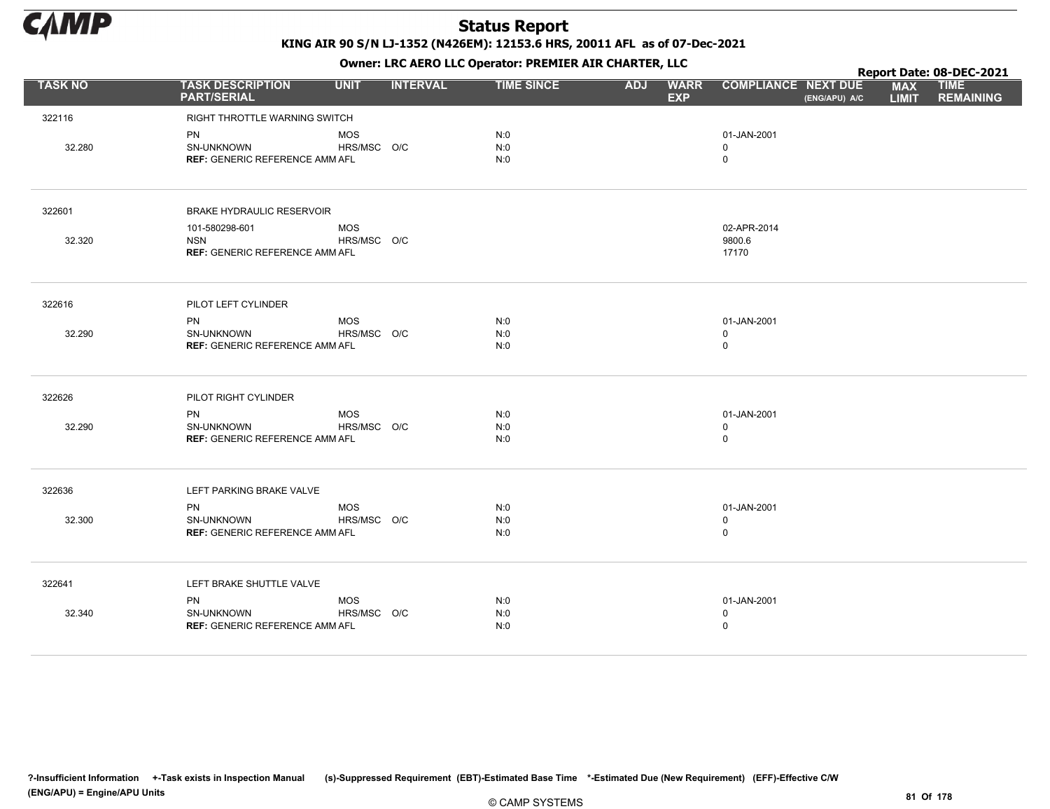# Status Report

**KING AIR 90 S/N LJ-1352 (N426EM): 12153.6 HRS, 20011 AFL as of 07-Dec-2021**

**Owner: LRC AERO LLC Operator: PREMIER AIR CHARTER, LLC**

**Report Date: 08-DEC-2021**

| TASK NO | TASK DESCRIPTION PART/SERIAL | UNIT | INTERVAL | TIME SINCE | ADJ | WARR EXP | COMPLIANCE | NEXT DUE (ENG/APU) A/C | MAX LIMIT | TIME REMAINING |
|---|---|---|---|---|---|---|---|---|---|---|
| 322116 | RIGHT THROTTLE WARNING SWITCH | | | | | | | | | |
| | PN | MOS | | N:0 | | | 01-JAN-2001 | | | |
| 32.280 | SN-UNKNOWN | HRS/MSC | O/C | N:0 | | | 0 | | | |
| | **REF:** GENERIC REFERENCE AMM | AFL | | N:0 | | | 0 | | | |
| 322601 | BRAKE HYDRAULIC RESERVOIR | | | | | | | | | |
| | 101-580298-601 | MOS | | | | | 02-APR-2014 | | | |
| 32.320 | NSN | HRS/MSC | O/C | | | | 9800.6 | | | |
| | **REF:** GENERIC REFERENCE AMM | AFL | | | | | 17170 | | | |
| 322616 | PILOT LEFT CYLINDER | | | | | | | | | |
| | PN | MOS | | N:0 | | | 01-JAN-2001 | | | |
| 32.290 | SN-UNKNOWN | HRS/MSC | O/C | N:0 | | | 0 | | | |
| | **REF:** GENERIC REFERENCE AMM | AFL | | N:0 | | | 0 | | | |
| 322626 | PILOT RIGHT CYLINDER | | | | | | | | | |
| | PN | MOS | | N:0 | | | 01-JAN-2001 | | | |
| 32.290 | SN-UNKNOWN | HRS/MSC | O/C | N:0 | | | 0 | | | |
| | **REF:** GENERIC REFERENCE AMM | AFL | | N:0 | | | 0 | | | |
| 322636 | LEFT PARKING BRAKE VALVE | | | | | | | | | |
| | PN | MOS | | N:0 | | | 01-JAN-2001 | | | |
| 32.300 | SN-UNKNOWN | HRS/MSC | O/C | N:0 | | | 0 | | | |
| | **REF:** GENERIC REFERENCE AMM | AFL | | N:0 | | | 0 | | | |
| 322641 | LEFT BRAKE SHUTTLE VALVE | | | | | | | | | |
| | PN | MOS | | N:0 | | | 01-JAN-2001 | | | |
| 32.340 | SN-UNKNOWN | HRS/MSC | O/C | N:0 | | | 0 | | | |
| | **REF:** GENERIC REFERENCE AMM | AFL | | N:0 | | | 0 | | | |

?-Insufficient Information +-Task exists in Inspection Manual (s)-Suppressed Requirement (EBT)-Estimated Base Time *-Estimated Due (New Requirement) (EFF)-Effective C/W
(ENG/APU) = Engine/APU Units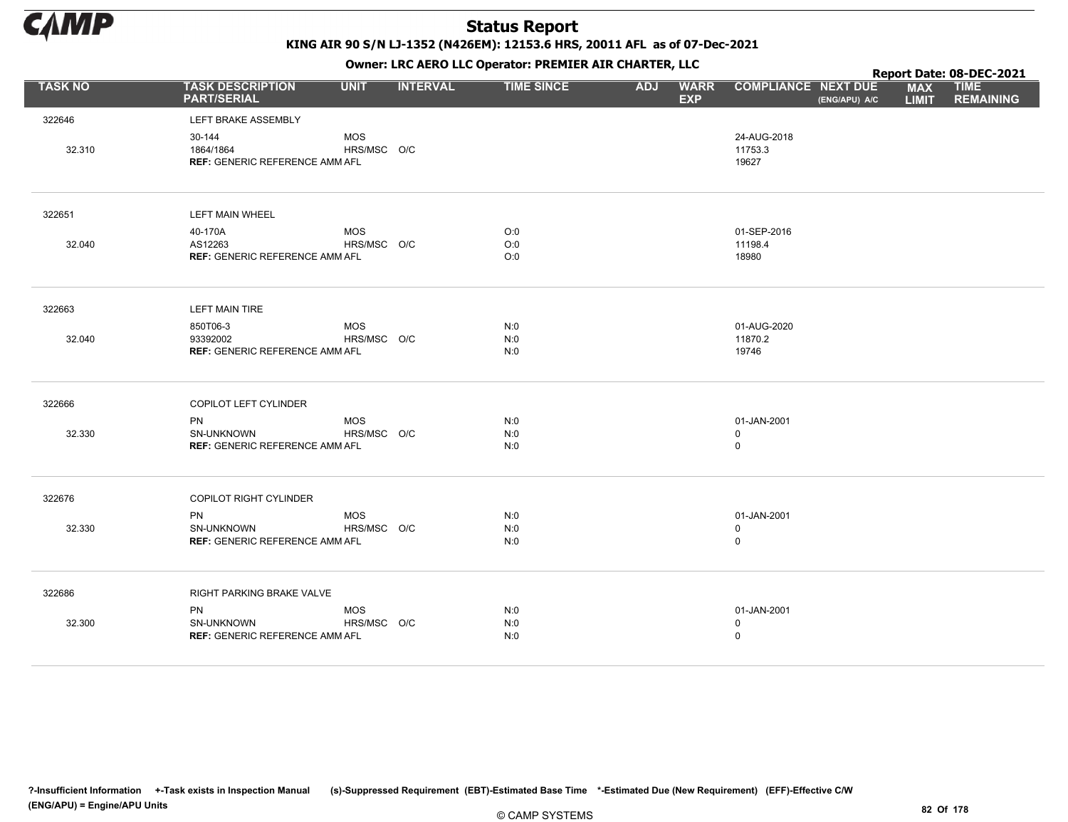# Status Report

**KING AIR 90 S/N LJ-1352 (N426EM): 12153.6 HRS, 20011 AFL as of 07-Dec-2021**

**Owner: LRC AERO LLC Operator: PREMIER AIR CHARTER, LLC**

**Report Date: 08-DEC-2021**

| TASK NO | TASK DESCRIPTION PART/SERIAL | UNIT | INTERVAL | TIME SINCE | ADJ | WARR EXP | COMPLIANCE | NEXT DUE (ENG/APU) A/C | MAX LIMIT | TIME REMAINING |
|---|---|---|---|---|---|---|---|---|---|---|
| 322646 | LEFT BRAKE ASSEMBLY | | | | | | | | | |
| | 30-144 | MOS | | | | | 24-AUG-2018 | | | |
| 32.310 | 1864/1864 | HRS/MSC | O/C | | | | 11753.3 | | | |
| | **REF:** GENERIC REFERENCE AMM | AFL | | | | | 19627 | | | |
| 322651 | LEFT MAIN WHEEL | | | | | | | | | |
| | 40-170A | MOS | | O:0 | | | 01-SEP-2016 | | | |
| 32.040 | AS12263 | HRS/MSC | O/C | O:0 | | | 11198.4 | | | |
| | **REF:** GENERIC REFERENCE AMM | AFL | | O:0 | | | 18980 | | | |
| 322663 | LEFT MAIN TIRE | | | | | | | | | |
| | 850T06-3 | MOS | | N:0 | | | 01-AUG-2020 | | | |
| 32.040 | 93392002 | HRS/MSC | O/C | N:0 | | | 11870.2 | | | |
| | **REF:** GENERIC REFERENCE AMM | AFL | | N:0 | | | 19746 | | | |
| 322666 | COPILOT LEFT CYLINDER | | | | | | | | | |
| | PN | MOS | | N:0 | | | 01-JAN-2001 | | | |
| 32.330 | SN-UNKNOWN | HRS/MSC | O/C | N:0 | | | 0 | | | |
| | **REF:** GENERIC REFERENCE AMM | AFL | | N:0 | | | 0 | | | |
| 322676 | COPILOT RIGHT CYLINDER | | | | | | | | | |
| | PN | MOS | | N:0 | | | 01-JAN-2001 | | | |
| 32.330 | SN-UNKNOWN | HRS/MSC | O/C | N:0 | | | 0 | | | |
| | **REF:** GENERIC REFERENCE AMM | AFL | | N:0 | | | 0 | | | |
| 322686 | RIGHT PARKING BRAKE VALVE | | | | | | | | | |
| | PN | MOS | | N:0 | | | 01-JAN-2001 | | | |
| 32.300 | SN-UNKNOWN | HRS/MSC | O/C | N:0 | | | 0 | | | |
| | **REF:** GENERIC REFERENCE AMM | AFL | | N:0 | | | 0 | | | |

?-Insufficient Information +-Task exists in Inspection Manual (s)-Suppressed Requirement (EBT)-Estimated Base Time *-Estimated Due (New Requirement) (EFF)-Effective C/W (ENG/APU) = Engine/APU Units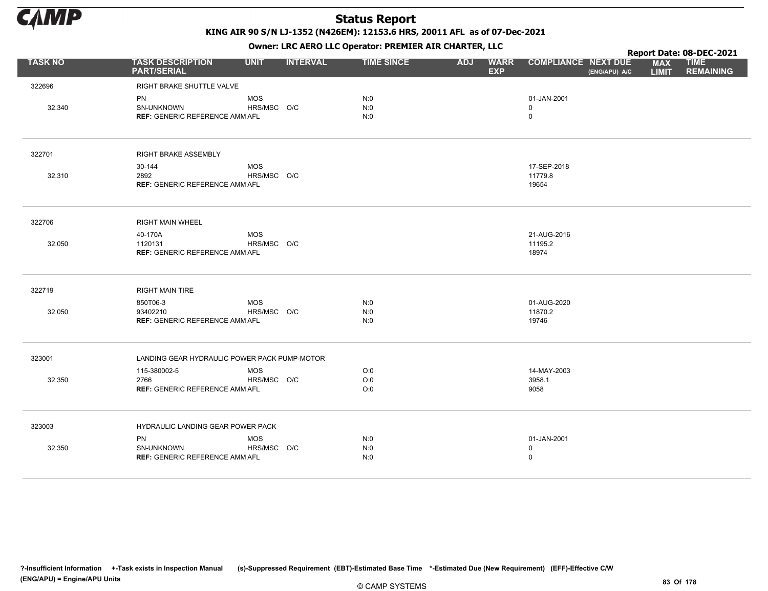# Status Report

**KING AIR 90 S/N LJ-1352 (N426EM): 12153.6 HRS, 20011 AFL as of 07-Dec-2021**

**Owner: LRC AERO LLC Operator: PREMIER AIR CHARTER, LLC**

**Report Date: 08-DEC-2021**

| TASK NO | TASK DESCRIPTION PART/SERIAL | UNIT | INTERVAL | TIME SINCE | ADJ | WARR EXP | COMPLIANCE | NEXT DUE (ENG/APU) A/C | MAX LIMIT | TIME REMAINING |
|---|---|---|---|---|---|---|---|---|---|---|
| 322696 | RIGHT BRAKE SHUTTLE VALVE | | | | | | | | | |
| | PN | MOS | | N:0 | | | 01-JAN-2001 | | | |
| 32.340 | SN-UNKNOWN | HRS/MSC | O/C | N:0 | | | 0 | | | |
| | **REF:** GENERIC REFERENCE AMM | AFL | | N:0 | | | 0 | | | |
| 322701 | RIGHT BRAKE ASSEMBLY | | | | | | | | | |
| | 30-144 | MOS | | | | | 17-SEP-2018 | | | |
| 32.310 | 2892 | HRS/MSC | O/C | | | | 11779.8 | | | |
| | **REF:** GENERIC REFERENCE AMM | AFL | | | | | 19654 | | | |
| 322706 | RIGHT MAIN WHEEL | | | | | | | | | |
| | 40-170A | MOS | | | | | 21-AUG-2016 | | | |
| 32.050 | 1120131 | HRS/MSC | O/C | | | | 11195.2 | | | |
| | **REF:** GENERIC REFERENCE AMM | AFL | | | | | 18974 | | | |
| 322719 | RIGHT MAIN TIRE | | | | | | | | | |
| | 850T06-3 | MOS | | N:0 | | | 01-AUG-2020 | | | |
| 32.050 | 93402210 | HRS/MSC | O/C | N:0 | | | 11870.2 | | | |
| | **REF:** GENERIC REFERENCE AMM | AFL | | N:0 | | | 19746 | | | |
| 323001 | LANDING GEAR HYDRAULIC POWER PACK PUMP-MOTOR | | | | | | | | | |
| | 115-380002-5 | MOS | | O:0 | | | 14-MAY-2003 | | | |
| 32.350 | 2766 | HRS/MSC | O/C | O:0 | | | 3958.1 | | | |
| | **REF:** GENERIC REFERENCE AMM | AFL | | O:0 | | | 9058 | | | |
| 323003 | HYDRAULIC LANDING GEAR POWER PACK | | | | | | | | | |
| | PN | MOS | | N:0 | | | 01-JAN-2001 | | | |
| 32.350 | SN-UNKNOWN | HRS/MSC | O/C | N:0 | | | 0 | | | |
| | **REF:** GENERIC REFERENCE AMM | AFL | | N:0 | | | 0 | | | |

?-Insufficient Information +-Task exists in Inspection Manual (s)-Suppressed Requirement (EBT)-Estimated Base Time *-Estimated Due (New Requirement) (EFF)-Effective C/W (ENG/APU) = Engine/APU Units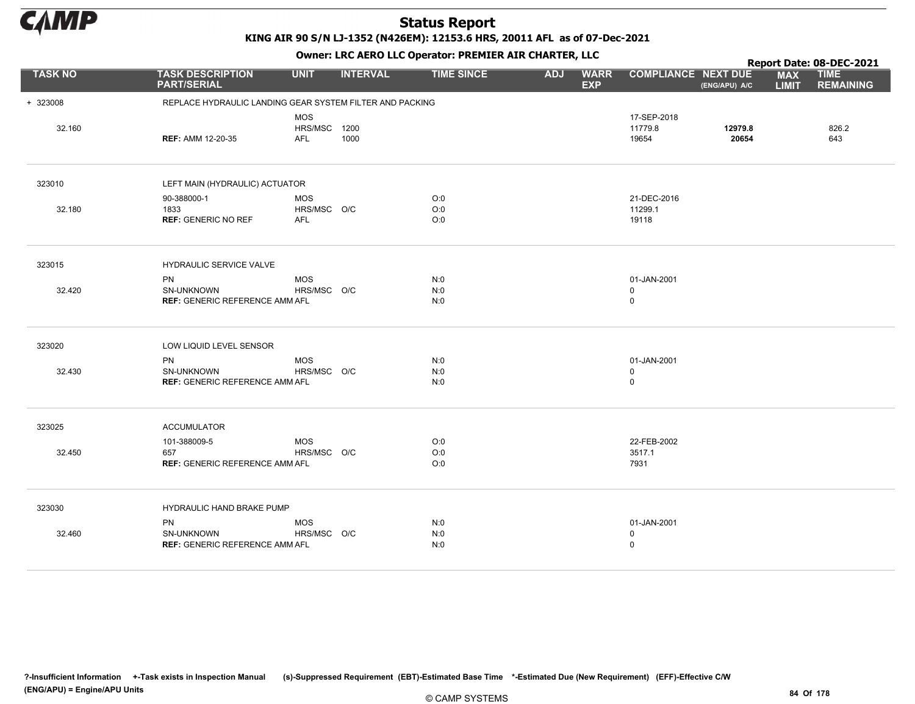# Status Report

**KING AIR 90 S/N LJ-1352 (N426EM): 12153.6 HRS, 20011 AFL as of 07-Dec-2021**

**Owner: LRC AERO LLC Operator: PREMIER AIR CHARTER, LLC**

**Report Date: 08-DEC-2021**

| TASK NO | TASK DESCRIPTION PART/SERIAL | UNIT | INTERVAL | TIME SINCE | ADJ | WARR EXP | COMPLIANCE | NEXT DUE (ENG/APU) A/C | MAX LIMIT | TIME REMAINING |
|---|---|---|---|---|---|---|---|---|---|---|
| + 323008 | REPLACE HYDRAULIC LANDING GEAR SYSTEM FILTER AND PACKING | | | | | | | | | |
| | | MOS | | | | | 17-SEP-2018 | | | |
| 32.160 | | HRS/MSC | 1200 | | | | 11779.8 | **12979.8** | | 826.2 |
| | **REF:** AMM 12-20-35 | AFL | 1000 | | | | 19654 | **20654** | | 643 |
| 323010 | LEFT MAIN (HYDRAULIC) ACTUATOR | | | | | | | | | |
| | 90-388000-1 | MOS | | O:0 | | | 21-DEC-2016 | | | |
| 32.180 | 1833 | HRS/MSC | O/C | O:0 | | | 11299.1 | | | |
| | **REF:** GENERIC NO REF | AFL | | O:0 | | | 19118 | | | |
| 323015 | HYDRAULIC SERVICE VALVE | | | | | | | | | |
| | PN | MOS | | N:0 | | | 01-JAN-2001 | | | |
| 32.420 | SN-UNKNOWN | HRS/MSC | O/C | N:0 | | | 0 | | | |
| | **REF:** GENERIC REFERENCE AMM | AFL | | N:0 | | | 0 | | | |
| 323020 | LOW LIQUID LEVEL SENSOR | | | | | | | | | |
| | PN | MOS | | N:0 | | | 01-JAN-2001 | | | |
| 32.430 | SN-UNKNOWN | HRS/MSC | O/C | N:0 | | | 0 | | | |
| | **REF:** GENERIC REFERENCE AMM | AFL | | N:0 | | | 0 | | | |
| 323025 | ACCUMULATOR | | | | | | | | | |
| | 101-388009-5 | MOS | | O:0 | | | 22-FEB-2002 | | | |
| 32.450 | 657 | HRS/MSC | O/C | O:0 | | | 3517.1 | | | |
| | **REF:** GENERIC REFERENCE AMM | AFL | | O:0 | | | 7931 | | | |
| 323030 | HYDRAULIC HAND BRAKE PUMP | | | | | | | | | |
| | PN | MOS | | N:0 | | | 01-JAN-2001 | | | |
| 32.460 | SN-UNKNOWN | HRS/MSC | O/C | N:0 | | | 0 | | | |
| | **REF:** GENERIC REFERENCE AMM | AFL | | N:0 | | | 0 | | | |

?-Insufficient Information +-Task exists in Inspection Manual (s)-Suppressed Requirement (EBT)-Estimated Base Time *-Estimated Due (New Requirement) (EFF)-Effective C/W (ENG/APU) = Engine/APU Units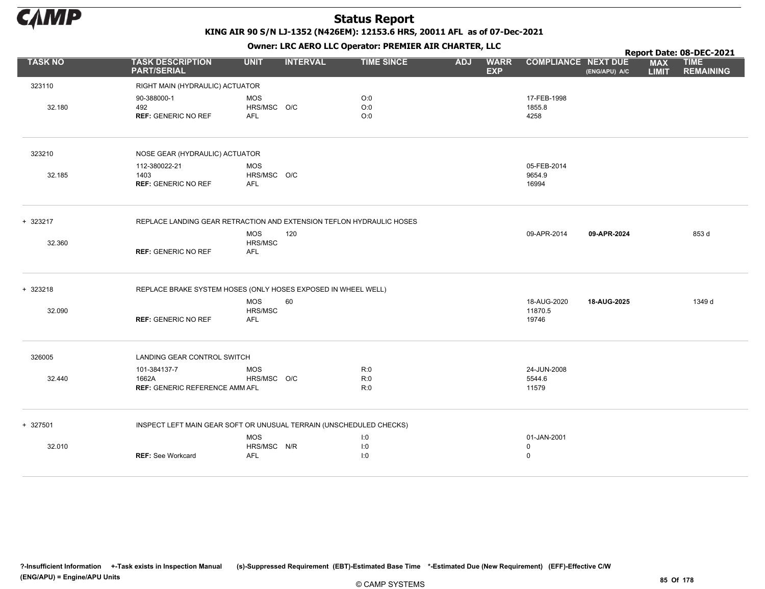# Status Report

**KING AIR 90 S/N LJ-1352 (N426EM): 12153.6 HRS, 20011 AFL as of 07-Dec-2021**

**Owner: LRC AERO LLC Operator: PREMIER AIR CHARTER, LLC**

**Report Date: 08-DEC-2021**

| TASK NO | TASK DESCRIPTION PART/SERIAL | UNIT | INTERVAL | TIME SINCE | ADJ | WARR EXP | COMPLIANCE | NEXT DUE (ENG/APU) A/C | MAX LIMIT | TIME REMAINING |
|---|---|---|---|---|---|---|---|---|---|---|
| 323110 | RIGHT MAIN (HYDRAULIC) ACTUATOR | | | | | | | | | |
| | 90-388000-1 | MOS | | O:0 | | | 17-FEB-1998 | | | |
| 32.180 | 492 | HRS/MSC | O/C | O:0 | | | 1855.8 | | | |
| | **REF:** GENERIC NO REF | AFL | | O:0 | | | 4258 | | | |
| 323210 | NOSE GEAR (HYDRAULIC) ACTUATOR | | | | | | | | | |
| | 112-380022-21 | MOS | | | | | 05-FEB-2014 | | | |
| 32.185 | 1403 | HRS/MSC | O/C | | | | 9654.9 | | | |
| | **REF:** GENERIC NO REF | AFL | | | | | 16994 | | | |
| + 323217 | REPLACE LANDING GEAR RETRACTION AND EXTENSION TEFLON HYDRAULIC HOSES | | | | | | | | | |
| | | MOS | 120 | | | | 09-APR-2014 | **09-APR-2024** | | 853 d |
| 32.360 | | HRS/MSC | | | | | | | | |
| | **REF:** GENERIC NO REF | AFL | | | | | | | | |
| + 323218 | REPLACE BRAKE SYSTEM HOSES (ONLY HOSES EXPOSED IN WHEEL WELL) | | | | | | | | | |
| | | MOS | 60 | | | | 18-AUG-2020 | **18-AUG-2025** | | 1349 d |
| 32.090 | | HRS/MSC | | | | | 11870.5 | | | |
| | **REF:** GENERIC NO REF | AFL | | | | | 19746 | | | |
| 326005 | LANDING GEAR CONTROL SWITCH | | | | | | | | | |
| | 101-384137-7 | MOS | | R:0 | | | 24-JUN-2008 | | | |
| 32.440 | 1662A | HRS/MSC | O/C | R:0 | | | 5544.6 | | | |
| | **REF:** GENERIC REFERENCE AMM | AFL | | R:0 | | | 11579 | | | |
| + 327501 | INSPECT LEFT MAIN GEAR SOFT OR UNUSUAL TERRAIN (UNSCHEDULED CHECKS) | | | | | | | | | |
| | | MOS | | I:0 | | | 01-JAN-2001 | | | |
| 32.010 | | HRS/MSC | N/R | I:0 | | | 0 | | | |
| | **REF:** See Workcard | AFL | | I:0 | | | 0 | | | |

**?-Insufficient Information +-Task exists in Inspection Manual (s)-Suppressed Requirement (EBT)-Estimated Base Time \*-Estimated Due (New Requirement) (EFF)-Effective C/W (ENG/APU) = Engine/APU Units**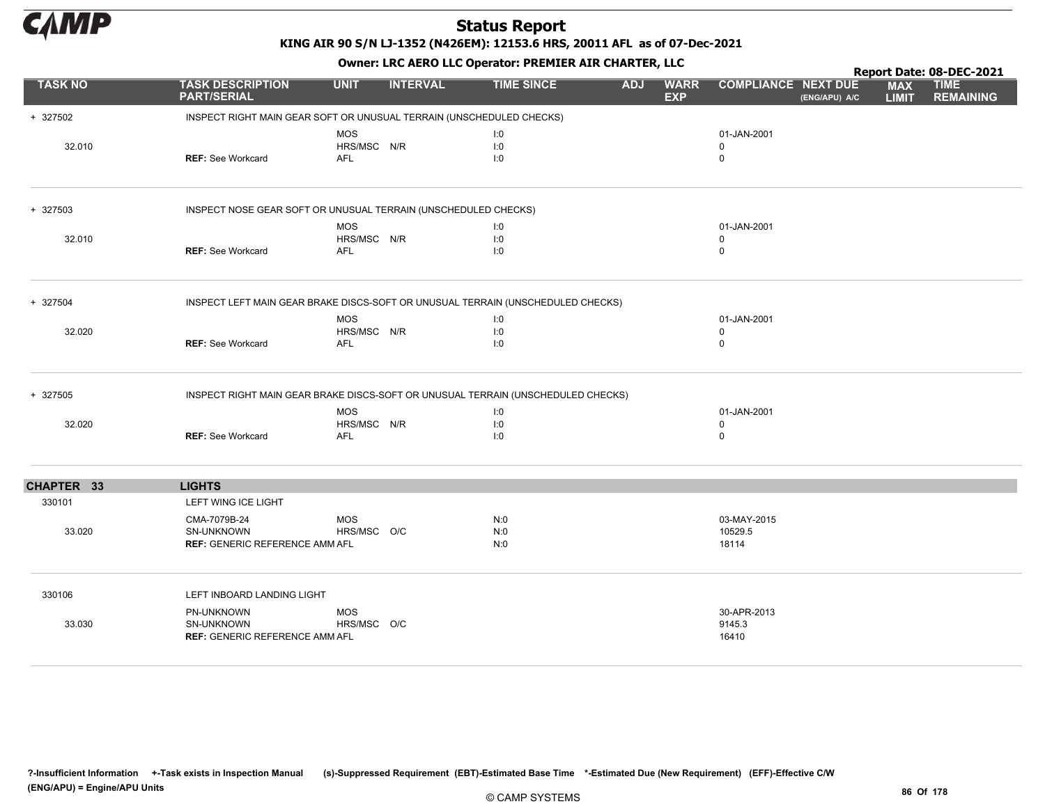# Status Report

**KING AIR 90 S/N LJ-1352 (N426EM): 12153.6 HRS, 20011 AFL as of 07-Dec-2021**

**Owner: LRC AERO LLC Operator: PREMIER AIR CHARTER, LLC**

**Report Date: 08-DEC-2021**

| TASK NO | TASK DESCRIPTION PART/SERIAL | UNIT | INTERVAL | TIME SINCE | ADJ | WARR EXP | COMPLIANCE | NEXT DUE (ENG/APU) A/C | MAX LIMIT | TIME REMAINING |
|---|---|---|---|---|---|---|---|---|---|---|
| + 327502 | INSPECT RIGHT MAIN GEAR SOFT OR UNUSUAL TERRAIN (UNSCHEDULED CHECKS) | | | | | | | | | |
| | | MOS | | I:0 | | | 01-JAN-2001 | | | |
| 32.010 | | HRS/MSC | N/R | I:0 | | | 0 | | | |
| | **REF:** See Workcard | AFL | | I:0 | | | 0 | | | |
| + 327503 | INSPECT NOSE GEAR SOFT OR UNUSUAL TERRAIN (UNSCHEDULED CHECKS) | | | | | | | | | |
| | | MOS | | I:0 | | | 01-JAN-2001 | | | |
| 32.010 | | HRS/MSC | N/R | I:0 | | | 0 | | | |
| | **REF:** See Workcard | AFL | | I:0 | | | 0 | | | |
| + 327504 | INSPECT LEFT MAIN GEAR BRAKE DISCS-SOFT OR UNUSUAL TERRAIN (UNSCHEDULED CHECKS) | | | | | | | | | |
| | | MOS | | I:0 | | | 01-JAN-2001 | | | |
| 32.020 | | HRS/MSC | N/R | I:0 | | | 0 | | | |
| | **REF:** See Workcard | AFL | | I:0 | | | 0 | | | |
| + 327505 | INSPECT RIGHT MAIN GEAR BRAKE DISCS-SOFT OR UNUSUAL TERRAIN (UNSCHEDULED CHECKS) | | | | | | | | | |
| | | MOS | | I:0 | | | 01-JAN-2001 | | | |
| 32.020 | | HRS/MSC | N/R | I:0 | | | 0 | | | |
| | **REF:** See Workcard | AFL | | I:0 | | | 0 | | | |
| **CHAPTER 33** | **LIGHTS** | | | | | | | | | |
| 330101 | LEFT WING ICE LIGHT | | | | | | | | | |
| | CMA-7079B-24 | MOS | | N:0 | | | 03-MAY-2015 | | | |
| 33.020 | SN-UNKNOWN | HRS/MSC | O/C | N:0 | | | 10529.5 | | | |
| | **REF:** GENERIC REFERENCE AMM | AFL | | N:0 | | | 18114 | | | |
| 330106 | LEFT INBOARD LANDING LIGHT | | | | | | | | | |
| | PN-UNKNOWN | MOS | | | | | 30-APR-2013 | | | |
| 33.030 | SN-UNKNOWN | HRS/MSC | O/C | | | | 9145.3 | | | |
| | **REF:** GENERIC REFERENCE AMM | AFL | | | | | 16410 | | | |

?-Insufficient Information +-Task exists in Inspection Manual (s)-Suppressed Requirement (EBT)-Estimated Base Time *-Estimated Due (New Requirement) (EFF)-Effective C/W (ENG/APU) = Engine/APU Units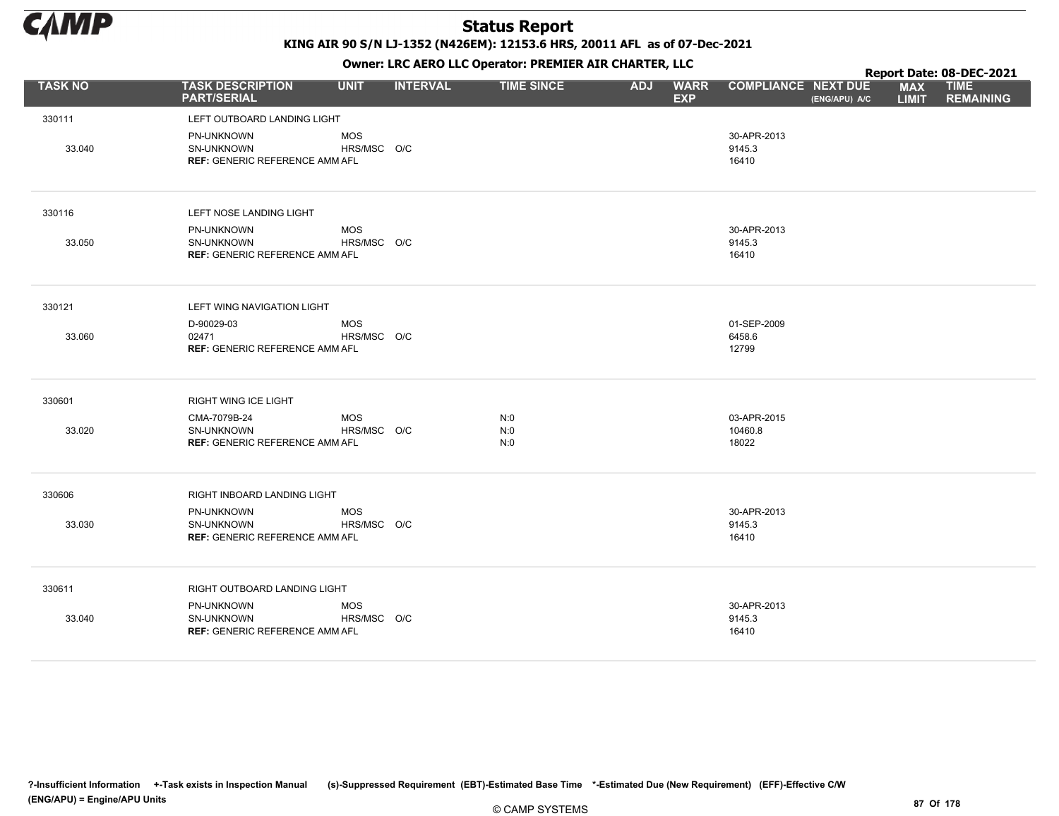# Status Report

**KING AIR 90 S/N LJ-1352 (N426EM): 12153.6 HRS, 20011 AFL as of 07-Dec-2021**

**Owner: LRC AERO LLC Operator: PREMIER AIR CHARTER, LLC**

**Report Date: 08-DEC-2021**

| TASK NO | TASK DESCRIPTION PART/SERIAL | UNIT | INTERVAL | TIME SINCE | ADJ | WARR EXP | COMPLIANCE | NEXT DUE (ENG/APU) A/C | MAX LIMIT | TIME REMAINING |
|---|---|---|---|---|---|---|---|---|---|---|
| 330111 | LEFT OUTBOARD LANDING LIGHT | | | | | | | | | |
| | PN-UNKNOWN | MOS | | | | | 30-APR-2013 | | | |
| 33.040 | SN-UNKNOWN | HRS/MSC | O/C | | | | 9145.3 | | | |
| | **REF:** GENERIC REFERENCE AMM | AFL | | | | | 16410 | | | |
| 330116 | LEFT NOSE LANDING LIGHT | | | | | | | | | |
| | PN-UNKNOWN | MOS | | | | | 30-APR-2013 | | | |
| 33.050 | SN-UNKNOWN | HRS/MSC | O/C | | | | 9145.3 | | | |
| | **REF:** GENERIC REFERENCE AMM | AFL | | | | | 16410 | | | |
| 330121 | LEFT WING NAVIGATION LIGHT | | | | | | | | | |
| | D-90029-03 | MOS | | | | | 01-SEP-2009 | | | |
| 33.060 | 02471 | HRS/MSC | O/C | | | | 6458.6 | | | |
| | **REF:** GENERIC REFERENCE AMM | AFL | | | | | 12799 | | | |
| 330601 | RIGHT WING ICE LIGHT | | | | | | | | | |
| | CMA-7079B-24 | MOS | | N:0 | | | 03-APR-2015 | | | |
| 33.020 | SN-UNKNOWN | HRS/MSC | O/C | N:0 | | | 10460.8 | | | |
| | **REF:** GENERIC REFERENCE AMM | AFL | | N:0 | | | 18022 | | | |
| 330606 | RIGHT INBOARD LANDING LIGHT | | | | | | | | | |
| | PN-UNKNOWN | MOS | | | | | 30-APR-2013 | | | |
| 33.030 | SN-UNKNOWN | HRS/MSC | O/C | | | | 9145.3 | | | |
| | **REF:** GENERIC REFERENCE AMM | AFL | | | | | 16410 | | | |
| 330611 | RIGHT OUTBOARD LANDING LIGHT | | | | | | | | | |
| | PN-UNKNOWN | MOS | | | | | 30-APR-2013 | | | |
| 33.040 | SN-UNKNOWN | HRS/MSC | O/C | | | | 9145.3 | | | |
| | **REF:** GENERIC REFERENCE AMM | AFL | | | | | 16410 | | | |

?-Insufficient Information +-Task exists in Inspection Manual (s)-Suppressed Requirement (EBT)-Estimated Base Time *-Estimated Due (New Requirement) (EFF)-Effective C/W (ENG/APU) = Engine/APU Units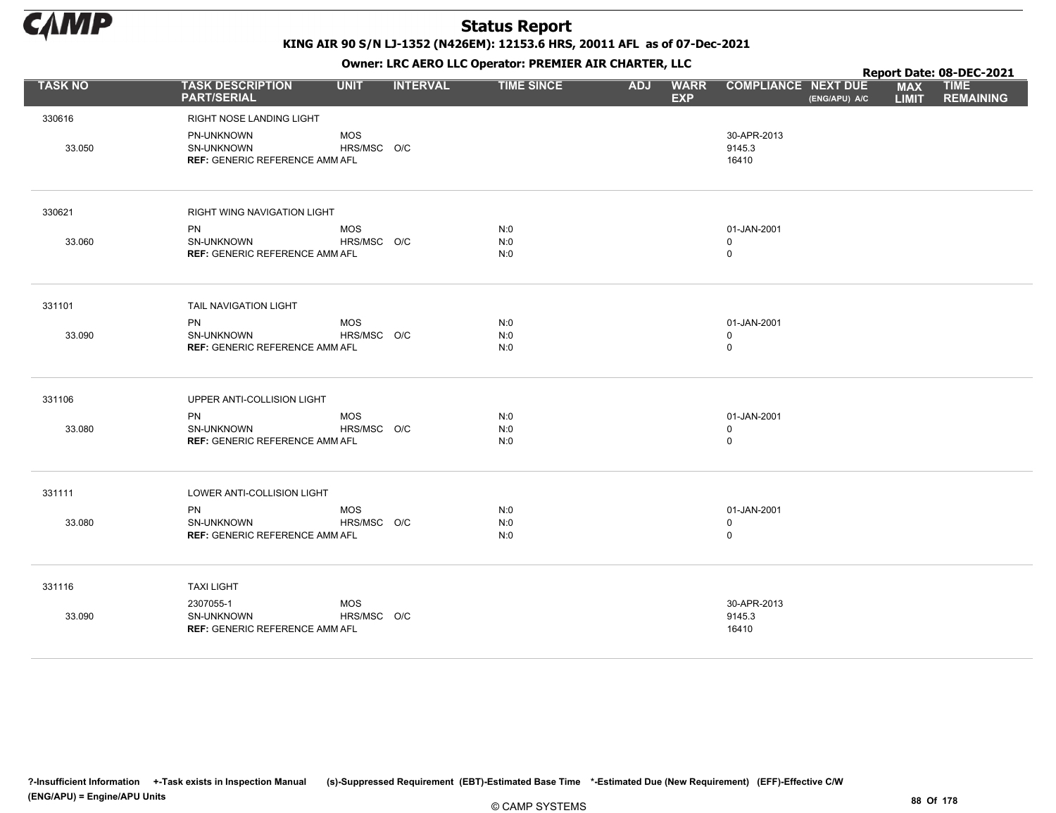# Status Report

**KING AIR 90 S/N LJ-1352 (N426EM): 12153.6 HRS, 20011 AFL as of 07-Dec-2021**

**Owner: LRC AERO LLC Operator: PREMIER AIR CHARTER, LLC**

**Report Date: 08-DEC-2021**

| TASK NO | TASK DESCRIPTION PART/SERIAL | UNIT | INTERVAL | TIME SINCE | ADJ | WARR EXP | COMPLIANCE | NEXT DUE (ENG/APU) A/C | MAX LIMIT | TIME REMAINING |
|---|---|---|---|---|---|---|---|---|---|---|
| 330616 | RIGHT NOSE LANDING LIGHT | | | | | | | | | |
| | PN-UNKNOWN | MOS | | | | | 30-APR-2013 | | | |
| 33.050 | SN-UNKNOWN | HRS/MSC | O/C | | | | 9145.3 | | | |
| | **REF:** GENERIC REFERENCE AMM | AFL | | | | | 16410 | | | |
| 330621 | RIGHT WING NAVIGATION LIGHT | | | | | | | | | |
| | PN | MOS | | N:0 | | | 01-JAN-2001 | | | |
| 33.060 | SN-UNKNOWN | HRS/MSC | O/C | N:0 | | | 0 | | | |
| | **REF:** GENERIC REFERENCE AMM | AFL | | N:0 | | | 0 | | | |
| 331101 | TAIL NAVIGATION LIGHT | | | | | | | | | |
| | PN | MOS | | N:0 | | | 01-JAN-2001 | | | |
| 33.090 | SN-UNKNOWN | HRS/MSC | O/C | N:0 | | | 0 | | | |
| | **REF:** GENERIC REFERENCE AMM | AFL | | N:0 | | | 0 | | | |
| 331106 | UPPER ANTI-COLLISION LIGHT | | | | | | | | | |
| | PN | MOS | | N:0 | | | 01-JAN-2001 | | | |
| 33.080 | SN-UNKNOWN | HRS/MSC | O/C | N:0 | | | 0 | | | |
| | **REF:** GENERIC REFERENCE AMM | AFL | | N:0 | | | 0 | | | |
| 331111 | LOWER ANTI-COLLISION LIGHT | | | | | | | | | |
| | PN | MOS | | N:0 | | | 01-JAN-2001 | | | |
| 33.080 | SN-UNKNOWN | HRS/MSC | O/C | N:0 | | | 0 | | | |
| | **REF:** GENERIC REFERENCE AMM | AFL | | N:0 | | | 0 | | | |
| 331116 | TAXI LIGHT | | | | | | | | | |
| | 2307055-1 | MOS | | | | | 30-APR-2013 | | | |
| 33.090 | SN-UNKNOWN | HRS/MSC | O/C | | | | 9145.3 | | | |
| | **REF:** GENERIC REFERENCE AMM | AFL | | | | | 16410 | | | |

?-Insufficient Information +-Task exists in Inspection Manual (s)-Suppressed Requirement (EBT)-Estimated Base Time *-Estimated Due (New Requirement) (EFF)-Effective C/W (ENG/APU) = Engine/APU Units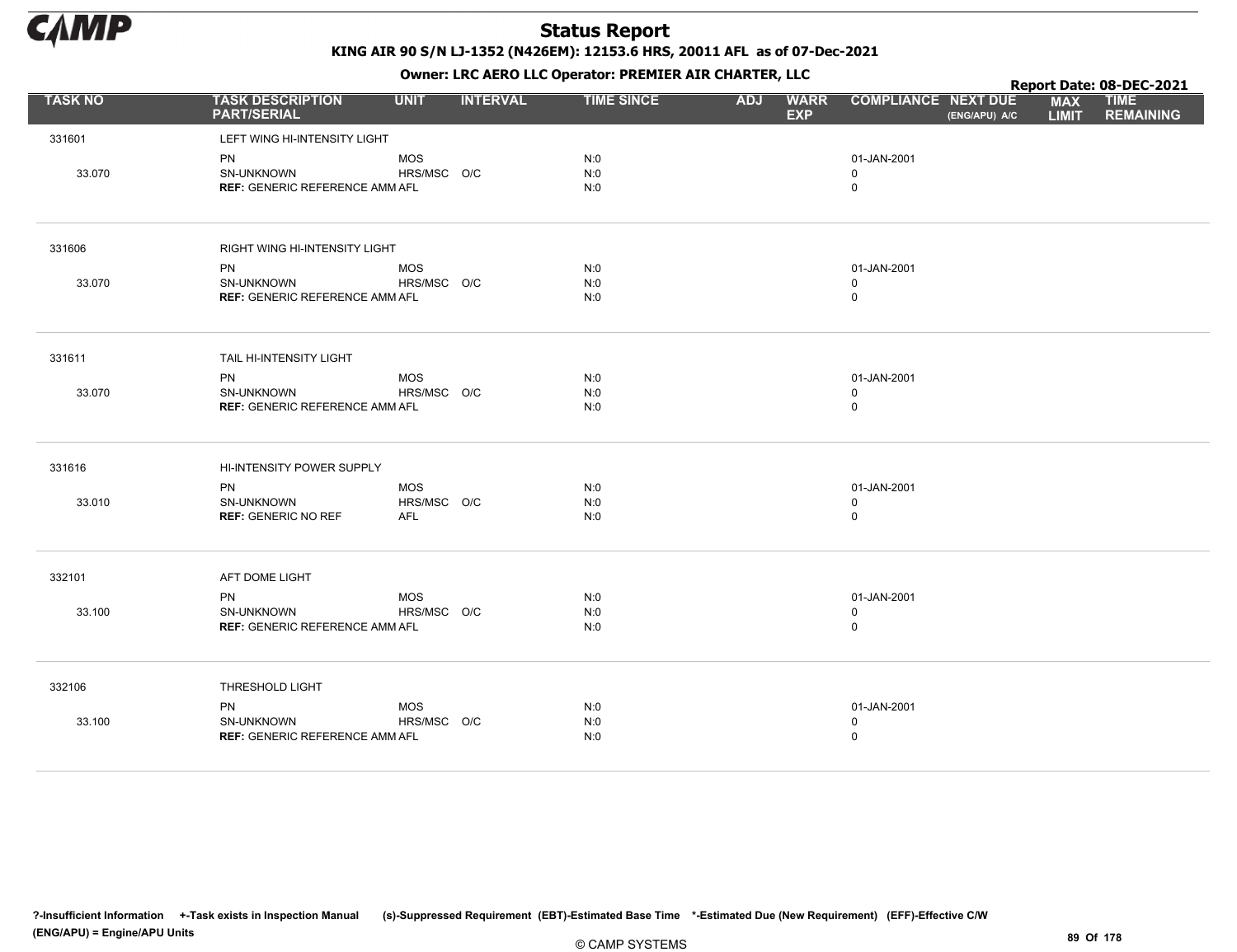# Status Report

**KING AIR 90 S/N LJ-1352 (N426EM): 12153.6 HRS, 20011 AFL as of 07-Dec-2021**

**Owner: LRC AERO LLC Operator: PREMIER AIR CHARTER, LLC**

**Report Date: 08-DEC-2021**

| TASK NO | TASK DESCRIPTION PART/SERIAL | UNIT | INTERVAL | TIME SINCE | ADJ | WARR EXP | COMPLIANCE | NEXT DUE (ENG/APU) A/C | MAX LIMIT | TIME REMAINING |
|---|---|---|---|---|---|---|---|---|---|---|
| 331601 | LEFT WING HI-INTENSITY LIGHT | | | | | | | | | |
| | PN | MOS | | N:0 | | | 01-JAN-2001 | | | |
| 33.070 | SN-UNKNOWN | HRS/MSC | O/C | N:0 | | | 0 | | | |
| | **REF:** GENERIC REFERENCE AMM | AFL | | N:0 | | | 0 | | | |
| 331606 | RIGHT WING HI-INTENSITY LIGHT | | | | | | | | | |
| | PN | MOS | | N:0 | | | 01-JAN-2001 | | | |
| 33.070 | SN-UNKNOWN | HRS/MSC | O/C | N:0 | | | 0 | | | |
| | **REF:** GENERIC REFERENCE AMM | AFL | | N:0 | | | 0 | | | |
| 331611 | TAIL HI-INTENSITY LIGHT | | | | | | | | | |
| | PN | MOS | | N:0 | | | 01-JAN-2001 | | | |
| 33.070 | SN-UNKNOWN | HRS/MSC | O/C | N:0 | | | 0 | | | |
| | **REF:** GENERIC REFERENCE AMM | AFL | | N:0 | | | 0 | | | |
| 331616 | HI-INTENSITY POWER SUPPLY | | | | | | | | | |
| | PN | MOS | | N:0 | | | 01-JAN-2001 | | | |
| 33.010 | SN-UNKNOWN | HRS/MSC | O/C | N:0 | | | 0 | | | |
| | **REF:** GENERIC NO REF | AFL | | N:0 | | | 0 | | | |
| 332101 | AFT DOME LIGHT | | | | | | | | | |
| | PN | MOS | | N:0 | | | 01-JAN-2001 | | | |
| 33.100 | SN-UNKNOWN | HRS/MSC | O/C | N:0 | | | 0 | | | |
| | **REF:** GENERIC REFERENCE AMM | AFL | | N:0 | | | 0 | | | |
| 332106 | THRESHOLD LIGHT | | | | | | | | | |
| | PN | MOS | | N:0 | | | 01-JAN-2001 | | | |
| 33.100 | SN-UNKNOWN | HRS/MSC | O/C | N:0 | | | 0 | | | |
| | **REF:** GENERIC REFERENCE AMM | AFL | | N:0 | | | 0 | | | |

?-Insufficient Information +-Task exists in Inspection Manual (s)-Suppressed Requirement (EBT)-Estimated Base Time *-Estimated Due (New Requirement) (EFF)-Effective C/W
(ENG/APU) = Engine/APU Units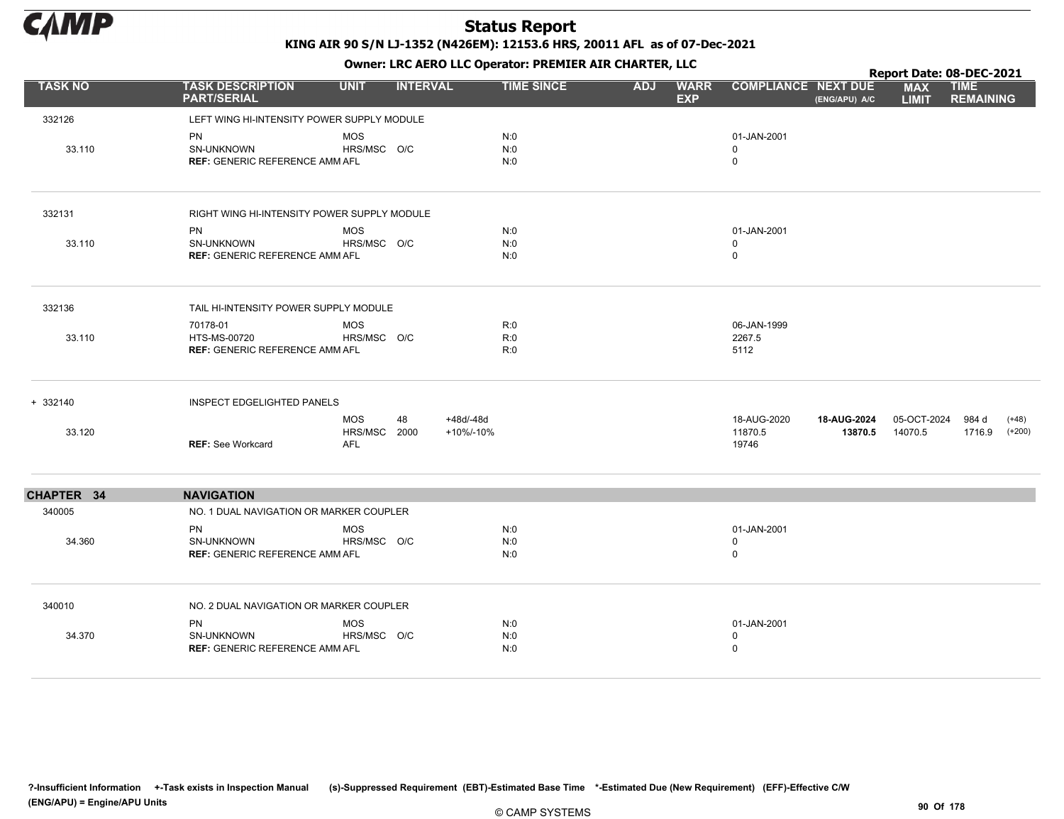# Status Report

**KING AIR 90 S/N LJ-1352 (N426EM): 12153.6 HRS, 20011 AFL as of 07-Dec-2021**

**Owner: LRC AERO LLC Operator: PREMIER AIR CHARTER, LLC**

**Report Date: 08-DEC-2021**

| TASK NO | TASK DESCRIPTION PART/SERIAL | UNIT | INTERVAL | | TIME SINCE | ADJ | WARR EXP | COMPLIANCE | NEXT DUE (ENG/APU) A/C | MAX LIMIT | TIME REMAINING | |
|---|---|---|---|---|---|---|---|---|---|---|---|---|
| 332126 | LEFT WING HI-INTENSITY POWER SUPPLY MODULE | | | | | | | | | | | |
| | PN | MOS | | | N:0 | | | 01-JAN-2001 | | | | |
| 33.110 | SN-UNKNOWN | HRS/MSC | O/C | | N:0 | | | 0 | | | | |
| | **REF:** GENERIC REFERENCE AMM | AFL | | | N:0 | | | 0 | | | | |
| 332131 | RIGHT WING HI-INTENSITY POWER SUPPLY MODULE | | | | | | | | | | | |
| | PN | MOS | | | N:0 | | | 01-JAN-2001 | | | | |
| 33.110 | SN-UNKNOWN | HRS/MSC | O/C | | N:0 | | | 0 | | | | |
| | **REF:** GENERIC REFERENCE AMM | AFL | | | N:0 | | | 0 | | | | |
| 332136 | TAIL HI-INTENSITY POWER SUPPLY MODULE | | | | | | | | | | | |
| | 70178-01 | MOS | | | R:0 | | | 06-JAN-1999 | | | | |
| 33.110 | HTS-MS-00720 | HRS/MSC | O/C | | R:0 | | | 2267.5 | | | | |
| | **REF:** GENERIC REFERENCE AMM | AFL | | | R:0 | | | 5112 | | | | |
| + 332140 | INSPECT EDGELIGHTED PANELS | | | | | | | | | | | |
| | | MOS | 48 | +48d/-48d | | | | 18-AUG-2020 | **18-AUG-2024** | 05-OCT-2024 | 984 d | (+48) |
| 33.120 | | HRS/MSC | 2000 | +10%/-10% | | | | 11870.5 | **13870.5** | 14070.5 | 1716.9 | (+200) |
| | **REF:** See Workcard | AFL | | | | | | 19746 | | | | |
| **CHAPTER 34** | **NAVIGATION** | | | | | | | | | | | |
| 340005 | NO. 1 DUAL NAVIGATION OR MARKER COUPLER | | | | | | | | | | | |
| | PN | MOS | | | N:0 | | | 01-JAN-2001 | | | | |
| 34.360 | SN-UNKNOWN | HRS/MSC | O/C | | N:0 | | | 0 | | | | |
| | **REF:** GENERIC REFERENCE AMM | AFL | | | N:0 | | | 0 | | | | |
| 340010 | NO. 2 DUAL NAVIGATION OR MARKER COUPLER | | | | | | | | | | | |
| | PN | MOS | | | N:0 | | | 01-JAN-2001 | | | | |
| 34.370 | SN-UNKNOWN | HRS/MSC | O/C | | N:0 | | | 0 | | | | |
| | **REF:** GENERIC REFERENCE AMM | AFL | | | N:0 | | | 0 | | | | |

**?-Insufficient Information +-Task exists in Inspection Manual (s)-Suppressed Requirement (EBT)-Estimated Base Time \*-Estimated Due (New Requirement) (EFF)-Effective C/W (ENG/APU) = Engine/APU Units**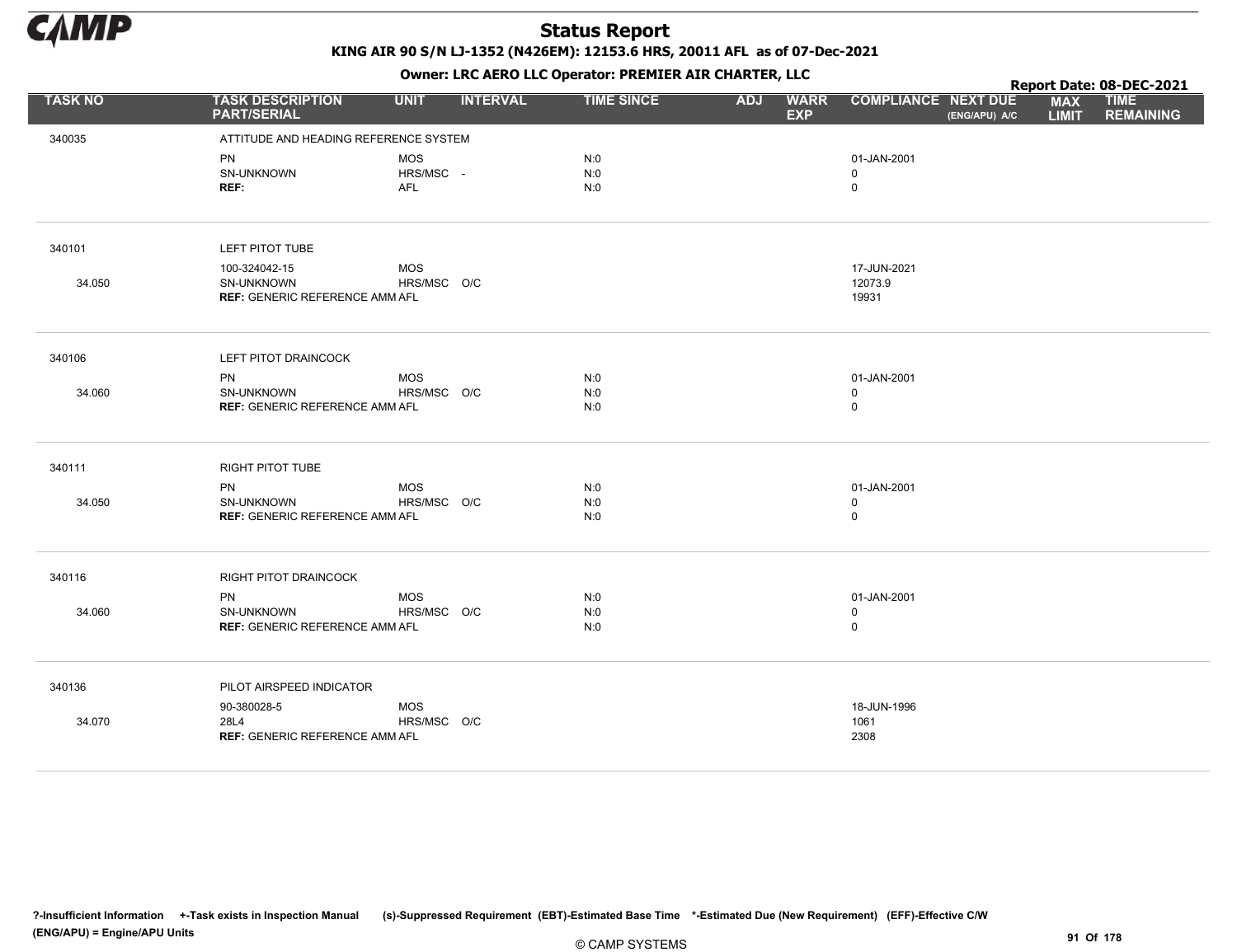| TASK NO | TASK DESCRIPTION PART/SERIAL | UNIT | INTERVAL | TIME SINCE | ADJ | WARR EXP | COMPLIANCE | NEXT DUE (ENG/APU) A/C | MAX LIMIT | TIME REMAINING |
|---|---|---|---|---|---|---|---|---|---|---|
| 340035 | ATTITUDE AND HEADING REFERENCE SYSTEM | | | | | | | | | |
| | PN | MOS | | N:0 | | | 01-JAN-2001 | | | |
| | SN-UNKNOWN | HRS/MSC | - | N:0 | | | 0 | | | |
| | **REF:** | AFL | | N:0 | | | 0 | | | |
| 340101 | LEFT PITOT TUBE | | | | | | | | | |
| | 100-324042-15 | MOS | | | | | 17-JUN-2021 | | | |
| 34.050 | SN-UNKNOWN | HRS/MSC | O/C | | | | 12073.9 | | | |
| | **REF:** GENERIC REFERENCE AMM | AFL | | | | | 19931 | | | |
| 340106 | LEFT PITOT DRAINCOCK | | | | | | | | | |
| | PN | MOS | | N:0 | | | 01-JAN-2001 | | | |
| 34.060 | SN-UNKNOWN | HRS/MSC | O/C | N:0 | | | 0 | | | |
| | **REF:** GENERIC REFERENCE AMM | AFL | | N:0 | | | 0 | | | |
| 340111 | RIGHT PITOT TUBE | | | | | | | | | |
| | PN | MOS | | N:0 | | | 01-JAN-2001 | | | |
| 34.050 | SN-UNKNOWN | HRS/MSC | O/C | N:0 | | | 0 | | | |
| | **REF:** GENERIC REFERENCE AMM | AFL | | N:0 | | | 0 | | | |
| 340116 | RIGHT PITOT DRAINCOCK | | | | | | | | | |
| | PN | MOS | | N:0 | | | 01-JAN-2001 | | | |
| 34.060 | SN-UNKNOWN | HRS/MSC | O/C | N:0 | | | 0 | | | |
| | **REF:** GENERIC REFERENCE AMM | AFL | | N:0 | | | 0 | | | |
| 340136 | PILOT AIRSPEED INDICATOR | | | | | | | | | |
| | 90-380028-5 | MOS | | | | | 18-JUN-1996 | | | |
| 34.070 | 28L4 | HRS/MSC | O/C | | | | 1061 | | | |
| | **REF:** GENERIC REFERENCE AMM | AFL | | | | | 2308 | | | |

?-Insufficient Information +-Task exists in Inspection Manual (s)-Suppressed Requirement (EBT)-Estimated Base Time \*-Estimated Due (New Requirement) (EFF)-Effective C/W (ENG/APU) = Engine/APU Units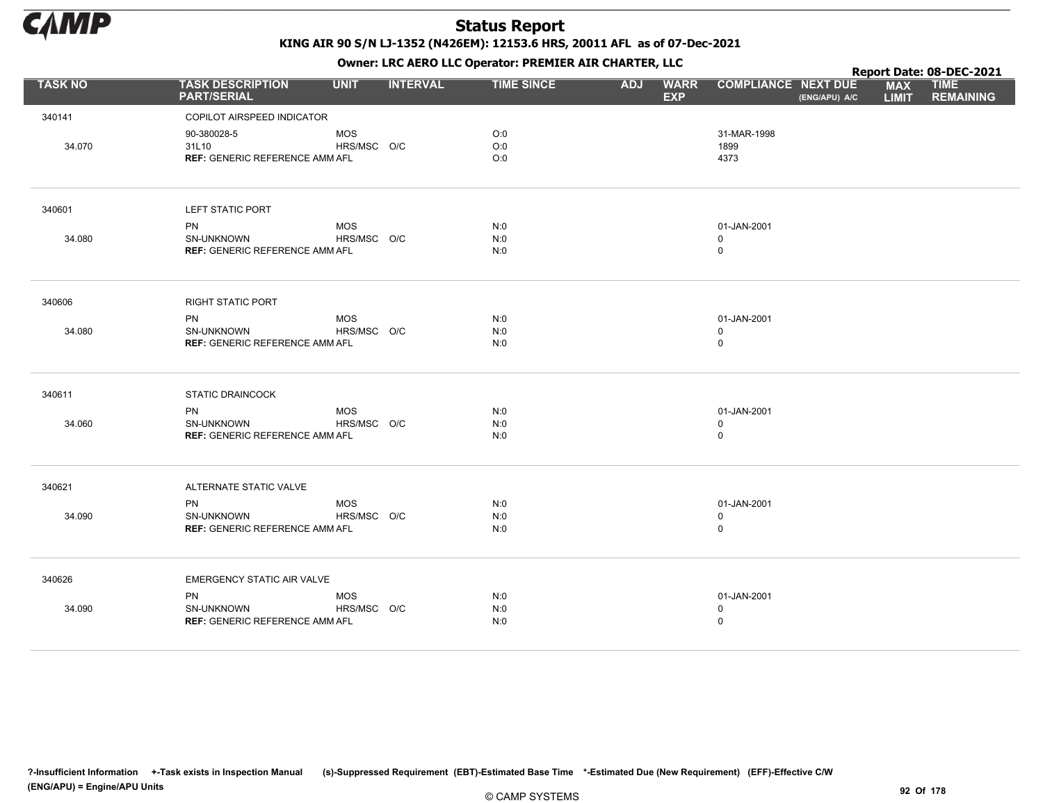# Status Report

**KING AIR 90 S/N LJ-1352 (N426EM): 12153.6 HRS, 20011 AFL as of 07-Dec-2021**

**Owner: LRC AERO LLC Operator: PREMIER AIR CHARTER, LLC**

**Report Date: 08-DEC-2021**

| TASK NO | TASK DESCRIPTION PART/SERIAL | UNIT | INTERVAL | TIME SINCE | ADJ | WARR EXP | COMPLIANCE | NEXT DUE (ENG/APU) A/C | MAX LIMIT | TIME REMAINING |
|---|---|---|---|---|---|---|---|---|---|---|
| 340141 | COPILOT AIRSPEED INDICATOR | | | | | | | | | |
| | 90-380028-5 | MOS | | O:0 | | | 31-MAR-1998 | | | |
| 34.070 | 31L10 | HRS/MSC | O/C | O:0 | | | 1899 | | | |
| | **REF:** GENERIC REFERENCE AMM | AFL | | O:0 | | | 4373 | | | |
| 340601 | LEFT STATIC PORT | | | | | | | | | |
| | PN | MOS | | N:0 | | | 01-JAN-2001 | | | |
| 34.080 | SN-UNKNOWN | HRS/MSC | O/C | N:0 | | | 0 | | | |
| | **REF:** GENERIC REFERENCE AMM | AFL | | N:0 | | | 0 | | | |
| 340606 | RIGHT STATIC PORT | | | | | | | | | |
| | PN | MOS | | N:0 | | | 01-JAN-2001 | | | |
| 34.080 | SN-UNKNOWN | HRS/MSC | O/C | N:0 | | | 0 | | | |
| | **REF:** GENERIC REFERENCE AMM | AFL | | N:0 | | | 0 | | | |
| 340611 | STATIC DRAINCOCK | | | | | | | | | |
| | PN | MOS | | N:0 | | | 01-JAN-2001 | | | |
| 34.060 | SN-UNKNOWN | HRS/MSC | O/C | N:0 | | | 0 | | | |
| | **REF:** GENERIC REFERENCE AMM | AFL | | N:0 | | | 0 | | | |
| 340621 | ALTERNATE STATIC VALVE | | | | | | | | | |
| | PN | MOS | | N:0 | | | 01-JAN-2001 | | | |
| 34.090 | SN-UNKNOWN | HRS/MSC | O/C | N:0 | | | 0 | | | |
| | **REF:** GENERIC REFERENCE AMM | AFL | | N:0 | | | 0 | | | |
| 340626 | EMERGENCY STATIC AIR VALVE | | | | | | | | | |
| | PN | MOS | | N:0 | | | 01-JAN-2001 | | | |
| 34.090 | SN-UNKNOWN | HRS/MSC | O/C | N:0 | | | 0 | | | |
| | **REF:** GENERIC REFERENCE AMM | AFL | | N:0 | | | 0 | | | |

**?-Insufficient Information +-Task exists in Inspection Manual (s)-Suppressed Requirement (EBT)-Estimated Base Time \*-Estimated Due (New Requirement) (EFF)-Effective C/W (ENG/APU) = Engine/APU Units**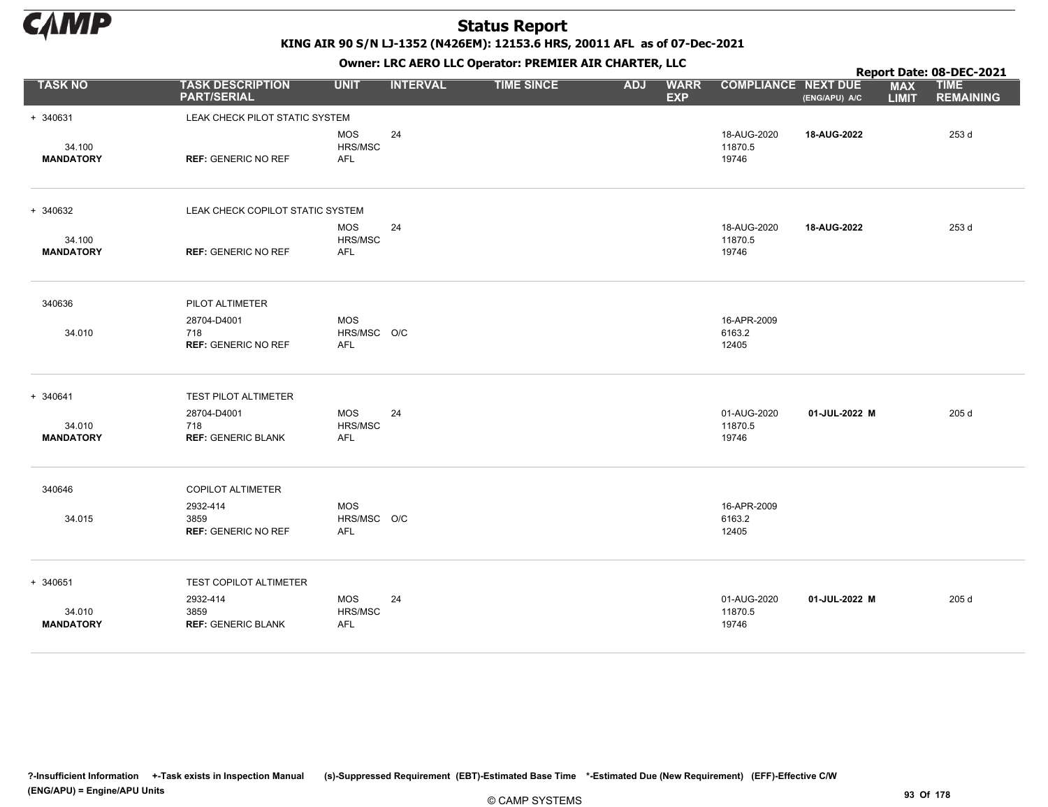# Status Report

**KING AIR 90 S/N LJ-1352 (N426EM): 12153.6 HRS, 20011 AFL as of 07-Dec-2021**

**Owner: LRC AERO LLC Operator: PREMIER AIR CHARTER, LLC**

**Report Date: 08-DEC-2021**

| TASK NO | TASK DESCRIPTION PART/SERIAL | UNIT | INTERVAL | TIME SINCE | ADJ | WARR EXP | COMPLIANCE | NEXT DUE (ENG/APU) A/C | MAX LIMIT | TIME REMAINING |
|---|---|---|---|---|---|---|---|---|---|---|
| + 340631 | LEAK CHECK PILOT STATIC SYSTEM | | | | | | | | | |
| 34.100 | | MOS HRS/MSC | 24 | | | | 18-AUG-2020 11870.5 | **18-AUG-2022** | | 253 d |
| **MANDATORY** | **REF:** GENERIC NO REF | AFL | | | | | 19746 | | | |
| + 340632 | LEAK CHECK COPILOT STATIC SYSTEM | | | | | | | | | |
| 34.100 | | MOS HRS/MSC | 24 | | | | 18-AUG-2020 11870.5 | **18-AUG-2022** | | 253 d |
| **MANDATORY** | **REF:** GENERIC NO REF | AFL | | | | | 19746 | | | |
| 340636 | PILOT ALTIMETER | | | | | | | | | |
| 34.010 | 28704-D4001 718 | MOS HRS/MSC | O/C | | | | 16-APR-2009 6163.2 | | | |
| | **REF:** GENERIC NO REF | AFL | | | | | 12405 | | | |
| + 340641 | TEST PILOT ALTIMETER | | | | | | | | | |
| 34.010 | 28704-D4001 718 | MOS HRS/MSC | 24 | | | | 01-AUG-2020 11870.5 | **01-JUL-2022 M** | | 205 d |
| **MANDATORY** | **REF:** GENERIC BLANK | AFL | | | | | 19746 | | | |
| 340646 | COPILOT ALTIMETER | | | | | | | | | |
| 34.015 | 2932-414 3859 | MOS HRS/MSC | O/C | | | | 16-APR-2009 6163.2 | | | |
| | **REF:** GENERIC NO REF | AFL | | | | | 12405 | | | |
| + 340651 | TEST COPILOT ALTIMETER | | | | | | | | | |
| 34.010 | 2932-414 3859 | MOS HRS/MSC | 24 | | | | 01-AUG-2020 11870.5 | **01-JUL-2022 M** | | 205 d |
| **MANDATORY** | **REF:** GENERIC BLANK | AFL | | | | | 19746 | | | |

**?-Insufficient Information +-Task exists in Inspection Manual (s)-Suppressed Requirement (EBT)-Estimated Base Time \*-Estimated Due (New Requirement) (EFF)-Effective C/W (ENG/APU) = Engine/APU Units**

© CAMP SYSTEMS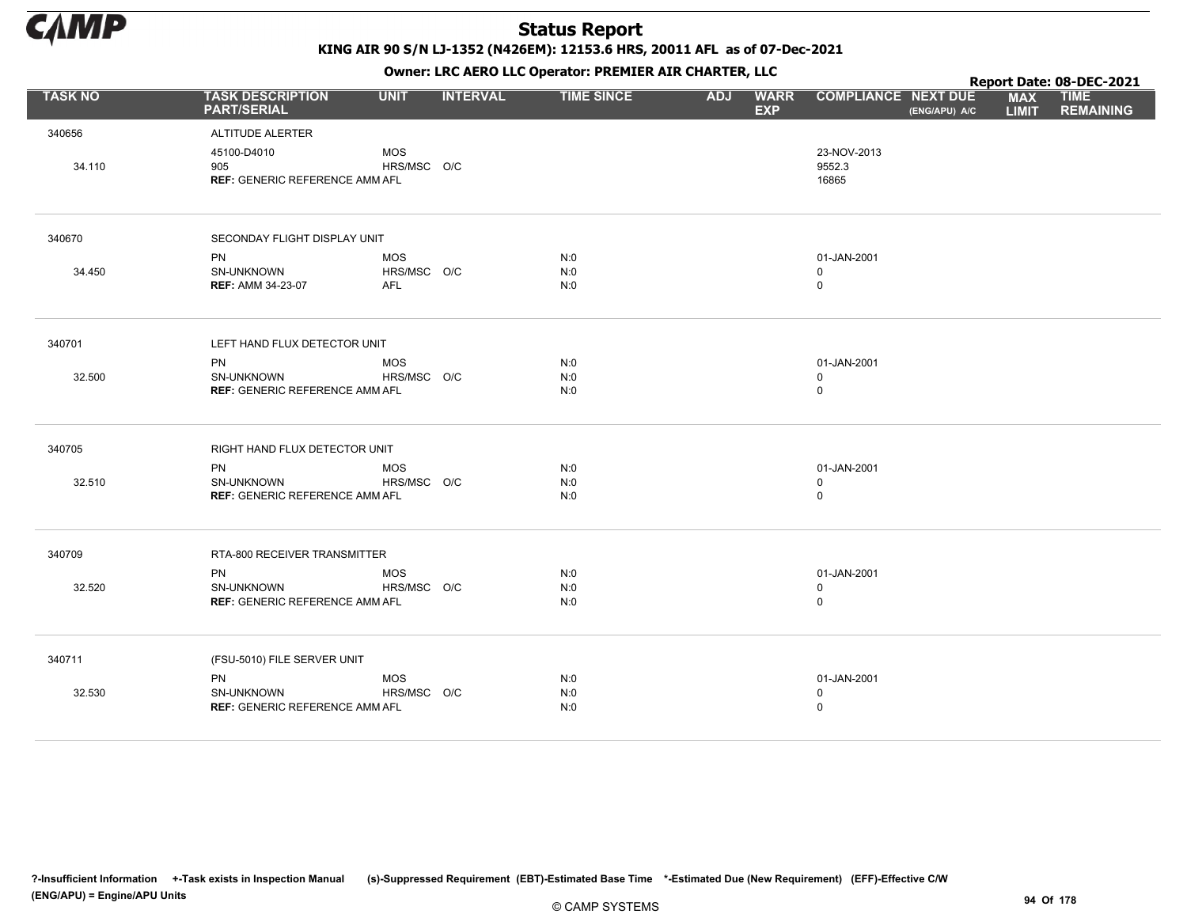# Status Report

**KING AIR 90 S/N LJ-1352 (N426EM): 12153.6 HRS, 20011 AFL as of 07-Dec-2021**

**Owner: LRC AERO LLC Operator: PREMIER AIR CHARTER, LLC**

**Report Date: 08-DEC-2021**

| TASK NO | TASK DESCRIPTION PART/SERIAL | UNIT | INTERVAL | TIME SINCE | ADJ | WARR EXP | COMPLIANCE | NEXT DUE (ENG/APU) A/C | MAX LIMIT | TIME REMAINING |
|---|---|---|---|---|---|---|---|---|---|---|
| 340656 | ALTITUDE ALERTER | | | | | | | | | |
| | 45100-D4010 | MOS | | | | | 23-NOV-2013 | | | |
| 34.110 | 905 | HRS/MSC | O/C | | | | 9552.3 | | | |
| | **REF:** GENERIC REFERENCE AMM | AFL | | | | | 16865 | | | |
| 340670 | SECONDAY FLIGHT DISPLAY UNIT | | | | | | | | | |
| | PN | MOS | | N:0 | | | 01-JAN-2001 | | | |
| 34.450 | SN-UNKNOWN | HRS/MSC | O/C | N:0 | | | 0 | | | |
| | **REF:** AMM 34-23-07 | AFL | | N:0 | | | 0 | | | |
| 340701 | LEFT HAND FLUX DETECTOR UNIT | | | | | | | | | |
| | PN | MOS | | N:0 | | | 01-JAN-2001 | | | |
| 32.500 | SN-UNKNOWN | HRS/MSC | O/C | N:0 | | | 0 | | | |
| | **REF:** GENERIC REFERENCE AMM | AFL | | N:0 | | | 0 | | | |
| 340705 | RIGHT HAND FLUX DETECTOR UNIT | | | | | | | | | |
| | PN | MOS | | N:0 | | | 01-JAN-2001 | | | |
| 32.510 | SN-UNKNOWN | HRS/MSC | O/C | N:0 | | | 0 | | | |
| | **REF:** GENERIC REFERENCE AMM | AFL | | N:0 | | | 0 | | | |
| 340709 | RTA-800 RECEIVER TRANSMITTER | | | | | | | | | |
| | PN | MOS | | N:0 | | | 01-JAN-2001 | | | |
| 32.520 | SN-UNKNOWN | HRS/MSC | O/C | N:0 | | | 0 | | | |
| | **REF:** GENERIC REFERENCE AMM | AFL | | N:0 | | | 0 | | | |
| 340711 | (FSU-5010) FILE SERVER UNIT | | | | | | | | | |
| | PN | MOS | | N:0 | | | 01-JAN-2001 | | | |
| 32.530 | SN-UNKNOWN | HRS/MSC | O/C | N:0 | | | 0 | | | |
| | **REF:** GENERIC REFERENCE AMM | AFL | | N:0 | | | 0 | | | |

?-Insufficient Information +-Task exists in Inspection Manual (s)-Suppressed Requirement (EBT)-Estimated Base Time *-Estimated Due (New Requirement) (EFF)-Effective C/W
(ENG/APU) = Engine/APU Units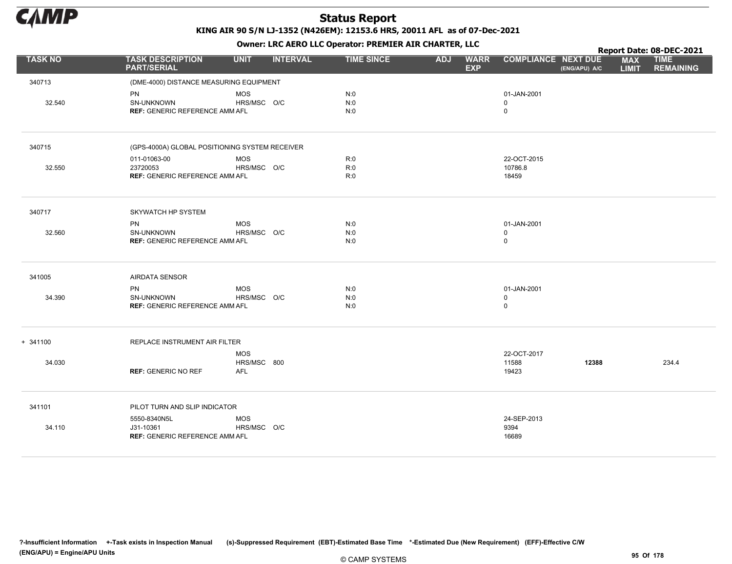# Status Report

**KING AIR 90 S/N LJ-1352 (N426EM): 12153.6 HRS, 20011 AFL as of 07-Dec-2021**

**Owner: LRC AERO LLC Operator: PREMIER AIR CHARTER, LLC**

**Report Date: 08-DEC-2021**

| TASK NO | TASK DESCRIPTION PART/SERIAL | UNIT | INTERVAL | TIME SINCE | ADJ | WARR EXP | COMPLIANCE | NEXT DUE (ENG/APU) A/C | MAX LIMIT | TIME REMAINING |
|---|---|---|---|---|---|---|---|---|---|---|
| 340713 | (DME-4000) DISTANCE MEASURING EQUIPMENT | | | | | | | | | |
| | PN | MOS | | N:0 | | | 01-JAN-2001 | | | |
| 32.540 | SN-UNKNOWN | HRS/MSC | O/C | N:0 | | | 0 | | | |
| | **REF:** GENERIC REFERENCE AMM | AFL | | N:0 | | | 0 | | | |
| 340715 | (GPS-4000A) GLOBAL POSITIONING SYSTEM RECEIVER | | | | | | | | | |
| | 011-01063-00 | MOS | | R:0 | | | 22-OCT-2015 | | | |
| 32.550 | 23720053 | HRS/MSC | O/C | R:0 | | | 10786.8 | | | |
| | **REF:** GENERIC REFERENCE AMM | AFL | | R:0 | | | 18459 | | | |
| 340717 | SKYWATCH HP SYSTEM | | | | | | | | | |
| | PN | MOS | | N:0 | | | 01-JAN-2001 | | | |
| 32.560 | SN-UNKNOWN | HRS/MSC | O/C | N:0 | | | 0 | | | |
| | **REF:** GENERIC REFERENCE AMM | AFL | | N:0 | | | 0 | | | |
| 341005 | AIRDATA SENSOR | | | | | | | | | |
| | PN | MOS | | N:0 | | | 01-JAN-2001 | | | |
| 34.390 | SN-UNKNOWN | HRS/MSC | O/C | N:0 | | | 0 | | | |
| | **REF:** GENERIC REFERENCE AMM | AFL | | N:0 | | | 0 | | | |
| + 341100 | REPLACE INSTRUMENT AIR FILTER | | | | | | | | | |
| | | MOS | | | | | 22-OCT-2017 | | | |
| 34.030 | | HRS/MSC | 800 | | | | 11588 | **12388** | | 234.4 |
| | **REF:** GENERIC NO REF | AFL | | | | | 19423 | | | |
| 341101 | PILOT TURN AND SLIP INDICATOR | | | | | | | | | |
| | 5550-8340N5L | MOS | | | | | 24-SEP-2013 | | | |
| 34.110 | J31-10361 | HRS/MSC | O/C | | | | 9394 | | | |
| | **REF:** GENERIC REFERENCE AMM | AFL | | | | | 16689 | | | |

?-Insufficient Information +-Task exists in Inspection Manual (s)-Suppressed Requirement (EBT)-Estimated Base Time *-Estimated Due (New Requirement) (EFF)-Effective C/W (ENG/APU) = Engine/APU Units

© CAMP SYSTEMS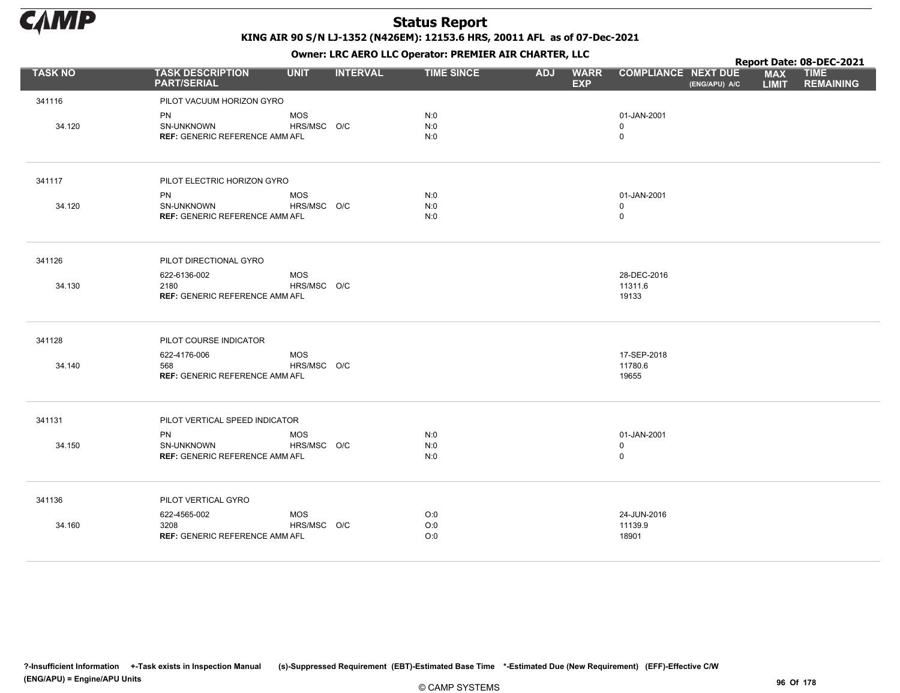# Status Report

**KING AIR 90 S/N LJ-1352 (N426EM): 12153.6 HRS, 20011 AFL as of 07-Dec-2021**

**Owner: LRC AERO LLC Operator: PREMIER AIR CHARTER, LLC**

**Report Date: 08-DEC-2021**

| TASK NO | TASK DESCRIPTION PART/SERIAL | UNIT | INTERVAL | TIME SINCE | ADJ | WARR EXP | COMPLIANCE | NEXT DUE (ENG/APU) A/C | MAX LIMIT | TIME REMAINING |
|---|---|---|---|---|---|---|---|---|---|---|
| 341116 | PILOT VACUUM HORIZON GYRO | | | | | | | | | |
| | PN | MOS | | N:0 | | | 01-JAN-2001 | | | |
| 34.120 | SN-UNKNOWN | HRS/MSC | O/C | N:0 | | | 0 | | | |
| | **REF:** GENERIC REFERENCE AMM | AFL | | N:0 | | | 0 | | | |
| 341117 | PILOT ELECTRIC HORIZON GYRO | | | | | | | | | |
| | PN | MOS | | N:0 | | | 01-JAN-2001 | | | |
| 34.120 | SN-UNKNOWN | HRS/MSC | O/C | N:0 | | | 0 | | | |
| | **REF:** GENERIC REFERENCE AMM | AFL | | N:0 | | | 0 | | | |
| 341126 | PILOT DIRECTIONAL GYRO | | | | | | | | | |
| | 622-6136-002 | MOS | | | | | 28-DEC-2016 | | | |
| 34.130 | 2180 | HRS/MSC | O/C | | | | 11311.6 | | | |
| | **REF:** GENERIC REFERENCE AMM | AFL | | | | | 19133 | | | |
| 341128 | PILOT COURSE INDICATOR | | | | | | | | | |
| | 622-4176-006 | MOS | | | | | 17-SEP-2018 | | | |
| 34.140 | 568 | HRS/MSC | O/C | | | | 11780.6 | | | |
| | **REF:** GENERIC REFERENCE AMM | AFL | | | | | 19655 | | | |
| 341131 | PILOT VERTICAL SPEED INDICATOR | | | | | | | | | |
| | PN | MOS | | N:0 | | | 01-JAN-2001 | | | |
| 34.150 | SN-UNKNOWN | HRS/MSC | O/C | N:0 | | | 0 | | | |
| | **REF:** GENERIC REFERENCE AMM | AFL | | N:0 | | | 0 | | | |
| 341136 | PILOT VERTICAL GYRO | | | | | | | | | |
| | 622-4565-002 | MOS | | O:0 | | | 24-JUN-2016 | | | |
| 34.160 | 3208 | HRS/MSC | O/C | O:0 | | | 11139.9 | | | |
| | **REF:** GENERIC REFERENCE AMM | AFL | | O:0 | | | 18901 | | | |

?-Insufficient Information +-Task exists in Inspection Manual (s)-Suppressed Requirement (EBT)-Estimated Base Time *-Estimated Due (New Requirement) (EFF)-Effective C/W (ENG/APU) = Engine/APU Units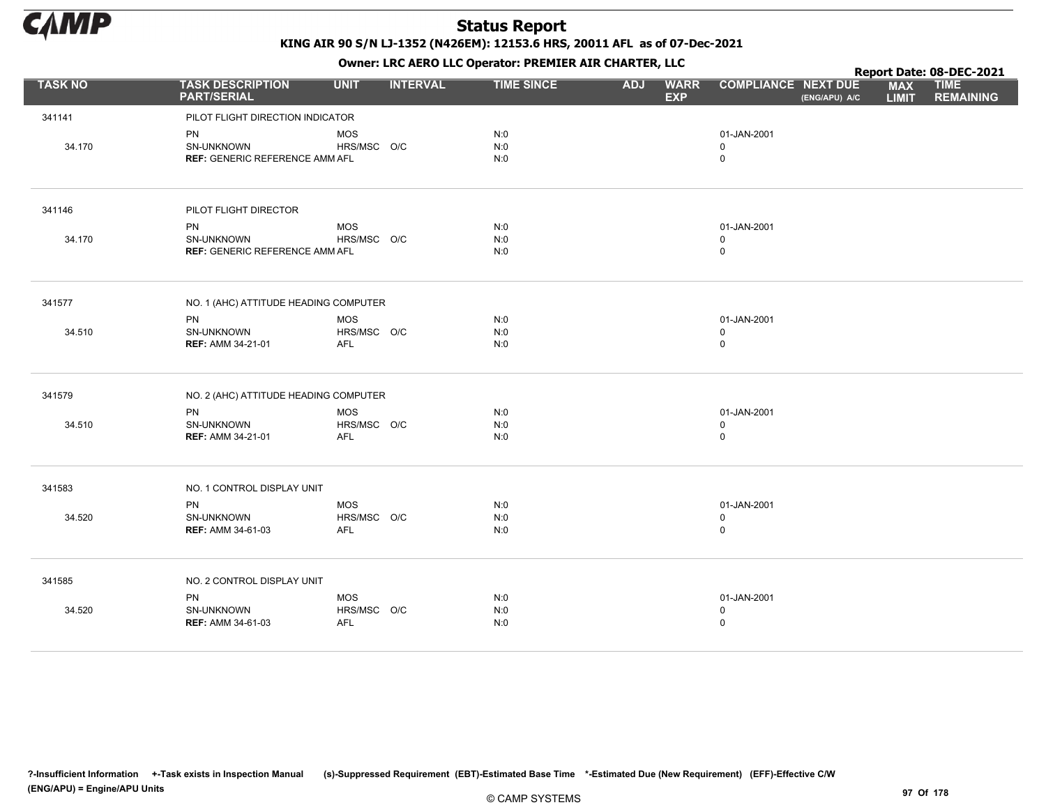# Status Report

**KING AIR 90 S/N LJ-1352 (N426EM): 12153.6 HRS, 20011 AFL as of 07-Dec-2021**

**Owner: LRC AERO LLC Operator: PREMIER AIR CHARTER, LLC**

**Report Date: 08-DEC-2021**

| TASK NO | TASK DESCRIPTION PART/SERIAL | UNIT | INTERVAL | TIME SINCE | ADJ | WARR EXP | COMPLIANCE | NEXT DUE (ENG/APU) A/C | MAX LIMIT | TIME REMAINING |
|---|---|---|---|---|---|---|---|---|---|---|
| 341141 | PILOT FLIGHT DIRECTION INDICATOR | | | | | | | | | |
| | PN | MOS | | N:0 | | | 01-JAN-2001 | | | |
| 34.170 | SN-UNKNOWN | HRS/MSC | O/C | N:0 | | | 0 | | | |
| | **REF:** GENERIC REFERENCE AMM | AFL | | N:0 | | | 0 | | | |
| 341146 | PILOT FLIGHT DIRECTOR | | | | | | | | | |
| | PN | MOS | | N:0 | | | 01-JAN-2001 | | | |
| 34.170 | SN-UNKNOWN | HRS/MSC | O/C | N:0 | | | 0 | | | |
| | **REF:** GENERIC REFERENCE AMM | AFL | | N:0 | | | 0 | | | |
| 341577 | NO. 1 (AHC) ATTITUDE HEADING COMPUTER | | | | | | | | | |
| | PN | MOS | | N:0 | | | 01-JAN-2001 | | | |
| 34.510 | SN-UNKNOWN | HRS/MSC | O/C | N:0 | | | 0 | | | |
| | **REF:** AMM 34-21-01 | AFL | | N:0 | | | 0 | | | |
| 341579 | NO. 2 (AHC) ATTITUDE HEADING COMPUTER | | | | | | | | | |
| | PN | MOS | | N:0 | | | 01-JAN-2001 | | | |
| 34.510 | SN-UNKNOWN | HRS/MSC | O/C | N:0 | | | 0 | | | |
| | **REF:** AMM 34-21-01 | AFL | | N:0 | | | 0 | | | |
| 341583 | NO. 1 CONTROL DISPLAY UNIT | | | | | | | | | |
| | PN | MOS | | N:0 | | | 01-JAN-2001 | | | |
| 34.520 | SN-UNKNOWN | HRS/MSC | O/C | N:0 | | | 0 | | | |
| | **REF:** AMM 34-61-03 | AFL | | N:0 | | | 0 | | | |
| 341585 | NO. 2 CONTROL DISPLAY UNIT | | | | | | | | | |
| | PN | MOS | | N:0 | | | 01-JAN-2001 | | | |
| 34.520 | SN-UNKNOWN | HRS/MSC | O/C | N:0 | | | 0 | | | |
| | **REF:** AMM 34-61-03 | AFL | | N:0 | | | 0 | | | |

?-Insufficient Information +-Task exists in Inspection Manual (s)-Suppressed Requirement (EBT)-Estimated Base Time *-Estimated Due (New Requirement) (EFF)-Effective C/W
(ENG/APU) = Engine/APU Units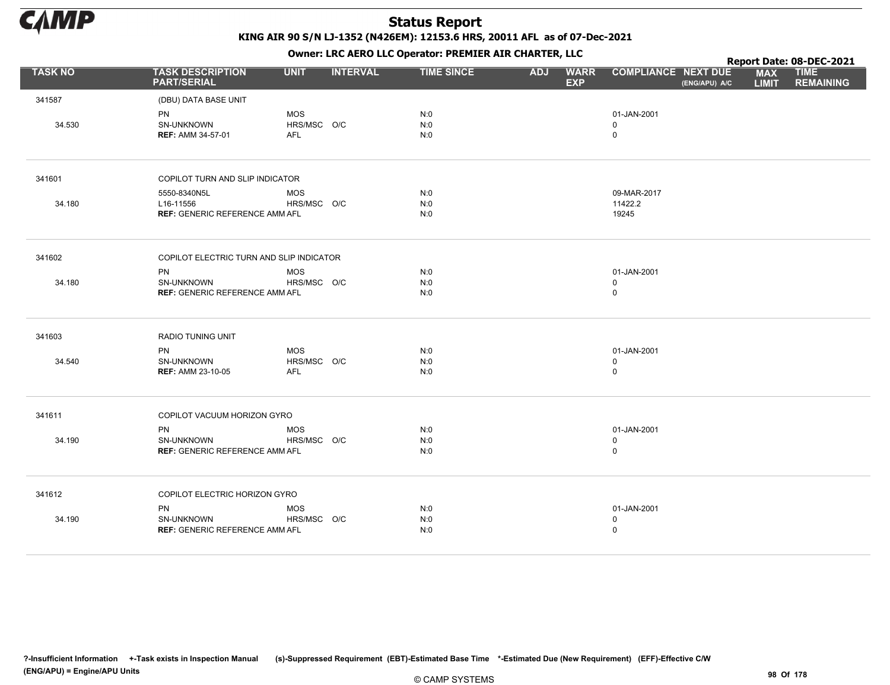# Status Report

**KING AIR 90 S/N LJ-1352 (N426EM): 12153.6 HRS, 20011 AFL as of 07-Dec-2021**

**Owner: LRC AERO LLC Operator: PREMIER AIR CHARTER, LLC**

**Report Date: 08-DEC-2021**

| TASK NO | TASK DESCRIPTION PART/SERIAL | UNIT | INTERVAL | TIME SINCE | ADJ | WARR EXP | COMPLIANCE | NEXT DUE (ENG/APU) A/C | MAX LIMIT | TIME REMAINING |
|---|---|---|---|---|---|---|---|---|---|---|
| 341587 | (DBU) DATA BASE UNIT | | | | | | | | | |
| | PN | MOS | | N:0 | | | 01-JAN-2001 | | | |
| 34.530 | SN-UNKNOWN | HRS/MSC | O/C | N:0 | | | 0 | | | |
| | **REF:** AMM 34-57-01 | AFL | | N:0 | | | 0 | | | |
| 341601 | COPILOT TURN AND SLIP INDICATOR | | | | | | | | | |
| | 5550-8340N5L | MOS | | N:0 | | | 09-MAR-2017 | | | |
| 34.180 | L16-11556 | HRS/MSC | O/C | N:0 | | | 11422.2 | | | |
| | **REF:** GENERIC REFERENCE AMM | AFL | | N:0 | | | 19245 | | | |
| 341602 | COPILOT ELECTRIC TURN AND SLIP INDICATOR | | | | | | | | | |
| | PN | MOS | | N:0 | | | 01-JAN-2001 | | | |
| 34.180 | SN-UNKNOWN | HRS/MSC | O/C | N:0 | | | 0 | | | |
| | **REF:** GENERIC REFERENCE AMM | AFL | | N:0 | | | 0 | | | |
| 341603 | RADIO TUNING UNIT | | | | | | | | | |
| | PN | MOS | | N:0 | | | 01-JAN-2001 | | | |
| 34.540 | SN-UNKNOWN | HRS/MSC | O/C | N:0 | | | 0 | | | |
| | **REF:** AMM 23-10-05 | AFL | | N:0 | | | 0 | | | |
| 341611 | COPILOT VACUUM HORIZON GYRO | | | | | | | | | |
| | PN | MOS | | N:0 | | | 01-JAN-2001 | | | |
| 34.190 | SN-UNKNOWN | HRS/MSC | O/C | N:0 | | | 0 | | | |
| | **REF:** GENERIC REFERENCE AMM | AFL | | N:0 | | | 0 | | | |
| 341612 | COPILOT ELECTRIC HORIZON GYRO | | | | | | | | | |
| | PN | MOS | | N:0 | | | 01-JAN-2001 | | | |
| 34.190 | SN-UNKNOWN | HRS/MSC | O/C | N:0 | | | 0 | | | |
| | **REF:** GENERIC REFERENCE AMM | AFL | | N:0 | | | 0 | | | |

?-Insufficient Information +-Task exists in Inspection Manual (s)-Suppressed Requirement (EBT)-Estimated Base Time *-Estimated Due (New Requirement) (EFF)-Effective C/W (ENG/APU) = Engine/APU Units

© CAMP SYSTEMS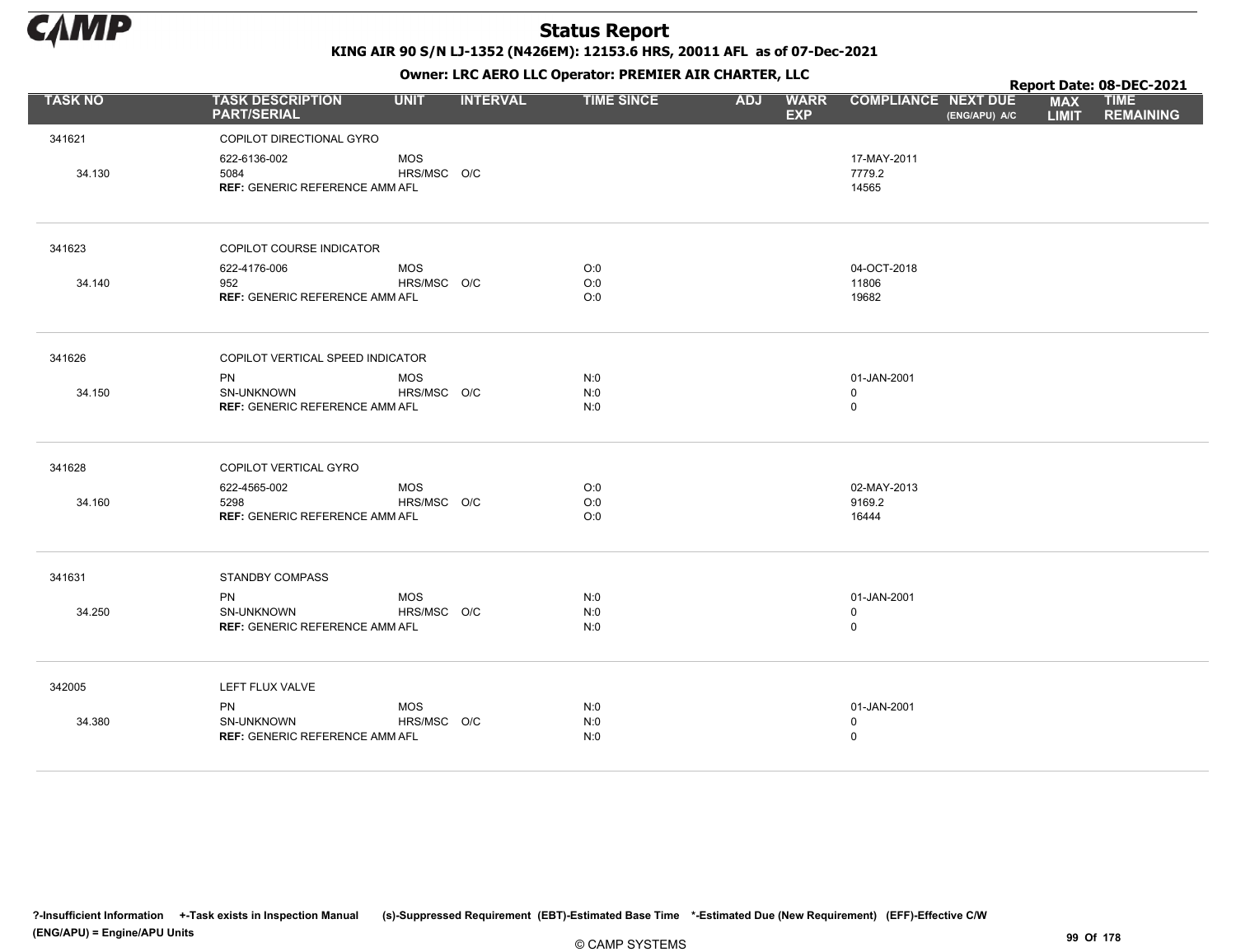# Status Report

**KING AIR 90 S/N LJ-1352 (N426EM): 12153.6 HRS, 20011 AFL as of 07-Dec-2021**

**Owner: LRC AERO LLC Operator: PREMIER AIR CHARTER, LLC**

**Report Date: 08-DEC-2021**

| TASK NO | TASK DESCRIPTION PART/SERIAL | UNIT | INTERVAL | TIME SINCE | ADJ | WARR EXP | COMPLIANCE | NEXT DUE (ENG/APU) A/C | MAX LIMIT | TIME REMAINING |
|---|---|---|---|---|---|---|---|---|---|---|
| 341621 | COPILOT DIRECTIONAL GYRO | | | | | | | | | |
| | 622-6136-002 | MOS | | | | | 17-MAY-2011 | | | |
| 34.130 | 5084 | HRS/MSC | O/C | | | | 7779.2 | | | |
| | **REF:** GENERIC REFERENCE AMM | AFL | | | | | 14565 | | | |
| 341623 | COPILOT COURSE INDICATOR | | | | | | | | | |
| | 622-4176-006 | MOS | | O:0 | | | 04-OCT-2018 | | | |
| 34.140 | 952 | HRS/MSC | O/C | O:0 | | | 11806 | | | |
| | **REF:** GENERIC REFERENCE AMM | AFL | | O:0 | | | 19682 | | | |
| 341626 | COPILOT VERTICAL SPEED INDICATOR | | | | | | | | | |
| | PN | MOS | | N:0 | | | 01-JAN-2001 | | | |
| 34.150 | SN-UNKNOWN | HRS/MSC | O/C | N:0 | | | 0 | | | |
| | **REF:** GENERIC REFERENCE AMM | AFL | | N:0 | | | 0 | | | |
| 341628 | COPILOT VERTICAL GYRO | | | | | | | | | |
| | 622-4565-002 | MOS | | O:0 | | | 02-MAY-2013 | | | |
| 34.160 | 5298 | HRS/MSC | O/C | O:0 | | | 9169.2 | | | |
| | **REF:** GENERIC REFERENCE AMM | AFL | | O:0 | | | 16444 | | | |
| 341631 | STANDBY COMPASS | | | | | | | | | |
| | PN | MOS | | N:0 | | | 01-JAN-2001 | | | |
| 34.250 | SN-UNKNOWN | HRS/MSC | O/C | N:0 | | | 0 | | | |
| | **REF:** GENERIC REFERENCE AMM | AFL | | N:0 | | | 0 | | | |
| 342005 | LEFT FLUX VALVE | | | | | | | | | |
| | PN | MOS | | N:0 | | | 01-JAN-2001 | | | |
| 34.380 | SN-UNKNOWN | HRS/MSC | O/C | N:0 | | | 0 | | | |
| | **REF:** GENERIC REFERENCE AMM | AFL | | N:0 | | | 0 | | | |

?-Insufficient Information +-Task exists in Inspection Manual (s)-Suppressed Requirement (EBT)-Estimated Base Time *-Estimated Due (New Requirement) (EFF)-Effective C/W (ENG/APU) = Engine/APU Units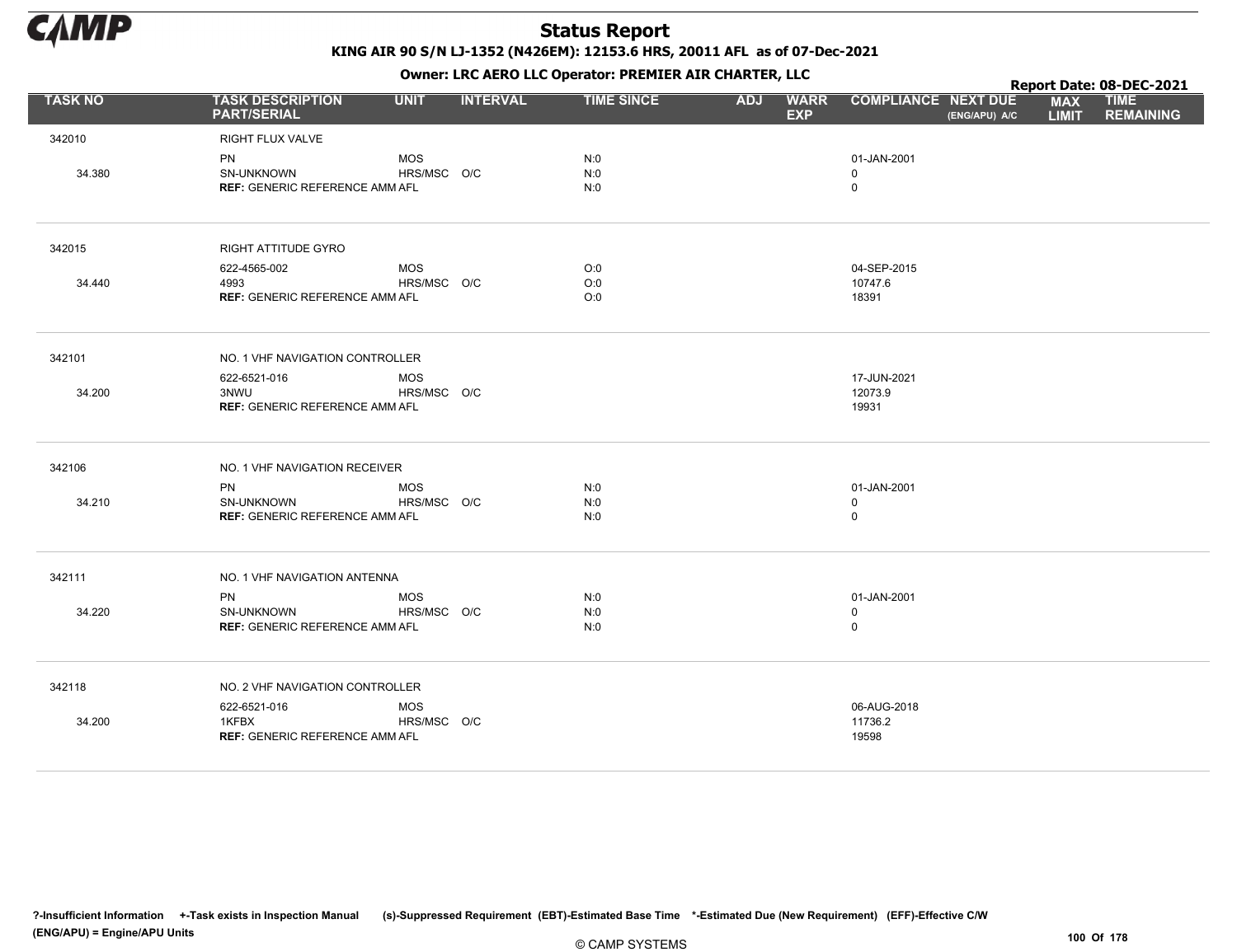# Status Report

**KING AIR 90 S/N LJ-1352 (N426EM): 12153.6 HRS, 20011 AFL as of 07-Dec-2021**

**Owner: LRC AERO LLC Operator: PREMIER AIR CHARTER, LLC**

**Report Date: 08-DEC-2021**

| TASK NO | TASK DESCRIPTION PART/SERIAL | UNIT | INTERVAL | TIME SINCE | ADJ | WARR EXP | COMPLIANCE | NEXT DUE (ENG/APU) A/C | MAX LIMIT | TIME REMAINING |
|---|---|---|---|---|---|---|---|---|---|---|
| 342010 | RIGHT FLUX VALVE | | | | | | | | | |
| | PN | MOS | | N:0 | | | 01-JAN-2001 | | | |
| 34.380 | SN-UNKNOWN | HRS/MSC | O/C | N:0 | | | 0 | | | |
| | **REF:** GENERIC REFERENCE AMM | AFL | | N:0 | | | 0 | | | |
| 342015 | RIGHT ATTITUDE GYRO | | | | | | | | | |
| | 622-4565-002 | MOS | | O:0 | | | 04-SEP-2015 | | | |
| 34.440 | 4993 | HRS/MSC | O/C | O:0 | | | 10747.6 | | | |
| | **REF:** GENERIC REFERENCE AMM | AFL | | O:0 | | | 18391 | | | |
| 342101 | NO. 1 VHF NAVIGATION CONTROLLER | | | | | | | | | |
| | 622-6521-016 | MOS | | | | | 17-JUN-2021 | | | |
| 34.200 | 3NWU | HRS/MSC | O/C | | | | 12073.9 | | | |
| | **REF:** GENERIC REFERENCE AMM | AFL | | | | | 19931 | | | |
| 342106 | NO. 1 VHF NAVIGATION RECEIVER | | | | | | | | | |
| | PN | MOS | | N:0 | | | 01-JAN-2001 | | | |
| 34.210 | SN-UNKNOWN | HRS/MSC | O/C | N:0 | | | 0 | | | |
| | **REF:** GENERIC REFERENCE AMM | AFL | | N:0 | | | 0 | | | |
| 342111 | NO. 1 VHF NAVIGATION ANTENNA | | | | | | | | | |
| | PN | MOS | | N:0 | | | 01-JAN-2001 | | | |
| 34.220 | SN-UNKNOWN | HRS/MSC | O/C | N:0 | | | 0 | | | |
| | **REF:** GENERIC REFERENCE AMM | AFL | | N:0 | | | 0 | | | |
| 342118 | NO. 2 VHF NAVIGATION CONTROLLER | | | | | | | | | |
| | 622-6521-016 | MOS | | | | | 06-AUG-2018 | | | |
| 34.200 | 1KFBX | HRS/MSC | O/C | | | | 11736.2 | | | |
| | **REF:** GENERIC REFERENCE AMM | AFL | | | | | 19598 | | | |

?-Insufficient Information +-Task exists in Inspection Manual (s)-Suppressed Requirement (EBT)-Estimated Base Time *-Estimated Due (New Requirement) (EFF)-Effective C/W (ENG/APU) = Engine/APU Units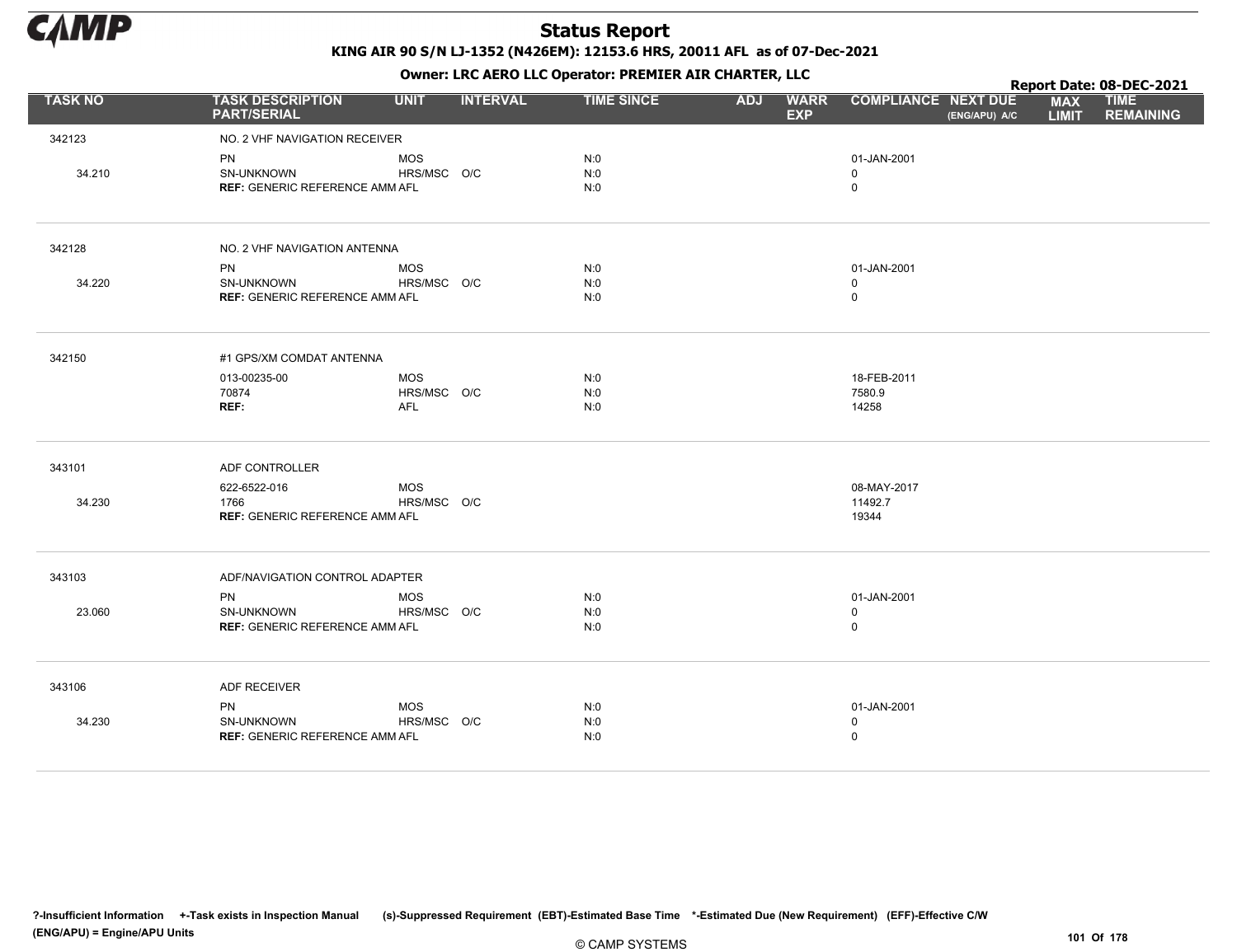# Status Report

**KING AIR 90 S/N LJ-1352 (N426EM): 12153.6 HRS, 20011 AFL as of 07-Dec-2021**

**Owner: LRC AERO LLC Operator: PREMIER AIR CHARTER, LLC**

**Report Date: 08-DEC-2021**

| TASK NO | TASK DESCRIPTION PART/SERIAL | UNIT | INTERVAL | TIME SINCE | ADJ | WARR EXP | COMPLIANCE | NEXT DUE (ENG/APU) A/C | MAX LIMIT | TIME REMAINING |
|---|---|---|---|---|---|---|---|---|---|---|
| 342123 | NO. 2 VHF NAVIGATION RECEIVER | | | | | | | | | |
| | PN | MOS | | N:0 | | | 01-JAN-2001 | | | |
| 34.210 | SN-UNKNOWN | HRS/MSC | O/C | N:0 | | | 0 | | | |
| | **REF:** GENERIC REFERENCE AMM | AFL | | N:0 | | | 0 | | | |
| 342128 | NO. 2 VHF NAVIGATION ANTENNA | | | | | | | | | |
| | PN | MOS | | N:0 | | | 01-JAN-2001 | | | |
| 34.220 | SN-UNKNOWN | HRS/MSC | O/C | N:0 | | | 0 | | | |
| | **REF:** GENERIC REFERENCE AMM | AFL | | N:0 | | | 0 | | | |
| 342150 | #1 GPS/XM COMDAT ANTENNA | | | | | | | | | |
| | 013-00235-00 | MOS | | N:0 | | | 18-FEB-2011 | | | |
| | 70874 | HRS/MSC | O/C | N:0 | | | 7580.9 | | | |
| | **REF:** | AFL | | N:0 | | | 14258 | | | |
| 343101 | ADF CONTROLLER | | | | | | | | | |
| | 622-6522-016 | MOS | | | | | 08-MAY-2017 | | | |
| 34.230 | 1766 | HRS/MSC | O/C | | | | 11492.7 | | | |
| | **REF:** GENERIC REFERENCE AMM | AFL | | | | | 19344 | | | |
| 343103 | ADF/NAVIGATION CONTROL ADAPTER | | | | | | | | | |
| | PN | MOS | | N:0 | | | 01-JAN-2001 | | | |
| 23.060 | SN-UNKNOWN | HRS/MSC | O/C | N:0 | | | 0 | | | |
| | **REF:** GENERIC REFERENCE AMM | AFL | | N:0 | | | 0 | | | |
| 343106 | ADF RECEIVER | | | | | | | | | |
| | PN | MOS | | N:0 | | | 01-JAN-2001 | | | |
| 34.230 | SN-UNKNOWN | HRS/MSC | O/C | N:0 | | | 0 | | | |
| | **REF:** GENERIC REFERENCE AMM | AFL | | N:0 | | | 0 | | | |

?-Insufficient Information +-Task exists in Inspection Manual (s)-Suppressed Requirement (EBT)-Estimated Base Time *-Estimated Due (New Requirement) (EFF)-Effective C/W
(ENG/APU) = Engine/APU Units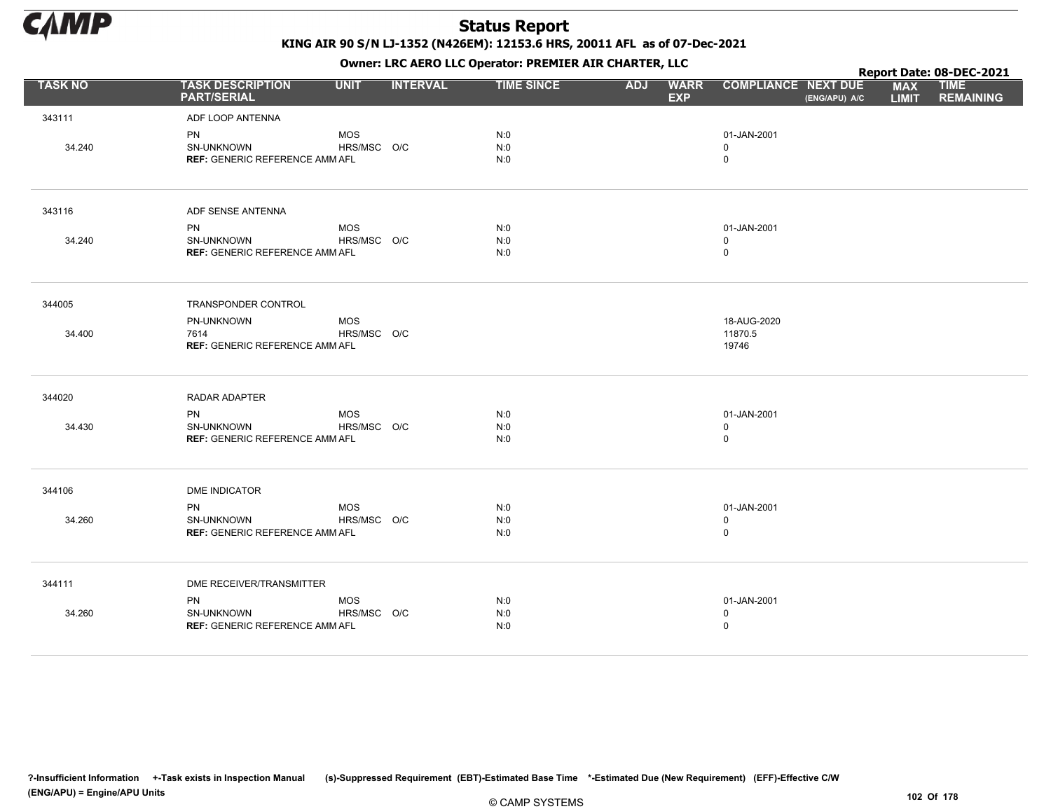# Status Report

**KING AIR 90 S/N LJ-1352 (N426EM): 12153.6 HRS, 20011 AFL as of 07-Dec-2021**

**Owner: LRC AERO LLC Operator: PREMIER AIR CHARTER, LLC**

**Report Date: 08-DEC-2021**

| TASK NO | TASK DESCRIPTION PART/SERIAL | UNIT | INTERVAL | TIME SINCE | ADJ | WARR EXP | COMPLIANCE | NEXT DUE (ENG/APU) A/C | MAX LIMIT | TIME REMAINING |
|---|---|---|---|---|---|---|---|---|---|---|
| 343111 | ADF LOOP ANTENNA | | | | | | | | | |
| | PN | MOS | | N:0 | | | 01-JAN-2001 | | | |
| 34.240 | SN-UNKNOWN | HRS/MSC | O/C | N:0 | | | 0 | | | |
| | **REF:** GENERIC REFERENCE AMM | AFL | | N:0 | | | 0 | | | |
| 343116 | ADF SENSE ANTENNA | | | | | | | | | |
| | PN | MOS | | N:0 | | | 01-JAN-2001 | | | |
| 34.240 | SN-UNKNOWN | HRS/MSC | O/C | N:0 | | | 0 | | | |
| | **REF:** GENERIC REFERENCE AMM | AFL | | N:0 | | | 0 | | | |
| 344005 | TRANSPONDER CONTROL | | | | | | | | | |
| | PN-UNKNOWN | MOS | | | | | 18-AUG-2020 | | | |
| 34.400 | 7614 | HRS/MSC | O/C | | | | 11870.5 | | | |
| | **REF:** GENERIC REFERENCE AMM | AFL | | | | | 19746 | | | |
| 344020 | RADAR ADAPTER | | | | | | | | | |
| | PN | MOS | | N:0 | | | 01-JAN-2001 | | | |
| 34.430 | SN-UNKNOWN | HRS/MSC | O/C | N:0 | | | 0 | | | |
| | **REF:** GENERIC REFERENCE AMM | AFL | | N:0 | | | 0 | | | |
| 344106 | DME INDICATOR | | | | | | | | | |
| | PN | MOS | | N:0 | | | 01-JAN-2001 | | | |
| 34.260 | SN-UNKNOWN | HRS/MSC | O/C | N:0 | | | 0 | | | |
| | **REF:** GENERIC REFERENCE AMM | AFL | | N:0 | | | 0 | | | |
| 344111 | DME RECEIVER/TRANSMITTER | | | | | | | | | |
| | PN | MOS | | N:0 | | | 01-JAN-2001 | | | |
| 34.260 | SN-UNKNOWN | HRS/MSC | O/C | N:0 | | | 0 | | | |
| | **REF:** GENERIC REFERENCE AMM | AFL | | N:0 | | | 0 | | | |

**?-Insufficient Information +-Task exists in Inspection Manual (s)-Suppressed Requirement (EBT)-Estimated Base Time \*-Estimated Due (New Requirement) (EFF)-Effective C/W (ENG/APU) = Engine/APU Units**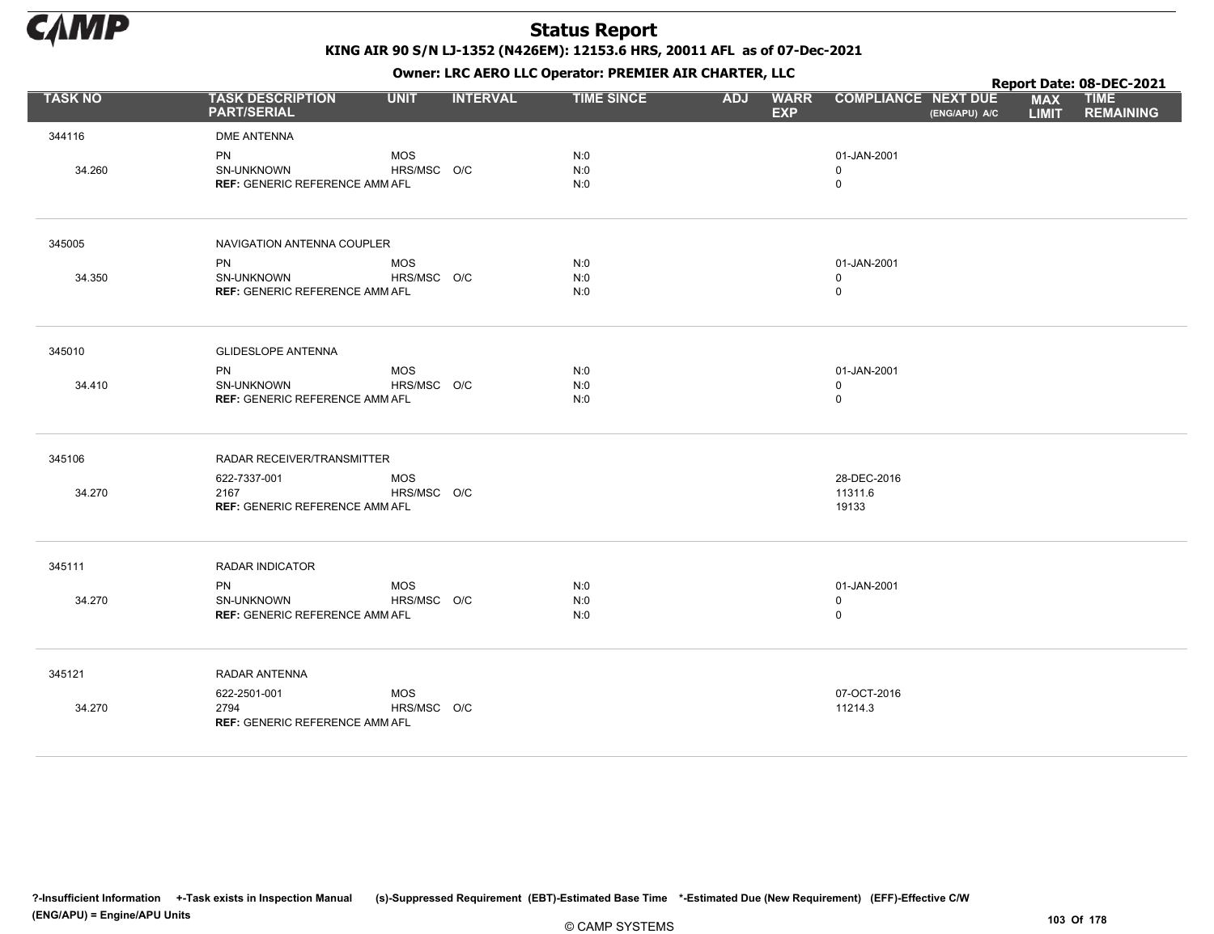# Status Report

**KING AIR 90 S/N LJ-1352 (N426EM): 12153.6 HRS, 20011 AFL as of 07-Dec-2021**

**Owner: LRC AERO LLC Operator: PREMIER AIR CHARTER, LLC**

**Report Date: 08-DEC-2021**

| TASK NO | TASK DESCRIPTION PART/SERIAL | UNIT | INTERVAL | TIME SINCE | ADJ | WARR EXP | COMPLIANCE | NEXT DUE (ENG/APU) A/C | MAX LIMIT | TIME REMAINING |
|---|---|---|---|---|---|---|---|---|---|---|
| 344116 | DME ANTENNA | | | | | | | | | |
| | PN | MOS | | N:0 | | | 01-JAN-2001 | | | |
| 34.260 | SN-UNKNOWN | HRS/MSC | O/C | N:0 | | | 0 | | | |
| | **REF:** GENERIC REFERENCE AMM | AFL | | N:0 | | | 0 | | | |
| 345005 | NAVIGATION ANTENNA COUPLER | | | | | | | | | |
| | PN | MOS | | N:0 | | | 01-JAN-2001 | | | |
| 34.350 | SN-UNKNOWN | HRS/MSC | O/C | N:0 | | | 0 | | | |
| | **REF:** GENERIC REFERENCE AMM | AFL | | N:0 | | | 0 | | | |
| 345010 | GLIDESLOPE ANTENNA | | | | | | | | | |
| | PN | MOS | | N:0 | | | 01-JAN-2001 | | | |
| 34.410 | SN-UNKNOWN | HRS/MSC | O/C | N:0 | | | 0 | | | |
| | **REF:** GENERIC REFERENCE AMM | AFL | | N:0 | | | 0 | | | |
| 345106 | RADAR RECEIVER/TRANSMITTER | | | | | | | | | |
| | 622-7337-001 | MOS | | | | | 28-DEC-2016 | | | |
| 34.270 | 2167 | HRS/MSC | O/C | | | | 11311.6 | | | |
| | **REF:** GENERIC REFERENCE AMM | AFL | | | | | 19133 | | | |
| 345111 | RADAR INDICATOR | | | | | | | | | |
| | PN | MOS | | N:0 | | | 01-JAN-2001 | | | |
| 34.270 | SN-UNKNOWN | HRS/MSC | O/C | N:0 | | | 0 | | | |
| | **REF:** GENERIC REFERENCE AMM | AFL | | N:0 | | | 0 | | | |
| 345121 | RADAR ANTENNA | | | | | | | | | |
| | 622-2501-001 | MOS | | | | | 07-OCT-2016 | | | |
| 34.270 | 2794 | HRS/MSC | O/C | | | | 11214.3 | | | |
| | **REF:** GENERIC REFERENCE AMM | AFL | | | | | | | | |

?-Insufficient Information +-Task exists in Inspection Manual (s)-Suppressed Requirement (EBT)-Estimated Base Time *-Estimated Due (New Requirement) (EFF)-Effective C/W (ENG/APU) = Engine/APU Units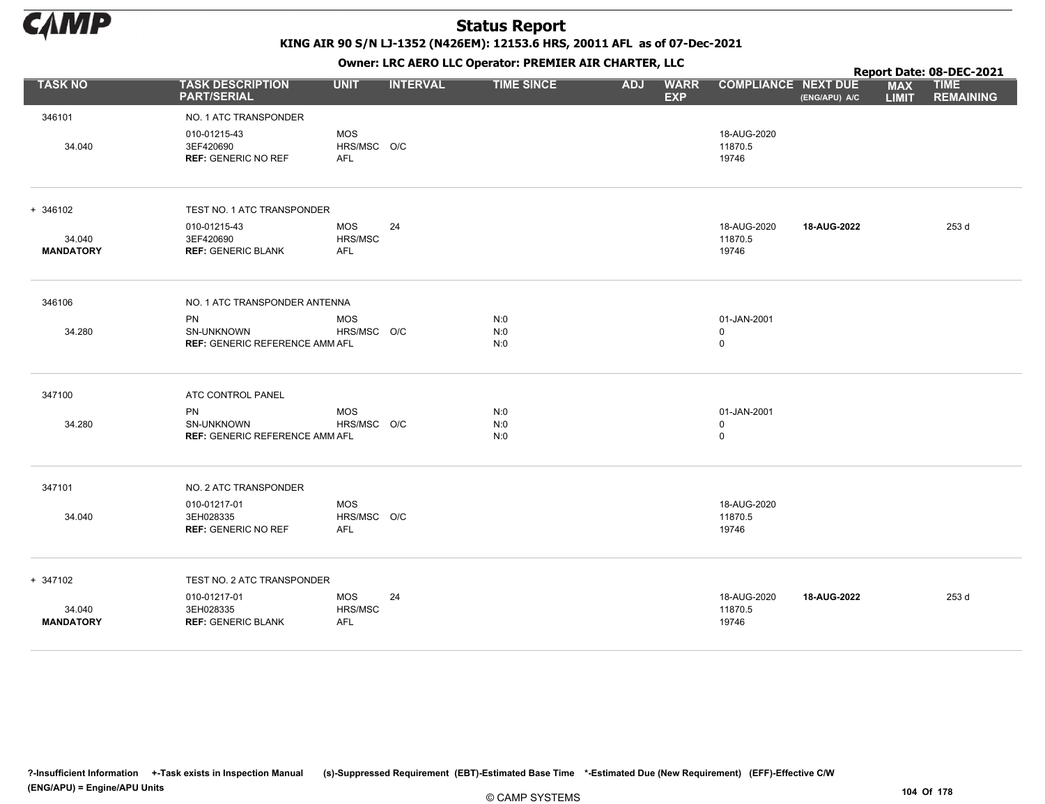# Status Report

**KING AIR 90 S/N LJ-1352 (N426EM): 12153.6 HRS, 20011 AFL as of 07-Dec-2021**

**Owner: LRC AERO LLC Operator: PREMIER AIR CHARTER, LLC**

**Report Date: 08-DEC-2021**

| TASK NO | TASK DESCRIPTION PART/SERIAL | UNIT | INTERVAL | TIME SINCE | ADJ | WARR EXP | COMPLIANCE | NEXT DUE (ENG/APU) A/C | MAX LIMIT | TIME REMAINING |
|---|---|---|---|---|---|---|---|---|---|---|
| 346101 | NO. 1 ATC TRANSPONDER | | | | | | | | | |
| | 010-01215-43 | MOS | | | | | 18-AUG-2020 | | | |
| 34.040 | 3EF420690 | HRS/MSC | O/C | | | | 11870.5 | | | |
| | **REF:** GENERIC NO REF | AFL | | | | | 19746 | | | |
| + 346102 | TEST NO. 1 ATC TRANSPONDER | | | | | | | | | |
| | 010-01215-43 | MOS | 24 | | | | 18-AUG-2020 | **18-AUG-2022** | | 253 d |
| 34.040 | 3EF420690 | HRS/MSC | | | | | 11870.5 | | | |
| **MANDATORY** | **REF:** GENERIC BLANK | AFL | | | | | 19746 | | | |
| 346106 | NO. 1 ATC TRANSPONDER ANTENNA | | | | | | | | | |
| | PN | MOS | | N:0 | | | 01-JAN-2001 | | | |
| 34.280 | SN-UNKNOWN | HRS/MSC | O/C | N:0 | | | 0 | | | |
| | **REF:** GENERIC REFERENCE AMM | AFL | | N:0 | | | 0 | | | |
| 347100 | ATC CONTROL PANEL | | | | | | | | | |
| | PN | MOS | | N:0 | | | 01-JAN-2001 | | | |
| 34.280 | SN-UNKNOWN | HRS/MSC | O/C | N:0 | | | 0 | | | |
| | **REF:** GENERIC REFERENCE AMM | AFL | | N:0 | | | 0 | | | |
| 347101 | NO. 2 ATC TRANSPONDER | | | | | | | | | |
| | 010-01217-01 | MOS | | | | | 18-AUG-2020 | | | |
| 34.040 | 3EH028335 | HRS/MSC | O/C | | | | 11870.5 | | | |
| | **REF:** GENERIC NO REF | AFL | | | | | 19746 | | | |
| + 347102 | TEST NO. 2 ATC TRANSPONDER | | | | | | | | | |
| | 010-01217-01 | MOS | 24 | | | | 18-AUG-2020 | **18-AUG-2022** | | 253 d |
| 34.040 | 3EH028335 | HRS/MSC | | | | | 11870.5 | | | |
| **MANDATORY** | **REF:** GENERIC BLANK | AFL | | | | | 19746 | | | |

**?-Insufficient Information +-Task exists in Inspection Manual (s)-Suppressed Requirement (EBT)-Estimated Base Time \*-Estimated Due (New Requirement) (EFF)-Effective C/W (ENG/APU) = Engine/APU Units**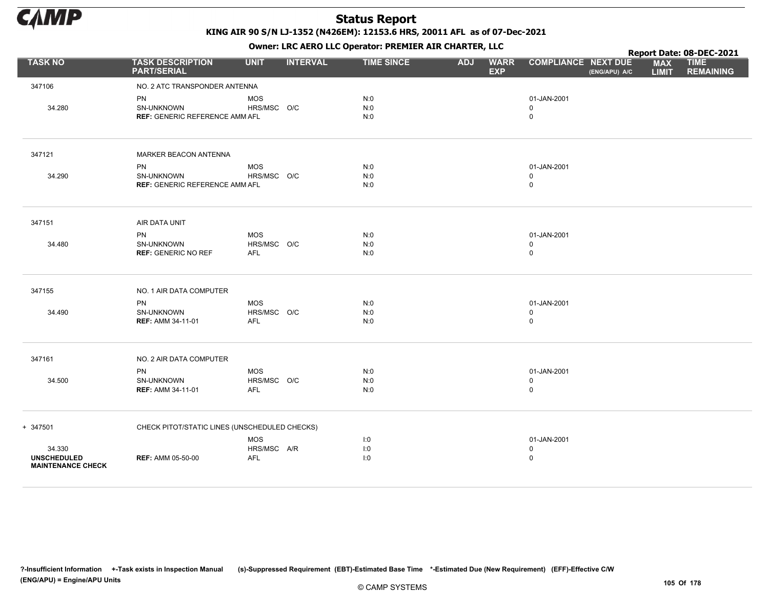# Status Report

**KING AIR 90 S/N LJ-1352 (N426EM): 12153.6 HRS, 20011 AFL as of 07-Dec-2021**

**Owner: LRC AERO LLC Operator: PREMIER AIR CHARTER, LLC**

**Report Date: 08-DEC-2021**

| TASK NO | TASK DESCRIPTION PART/SERIAL | UNIT | INTERVAL | TIME SINCE | ADJ | WARR EXP | COMPLIANCE | NEXT DUE (ENG/APU) A/C | MAX LIMIT | TIME REMAINING |
|---|---|---|---|---|---|---|---|---|---|---|
| 347106 | NO. 2 ATC TRANSPONDER ANTENNA | | | | | | | | | |
| | PN | MOS | | N:0 | | | 01-JAN-2001 | | | |
| 34.280 | SN-UNKNOWN | HRS/MSC | O/C | N:0 | | | 0 | | | |
| | **REF:** GENERIC REFERENCE AMM | AFL | | N:0 | | | 0 | | | |
| 347121 | MARKER BEACON ANTENNA | | | | | | | | | |
| | PN | MOS | | N:0 | | | 01-JAN-2001 | | | |
| 34.290 | SN-UNKNOWN | HRS/MSC | O/C | N:0 | | | 0 | | | |
| | **REF:** GENERIC REFERENCE AMM | AFL | | N:0 | | | 0 | | | |
| 347151 | AIR DATA UNIT | | | | | | | | | |
| | PN | MOS | | N:0 | | | 01-JAN-2001 | | | |
| 34.480 | SN-UNKNOWN | HRS/MSC | O/C | N:0 | | | 0 | | | |
| | **REF:** GENERIC NO REF | AFL | | N:0 | | | 0 | | | |
| 347155 | NO. 1 AIR DATA COMPUTER | | | | | | | | | |
| | PN | MOS | | N:0 | | | 01-JAN-2001 | | | |
| 34.490 | SN-UNKNOWN | HRS/MSC | O/C | N:0 | | | 0 | | | |
| | **REF:** AMM 34-11-01 | AFL | | N:0 | | | 0 | | | |
| 347161 | NO. 2 AIR DATA COMPUTER | | | | | | | | | |
| | PN | MOS | | N:0 | | | 01-JAN-2001 | | | |
| 34.500 | SN-UNKNOWN | HRS/MSC | O/C | N:0 | | | 0 | | | |
| | **REF:** AMM 34-11-01 | AFL | | N:0 | | | 0 | | | |
| + 347501 | CHECK PITOT/STATIC LINES (UNSCHEDULED CHECKS) | | | | | | | | | |
| | | MOS | | I:0 | | | 01-JAN-2001 | | | |
| 34.330 | | HRS/MSC | A/R | I:0 | | | 0 | | | |
| **UNSCHEDULED MAINTENANCE CHECK** | **REF:** AMM 05-50-00 | AFL | | I:0 | | | 0 | | | |

**?-Insufficient Information** **+-Task exists in Inspection Manual** **(s)-Suppressed Requirement** **(EBT)-Estimated Base Time** **\*-Estimated Due (New Requirement)** **(EFF)-Effective C/W**
**(ENG/APU) = Engine/APU Units**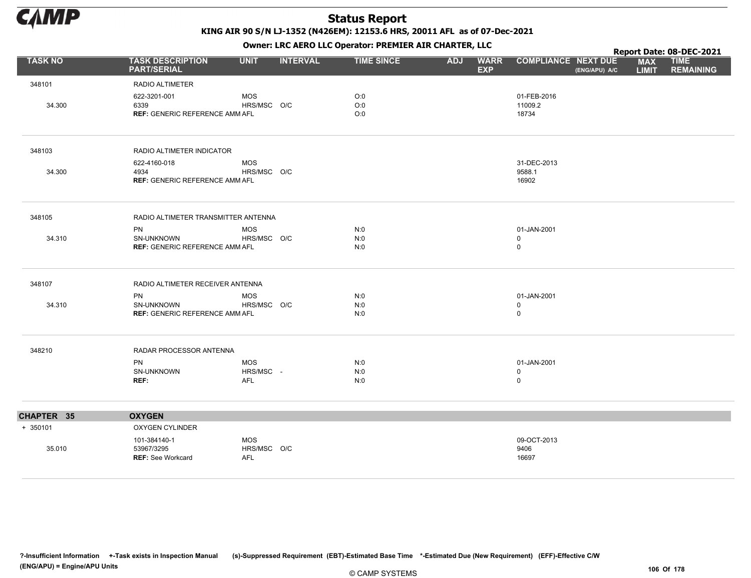# Status Report

**KING AIR 90 S/N LJ-1352 (N426EM): 12153.6 HRS, 20011 AFL as of 07-Dec-2021**

**Owner: LRC AERO LLC Operator: PREMIER AIR CHARTER, LLC**

**Report Date: 08-DEC-2021**

| TASK NO | TASK DESCRIPTION PART/SERIAL | UNIT | INTERVAL | TIME SINCE | ADJ | WARR EXP | COMPLIANCE | NEXT DUE (ENG/APU) A/C | MAX LIMIT | TIME REMAINING |
|---|---|---|---|---|---|---|---|---|---|---|
| 348101 | RADIO ALTIMETER | | | | | | | | | |
| | 622-3201-001 | MOS | | O:0 | | | 01-FEB-2016 | | | |
| 34.300 | 6339 | HRS/MSC | O/C | O:0 | | | 11009.2 | | | |
| | **REF:** GENERIC REFERENCE AMM | AFL | | O:0 | | | 18734 | | | |
| 348103 | RADIO ALTIMETER INDICATOR | | | | | | | | | |
| | 622-4160-018 | MOS | | | | | 31-DEC-2013 | | | |
| 34.300 | 4934 | HRS/MSC | O/C | | | | 9588.1 | | | |
| | **REF:** GENERIC REFERENCE AMM | AFL | | | | | 16902 | | | |
| 348105 | RADIO ALTIMETER TRANSMITTER ANTENNA | | | | | | | | | |
| | PN | MOS | | N:0 | | | 01-JAN-2001 | | | |
| 34.310 | SN-UNKNOWN | HRS/MSC | O/C | N:0 | | | 0 | | | |
| | **REF:** GENERIC REFERENCE AMM | AFL | | N:0 | | | 0 | | | |
| 348107 | RADIO ALTIMETER RECEIVER ANTENNA | | | | | | | | | |
| | PN | MOS | | N:0 | | | 01-JAN-2001 | | | |
| 34.310 | SN-UNKNOWN | HRS/MSC | O/C | N:0 | | | 0 | | | |
| | **REF:** GENERIC REFERENCE AMM | AFL | | N:0 | | | 0 | | | |
| 348210 | RADAR PROCESSOR ANTENNA | | | | | | | | | |
| | PN | MOS | | N:0 | | | 01-JAN-2001 | | | |
| | SN-UNKNOWN | HRS/MSC | - | N:0 | | | 0 | | | |
| | **REF:** | AFL | | N:0 | | | 0 | | | |
| **CHAPTER 35** | **OXYGEN** | | | | | | | | | |
| + 350101 | OXYGEN CYLINDER | | | | | | | | | |
| | 101-384140-1 | MOS | | | | | 09-OCT-2013 | | | |
| 35.010 | 53967/3295 | HRS/MSC | O/C | | | | 9406 | | | |
| | **REF:** See Workcard | AFL | | | | | 16697 | | | |

?-Insufficient Information +-Task exists in Inspection Manual (s)-Suppressed Requirement (EBT)-Estimated Base Time *-Estimated Due (New Requirement) (EFF)-Effective C/W
(ENG/APU) = Engine/APU Units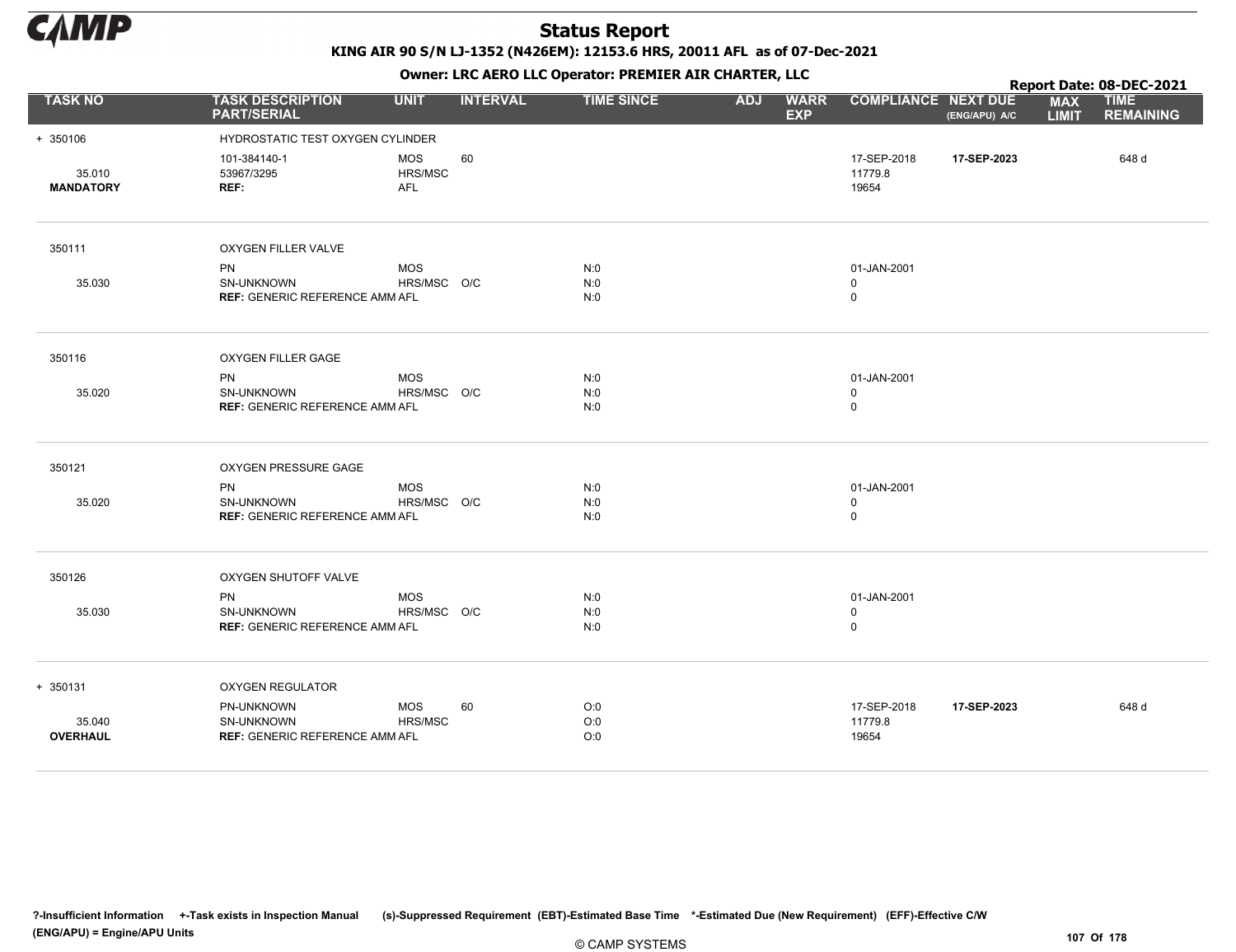# Status Report

**KING AIR 90 S/N LJ-1352 (N426EM): 12153.6 HRS, 20011 AFL as of 07-Dec-2021**

**Owner: LRC AERO LLC Operator: PREMIER AIR CHARTER, LLC**

**Report Date: 08-DEC-2021**

| TASK NO | TASK DESCRIPTION PART/SERIAL | UNIT | INTERVAL | TIME SINCE | ADJ | WARR EXP | COMPLIANCE | NEXT DUE (ENG/APU) A/C | MAX LIMIT | TIME REMAINING |
|---|---|---|---|---|---|---|---|---|---|---|
| + 350106 | HYDROSTATIC TEST OXYGEN CYLINDER | | | | | | | | | |
| | 101-384140-1 | MOS | 60 | | | | 17-SEP-2018 | **17-SEP-2023** | | 648 d |
| 35.010 | 53967/3295 | HRS/MSC | | | | | 11779.8 | | | |
| **MANDATORY** | **REF:** | AFL | | | | | 19654 | | | |
| 350111 | OXYGEN FILLER VALVE | | | | | | | | | |
| | PN | MOS | | N:0 | | | 01-JAN-2001 | | | |
| 35.030 | SN-UNKNOWN | HRS/MSC | O/C | N:0 | | | 0 | | | |
| | **REF:** GENERIC REFERENCE AMM | AFL | | N:0 | | | 0 | | | |
| 350116 | OXYGEN FILLER GAGE | | | | | | | | | |
| | PN | MOS | | N:0 | | | 01-JAN-2001 | | | |
| 35.020 | SN-UNKNOWN | HRS/MSC | O/C | N:0 | | | 0 | | | |
| | **REF:** GENERIC REFERENCE AMM | AFL | | N:0 | | | 0 | | | |
| 350121 | OXYGEN PRESSURE GAGE | | | | | | | | | |
| | PN | MOS | | N:0 | | | 01-JAN-2001 | | | |
| 35.020 | SN-UNKNOWN | HRS/MSC | O/C | N:0 | | | 0 | | | |
| | **REF:** GENERIC REFERENCE AMM | AFL | | N:0 | | | 0 | | | |
| 350126 | OXYGEN SHUTOFF VALVE | | | | | | | | | |
| | PN | MOS | | N:0 | | | 01-JAN-2001 | | | |
| 35.030 | SN-UNKNOWN | HRS/MSC | O/C | N:0 | | | 0 | | | |
| | **REF:** GENERIC REFERENCE AMM | AFL | | N:0 | | | 0 | | | |
| + 350131 | OXYGEN REGULATOR | | | | | | | | | |
| | PN-UNKNOWN | MOS | 60 | O:0 | | | 17-SEP-2018 | **17-SEP-2023** | | 648 d |
| 35.040 | SN-UNKNOWN | HRS/MSC | | O:0 | | | 11779.8 | | | |
| **OVERHAUL** | **REF:** GENERIC REFERENCE AMM | AFL | | O:0 | | | 19654 | | | |

**?-Insufficient Information +-Task exists in Inspection Manual (s)-Suppressed Requirement (EBT)-Estimated Base Time \*-Estimated Due (New Requirement) (EFF)-Effective C/W (ENG/APU) = Engine/APU Units**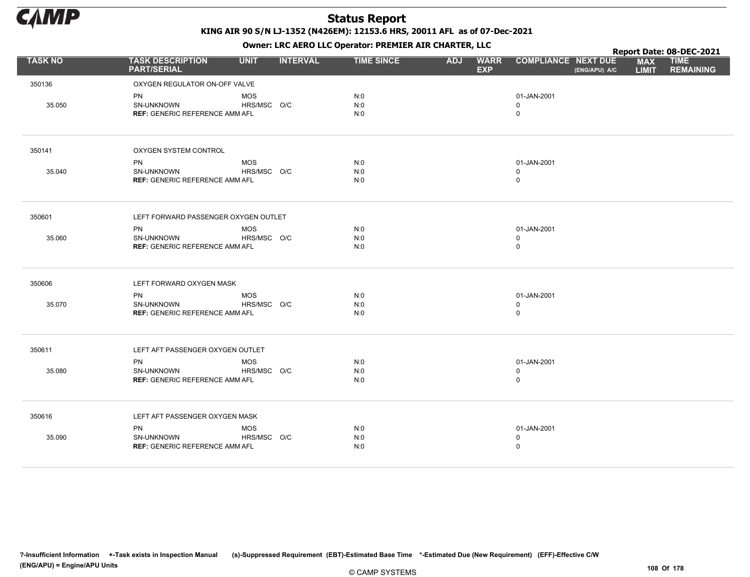# Status Report

**KING AIR 90 S/N LJ-1352 (N426EM): 12153.6 HRS, 20011 AFL as of 07-Dec-2021**

**Owner: LRC AERO LLC Operator: PREMIER AIR CHARTER, LLC**

**Report Date: 08-DEC-2021**

| TASK NO | TASK DESCRIPTION PART/SERIAL | UNIT | INTERVAL | TIME SINCE | ADJ | WARR EXP | COMPLIANCE | NEXT DUE (ENG/APU) A/C | MAX LIMIT | TIME REMAINING |
|---|---|---|---|---|---|---|---|---|---|---|
| 350136 | OXYGEN REGULATOR ON-OFF VALVE | | | | | | | | | |
| | PN | MOS | | N:0 | | | 01-JAN-2001 | | | |
| 35.050 | SN-UNKNOWN | HRS/MSC | O/C | N:0 | | | 0 | | | |
| | **REF:** GENERIC REFERENCE AMM | AFL | | N:0 | | | 0 | | | |
| 350141 | OXYGEN SYSTEM CONTROL | | | | | | | | | |
| | PN | MOS | | N:0 | | | 01-JAN-2001 | | | |
| 35.040 | SN-UNKNOWN | HRS/MSC | O/C | N:0 | | | 0 | | | |
| | **REF:** GENERIC REFERENCE AMM | AFL | | N:0 | | | 0 | | | |
| 350601 | LEFT FORWARD PASSENGER OXYGEN OUTLET | | | | | | | | | |
| | PN | MOS | | N:0 | | | 01-JAN-2001 | | | |
| 35.060 | SN-UNKNOWN | HRS/MSC | O/C | N:0 | | | 0 | | | |
| | **REF:** GENERIC REFERENCE AMM | AFL | | N:0 | | | 0 | | | |
| 350606 | LEFT FORWARD OXYGEN MASK | | | | | | | | | |
| | PN | MOS | | N:0 | | | 01-JAN-2001 | | | |
| 35.070 | SN-UNKNOWN | HRS/MSC | O/C | N:0 | | | 0 | | | |
| | **REF:** GENERIC REFERENCE AMM | AFL | | N:0 | | | 0 | | | |
| 350611 | LEFT AFT PASSENGER OXYGEN OUTLET | | | | | | | | | |
| | PN | MOS | | N:0 | | | 01-JAN-2001 | | | |
| 35.080 | SN-UNKNOWN | HRS/MSC | O/C | N:0 | | | 0 | | | |
| | **REF:** GENERIC REFERENCE AMM | AFL | | N:0 | | | 0 | | | |
| 350616 | LEFT AFT PASSENGER OXYGEN MASK | | | | | | | | | |
| | PN | MOS | | N:0 | | | 01-JAN-2001 | | | |
| 35.090 | SN-UNKNOWN | HRS/MSC | O/C | N:0 | | | 0 | | | |
| | **REF:** GENERIC REFERENCE AMM | AFL | | N:0 | | | 0 | | | |

**?-Insufficient Information +-Task exists in Inspection Manual (s)-Suppressed Requirement (EBT)-Estimated Base Time \*-Estimated Due (New Requirement) (EFF)-Effective C/W (ENG/APU) = Engine/APU Units**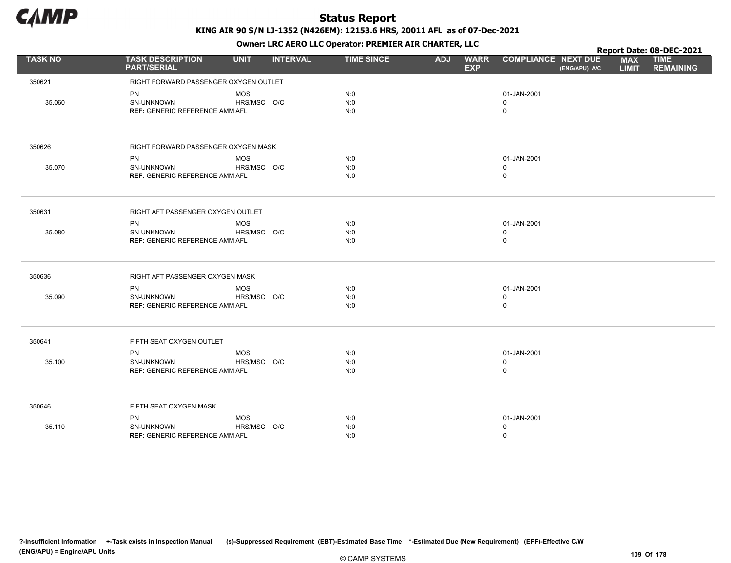# Status Report

**KING AIR 90 S/N LJ-1352 (N426EM): 12153.6 HRS, 20011 AFL as of 07-Dec-2021**

**Owner: LRC AERO LLC Operator: PREMIER AIR CHARTER, LLC**

**Report Date: 08-DEC-2021**

| TASK NO | TASK DESCRIPTION PART/SERIAL | UNIT | INTERVAL | TIME SINCE | ADJ | WARR EXP | COMPLIANCE | NEXT DUE (ENG/APU) A/C | MAX LIMIT | TIME REMAINING |
|---|---|---|---|---|---|---|---|---|---|---|
| 350621 | RIGHT FORWARD PASSENGER OXYGEN OUTLET | | | | | | | | | |
| | PN | MOS | | N:0 | | | 01-JAN-2001 | | | |
| 35.060 | SN-UNKNOWN | HRS/MSC | O/C | N:0 | | | 0 | | | |
| | **REF:** GENERIC REFERENCE AMM | AFL | | N:0 | | | 0 | | | |
| 350626 | RIGHT FORWARD PASSENGER OXYGEN MASK | | | | | | | | | |
| | PN | MOS | | N:0 | | | 01-JAN-2001 | | | |
| 35.070 | SN-UNKNOWN | HRS/MSC | O/C | N:0 | | | 0 | | | |
| | **REF:** GENERIC REFERENCE AMM | AFL | | N:0 | | | 0 | | | |
| 350631 | RIGHT AFT PASSENGER OXYGEN OUTLET | | | | | | | | | |
| | PN | MOS | | N:0 | | | 01-JAN-2001 | | | |
| 35.080 | SN-UNKNOWN | HRS/MSC | O/C | N:0 | | | 0 | | | |
| | **REF:** GENERIC REFERENCE AMM | AFL | | N:0 | | | 0 | | | |
| 350636 | RIGHT AFT PASSENGER OXYGEN MASK | | | | | | | | | |
| | PN | MOS | | N:0 | | | 01-JAN-2001 | | | |
| 35.090 | SN-UNKNOWN | HRS/MSC | O/C | N:0 | | | 0 | | | |
| | **REF:** GENERIC REFERENCE AMM | AFL | | N:0 | | | 0 | | | |
| 350641 | FIFTH SEAT OXYGEN OUTLET | | | | | | | | | |
| | PN | MOS | | N:0 | | | 01-JAN-2001 | | | |
| 35.100 | SN-UNKNOWN | HRS/MSC | O/C | N:0 | | | 0 | | | |
| | **REF:** GENERIC REFERENCE AMM | AFL | | N:0 | | | 0 | | | |
| 350646 | FIFTH SEAT OXYGEN MASK | | | | | | | | | |
| | PN | MOS | | N:0 | | | 01-JAN-2001 | | | |
| 35.110 | SN-UNKNOWN | HRS/MSC | O/C | N:0 | | | 0 | | | |
| | **REF:** GENERIC REFERENCE AMM | AFL | | N:0 | | | 0 | | | |

?-Insufficient Information +-Task exists in Inspection Manual (s)-Suppressed Requirement (EBT)-Estimated Base Time *-Estimated Due (New Requirement) (EFF)-Effective C/W (ENG/APU) = Engine/APU Units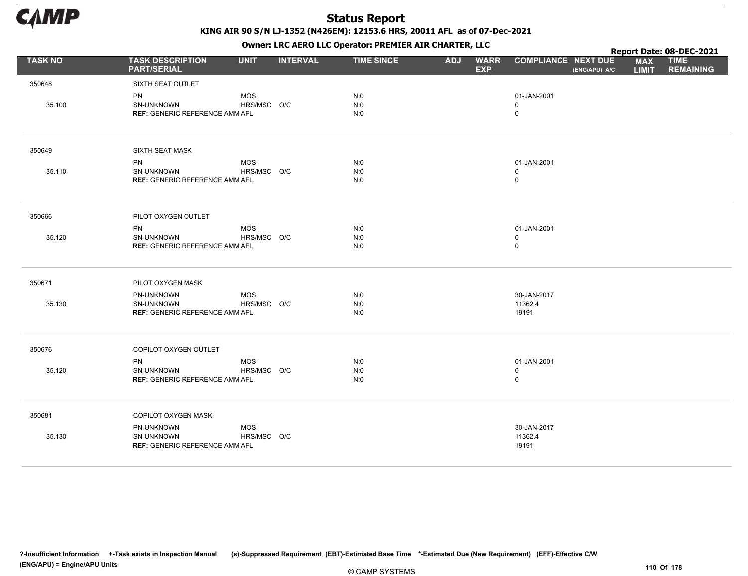# Status Report

**KING AIR 90 S/N LJ-1352 (N426EM): 12153.6 HRS, 20011 AFL as of 07-Dec-2021**

**Owner: LRC AERO LLC Operator: PREMIER AIR CHARTER, LLC**

**Report Date: 08-DEC-2021**

| TASK NO | TASK DESCRIPTION PART/SERIAL | UNIT | INTERVAL | TIME SINCE | ADJ | WARR EXP | COMPLIANCE | NEXT DUE (ENG/APU) A/C | MAX LIMIT | TIME REMAINING |
|---|---|---|---|---|---|---|---|---|---|---|
| 350648 | SIXTH SEAT OUTLET | | | | | | | | | |
| | PN | MOS | | N:0 | | | 01-JAN-2001 | | | |
| 35.100 | SN-UNKNOWN | HRS/MSC | O/C | N:0 | | | 0 | | | |
| | **REF:** GENERIC REFERENCE AMM | AFL | | N:0 | | | 0 | | | |
| 350649 | SIXTH SEAT MASK | | | | | | | | | |
| | PN | MOS | | N:0 | | | 01-JAN-2001 | | | |
| 35.110 | SN-UNKNOWN | HRS/MSC | O/C | N:0 | | | 0 | | | |
| | **REF:** GENERIC REFERENCE AMM | AFL | | N:0 | | | 0 | | | |
| 350666 | PILOT OXYGEN OUTLET | | | | | | | | | |
| | PN | MOS | | N:0 | | | 01-JAN-2001 | | | |
| 35.120 | SN-UNKNOWN | HRS/MSC | O/C | N:0 | | | 0 | | | |
| | **REF:** GENERIC REFERENCE AMM | AFL | | N:0 | | | 0 | | | |
| 350671 | PILOT OXYGEN MASK | | | | | | | | | |
| | PN-UNKNOWN | MOS | | N:0 | | | 30-JAN-2017 | | | |
| 35.130 | SN-UNKNOWN | HRS/MSC | O/C | N:0 | | | 11362.4 | | | |
| | **REF:** GENERIC REFERENCE AMM | AFL | | N:0 | | | 19191 | | | |
| 350676 | COPILOT OXYGEN OUTLET | | | | | | | | | |
| | PN | MOS | | N:0 | | | 01-JAN-2001 | | | |
| 35.120 | SN-UNKNOWN | HRS/MSC | O/C | N:0 | | | 0 | | | |
| | **REF:** GENERIC REFERENCE AMM | AFL | | N:0 | | | 0 | | | |
| 350681 | COPILOT OXYGEN MASK | | | | | | | | | |
| | PN-UNKNOWN | MOS | | | | | 30-JAN-2017 | | | |
| 35.130 | SN-UNKNOWN | HRS/MSC | O/C | | | | 11362.4 | | | |
| | **REF:** GENERIC REFERENCE AMM | AFL | | | | | 19191 | | | |

?-Insufficient Information +-Task exists in Inspection Manual (s)-Suppressed Requirement (EBT)-Estimated Base Time *-Estimated Due (New Requirement) (EFF)-Effective C/W (ENG/APU) = Engine/APU Units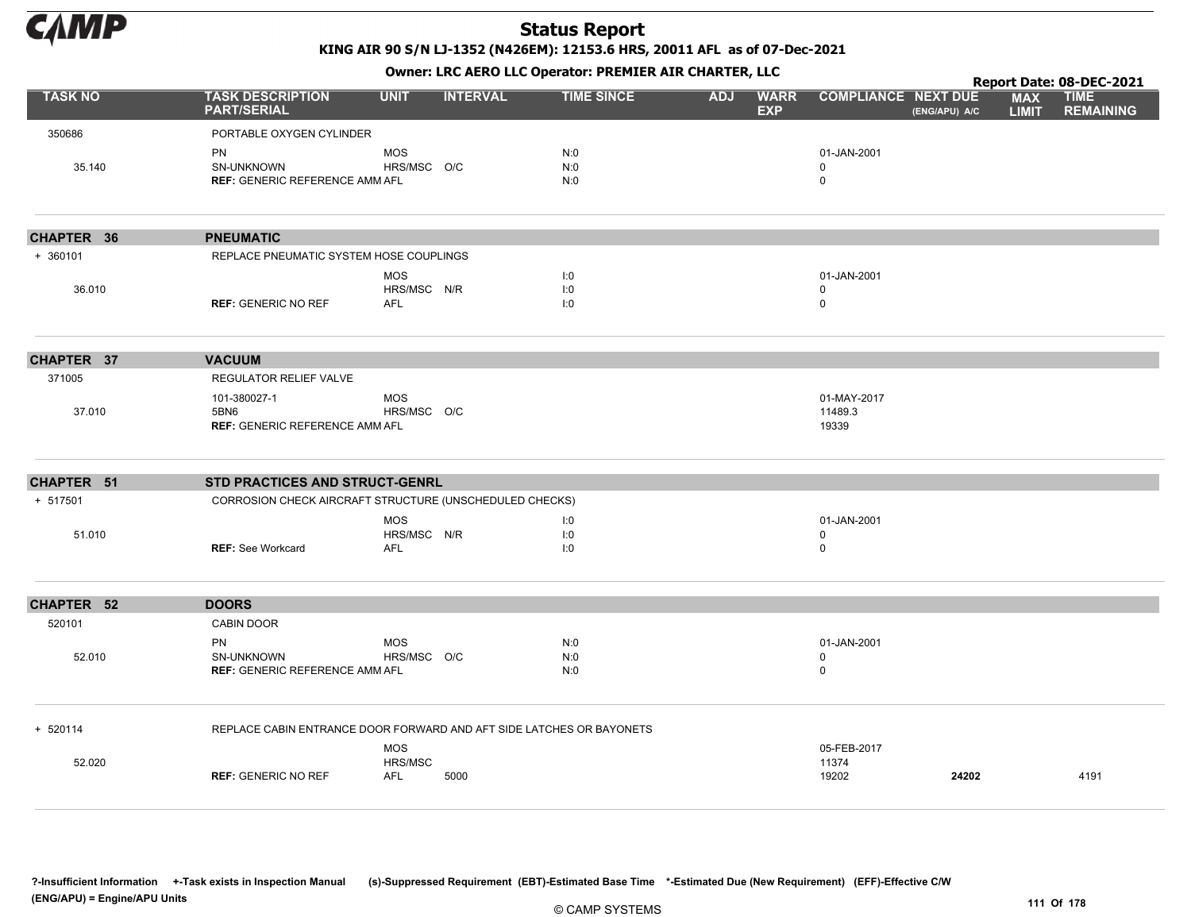# Status Report

**KING AIR 90 S/N LJ-1352 (N426EM): 12153.6 HRS, 20011 AFL as of 07-Dec-2021**

**Owner: LRC AERO LLC Operator: PREMIER AIR CHARTER, LLC**

**Report Date: 08-DEC-2021**

| TASK NO | TASK DESCRIPTION PART/SERIAL | UNIT | INTERVAL | TIME SINCE | ADJ | WARR EXP | COMPLIANCE | NEXT DUE (ENG/APU) A/C | MAX LIMIT | TIME REMAINING |
|---|---|---|---|---|---|---|---|---|---|---|
| 350686 | PORTABLE OXYGEN CYLINDER | | | | | | | | | |
| | PN | MOS | | N:0 | | | 01-JAN-2001 | | | |
| 35.140 | SN-UNKNOWN | HRS/MSC | O/C | N:0 | | | 0 | | | |
| | **REF:** GENERIC REFERENCE AMM | AFL | | N:0 | | | 0 | | | |
| **CHAPTER 36** | **PNEUMATIC** | | | | | | | | | |
| + 360101 | REPLACE PNEUMATIC SYSTEM HOSE COUPLINGS | | | | | | | | | |
| | | MOS | | I:0 | | | 01-JAN-2001 | | | |
| 36.010 | | HRS/MSC | N/R | I:0 | | | 0 | | | |
| | **REF:** GENERIC NO REF | AFL | | I:0 | | | 0 | | | |
| **CHAPTER 37** | **VACUUM** | | | | | | | | | |
| 371005 | REGULATOR RELIEF VALVE | | | | | | | | | |
| | 101-380027-1 | MOS | | | | | 01-MAY-2017 | | | |
| 37.010 | 5BN6 | HRS/MSC | O/C | | | | 11489.3 | | | |
| | **REF:** GENERIC REFERENCE AMM | AFL | | | | | 19339 | | | |
| **CHAPTER 51** | **STD PRACTICES AND STRUCT-GENRL** | | | | | | | | | |
| + 517501 | CORROSION CHECK AIRCRAFT STRUCTURE (UNSCHEDULED CHECKS) | | | | | | | | | |
| | | MOS | | I:0 | | | 01-JAN-2001 | | | |
| 51.010 | | HRS/MSC | N/R | I:0 | | | 0 | | | |
| | **REF:** See Workcard | AFL | | I:0 | | | 0 | | | |
| **CHAPTER 52** | **DOORS** | | | | | | | | | |
| 520101 | CABIN DOOR | | | | | | | | | |
| | PN | MOS | | N:0 | | | 01-JAN-2001 | | | |
| 52.010 | SN-UNKNOWN | HRS/MSC | O/C | N:0 | | | 0 | | | |
| | **REF:** GENERIC REFERENCE AMM | AFL | | N:0 | | | 0 | | | |
| + 520114 | REPLACE CABIN ENTRANCE DOOR FORWARD AND AFT SIDE LATCHES OR BAYONETS | | | | | | | | | |
| | | MOS | | | | | 05-FEB-2017 | | | |
| 52.020 | | HRS/MSC | | | | | 11374 | | | |
| | **REF:** GENERIC NO REF | AFL | 5000 | | | | 19202 | **24202** | | 4191 |

?-Insufficient Information +-Task exists in Inspection Manual (s)-Suppressed Requirement (EBT)-Estimated Base Time *-Estimated Due (New Requirement) (EFF)-Effective C/W (ENG/APU) = Engine/APU Units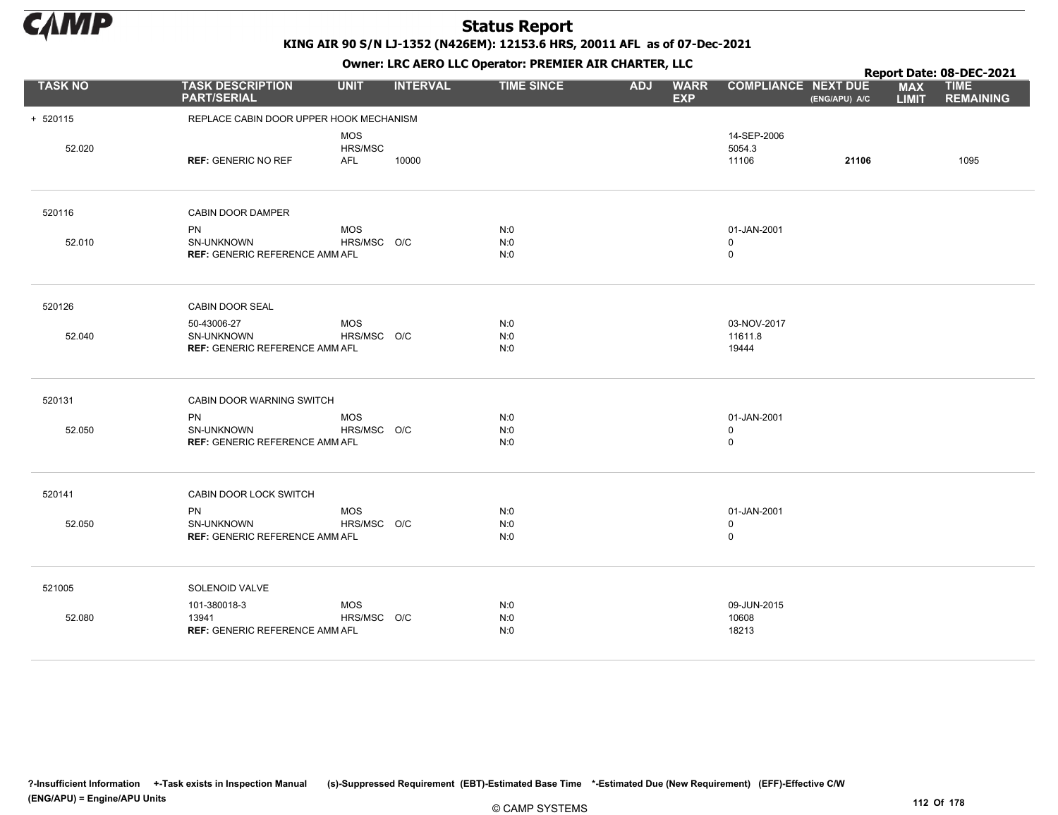# Status Report

**KING AIR 90 S/N LJ-1352 (N426EM): 12153.6 HRS, 20011 AFL as of 07-Dec-2021**

**Owner: LRC AERO LLC Operator: PREMIER AIR CHARTER, LLC**

**Report Date: 08-DEC-2021**

| TASK NO | TASK DESCRIPTION PART/SERIAL | UNIT | INTERVAL | TIME SINCE | ADJ | WARR EXP | COMPLIANCE | NEXT DUE (ENG/APU) A/C | MAX LIMIT | TIME REMAINING |
|---|---|---|---|---|---|---|---|---|---|---|
| + 520115 | REPLACE CABIN DOOR UPPER HOOK MECHANISM | | | | | | | | | |
| | | MOS | | | | | 14-SEP-2006 | | | |
| 52.020 | | HRS/MSC | | | | | 5054.3 | | | |
| | **REF:** GENERIC NO REF | AFL | 10000 | | | | 11106 | **21106** | | 1095 |
| 520116 | CABIN DOOR DAMPER | | | | | | | | | |
| | PN | MOS | | N:0 | | | 01-JAN-2001 | | | |
| 52.010 | SN-UNKNOWN | HRS/MSC | O/C | N:0 | | | 0 | | | |
| | **REF:** GENERIC REFERENCE AMM | AFL | | N:0 | | | 0 | | | |
| 520126 | CABIN DOOR SEAL | | | | | | | | | |
| | 50-43006-27 | MOS | | N:0 | | | 03-NOV-2017 | | | |
| 52.040 | SN-UNKNOWN | HRS/MSC | O/C | N:0 | | | 11611.8 | | | |
| | **REF:** GENERIC REFERENCE AMM | AFL | | N:0 | | | 19444 | | | |
| 520131 | CABIN DOOR WARNING SWITCH | | | | | | | | | |
| | PN | MOS | | N:0 | | | 01-JAN-2001 | | | |
| 52.050 | SN-UNKNOWN | HRS/MSC | O/C | N:0 | | | 0 | | | |
| | **REF:** GENERIC REFERENCE AMM | AFL | | N:0 | | | 0 | | | |
| 520141 | CABIN DOOR LOCK SWITCH | | | | | | | | | |
| | PN | MOS | | N:0 | | | 01-JAN-2001 | | | |
| 52.050 | SN-UNKNOWN | HRS/MSC | O/C | N:0 | | | 0 | | | |
| | **REF:** GENERIC REFERENCE AMM | AFL | | N:0 | | | 0 | | | |
| 521005 | SOLENOID VALVE | | | | | | | | | |
| | 101-380018-3 | MOS | | N:0 | | | 09-JUN-2015 | | | |
| 52.080 | 13941 | HRS/MSC | O/C | N:0 | | | 10608 | | | |
| | **REF:** GENERIC REFERENCE AMM | AFL | | N:0 | | | 18213 | | | |

?-Insufficient Information +-Task exists in Inspection Manual (s)-Suppressed Requirement (EBT)-Estimated Base Time *-Estimated Due (New Requirement) (EFF)-Effective C/W (ENG/APU) = Engine/APU Units

© CAMP SYSTEMS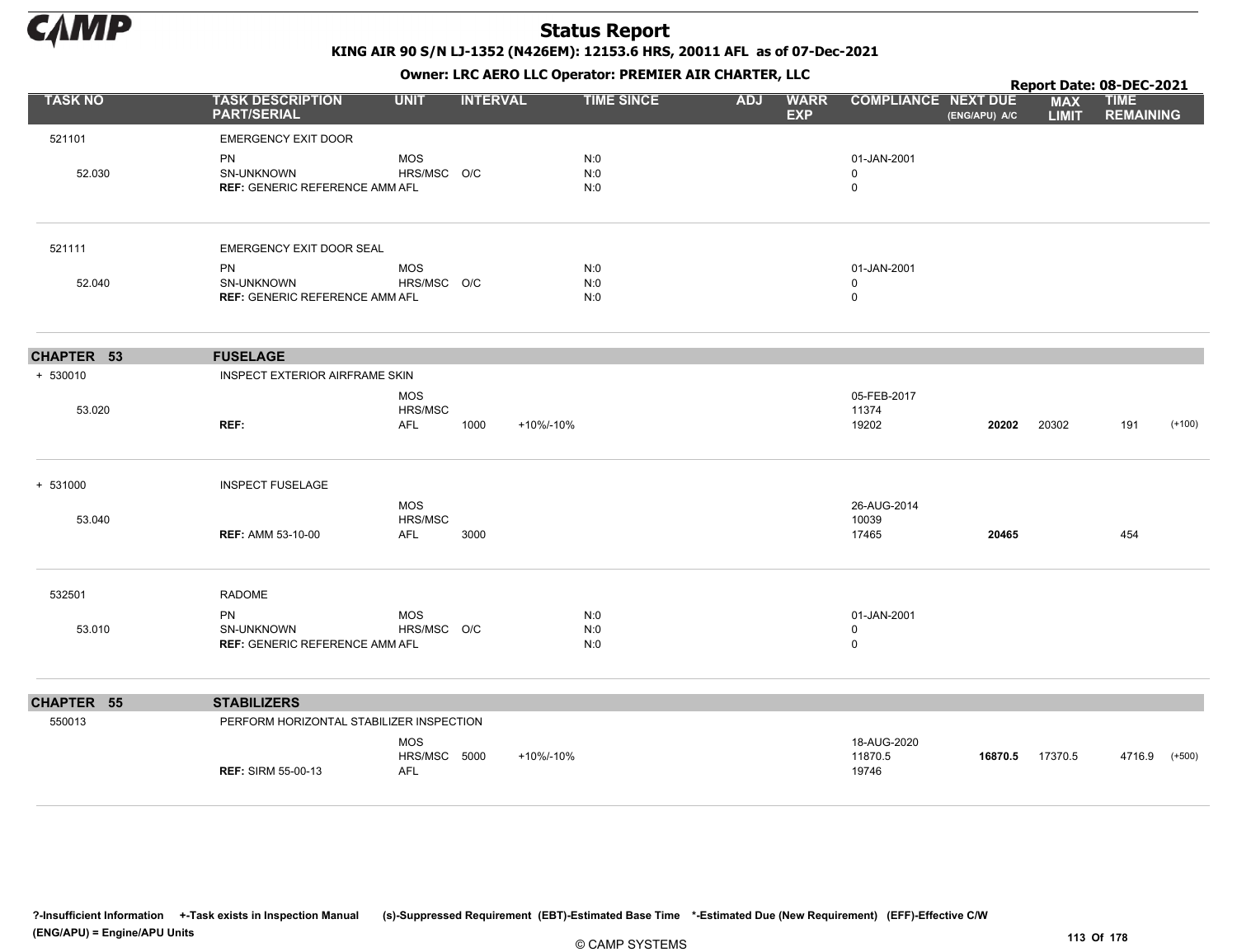# Status Report

**KING AIR 90 S/N LJ-1352 (N426EM): 12153.6 HRS, 20011 AFL as of 07-Dec-2021**

**Owner: LRC AERO LLC Operator: PREMIER AIR CHARTER, LLC**

**Report Date: 08-DEC-2021**

| TASK NO | TASK DESCRIPTION PART/SERIAL | UNIT | INTERVAL | | TIME SINCE | ADJ | WARR EXP | COMPLIANCE | NEXT DUE (ENG/APU) A/C | MAX LIMIT | TIME REMAINING | |
|---|---|---|---|---|---|---|---|---|---|---|---|---|
| 521101 | EMERGENCY EXIT DOOR | | | | | | | | | | | |
| | PN | MOS | | | N:0 | | | 01-JAN-2001 | | | | |
| 52.030 | SN-UNKNOWN | HRS/MSC | O/C | | N:0 | | | 0 | | | | |
| | **REF:** GENERIC REFERENCE AMM | AFL | | | N:0 | | | 0 | | | | |
| 521111 | EMERGENCY EXIT DOOR SEAL | | | | | | | | | | | |
| | PN | MOS | | | N:0 | | | 01-JAN-2001 | | | | |
| 52.040 | SN-UNKNOWN | HRS/MSC | O/C | | N:0 | | | 0 | | | | |
| | **REF:** GENERIC REFERENCE AMM | AFL | | | N:0 | | | 0 | | | | |
| **CHAPTER 53** | **FUSELAGE** | | | | | | | | | | | |
| + 530010 | INSPECT EXTERIOR AIRFRAME SKIN | | | | | | | | | | | |
| | | MOS | | | | | | 05-FEB-2017 | | | | |
| 53.020 | | HRS/MSC | | | | | | 11374 | | | | |
| | **REF:** | AFL | 1000 | +10%/-10% | | | | 19202 | **20202** | 20302 | 191 | (+100) |
| + 531000 | INSPECT FUSELAGE | | | | | | | | | | | |
| | | MOS | | | | | | 26-AUG-2014 | | | | |
| 53.040 | | HRS/MSC | | | | | | 10039 | | | | |
| | **REF:** AMM 53-10-00 | AFL | 3000 | | | | | 17465 | **20465** | | 454 | |
| 532501 | RADOME | | | | | | | | | | | |
| | PN | MOS | | | N:0 | | | 01-JAN-2001 | | | | |
| 53.010 | SN-UNKNOWN | HRS/MSC | O/C | | N:0 | | | 0 | | | | |
| | **REF:** GENERIC REFERENCE AMM | AFL | | | N:0 | | | 0 | | | | |
| **CHAPTER 55** | **STABILIZERS** | | | | | | | | | | | |
| 550013 | PERFORM HORIZONTAL STABILIZER INSPECTION | | | | | | | | | | | |
| | | MOS | | | | | | 18-AUG-2020 | | | | |
| | | HRS/MSC | 5000 | +10%/-10% | | | | 11870.5 | **16870.5** | 17370.5 | 4716.9 | (+500) |
| | **REF:** SIRM 55-00-13 | AFL | | | | | | 19746 | | | | |

?-Insufficient Information +-Task exists in Inspection Manual (s)-Suppressed Requirement (EBT)-Estimated Base Time *-Estimated Due (New Requirement) (EFF)-Effective C/W
(ENG/APU) = Engine/APU Units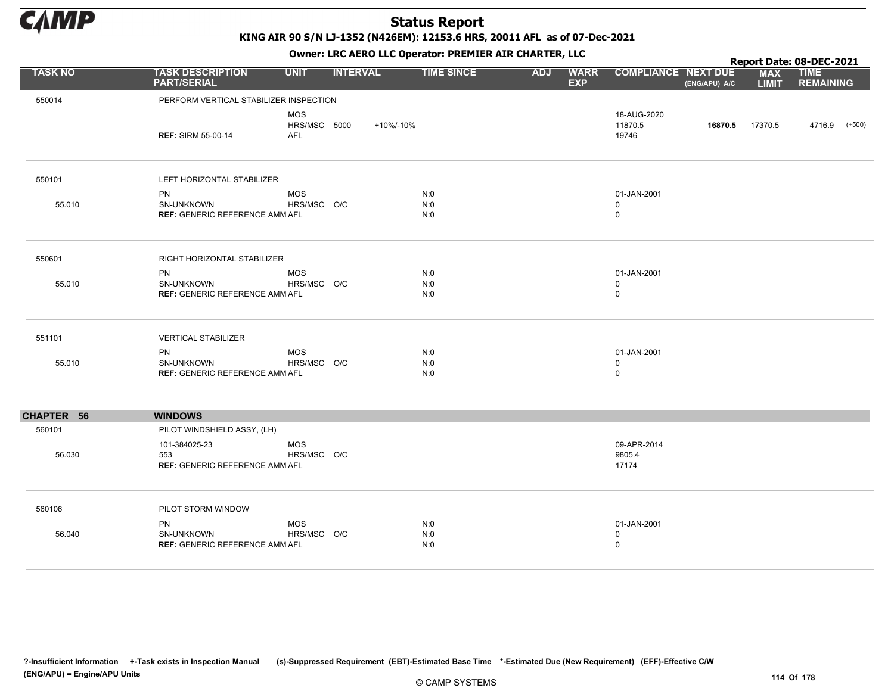# Status Report

**KING AIR 90 S/N LJ-1352 (N426EM): 12153.6 HRS, 20011 AFL as of 07-Dec-2021**

**Owner: LRC AERO LLC Operator: PREMIER AIR CHARTER, LLC**

**Report Date: 08-DEC-2021**

| TASK NO | TASK DESCRIPTION PART/SERIAL | UNIT | INTERVAL | TIME SINCE | ADJ | WARR EXP | COMPLIANCE | NEXT DUE (ENG/APU) A/C | MAX LIMIT | TIME REMAINING |
|---|---|---|---|---|---|---|---|---|---|---|
| 550014 | PERFORM VERTICAL STABILIZER INSPECTION | | | | | | | | | |
| | | MOS | | | | | 18-AUG-2020 | | | |
| | | HRS/MSC | 5000 +10%/-10% | | | | 11870.5 | **16870.5** | 17370.5 | 4716.9 (+500) |
| | **REF:** SIRM 55-00-14 | AFL | | | | | 19746 | | | |
| 550101 | LEFT HORIZONTAL STABILIZER | | | | | | | | | |
| | PN | MOS | | N:0 | | | 01-JAN-2001 | | | |
| 55.010 | SN-UNKNOWN | HRS/MSC | O/C | N:0 | | | 0 | | | |
| | **REF:** GENERIC REFERENCE AMM | AFL | | N:0 | | | 0 | | | |
| 550601 | RIGHT HORIZONTAL STABILIZER | | | | | | | | | |
| | PN | MOS | | N:0 | | | 01-JAN-2001 | | | |
| 55.010 | SN-UNKNOWN | HRS/MSC | O/C | N:0 | | | 0 | | | |
| | **REF:** GENERIC REFERENCE AMM | AFL | | N:0 | | | 0 | | | |
| 551101 | VERTICAL STABILIZER | | | | | | | | | |
| | PN | MOS | | N:0 | | | 01-JAN-2001 | | | |
| 55.010 | SN-UNKNOWN | HRS/MSC | O/C | N:0 | | | 0 | | | |
| | **REF:** GENERIC REFERENCE AMM | AFL | | N:0 | | | 0 | | | |
| **CHAPTER 56** | **WINDOWS** | | | | | | | | | |
| 560101 | PILOT WINDSHIELD ASSY, (LH) | | | | | | | | | |
| | 101-384025-23 | MOS | | | | | 09-APR-2014 | | | |
| 56.030 | 553 | HRS/MSC | O/C | | | | 9805.4 | | | |
| | **REF:** GENERIC REFERENCE AMM | AFL | | | | | 17174 | | | |
| 560106 | PILOT STORM WINDOW | | | | | | | | | |
| | PN | MOS | | N:0 | | | 01-JAN-2001 | | | |
| 56.040 | SN-UNKNOWN | HRS/MSC | O/C | N:0 | | | 0 | | | |
| | **REF:** GENERIC REFERENCE AMM | AFL | | N:0 | | | 0 | | | |

?-Insufficient Information +-Task exists in Inspection Manual (s)-Suppressed Requirement (EBT)-Estimated Base Time \*-Estimated Due (New Requirement) (EFF)-Effective C/W (ENG/APU) = Engine/APU Units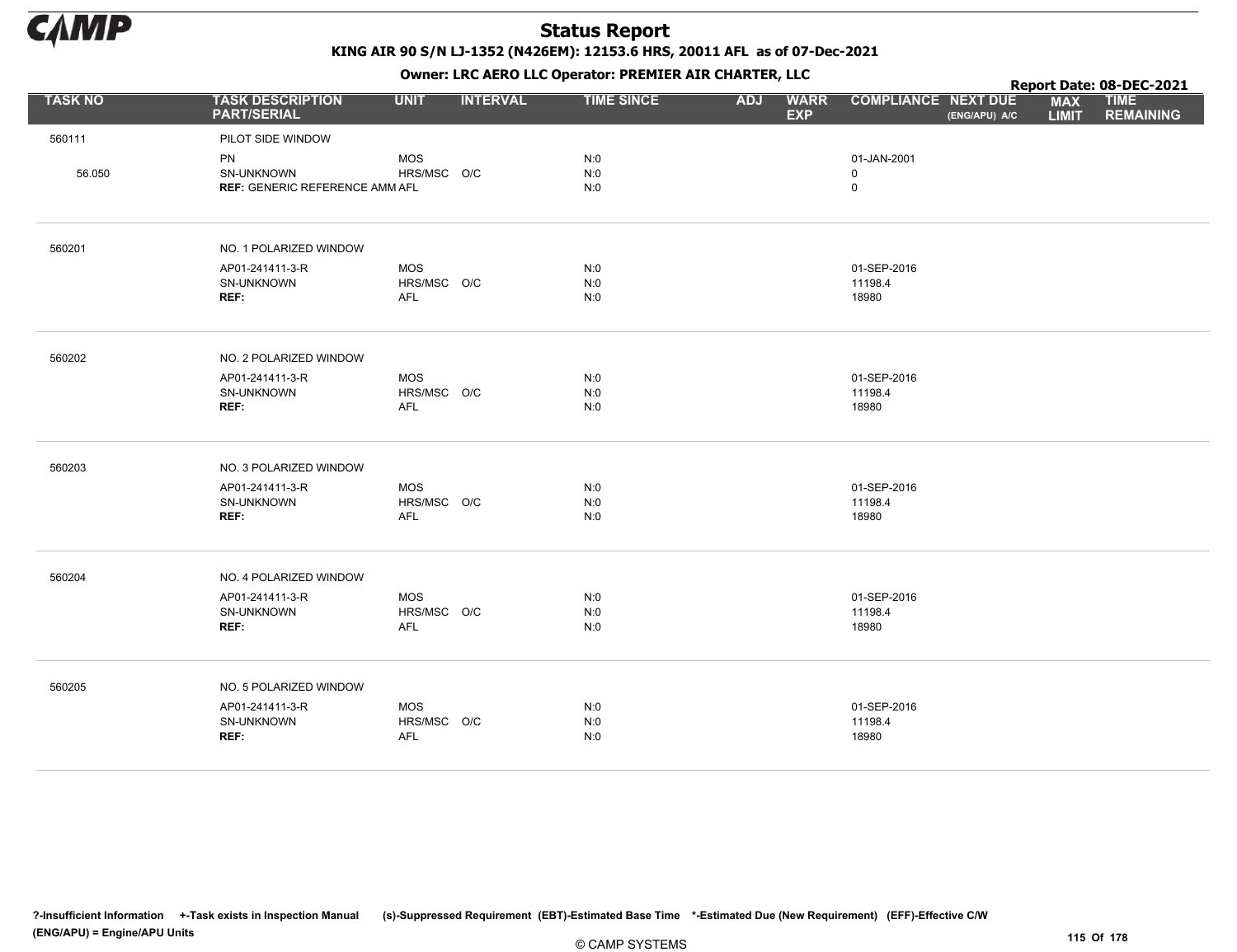# Status Report

**KING AIR 90 S/N LJ-1352 (N426EM): 12153.6 HRS, 20011 AFL as of 07-Dec-2021**

**Owner: LRC AERO LLC Operator: PREMIER AIR CHARTER, LLC**

**Report Date: 08-DEC-2021**

| TASK NO | TASK DESCRIPTION PART/SERIAL | UNIT | INTERVAL | TIME SINCE | ADJ | WARR EXP | COMPLIANCE | NEXT DUE (ENG/APU) A/C | MAX LIMIT | TIME REMAINING |
|---|---|---|---|---|---|---|---|---|---|---|
| 560111 | PILOT SIDE WINDOW | | | | | | | | | |
| | PN | MOS | | N:0 | | | 01-JAN-2001 | | | |
| 56.050 | SN-UNKNOWN | HRS/MSC | O/C | N:0 | | | 0 | | | |
| | **REF:** GENERIC REFERENCE AMM | AFL | | N:0 | | | 0 | | | |
| 560201 | NO. 1 POLARIZED WINDOW | | | | | | | | | |
| | AP01-241411-3-R | MOS | | N:0 | | | 01-SEP-2016 | | | |
| | SN-UNKNOWN | HRS/MSC | O/C | N:0 | | | 11198.4 | | | |
| | **REF:** | AFL | | N:0 | | | 18980 | | | |
| 560202 | NO. 2 POLARIZED WINDOW | | | | | | | | | |
| | AP01-241411-3-R | MOS | | N:0 | | | 01-SEP-2016 | | | |
| | SN-UNKNOWN | HRS/MSC | O/C | N:0 | | | 11198.4 | | | |
| | **REF:** | AFL | | N:0 | | | 18980 | | | |
| 560203 | NO. 3 POLARIZED WINDOW | | | | | | | | | |
| | AP01-241411-3-R | MOS | | N:0 | | | 01-SEP-2016 | | | |
| | SN-UNKNOWN | HRS/MSC | O/C | N:0 | | | 11198.4 | | | |
| | **REF:** | AFL | | N:0 | | | 18980 | | | |
| 560204 | NO. 4 POLARIZED WINDOW | | | | | | | | | |
| | AP01-241411-3-R | MOS | | N:0 | | | 01-SEP-2016 | | | |
| | SN-UNKNOWN | HRS/MSC | O/C | N:0 | | | 11198.4 | | | |
| | **REF:** | AFL | | N:0 | | | 18980 | | | |
| 560205 | NO. 5 POLARIZED WINDOW | | | | | | | | | |
| | AP01-241411-3-R | MOS | | N:0 | | | 01-SEP-2016 | | | |
| | SN-UNKNOWN | HRS/MSC | O/C | N:0 | | | 11198.4 | | | |
| | **REF:** | AFL | | N:0 | | | 18980 | | | |

?-Insufficient Information +-Task exists in Inspection Manual (s)-Suppressed Requirement (EBT)-Estimated Base Time *-Estimated Due (New Requirement) (EFF)-Effective C/W (ENG/APU) = Engine/APU Units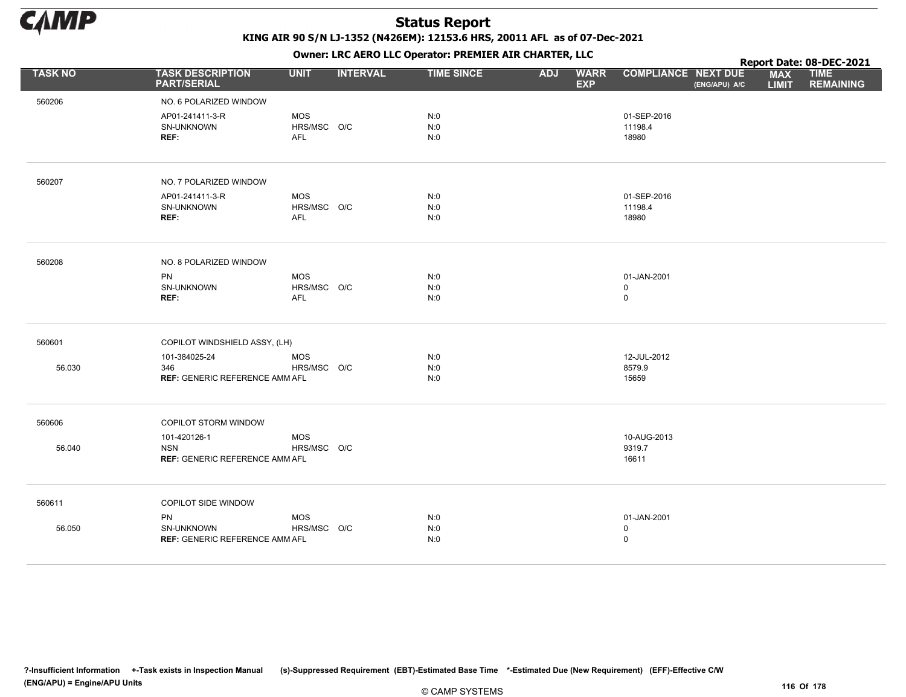# Status Report

**KING AIR 90 S/N LJ-1352 (N426EM): 12153.6 HRS, 20011 AFL as of 07-Dec-2021**

**Owner: LRC AERO LLC Operator: PREMIER AIR CHARTER, LLC**

**Report Date: 08-DEC-2021**

| TASK NO | TASK DESCRIPTION PART/SERIAL | UNIT | INTERVAL | TIME SINCE | ADJ | WARR EXP | COMPLIANCE | NEXT DUE (ENG/APU) A/C | MAX LIMIT | TIME REMAINING |
|---|---|---|---|---|---|---|---|---|---|---|
| 560206 | NO. 6 POLARIZED WINDOW | | | | | | | | | |
| | AP01-241411-3-R | MOS | | N:0 | | | 01-SEP-2016 | | | |
| | SN-UNKNOWN | HRS/MSC | O/C | N:0 | | | 11198.4 | | | |
| | REF: | AFL | | N:0 | | | 18980 | | | |
| 560207 | NO. 7 POLARIZED WINDOW | | | | | | | | | |
| | AP01-241411-3-R | MOS | | N:0 | | | 01-SEP-2016 | | | |
| | SN-UNKNOWN | HRS/MSC | O/C | N:0 | | | 11198.4 | | | |
| | REF: | AFL | | N:0 | | | 18980 | | | |
| 560208 | NO. 8 POLARIZED WINDOW | | | | | | | | | |
| | PN | MOS | | N:0 | | | 01-JAN-2001 | | | |
| | SN-UNKNOWN | HRS/MSC | O/C | N:0 | | | 0 | | | |
| | REF: | AFL | | N:0 | | | 0 | | | |
| 560601 | COPILOT WINDSHIELD ASSY, (LH) | | | | | | | | | |
| | 101-384025-24 | MOS | | N:0 | | | 12-JUL-2012 | | | |
| 56.030 | 346 | HRS/MSC | O/C | N:0 | | | 8579.9 | | | |
| | REF: GENERIC REFERENCE AMM | AFL | | N:0 | | | 15659 | | | |
| 560606 | COPILOT STORM WINDOW | | | | | | | | | |
| | 101-420126-1 | MOS | | | | | 10-AUG-2013 | | | |
| 56.040 | NSN | HRS/MSC | O/C | | | | 9319.7 | | | |
| | REF: GENERIC REFERENCE AMM | AFL | | | | | 16611 | | | |
| 560611 | COPILOT SIDE WINDOW | | | | | | | | | |
| | PN | MOS | | N:0 | | | 01-JAN-2001 | | | |
| 56.050 | SN-UNKNOWN | HRS/MSC | O/C | N:0 | | | 0 | | | |
| | REF: GENERIC REFERENCE AMM | AFL | | N:0 | | | 0 | | | |

?-Insufficient Information +-Task exists in Inspection Manual (s)-Suppressed Requirement (EBT)-Estimated Base Time *-Estimated Due (New Requirement) (EFF)-Effective C/W (ENG/APU) = Engine/APU Units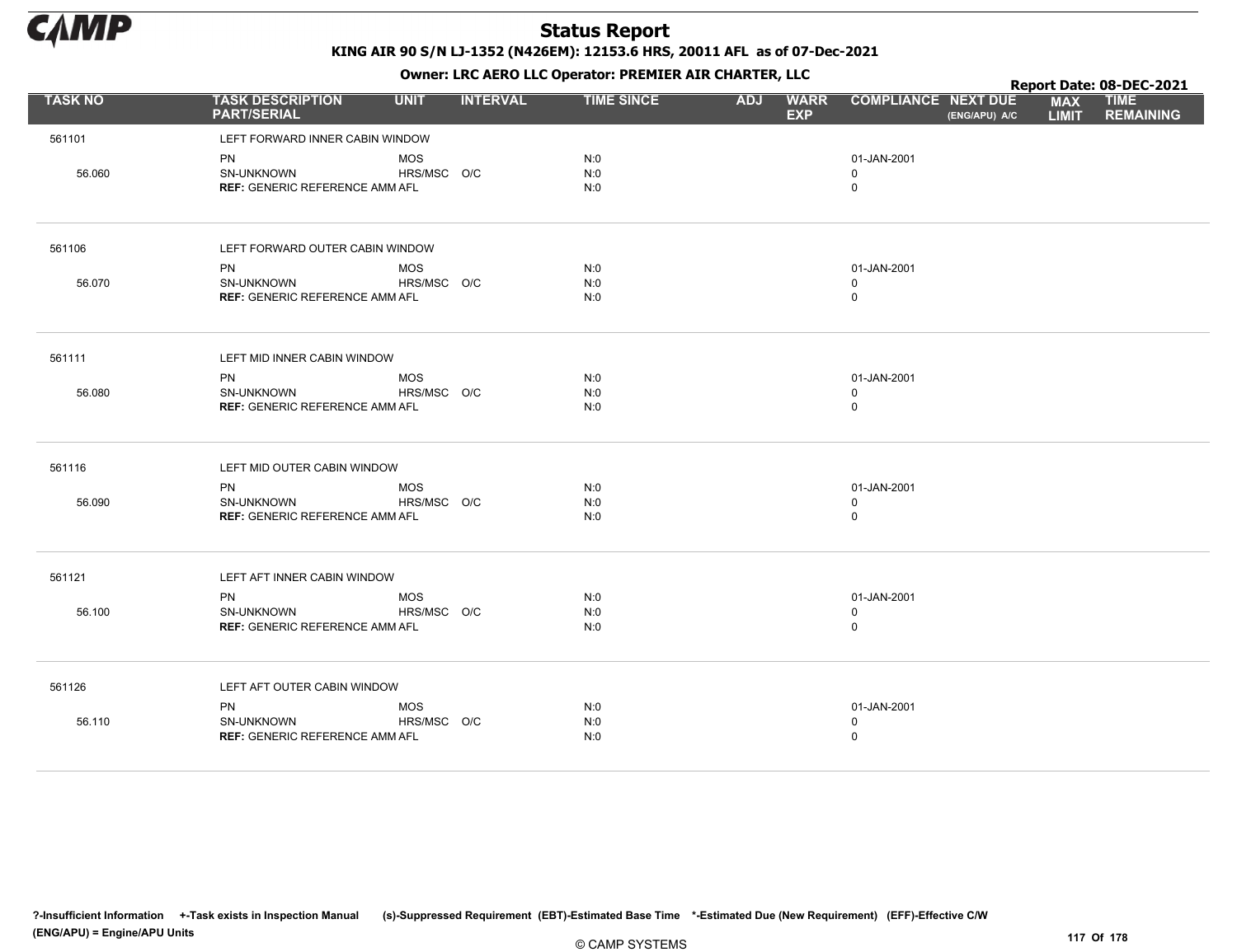# Status Report

**KING AIR 90 S/N LJ-1352 (N426EM): 12153.6 HRS, 20011 AFL as of 07-Dec-2021**

**Owner: LRC AERO LLC Operator: PREMIER AIR CHARTER, LLC**

**Report Date: 08-DEC-2021**

| TASK NO | TASK DESCRIPTION PART/SERIAL | UNIT | INTERVAL | TIME SINCE | ADJ | WARR EXP | COMPLIANCE | NEXT DUE (ENG/APU) A/C | MAX LIMIT | TIME REMAINING |
|---|---|---|---|---|---|---|---|---|---|---|
| 561101 | LEFT FORWARD INNER CABIN WINDOW | | | | | | | | | |
| | PN | MOS | | N:0 | | | 01-JAN-2001 | | | |
| 56.060 | SN-UNKNOWN | HRS/MSC | O/C | N:0 | | | 0 | | | |
| | **REF:** GENERIC REFERENCE AMM | AFL | | N:0 | | | 0 | | | |
| 561106 | LEFT FORWARD OUTER CABIN WINDOW | | | | | | | | | |
| | PN | MOS | | N:0 | | | 01-JAN-2001 | | | |
| 56.070 | SN-UNKNOWN | HRS/MSC | O/C | N:0 | | | 0 | | | |
| | **REF:** GENERIC REFERENCE AMM | AFL | | N:0 | | | 0 | | | |
| 561111 | LEFT MID INNER CABIN WINDOW | | | | | | | | | |
| | PN | MOS | | N:0 | | | 01-JAN-2001 | | | |
| 56.080 | SN-UNKNOWN | HRS/MSC | O/C | N:0 | | | 0 | | | |
| | **REF:** GENERIC REFERENCE AMM | AFL | | N:0 | | | 0 | | | |
| 561116 | LEFT MID OUTER CABIN WINDOW | | | | | | | | | |
| | PN | MOS | | N:0 | | | 01-JAN-2001 | | | |
| 56.090 | SN-UNKNOWN | HRS/MSC | O/C | N:0 | | | 0 | | | |
| | **REF:** GENERIC REFERENCE AMM | AFL | | N:0 | | | 0 | | | |
| 561121 | LEFT AFT INNER CABIN WINDOW | | | | | | | | | |
| | PN | MOS | | N:0 | | | 01-JAN-2001 | | | |
| 56.100 | SN-UNKNOWN | HRS/MSC | O/C | N:0 | | | 0 | | | |
| | **REF:** GENERIC REFERENCE AMM | AFL | | N:0 | | | 0 | | | |
| 561126 | LEFT AFT OUTER CABIN WINDOW | | | | | | | | | |
| | PN | MOS | | N:0 | | | 01-JAN-2001 | | | |
| 56.110 | SN-UNKNOWN | HRS/MSC | O/C | N:0 | | | 0 | | | |
| | **REF:** GENERIC REFERENCE AMM | AFL | | N:0 | | | 0 | | | |

?-Insufficient Information +-Task exists in Inspection Manual (s)-Suppressed Requirement (EBT)-Estimated Base Time *-Estimated Due (New Requirement) (EFF)-Effective C/W (ENG/APU) = Engine/APU Units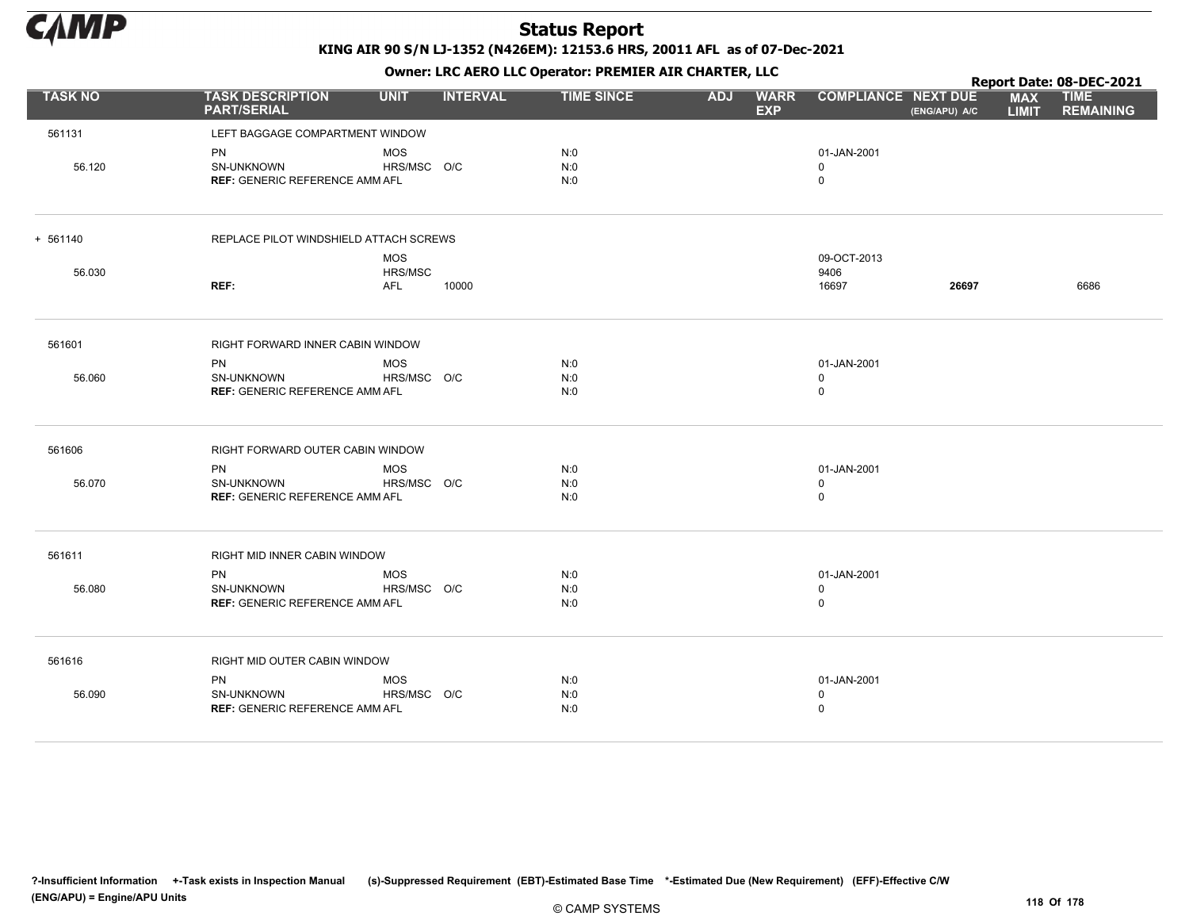# Status Report

**KING AIR 90 S/N LJ-1352 (N426EM): 12153.6 HRS, 20011 AFL as of 07-Dec-2021**

**Owner: LRC AERO LLC Operator: PREMIER AIR CHARTER, LLC**

**Report Date: 08-DEC-2021**

| TASK NO | TASK DESCRIPTION PART/SERIAL | UNIT | INTERVAL | TIME SINCE | ADJ | WARR EXP | COMPLIANCE | NEXT DUE (ENG/APU) A/C | MAX LIMIT | TIME REMAINING |
|---|---|---|---|---|---|---|---|---|---|---|
| 561131 | LEFT BAGGAGE COMPARTMENT WINDOW | | | | | | | | | |
| | PN | MOS | | N:0 | | | 01-JAN-2001 | | | |
| 56.120 | SN-UNKNOWN | HRS/MSC | O/C | N:0 | | | 0 | | | |
| | **REF:** GENERIC REFERENCE AMM | AFL | | N:0 | | | 0 | | | |
| + 561140 | REPLACE PILOT WINDSHIELD ATTACH SCREWS | | | | | | | | | |
| | | MOS | | | | | 09-OCT-2013 | | | |
| 56.030 | | HRS/MSC | | | | | 9406 | | | |
| | **REF:** | AFL | 10000 | | | | 16697 | **26697** | | 6686 |
| 561601 | RIGHT FORWARD INNER CABIN WINDOW | | | | | | | | | |
| | PN | MOS | | N:0 | | | 01-JAN-2001 | | | |
| 56.060 | SN-UNKNOWN | HRS/MSC | O/C | N:0 | | | 0 | | | |
| | **REF:** GENERIC REFERENCE AMM | AFL | | N:0 | | | 0 | | | |
| 561606 | RIGHT FORWARD OUTER CABIN WINDOW | | | | | | | | | |
| | PN | MOS | | N:0 | | | 01-JAN-2001 | | | |
| 56.070 | SN-UNKNOWN | HRS/MSC | O/C | N:0 | | | 0 | | | |
| | **REF:** GENERIC REFERENCE AMM | AFL | | N:0 | | | 0 | | | |
| 561611 | RIGHT MID INNER CABIN WINDOW | | | | | | | | | |
| | PN | MOS | | N:0 | | | 01-JAN-2001 | | | |
| 56.080 | SN-UNKNOWN | HRS/MSC | O/C | N:0 | | | 0 | | | |
| | **REF:** GENERIC REFERENCE AMM | AFL | | N:0 | | | 0 | | | |
| 561616 | RIGHT MID OUTER CABIN WINDOW | | | | | | | | | |
| | PN | MOS | | N:0 | | | 01-JAN-2001 | | | |
| 56.090 | SN-UNKNOWN | HRS/MSC | O/C | N:0 | | | 0 | | | |
| | **REF:** GENERIC REFERENCE AMM | AFL | | N:0 | | | 0 | | | |

?-Insufficient Information +-Task exists in Inspection Manual (s)-Suppressed Requirement (EBT)-Estimated Base Time *-Estimated Due (New Requirement) (EFF)-Effective C/W (ENG/APU) = Engine/APU Units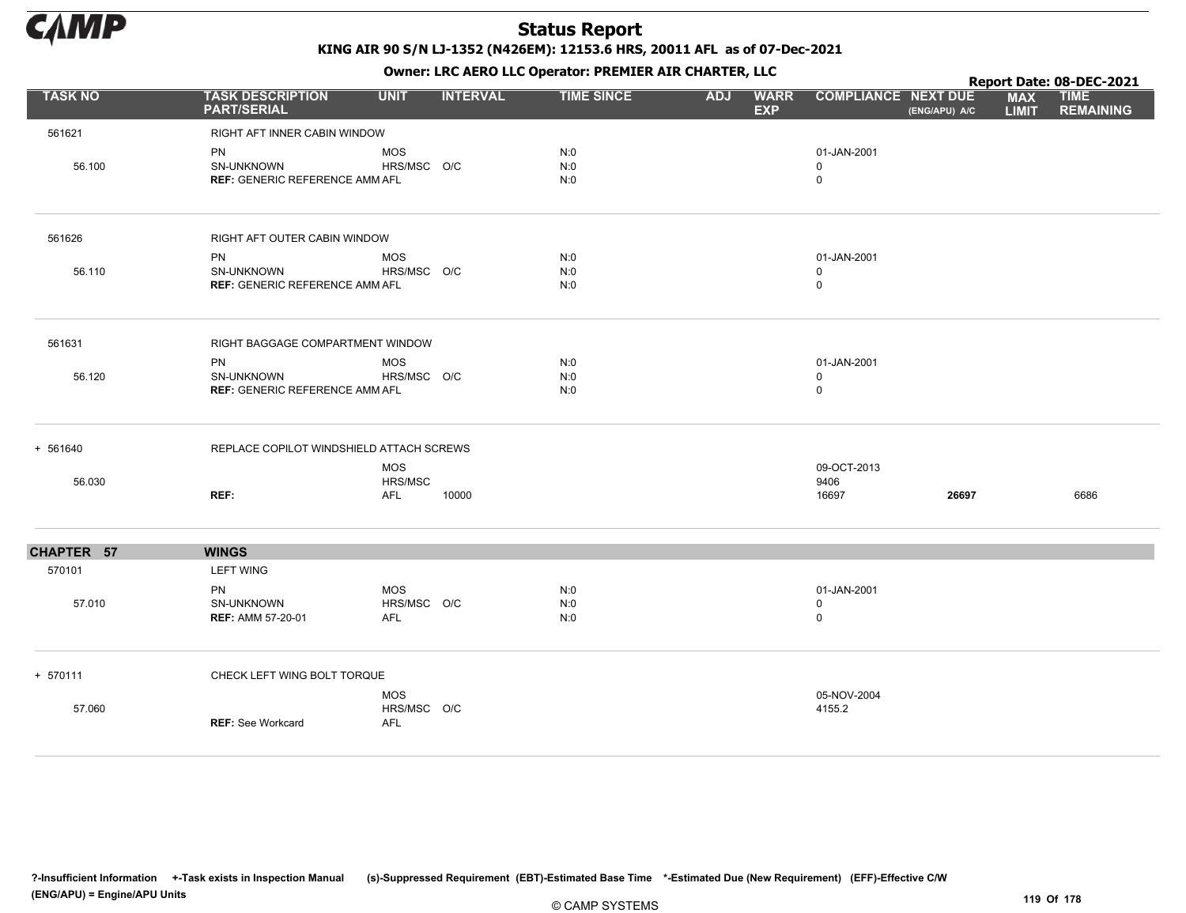# Status Report

**KING AIR 90 S/N LJ-1352 (N426EM): 12153.6 HRS, 20011 AFL as of 07-Dec-2021**

**Owner: LRC AERO LLC Operator: PREMIER AIR CHARTER, LLC**

**Report Date: 08-DEC-2021**

| TASK NO | TASK DESCRIPTION PART/SERIAL | UNIT | INTERVAL | TIME SINCE | ADJ | WARR EXP | COMPLIANCE | NEXT DUE (ENG/APU) A/C | MAX LIMIT | TIME REMAINING |
|---|---|---|---|---|---|---|---|---|---|---|
| 561621 | RIGHT AFT INNER CABIN WINDOW | | | | | | | | | |
| | PN | MOS | | N:0 | | | 01-JAN-2001 | | | |
| 56.100 | SN-UNKNOWN | HRS/MSC | O/C | N:0 | | | 0 | | | |
| | **REF:** GENERIC REFERENCE AMM | AFL | | N:0 | | | 0 | | | |
| 561626 | RIGHT AFT OUTER CABIN WINDOW | | | | | | | | | |
| | PN | MOS | | N:0 | | | 01-JAN-2001 | | | |
| 56.110 | SN-UNKNOWN | HRS/MSC | O/C | N:0 | | | 0 | | | |
| | **REF:** GENERIC REFERENCE AMM | AFL | | N:0 | | | 0 | | | |
| 561631 | RIGHT BAGGAGE COMPARTMENT WINDOW | | | | | | | | | |
| | PN | MOS | | N:0 | | | 01-JAN-2001 | | | |
| 56.120 | SN-UNKNOWN | HRS/MSC | O/C | N:0 | | | 0 | | | |
| | **REF:** GENERIC REFERENCE AMM | AFL | | N:0 | | | 0 | | | |
| + 561640 | REPLACE COPILOT WINDSHIELD ATTACH SCREWS | | | | | | | | | |
| | | MOS | | | | | 09-OCT-2013 | | | |
| 56.030 | | HRS/MSC | | | | | 9406 | | | |
| | **REF:** | AFL | 10000 | | | | 16697 | **26697** | | 6686 |
| **CHAPTER 57** | **WINGS** | | | | | | | | | |
| 570101 | LEFT WING | | | | | | | | | |
| | PN | MOS | | N:0 | | | 01-JAN-2001 | | | |
| 57.010 | SN-UNKNOWN | HRS/MSC | O/C | N:0 | | | 0 | | | |
| | **REF:** AMM 57-20-01 | AFL | | N:0 | | | 0 | | | |
| + 570111 | CHECK LEFT WING BOLT TORQUE | | | | | | | | | |
| | | MOS | | | | | 05-NOV-2004 | | | |
| 57.060 | | HRS/MSC | O/C | | | | 4155.2 | | | |
| | **REF:** See Workcard | AFL | | | | | | | | |

?-Insufficient Information +-Task exists in Inspection Manual (s)-Suppressed Requirement (EBT)-Estimated Base Time *-Estimated Due (New Requirement) (EFF)-Effective C/W (ENG/APU) = Engine/APU Units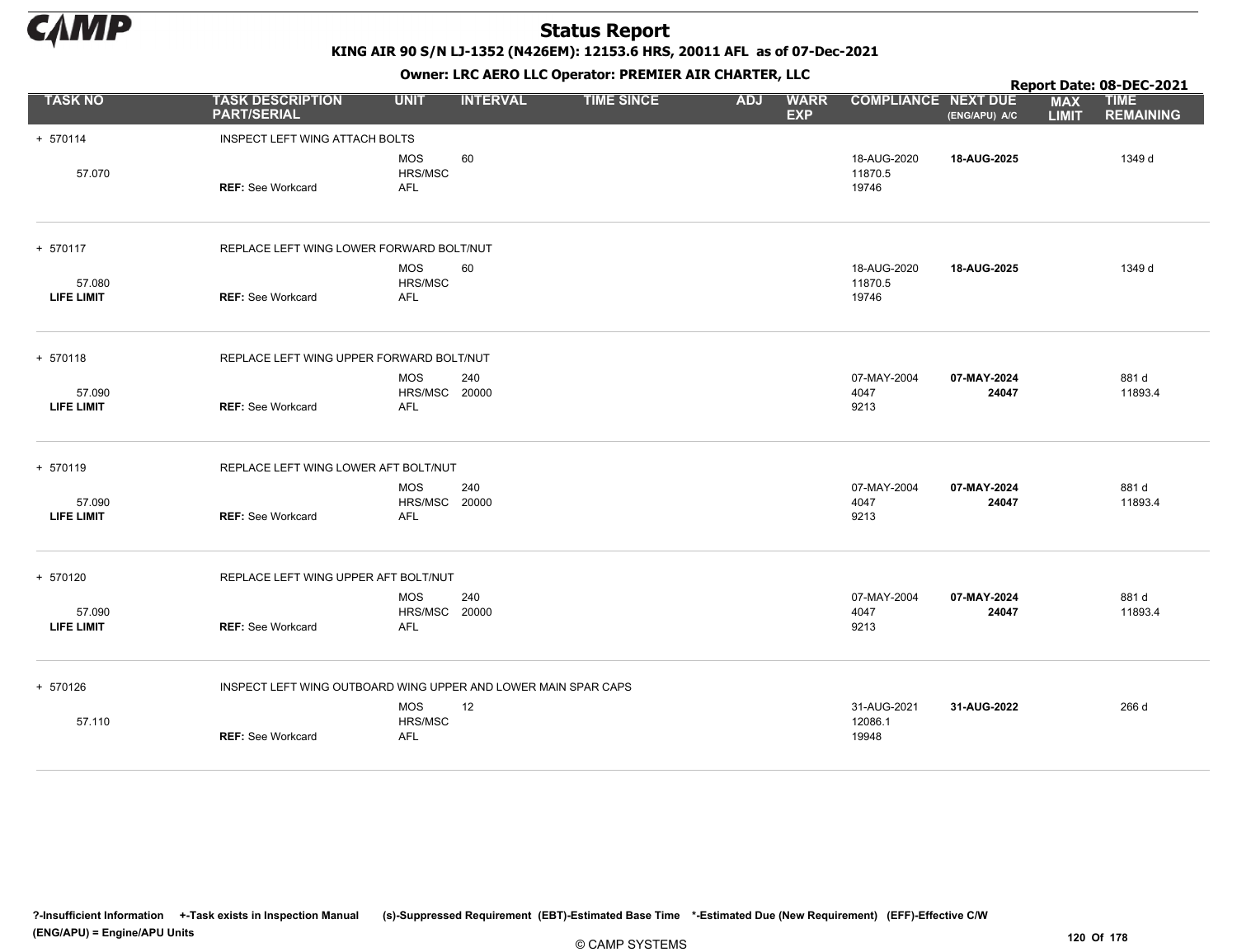# Status Report

**KING AIR 90 S/N LJ-1352 (N426EM): 12153.6 HRS, 20011 AFL as of 07-Dec-2021**

**Owner: LRC AERO LLC Operator: PREMIER AIR CHARTER, LLC**

**Report Date: 08-DEC-2021**

| TASK NO | TASK DESCRIPTION PART/SERIAL | UNIT | INTERVAL | TIME SINCE | ADJ | WARR EXP | COMPLIANCE | NEXT DUE (ENG/APU) A/C | MAX LIMIT | TIME REMAINING |
|---|---|---|---|---|---|---|---|---|---|---|
| + 570114 | INSPECT LEFT WING ATTACH BOLTS | | | | | | | | | |
| | | MOS | 60 | | | | 18-AUG-2020 | **18-AUG-2025** | | 1349 d |
| 57.070 | | HRS/MSC | | | | | 11870.5 | | | |
| | **REF:** See Workcard | AFL | | | | | 19746 | | | |
| + 570117 | REPLACE LEFT WING LOWER FORWARD BOLT/NUT | | | | | | | | | |
| | | MOS | 60 | | | | 18-AUG-2020 | **18-AUG-2025** | | 1349 d |
| 57.080 | | HRS/MSC | | | | | 11870.5 | | | |
| **LIFE LIMIT** | **REF:** See Workcard | AFL | | | | | 19746 | | | |
| + 570118 | REPLACE LEFT WING UPPER FORWARD BOLT/NUT | | | | | | | | | |
| | | MOS | 240 | | | | 07-MAY-2004 | **07-MAY-2024** | | 881 d |
| 57.090 | | HRS/MSC | 20000 | | | | 4047 | **24047** | | 11893.4 |
| **LIFE LIMIT** | **REF:** See Workcard | AFL | | | | | 9213 | | | |
| + 570119 | REPLACE LEFT WING LOWER AFT BOLT/NUT | | | | | | | | | |
| | | MOS | 240 | | | | 07-MAY-2004 | **07-MAY-2024** | | 881 d |
| 57.090 | | HRS/MSC | 20000 | | | | 4047 | **24047** | | 11893.4 |
| **LIFE LIMIT** | **REF:** See Workcard | AFL | | | | | 9213 | | | |
| + 570120 | REPLACE LEFT WING UPPER AFT BOLT/NUT | | | | | | | | | |
| | | MOS | 240 | | | | 07-MAY-2004 | **07-MAY-2024** | | 881 d |
| 57.090 | | HRS/MSC | 20000 | | | | 4047 | **24047** | | 11893.4 |
| **LIFE LIMIT** | **REF:** See Workcard | AFL | | | | | 9213 | | | |
| + 570126 | INSPECT LEFT WING OUTBOARD WING UPPER AND LOWER MAIN SPAR CAPS | | | | | | | | | |
| | | MOS | 12 | | | | 31-AUG-2021 | **31-AUG-2022** | | 266 d |
| 57.110 | | HRS/MSC | | | | | 12086.1 | | | |
| | **REF:** See Workcard | AFL | | | | | 19948 | | | |

**?-Insufficient Information +-Task exists in Inspection Manual (s)-Suppressed Requirement (EBT)-Estimated Base Time \*-Estimated Due (New Requirement) (EFF)-Effective C/W (ENG/APU) = Engine/APU Units**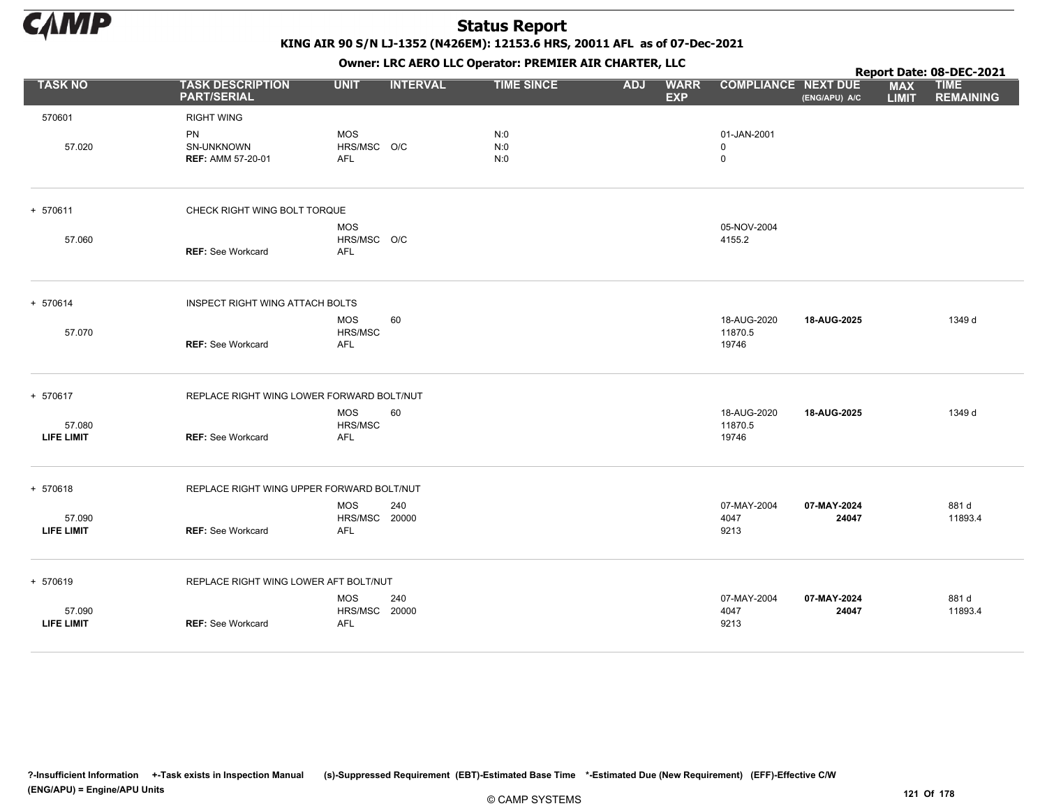# Status Report

**KING AIR 90 S/N LJ-1352 (N426EM): 12153.6 HRS, 20011 AFL as of 07-Dec-2021**

**Owner: LRC AERO LLC Operator: PREMIER AIR CHARTER, LLC**

**Report Date: 08-DEC-2021**

| TASK NO | TASK DESCRIPTION PART/SERIAL | UNIT | INTERVAL | TIME SINCE | ADJ | WARR EXP | COMPLIANCE | NEXT DUE (ENG/APU) A/C | MAX LIMIT | TIME REMAINING |
|---|---|---|---|---|---|---|---|---|---|---|
| 570601 | RIGHT WING | | | | | | | | | |
| | PN | MOS | | N:0 | | | 01-JAN-2001 | | | |
| 57.020 | SN-UNKNOWN | HRS/MSC | O/C | N:0 | | | 0 | | | |
| | **REF:** AMM 57-20-01 | AFL | | N:0 | | | 0 | | | |
| + 570611 | CHECK RIGHT WING BOLT TORQUE | | | | | | | | | |
| | | MOS | | | | | 05-NOV-2004 | | | |
| 57.060 | | HRS/MSC | O/C | | | | 4155.2 | | | |
| | **REF:** See Workcard | AFL | | | | | | | | |
| + 570614 | INSPECT RIGHT WING ATTACH BOLTS | | | | | | | | | |
| | | MOS | 60 | | | | 18-AUG-2020 | **18-AUG-2025** | | 1349 d |
| 57.070 | | HRS/MSC | | | | | 11870.5 | | | |
| | **REF:** See Workcard | AFL | | | | | 19746 | | | |
| + 570617 | REPLACE RIGHT WING LOWER FORWARD BOLT/NUT | | | | | | | | | |
| | | MOS | 60 | | | | 18-AUG-2020 | **18-AUG-2025** | | 1349 d |
| 57.080 | | HRS/MSC | | | | | 11870.5 | | | |
| **LIFE LIMIT** | **REF:** See Workcard | AFL | | | | | 19746 | | | |
| + 570618 | REPLACE RIGHT WING UPPER FORWARD BOLT/NUT | | | | | | | | | |
| | | MOS | 240 | | | | 07-MAY-2004 | **07-MAY-2024** | | 881 d |
| 57.090 | | HRS/MSC | 20000 | | | | 4047 | **24047** | | 11893.4 |
| **LIFE LIMIT** | **REF:** See Workcard | AFL | | | | | 9213 | | | |
| + 570619 | REPLACE RIGHT WING LOWER AFT BOLT/NUT | | | | | | | | | |
| | | MOS | 240 | | | | 07-MAY-2004 | **07-MAY-2024** | | 881 d |
| 57.090 | | HRS/MSC | 20000 | | | | 4047 | **24047** | | 11893.4 |
| **LIFE LIMIT** | **REF:** See Workcard | AFL | | | | | 9213 | | | |

**?-Insufficient Information** **+-Task exists in Inspection Manual** **(s)-Suppressed Requirement** **(EBT)-Estimated Base Time** **\*-Estimated Due (New Requirement)** **(EFF)-Effective C/W**
**(ENG/APU) = Engine/APU Units**

© CAMP SYSTEMS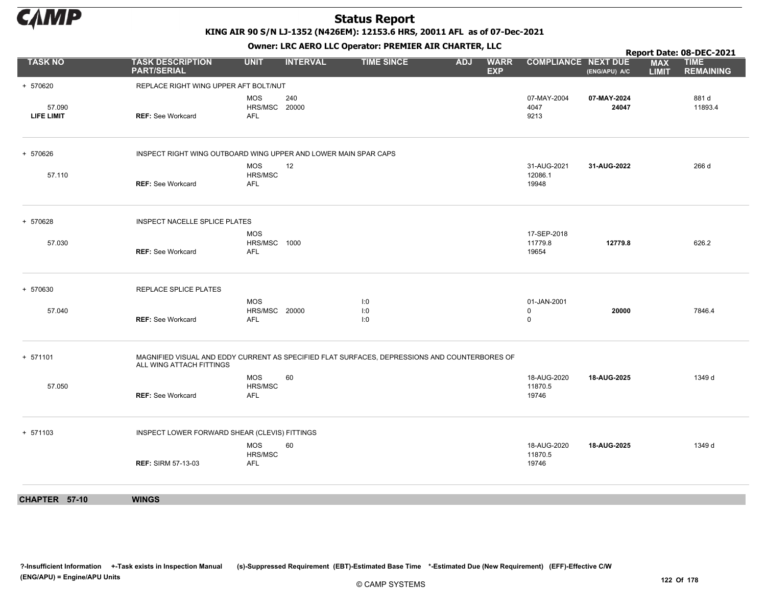# Status Report

**KING AIR 90 S/N LJ-1352 (N426EM): 12153.6 HRS, 20011 AFL as of 07-Dec-2021**

**Owner: LRC AERO LLC Operator: PREMIER AIR CHARTER, LLC**

**Report Date: 08-DEC-2021**

| TASK NO | TASK DESCRIPTION PART/SERIAL | UNIT | INTERVAL | TIME SINCE | ADJ | WARR EXP | COMPLIANCE | NEXT DUE (ENG/APU) A/C | MAX LIMIT | TIME REMAINING |
|---|---|---|---|---|---|---|---|---|---|---|
| + 570620 | REPLACE RIGHT WING UPPER AFT BOLT/NUT | | | | | | | | | |
| | | MOS | 240 | | | | 07-MAY-2004 | **07-MAY-2024** | | 881 d |
| 57.090 | | HRS/MSC | 20000 | | | | 4047 | **24047** | | 11893.4 |
| **LIFE LIMIT** | **REF:** See Workcard | AFL | | | | | 9213 | | | |
| + 570626 | INSPECT RIGHT WING OUTBOARD WING UPPER AND LOWER MAIN SPAR CAPS | | | | | | | | | |
| | | MOS | 12 | | | | 31-AUG-2021 | **31-AUG-2022** | | 266 d |
| 57.110 | | HRS/MSC | | | | | 12086.1 | | | |
| | **REF:** See Workcard | AFL | | | | | 19948 | | | |
| + 570628 | INSPECT NACELLE SPLICE PLATES | | | | | | | | | |
| | | MOS | | | | | 17-SEP-2018 | | | |
| 57.030 | | HRS/MSC | 1000 | | | | 11779.8 | **12779.8** | | 626.2 |
| | **REF:** See Workcard | AFL | | | | | 19654 | | | |
| + 570630 | REPLACE SPLICE PLATES | | | | | | | | | |
| | | MOS | | I:0 | | | 01-JAN-2001 | | | |
| 57.040 | | HRS/MSC | 20000 | I:0 | | | 0 | **20000** | | 7846.4 |
| | **REF:** See Workcard | AFL | | I:0 | | | 0 | | | |
| + 571101 | MAGNIFIED VISUAL AND EDDY CURRENT AS SPECIFIED FLAT SURFACES, DEPRESSIONS AND COUNTERBORES OF ALL WING ATTACH FITTINGS | | | | | | | | | |
| | | MOS | 60 | | | | 18-AUG-2020 | **18-AUG-2025** | | 1349 d |
| 57.050 | | HRS/MSC | | | | | 11870.5 | | | |
| | **REF:** See Workcard | AFL | | | | | 19746 | | | |
| + 571103 | INSPECT LOWER FORWARD SHEAR (CLEVIS) FITTINGS | | | | | | | | | |
| | | MOS | 60 | | | | 18-AUG-2020 | **18-AUG-2025** | | 1349 d |
| | | HRS/MSC | | | | | 11870.5 | | | |
| | **REF:** SIRM 57-13-03 | AFL | | | | | 19746 | | | |

**CHAPTER 57-10 WINGS**

?-Insufficient Information +-Task exists in Inspection Manual (s)-Suppressed Requirement (EBT)-Estimated Base Time *-Estimated Due (New Requirement) (EFF)-Effective C/W
(ENG/APU) = Engine/APU Units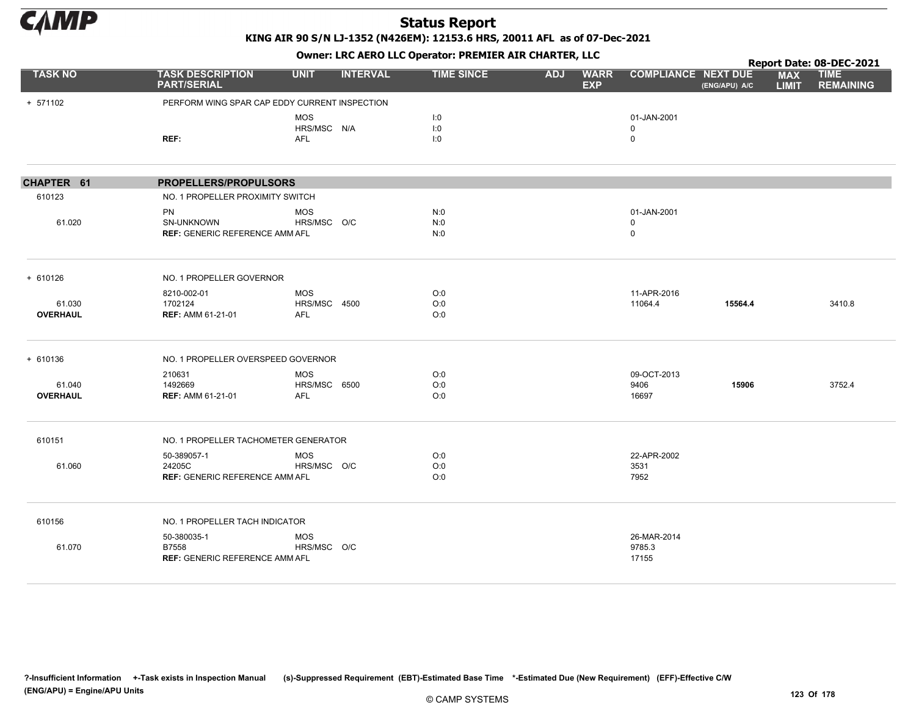# Status Report

**KING AIR 90 S/N LJ-1352 (N426EM): 12153.6 HRS, 20011 AFL as of 07-Dec-2021**

**Owner: LRC AERO LLC Operator: PREMIER AIR CHARTER, LLC**

**Report Date: 08-DEC-2021**

| TASK NO | TASK DESCRIPTION PART/SERIAL | UNIT | INTERVAL | TIME SINCE | ADJ | WARR EXP | COMPLIANCE | NEXT DUE (ENG/APU) A/C | MAX LIMIT | TIME REMAINING |
|---|---|---|---|---|---|---|---|---|---|---|
| + 571102 | PERFORM WING SPAR CAP EDDY CURRENT INSPECTION | | | | | | | | | |
| | | MOS | | I:0 | | | 01-JAN-2001 | | | |
| | | HRS/MSC | N/A | I:0 | | | 0 | | | |
| | **REF:** | AFL | | I:0 | | | 0 | | | |
| **CHAPTER 61** | **PROPELLERS/PROPULSORS** | | | | | | | | | |
| 610123 | NO. 1 PROPELLER PROXIMITY SWITCH | | | | | | | | | |
| | PN | MOS | | N:0 | | | 01-JAN-2001 | | | |
| 61.020 | SN-UNKNOWN | HRS/MSC | O/C | N:0 | | | 0 | | | |
| | **REF:** GENERIC REFERENCE AMM | AFL | | N:0 | | | 0 | | | |
| + 610126 | NO. 1 PROPELLER GOVERNOR | | | | | | | | | |
| | 8210-002-01 | MOS | | O:0 | | | 11-APR-2016 | | | |
| 61.030 | 1702124 | HRS/MSC | 4500 | O:0 | | | 11064.4 | **15564.4** | | 3410.8 |
| **OVERHAUL** | **REF:** AMM 61-21-01 | AFL | | O:0 | | | | | | |
| + 610136 | NO. 1 PROPELLER OVERSPEED GOVERNOR | | | | | | | | | |
| | 210631 | MOS | | O:0 | | | 09-OCT-2013 | | | |
| 61.040 | 1492669 | HRS/MSC | 6500 | O:0 | | | 9406 | **15906** | | 3752.4 |
| **OVERHAUL** | **REF:** AMM 61-21-01 | AFL | | O:0 | | | 16697 | | | |
| 610151 | NO. 1 PROPELLER TACHOMETER GENERATOR | | | | | | | | | |
| | 50-389057-1 | MOS | | O:0 | | | 22-APR-2002 | | | |
| 61.060 | 24205C | HRS/MSC | O/C | O:0 | | | 3531 | | | |
| | **REF:** GENERIC REFERENCE AMM | AFL | | O:0 | | | 7952 | | | |
| 610156 | NO. 1 PROPELLER TACH INDICATOR | | | | | | | | | |
| | 50-380035-1 | MOS | | | | | 26-MAR-2014 | | | |
| 61.070 | B7558 | HRS/MSC | O/C | | | | 9785.3 | | | |
| | **REF:** GENERIC REFERENCE AMM | AFL | | | | | 17155 | | | |

?-Insufficient Information +-Task exists in Inspection Manual (s)-Suppressed Requirement (EBT)-Estimated Base Time *-Estimated Due (New Requirement) (EFF)-Effective C/W
(ENG/APU) = Engine/APU Units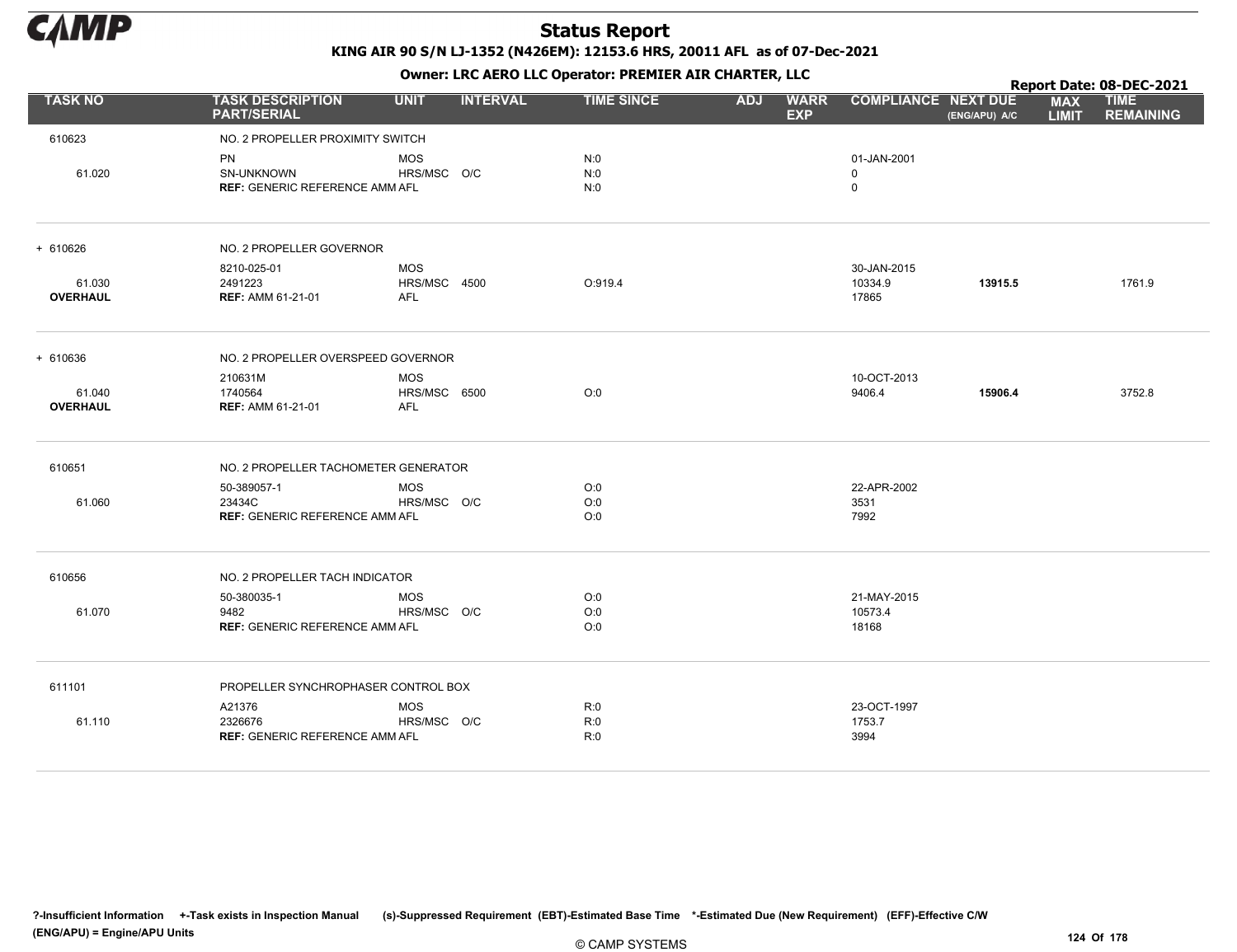# Status Report

**KING AIR 90 S/N LJ-1352 (N426EM): 12153.6 HRS, 20011 AFL as of 07-Dec-2021**

**Owner: LRC AERO LLC Operator: PREMIER AIR CHARTER, LLC**

**Report Date: 08-DEC-2021**

| TASK NO | TASK DESCRIPTION PART/SERIAL | UNIT | INTERVAL | TIME SINCE | ADJ | WARR EXP | COMPLIANCE | NEXT DUE (ENG/APU) A/C | MAX LIMIT | TIME REMAINING |
|---|---|---|---|---|---|---|---|---|---|---|
| 610623 | NO. 2 PROPELLER PROXIMITY SWITCH | | | | | | | | | |
| | PN | MOS | | N:0 | | | 01-JAN-2001 | | | |
| 61.020 | SN-UNKNOWN | HRS/MSC | O/C | N:0 | | | 0 | | | |
| | **REF:** GENERIC REFERENCE AMM | AFL | | N:0 | | | 0 | | | |
| + 610626 | NO. 2 PROPELLER GOVERNOR | | | | | | | | | |
| | 8210-025-01 | MOS | | | | | 30-JAN-2015 | | | |
| 61.030 | 2491223 | HRS/MSC | 4500 | O:919.4 | | | 10334.9 | **13915.5** | | 1761.9 |
| **OVERHAUL** | **REF:** AMM 61-21-01 | AFL | | | | | 17865 | | | |
| + 610636 | NO. 2 PROPELLER OVERSPEED GOVERNOR | | | | | | | | | |
| | 210631M | MOS | | | | | 10-OCT-2013 | | | |
| 61.040 | 1740564 | HRS/MSC | 6500 | O:0 | | | 9406.4 | **15906.4** | | 3752.8 |
| **OVERHAUL** | **REF:** AMM 61-21-01 | AFL | | | | | | | | |
| 610651 | NO. 2 PROPELLER TACHOMETER GENERATOR | | | | | | | | | |
| | 50-389057-1 | MOS | | O:0 | | | 22-APR-2002 | | | |
| 61.060 | 23434C | HRS/MSC | O/C | O:0 | | | 3531 | | | |
| | **REF:** GENERIC REFERENCE AMM | AFL | | O:0 | | | 7992 | | | |
| 610656 | NO. 2 PROPELLER TACH INDICATOR | | | | | | | | | |
| | 50-380035-1 | MOS | | O:0 | | | 21-MAY-2015 | | | |
| 61.070 | 9482 | HRS/MSC | O/C | O:0 | | | 10573.4 | | | |
| | **REF:** GENERIC REFERENCE AMM | AFL | | O:0 | | | 18168 | | | |
| 611101 | PROPELLER SYNCHROPHASER CONTROL BOX | | | | | | | | | |
| | A21376 | MOS | | R:0 | | | 23-OCT-1997 | | | |
| 61.110 | 2326676 | HRS/MSC | O/C | R:0 | | | 1753.7 | | | |
| | **REF:** GENERIC REFERENCE AMM | AFL | | R:0 | | | 3994 | | | |

**?-Insufficient Information +-Task exists in Inspection Manual (s)-Suppressed Requirement (EBT)-Estimated Base Time \*-Estimated Due (New Requirement) (EFF)-Effective C/W (ENG/APU) = Engine/APU Units**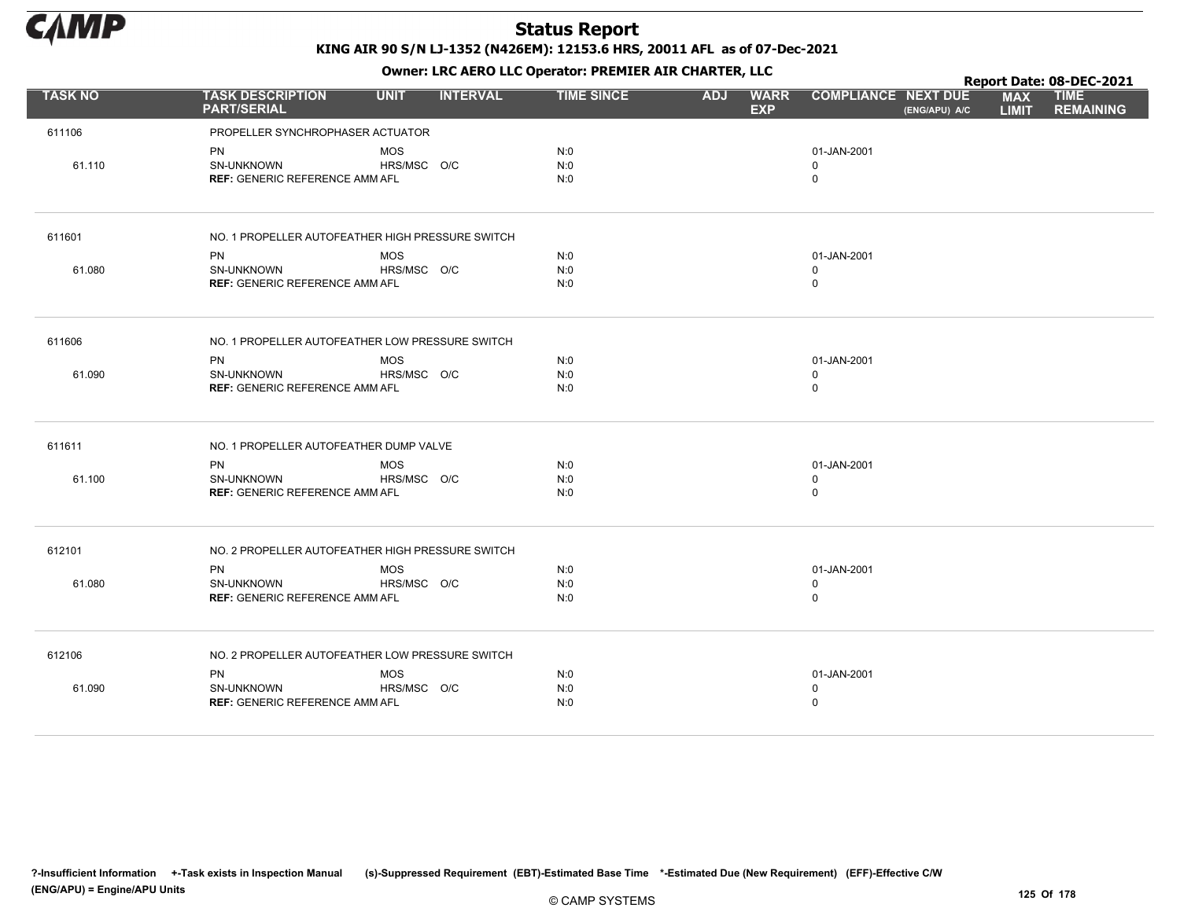# Status Report

**KING AIR 90 S/N LJ-1352 (N426EM): 12153.6 HRS, 20011 AFL as of 07-Dec-2021**

**Owner: LRC AERO LLC Operator: PREMIER AIR CHARTER, LLC**

**Report Date: 08-DEC-2021**

| TASK NO | TASK DESCRIPTION PART/SERIAL | UNIT | INTERVAL | TIME SINCE | ADJ | WARR EXP | COMPLIANCE | NEXT DUE (ENG/APU) A/C | MAX LIMIT | TIME REMAINING |
|---|---|---|---|---|---|---|---|---|---|---|
| 611106 | PROPELLER SYNCHROPHASER ACTUATOR | | | | | | | | | |
| | PN | MOS | | N:0 | | | 01-JAN-2001 | | | |
| 61.110 | SN-UNKNOWN | HRS/MSC | O/C | N:0 | | | 0 | | | |
| | **REF:** GENERIC REFERENCE AMM | AFL | | N:0 | | | 0 | | | |
| 611601 | NO. 1 PROPELLER AUTOFEATHER HIGH PRESSURE SWITCH | | | | | | | | | |
| | PN | MOS | | N:0 | | | 01-JAN-2001 | | | |
| 61.080 | SN-UNKNOWN | HRS/MSC | O/C | N:0 | | | 0 | | | |
| | **REF:** GENERIC REFERENCE AMM | AFL | | N:0 | | | 0 | | | |
| 611606 | NO. 1 PROPELLER AUTOFEATHER LOW PRESSURE SWITCH | | | | | | | | | |
| | PN | MOS | | N:0 | | | 01-JAN-2001 | | | |
| 61.090 | SN-UNKNOWN | HRS/MSC | O/C | N:0 | | | 0 | | | |
| | **REF:** GENERIC REFERENCE AMM | AFL | | N:0 | | | 0 | | | |
| 611611 | NO. 1 PROPELLER AUTOFEATHER DUMP VALVE | | | | | | | | | |
| | PN | MOS | | N:0 | | | 01-JAN-2001 | | | |
| 61.100 | SN-UNKNOWN | HRS/MSC | O/C | N:0 | | | 0 | | | |
| | **REF:** GENERIC REFERENCE AMM | AFL | | N:0 | | | 0 | | | |
| 612101 | NO. 2 PROPELLER AUTOFEATHER HIGH PRESSURE SWITCH | | | | | | | | | |
| | PN | MOS | | N:0 | | | 01-JAN-2001 | | | |
| 61.080 | SN-UNKNOWN | HRS/MSC | O/C | N:0 | | | 0 | | | |
| | **REF:** GENERIC REFERENCE AMM | AFL | | N:0 | | | 0 | | | |
| 612106 | NO. 2 PROPELLER AUTOFEATHER LOW PRESSURE SWITCH | | | | | | | | | |
| | PN | MOS | | N:0 | | | 01-JAN-2001 | | | |
| 61.090 | SN-UNKNOWN | HRS/MSC | O/C | N:0 | | | 0 | | | |
| | **REF:** GENERIC REFERENCE AMM | AFL | | N:0 | | | 0 | | | |

?-Insufficient Information +-Task exists in Inspection Manual (s)-Suppressed Requirement (EBT)-Estimated Base Time *-Estimated Due (New Requirement) (EFF)-Effective C/W (ENG/APU) = Engine/APU Units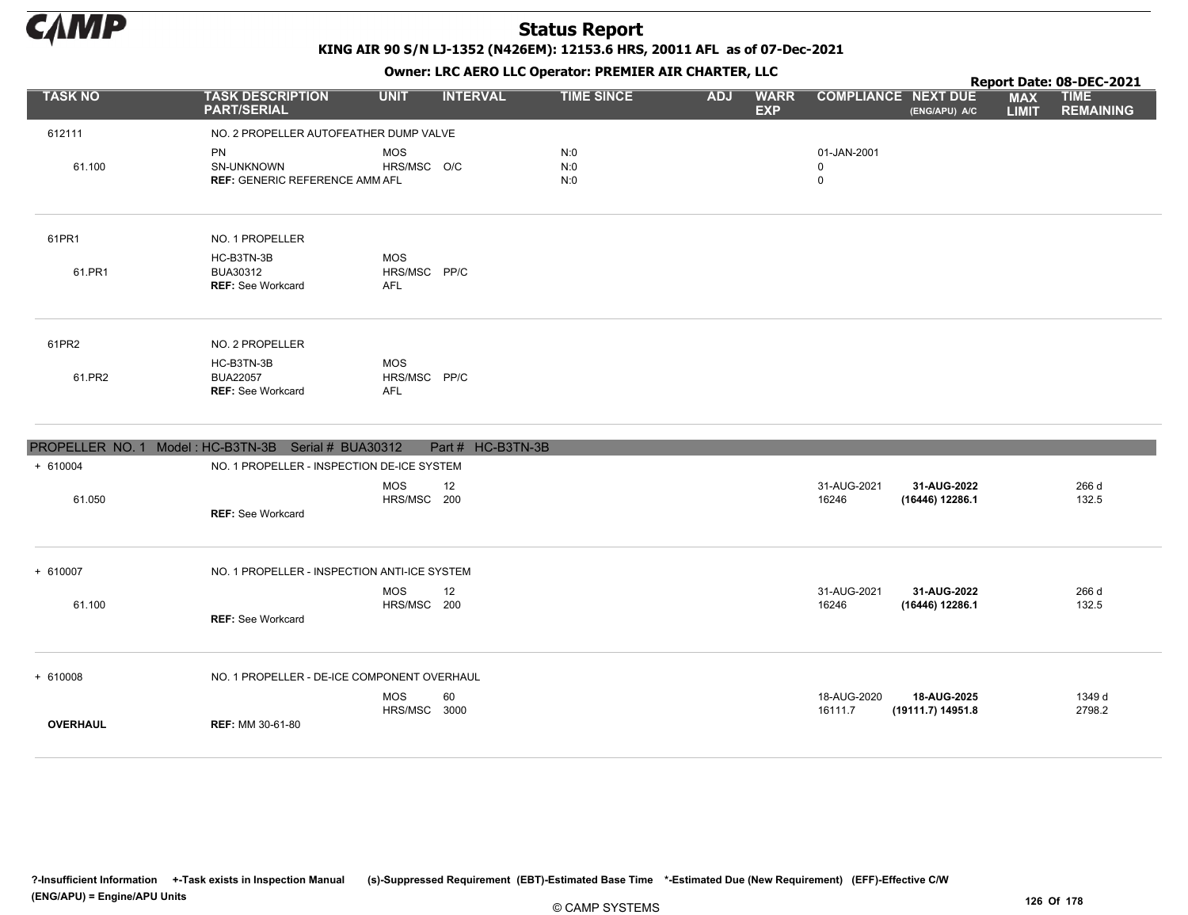# Status Report

**KING AIR 90 S/N LJ-1352 (N426EM): 12153.6 HRS, 20011 AFL as of 07-Dec-2021**

**Owner: LRC AERO LLC Operator: PREMIER AIR CHARTER, LLC**

**Report Date: 08-DEC-2021**

| TASK NO | TASK DESCRIPTION PART/SERIAL | UNIT | INTERVAL | TIME SINCE | ADJ | WARR EXP | COMPLIANCE | NEXT DUE (ENG/APU) A/C | MAX LIMIT | TIME REMAINING |
|---|---|---|---|---|---|---|---|---|---|---|
| 612111 | NO. 2 PROPELLER AUTOFEATHER DUMP VALVE | | | | | | | | | |
| | PN | MOS | | N:0 | | | 01-JAN-2001 | | | |
| 61.100 | SN-UNKNOWN | HRS/MSC | O/C | N:0 | | | 0 | | | |
| | **REF:** GENERIC REFERENCE AMM | AFL | | N:0 | | | 0 | | | |
| 61PR1 | NO. 1 PROPELLER | | | | | | | | | |
| | HC-B3TN-3B | MOS | | | | | | | | |
| 61.PR1 | BUA30312 | HRS/MSC | PP/C | | | | | | | |
| | **REF:** See Workcard | AFL | | | | | | | | |
| 61PR2 | NO. 2 PROPELLER | | | | | | | | | |
| | HC-B3TN-3B | MOS | | | | | | | | |
| 61.PR2 | BUA22057 | HRS/MSC | PP/C | | | | | | | |
| | **REF:** See Workcard | AFL | | | | | | | | |

## PROPELLER NO. 1 Model : HC-B3TN-3B Serial # BUA30312 Part # HC-B3TN-3B

| TASK NO | TASK DESCRIPTION PART/SERIAL | UNIT | INTERVAL | TIME SINCE | ADJ | WARR EXP | COMPLIANCE | NEXT DUE (ENG/APU) A/C | MAX LIMIT | TIME REMAINING |
|---|---|---|---|---|---|---|---|---|---|---|
| + 610004 | NO. 1 PROPELLER - INSPECTION DE-ICE SYSTEM | | | | | | | | | |
| | | MOS | 12 | | | | 31-AUG-2021 | **31-AUG-2022** | | 266 d |
| 61.050 | | HRS/MSC | 200 | | | | 16246 | **(16446) 12286.1** | | 132.5 |
| | **REF:** See Workcard | | | | | | | | | |
| + 610007 | NO. 1 PROPELLER - INSPECTION ANTI-ICE SYSTEM | | | | | | | | | |
| | | MOS | 12 | | | | 31-AUG-2021 | **31-AUG-2022** | | 266 d |
| 61.100 | | HRS/MSC | 200 | | | | 16246 | **(16446) 12286.1** | | 132.5 |
| | **REF:** See Workcard | | | | | | | | | |
| + 610008 | NO. 1 PROPELLER - DE-ICE COMPONENT OVERHAUL | | | | | | | | | |
| | | MOS | 60 | | | | 18-AUG-2020 | **18-AUG-2025** | | 1349 d |
| | | HRS/MSC | 3000 | | | | 16111.7 | **(19111.7) 14951.8** | | 2798.2 |
| **OVERHAUL** | **REF:** MM 30-61-80 | | | | | | | | | |

**?-Insufficient Information +-Task exists in Inspection Manual (s)-Suppressed Requirement (EBT)-Estimated Base Time \*-Estimated Due (New Requirement) (EFF)-Effective C/W (ENG/APU) = Engine/APU Units**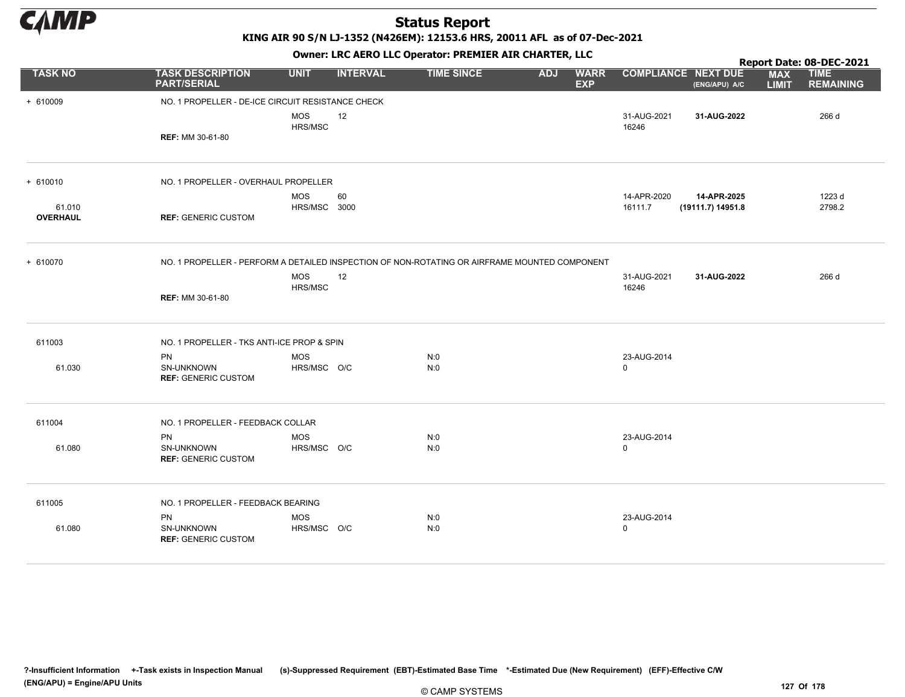# Status Report

**KING AIR 90 S/N LJ-1352 (N426EM): 12153.6 HRS, 20011 AFL as of 07-Dec-2021**

**Owner: LRC AERO LLC Operator: PREMIER AIR CHARTER, LLC**

**Report Date: 08-DEC-2021**

| TASK NO | TASK DESCRIPTION PART/SERIAL | UNIT | INTERVAL | TIME SINCE | ADJ | WARR EXP | COMPLIANCE | NEXT DUE (ENG/APU) A/C | MAX LIMIT | TIME REMAINING |
|---|---|---|---|---|---|---|---|---|---|---|
| + 610009 | NO. 1 PROPELLER - DE-ICE CIRCUIT RESISTANCE CHECK | | | | | | | | | |
| | | MOS | 12 | | | | 31-AUG-2021 | **31-AUG-2022** | | 266 d |
| | | HRS/MSC | | | | | 16246 | | | |
| | **REF:** MM 30-61-80 | | | | | | | | | |
| + 610010 | NO. 1 PROPELLER - OVERHAUL PROPELLER | | | | | | | | | |
| | | MOS | 60 | | | | 14-APR-2020 | **14-APR-2025** | | 1223 d |
| 61.010 | | HRS/MSC | 3000 | | | | 16111.7 | **(19111.7) 14951.8** | | 2798.2 |
| **OVERHAUL** | **REF:** GENERIC CUSTOM | | | | | | | | | |
| + 610070 | NO. 1 PROPELLER - PERFORM A DETAILED INSPECTION OF NON-ROTATING OR AIRFRAME MOUNTED COMPONENT | | | | | | | | | |
| | | MOS | 12 | | | | 31-AUG-2021 | **31-AUG-2022** | | 266 d |
| | | HRS/MSC | | | | | 16246 | | | |
| | **REF:** MM 30-61-80 | | | | | | | | | |
| 611003 | NO. 1 PROPELLER - TKS ANTI-ICE PROP & SPIN | | | | | | | | | |
| | PN | MOS | | N:0 | | | 23-AUG-2014 | | | |
| 61.030 | SN-UNKNOWN | HRS/MSC | O/C | N:0 | | | 0 | | | |
| | **REF:** GENERIC CUSTOM | | | | | | | | | |
| 611004 | NO. 1 PROPELLER - FEEDBACK COLLAR | | | | | | | | | |
| | PN | MOS | | N:0 | | | 23-AUG-2014 | | | |
| 61.080 | SN-UNKNOWN | HRS/MSC | O/C | N:0 | | | 0 | | | |
| | **REF:** GENERIC CUSTOM | | | | | | | | | |
| 611005 | NO. 1 PROPELLER - FEEDBACK BEARING | | | | | | | | | |
| | PN | MOS | | N:0 | | | 23-AUG-2014 | | | |
| 61.080 | SN-UNKNOWN | HRS/MSC | O/C | N:0 | | | 0 | | | |
| | **REF:** GENERIC CUSTOM | | | | | | | | | |

**?-Insufficient Information +-Task exists in Inspection Manual (s)-Suppressed Requirement (EBT)-Estimated Base Time \*-Estimated Due (New Requirement) (EFF)-Effective C/W (ENG/APU) = Engine/APU Units**

© CAMP SYSTEMS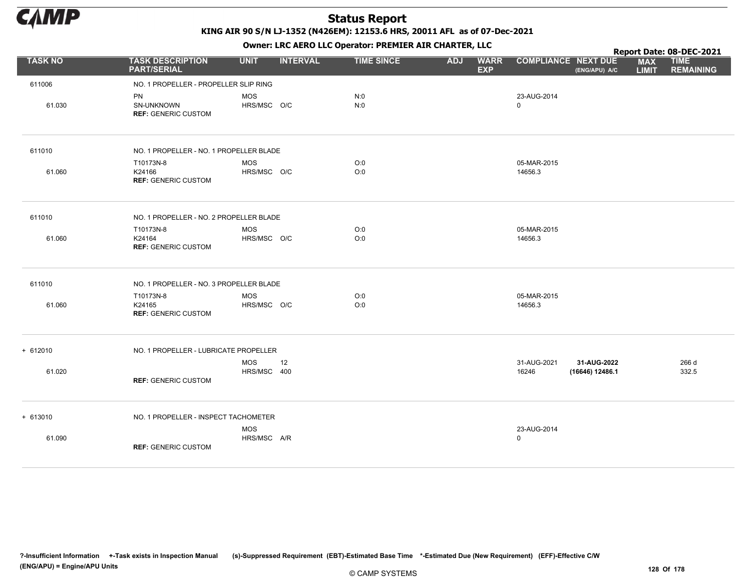# Status Report

**KING AIR 90 S/N LJ-1352 (N426EM): 12153.6 HRS, 20011 AFL as of 07-Dec-2021**

**Owner: LRC AERO LLC Operator: PREMIER AIR CHARTER, LLC**

**Report Date: 08-DEC-2021**

| TASK NO | TASK DESCRIPTION PART/SERIAL | UNIT | INTERVAL | TIME SINCE | ADJ | WARR EXP | COMPLIANCE | NEXT DUE (ENG/APU) A/C | MAX LIMIT | TIME REMAINING |
|---|---|---|---|---|---|---|---|---|---|---|
| 611006 | NO. 1 PROPELLER - PROPELLER SLIP RING | | | | | | | | | |
| | PN | MOS | | N:0 | | | 23-AUG-2014 | | | |
| 61.030 | SN-UNKNOWN | HRS/MSC | O/C | N:0 | | | 0 | | | |
| | **REF:** GENERIC CUSTOM | | | | | | | | | |
| 611010 | NO. 1 PROPELLER - NO. 1 PROPELLER BLADE | | | | | | | | | |
| | T10173N-8 | MOS | | O:0 | | | 05-MAR-2015 | | | |
| 61.060 | K24166 | HRS/MSC | O/C | O:0 | | | 14656.3 | | | |
| | **REF:** GENERIC CUSTOM | | | | | | | | | |
| 611010 | NO. 1 PROPELLER - NO. 2 PROPELLER BLADE | | | | | | | | | |
| | T10173N-8 | MOS | | O:0 | | | 05-MAR-2015 | | | |
| 61.060 | K24164 | HRS/MSC | O/C | O:0 | | | 14656.3 | | | |
| | **REF:** GENERIC CUSTOM | | | | | | | | | |
| 611010 | NO. 1 PROPELLER - NO. 3 PROPELLER BLADE | | | | | | | | | |
| | T10173N-8 | MOS | | O:0 | | | 05-MAR-2015 | | | |
| 61.060 | K24165 | HRS/MSC | O/C | O:0 | | | 14656.3 | | | |
| | **REF:** GENERIC CUSTOM | | | | | | | | | |
| + 612010 | NO. 1 PROPELLER - LUBRICATE PROPELLER | | | | | | | | | |
| | | MOS | 12 | | | | 31-AUG-2021 | **31-AUG-2022** | | 266 d |
| 61.020 | | HRS/MSC | 400 | | | | 16246 | **(16646) 12486.1** | | 332.5 |
| | **REF:** GENERIC CUSTOM | | | | | | | | | |
| + 613010 | NO. 1 PROPELLER - INSPECT TACHOMETER | | | | | | | | | |
| | | MOS | | | | | 23-AUG-2014 | | | |
| 61.090 | | HRS/MSC | A/R | | | | 0 | | | |
| | **REF:** GENERIC CUSTOM | | | | | | | | | |

?-Insufficient Information +-Task exists in Inspection Manual (s)-Suppressed Requirement (EBT)-Estimated Base Time *-Estimated Due (New Requirement) (EFF)-Effective C/W (ENG/APU) = Engine/APU Units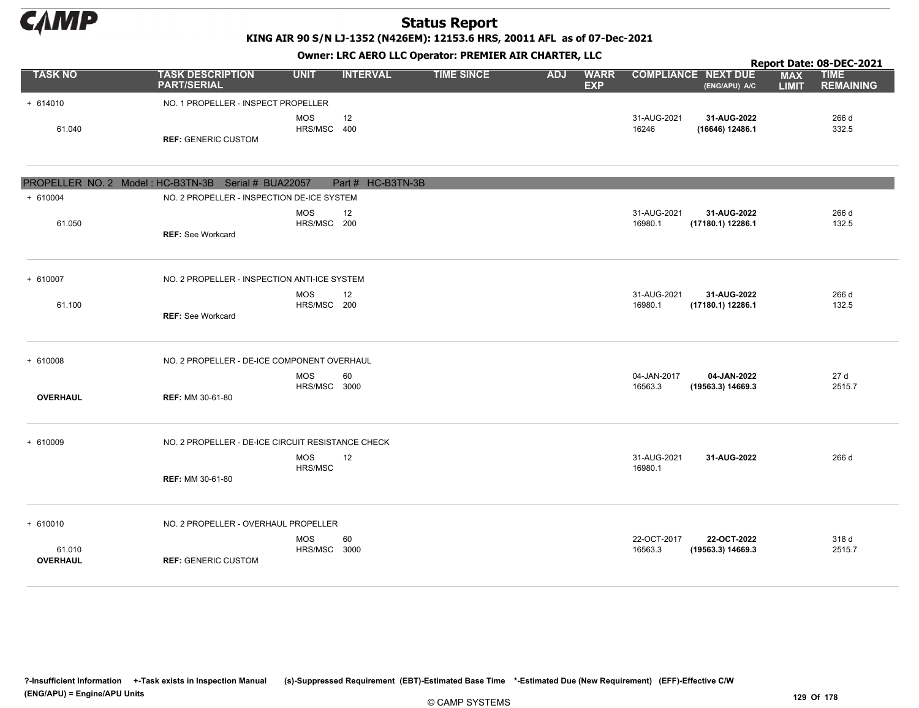# Status Report

KING AIR 90 S/N LJ-1352 (N426EM): 12153.6 HRS, 20011 AFL as of 07-Dec-2021

Owner: LRC AERO LLC Operator: PREMIER AIR CHARTER, LLC

Report Date: 08-DEC-2021

| TASK NO | TASK DESCRIPTION PART/SERIAL | UNIT | INTERVAL | TIME SINCE | ADJ | WARR EXP | COMPLIANCE | NEXT DUE (ENG/APU) A/C | MAX LIMIT | TIME REMAINING |
|---|---|---|---|---|---|---|---|---|---|---|
| + 614010 | NO. 1 PROPELLER - INSPECT PROPELLER | | | | | | | | | |
| | | MOS | 12 | | | | 31-AUG-2021 | **31-AUG-2022** | | 266 d |
| 61.040 | | HRS/MSC | 400 | | | | 16246 | **(16646) 12486.1** | | 332.5 |
| | **REF:** GENERIC CUSTOM | | | | | | | | | |

**PROPELLER NO. 2 Model : HC-B3TN-3B Serial # BUA22057 Part # HC-B3TN-3B**

| TASK NO | TASK DESCRIPTION PART/SERIAL | UNIT | INTERVAL | TIME SINCE | ADJ | WARR EXP | COMPLIANCE | NEXT DUE (ENG/APU) A/C | MAX LIMIT | TIME REMAINING |
|---|---|---|---|---|---|---|---|---|---|---|
| + 610004 | NO. 2 PROPELLER - INSPECTION DE-ICE SYSTEM | | | | | | | | | |
| | | MOS | 12 | | | | 31-AUG-2021 | **31-AUG-2022** | | 266 d |
| 61.050 | | HRS/MSC | 200 | | | | 16980.1 | **(17180.1) 12286.1** | | 132.5 |
| | **REF:** See Workcard | | | | | | | | | |
| + 610007 | NO. 2 PROPELLER - INSPECTION ANTI-ICE SYSTEM | | | | | | | | | |
| | | MOS | 12 | | | | 31-AUG-2021 | **31-AUG-2022** | | 266 d |
| 61.100 | | HRS/MSC | 200 | | | | 16980.1 | **(17180.1) 12286.1** | | 132.5 |
| | **REF:** See Workcard | | | | | | | | | |
| + 610008 | NO. 2 PROPELLER - DE-ICE COMPONENT OVERHAUL | | | | | | | | | |
| | | MOS | 60 | | | | 04-JAN-2017 | **04-JAN-2022** | | 27 d |
| | | HRS/MSC | 3000 | | | | 16563.3 | **(19563.3) 14669.3** | | 2515.7 |
| **OVERHAUL** | **REF:** MM 30-61-80 | | | | | | | | | |
| + 610009 | NO. 2 PROPELLER - DE-ICE CIRCUIT RESISTANCE CHECK | | | | | | | | | |
| | | MOS | 12 | | | | 31-AUG-2021 | **31-AUG-2022** | | 266 d |
| | | HRS/MSC | | | | | 16980.1 | | | |
| | **REF:** MM 30-61-80 | | | | | | | | | |
| + 610010 | NO. 2 PROPELLER - OVERHAUL PROPELLER | | | | | | | | | |
| | | MOS | 60 | | | | 22-OCT-2017 | **22-OCT-2022** | | 318 d |
| 61.010 | | HRS/MSC | 3000 | | | | 16563.3 | **(19563.3) 14669.3** | | 2515.7 |
| **OVERHAUL** | **REF:** GENERIC CUSTOM | | | | | | | | | |

?-Insufficient Information +-Task exists in Inspection Manual (s)-Suppressed Requirement (EBT)-Estimated Base Time *-Estimated Due (New Requirement) (EFF)-Effective C/W (ENG/APU) = Engine/APU Units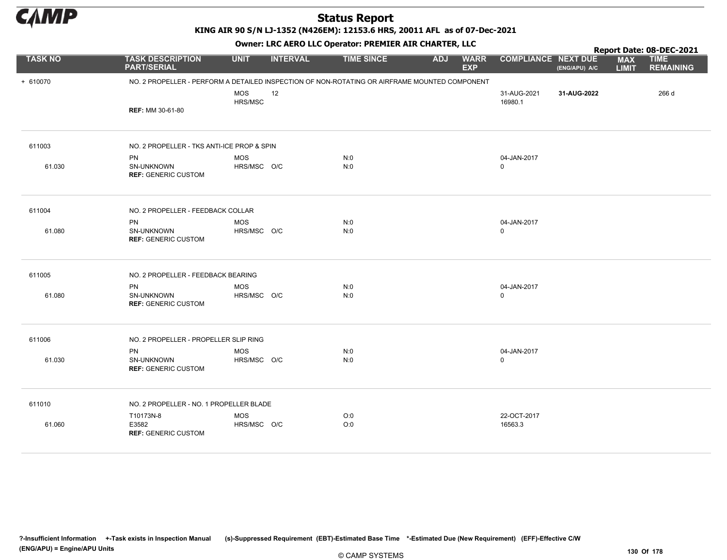# Status Report

**KING AIR 90 S/N LJ-1352 (N426EM): 12153.6 HRS, 20011 AFL as of 07-Dec-2021**

**Owner: LRC AERO LLC Operator: PREMIER AIR CHARTER, LLC**

**Report Date: 08-DEC-2021**

| TASK NO | TASK DESCRIPTION PART/SERIAL | UNIT | INTERVAL | TIME SINCE | ADJ | WARR EXP | COMPLIANCE | NEXT DUE (ENG/APU) A/C | MAX LIMIT | TIME REMAINING |
|---|---|---|---|---|---|---|---|---|---|---|
| + 610070 | NO. 2 PROPELLER - PERFORM A DETAILED INSPECTION OF NON-ROTATING OR AIRFRAME MOUNTED COMPONENT | | | | | | | | | |
| | | MOS<br>HRS/MSC | 12 | | | | 31-AUG-2021<br>16980.1 | **31-AUG-2022** | | 266 d |
| | **REF:** MM 30-61-80 | | | | | | | | | |
| 611003 | NO. 2 PROPELLER - TKS ANTI-ICE PROP & SPIN | | | | | | | | | |
| 61.030 | PN<br>SN-UNKNOWN<br>**REF:** GENERIC CUSTOM | MOS<br>HRS/MSC | O/C | N:0<br>N:0 | | | 04-JAN-2017<br>0 | | | |
| 611004 | NO. 2 PROPELLER - FEEDBACK COLLAR | | | | | | | | | |
| 61.080 | PN<br>SN-UNKNOWN<br>**REF:** GENERIC CUSTOM | MOS<br>HRS/MSC | O/C | N:0<br>N:0 | | | 04-JAN-2017<br>0 | | | |
| 611005 | NO. 2 PROPELLER - FEEDBACK BEARING | | | | | | | | | |
| 61.080 | PN<br>SN-UNKNOWN<br>**REF:** GENERIC CUSTOM | MOS<br>HRS/MSC | O/C | N:0<br>N:0 | | | 04-JAN-2017<br>0 | | | |
| 611006 | NO. 2 PROPELLER - PROPELLER SLIP RING | | | | | | | | | |
| 61.030 | PN<br>SN-UNKNOWN<br>**REF:** GENERIC CUSTOM | MOS<br>HRS/MSC | O/C | N:0<br>N:0 | | | 04-JAN-2017<br>0 | | | |
| 611010 | NO. 2 PROPELLER - NO. 1 PROPELLER BLADE | | | | | | | | | |
| 61.060 | T10173N-8<br>E3582<br>**REF:** GENERIC CUSTOM | MOS<br>HRS/MSC | O/C | O:0<br>O:0 | | | 22-OCT-2017<br>16563.3 | | | |

?-Insufficient Information +-Task exists in Inspection Manual (s)-Suppressed Requirement (EBT)-Estimated Base Time *-Estimated Due (New Requirement) (EFF)-Effective C/W
(ENG/APU) = Engine/APU Units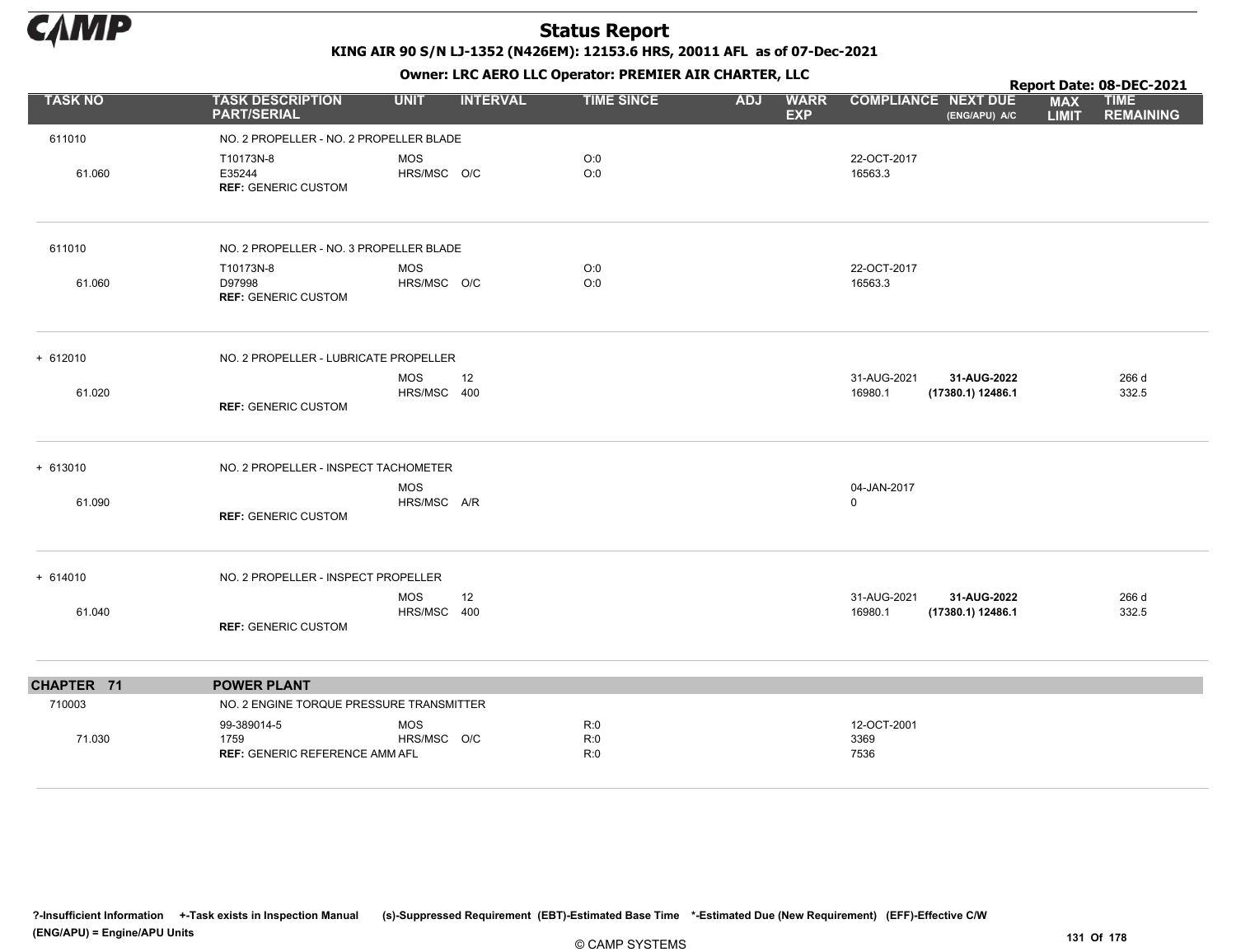# Status Report

**KING AIR 90 S/N LJ-1352 (N426EM): 12153.6 HRS, 20011 AFL as of 07-Dec-2021**

**Owner: LRC AERO LLC Operator: PREMIER AIR CHARTER, LLC**

**Report Date: 08-DEC-2021**

| TASK NO | TASK DESCRIPTION PART/SERIAL | UNIT | INTERVAL | TIME SINCE | ADJ | WARR EXP | COMPLIANCE | NEXT DUE (ENG/APU) A/C | MAX LIMIT | TIME REMAINING |
|---|---|---|---|---|---|---|---|---|---|---|
| 611010 | NO. 2 PROPELLER - NO. 2 PROPELLER BLADE | | | | | | | | | |
| | T10173N-8 | MOS | | O:0 | | | 22-OCT-2017 | | | |
| 61.060 | E35244 | HRS/MSC | O/C | O:0 | | | 16563.3 | | | |
| | **REF:** GENERIC CUSTOM | | | | | | | | | |
| 611010 | NO. 2 PROPELLER - NO. 3 PROPELLER BLADE | | | | | | | | | |
| | T10173N-8 | MOS | | O:0 | | | 22-OCT-2017 | | | |
| 61.060 | D97998 | HRS/MSC | O/C | O:0 | | | 16563.3 | | | |
| | **REF:** GENERIC CUSTOM | | | | | | | | | |
| + 612010 | NO. 2 PROPELLER - LUBRICATE PROPELLER | | | | | | | | | |
| | | MOS | 12 | | | | 31-AUG-2021 | **31-AUG-2022** | | 266 d |
| 61.020 | | HRS/MSC | 400 | | | | 16980.1 | **(17380.1) 12486.1** | | 332.5 |
| | **REF:** GENERIC CUSTOM | | | | | | | | | |
| + 613010 | NO. 2 PROPELLER - INSPECT TACHOMETER | | | | | | | | | |
| | | MOS | | | | | 04-JAN-2017 | | | |
| 61.090 | | HRS/MSC | A/R | | | | 0 | | | |
| | **REF:** GENERIC CUSTOM | | | | | | | | | |
| + 614010 | NO. 2 PROPELLER - INSPECT PROPELLER | | | | | | | | | |
| | | MOS | 12 | | | | 31-AUG-2021 | **31-AUG-2022** | | 266 d |
| 61.040 | | HRS/MSC | 400 | | | | 16980.1 | **(17380.1) 12486.1** | | 332.5 |
| | **REF:** GENERIC CUSTOM | | | | | | | | | |
| **CHAPTER 71** | **POWER PLANT** | | | | | | | | | |
| 710003 | NO. 2 ENGINE TORQUE PRESSURE TRANSMITTER | | | | | | | | | |
| | 99-389014-5 | MOS | | R:0 | | | 12-OCT-2001 | | | |
| 71.030 | 1759 | HRS/MSC | O/C | R:0 | | | 3369 | | | |
| | **REF:** GENERIC REFERENCE AMM AFL | | | R:0 | | | 7536 | | | |

?-Insufficient Information +-Task exists in Inspection Manual (s)-Suppressed Requirement (EBT)-Estimated Base Time *-Estimated Due (New Requirement) (EFF)-Effective C/W (ENG/APU) = Engine/APU Units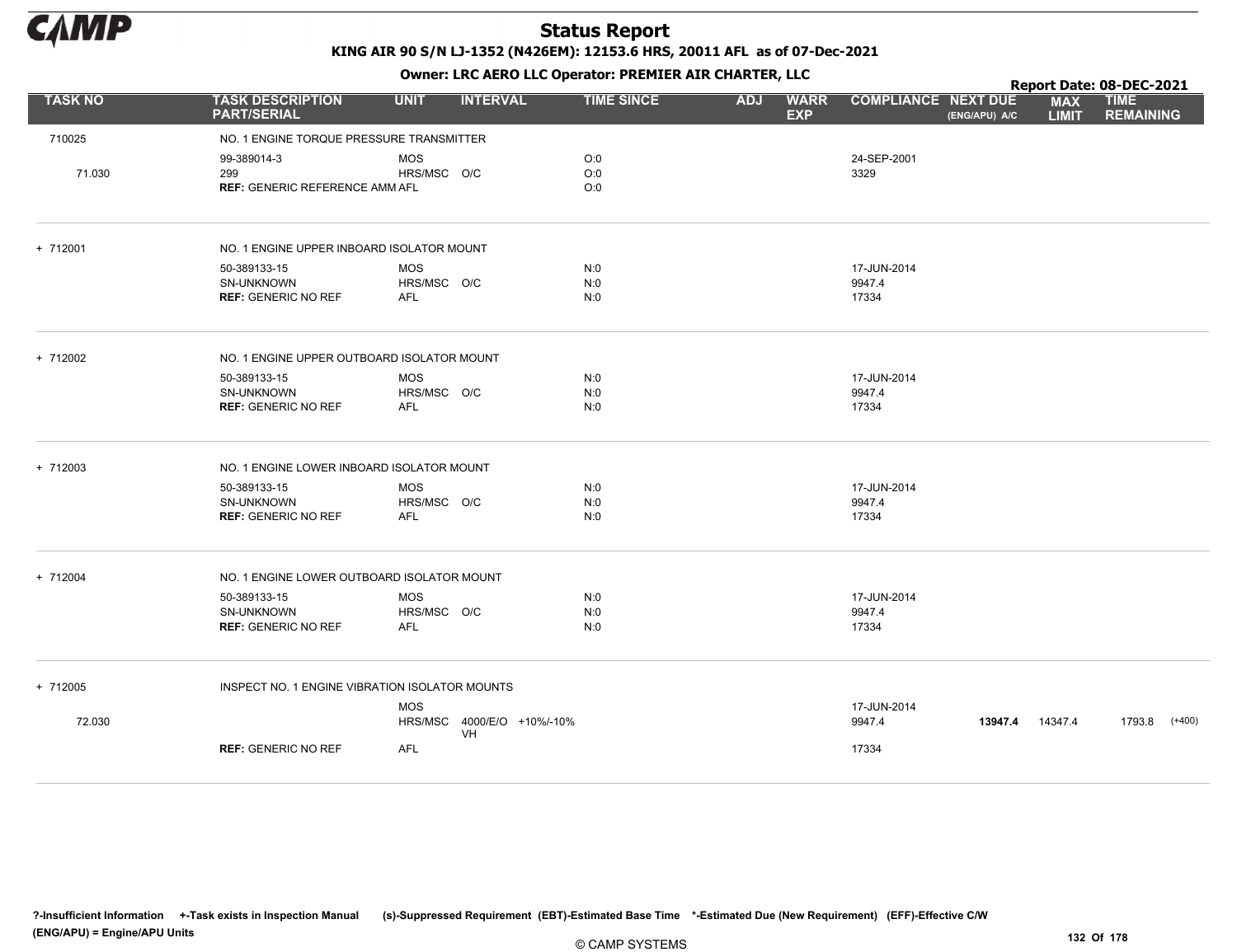# Status Report

**KING AIR 90 S/N LJ-1352 (N426EM): 12153.6 HRS, 20011 AFL as of 07-Dec-2021**

**Owner: LRC AERO LLC Operator: PREMIER AIR CHARTER, LLC**

**Report Date: 08-DEC-2021**

| TASK NO | TASK DESCRIPTION PART/SERIAL | UNIT | INTERVAL | TIME SINCE | ADJ | WARR EXP | COMPLIANCE | NEXT DUE (ENG/APU) A/C | MAX LIMIT | TIME REMAINING |
|---|---|---|---|---|---|---|---|---|---|---|
| 710025 | NO. 1 ENGINE TORQUE PRESSURE TRANSMITTER | | | | | | | | | |
| | 99-389014-3 | MOS | | O:0 | | | 24-SEP-2001 | | | |
| 71.030 | 299 | HRS/MSC | O/C | O:0 | | | 3329 | | | |
| | **REF:** GENERIC REFERENCE AMM | AFL | | O:0 | | | | | | |
| + 712001 | NO. 1 ENGINE UPPER INBOARD ISOLATOR MOUNT | | | | | | | | | |
| | 50-389133-15 | MOS | | N:0 | | | 17-JUN-2014 | | | |
| | SN-UNKNOWN | HRS/MSC | O/C | N:0 | | | 9947.4 | | | |
| | **REF:** GENERIC NO REF | AFL | | N:0 | | | 17334 | | | |
| + 712002 | NO. 1 ENGINE UPPER OUTBOARD ISOLATOR MOUNT | | | | | | | | | |
| | 50-389133-15 | MOS | | N:0 | | | 17-JUN-2014 | | | |
| | SN-UNKNOWN | HRS/MSC | O/C | N:0 | | | 9947.4 | | | |
| | **REF:** GENERIC NO REF | AFL | | N:0 | | | 17334 | | | |
| + 712003 | NO. 1 ENGINE LOWER INBOARD ISOLATOR MOUNT | | | | | | | | | |
| | 50-389133-15 | MOS | | N:0 | | | 17-JUN-2014 | | | |
| | SN-UNKNOWN | HRS/MSC | O/C | N:0 | | | 9947.4 | | | |
| | **REF:** GENERIC NO REF | AFL | | N:0 | | | 17334 | | | |
| + 712004 | NO. 1 ENGINE LOWER OUTBOARD ISOLATOR MOUNT | | | | | | | | | |
| | 50-389133-15 | MOS | | N:0 | | | 17-JUN-2014 | | | |
| | SN-UNKNOWN | HRS/MSC | O/C | N:0 | | | 9947.4 | | | |
| | **REF:** GENERIC NO REF | AFL | | N:0 | | | 17334 | | | |
| + 712005 | INSPECT NO. 1 ENGINE VIBRATION ISOLATOR MOUNTS | | | | | | | | | |
| | | MOS | | | | | 17-JUN-2014 | | | |
| 72.030 | | HRS/MSC | 4000/E/O VH +10%/-10% | | | | 9947.4 | **13947.4** | 14347.4 | 1793.8 (+400) |
| | **REF:** GENERIC NO REF | AFL | | | | | 17334 | | | |

?-Insufficient Information +-Task exists in Inspection Manual (s)-Suppressed Requirement (EBT)-Estimated Base Time *-Estimated Due (New Requirement) (EFF)-Effective C/W (ENG/APU) = Engine/APU Units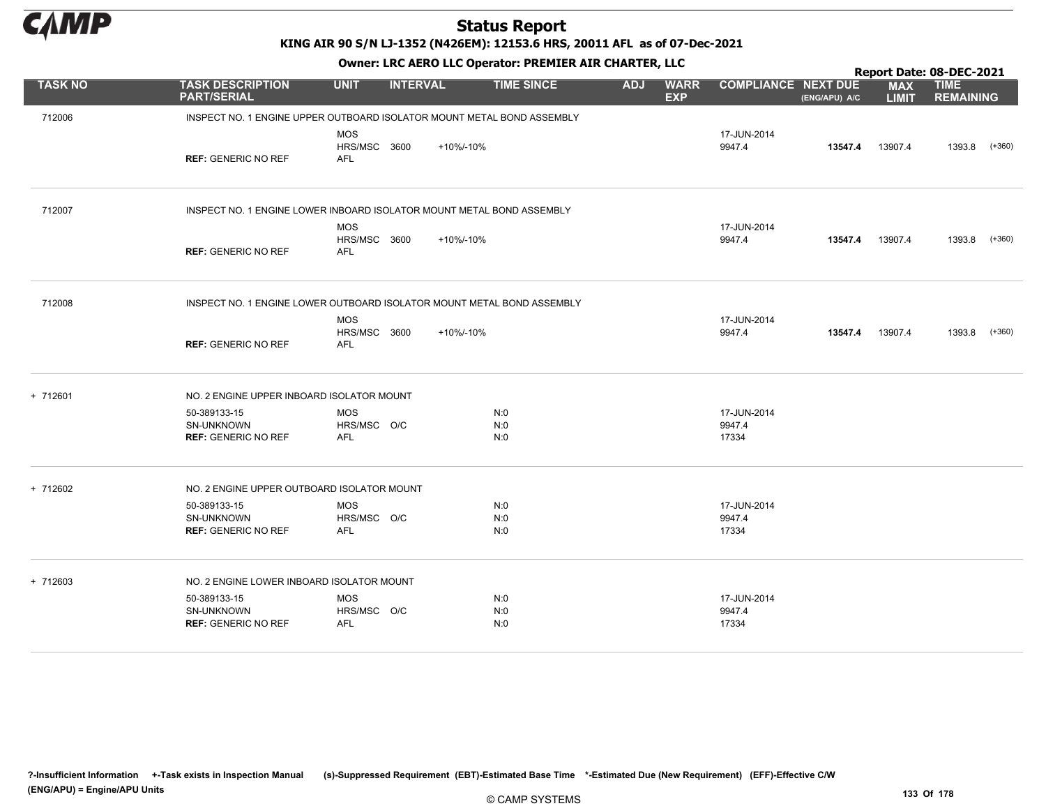# Status Report

**KING AIR 90 S/N LJ-1352 (N426EM): 12153.6 HRS, 20011 AFL as of 07-Dec-2021**

**Owner: LRC AERO LLC Operator: PREMIER AIR CHARTER, LLC**

**Report Date: 08-DEC-2021**

| TASK NO | TASK DESCRIPTION PART/SERIAL | UNIT | INTERVAL | | TIME SINCE | ADJ | WARR EXP | COMPLIANCE | NEXT DUE (ENG/APU) A/C | MAX LIMIT | TIME REMAINING | |
|---|---|---|---|---|---|---|---|---|---|---|---|---|
| 712006 | INSPECT NO. 1 ENGINE UPPER OUTBOARD ISOLATOR MOUNT METAL BOND ASSEMBLY | | | | | | | | | | | |
| | | MOS | | | | | | 17-JUN-2014 | | | | |
| | | HRS/MSC | 3600 | +10%/-10% | | | | 9947.4 | **13547.4** | 13907.4 | 1393.8 | (+360) |
| | **REF:** GENERIC NO REF | AFL | | | | | | | | | | |
| 712007 | INSPECT NO. 1 ENGINE LOWER INBOARD ISOLATOR MOUNT METAL BOND ASSEMBLY | | | | | | | | | | | |
| | | MOS | | | | | | 17-JUN-2014 | | | | |
| | | HRS/MSC | 3600 | +10%/-10% | | | | 9947.4 | **13547.4** | 13907.4 | 1393.8 | (+360) |
| | **REF:** GENERIC NO REF | AFL | | | | | | | | | | |
| 712008 | INSPECT NO. 1 ENGINE LOWER OUTBOARD ISOLATOR MOUNT METAL BOND ASSEMBLY | | | | | | | | | | | |
| | | MOS | | | | | | 17-JUN-2014 | | | | |
| | | HRS/MSC | 3600 | +10%/-10% | | | | 9947.4 | **13547.4** | 13907.4 | 1393.8 | (+360) |
| | **REF:** GENERIC NO REF | AFL | | | | | | | | | | |
| + 712601 | NO. 2 ENGINE UPPER INBOARD ISOLATOR MOUNT | | | | | | | | | | | |
| | 50-389133-15 | MOS | | | N:0 | | | 17-JUN-2014 | | | | |
| | SN-UNKNOWN | HRS/MSC | O/C | | N:0 | | | 9947.4 | | | | |
| | **REF:** GENERIC NO REF | AFL | | | N:0 | | | 17334 | | | | |
| + 712602 | NO. 2 ENGINE UPPER OUTBOARD ISOLATOR MOUNT | | | | | | | | | | | |
| | 50-389133-15 | MOS | | | N:0 | | | 17-JUN-2014 | | | | |
| | SN-UNKNOWN | HRS/MSC | O/C | | N:0 | | | 9947.4 | | | | |
| | **REF:** GENERIC NO REF | AFL | | | N:0 | | | 17334 | | | | |
| + 712603 | NO. 2 ENGINE LOWER INBOARD ISOLATOR MOUNT | | | | | | | | | | | |
| | 50-389133-15 | MOS | | | N:0 | | | 17-JUN-2014 | | | | |
| | SN-UNKNOWN | HRS/MSC | O/C | | N:0 | | | 9947.4 | | | | |
| | **REF:** GENERIC NO REF | AFL | | | N:0 | | | 17334 | | | | |

**?-Insufficient Information +-Task exists in Inspection Manual (s)-Suppressed Requirement (EBT)-Estimated Base Time \*-Estimated Due (New Requirement) (EFF)-Effective C/W (ENG/APU) = Engine/APU Units**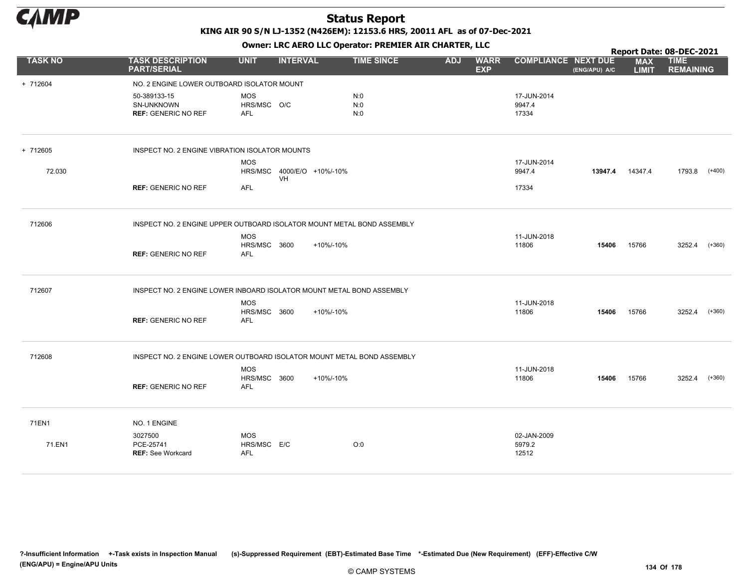# Status Report

**KING AIR 90 S/N LJ-1352 (N426EM): 12153.6 HRS, 20011 AFL as of 07-Dec-2021**

**Owner: LRC AERO LLC Operator: PREMIER AIR CHARTER, LLC**

**Report Date: 08-DEC-2021**

| TASK NO | TASK DESCRIPTION PART/SERIAL | UNIT | INTERVAL | | TIME SINCE | ADJ | WARR EXP | COMPLIANCE | NEXT DUE (ENG/APU) A/C | MAX LIMIT | TIME REMAINING | |
|---|---|---|---|---|---|---|---|---|---|---|---|---|
| + 712604 | NO. 2 ENGINE LOWER OUTBOARD ISOLATOR MOUNT | | | | | | | | | | | |
| | 50-389133-15 | MOS | | | N:0 | | | 17-JUN-2014 | | | | |
| | SN-UNKNOWN | HRS/MSC | O/C | | N:0 | | | 9947.4 | | | | |
| | **REF:** GENERIC NO REF | AFL | | | N:0 | | | 17334 | | | | |
| + 712605 | INSPECT NO. 2 ENGINE VIBRATION ISOLATOR MOUNTS | | | | | | | | | | | |
| | | MOS | | | | | | 17-JUN-2014 | | | | |
| 72.030 | | HRS/MSC | 4000/E/O VH | +10%/-10% | | | | 9947.4 | **13947.4** | 14347.4 | 1793.8 | (+400) |
| | **REF:** GENERIC NO REF | AFL | | | | | | 17334 | | | | |
| 712606 | INSPECT NO. 2 ENGINE UPPER OUTBOARD ISOLATOR MOUNT METAL BOND ASSEMBLY | | | | | | | | | | | |
| | | MOS | | | | | | 11-JUN-2018 | | | | |
| | | HRS/MSC | 3600 | +10%/-10% | | | | 11806 | **15406** | 15766 | 3252.4 | (+360) |
| | **REF:** GENERIC NO REF | AFL | | | | | | | | | | |
| 712607 | INSPECT NO. 2 ENGINE LOWER INBOARD ISOLATOR MOUNT METAL BOND ASSEMBLY | | | | | | | | | | | |
| | | MOS | | | | | | 11-JUN-2018 | | | | |
| | | HRS/MSC | 3600 | +10%/-10% | | | | 11806 | **15406** | 15766 | 3252.4 | (+360) |
| | **REF:** GENERIC NO REF | AFL | | | | | | | | | | |
| 712608 | INSPECT NO. 2 ENGINE LOWER OUTBOARD ISOLATOR MOUNT METAL BOND ASSEMBLY | | | | | | | | | | | |
| | | MOS | | | | | | 11-JUN-2018 | | | | |
| | | HRS/MSC | 3600 | +10%/-10% | | | | 11806 | **15406** | 15766 | 3252.4 | (+360) |
| | **REF:** GENERIC NO REF | AFL | | | | | | | | | | |
| 71EN1 | NO. 1 ENGINE | | | | | | | | | | | |
| | 3027500 | MOS | | | | | | 02-JAN-2009 | | | | |
| 71.EN1 | PCE-25741 | HRS/MSC | E/C | | O:0 | | | 5979.2 | | | | |
| | **REF:** See Workcard | AFL | | | | | | 12512 | | | | |

?-Insufficient Information +-Task exists in Inspection Manual (s)-Suppressed Requirement (EBT)-Estimated Base Time *-Estimated Due (New Requirement) (EFF)-Effective C/W (ENG/APU) = Engine/APU Units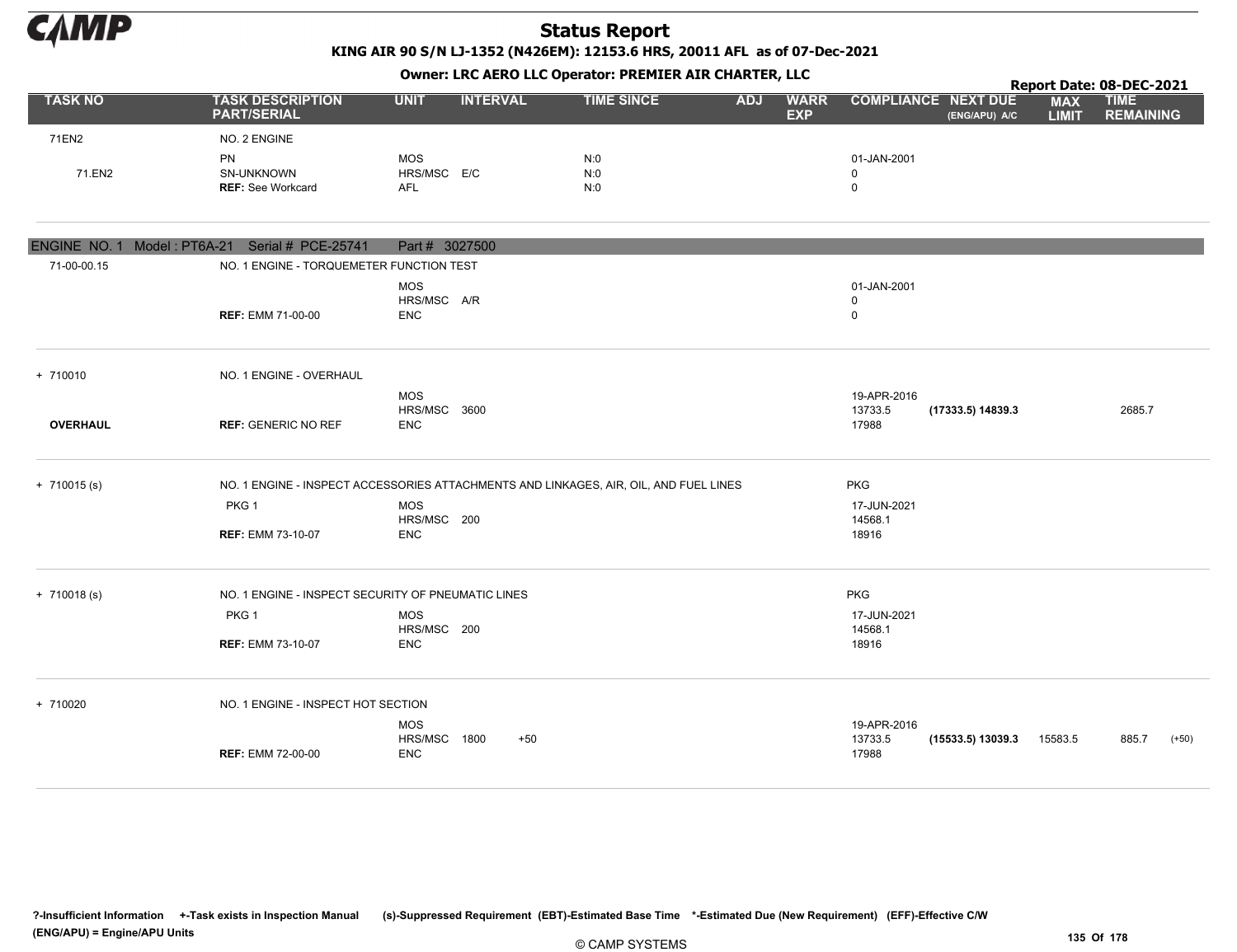# Status Report

**KING AIR 90 S/N LJ-1352 (N426EM): 12153.6 HRS, 20011 AFL as of 07-Dec-2021**

**Owner: LRC AERO LLC Operator: PREMIER AIR CHARTER, LLC**

**Report Date: 08-DEC-2021**

| TASK NO | TASK DESCRIPTION PART/SERIAL | UNIT | INTERVAL | | TIME SINCE | ADJ | WARR EXP | COMPLIANCE | NEXT DUE (ENG/APU) A/C | MAX LIMIT | TIME REMAINING | |
|---|---|---|---|---|---|---|---|---|---|---|---|---|
| 71EN2 | NO. 2 ENGINE | | | | | | | | | | | |
| | PN | MOS | | | N:0 | | | 01-JAN-2001 | | | | |
| 71.EN2 | SN-UNKNOWN | HRS/MSC | E/C | | N:0 | | | 0 | | | | |
| | **REF:** See Workcard | AFL | | | N:0 | | | 0 | | | | |
| **ENGINE NO. 1 Model : PT6A-21 Serial # PCE-25741 Part # 3027500** | | | | | | | | | | | | |
| 71-00-00.15 | NO. 1 ENGINE - TORQUEMETER FUNCTION TEST | | | | | | | | | | | |
| | | MOS | | | | | | 01-JAN-2001 | | | | |
| | | HRS/MSC | A/R | | | | | 0 | | | | |
| | **REF:** EMM 71-00-00 | ENC | | | | | | 0 | | | | |
| + 710010 | NO. 1 ENGINE - OVERHAUL | | | | | | | | | | | |
| | | MOS | | | | | | 19-APR-2016 | | | | |
| | | HRS/MSC | 3600 | | | | | 13733.5 | **(17333.5) 14839.3** | | 2685.7 | |
| **OVERHAUL** | **REF:** GENERIC NO REF | ENC | | | | | | 17988 | | | | |
| + 710015 (s) | NO. 1 ENGINE - INSPECT ACCESSORIES ATTACHMENTS AND LINKAGES, AIR, OIL, AND FUEL LINES | | | | | | | PKG | | | | |
| | PKG 1 | MOS | | | | | | 17-JUN-2021 | | | | |
| | | HRS/MSC | 200 | | | | | 14568.1 | | | | |
| | **REF:** EMM 73-10-07 | ENC | | | | | | 18916 | | | | |
| + 710018 (s) | NO. 1 ENGINE - INSPECT SECURITY OF PNEUMATIC LINES | | | | | | | PKG | | | | |
| | PKG 1 | MOS | | | | | | 17-JUN-2021 | | | | |
| | | HRS/MSC | 200 | | | | | 14568.1 | | | | |
| | **REF:** EMM 73-10-07 | ENC | | | | | | 18916 | | | | |
| + 710020 | NO. 1 ENGINE - INSPECT HOT SECTION | | | | | | | | | | | |
| | | MOS | | | | | | 19-APR-2016 | | | | |
| | | HRS/MSC | 1800 | +50 | | | | 13733.5 | **(15533.5) 13039.3** | 15583.5 | 885.7 | (+50) |
| | **REF:** EMM 72-00-00 | ENC | | | | | | 17988 | | | | |

?-Insufficient Information +-Task exists in Inspection Manual (s)-Suppressed Requirement (EBT)-Estimated Base Time \*-Estimated Due (New Requirement) (EFF)-Effective C/W
(ENG/APU) = Engine/APU Units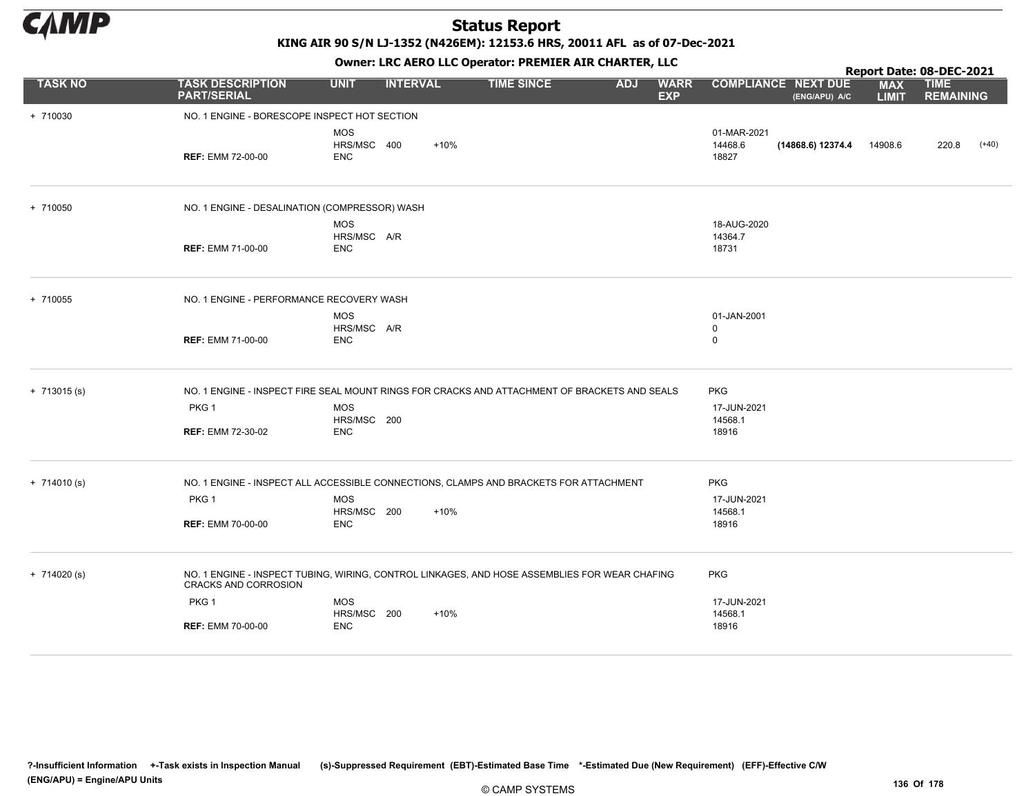# Status Report

**KING AIR 90 S/N LJ-1352 (N426EM): 12153.6 HRS, 20011 AFL as of 07-Dec-2021**

**Owner: LRC AERO LLC Operator: PREMIER AIR CHARTER, LLC**

**Report Date: 08-DEC-2021**

| TASK NO | TASK DESCRIPTION PART/SERIAL | UNIT | INTERVAL | | TIME SINCE | ADJ | WARR EXP | COMPLIANCE | NEXT DUE (ENG/APU) A/C | MAX LIMIT | TIME REMAINING | |
|---|---|---|---|---|---|---|---|---|---|---|---|---|
| + 710030 | NO. 1 ENGINE - BORESCOPE INSPECT HOT SECTION | | | | | | | | | | | |
| | | MOS | | | | | | 01-MAR-2021 | | | | |
| | | HRS/MSC | 400 | +10% | | | | 14468.6 | **(14868.6) 12374.4** | 14908.6 | 220.8 | (+40) |
| | **REF:** EMM 72-00-00 | ENC | | | | | | 18827 | | | | |
| + 710050 | NO. 1 ENGINE - DESALINATION (COMPRESSOR) WASH | | | | | | | | | | | |
| | | MOS | | | | | | 18-AUG-2020 | | | | |
| | | HRS/MSC | A/R | | | | | 14364.7 | | | | |
| | **REF:** EMM 71-00-00 | ENC | | | | | | 18731 | | | | |
| + 710055 | NO. 1 ENGINE - PERFORMANCE RECOVERY WASH | | | | | | | | | | | |
| | | MOS | | | | | | 01-JAN-2001 | | | | |
| | | HRS/MSC | A/R | | | | | 0 | | | | |
| | **REF:** EMM 71-00-00 | ENC | | | | | | 0 | | | | |
| + 713015 (s) | NO. 1 ENGINE - INSPECT FIRE SEAL MOUNT RINGS FOR CRACKS AND ATTACHMENT OF BRACKETS AND SEALS | | | | | | | PKG | | | | |
| | PKG 1 | MOS | | | | | | 17-JUN-2021 | | | | |
| | | HRS/MSC | 200 | | | | | 14568.1 | | | | |
| | **REF:** EMM 72-30-02 | ENC | | | | | | 18916 | | | | |
| + 714010 (s) | NO. 1 ENGINE - INSPECT ALL ACCESSIBLE CONNECTIONS, CLAMPS AND BRACKETS FOR ATTACHMENT | | | | | | | PKG | | | | |
| | PKG 1 | MOS | | | | | | 17-JUN-2021 | | | | |
| | | HRS/MSC | 200 | +10% | | | | 14568.1 | | | | |
| | **REF:** EMM 70-00-00 | ENC | | | | | | 18916 | | | | |
| + 714020 (s) | NO. 1 ENGINE - INSPECT TUBING, WIRING, CONTROL LINKAGES, AND HOSE ASSEMBLIES FOR WEAR CHAFING CRACKS AND CORROSION | | | | | | | PKG | | | | |
| | PKG 1 | MOS | | | | | | 17-JUN-2021 | | | | |
| | | HRS/MSC | 200 | +10% | | | | 14568.1 | | | | |
| | **REF:** EMM 70-00-00 | ENC | | | | | | 18916 | | | | |

?-Insufficient Information +-Task exists in Inspection Manual (s)-Suppressed Requirement (EBT)-Estimated Base Time \*-Estimated Due (New Requirement) (EFF)-Effective C/W (ENG/APU) = Engine/APU Units

© CAMP SYSTEMS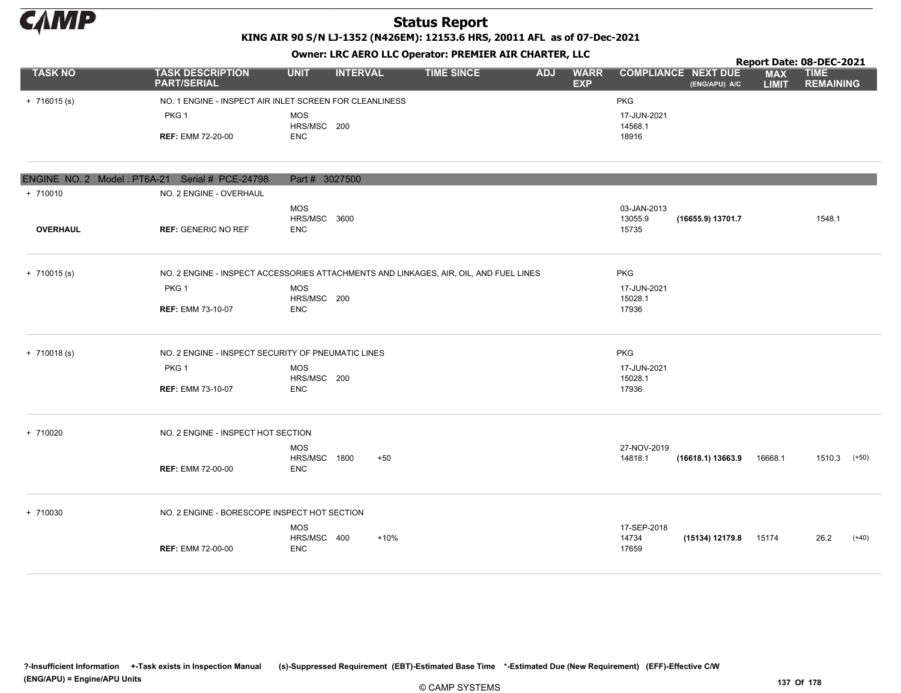# Status Report

**KING AIR 90 S/N LJ-1352 (N426EM): 12153.6 HRS, 20011 AFL as of 07-Dec-2021**

**Owner: LRC AERO LLC Operator: PREMIER AIR CHARTER, LLC**

**Report Date: 08-DEC-2021**

| TASK NO | TASK DESCRIPTION PART/SERIAL | UNIT | INTERVAL | | TIME SINCE | ADJ | WARR EXP | COMPLIANCE | NEXT DUE (ENG/APU) A/C | MAX LIMIT | TIME REMAINING | |
|---|---|---|---|---|---|---|---|---|---|---|---|---|
| + 716015 (s) | NO. 1 ENGINE - INSPECT AIR INLET SCREEN FOR CLEANLINESS | | | | | | | PKG | | | | |
| | PKG 1 | MOS | | | | | | 17-JUN-2021 | | | | |
| | | HRS/MSC | 200 | | | | | 14568.1 | | | | |
| | **REF:** EMM 72-20-00 | ENC | | | | | | 18916 | | | | |
| **ENGINE NO. 2 Model : PT6A-21 Serial # PCE-24798 Part # 3027500** | | | | | | | | | | | | |
| + 710010 | NO. 2 ENGINE - OVERHAUL | | | | | | | | | | | |
| | | MOS | | | | | | 03-JAN-2013 | | | | |
| | | HRS/MSC | 3600 | | | | | 13055.9 | **(16655.9) 13701.7** | | 1548.1 | |
| **OVERHAUL** | **REF:** GENERIC NO REF | ENC | | | | | | 15735 | | | | |
| + 710015 (s) | NO. 2 ENGINE - INSPECT ACCESSORIES ATTACHMENTS AND LINKAGES, AIR, OIL, AND FUEL LINES | | | | | | | PKG | | | | |
| | PKG 1 | MOS | | | | | | 17-JUN-2021 | | | | |
| | | HRS/MSC | 200 | | | | | 15028.1 | | | | |
| | **REF:** EMM 73-10-07 | ENC | | | | | | 17936 | | | | |
| + 710018 (s) | NO. 2 ENGINE - INSPECT SECURITY OF PNEUMATIC LINES | | | | | | | PKG | | | | |
| | PKG 1 | MOS | | | | | | 17-JUN-2021 | | | | |
| | | HRS/MSC | 200 | | | | | 15028.1 | | | | |
| | **REF:** EMM 73-10-07 | ENC | | | | | | 17936 | | | | |
| + 710020 | NO. 2 ENGINE - INSPECT HOT SECTION | | | | | | | | | | | |
| | | MOS | | | | | | 27-NOV-2019 | | | | |
| | | HRS/MSC | 1800 | +50 | | | | 14818.1 | **(16618.1) 13663.9** | 16668.1 | 1510.3 | (+50) |
| | **REF:** EMM 72-00-00 | ENC | | | | | | | | | | |
| + 710030 | NO. 2 ENGINE - BORESCOPE INSPECT HOT SECTION | | | | | | | | | | | |
| | | MOS | | | | | | 17-SEP-2018 | | | | |
| | | HRS/MSC | 400 | +10% | | | | 14734 | **(15134) 12179.8** | 15174 | 26.2 | (+40) |
| | **REF:** EMM 72-00-00 | ENC | | | | | | 17659 | | | | |

?-Insufficient Information +-Task exists in Inspection Manual (s)-Suppressed Requirement (EBT)-Estimated Base Time *-Estimated Due (New Requirement) (EFF)-Effective C/W
(ENG/APU) = Engine/APU Units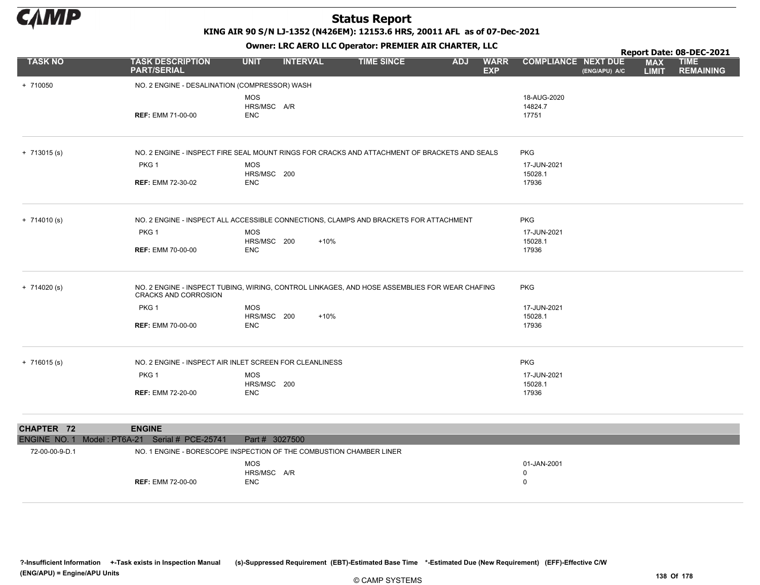# Status Report

**KING AIR 90 S/N LJ-1352 (N426EM): 12153.6 HRS, 20011 AFL as of 07-Dec-2021**

**Owner: LRC AERO LLC Operator: PREMIER AIR CHARTER, LLC**

**Report Date: 08-DEC-2021**

| TASK NO | TASK DESCRIPTION PART/SERIAL | UNIT | INTERVAL | TIME SINCE | ADJ | WARR EXP | COMPLIANCE | NEXT DUE (ENG/APU) A/C | MAX LIMIT | TIME REMAINING |
|---|---|---|---|---|---|---|---|---|---|---|
| + 710050 | NO. 2 ENGINE - DESALINATION (COMPRESSOR) WASH | | | | | | | | | |
| | | MOS | | | | | 18-AUG-2020 | | | |
| | | HRS/MSC | A/R | | | | 14824.7 | | | |
| | **REF:** EMM 71-00-00 | ENC | | | | | 17751 | | | |
| + 713015 (s) | NO. 2 ENGINE - INSPECT FIRE SEAL MOUNT RINGS FOR CRACKS AND ATTACHMENT OF BRACKETS AND SEALS | | | | | | PKG | | | |
| | PKG 1 | MOS | | | | | 17-JUN-2021 | | | |
| | | HRS/MSC | 200 | | | | 15028.1 | | | |
| | **REF:** EMM 72-30-02 | ENC | | | | | 17936 | | | |
| + 714010 (s) | NO. 2 ENGINE - INSPECT ALL ACCESSIBLE CONNECTIONS, CLAMPS AND BRACKETS FOR ATTACHMENT | | | | | | PKG | | | |
| | PKG 1 | MOS | | | | | 17-JUN-2021 | | | |
| | | HRS/MSC | 200 | +10% | | | 15028.1 | | | |
| | **REF:** EMM 70-00-00 | ENC | | | | | 17936 | | | |
| + 714020 (s) | NO. 2 ENGINE - INSPECT TUBING, WIRING, CONTROL LINKAGES, AND HOSE ASSEMBLIES FOR WEAR CHAFING CRACKS AND CORROSION | | | | | | PKG | | | |
| | PKG 1 | MOS | | | | | 17-JUN-2021 | | | |
| | | HRS/MSC | 200 | +10% | | | 15028.1 | | | |
| | **REF:** EMM 70-00-00 | ENC | | | | | 17936 | | | |
| + 716015 (s) | NO. 2 ENGINE - INSPECT AIR INLET SCREEN FOR CLEANLINESS | | | | | | PKG | | | |
| | PKG 1 | MOS | | | | | 17-JUN-2021 | | | |
| | | HRS/MSC | 200 | | | | 15028.1 | | | |
| | **REF:** EMM 72-20-00 | ENC | | | | | 17936 | | | |

## CHAPTER 72 ENGINE

ENGINE NO. 1 Model : PT6A-21 Serial # PCE-25741 Part # 3027500

| TASK NO | TASK DESCRIPTION PART/SERIAL | UNIT | INTERVAL | TIME SINCE | ADJ | WARR EXP | COMPLIANCE | NEXT DUE (ENG/APU) A/C | MAX LIMIT | TIME REMAINING |
|---|---|---|---|---|---|---|---|---|---|---|
| 72-00-00-9-D.1 | NO. 1 ENGINE - BORESCOPE INSPECTION OF THE COMBUSTION CHAMBER LINER | | | | | | | | | |
| | | MOS | | | | | 01-JAN-2001 | | | |
| | | HRS/MSC | A/R | | | | 0 | | | |
| | **REF:** EMM 72-00-00 | ENC | | | | | 0 | | | |

?-Insufficient Information +-Task exists in Inspection Manual (s)-Suppressed Requirement (EBT)-Estimated Base Time *-Estimated Due (New Requirement) (EFF)-Effective C/W (ENG/APU) = Engine/APU Units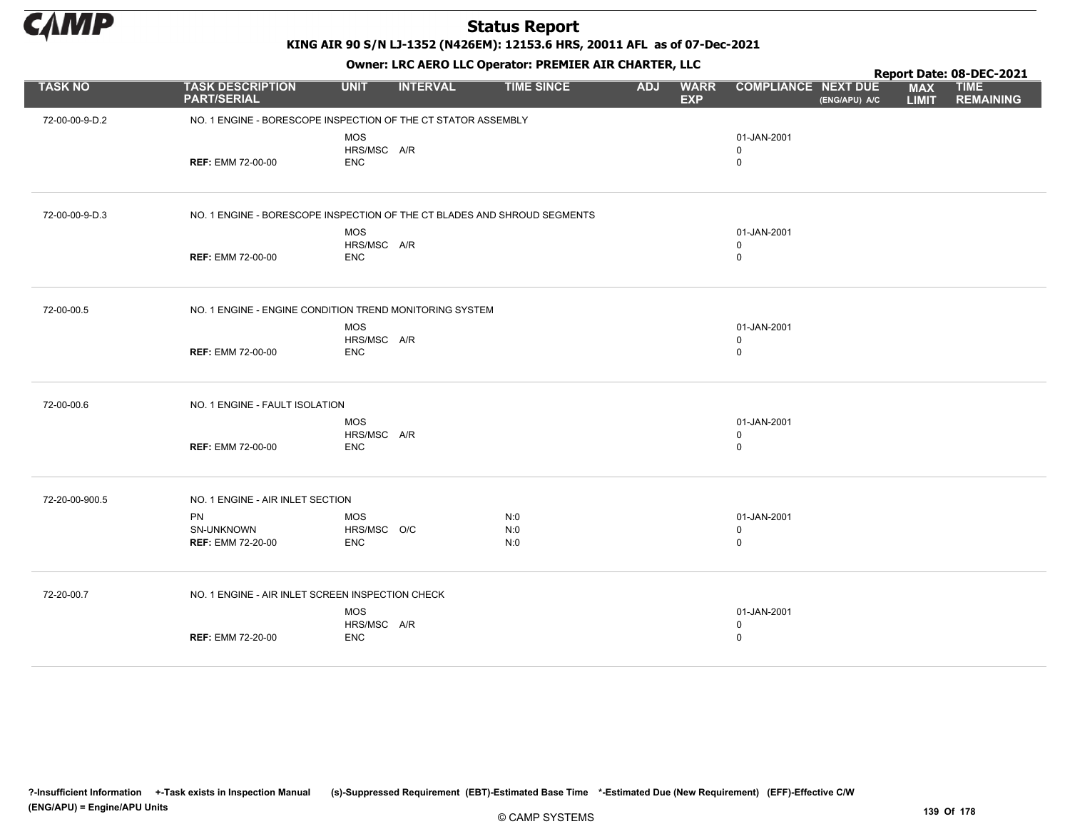# Status Report

**KING AIR 90 S/N LJ-1352 (N426EM): 12153.6 HRS, 20011 AFL as of 07-Dec-2021**

**Owner: LRC AERO LLC Operator: PREMIER AIR CHARTER, LLC**

**Report Date: 08-DEC-2021**

| TASK NO | TASK DESCRIPTION PART/SERIAL | UNIT | INTERVAL | TIME SINCE | ADJ | WARR EXP | COMPLIANCE | NEXT DUE (ENG/APU) A/C | MAX LIMIT | TIME REMAINING |
|---|---|---|---|---|---|---|---|---|---|---|
| 72-00-00-9-D.2 | NO. 1 ENGINE - BORESCOPE INSPECTION OF THE CT STATOR ASSEMBLY | | | | | | | | | |
| | | MOS | | | | | 01-JAN-2001 | | | |
| | | HRS/MSC | A/R | | | | 0 | | | |
| | **REF:** EMM 72-00-00 | ENC | | | | | 0 | | | |
| 72-00-00-9-D.3 | NO. 1 ENGINE - BORESCOPE INSPECTION OF THE CT BLADES AND SHROUD SEGMENTS | | | | | | | | | |
| | | MOS | | | | | 01-JAN-2001 | | | |
| | | HRS/MSC | A/R | | | | 0 | | | |
| | **REF:** EMM 72-00-00 | ENC | | | | | 0 | | | |
| 72-00-00.5 | NO. 1 ENGINE - ENGINE CONDITION TREND MONITORING SYSTEM | | | | | | | | | |
| | | MOS | | | | | 01-JAN-2001 | | | |
| | | HRS/MSC | A/R | | | | 0 | | | |
| | **REF:** EMM 72-00-00 | ENC | | | | | 0 | | | |
| 72-00-00.6 | NO. 1 ENGINE - FAULT ISOLATION | | | | | | | | | |
| | | MOS | | | | | 01-JAN-2001 | | | |
| | | HRS/MSC | A/R | | | | 0 | | | |
| | **REF:** EMM 72-00-00 | ENC | | | | | 0 | | | |
| 72-20-00-900.5 | NO. 1 ENGINE - AIR INLET SECTION | | | | | | | | | |
| | PN | MOS | | N:0 | | | 01-JAN-2001 | | | |
| | SN-UNKNOWN | HRS/MSC | O/C | N:0 | | | 0 | | | |
| | **REF:** EMM 72-20-00 | ENC | | N:0 | | | 0 | | | |
| 72-20-00.7 | NO. 1 ENGINE - AIR INLET SCREEN INSPECTION CHECK | | | | | | | | | |
| | | MOS | | | | | 01-JAN-2001 | | | |
| | | HRS/MSC | A/R | | | | 0 | | | |
| | **REF:** EMM 72-20-00 | ENC | | | | | 0 | | | |

?-Insufficient Information +-Task exists in Inspection Manual (s)-Suppressed Requirement (EBT)-Estimated Base Time *-Estimated Due (New Requirement) (EFF)-Effective C/W (ENG/APU) = Engine/APU Units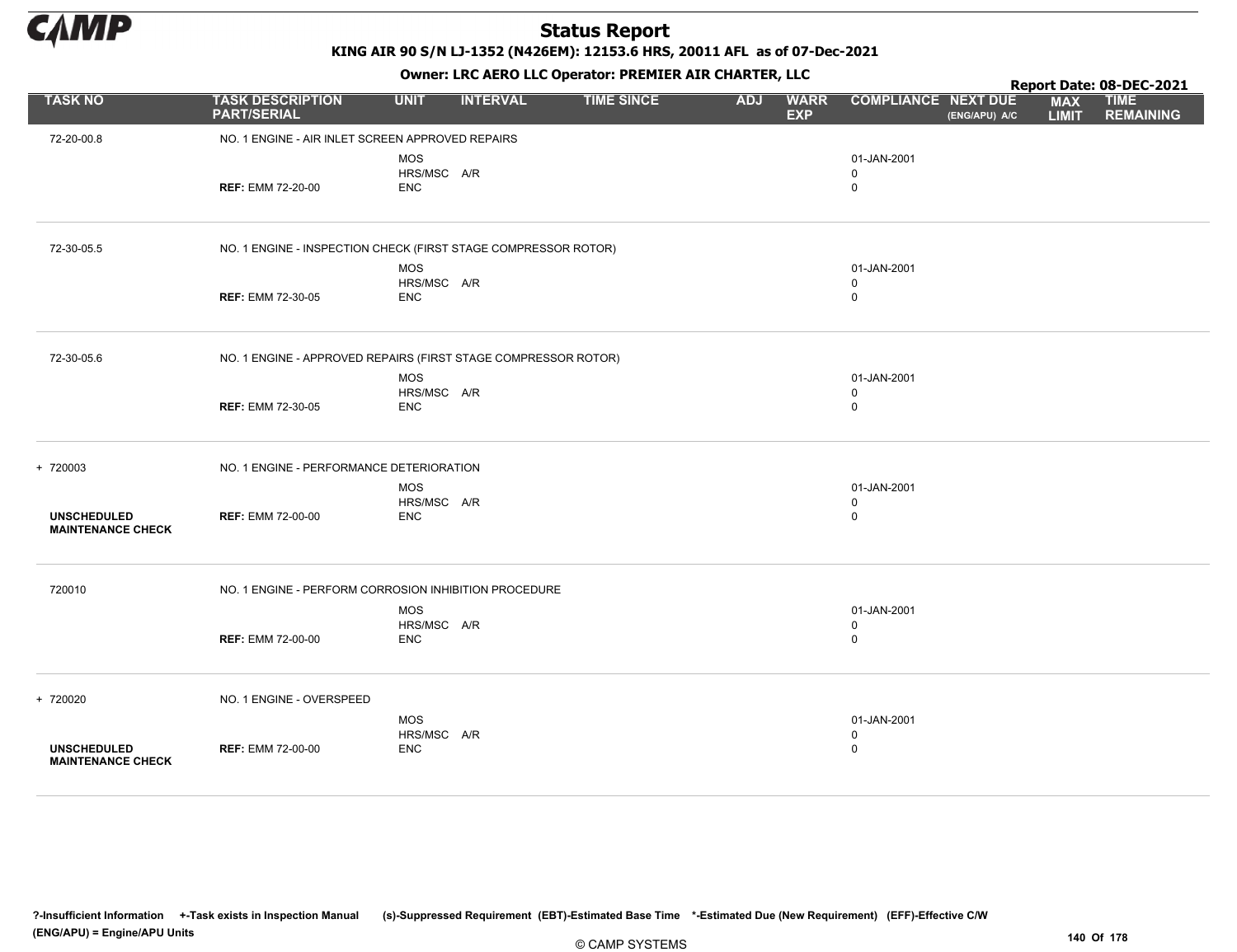# Status Report

**KING AIR 90 S/N LJ-1352 (N426EM): 12153.6 HRS, 20011 AFL as of 07-Dec-2021**

**Owner: LRC AERO LLC Operator: PREMIER AIR CHARTER, LLC**

**Report Date: 08-DEC-2021**

| TASK NO | TASK DESCRIPTION PART/SERIAL | UNIT | INTERVAL | TIME SINCE | ADJ | WARR EXP | COMPLIANCE | NEXT DUE (ENG/APU) A/C | MAX LIMIT | TIME REMAINING |
|---|---|---|---|---|---|---|---|---|---|---|
| 72-20-00.8 | NO. 1 ENGINE - AIR INLET SCREEN APPROVED REPAIRS | | | | | | | | | |
| | | MOS | | | | | 01-JAN-2001 | | | |
| | | HRS/MSC | A/R | | | | 0 | | | |
| | **REF:** EMM 72-20-00 | ENC | | | | | 0 | | | |
| 72-30-05.5 | NO. 1 ENGINE - INSPECTION CHECK (FIRST STAGE COMPRESSOR ROTOR) | | | | | | | | | |
| | | MOS | | | | | 01-JAN-2001 | | | |
| | | HRS/MSC | A/R | | | | 0 | | | |
| | **REF:** EMM 72-30-05 | ENC | | | | | 0 | | | |
| 72-30-05.6 | NO. 1 ENGINE - APPROVED REPAIRS (FIRST STAGE COMPRESSOR ROTOR) | | | | | | | | | |
| | | MOS | | | | | 01-JAN-2001 | | | |
| | | HRS/MSC | A/R | | | | 0 | | | |
| | **REF:** EMM 72-30-05 | ENC | | | | | 0 | | | |
| + 720003 | NO. 1 ENGINE - PERFORMANCE DETERIORATION | | | | | | | | | |
| | | MOS | | | | | 01-JAN-2001 | | | |
| | | HRS/MSC | A/R | | | | 0 | | | |
| **UNSCHEDULED MAINTENANCE CHECK** | **REF:** EMM 72-00-00 | ENC | | | | | 0 | | | |
| 720010 | NO. 1 ENGINE - PERFORM CORROSION INHIBITION PROCEDURE | | | | | | | | | |
| | | MOS | | | | | 01-JAN-2001 | | | |
| | | HRS/MSC | A/R | | | | 0 | | | |
| | **REF:** EMM 72-00-00 | ENC | | | | | 0 | | | |
| + 720020 | NO. 1 ENGINE - OVERSPEED | | | | | | | | | |
| | | MOS | | | | | 01-JAN-2001 | | | |
| | | HRS/MSC | A/R | | | | 0 | | | |
| **UNSCHEDULED MAINTENANCE CHECK** | **REF:** EMM 72-00-00 | ENC | | | | | 0 | | | |

**?-Insufficient Information +-Task exists in Inspection Manual (s)-Suppressed Requirement (EBT)-Estimated Base Time \*-Estimated Due (New Requirement) (EFF)-Effective C/W (ENG/APU) = Engine/APU Units**

© CAMP SYSTEMS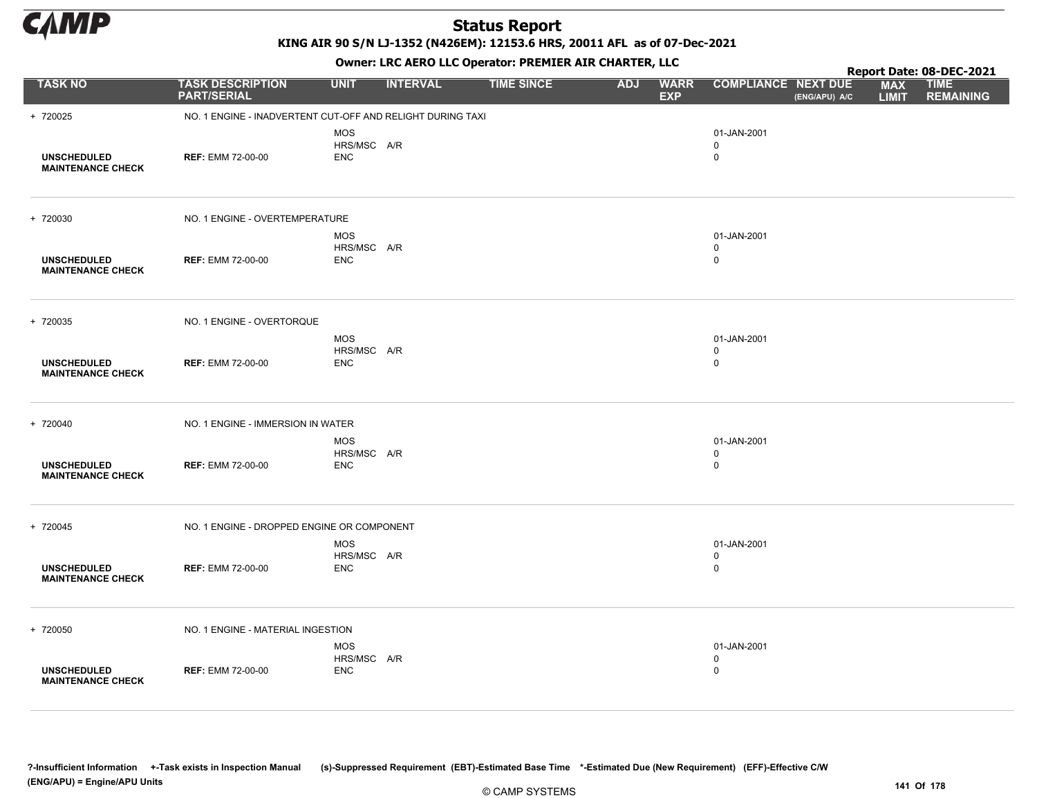# Status Report

**KING AIR 90 S/N LJ-1352 (N426EM): 12153.6 HRS, 20011 AFL as of 07-Dec-2021**

**Owner: LRC AERO LLC Operator: PREMIER AIR CHARTER, LLC**

**Report Date: 08-DEC-2021**

| TASK NO | TASK DESCRIPTION PART/SERIAL | UNIT | INTERVAL | TIME SINCE | ADJ | WARR EXP | COMPLIANCE | NEXT DUE (ENG/APU) A/C | MAX LIMIT | TIME REMAINING |
|---|---|---|---|---|---|---|---|---|---|---|
| + 720025 | NO. 1 ENGINE - INADVERTENT CUT-OFF AND RELIGHT DURING TAXI | | | | | | | | | |
| | | MOS | | | | | 01-JAN-2001 | | | |
| | | HRS/MSC | A/R | | | | 0 | | | |
| **UNSCHEDULED MAINTENANCE CHECK** | **REF:** EMM 72-00-00 | ENC | | | | | 0 | | | |
| + 720030 | NO. 1 ENGINE - OVERTEMPERATURE | | | | | | | | | |
| | | MOS | | | | | 01-JAN-2001 | | | |
| | | HRS/MSC | A/R | | | | 0 | | | |
| **UNSCHEDULED MAINTENANCE CHECK** | **REF:** EMM 72-00-00 | ENC | | | | | 0 | | | |
| + 720035 | NO. 1 ENGINE - OVERTORQUE | | | | | | | | | |
| | | MOS | | | | | 01-JAN-2001 | | | |
| | | HRS/MSC | A/R | | | | 0 | | | |
| **UNSCHEDULED MAINTENANCE CHECK** | **REF:** EMM 72-00-00 | ENC | | | | | 0 | | | |
| + 720040 | NO. 1 ENGINE - IMMERSION IN WATER | | | | | | | | | |
| | | MOS | | | | | 01-JAN-2001 | | | |
| | | HRS/MSC | A/R | | | | 0 | | | |
| **UNSCHEDULED MAINTENANCE CHECK** | **REF:** EMM 72-00-00 | ENC | | | | | 0 | | | |
| + 720045 | NO. 1 ENGINE - DROPPED ENGINE OR COMPONENT | | | | | | | | | |
| | | MOS | | | | | 01-JAN-2001 | | | |
| | | HRS/MSC | A/R | | | | 0 | | | |
| **UNSCHEDULED MAINTENANCE CHECK** | **REF:** EMM 72-00-00 | ENC | | | | | 0 | | | |
| + 720050 | NO. 1 ENGINE - MATERIAL INGESTION | | | | | | | | | |
| | | MOS | | | | | 01-JAN-2001 | | | |
| | | HRS/MSC | A/R | | | | 0 | | | |
| **UNSCHEDULED MAINTENANCE CHECK** | **REF:** EMM 72-00-00 | ENC | | | | | 0 | | | |

**?-Insufficient Information +-Task exists in Inspection Manual (s)-Suppressed Requirement (EBT)-Estimated Base Time \*-Estimated Due (New Requirement) (EFF)-Effective C/W (ENG/APU) = Engine/APU Units**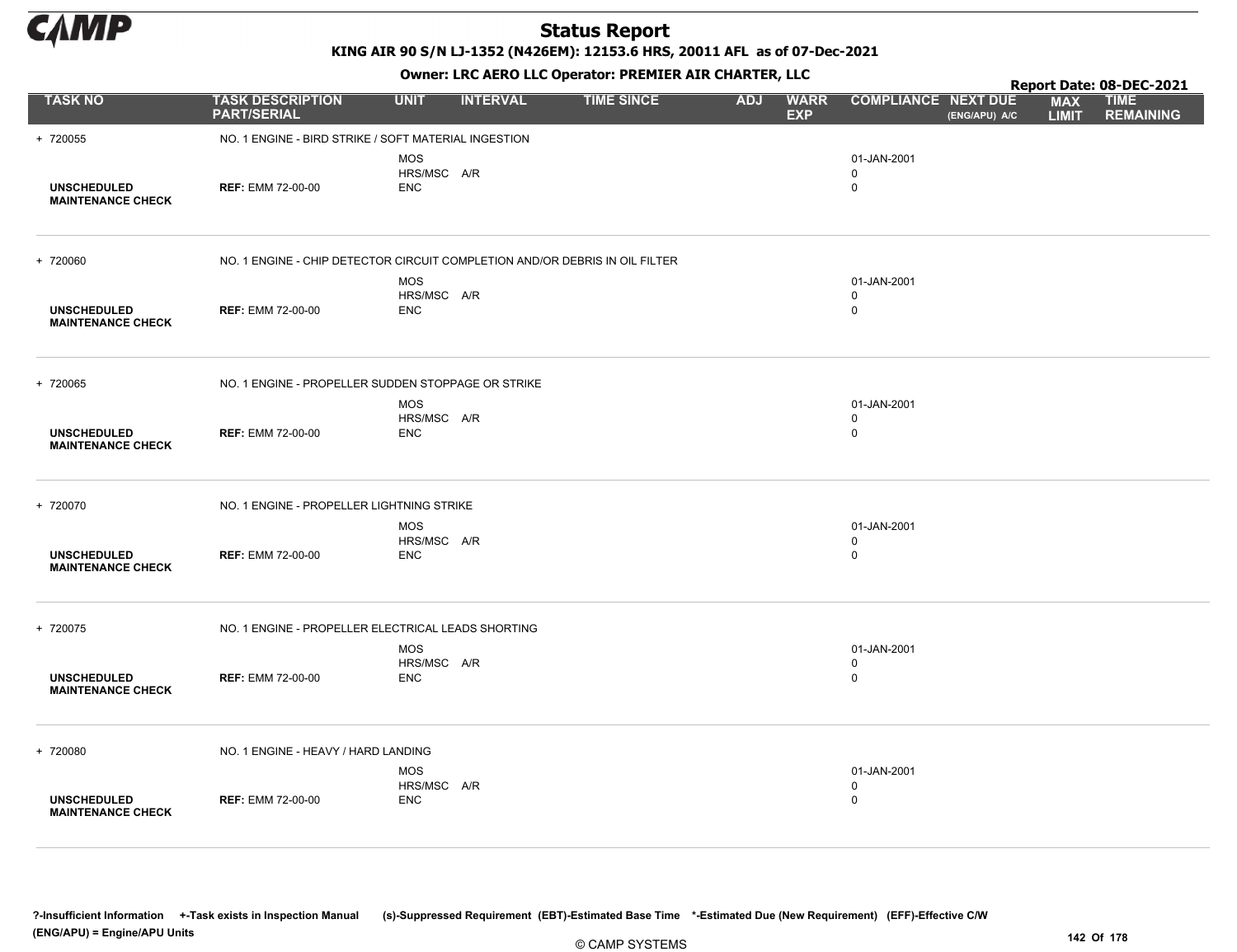# Status Report

**KING AIR 90 S/N LJ-1352 (N426EM): 12153.6 HRS, 20011 AFL as of 07-Dec-2021**

**Owner: LRC AERO LLC Operator: PREMIER AIR CHARTER, LLC**

**Report Date: 08-DEC-2021**

| TASK NO | TASK DESCRIPTION PART/SERIAL | UNIT | INTERVAL | TIME SINCE | ADJ | WARR EXP | COMPLIANCE | NEXT DUE (ENG/APU) A/C | MAX LIMIT | TIME REMAINING |
|---|---|---|---|---|---|---|---|---|---|---|
| + 720055 | NO. 1 ENGINE - BIRD STRIKE / SOFT MATERIAL INGESTION | | | | | | | | | |
| | | MOS | | | | | 01-JAN-2001 | | | |
| | | HRS/MSC | A/R | | | | 0 | | | |
| **UNSCHEDULED MAINTENANCE CHECK** | **REF:** EMM 72-00-00 | ENC | | | | | 0 | | | |
| + 720060 | NO. 1 ENGINE - CHIP DETECTOR CIRCUIT COMPLETION AND/OR DEBRIS IN OIL FILTER | | | | | | | | | |
| | | MOS | | | | | 01-JAN-2001 | | | |
| | | HRS/MSC | A/R | | | | 0 | | | |
| **UNSCHEDULED MAINTENANCE CHECK** | **REF:** EMM 72-00-00 | ENC | | | | | 0 | | | |
| + 720065 | NO. 1 ENGINE - PROPELLER SUDDEN STOPPAGE OR STRIKE | | | | | | | | | |
| | | MOS | | | | | 01-JAN-2001 | | | |
| | | HRS/MSC | A/R | | | | 0 | | | |
| **UNSCHEDULED MAINTENANCE CHECK** | **REF:** EMM 72-00-00 | ENC | | | | | 0 | | | |
| + 720070 | NO. 1 ENGINE - PROPELLER LIGHTNING STRIKE | | | | | | | | | |
| | | MOS | | | | | 01-JAN-2001 | | | |
| | | HRS/MSC | A/R | | | | 0 | | | |
| **UNSCHEDULED MAINTENANCE CHECK** | **REF:** EMM 72-00-00 | ENC | | | | | 0 | | | |
| + 720075 | NO. 1 ENGINE - PROPELLER ELECTRICAL LEADS SHORTING | | | | | | | | | |
| | | MOS | | | | | 01-JAN-2001 | | | |
| | | HRS/MSC | A/R | | | | 0 | | | |
| **UNSCHEDULED MAINTENANCE CHECK** | **REF:** EMM 72-00-00 | ENC | | | | | 0 | | | |
| + 720080 | NO. 1 ENGINE - HEAVY / HARD LANDING | | | | | | | | | |
| | | MOS | | | | | 01-JAN-2001 | | | |
| | | HRS/MSC | A/R | | | | 0 | | | |
| **UNSCHEDULED MAINTENANCE CHECK** | **REF:** EMM 72-00-00 | ENC | | | | | 0 | | | |

**?-Insufficient Information +-Task exists in Inspection Manual (s)-Suppressed Requirement (EBT)-Estimated Base Time \*-Estimated Due (New Requirement) (EFF)-Effective C/W (ENG/APU) = Engine/APU Units**

© CAMP SYSTEMS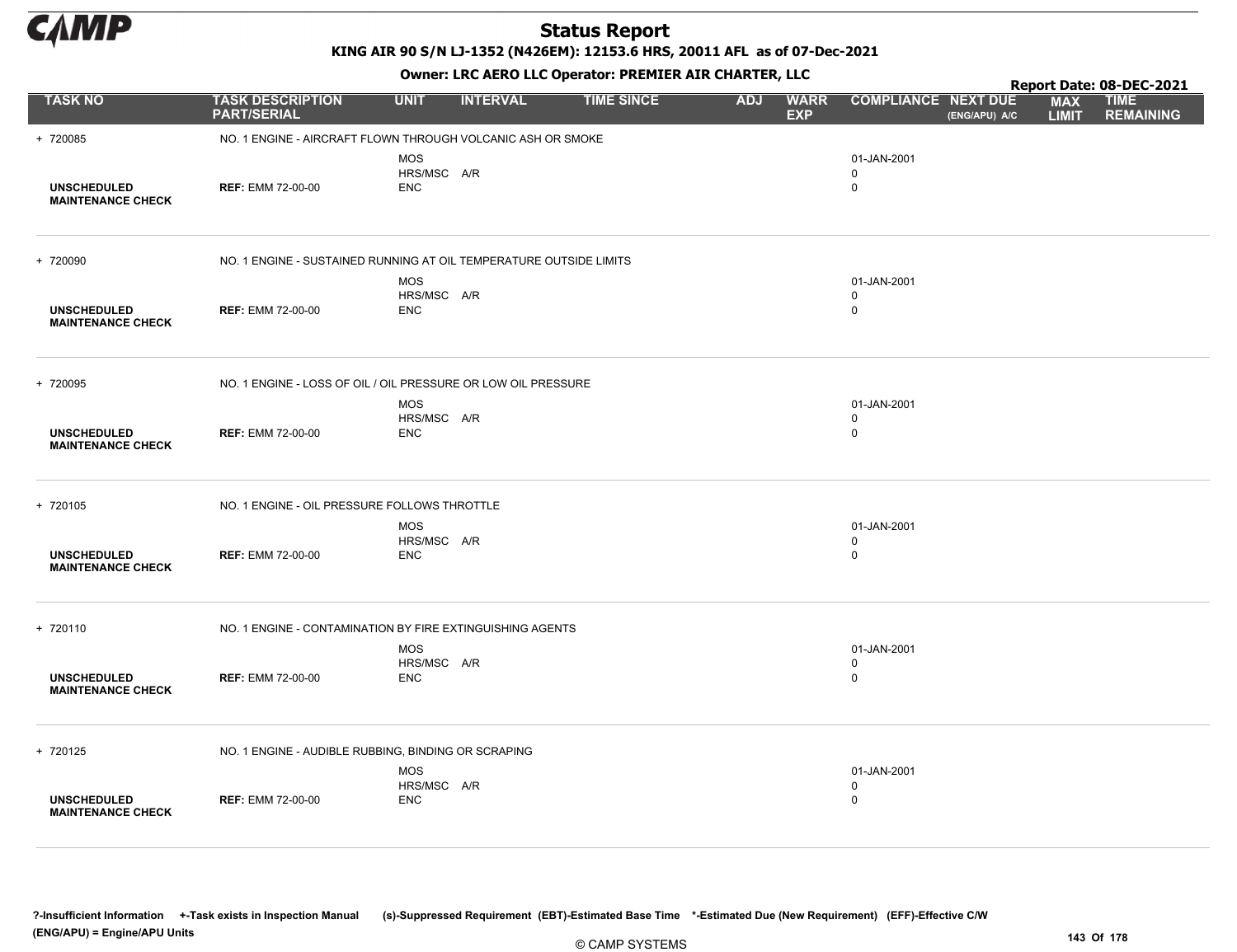# Status Report

**KING AIR 90 S/N LJ-1352 (N426EM): 12153.6 HRS, 20011 AFL as of 07-Dec-2021**

**Owner: LRC AERO LLC Operator: PREMIER AIR CHARTER, LLC**

**Report Date: 08-DEC-2021**

| TASK NO | TASK DESCRIPTION PART/SERIAL | UNIT | INTERVAL | TIME SINCE | ADJ | WARR EXP | COMPLIANCE | NEXT DUE (ENG/APU) A/C | MAX LIMIT | TIME REMAINING |
|---|---|---|---|---|---|---|---|---|---|---|
| + 720085 | NO. 1 ENGINE - AIRCRAFT FLOWN THROUGH VOLCANIC ASH OR SMOKE | | | | | | | | | |
| | | MOS | | | | | 01-JAN-2001 | | | |
| | | HRS/MSC | A/R | | | | 0 | | | |
| UNSCHEDULED MAINTENANCE CHECK | REF: EMM 72-00-00 | ENC | | | | | 0 | | | |
| + 720090 | NO. 1 ENGINE - SUSTAINED RUNNING AT OIL TEMPERATURE OUTSIDE LIMITS | | | | | | | | | |
| | | MOS | | | | | 01-JAN-2001 | | | |
| | | HRS/MSC | A/R | | | | 0 | | | |
| UNSCHEDULED MAINTENANCE CHECK | REF: EMM 72-00-00 | ENC | | | | | 0 | | | |
| + 720095 | NO. 1 ENGINE - LOSS OF OIL / OIL PRESSURE OR LOW OIL PRESSURE | | | | | | | | | |
| | | MOS | | | | | 01-JAN-2001 | | | |
| | | HRS/MSC | A/R | | | | 0 | | | |
| UNSCHEDULED MAINTENANCE CHECK | REF: EMM 72-00-00 | ENC | | | | | 0 | | | |
| + 720105 | NO. 1 ENGINE - OIL PRESSURE FOLLOWS THROTTLE | | | | | | | | | |
| | | MOS | | | | | 01-JAN-2001 | | | |
| | | HRS/MSC | A/R | | | | 0 | | | |
| UNSCHEDULED MAINTENANCE CHECK | REF: EMM 72-00-00 | ENC | | | | | 0 | | | |
| + 720110 | NO. 1 ENGINE - CONTAMINATION BY FIRE EXTINGUISHING AGENTS | | | | | | | | | |
| | | MOS | | | | | 01-JAN-2001 | | | |
| | | HRS/MSC | A/R | | | | 0 | | | |
| UNSCHEDULED MAINTENANCE CHECK | REF: EMM 72-00-00 | ENC | | | | | 0 | | | |
| + 720125 | NO. 1 ENGINE - AUDIBLE RUBBING, BINDING OR SCRAPING | | | | | | | | | |
| | | MOS | | | | | 01-JAN-2001 | | | |
| | | HRS/MSC | A/R | | | | 0 | | | |
| UNSCHEDULED MAINTENANCE CHECK | REF: EMM 72-00-00 | ENC | | | | | 0 | | | |

?-Insufficient Information +-Task exists in Inspection Manual (s)-Suppressed Requirement (EBT)-Estimated Base Time *-Estimated Due (New Requirement) (EFF)-Effective C/W (ENG/APU) = Engine/APU Units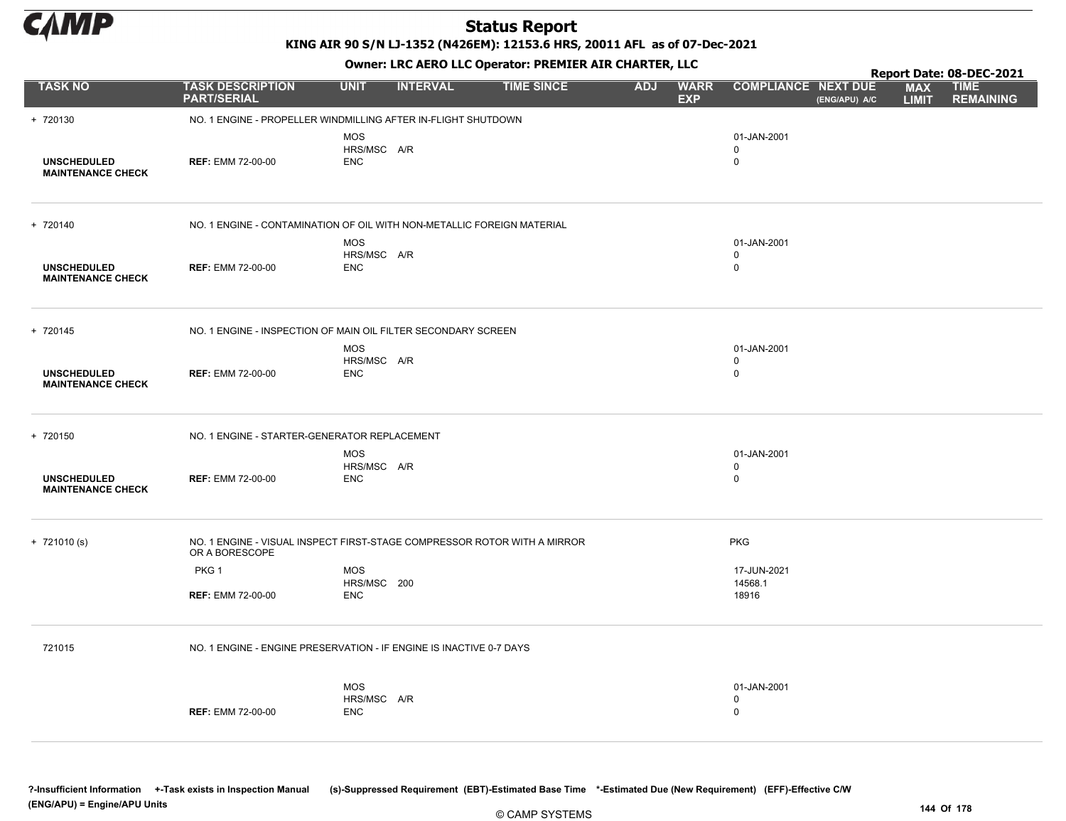# Status Report

**KING AIR 90 S/N LJ-1352 (N426EM): 12153.6 HRS, 20011 AFL as of 07-Dec-2021**

**Owner: LRC AERO LLC Operator: PREMIER AIR CHARTER, LLC**

**Report Date: 08-DEC-2021**

| TASK NO | TASK DESCRIPTION PART/SERIAL | UNIT | INTERVAL | TIME SINCE | ADJ | WARR EXP | COMPLIANCE | NEXT DUE (ENG/APU) A/C | MAX LIMIT | TIME REMAINING |
|---|---|---|---|---|---|---|---|---|---|---|
| + 720130 | NO. 1 ENGINE - PROPELLER WINDMILLING AFTER IN-FLIGHT SHUTDOWN | | | | | | | | | |
| | | MOS | | | | | 01-JAN-2001 | | | |
| | | HRS/MSC | A/R | | | | 0 | | | |
| UNSCHEDULED MAINTENANCE CHECK | REF: EMM 72-00-00 | ENC | | | | | 0 | | | |
| + 720140 | NO. 1 ENGINE - CONTAMINATION OF OIL WITH NON-METALLIC FOREIGN MATERIAL | | | | | | | | | |
| | | MOS | | | | | 01-JAN-2001 | | | |
| | | HRS/MSC | A/R | | | | 0 | | | |
| UNSCHEDULED MAINTENANCE CHECK | REF: EMM 72-00-00 | ENC | | | | | 0 | | | |
| + 720145 | NO. 1 ENGINE - INSPECTION OF MAIN OIL FILTER SECONDARY SCREEN | | | | | | | | | |
| | | MOS | | | | | 01-JAN-2001 | | | |
| | | HRS/MSC | A/R | | | | 0 | | | |
| UNSCHEDULED MAINTENANCE CHECK | REF: EMM 72-00-00 | ENC | | | | | 0 | | | |
| + 720150 | NO. 1 ENGINE - STARTER-GENERATOR REPLACEMENT | | | | | | | | | |
| | | MOS | | | | | 01-JAN-2001 | | | |
| | | HRS/MSC | A/R | | | | 0 | | | |
| UNSCHEDULED MAINTENANCE CHECK | REF: EMM 72-00-00 | ENC | | | | | 0 | | | |
| + 721010 (s) | NO. 1 ENGINE - VISUAL INSPECT FIRST-STAGE COMPRESSOR ROTOR WITH A MIRROR OR A BORESCOPE | | | | | | PKG | | | |
| | PKG 1 | MOS | | | | | 17-JUN-2021 | | | |
| | | HRS/MSC | 200 | | | | 14568.1 | | | |
| | REF: EMM 72-00-00 | ENC | | | | | 18916 | | | |
| 721015 | NO. 1 ENGINE - ENGINE PRESERVATION - IF ENGINE IS INACTIVE 0-7 DAYS | | | | | | | | | |
| | | MOS | | | | | 01-JAN-2001 | | | |
| | | HRS/MSC | A/R | | | | 0 | | | |
| | REF: EMM 72-00-00 | ENC | | | | | 0 | | | |

?-Insufficient Information +-Task exists in Inspection Manual (s)-Suppressed Requirement (EBT)-Estimated Base Time *-Estimated Due (New Requirement) (EFF)-Effective C/W (ENG/APU) = Engine/APU Units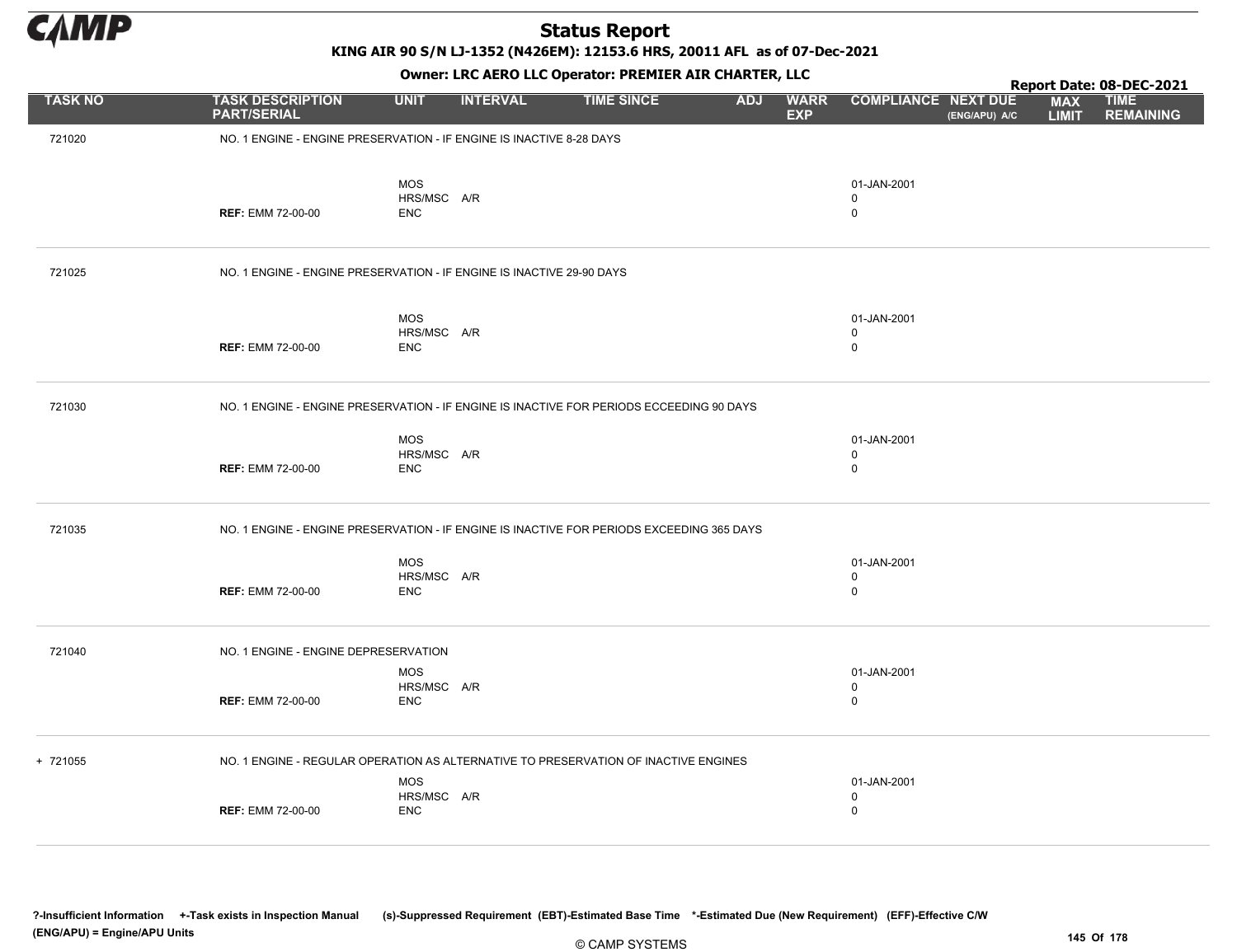# Status Report

**KING AIR 90 S/N LJ-1352 (N426EM): 12153.6 HRS, 20011 AFL as of 07-Dec-2021**

**Owner: LRC AERO LLC Operator: PREMIER AIR CHARTER, LLC**

**Report Date: 08-DEC-2021**

| TASK NO | TASK DESCRIPTION PART/SERIAL | UNIT | INTERVAL | TIME SINCE | ADJ | WARR EXP | COMPLIANCE | NEXT DUE (ENG/APU) A/C | MAX LIMIT | TIME REMAINING |
|---|---|---|---|---|---|---|---|---|---|---|
| 721020 | NO. 1 ENGINE - ENGINE PRESERVATION - IF ENGINE IS INACTIVE 8-28 DAYS | | | | | | | | | |
| | | MOS | | | | | 01-JAN-2001 | | | |
| | | HRS/MSC | A/R | | | | 0 | | | |
| | **REF:** EMM 72-00-00 | ENC | | | | | 0 | | | |
| 721025 | NO. 1 ENGINE - ENGINE PRESERVATION - IF ENGINE IS INACTIVE 29-90 DAYS | | | | | | | | | |
| | | MOS | | | | | 01-JAN-2001 | | | |
| | | HRS/MSC | A/R | | | | 0 | | | |
| | **REF:** EMM 72-00-00 | ENC | | | | | 0 | | | |
| 721030 | NO. 1 ENGINE - ENGINE PRESERVATION - IF ENGINE IS INACTIVE FOR PERIODS ECCEEDING 90 DAYS | | | | | | | | | |
| | | MOS | | | | | 01-JAN-2001 | | | |
| | | HRS/MSC | A/R | | | | 0 | | | |
| | **REF:** EMM 72-00-00 | ENC | | | | | 0 | | | |
| 721035 | NO. 1 ENGINE - ENGINE PRESERVATION - IF ENGINE IS INACTIVE FOR PERIODS EXCEEDING 365 DAYS | | | | | | | | | |
| | | MOS | | | | | 01-JAN-2001 | | | |
| | | HRS/MSC | A/R | | | | 0 | | | |
| | **REF:** EMM 72-00-00 | ENC | | | | | 0 | | | |
| 721040 | NO. 1 ENGINE - ENGINE DEPRESERVATION | | | | | | | | | |
| | | MOS | | | | | 01-JAN-2001 | | | |
| | | HRS/MSC | A/R | | | | 0 | | | |
| | **REF:** EMM 72-00-00 | ENC | | | | | 0 | | | |
| + 721055 | NO. 1 ENGINE - REGULAR OPERATION AS ALTERNATIVE TO PRESERVATION OF INACTIVE ENGINES | | | | | | | | | |
| | | MOS | | | | | 01-JAN-2001 | | | |
| | | HRS/MSC | A/R | | | | 0 | | | |
| | **REF:** EMM 72-00-00 | ENC | | | | | 0 | | | |

**?-Insufficient Information +-Task exists in Inspection Manual (s)-Suppressed Requirement (EBT)-Estimated Base Time \*-Estimated Due (New Requirement) (EFF)-Effective C/W (ENG/APU) = Engine/APU Units**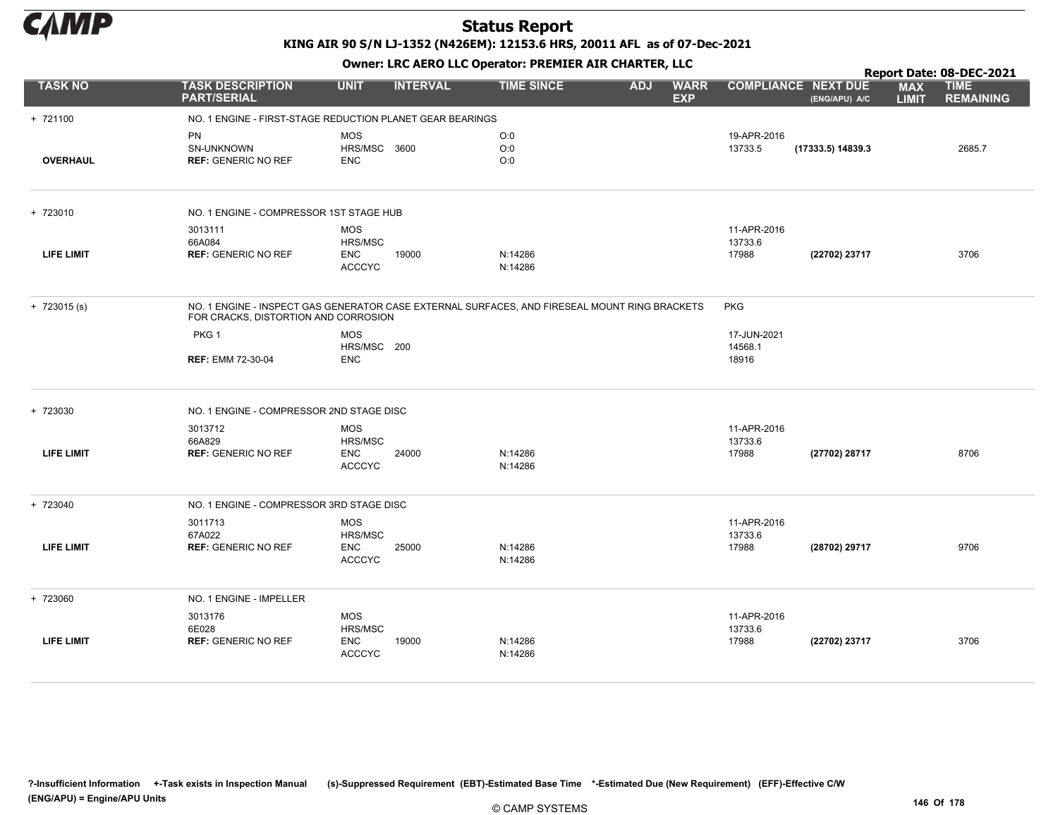# Status Report

KING AIR 90 S/N LJ-1352 (N426EM): 12153.6 HRS, 20011 AFL as of 07-Dec-2021

Owner: LRC AERO LLC Operator: PREMIER AIR CHARTER, LLC

Report Date: 08-DEC-2021

| TASK NO | TASK DESCRIPTION PART/SERIAL | UNIT | INTERVAL | TIME SINCE | ADJ | WARR EXP | COMPLIANCE | NEXT DUE (ENG/APU) A/C | MAX LIMIT | TIME REMAINING |
|---|---|---|---|---|---|---|---|---|---|---|
| + 721100 | NO. 1 ENGINE - FIRST-STAGE REDUCTION PLANET GEAR BEARINGS | | | | | | | | | |
| | PN | MOS | | O:0 | | | 19-APR-2016 | | | |
| | SN-UNKNOWN | HRS/MSC | 3600 | O:0 | | | 13733.5 | (17333.5) 14839.3 | | 2685.7 |
| OVERHAUL | REF: GENERIC NO REF | ENC | | O:0 | | | | | | |
| + 723010 | NO. 1 ENGINE - COMPRESSOR 1ST STAGE HUB | | | | | | | | | |
| | 3013111 | MOS | | | | | 11-APR-2016 | | | |
| | 66A084 | HRS/MSC | | | | | 13733.6 | | | |
| LIFE LIMIT | REF: GENERIC NO REF | ENC | 19000 | N:14286 | | | 17988 | (22702) 23717 | | 3706 |
| | | ACCCYC | | N:14286 | | | | | | |
| + 723015 (s) | NO. 1 ENGINE - INSPECT GAS GENERATOR CASE EXTERNAL SURFACES, AND FIRESEAL MOUNT RING BRACKETS FOR CRACKS, DISTORTION AND CORROSION | | | | | | PKG | | | |
| | PKG 1 | MOS | | | | | 17-JUN-2021 | | | |
| | | HRS/MSC | 200 | | | | 14568.1 | | | |
| | REF: EMM 72-30-04 | ENC | | | | | 18916 | | | |
| + 723030 | NO. 1 ENGINE - COMPRESSOR 2ND STAGE DISC | | | | | | | | | |
| | 3013712 | MOS | | | | | 11-APR-2016 | | | |
| | 66A829 | HRS/MSC | | | | | 13733.6 | | | |
| LIFE LIMIT | REF: GENERIC NO REF | ENC | 24000 | N:14286 | | | 17988 | (27702) 28717 | | 8706 |
| | | ACCCYC | | N:14286 | | | | | | |
| + 723040 | NO. 1 ENGINE - COMPRESSOR 3RD STAGE DISC | | | | | | | | | |
| | 3011713 | MOS | | | | | 11-APR-2016 | | | |
| | 67A022 | HRS/MSC | | | | | 13733.6 | | | |
| LIFE LIMIT | REF: GENERIC NO REF | ENC | 25000 | N:14286 | | | 17988 | (28702) 29717 | | 9706 |
| | | ACCCYC | | N:14286 | | | | | | |
| + 723060 | NO. 1 ENGINE - IMPELLER | | | | | | | | | |
| | 3013176 | MOS | | | | | 11-APR-2016 | | | |
| | 6E028 | HRS/MSC | | | | | 13733.6 | | | |
| LIFE LIMIT | REF: GENERIC NO REF | ENC | 19000 | N:14286 | | | 17988 | (22702) 23717 | | 3706 |
| | | ACCCYC | | N:14286 | | | | | | |

?-Insufficient Information +-Task exists in Inspection Manual (s)-Suppressed Requirement (EBT)-Estimated Base Time *-Estimated Due (New Requirement) (EFF)-Effective C/W
(ENG/APU) = Engine/APU Units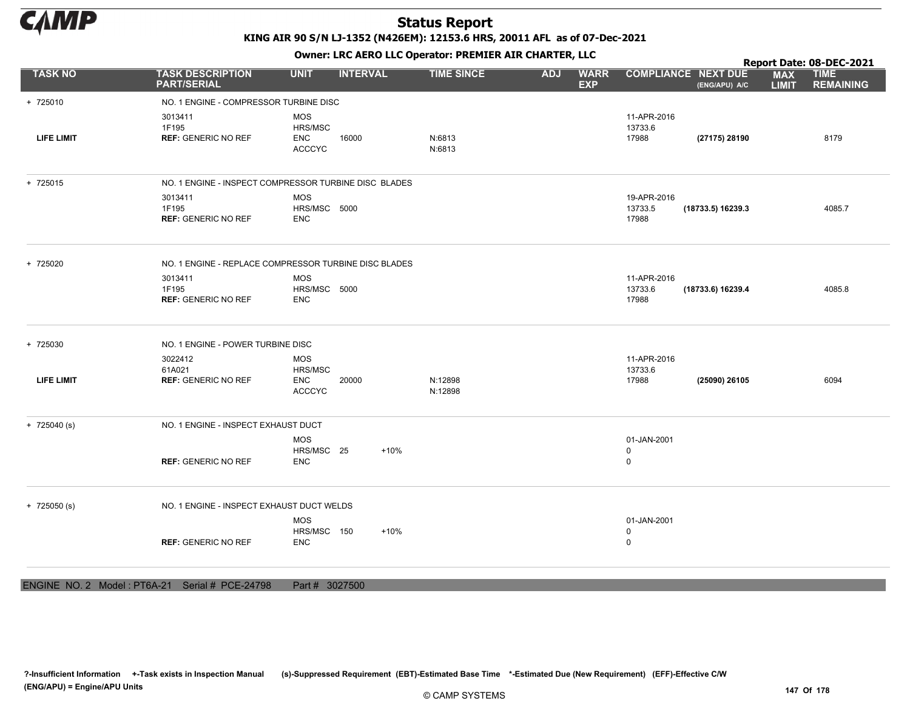# Status Report

**KING AIR 90 S/N LJ-1352 (N426EM): 12153.6 HRS, 20011 AFL as of 07-Dec-2021**

**Owner: LRC AERO LLC Operator: PREMIER AIR CHARTER, LLC**

**Report Date: 08-DEC-2021**

| TASK NO | TASK DESCRIPTION PART/SERIAL | UNIT | INTERVAL | | TIME SINCE | ADJ | WARR EXP | COMPLIANCE | NEXT DUE (ENG/APU) A/C | MAX LIMIT | TIME REMAINING |
|---|---|---|---|---|---|---|---|---|---|---|---|
| + 725010 | NO. 1 ENGINE - COMPRESSOR TURBINE DISC | | | | | | | | | | |
| | 3013411 | MOS | | | | | | 11-APR-2016 | | | |
| | 1F195 | HRS/MSC | | | | | | 13733.6 | | | |
| LIFE LIMIT | REF: GENERIC NO REF | ENC | 16000 | | N:6813 | | | 17988 | (27175) 28190 | | 8179 |
| | | ACCCYC | | | N:6813 | | | | | | |
| + 725015 | NO. 1 ENGINE - INSPECT COMPRESSOR TURBINE DISC BLADES | | | | | | | | | | |
| | 3013411 | MOS | | | | | | 19-APR-2016 | | | |
| | 1F195 | HRS/MSC | 5000 | | | | | 13733.5 | (18733.5) 16239.3 | | 4085.7 |
| | REF: GENERIC NO REF | ENC | | | | | | 17988 | | | |
| + 725020 | NO. 1 ENGINE - REPLACE COMPRESSOR TURBINE DISC BLADES | | | | | | | | | | |
| | 3013411 | MOS | | | | | | 11-APR-2016 | | | |
| | 1F195 | HRS/MSC | 5000 | | | | | 13733.6 | (18733.6) 16239.4 | | 4085.8 |
| | REF: GENERIC NO REF | ENC | | | | | | 17988 | | | |
| + 725030 | NO. 1 ENGINE - POWER TURBINE DISC | | | | | | | | | | |
| | 3022412 | MOS | | | | | | 11-APR-2016 | | | |
| | 61A021 | HRS/MSC | | | | | | 13733.6 | | | |
| LIFE LIMIT | REF: GENERIC NO REF | ENC | 20000 | | N:12898 | | | 17988 | (25090) 26105 | | 6094 |
| | | ACCCYC | | | N:12898 | | | | | | |
| + 725040 (s) | NO. 1 ENGINE - INSPECT EXHAUST DUCT | | | | | | | | | | |
| | | MOS | | | | | | 01-JAN-2001 | | | |
| | | HRS/MSC | 25 | +10% | | | | 0 | | | |
| | REF: GENERIC NO REF | ENC | | | | | | 0 | | | |
| + 725050 (s) | NO. 1 ENGINE - INSPECT EXHAUST DUCT WELDS | | | | | | | | | | |
| | | MOS | | | | | | 01-JAN-2001 | | | |
| | | HRS/MSC | 150 | +10% | | | | 0 | | | |
| | REF: GENERIC NO REF | ENC | | | | | | 0 | | | |

ENGINE NO. 2 Model : PT6A-21 Serial # PCE-24798 Part # 3027500

?-Insufficient Information +-Task exists in Inspection Manual (s)-Suppressed Requirement (EBT)-Estimated Base Time *-Estimated Due (New Requirement) (EFF)-Effective C/W (ENG/APU) = Engine/APU Units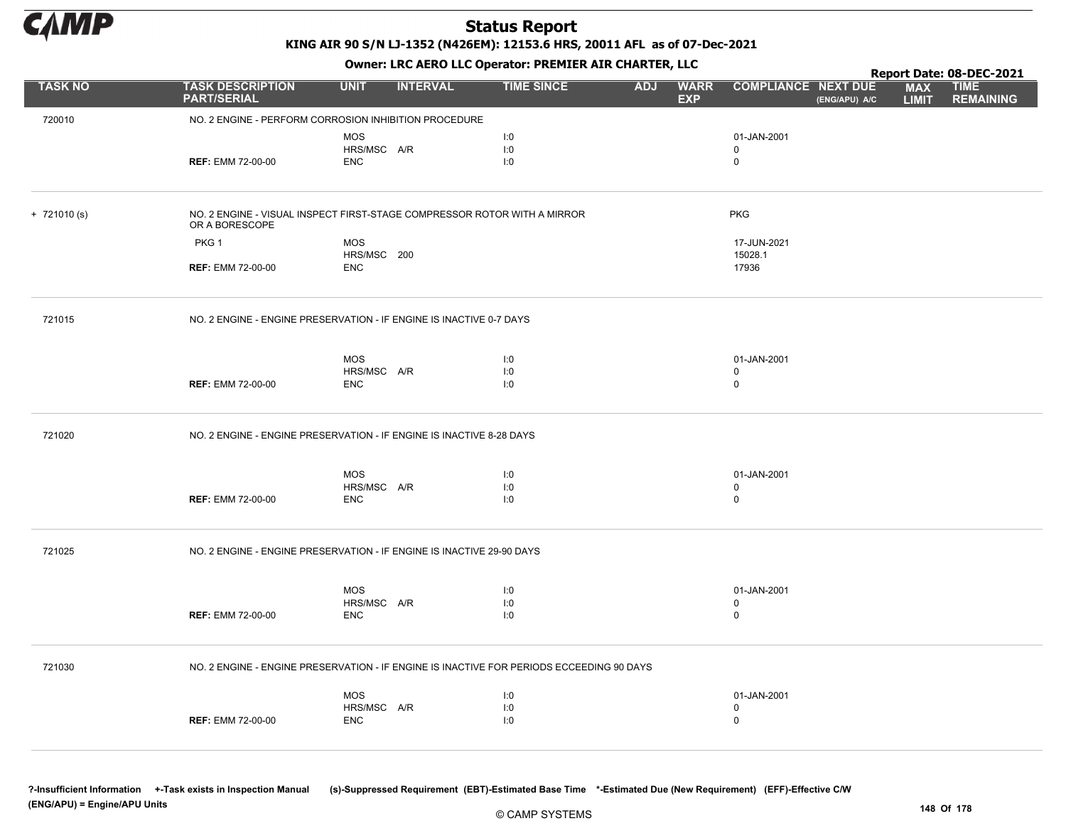# Status Report

**KING AIR 90 S/N LJ-1352 (N426EM): 12153.6 HRS, 20011 AFL as of 07-Dec-2021**

**Owner: LRC AERO LLC Operator: PREMIER AIR CHARTER, LLC**

**Report Date: 08-DEC-2021**

| TASK NO | TASK DESCRIPTION PART/SERIAL | UNIT | INTERVAL | TIME SINCE | ADJ | WARR EXP | COMPLIANCE | NEXT DUE (ENG/APU) A/C | MAX LIMIT | TIME REMAINING |
|---|---|---|---|---|---|---|---|---|---|---|
| 720010 | NO. 2 ENGINE - PERFORM CORROSION INHIBITION PROCEDURE | | | | | | | | | |
| | | MOS | | I:0 | | | 01-JAN-2001 | | | |
| | | HRS/MSC | A/R | I:0 | | | 0 | | | |
| | **REF:** EMM 72-00-00 | ENC | | I:0 | | | 0 | | | |
| + 721010 (s) | NO. 2 ENGINE - VISUAL INSPECT FIRST-STAGE COMPRESSOR ROTOR WITH A MIRROR OR A BORESCOPE | | | | | | PKG | | | |
| | PKG 1 | MOS | | | | | 17-JUN-2021 | | | |
| | | HRS/MSC | 200 | | | | 15028.1 | | | |
| | **REF:** EMM 72-00-00 | ENC | | | | | 17936 | | | |
| 721015 | NO. 2 ENGINE - ENGINE PRESERVATION - IF ENGINE IS INACTIVE 0-7 DAYS | | | | | | | | | |
| | | MOS | | I:0 | | | 01-JAN-2001 | | | |
| | | HRS/MSC | A/R | I:0 | | | 0 | | | |
| | **REF:** EMM 72-00-00 | ENC | | I:0 | | | 0 | | | |
| 721020 | NO. 2 ENGINE - ENGINE PRESERVATION - IF ENGINE IS INACTIVE 8-28 DAYS | | | | | | | | | |
| | | MOS | | I:0 | | | 01-JAN-2001 | | | |
| | | HRS/MSC | A/R | I:0 | | | 0 | | | |
| | **REF:** EMM 72-00-00 | ENC | | I:0 | | | 0 | | | |
| 721025 | NO. 2 ENGINE - ENGINE PRESERVATION - IF ENGINE IS INACTIVE 29-90 DAYS | | | | | | | | | |
| | | MOS | | I:0 | | | 01-JAN-2001 | | | |
| | | HRS/MSC | A/R | I:0 | | | 0 | | | |
| | **REF:** EMM 72-00-00 | ENC | | I:0 | | | 0 | | | |
| 721030 | NO. 2 ENGINE - ENGINE PRESERVATION - IF ENGINE IS INACTIVE FOR PERIODS ECCEEDING 90 DAYS | | | | | | | | | |
| | | MOS | | I:0 | | | 01-JAN-2001 | | | |
| | | HRS/MSC | A/R | I:0 | | | 0 | | | |
| | **REF:** EMM 72-00-00 | ENC | | I:0 | | | 0 | | | |

?-Insufficient Information +-Task exists in Inspection Manual (s)-Suppressed Requirement (EBT)-Estimated Base Time *-Estimated Due (New Requirement) (EFF)-Effective C/W (ENG/APU) = Engine/APU Units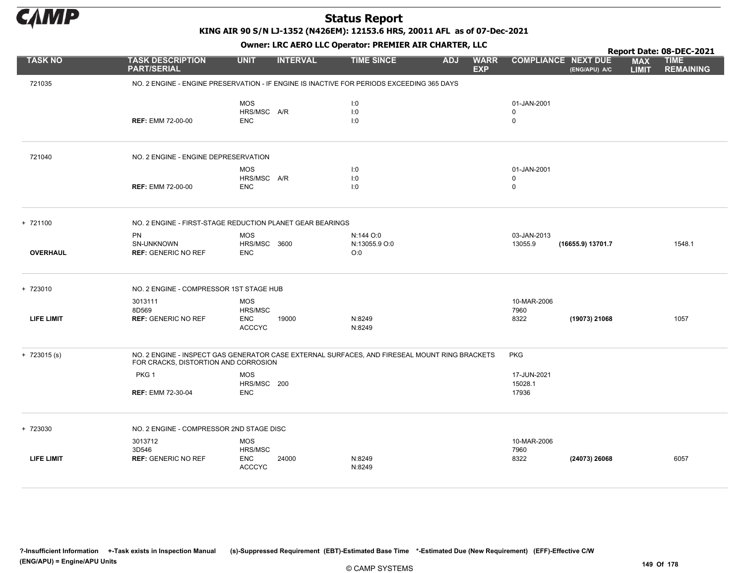# Status Report

**KING AIR 90 S/N LJ-1352 (N426EM): 12153.6 HRS, 20011 AFL as of 07-Dec-2021**

**Owner: LRC AERO LLC Operator: PREMIER AIR CHARTER, LLC**

**Report Date: 08-DEC-2021**

| TASK NO | TASK DESCRIPTION PART/SERIAL | UNIT | INTERVAL | TIME SINCE | ADJ | WARR EXP | COMPLIANCE | NEXT DUE (ENG/APU) A/C | MAX LIMIT | TIME REMAINING |
|---|---|---|---|---|---|---|---|---|---|---|
| 721035 | NO. 2 ENGINE - ENGINE PRESERVATION - IF ENGINE IS INACTIVE FOR PERIODS EXCEEDING 365 DAYS | | | | | | | | | |
| | | MOS | | I:0 | | | 01-JAN-2001 | | | |
| | | HRS/MSC | A/R | I:0 | | | 0 | | | |
| | **REF:** EMM 72-00-00 | ENC | | I:0 | | | 0 | | | |
| 721040 | NO. 2 ENGINE - ENGINE DEPRESERVATION | | | | | | | | | |
| | | MOS | | I:0 | | | 01-JAN-2001 | | | |
| | | HRS/MSC | A/R | I:0 | | | 0 | | | |
| | **REF:** EMM 72-00-00 | ENC | | I:0 | | | 0 | | | |
| + 721100 | NO. 2 ENGINE - FIRST-STAGE REDUCTION PLANET GEAR BEARINGS | | | | | | | | | |
| | PN | MOS | | N:144 O:0 | | | 03-JAN-2013 | | | |
| | SN-UNKNOWN | HRS/MSC | 3600 | N:13055.9 O:0 | | | 13055.9 | **(16655.9) 13701.7** | | 1548.1 |
| **OVERHAUL** | **REF:** GENERIC NO REF | ENC | | O:0 | | | | | | |
| + 723010 | NO. 2 ENGINE - COMPRESSOR 1ST STAGE HUB | | | | | | | | | |
| | 3013111 | MOS | | | | | 10-MAR-2006 | | | |
| | 8D569 | HRS/MSC | | | | | 7960 | | | |
| **LIFE LIMIT** | **REF:** GENERIC NO REF | ENC | 19000 | N:8249 | | | 8322 | **(19073) 21068** | | 1057 |
| | | ACCCYC | | N:8249 | | | | | | |
| + 723015 (s) | NO. 2 ENGINE - INSPECT GAS GENERATOR CASE EXTERNAL SURFACES, AND FIRESEAL MOUNT RING BRACKETS FOR CRACKS, DISTORTION AND CORROSION | | | | | | PKG | | | |
| | PKG 1 | MOS | | | | | 17-JUN-2021 | | | |
| | | HRS/MSC | 200 | | | | 15028.1 | | | |
| | **REF:** EMM 72-30-04 | ENC | | | | | 17936 | | | |
| + 723030 | NO. 2 ENGINE - COMPRESSOR 2ND STAGE DISC | | | | | | | | | |
| | 3013712 | MOS | | | | | 10-MAR-2006 | | | |
| | 3D546 | HRS/MSC | | | | | 7960 | | | |
| **LIFE LIMIT** | **REF:** GENERIC NO REF | ENC | 24000 | N:8249 | | | 8322 | **(24073) 26068** | | 6057 |
| | | ACCCYC | | N:8249 | | | | | | |

**?-Insufficient Information +-Task exists in Inspection Manual (s)-Suppressed Requirement (EBT)-Estimated Base Time \*-Estimated Due (New Requirement) (EFF)-Effective C/W (ENG/APU) = Engine/APU Units**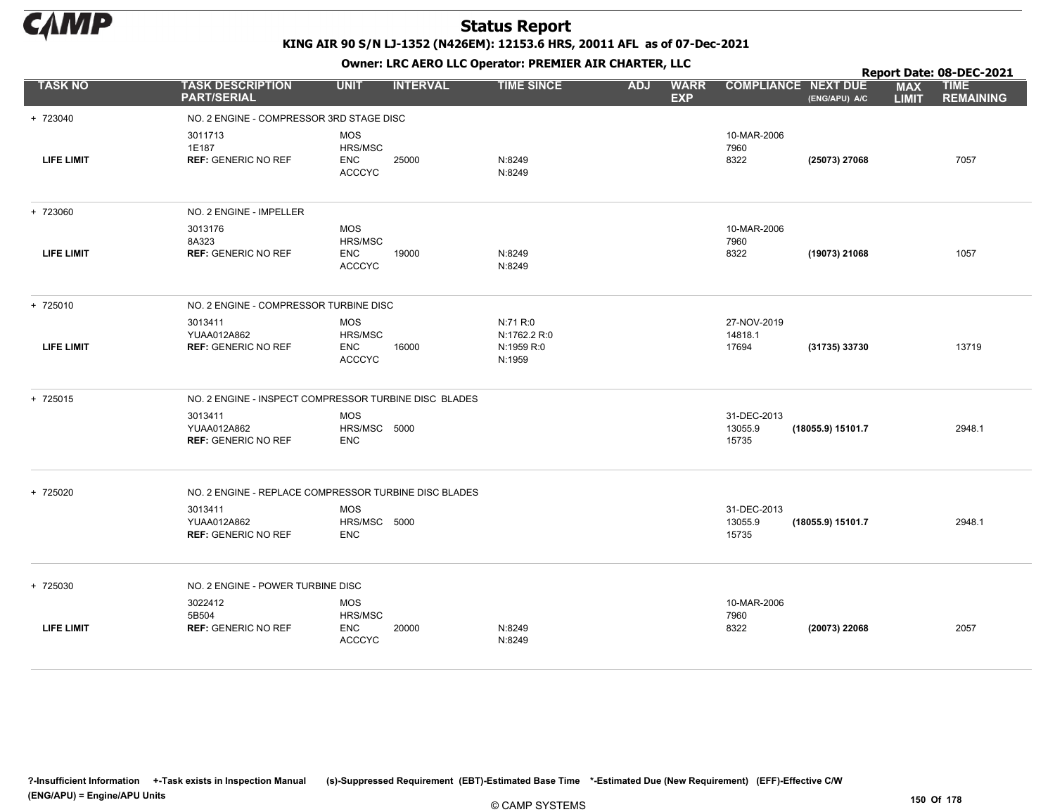# Status Report

**KING AIR 90 S/N LJ-1352 (N426EM): 12153.6 HRS, 20011 AFL as of 07-Dec-2021**

**Owner: LRC AERO LLC Operator: PREMIER AIR CHARTER, LLC**

**Report Date: 08-DEC-2021**

| TASK NO | TASK DESCRIPTION PART/SERIAL | UNIT | INTERVAL | TIME SINCE | ADJ | WARR EXP | COMPLIANCE | NEXT DUE (ENG/APU) A/C | MAX LIMIT | TIME REMAINING |
|---|---|---|---|---|---|---|---|---|---|---|
| + 723040 | NO. 2 ENGINE - COMPRESSOR 3RD STAGE DISC | | | | | | | | | |
| | 3011713 | MOS | | | | | 10-MAR-2006 | | | |
| | 1E187 | HRS/MSC | | | | | 7960 | | | |
| LIFE LIMIT | REF: GENERIC NO REF | ENC | 25000 | N:8249 | | | 8322 | (25073) 27068 | | 7057 |
| | | ACCCYC | | N:8249 | | | | | | |
| + 723060 | NO. 2 ENGINE - IMPELLER | | | | | | | | | |
| | 3013176 | MOS | | | | | 10-MAR-2006 | | | |
| | 8A323 | HRS/MSC | | | | | 7960 | | | |
| LIFE LIMIT | REF: GENERIC NO REF | ENC | 19000 | N:8249 | | | 8322 | (19073) 21068 | | 1057 |
| | | ACCCYC | | N:8249 | | | | | | |
| + 725010 | NO. 2 ENGINE - COMPRESSOR TURBINE DISC | | | | | | | | | |
| | 3013411 | MOS | | N:71 R:0 | | | 27-NOV-2019 | | | |
| | YUAA012A862 | HRS/MSC | | N:1762.2 R:0 | | | 14818.1 | | | |
| LIFE LIMIT | REF: GENERIC NO REF | ENC | 16000 | N:1959 R:0 | | | 17694 | (31735) 33730 | | 13719 |
| | | ACCCYC | | N:1959 | | | | | | |
| + 725015 | NO. 2 ENGINE - INSPECT COMPRESSOR TURBINE DISC BLADES | | | | | | | | | |
| | 3013411 | MOS | | | | | 31-DEC-2013 | | | |
| | YUAA012A862 | HRS/MSC | 5000 | | | | 13055.9 | (18055.9) 15101.7 | | 2948.1 |
| | REF: GENERIC NO REF | ENC | | | | | 15735 | | | |
| + 725020 | NO. 2 ENGINE - REPLACE COMPRESSOR TURBINE DISC BLADES | | | | | | | | | |
| | 3013411 | MOS | | | | | 31-DEC-2013 | | | |
| | YUAA012A862 | HRS/MSC | 5000 | | | | 13055.9 | (18055.9) 15101.7 | | 2948.1 |
| | REF: GENERIC NO REF | ENC | | | | | 15735 | | | |
| + 725030 | NO. 2 ENGINE - POWER TURBINE DISC | | | | | | | | | |
| | 3022412 | MOS | | | | | 10-MAR-2006 | | | |
| | 5B504 | HRS/MSC | | | | | 7960 | | | |
| LIFE LIMIT | REF: GENERIC NO REF | ENC | 20000 | N:8249 | | | 8322 | (20073) 22068 | | 2057 |
| | | ACCCYC | | N:8249 | | | | | | |

?-Insufficient Information +-Task exists in Inspection Manual (s)-Suppressed Requirement (EBT)-Estimated Base Time *-Estimated Due (New Requirement) (EFF)-Effective C/W
(ENG/APU) = Engine/APU Units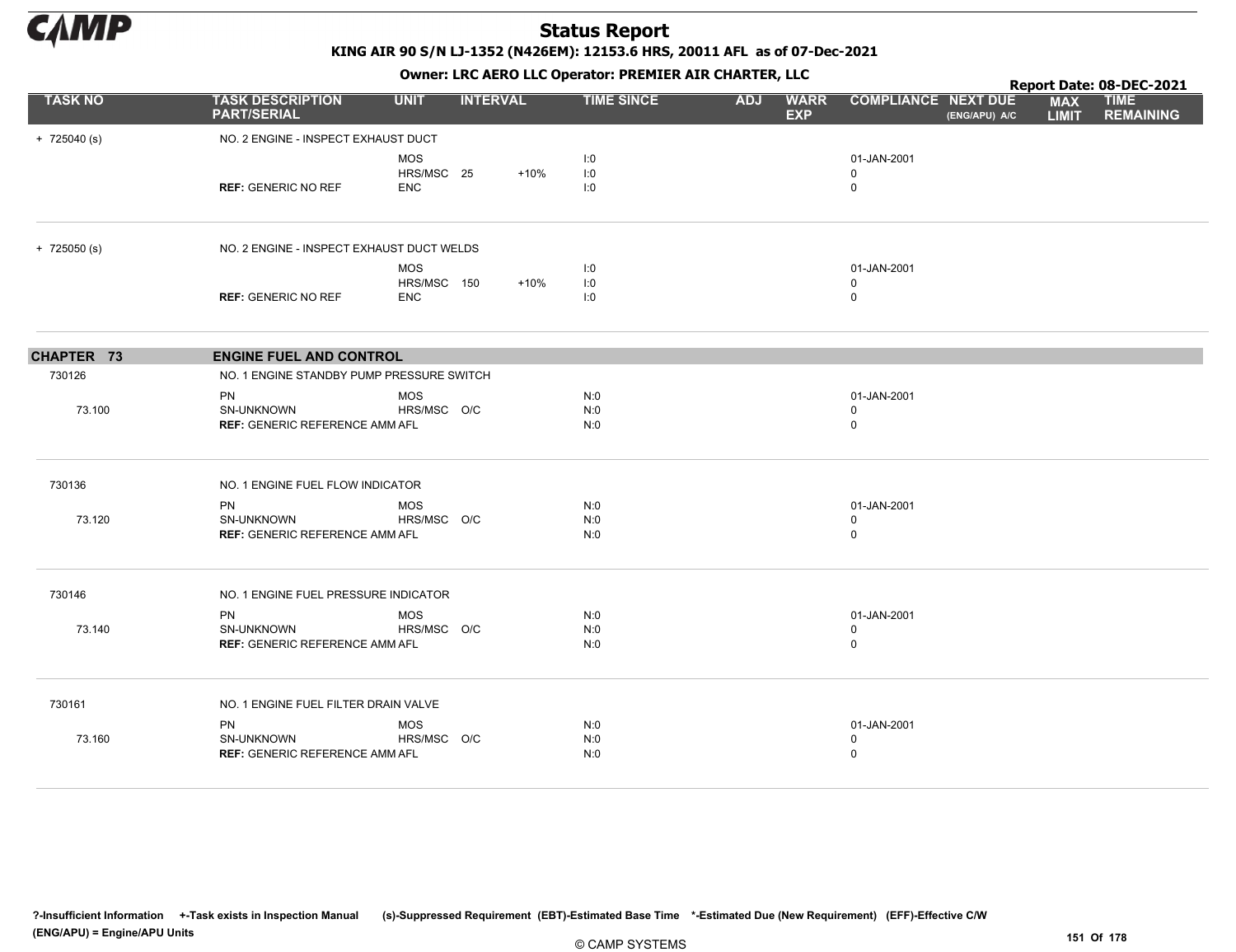# Status Report

**KING AIR 90 S/N LJ-1352 (N426EM): 12153.6 HRS, 20011 AFL as of 07-Dec-2021**

**Owner: LRC AERO LLC Operator: PREMIER AIR CHARTER, LLC**

**Report Date: 08-DEC-2021**

| TASK NO | TASK DESCRIPTION PART/SERIAL | UNIT | INTERVAL | | TIME SINCE | ADJ | WARR EXP | COMPLIANCE | NEXT DUE (ENG/APU) A/C | MAX LIMIT | TIME REMAINING |
|---|---|---|---|---|---|---|---|---|---|---|---|
| + 725040 (s) | NO. 2 ENGINE - INSPECT EXHAUST DUCT | | | | | | | | | | |
| | | MOS | | | I:0 | | | 01-JAN-2001 | | | |
| | | HRS/MSC | 25 | +10% | I:0 | | | 0 | | | |
| | **REF:** GENERIC NO REF | ENC | | | I:0 | | | 0 | | | |
| + 725050 (s) | NO. 2 ENGINE - INSPECT EXHAUST DUCT WELDS | | | | | | | | | | |
| | | MOS | | | I:0 | | | 01-JAN-2001 | | | |
| | | HRS/MSC | 150 | +10% | I:0 | | | 0 | | | |
| | **REF:** GENERIC NO REF | ENC | | | I:0 | | | 0 | | | |
| **CHAPTER 73** | **ENGINE FUEL AND CONTROL** | | | | | | | | | | |
| 730126 | NO. 1 ENGINE STANDBY PUMP PRESSURE SWITCH | | | | | | | | | | |
| | PN | MOS | | | N:0 | | | 01-JAN-2001 | | | |
| 73.100 | SN-UNKNOWN | HRS/MSC | O/C | | N:0 | | | 0 | | | |
| | **REF:** GENERIC REFERENCE AMM | AFL | | | N:0 | | | 0 | | | |
| 730136 | NO. 1 ENGINE FUEL FLOW INDICATOR | | | | | | | | | | |
| | PN | MOS | | | N:0 | | | 01-JAN-2001 | | | |
| 73.120 | SN-UNKNOWN | HRS/MSC | O/C | | N:0 | | | 0 | | | |
| | **REF:** GENERIC REFERENCE AMM | AFL | | | N:0 | | | 0 | | | |
| 730146 | NO. 1 ENGINE FUEL PRESSURE INDICATOR | | | | | | | | | | |
| | PN | MOS | | | N:0 | | | 01-JAN-2001 | | | |
| 73.140 | SN-UNKNOWN | HRS/MSC | O/C | | N:0 | | | 0 | | | |
| | **REF:** GENERIC REFERENCE AMM | AFL | | | N:0 | | | 0 | | | |
| 730161 | NO. 1 ENGINE FUEL FILTER DRAIN VALVE | | | | | | | | | | |
| | PN | MOS | | | N:0 | | | 01-JAN-2001 | | | |
| 73.160 | SN-UNKNOWN | HRS/MSC | O/C | | N:0 | | | 0 | | | |
| | **REF:** GENERIC REFERENCE AMM | AFL | | | N:0 | | | 0 | | | |

?-Insufficient Information +-Task exists in Inspection Manual (s)-Suppressed Requirement (EBT)-Estimated Base Time *-Estimated Due (New Requirement) (EFF)-Effective C/W (ENG/APU) = Engine/APU Units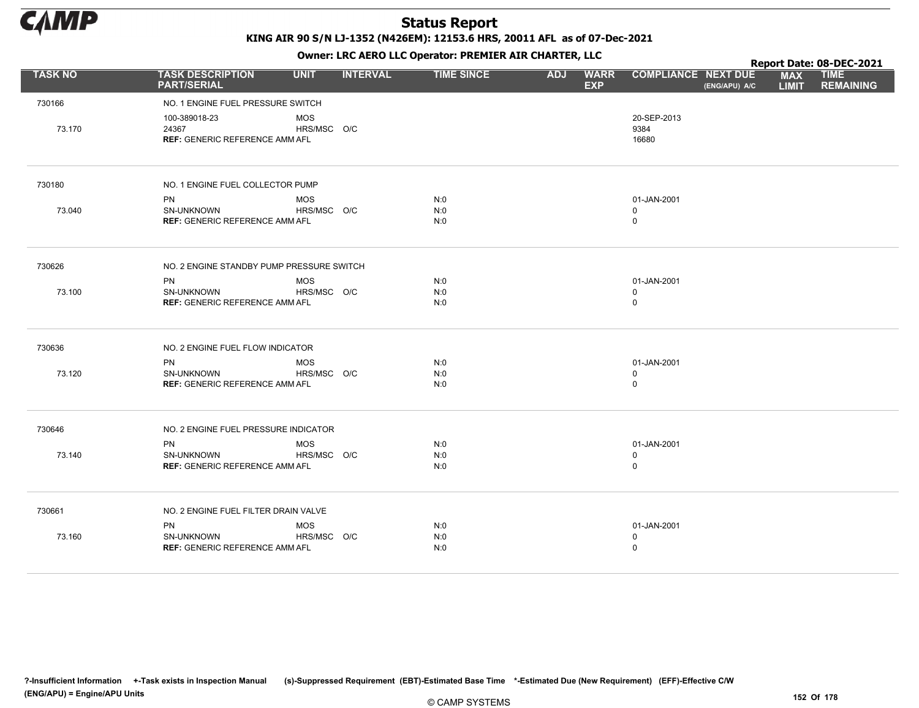# Status Report

**KING AIR 90 S/N LJ-1352 (N426EM): 12153.6 HRS, 20011 AFL as of 07-Dec-2021**

**Owner: LRC AERO LLC Operator: PREMIER AIR CHARTER, LLC**

**Report Date: 08-DEC-2021**

| TASK NO | TASK DESCRIPTION PART/SERIAL | UNIT | INTERVAL | TIME SINCE | ADJ | WARR EXP | COMPLIANCE | NEXT DUE (ENG/APU) A/C | MAX LIMIT | TIME REMAINING |
|---|---|---|---|---|---|---|---|---|---|---|
| 730166 | NO. 1 ENGINE FUEL PRESSURE SWITCH | | | | | | | | | |
| | 100-389018-23 | MOS | | | | | 20-SEP-2013 | | | |
| 73.170 | 24367 | HRS/MSC | O/C | | | | 9384 | | | |
| | **REF:** GENERIC REFERENCE AMM | AFL | | | | | 16680 | | | |
| 730180 | NO. 1 ENGINE FUEL COLLECTOR PUMP | | | | | | | | | |
| | PN | MOS | | N:0 | | | 01-JAN-2001 | | | |
| 73.040 | SN-UNKNOWN | HRS/MSC | O/C | N:0 | | | 0 | | | |
| | **REF:** GENERIC REFERENCE AMM | AFL | | N:0 | | | 0 | | | |
| 730626 | NO. 2 ENGINE STANDBY PUMP PRESSURE SWITCH | | | | | | | | | |
| | PN | MOS | | N:0 | | | 01-JAN-2001 | | | |
| 73.100 | SN-UNKNOWN | HRS/MSC | O/C | N:0 | | | 0 | | | |
| | **REF:** GENERIC REFERENCE AMM | AFL | | N:0 | | | 0 | | | |
| 730636 | NO. 2 ENGINE FUEL FLOW INDICATOR | | | | | | | | | |
| | PN | MOS | | N:0 | | | 01-JAN-2001 | | | |
| 73.120 | SN-UNKNOWN | HRS/MSC | O/C | N:0 | | | 0 | | | |
| | **REF:** GENERIC REFERENCE AMM | AFL | | N:0 | | | 0 | | | |
| 730646 | NO. 2 ENGINE FUEL PRESSURE INDICATOR | | | | | | | | | |
| | PN | MOS | | N:0 | | | 01-JAN-2001 | | | |
| 73.140 | SN-UNKNOWN | HRS/MSC | O/C | N:0 | | | 0 | | | |
| | **REF:** GENERIC REFERENCE AMM | AFL | | N:0 | | | 0 | | | |
| 730661 | NO. 2 ENGINE FUEL FILTER DRAIN VALVE | | | | | | | | | |
| | PN | MOS | | N:0 | | | 01-JAN-2001 | | | |
| 73.160 | SN-UNKNOWN | HRS/MSC | O/C | N:0 | | | 0 | | | |
| | **REF:** GENERIC REFERENCE AMM | AFL | | N:0 | | | 0 | | | |

?-Insufficient Information +-Task exists in Inspection Manual (s)-Suppressed Requirement (EBT)-Estimated Base Time *-Estimated Due (New Requirement) (EFF)-Effective C/W (ENG/APU) = Engine/APU Units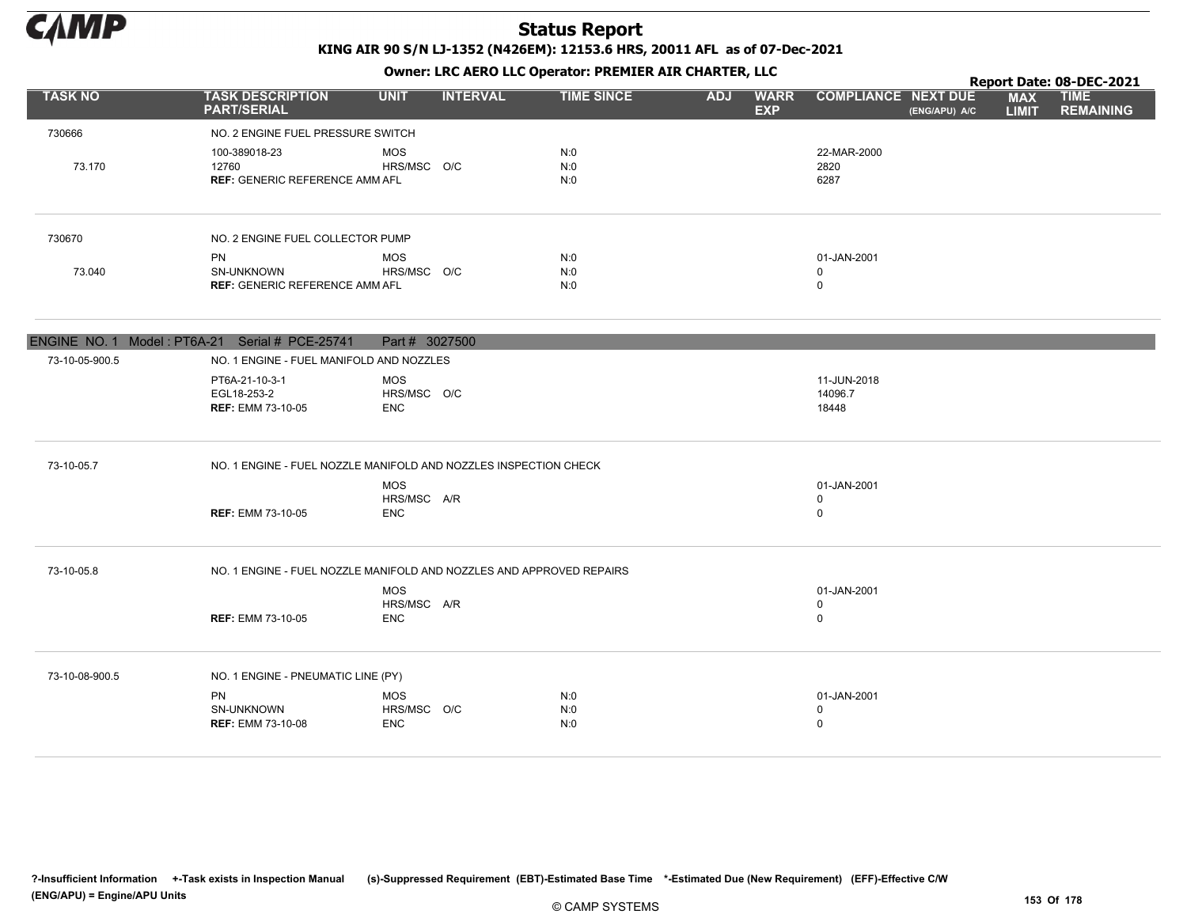# Status Report

**KING AIR 90 S/N LJ-1352 (N426EM): 12153.6 HRS, 20011 AFL as of 07-Dec-2021**

**Owner: LRC AERO LLC Operator: PREMIER AIR CHARTER, LLC**

**Report Date: 08-DEC-2021**

| TASK NO | TASK DESCRIPTION PART/SERIAL | UNIT | INTERVAL | TIME SINCE | ADJ | WARR EXP | COMPLIANCE | NEXT DUE (ENG/APU) A/C | MAX LIMIT | TIME REMAINING |
|---|---|---|---|---|---|---|---|---|---|---|
| 730666 | NO. 2 ENGINE FUEL PRESSURE SWITCH | | | | | | | | | |
| | 100-389018-23 | MOS | | N:0 | | | 22-MAR-2000 | | | |
| 73.170 | 12760 | HRS/MSC | O/C | N:0 | | | 2820 | | | |
| | **REF:** GENERIC REFERENCE AMM | AFL | | N:0 | | | 6287 | | | |
| 730670 | NO. 2 ENGINE FUEL COLLECTOR PUMP | | | | | | | | | |
| | PN | MOS | | N:0 | | | 01-JAN-2001 | | | |
| 73.040 | SN-UNKNOWN | HRS/MSC | O/C | N:0 | | | 0 | | | |
| | **REF:** GENERIC REFERENCE AMM | AFL | | N:0 | | | 0 | | | |

**ENGINE NO. 1 Model : PT6A-21 Serial # PCE-25741 Part # 3027500**

| TASK NO | TASK DESCRIPTION PART/SERIAL | UNIT | INTERVAL | TIME SINCE | ADJ | WARR EXP | COMPLIANCE | NEXT DUE (ENG/APU) A/C | MAX LIMIT | TIME REMAINING |
|---|---|---|---|---|---|---|---|---|---|---|
| 73-10-05-900.5 | NO. 1 ENGINE - FUEL MANIFOLD AND NOZZLES | | | | | | | | | |
| | PT6A-21-10-3-1 | MOS | | | | | 11-JUN-2018 | | | |
| | EGL18-253-2 | HRS/MSC | O/C | | | | 14096.7 | | | |
| | **REF:** EMM 73-10-05 | ENC | | | | | 18448 | | | |
| 73-10-05.7 | NO. 1 ENGINE - FUEL NOZZLE MANIFOLD AND NOZZLES INSPECTION CHECK | | | | | | | | | |
| | | MOS | | | | | 01-JAN-2001 | | | |
| | | HRS/MSC | A/R | | | | 0 | | | |
| | **REF:** EMM 73-10-05 | ENC | | | | | 0 | | | |
| 73-10-05.8 | NO. 1 ENGINE - FUEL NOZZLE MANIFOLD AND NOZZLES AND APPROVED REPAIRS | | | | | | | | | |
| | | MOS | | | | | 01-JAN-2001 | | | |
| | | HRS/MSC | A/R | | | | 0 | | | |
| | **REF:** EMM 73-10-05 | ENC | | | | | 0 | | | |
| 73-10-08-900.5 | NO. 1 ENGINE - PNEUMATIC LINE (PY) | | | | | | | | | |
| | PN | MOS | | N:0 | | | 01-JAN-2001 | | | |
| | SN-UNKNOWN | HRS/MSC | O/C | N:0 | | | 0 | | | |
| | **REF:** EMM 73-10-08 | ENC | | N:0 | | | 0 | | | |

?-Insufficient Information +-Task exists in Inspection Manual (s)-Suppressed Requirement (EBT)-Estimated Base Time *-Estimated Due (New Requirement) (EFF)-Effective C/W (ENG/APU) = Engine/APU Units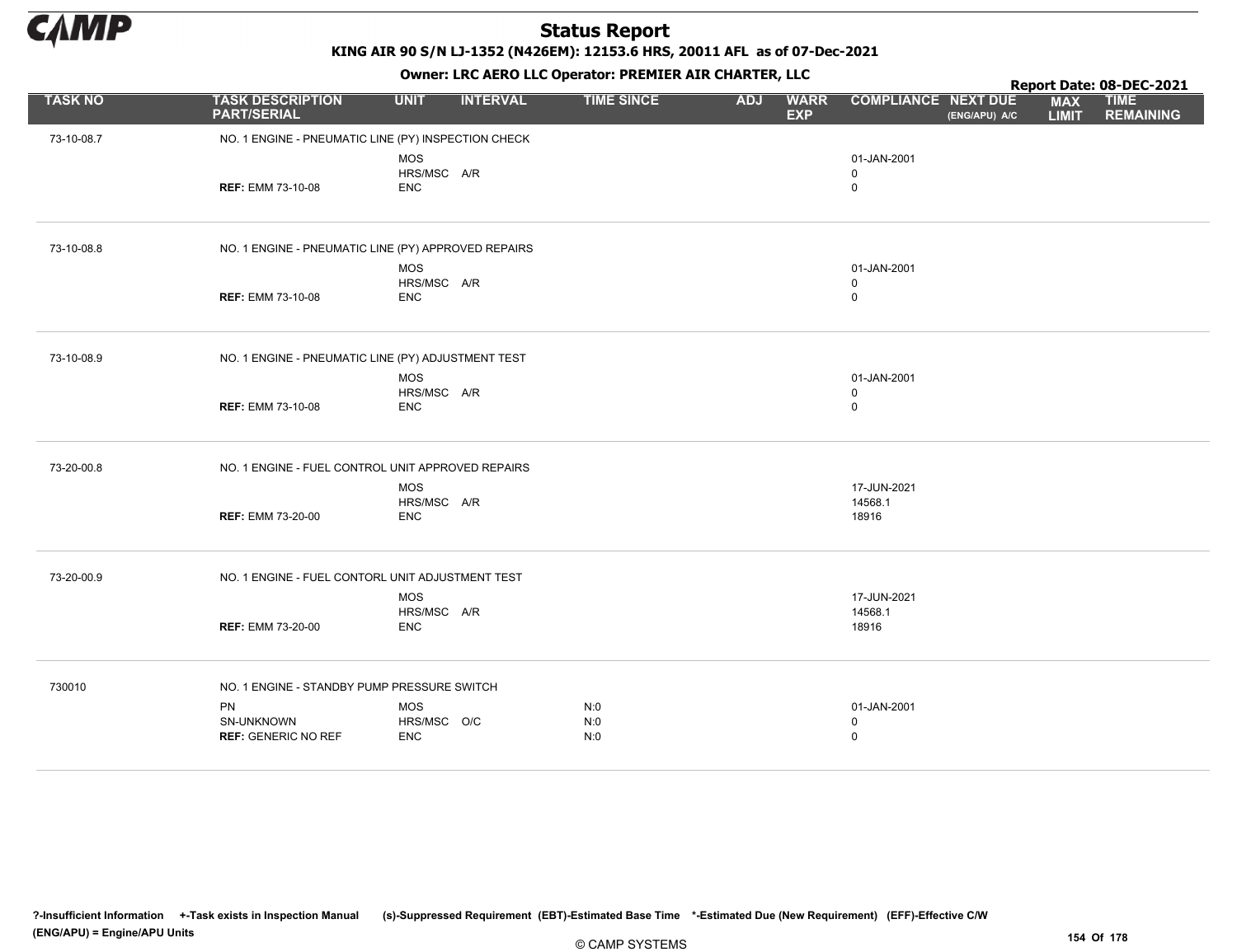# Status Report

**KING AIR 90 S/N LJ-1352 (N426EM): 12153.6 HRS, 20011 AFL as of 07-Dec-2021**

**Owner: LRC AERO LLC Operator: PREMIER AIR CHARTER, LLC**

**Report Date: 08-DEC-2021**

| TASK NO | TASK DESCRIPTION PART/SERIAL | UNIT | INTERVAL | TIME SINCE | ADJ | WARR EXP | COMPLIANCE | NEXT DUE (ENG/APU) A/C | MAX LIMIT | TIME REMAINING |
|---|---|---|---|---|---|---|---|---|---|---|
| 73-10-08.7 | NO. 1 ENGINE - PNEUMATIC LINE (PY) INSPECTION CHECK | | | | | | | | | |
| | | MOS | | | | | 01-JAN-2001 | | | |
| | | HRS/MSC | A/R | | | | 0 | | | |
| | **REF:** EMM 73-10-08 | ENC | | | | | 0 | | | |
| 73-10-08.8 | NO. 1 ENGINE - PNEUMATIC LINE (PY) APPROVED REPAIRS | | | | | | | | | |
| | | MOS | | | | | 01-JAN-2001 | | | |
| | | HRS/MSC | A/R | | | | 0 | | | |
| | **REF:** EMM 73-10-08 | ENC | | | | | 0 | | | |
| 73-10-08.9 | NO. 1 ENGINE - PNEUMATIC LINE (PY) ADJUSTMENT TEST | | | | | | | | | |
| | | MOS | | | | | 01-JAN-2001 | | | |
| | | HRS/MSC | A/R | | | | 0 | | | |
| | **REF:** EMM 73-10-08 | ENC | | | | | 0 | | | |
| 73-20-00.8 | NO. 1 ENGINE - FUEL CONTROL UNIT APPROVED REPAIRS | | | | | | | | | |
| | | MOS | | | | | 17-JUN-2021 | | | |
| | | HRS/MSC | A/R | | | | 14568.1 | | | |
| | **REF:** EMM 73-20-00 | ENC | | | | | 18916 | | | |
| 73-20-00.9 | NO. 1 ENGINE - FUEL CONTORL UNIT ADJUSTMENT TEST | | | | | | | | | |
| | | MOS | | | | | 17-JUN-2021 | | | |
| | | HRS/MSC | A/R | | | | 14568.1 | | | |
| | **REF:** EMM 73-20-00 | ENC | | | | | 18916 | | | |
| 730010 | NO. 1 ENGINE - STANDBY PUMP PRESSURE SWITCH | | | | | | | | | |
| | PN | MOS | | N:0 | | | 01-JAN-2001 | | | |
| | SN-UNKNOWN | HRS/MSC | O/C | N:0 | | | 0 | | | |
| | **REF:** GENERIC NO REF | ENC | | N:0 | | | 0 | | | |

**?-Insufficient Information +-Task exists in Inspection Manual (s)-Suppressed Requirement (EBT)-Estimated Base Time \*-Estimated Due (New Requirement) (EFF)-Effective C/W (ENG/APU) = Engine/APU Units**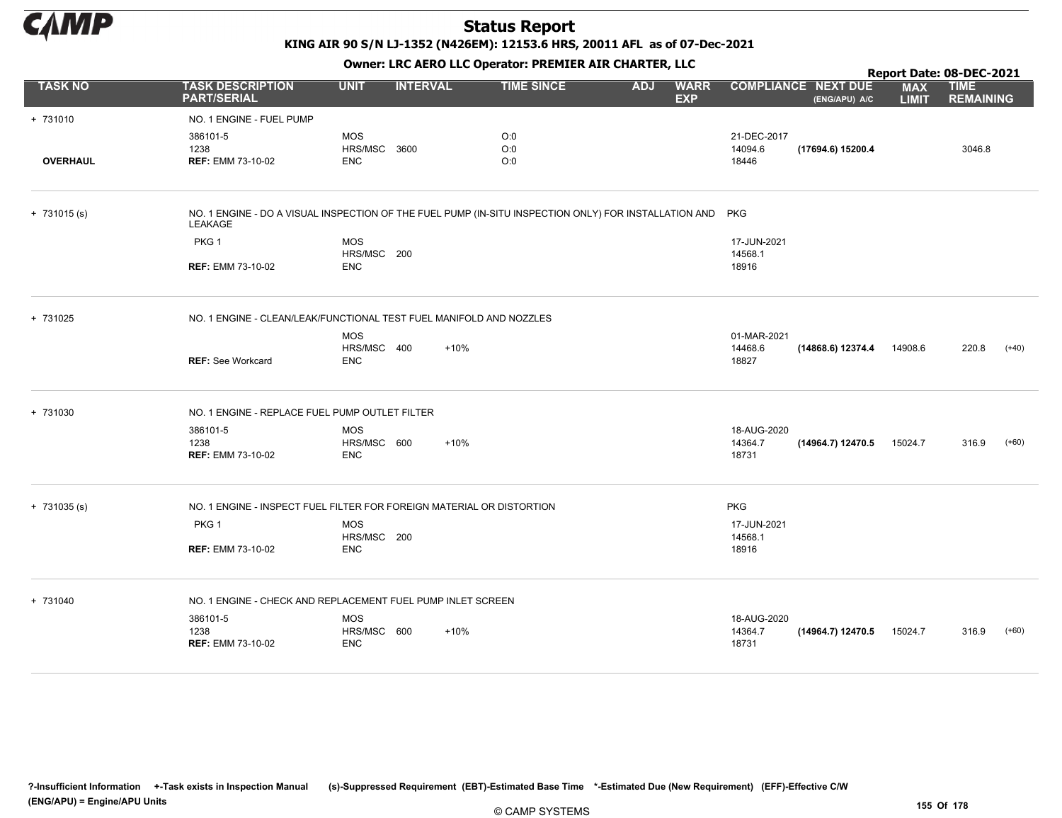# Status Report

**KING AIR 90 S/N LJ-1352 (N426EM): 12153.6 HRS, 20011 AFL as of 07-Dec-2021**

**Owner: LRC AERO LLC Operator: PREMIER AIR CHARTER, LLC**

**Report Date: 08-DEC-2021**

| TASK NO | TASK DESCRIPTION PART/SERIAL | UNIT | INTERVAL | | TIME SINCE | ADJ | WARR EXP | COMPLIANCE | NEXT DUE (ENG/APU) A/C | MAX LIMIT | TIME REMAINING | |
|---|---|---|---|---|---|---|---|---|---|---|---|---|
| + 731010 | NO. 1 ENGINE - FUEL PUMP | | | | | | | | | | | |
| | 386101-5 | MOS | | | O:0 | | | 21-DEC-2017 | | | | |
| | 1238 | HRS/MSC | 3600 | | O:0 | | | 14094.6 | **(17694.6) 15200.4** | | 3046.8 | |
| **OVERHAUL** | **REF:** EMM 73-10-02 | ENC | | | O:0 | | | 18446 | | | | |
| + 731015 (s) | NO. 1 ENGINE - DO A VISUAL INSPECTION OF THE FUEL PUMP (IN-SITU INSPECTION ONLY) FOR INSTALLATION AND LEAKAGE | | | | | | | PKG | | | | |
| | PKG 1 | MOS | | | | | | 17-JUN-2021 | | | | |
| | | HRS/MSC | 200 | | | | | 14568.1 | | | | |
| | **REF:** EMM 73-10-02 | ENC | | | | | | 18916 | | | | |
| + 731025 | NO. 1 ENGINE - CLEAN/LEAK/FUNCTIONAL TEST FUEL MANIFOLD AND NOZZLES | | | | | | | | | | | |
| | | MOS | | | | | | 01-MAR-2021 | | | | |
| | | HRS/MSC | 400 | +10% | | | | 14468.6 | **(14868.6) 12374.4** | 14908.6 | 220.8 | (+40) |
| | **REF:** See Workcard | ENC | | | | | | 18827 | | | | |
| + 731030 | NO. 1 ENGINE - REPLACE FUEL PUMP OUTLET FILTER | | | | | | | | | | | |
| | 386101-5 | MOS | | | | | | 18-AUG-2020 | | | | |
| | 1238 | HRS/MSC | 600 | +10% | | | | 14364.7 | **(14964.7) 12470.5** | 15024.7 | 316.9 | (+60) |
| | **REF:** EMM 73-10-02 | ENC | | | | | | 18731 | | | | |
| + 731035 (s) | NO. 1 ENGINE - INSPECT FUEL FILTER FOR FOREIGN MATERIAL OR DISTORTION | | | | | | | PKG | | | | |
| | PKG 1 | MOS | | | | | | 17-JUN-2021 | | | | |
| | | HRS/MSC | 200 | | | | | 14568.1 | | | | |
| | **REF:** EMM 73-10-02 | ENC | | | | | | 18916 | | | | |
| + 731040 | NO. 1 ENGINE - CHECK AND REPLACEMENT FUEL PUMP INLET SCREEN | | | | | | | | | | | |
| | 386101-5 | MOS | | | | | | 18-AUG-2020 | | | | |
| | 1238 | HRS/MSC | 600 | +10% | | | | 14364.7 | **(14964.7) 12470.5** | 15024.7 | 316.9 | (+60) |
| | **REF:** EMM 73-10-02 | ENC | | | | | | 18731 | | | | |

?-Insufficient Information +-Task exists in Inspection Manual (s)-Suppressed Requirement (EBT)-Estimated Base Time *-Estimated Due (New Requirement) (EFF)-Effective C/W (ENG/APU) = Engine/APU Units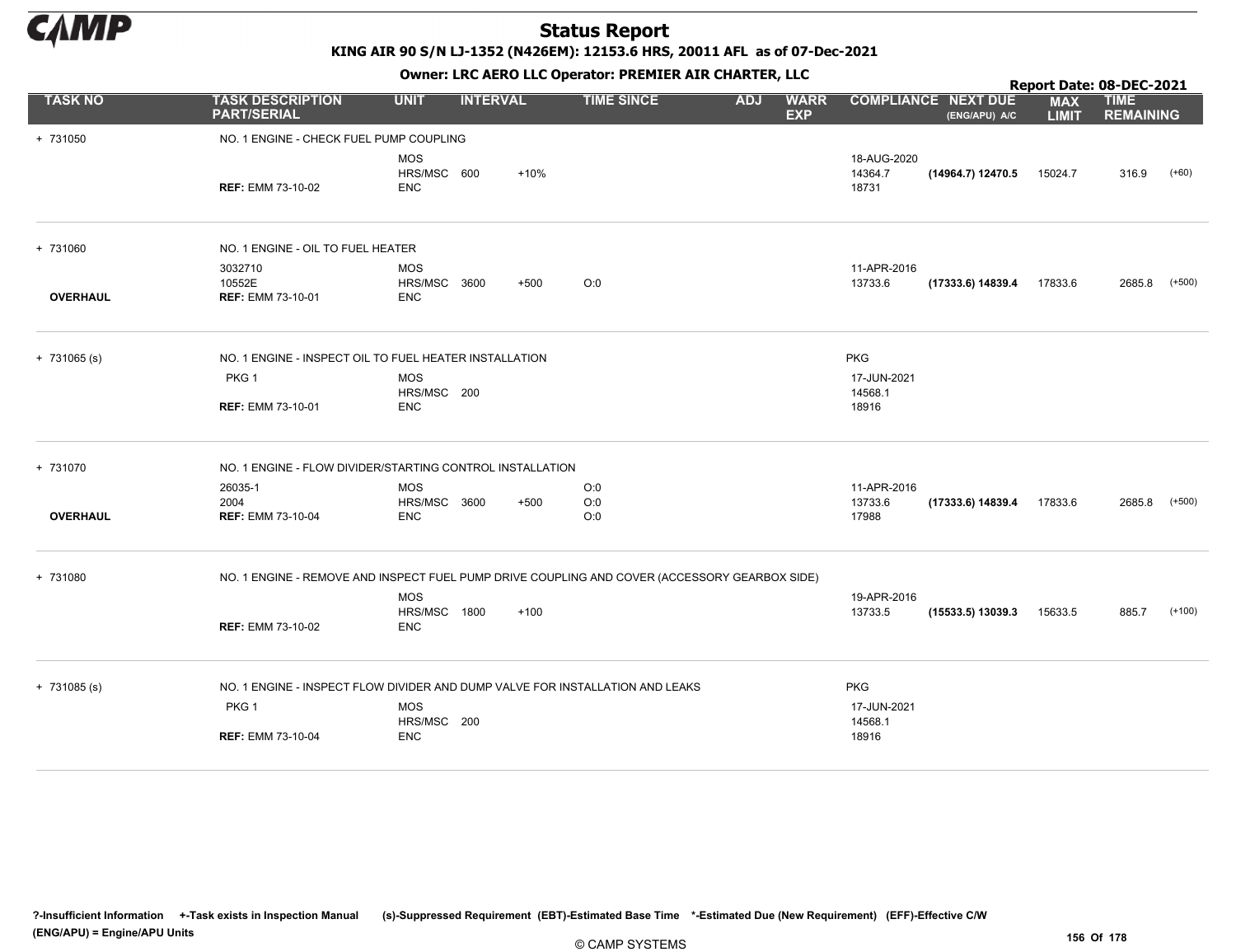# Status Report

**KING AIR 90 S/N LJ-1352 (N426EM): 12153.6 HRS, 20011 AFL as of 07-Dec-2021**

**Owner: LRC AERO LLC Operator: PREMIER AIR CHARTER, LLC**

**Report Date: 08-DEC-2021**

| TASK NO | TASK DESCRIPTION PART/SERIAL | UNIT | INTERVAL | | TIME SINCE | ADJ | WARR EXP | COMPLIANCE | NEXT DUE (ENG/APU) A/C | MAX LIMIT | TIME REMAINING | |
|---|---|---|---|---|---|---|---|---|---|---|---|---|
| + 731050 | NO. 1 ENGINE - CHECK FUEL PUMP COUPLING | | | | | | | | | | | |
| | | MOS | | | | | | 18-AUG-2020 | | | | |
| | | HRS/MSC | 600 | +10% | | | | 14364.7 | **(14964.7) 12470.5** | 15024.7 | 316.9 | (+60) |
| | **REF:** EMM 73-10-02 | ENC | | | | | | 18731 | | | | |
| + 731060 | NO. 1 ENGINE - OIL TO FUEL HEATER | | | | | | | | | | | |
| | 3032710 | MOS | | | | | | 11-APR-2016 | | | | |
| | 10552E | HRS/MSC | 3600 | +500 | O:0 | | | 13733.6 | **(17333.6) 14839.4** | 17833.6 | 2685.8 | (+500) |
| **OVERHAUL** | **REF:** EMM 73-10-01 | ENC | | | | | | | | | | |
| + 731065 (s) | NO. 1 ENGINE - INSPECT OIL TO FUEL HEATER INSTALLATION | | | | | | | PKG | | | | |
| | PKG 1 | MOS | | | | | | 17-JUN-2021 | | | | |
| | | HRS/MSC | 200 | | | | | 14568.1 | | | | |
| | **REF:** EMM 73-10-01 | ENC | | | | | | 18916 | | | | |
| + 731070 | NO. 1 ENGINE - FLOW DIVIDER/STARTING CONTROL INSTALLATION | | | | | | | | | | | |
| | 26035-1 | MOS | | | O:0 | | | 11-APR-2016 | | | | |
| | 2004 | HRS/MSC | 3600 | +500 | O:0 | | | 13733.6 | **(17333.6) 14839.4** | 17833.6 | 2685.8 | (+500) |
| **OVERHAUL** | **REF:** EMM 73-10-04 | ENC | | | O:0 | | | 17988 | | | | |
| + 731080 | NO. 1 ENGINE - REMOVE AND INSPECT FUEL PUMP DRIVE COUPLING AND COVER (ACCESSORY GEARBOX SIDE) | | | | | | | | | | | |
| | | MOS | | | | | | 19-APR-2016 | | | | |
| | | HRS/MSC | 1800 | +100 | | | | 13733.5 | **(15533.5) 13039.3** | 15633.5 | 885.7 | (+100) |
| | **REF:** EMM 73-10-02 | ENC | | | | | | | | | | |
| + 731085 (s) | NO. 1 ENGINE - INSPECT FLOW DIVIDER AND DUMP VALVE FOR INSTALLATION AND LEAKS | | | | | | | PKG | | | | |
| | PKG 1 | MOS | | | | | | 17-JUN-2021 | | | | |
| | | HRS/MSC | 200 | | | | | 14568.1 | | | | |
| | **REF:** EMM 73-10-04 | ENC | | | | | | 18916 | | | | |

**?-Insufficient Information +-Task exists in Inspection Manual (s)-Suppressed Requirement (EBT)-Estimated Base Time \*-Estimated Due (New Requirement) (EFF)-Effective C/W (ENG/APU) = Engine/APU Units**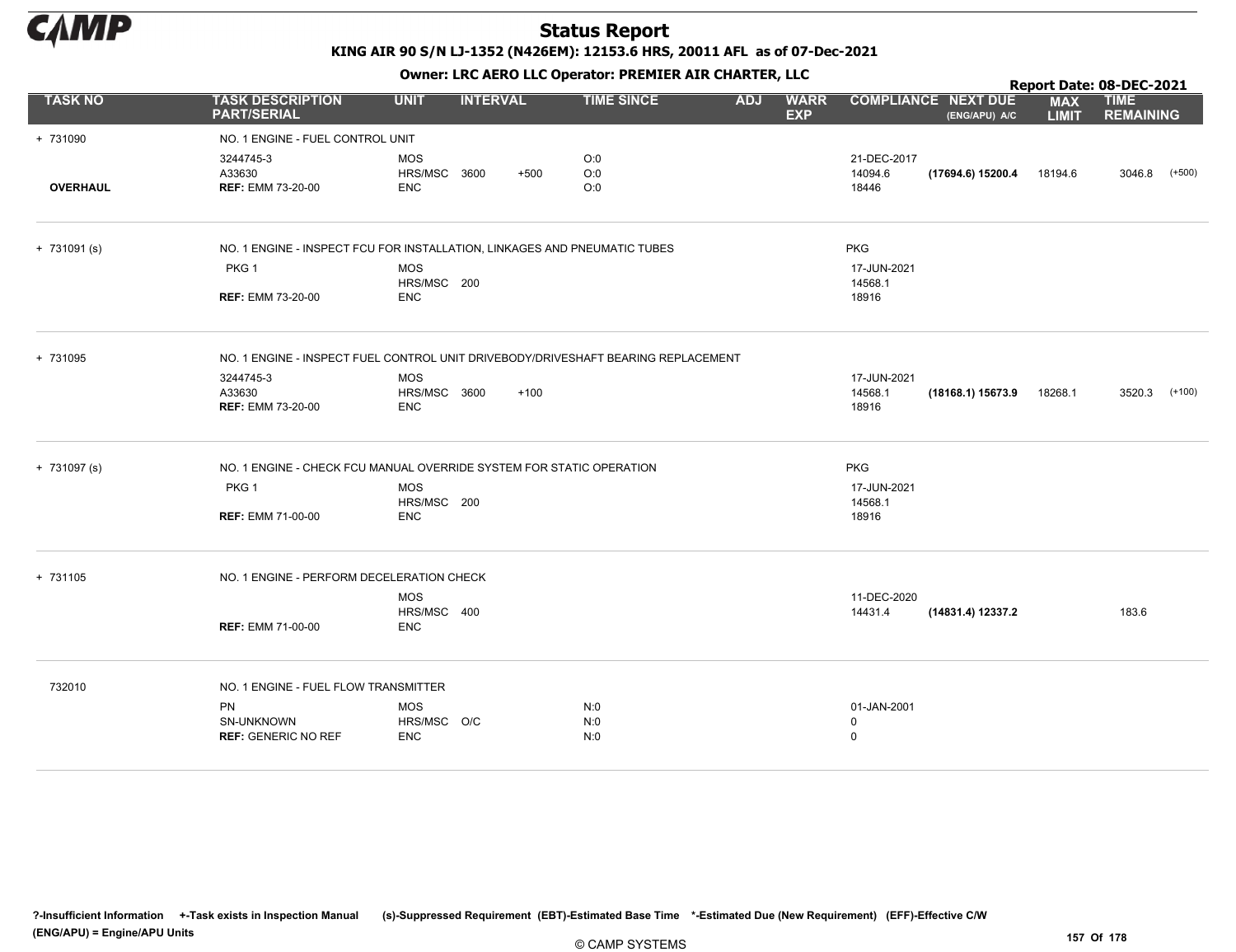# Status Report

**KING AIR 90 S/N LJ-1352 (N426EM): 12153.6 HRS, 20011 AFL as of 07-Dec-2021**

**Owner: LRC AERO LLC Operator: PREMIER AIR CHARTER, LLC**

**Report Date: 08-DEC-2021**

| TASK NO | TASK DESCRIPTION PART/SERIAL | UNIT | INTERVAL | | TIME SINCE | ADJ | WARR EXP | COMPLIANCE | NEXT DUE (ENG/APU) A/C | MAX LIMIT | TIME REMAINING |
|---|---|---|---|---|---|---|---|---|---|---|---|
| + 731090 | NO. 1 ENGINE - FUEL CONTROL UNIT | | | | | | | | | | |
| | 3244745-3 | MOS | | | O:0 | | | 21-DEC-2017 | | | |
| OVERHAUL | A33630 | HRS/MSC | 3600 | +500 | O:0 | | | 14094.6 | **(17694.6) 15200.4** | 18194.6 | 3046.8 (+500) |
| | **REF:** EMM 73-20-00 | ENC | | | O:0 | | | 18446 | | | |
| + 731091 (s) | NO. 1 ENGINE - INSPECT FCU FOR INSTALLATION, LINKAGES AND PNEUMATIC TUBES | | | | | | | PKG | | | |
| | PKG 1 | MOS | | | | | | 17-JUN-2021 | | | |
| | | HRS/MSC | 200 | | | | | 14568.1 | | | |
| | **REF:** EMM 73-20-00 | ENC | | | | | | 18916 | | | |
| + 731095 | NO. 1 ENGINE - INSPECT FUEL CONTROL UNIT DRIVEBODY/DRIVESHAFT BEARING REPLACEMENT | | | | | | | | | | |
| | 3244745-3 | MOS | | | | | | 17-JUN-2021 | | | |
| | A33630 | HRS/MSC | 3600 | +100 | | | | 14568.1 | **(18168.1) 15673.9** | 18268.1 | 3520.3 (+100) |
| | **REF:** EMM 73-20-00 | ENC | | | | | | 18916 | | | |
| + 731097 (s) | NO. 1 ENGINE - CHECK FCU MANUAL OVERRIDE SYSTEM FOR STATIC OPERATION | | | | | | | PKG | | | |
| | PKG 1 | MOS | | | | | | 17-JUN-2021 | | | |
| | | HRS/MSC | 200 | | | | | 14568.1 | | | |
| | **REF:** EMM 71-00-00 | ENC | | | | | | 18916 | | | |
| + 731105 | NO. 1 ENGINE - PERFORM DECELERATION CHECK | | | | | | | | | | |
| | | MOS | | | | | | 11-DEC-2020 | | | |
| | | HRS/MSC | 400 | | | | | 14431.4 | **(14831.4) 12337.2** | | 183.6 |
| | **REF:** EMM 71-00-00 | ENC | | | | | | | | | |
| 732010 | NO. 1 ENGINE - FUEL FLOW TRANSMITTER | | | | | | | | | | |
| | PN | MOS | | | N:0 | | | 01-JAN-2001 | | | |
| | SN-UNKNOWN | HRS/MSC | O/C | | N:0 | | | 0 | | | |
| | **REF:** GENERIC NO REF | ENC | | | N:0 | | | 0 | | | |

**?-Insufficient Information +-Task exists in Inspection Manual (s)-Suppressed Requirement (EBT)-Estimated Base Time \*-Estimated Due (New Requirement) (EFF)-Effective C/W (ENG/APU) = Engine/APU Units**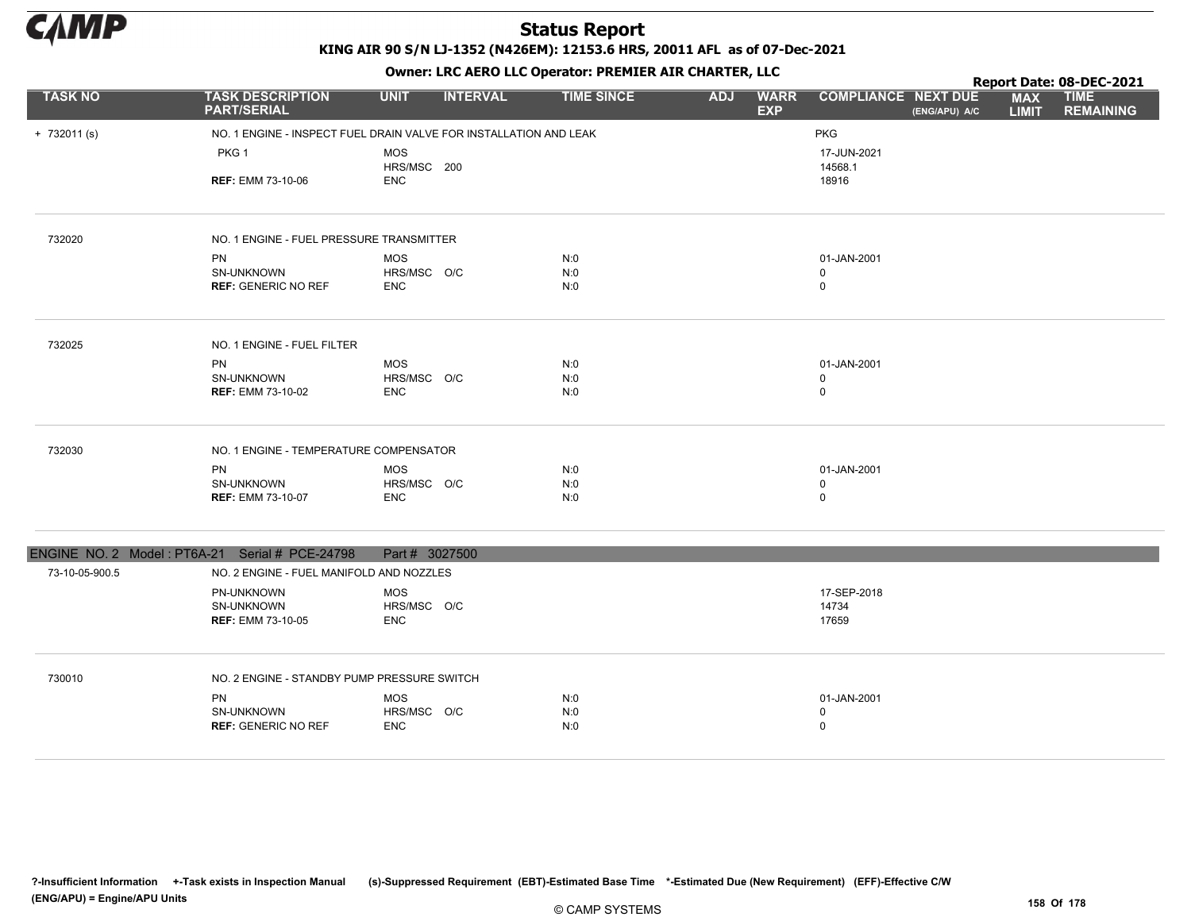# Status Report

**KING AIR 90 S/N LJ-1352 (N426EM): 12153.6 HRS, 20011 AFL as of 07-Dec-2021**

**Owner: LRC AERO LLC Operator: PREMIER AIR CHARTER, LLC**

**Report Date: 08-DEC-2021**

| TASK NO | TASK DESCRIPTION PART/SERIAL | UNIT | INTERVAL | TIME SINCE | ADJ | WARR EXP | COMPLIANCE | NEXT DUE (ENG/APU) A/C | MAX LIMIT | TIME REMAINING |
|---|---|---|---|---|---|---|---|---|---|---|
| + 732011 (s) | NO. 1 ENGINE - INSPECT FUEL DRAIN VALVE FOR INSTALLATION AND LEAK | | | | | | PKG | | | |
| | PKG 1 | MOS | | | | | 17-JUN-2021 | | | |
| | | HRS/MSC | 200 | | | | 14568.1 | | | |
| | **REF:** EMM 73-10-06 | ENC | | | | | 18916 | | | |
| 732020 | NO. 1 ENGINE - FUEL PRESSURE TRANSMITTER | | | | | | | | | |
| | PN | MOS | | N:0 | | | 01-JAN-2001 | | | |
| | SN-UNKNOWN | HRS/MSC | O/C | N:0 | | | 0 | | | |
| | **REF:** GENERIC NO REF | ENC | | N:0 | | | 0 | | | |
| 732025 | NO. 1 ENGINE - FUEL FILTER | | | | | | | | | |
| | PN | MOS | | N:0 | | | 01-JAN-2001 | | | |
| | SN-UNKNOWN | HRS/MSC | O/C | N:0 | | | 0 | | | |
| | **REF:** EMM 73-10-02 | ENC | | N:0 | | | 0 | | | |
| 732030 | NO. 1 ENGINE - TEMPERATURE COMPENSATOR | | | | | | | | | |
| | PN | MOS | | N:0 | | | 01-JAN-2001 | | | |
| | SN-UNKNOWN | HRS/MSC | O/C | N:0 | | | 0 | | | |
| | **REF:** EMM 73-10-07 | ENC | | N:0 | | | 0 | | | |

**ENGINE NO. 2 Model : PT6A-21 Serial # PCE-24798 Part # 3027500**

| TASK NO | TASK DESCRIPTION PART/SERIAL | UNIT | INTERVAL | TIME SINCE | ADJ | WARR EXP | COMPLIANCE | NEXT DUE (ENG/APU) A/C | MAX LIMIT | TIME REMAINING |
|---|---|---|---|---|---|---|---|---|---|---|
| 73-10-05-900.5 | NO. 2 ENGINE - FUEL MANIFOLD AND NOZZLES | | | | | | | | | |
| | PN-UNKNOWN | MOS | | | | | 17-SEP-2018 | | | |
| | SN-UNKNOWN | HRS/MSC | O/C | | | | 14734 | | | |
| | **REF:** EMM 73-10-05 | ENC | | | | | 17659 | | | |
| 730010 | NO. 2 ENGINE - STANDBY PUMP PRESSURE SWITCH | | | | | | | | | |
| | PN | MOS | | N:0 | | | 01-JAN-2001 | | | |
| | SN-UNKNOWN | HRS/MSC | O/C | N:0 | | | 0 | | | |
| | **REF:** GENERIC NO REF | ENC | | N:0 | | | 0 | | | |

?-Insufficient Information +-Task exists in Inspection Manual (s)-Suppressed Requirement (EBT)-Estimated Base Time *-Estimated Due (New Requirement) (EFF)-Effective C/W (ENG/APU) = Engine/APU Units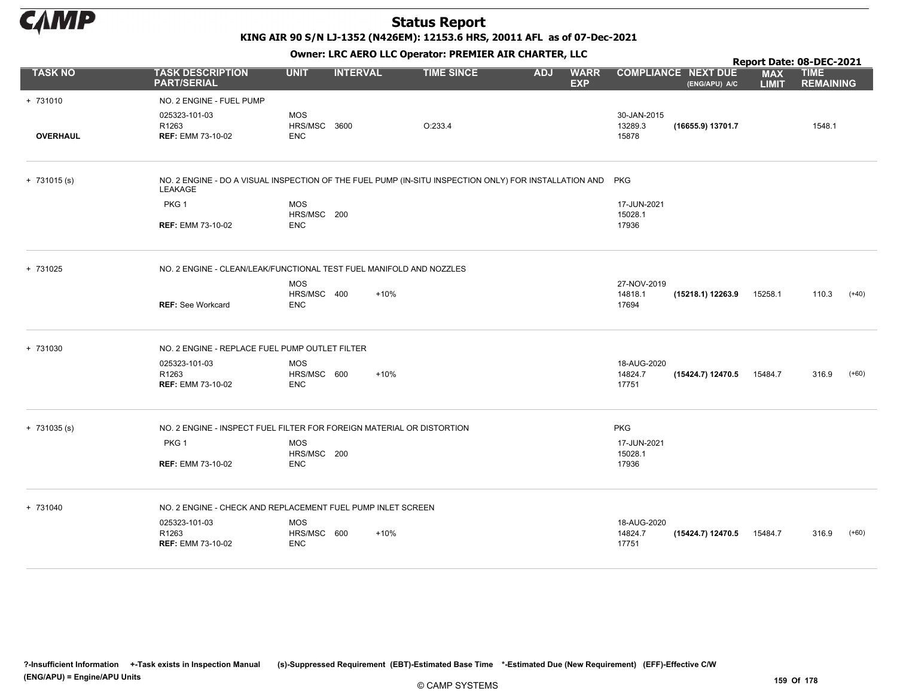# Status Report

**KING AIR 90 S/N LJ-1352 (N426EM): 12153.6 HRS, 20011 AFL as of 07-Dec-2021**

**Owner: LRC AERO LLC Operator: PREMIER AIR CHARTER, LLC**

**Report Date: 08-DEC-2021**

| TASK NO | TASK DESCRIPTION PART/SERIAL | UNIT | INTERVAL | | TIME SINCE | ADJ | WARR EXP | COMPLIANCE | NEXT DUE (ENG/APU) A/C | MAX LIMIT | TIME REMAINING | |
|---|---|---|---|---|---|---|---|---|---|---|---|---|
| + 731010 | NO. 2 ENGINE - FUEL PUMP | | | | | | | | | | | |
| | 025323-101-03 | MOS | | | | | | 30-JAN-2015 | | | | |
| | R1263 | HRS/MSC | 3600 | | O:233.4 | | | 13289.3 | **(16655.9) 13701.7** | | 1548.1 | |
| **OVERHAUL** | **REF:** EMM 73-10-02 | ENC | | | | | | 15878 | | | | |
| + 731015 (s) | NO. 2 ENGINE - DO A VISUAL INSPECTION OF THE FUEL PUMP (IN-SITU INSPECTION ONLY) FOR INSTALLATION AND LEAKAGE | | | | | | | PKG | | | | |
| | PKG 1 | MOS | | | | | | 17-JUN-2021 | | | | |
| | | HRS/MSC | 200 | | | | | 15028.1 | | | | |
| | **REF:** EMM 73-10-02 | ENC | | | | | | 17936 | | | | |
| + 731025 | NO. 2 ENGINE - CLEAN/LEAK/FUNCTIONAL TEST FUEL MANIFOLD AND NOZZLES | | | | | | | | | | | |
| | | MOS | | | | | | 27-NOV-2019 | | | | |
| | | HRS/MSC | 400 | +10% | | | | 14818.1 | **(15218.1) 12263.9** | 15258.1 | 110.3 | (+40) |
| | **REF:** See Workcard | ENC | | | | | | 17694 | | | | |
| + 731030 | NO. 2 ENGINE - REPLACE FUEL PUMP OUTLET FILTER | | | | | | | | | | | |
| | 025323-101-03 | MOS | | | | | | 18-AUG-2020 | | | | |
| | R1263 | HRS/MSC | 600 | +10% | | | | 14824.7 | **(15424.7) 12470.5** | 15484.7 | 316.9 | (+60) |
| | **REF:** EMM 73-10-02 | ENC | | | | | | 17751 | | | | |
| + 731035 (s) | NO. 2 ENGINE - INSPECT FUEL FILTER FOR FOREIGN MATERIAL OR DISTORTION | | | | | | | PKG | | | | |
| | PKG 1 | MOS | | | | | | 17-JUN-2021 | | | | |
| | | HRS/MSC | 200 | | | | | 15028.1 | | | | |
| | **REF:** EMM 73-10-02 | ENC | | | | | | 17936 | | | | |
| + 731040 | NO. 2 ENGINE - CHECK AND REPLACEMENT FUEL PUMP INLET SCREEN | | | | | | | | | | | |
| | 025323-101-03 | MOS | | | | | | 18-AUG-2020 | | | | |
| | R1263 | HRS/MSC | 600 | +10% | | | | 14824.7 | **(15424.7) 12470.5** | 15484.7 | 316.9 | (+60) |
| | **REF:** EMM 73-10-02 | ENC | | | | | | 17751 | | | | |

**?-Insufficient Information +-Task exists in Inspection Manual (s)-Suppressed Requirement (EBT)-Estimated Base Time \*-Estimated Due (New Requirement) (EFF)-Effective C/W**
**(ENG/APU) = Engine/APU Units**

© CAMP SYSTEMS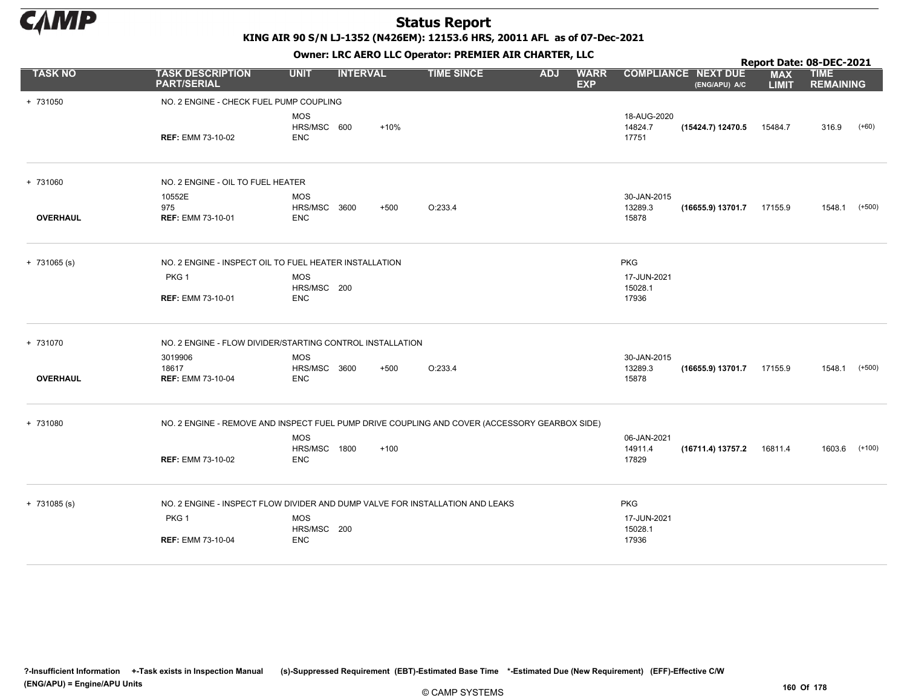# Status Report

**KING AIR 90 S/N LJ-1352 (N426EM): 12153.6 HRS, 20011 AFL as of 07-Dec-2021**

**Owner: LRC AERO LLC Operator: PREMIER AIR CHARTER, LLC**

**Report Date: 08-DEC-2021**

| TASK NO | TASK DESCRIPTION PART/SERIAL | UNIT | INTERVAL | | TIME SINCE | ADJ | WARR EXP | COMPLIANCE | NEXT DUE (ENG/APU) A/C | MAX LIMIT | TIME REMAINING | |
|---|---|---|---|---|---|---|---|---|---|---|---|---|
| + 731050 | NO. 2 ENGINE - CHECK FUEL PUMP COUPLING | | | | | | | | | | | |
| | | MOS | | | | | | 18-AUG-2020 | | | | |
| | | HRS/MSC | 600 | +10% | | | | 14824.7 | (15424.7) 12470.5 | 15484.7 | 316.9 | (+60) |
| | REF: EMM 73-10-02 | ENC | | | | | | 17751 | | | | |
| + 731060 | NO. 2 ENGINE - OIL TO FUEL HEATER | | | | | | | | | | | |
| | 10552E | MOS | | | | | | 30-JAN-2015 | | | | |
| | 975 | HRS/MSC | 3600 | +500 | O:233.4 | | | 13289.3 | (16655.9) 13701.7 | 17155.9 | 1548.1 | (+500) |
| OVERHAUL | REF: EMM 73-10-01 | ENC | | | | | | 15878 | | | | |
| + 731065 (s) | NO. 2 ENGINE - INSPECT OIL TO FUEL HEATER INSTALLATION | | | | | | | PKG | | | | |
| | PKG 1 | MOS | | | | | | 17-JUN-2021 | | | | |
| | | HRS/MSC | 200 | | | | | 15028.1 | | | | |
| | REF: EMM 73-10-01 | ENC | | | | | | 17936 | | | | |
| + 731070 | NO. 2 ENGINE - FLOW DIVIDER/STARTING CONTROL INSTALLATION | | | | | | | | | | | |
| | 3019906 | MOS | | | | | | 30-JAN-2015 | | | | |
| | 18617 | HRS/MSC | 3600 | +500 | O:233.4 | | | 13289.3 | (16655.9) 13701.7 | 17155.9 | 1548.1 | (+500) |
| OVERHAUL | REF: EMM 73-10-04 | ENC | | | | | | 15878 | | | | |
| + 731080 | NO. 2 ENGINE - REMOVE AND INSPECT FUEL PUMP DRIVE COUPLING AND COVER (ACCESSORY GEARBOX SIDE) | | | | | | | | | | | |
| | | MOS | | | | | | 06-JAN-2021 | | | | |
| | | HRS/MSC | 1800 | +100 | | | | 14911.4 | (16711.4) 13757.2 | 16811.4 | 1603.6 | (+100) |
| | REF: EMM 73-10-02 | ENC | | | | | | 17829 | | | | |
| + 731085 (s) | NO. 2 ENGINE - INSPECT FLOW DIVIDER AND DUMP VALVE FOR INSTALLATION AND LEAKS | | | | | | | PKG | | | | |
| | PKG 1 | MOS | | | | | | 17-JUN-2021 | | | | |
| | | HRS/MSC | 200 | | | | | 15028.1 | | | | |
| | REF: EMM 73-10-04 | ENC | | | | | | 17936 | | | | |

?-Insufficient Information +-Task exists in Inspection Manual (s)-Suppressed Requirement (EBT)-Estimated Base Time *-Estimated Due (New Requirement) (EFF)-Effective C/W (ENG/APU) = Engine/APU Units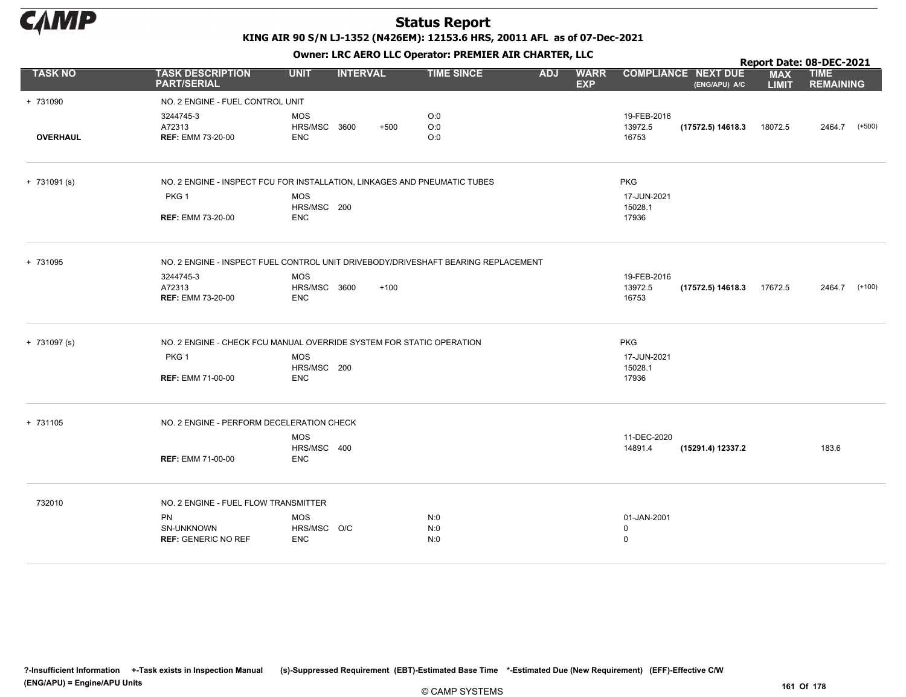# Status Report

**KING AIR 90 S/N LJ-1352 (N426EM): 12153.6 HRS, 20011 AFL as of 07-Dec-2021**

**Owner: LRC AERO LLC Operator: PREMIER AIR CHARTER, LLC**

**Report Date: 08-DEC-2021**

| TASK NO | TASK DESCRIPTION PART/SERIAL | UNIT | INTERVAL | | TIME SINCE | ADJ | WARR EXP | COMPLIANCE | NEXT DUE (ENG/APU) A/C | MAX LIMIT | TIME REMAINING | |
|---|---|---|---|---|---|---|---|---|---|---|---|---|
| + 731090 | NO. 2 ENGINE - FUEL CONTROL UNIT | | | | | | | | | | | |
| | 3244745-3 | MOS | | | O:0 | | | 19-FEB-2016 | | | | |
| | A72313 | HRS/MSC | 3600 | +500 | O:0 | | | 13972.5 | **(17572.5) 14618.3** | 18072.5 | 2464.7 | (+500) |
| **OVERHAUL** | **REF:** EMM 73-20-00 | ENC | | | O:0 | | | 16753 | | | | |
| + 731091 (s) | NO. 2 ENGINE - INSPECT FCU FOR INSTALLATION, LINKAGES AND PNEUMATIC TUBES | | | | | | | PKG | | | | |
| | PKG 1 | MOS | | | | | | 17-JUN-2021 | | | | |
| | | HRS/MSC | 200 | | | | | 15028.1 | | | | |
| | **REF:** EMM 73-20-00 | ENC | | | | | | 17936 | | | | |
| + 731095 | NO. 2 ENGINE - INSPECT FUEL CONTROL UNIT DRIVEBODY/DRIVESHAFT BEARING REPLACEMENT | | | | | | | | | | | |
| | 3244745-3 | MOS | | | | | | 19-FEB-2016 | | | | |
| | A72313 | HRS/MSC | 3600 | +100 | | | | 13972.5 | **(17572.5) 14618.3** | 17672.5 | 2464.7 | (+100) |
| | **REF:** EMM 73-20-00 | ENC | | | | | | 16753 | | | | |
| + 731097 (s) | NO. 2 ENGINE - CHECK FCU MANUAL OVERRIDE SYSTEM FOR STATIC OPERATION | | | | | | | PKG | | | | |
| | PKG 1 | MOS | | | | | | 17-JUN-2021 | | | | |
| | | HRS/MSC | 200 | | | | | 15028.1 | | | | |
| | **REF:** EMM 71-00-00 | ENC | | | | | | 17936 | | | | |
| + 731105 | NO. 2 ENGINE - PERFORM DECELERATION CHECK | | | | | | | | | | | |
| | | MOS | | | | | | 11-DEC-2020 | | | | |
| | | HRS/MSC | 400 | | | | | 14891.4 | **(15291.4) 12337.2** | | 183.6 | |
| | **REF:** EMM 71-00-00 | ENC | | | | | | | | | | |
| 732010 | NO. 2 ENGINE - FUEL FLOW TRANSMITTER | | | | | | | | | | | |
| | PN | MOS | | | N:0 | | | 01-JAN-2001 | | | | |
| | SN-UNKNOWN | HRS/MSC | O/C | | N:0 | | | 0 | | | | |
| | **REF:** GENERIC NO REF | ENC | | | N:0 | | | 0 | | | | |

**?-Insufficient Information +-Task exists in Inspection Manual (s)-Suppressed Requirement (EBT)-Estimated Base Time \*-Estimated Due (New Requirement) (EFF)-Effective C/W (ENG/APU) = Engine/APU Units**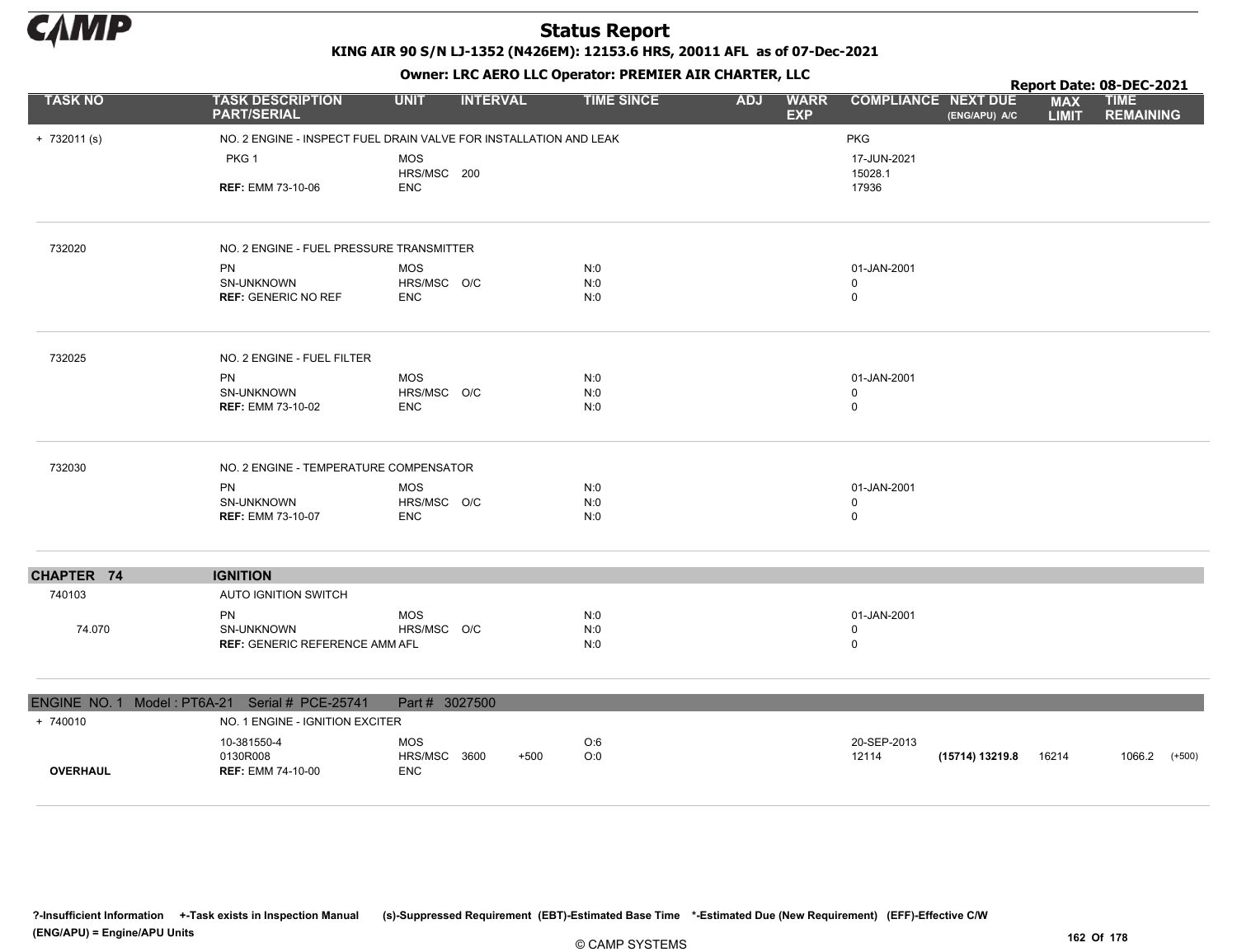# Status Report

**KING AIR 90 S/N LJ-1352 (N426EM): 12153.6 HRS, 20011 AFL as of 07-Dec-2021**

**Owner: LRC AERO LLC Operator: PREMIER AIR CHARTER, LLC**

**Report Date: 08-DEC-2021**

| TASK NO | TASK DESCRIPTION PART/SERIAL | UNIT | INTERVAL | | TIME SINCE | ADJ | WARR EXP | COMPLIANCE | NEXT DUE (ENG/APU) A/C | MAX LIMIT | TIME REMAINING |
|---|---|---|---|---|---|---|---|---|---|---|---|
| + 732011 (s) | NO. 2 ENGINE - INSPECT FUEL DRAIN VALVE FOR INSTALLATION AND LEAK | | | | | | | PKG | | | |
| | PKG 1 | MOS | | | | | | 17-JUN-2021 | | | |
| | | HRS/MSC | 200 | | | | | 15028.1 | | | |
| | **REF:** EMM 73-10-06 | ENC | | | | | | 17936 | | | |
| 732020 | NO. 2 ENGINE - FUEL PRESSURE TRANSMITTER | | | | | | | | | | |
| | PN | MOS | | | N:0 | | | 01-JAN-2001 | | | |
| | SN-UNKNOWN | HRS/MSC | O/C | | N:0 | | | 0 | | | |
| | **REF:** GENERIC NO REF | ENC | | | N:0 | | | 0 | | | |
| 732025 | NO. 2 ENGINE - FUEL FILTER | | | | | | | | | | |
| | PN | MOS | | | N:0 | | | 01-JAN-2001 | | | |
| | SN-UNKNOWN | HRS/MSC | O/C | | N:0 | | | 0 | | | |
| | **REF:** EMM 73-10-02 | ENC | | | N:0 | | | 0 | | | |
| 732030 | NO. 2 ENGINE - TEMPERATURE COMPENSATOR | | | | | | | | | | |
| | PN | MOS | | | N:0 | | | 01-JAN-2001 | | | |
| | SN-UNKNOWN | HRS/MSC | O/C | | N:0 | | | 0 | | | |
| | **REF:** EMM 73-10-07 | ENC | | | N:0 | | | 0 | | | |
| **CHAPTER 74** | **IGNITION** | | | | | | | | | | |
| 740103 | AUTO IGNITION SWITCH | | | | | | | | | | |
| | PN | MOS | | | N:0 | | | 01-JAN-2001 | | | |
| 74.070 | SN-UNKNOWN | HRS/MSC | O/C | | N:0 | | | 0 | | | |
| | **REF:** GENERIC REFERENCE AMM AFL | | | | N:0 | | | 0 | | | |
| ENGINE NO. 1 Model : PT6A-21 Serial # PCE-25741 | Part # 3027500 | | | | | | | | | | |
| + 740010 | NO. 1 ENGINE - IGNITION EXCITER | | | | | | | | | | |
| | 10-381550-4 | MOS | | | O:6 | | | 20-SEP-2013 | | | |
| | 0130R008 | HRS/MSC | 3600 | +500 | O:0 | | | 12114 | **(15714) 13219.8** | 16214 | 1066.2 (+500) |
| **OVERHAUL** | **REF:** EMM 74-10-00 | ENC | | | | | | | | | |

?-Insufficient Information +-Task exists in Inspection Manual (s)-Suppressed Requirement (EBT)-Estimated Base Time *-Estimated Due (New Requirement) (EFF)-Effective C/W
(ENG/APU) = Engine/APU Units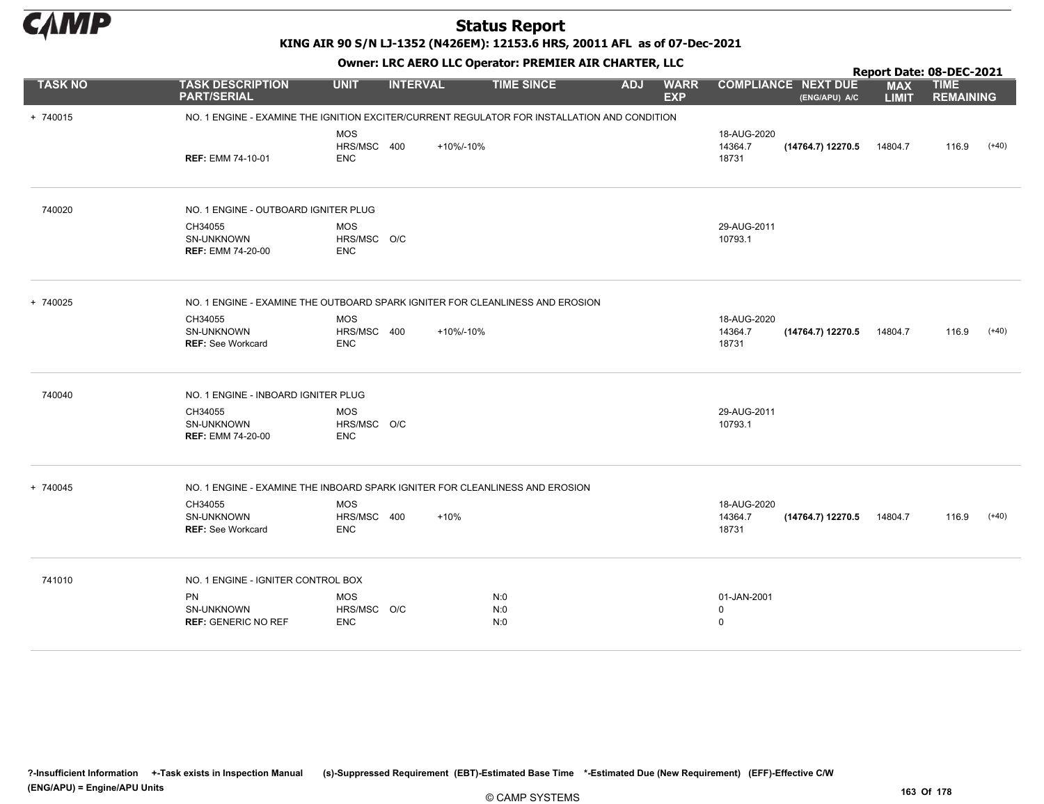# Status Report

**KING AIR 90 S/N LJ-1352 (N426EM): 12153.6 HRS, 20011 AFL as of 07-Dec-2021**

**Owner: LRC AERO LLC Operator: PREMIER AIR CHARTER, LLC**

**Report Date: 08-DEC-2021**

| TASK NO | TASK DESCRIPTION PART/SERIAL | UNIT | INTERVAL | | TIME SINCE | ADJ | WARR EXP | COMPLIANCE | NEXT DUE (ENG/APU) A/C | MAX LIMIT | TIME REMAINING | |
|---|---|---|---|---|---|---|---|---|---|---|---|---|
| + 740015 | NO. 1 ENGINE - EXAMINE THE IGNITION EXCITER/CURRENT REGULATOR FOR INSTALLATION AND CONDITION | | | | | | | | | | | |
| | | MOS | | | | | | 18-AUG-2020 | | | | |
| | | HRS/MSC | 400 | +10%/-10% | | | | 14364.7 | **(14764.7) 12270.5** | 14804.7 | 116.9 | (+40) |
| | **REF:** EMM 74-10-01 | ENC | | | | | | 18731 | | | | |
| 740020 | NO. 1 ENGINE - OUTBOARD IGNITER PLUG | | | | | | | | | | | |
| | CH34055 | MOS | | | | | | 29-AUG-2011 | | | | |
| | SN-UNKNOWN | HRS/MSC | O/C | | | | | 10793.1 | | | | |
| | **REF:** EMM 74-20-00 | ENC | | | | | | | | | | |
| + 740025 | NO. 1 ENGINE - EXAMINE THE OUTBOARD SPARK IGNITER FOR CLEANLINESS AND EROSION | | | | | | | | | | | |
| | CH34055 | MOS | | | | | | 18-AUG-2020 | | | | |
| | SN-UNKNOWN | HRS/MSC | 400 | +10%/-10% | | | | 14364.7 | **(14764.7) 12270.5** | 14804.7 | 116.9 | (+40) |
| | **REF:** See Workcard | ENC | | | | | | 18731 | | | | |
| 740040 | NO. 1 ENGINE - INBOARD IGNITER PLUG | | | | | | | | | | | |
| | CH34055 | MOS | | | | | | 29-AUG-2011 | | | | |
| | SN-UNKNOWN | HRS/MSC | O/C | | | | | 10793.1 | | | | |
| | **REF:** EMM 74-20-00 | ENC | | | | | | | | | | |
| + 740045 | NO. 1 ENGINE - EXAMINE THE INBOARD SPARK IGNITER FOR CLEANLINESS AND EROSION | | | | | | | | | | | |
| | CH34055 | MOS | | | | | | 18-AUG-2020 | | | | |
| | SN-UNKNOWN | HRS/MSC | 400 | +10% | | | | 14364.7 | **(14764.7) 12270.5** | 14804.7 | 116.9 | (+40) |
| | **REF:** See Workcard | ENC | | | | | | 18731 | | | | |
| 741010 | NO. 1 ENGINE - IGNITER CONTROL BOX | | | | | | | | | | | |
| | PN | MOS | | | N:0 | | | 01-JAN-2001 | | | | |
| | SN-UNKNOWN | HRS/MSC | O/C | | N:0 | | | 0 | | | | |
| | **REF:** GENERIC NO REF | ENC | | | N:0 | | | 0 | | | | |

**?-Insufficient Information** **+-Task exists in Inspection Manual** **(s)-Suppressed Requirement** **(EBT)-Estimated Base Time** **\*-Estimated Due (New Requirement)** **(EFF)-Effective C/W**
**(ENG/APU) = Engine/APU Units**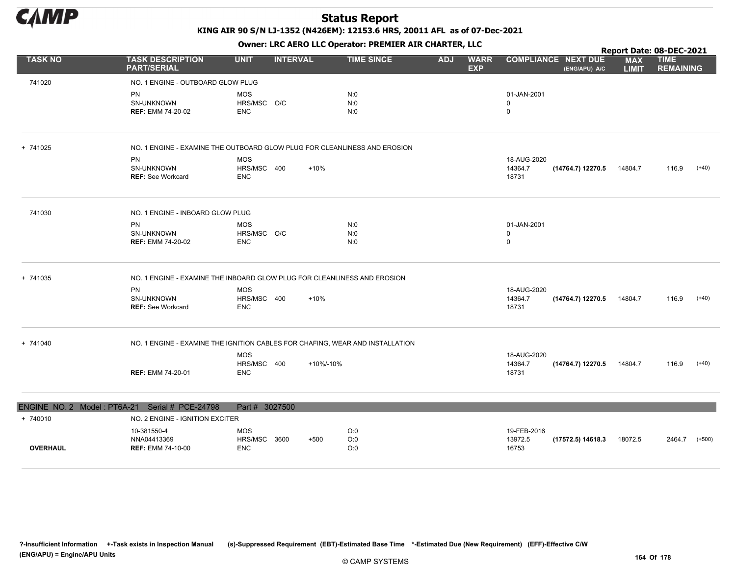# Status Report

**KING AIR 90 S/N LJ-1352 (N426EM): 12153.6 HRS, 20011 AFL as of 07-Dec-2021**

**Owner: LRC AERO LLC Operator: PREMIER AIR CHARTER, LLC**

**Report Date: 08-DEC-2021**

| TASK NO | TASK DESCRIPTION PART/SERIAL | UNIT | INTERVAL | | TIME SINCE | ADJ | WARR EXP | COMPLIANCE | NEXT DUE (ENG/APU) A/C | MAX LIMIT | TIME REMAINING | |
|---|---|---|---|---|---|---|---|---|---|---|---|---|
| 741020 | NO. 1 ENGINE - OUTBOARD GLOW PLUG | | | | | | | | | | | |
| | PN | MOS | | | N:0 | | | 01-JAN-2001 | | | | |
| | SN-UNKNOWN | HRS/MSC | O/C | | N:0 | | | 0 | | | | |
| | **REF:** EMM 74-20-02 | ENC | | | N:0 | | | 0 | | | | |
| + 741025 | NO. 1 ENGINE - EXAMINE THE OUTBOARD GLOW PLUG FOR CLEANLINESS AND EROSION | | | | | | | | | | | |
| | PN | MOS | | | | | | 18-AUG-2020 | | | | |
| | SN-UNKNOWN | HRS/MSC | 400 | +10% | | | | 14364.7 | **(14764.7) 12270.5** | 14804.7 | 116.9 | (+40) |
| | **REF:** See Workcard | ENC | | | | | | 18731 | | | | |
| 741030 | NO. 1 ENGINE - INBOARD GLOW PLUG | | | | | | | | | | | |
| | PN | MOS | | | N:0 | | | 01-JAN-2001 | | | | |
| | SN-UNKNOWN | HRS/MSC | O/C | | N:0 | | | 0 | | | | |
| | **REF:** EMM 74-20-02 | ENC | | | N:0 | | | 0 | | | | |
| + 741035 | NO. 1 ENGINE - EXAMINE THE INBOARD GLOW PLUG FOR CLEANLINESS AND EROSION | | | | | | | | | | | |
| | PN | MOS | | | | | | 18-AUG-2020 | | | | |
| | SN-UNKNOWN | HRS/MSC | 400 | +10% | | | | 14364.7 | **(14764.7) 12270.5** | 14804.7 | 116.9 | (+40) |
| | **REF:** See Workcard | ENC | | | | | | 18731 | | | | |
| + 741040 | NO. 1 ENGINE - EXAMINE THE IGNITION CABLES FOR CHAFING, WEAR AND INSTALLATION | | | | | | | | | | | |
| | | MOS | | | | | | 18-AUG-2020 | | | | |
| | | HRS/MSC | 400 | +10%/-10% | | | | 14364.7 | **(14764.7) 12270.5** | 14804.7 | 116.9 | (+40) |
| | **REF:** EMM 74-20-01 | ENC | | | | | | 18731 | | | | |

**ENGINE NO. 2 Model : PT6A-21 Serial # PCE-24798 Part # 3027500**

| TASK NO | TASK DESCRIPTION PART/SERIAL | UNIT | INTERVAL | | TIME SINCE | ADJ | WARR EXP | COMPLIANCE | NEXT DUE (ENG/APU) A/C | MAX LIMIT | TIME REMAINING | |
|---|---|---|---|---|---|---|---|---|---|---|---|---|
| + 740010 | NO. 2 ENGINE - IGNITION EXCITER | | | | | | | | | | | |
| | 10-381550-4 | MOS | | | O:0 | | | 19-FEB-2016 | | | | |
| | NNA04413369 | HRS/MSC | 3600 | +500 | O:0 | | | 13972.5 | **(17572.5) 14618.3** | 18072.5 | 2464.7 | (+500) |
| **OVERHAUL** | **REF:** EMM 74-10-00 | ENC | | | O:0 | | | 16753 | | | | |

**?-Insufficient Information +-Task exists in Inspection Manual (s)-Suppressed Requirement (EBT)-Estimated Base Time \*-Estimated Due (New Requirement) (EFF)-Effective C/W (ENG/APU) = Engine/APU Units**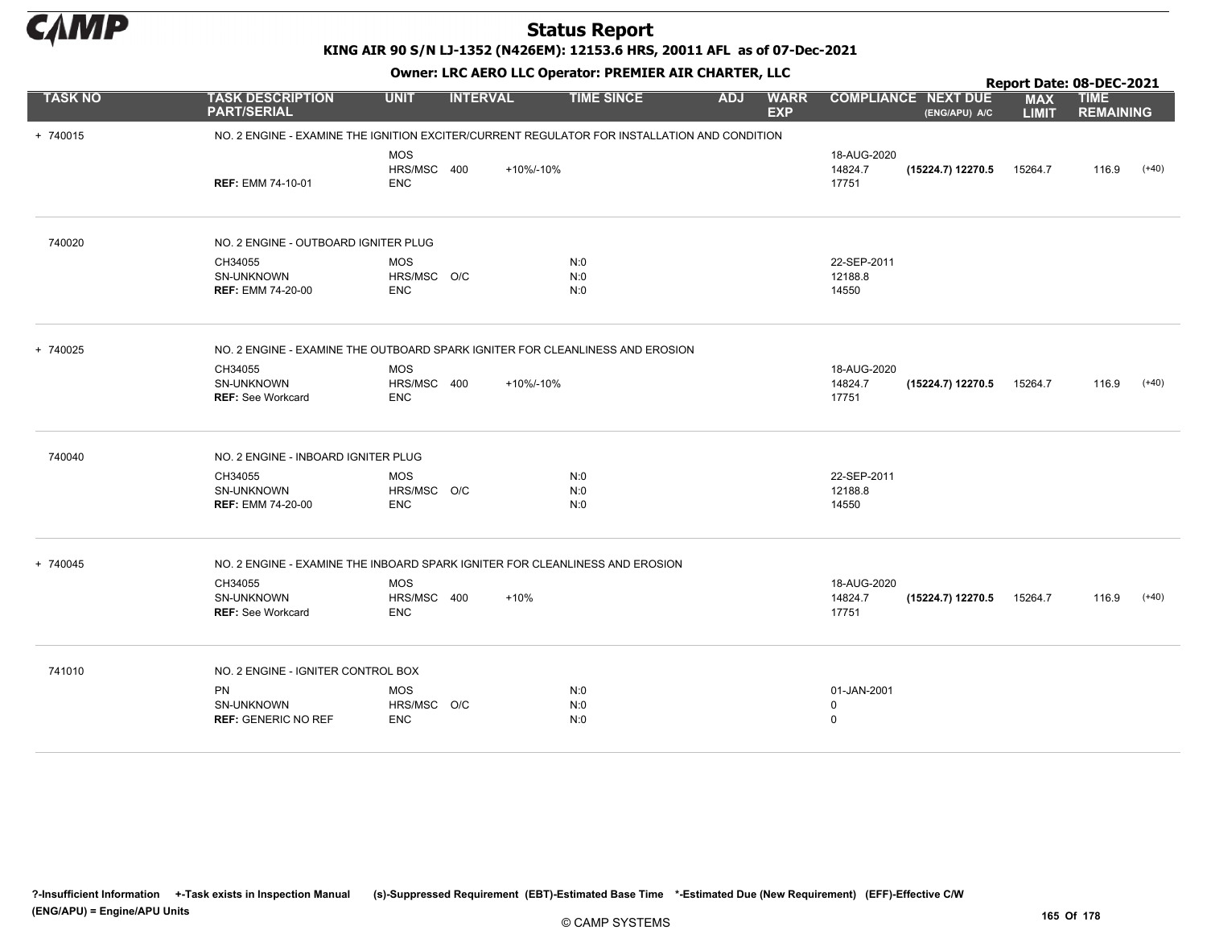# Status Report

**KING AIR 90 S/N LJ-1352 (N426EM): 12153.6 HRS, 20011 AFL as of 07-Dec-2021**

**Owner: LRC AERO LLC Operator: PREMIER AIR CHARTER, LLC**

**Report Date: 08-DEC-2021**

| TASK NO | TASK DESCRIPTION PART/SERIAL | UNIT | INTERVAL | | TIME SINCE | ADJ | WARR EXP | COMPLIANCE | NEXT DUE (ENG/APU) A/C | MAX LIMIT | TIME REMAINING | |
|---|---|---|---|---|---|---|---|---|---|---|---|---|
| + 740015 | NO. 2 ENGINE - EXAMINE THE IGNITION EXCITER/CURRENT REGULATOR FOR INSTALLATION AND CONDITION | | | | | | | | | | | |
| | | MOS | | | | | | 18-AUG-2020 | | | | |
| | | HRS/MSC | 400 | +10%/-10% | | | | 14824.7 | **(15224.7)** 12270.5 | 15264.7 | 116.9 | (+40) |
| | **REF:** EMM 74-10-01 | ENC | | | | | | 17751 | | | | |
| 740020 | NO. 2 ENGINE - OUTBOARD IGNITER PLUG | | | | | | | | | | | |
| | CH34055 | MOS | | | N:0 | | | 22-SEP-2011 | | | | |
| | SN-UNKNOWN | HRS/MSC | O/C | | N:0 | | | 12188.8 | | | | |
| | **REF:** EMM 74-20-00 | ENC | | | N:0 | | | 14550 | | | | |
| + 740025 | NO. 2 ENGINE - EXAMINE THE OUTBOARD SPARK IGNITER FOR CLEANLINESS AND EROSION | | | | | | | | | | | |
| | CH34055 | MOS | | | | | | 18-AUG-2020 | | | | |
| | SN-UNKNOWN | HRS/MSC | 400 | +10%/-10% | | | | 14824.7 | **(15224.7)** 12270.5 | 15264.7 | 116.9 | (+40) |
| | **REF:** See Workcard | ENC | | | | | | 17751 | | | | |
| 740040 | NO. 2 ENGINE - INBOARD IGNITER PLUG | | | | | | | | | | | |
| | CH34055 | MOS | | | N:0 | | | 22-SEP-2011 | | | | |
| | SN-UNKNOWN | HRS/MSC | O/C | | N:0 | | | 12188.8 | | | | |
| | **REF:** EMM 74-20-00 | ENC | | | N:0 | | | 14550 | | | | |
| + 740045 | NO. 2 ENGINE - EXAMINE THE INBOARD SPARK IGNITER FOR CLEANLINESS AND EROSION | | | | | | | | | | | |
| | CH34055 | MOS | | | | | | 18-AUG-2020 | | | | |
| | SN-UNKNOWN | HRS/MSC | 400 | +10% | | | | 14824.7 | **(15224.7)** 12270.5 | 15264.7 | 116.9 | (+40) |
| | **REF:** See Workcard | ENC | | | | | | 17751 | | | | |
| 741010 | NO. 2 ENGINE - IGNITER CONTROL BOX | | | | | | | | | | | |
| | PN | MOS | | | N:0 | | | 01-JAN-2001 | | | | |
| | SN-UNKNOWN | HRS/MSC | O/C | | N:0 | | | 0 | | | | |
| | **REF:** GENERIC NO REF | ENC | | | N:0 | | | 0 | | | | |

**?-Insufficient Information +-Task exists in Inspection Manual (s)-Suppressed Requirement (EBT)-Estimated Base Time \*-Estimated Due (New Requirement) (EFF)-Effective C/W (ENG/APU) = Engine/APU Units**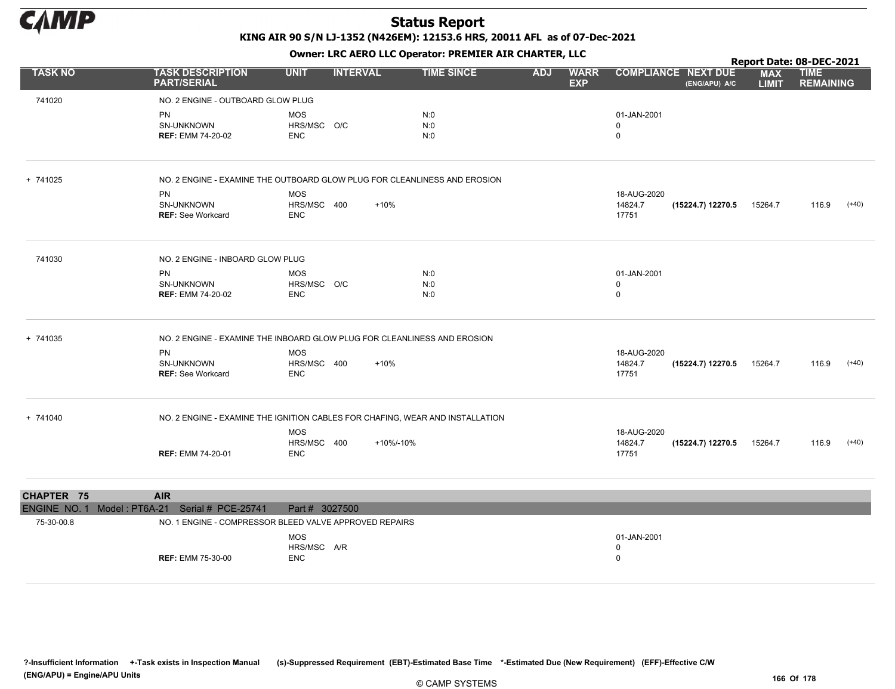# Status Report

**KING AIR 90 S/N LJ-1352 (N426EM): 12153.6 HRS, 20011 AFL as of 07-Dec-2021**

**Owner: LRC AERO LLC Operator: PREMIER AIR CHARTER, LLC**

**Report Date: 08-DEC-2021**

| TASK NO | TASK DESCRIPTION PART/SERIAL | UNIT | INTERVAL | | TIME SINCE | ADJ | WARR EXP | COMPLIANCE | NEXT DUE (ENG/APU) A/C | MAX LIMIT | TIME REMAINING | |
|---|---|---|---|---|---|---|---|---|---|---|---|---|
| 741020 | NO. 2 ENGINE - OUTBOARD GLOW PLUG | | | | | | | | | | | |
| | PN | MOS | | | N:0 | | | 01-JAN-2001 | | | | |
| | SN-UNKNOWN | HRS/MSC | O/C | | N:0 | | | 0 | | | | |
| | **REF:** EMM 74-20-02 | ENC | | | N:0 | | | 0 | | | | |
| + 741025 | NO. 2 ENGINE - EXAMINE THE OUTBOARD GLOW PLUG FOR CLEANLINESS AND EROSION | | | | | | | | | | | |
| | PN | MOS | | | | | | 18-AUG-2020 | | | | |
| | SN-UNKNOWN | HRS/MSC | 400 | +10% | | | | 14824.7 | **(15224.7) 12270.5** | 15264.7 | 116.9 | (+40) |
| | **REF:** See Workcard | ENC | | | | | | 17751 | | | | |
| 741030 | NO. 2 ENGINE - INBOARD GLOW PLUG | | | | | | | | | | | |
| | PN | MOS | | | N:0 | | | 01-JAN-2001 | | | | |
| | SN-UNKNOWN | HRS/MSC | O/C | | N:0 | | | 0 | | | | |
| | **REF:** EMM 74-20-02 | ENC | | | N:0 | | | 0 | | | | |
| + 741035 | NO. 2 ENGINE - EXAMINE THE INBOARD GLOW PLUG FOR CLEANLINESS AND EROSION | | | | | | | | | | | |
| | PN | MOS | | | | | | 18-AUG-2020 | | | | |
| | SN-UNKNOWN | HRS/MSC | 400 | +10% | | | | 14824.7 | **(15224.7) 12270.5** | 15264.7 | 116.9 | (+40) |
| | **REF:** See Workcard | ENC | | | | | | 17751 | | | | |
| + 741040 | NO. 2 ENGINE - EXAMINE THE IGNITION CABLES FOR CHAFING, WEAR AND INSTALLATION | | | | | | | | | | | |
| | | MOS | | | | | | 18-AUG-2020 | | | | |
| | | HRS/MSC | 400 | +10%/-10% | | | | 14824.7 | **(15224.7) 12270.5** | 15264.7 | 116.9 | (+40) |
| | **REF:** EMM 74-20-01 | ENC | | | | | | 17751 | | | | |

## CHAPTER 75 AIR

ENGINE NO. 1 Model : PT6A-21 Serial # PCE-25741 Part # 3027500

| TASK NO | TASK DESCRIPTION PART/SERIAL | UNIT | INTERVAL | | TIME SINCE | ADJ | WARR EXP | COMPLIANCE | NEXT DUE (ENG/APU) A/C | MAX LIMIT | TIME REMAINING | |
|---|---|---|---|---|---|---|---|---|---|---|---|---|
| 75-30-00.8 | NO. 1 ENGINE - COMPRESSOR BLEED VALVE APPROVED REPAIRS | | | | | | | | | | | |
| | | MOS | | | | | | 01-JAN-2001 | | | | |
| | | HRS/MSC | A/R | | | | | 0 | | | | |
| | **REF:** EMM 75-30-00 | ENC | | | | | | 0 | | | | |

**?-Insufficient Information +-Task exists in Inspection Manual (s)-Suppressed Requirement (EBT)-Estimated Base Time \*-Estimated Due (New Requirement) (EFF)-Effective C/W (ENG/APU) = Engine/APU Units**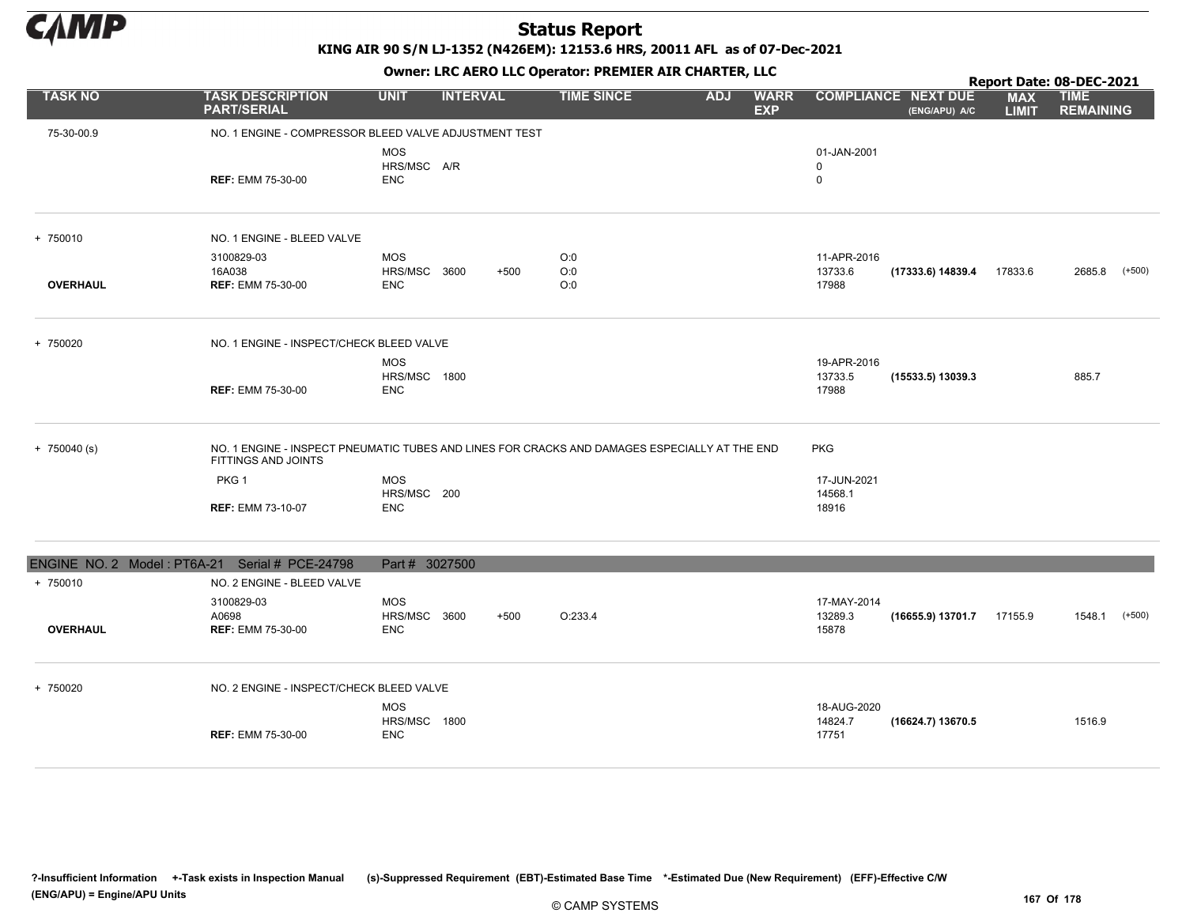# Status Report

**KING AIR 90 S/N LJ-1352 (N426EM): 12153.6 HRS, 20011 AFL as of 07-Dec-2021**

**Owner: LRC AERO LLC Operator: PREMIER AIR CHARTER, LLC**

**Report Date: 08-DEC-2021**

| TASK NO | TASK DESCRIPTION PART/SERIAL | UNIT | INTERVAL | | TIME SINCE | ADJ | WARR EXP | COMPLIANCE | NEXT DUE (ENG/APU) A/C | MAX LIMIT | TIME REMAINING |
|---|---|---|---|---|---|---|---|---|---|---|---|
| 75-30-00.9 | NO. 1 ENGINE - COMPRESSOR BLEED VALVE ADJUSTMENT TEST | | | | | | | | | | |
| | | MOS | | | | | | 01-JAN-2001 | | | |
| | | HRS/MSC | A/R | | | | | 0 | | | |
| | **REF:** EMM 75-30-00 | ENC | | | | | | 0 | | | |
| + 750010 | NO. 1 ENGINE - BLEED VALVE | | | | | | | | | | |
| | 3100829-03 | MOS | | | O:0 | | | 11-APR-2016 | | | |
| | 16A038 | HRS/MSC | 3600 | +500 | O:0 | | | 13733.6 | **(17333.6) 14839.4** | 17833.6 | 2685.8 (+500) |
| **OVERHAUL** | **REF:** EMM 75-30-00 | ENC | | | O:0 | | | 17988 | | | |
| + 750020 | NO. 1 ENGINE - INSPECT/CHECK BLEED VALVE | | | | | | | | | | |
| | | MOS | | | | | | 19-APR-2016 | | | |
| | | HRS/MSC | 1800 | | | | | 13733.5 | **(15533.5) 13039.3** | | 885.7 |
| | **REF:** EMM 75-30-00 | ENC | | | | | | 17988 | | | |
| + 750040 (s) | NO. 1 ENGINE - INSPECT PNEUMATIC TUBES AND LINES FOR CRACKS AND DAMAGES ESPECIALLY AT THE END FITTINGS AND JOINTS | | | | | | | PKG | | | |
| | PKG 1 | MOS | | | | | | 17-JUN-2021 | | | |
| | | HRS/MSC | 200 | | | | | 14568.1 | | | |
| | **REF:** EMM 73-10-07 | ENC | | | | | | 18916 | | | |
| **ENGINE NO. 2 Model : PT6A-21 Serial # PCE-24798** | **Part # 3027500** | | | | | | | | | | |
| + 750010 | NO. 2 ENGINE - BLEED VALVE | | | | | | | | | | |
| | 3100829-03 | MOS | | | | | | 17-MAY-2014 | | | |
| | A0698 | HRS/MSC | 3600 | +500 | O:233.4 | | | 13289.3 | **(16655.9) 13701.7** | 17155.9 | 1548.1 (+500) |
| **OVERHAUL** | **REF:** EMM 75-30-00 | ENC | | | | | | 15878 | | | |
| + 750020 | NO. 2 ENGINE - INSPECT/CHECK BLEED VALVE | | | | | | | | | | |
| | | MOS | | | | | | 18-AUG-2020 | | | |
| | | HRS/MSC | 1800 | | | | | 14824.7 | **(16624.7) 13670.5** | | 1516.9 |
| | **REF:** EMM 75-30-00 | ENC | | | | | | 17751 | | | |

**?-Insufficient Information +-Task exists in Inspection Manual (s)-Suppressed Requirement (EBT)-Estimated Base Time \*-Estimated Due (New Requirement) (EFF)-Effective C/W**
**(ENG/APU) = Engine/APU Units**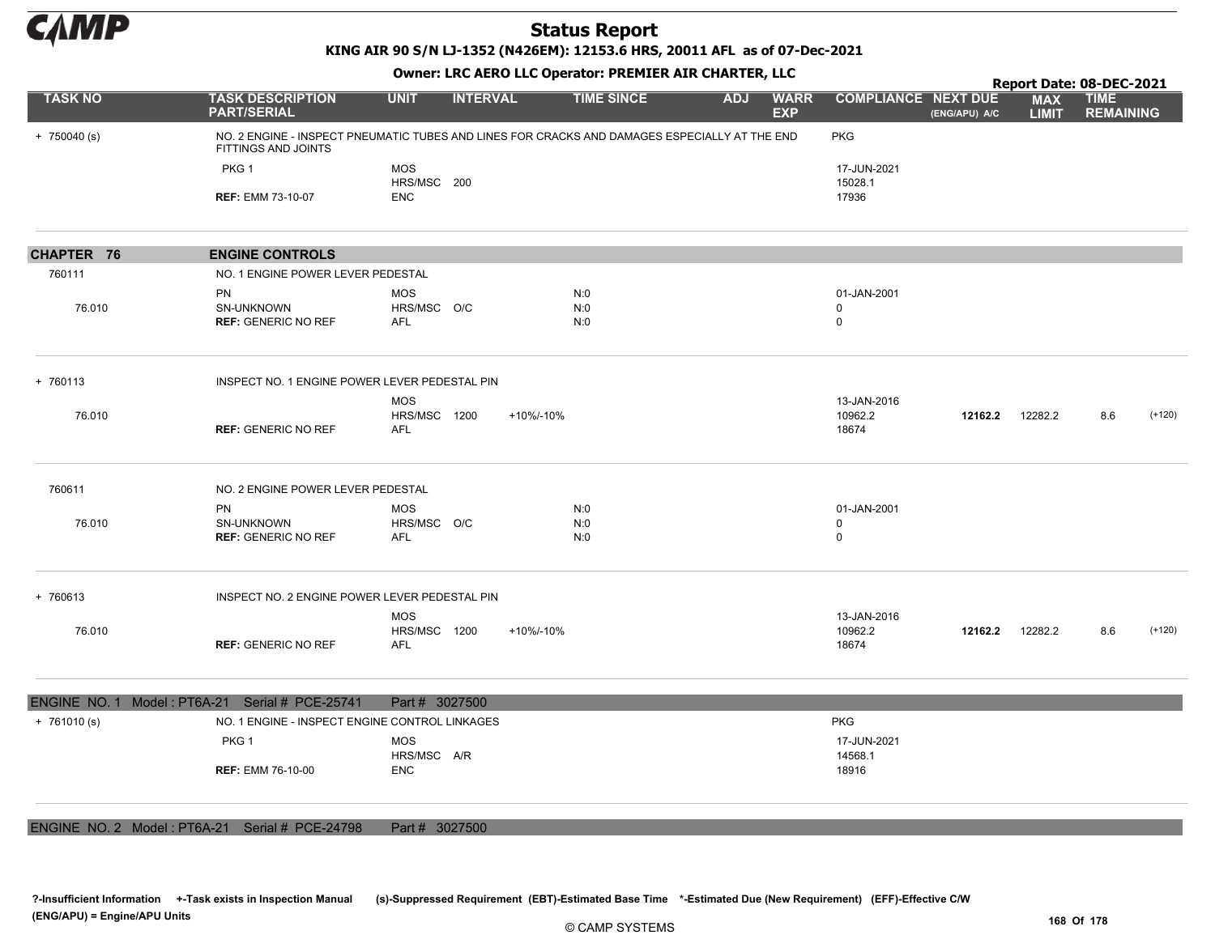# Status Report

**KING AIR 90 S/N LJ-1352 (N426EM): 12153.6 HRS, 20011 AFL as of 07-Dec-2021**

**Owner: LRC AERO LLC Operator: PREMIER AIR CHARTER, LLC**

**Report Date: 08-DEC-2021**

| TASK NO | TASK DESCRIPTION PART/SERIAL | UNIT | INTERVAL | | TIME SINCE | ADJ | WARR EXP | COMPLIANCE | NEXT DUE (ENG/APU) A/C | MAX LIMIT | TIME REMAINING | |
|---|---|---|---|---|---|---|---|---|---|---|---|---|
| + 750040 (s) | NO. 2 ENGINE - INSPECT PNEUMATIC TUBES AND LINES FOR CRACKS AND DAMAGES ESPECIALLY AT THE END FITTINGS AND JOINTS | | | | | | | PKG | | | | |
| | PKG 1 | MOS | | | | | | 17-JUN-2021 | | | | |
| | | HRS/MSC | 200 | | | | | 15028.1 | | | | |
| | **REF:** EMM 73-10-07 | ENC | | | | | | 17936 | | | | |
| **CHAPTER 76** | **ENGINE CONTROLS** | | | | | | | | | | | |
| 760111 | NO. 1 ENGINE POWER LEVER PEDESTAL | | | | | | | | | | | |
| | PN | MOS | | | N:0 | | | 01-JAN-2001 | | | | |
| 76.010 | SN-UNKNOWN | HRS/MSC | O/C | | N:0 | | | 0 | | | | |
| | **REF:** GENERIC NO REF | AFL | | | N:0 | | | 0 | | | | |
| + 760113 | INSPECT NO. 1 ENGINE POWER LEVER PEDESTAL PIN | | | | | | | | | | | |
| | | MOS | | | | | | 13-JAN-2016 | | | | |
| 76.010 | | HRS/MSC | 1200 | +10%/-10% | | | | 10962.2 | **12162.2** | 12282.2 | 8.6 | (+120) |
| | **REF:** GENERIC NO REF | AFL | | | | | | 18674 | | | | |
| 760611 | NO. 2 ENGINE POWER LEVER PEDESTAL | | | | | | | | | | | |
| | PN | MOS | | | N:0 | | | 01-JAN-2001 | | | | |
| 76.010 | SN-UNKNOWN | HRS/MSC | O/C | | N:0 | | | 0 | | | | |
| | **REF:** GENERIC NO REF | AFL | | | N:0 | | | 0 | | | | |
| + 760613 | INSPECT NO. 2 ENGINE POWER LEVER PEDESTAL PIN | | | | | | | | | | | |
| | | MOS | | | | | | 13-JAN-2016 | | | | |
| 76.010 | | HRS/MSC | 1200 | +10%/-10% | | | | 10962.2 | **12162.2** | 12282.2 | 8.6 | (+120) |
| | **REF:** GENERIC NO REF | AFL | | | | | | 18674 | | | | |
| ENGINE NO. 1 Model : PT6A-21 Serial # PCE-25741 | Part # 3027500 | | | | | | | | | | | |
| + 761010 (s) | NO. 1 ENGINE - INSPECT ENGINE CONTROL LINKAGES | | | | | | | PKG | | | | |
| | PKG 1 | MOS | | | | | | 17-JUN-2021 | | | | |
| | | HRS/MSC | A/R | | | | | 14568.1 | | | | |
| | **REF:** EMM 76-10-00 | ENC | | | | | | 18916 | | | | |
| ENGINE NO. 2 Model : PT6A-21 Serial # PCE-24798 | Part # 3027500 | | | | | | | | | | | |

?-Insufficient Information +-Task exists in Inspection Manual (s)-Suppressed Requirement (EBT)-Estimated Base Time *-Estimated Due (New Requirement) (EFF)-Effective C/W (ENG/APU) = Engine/APU Units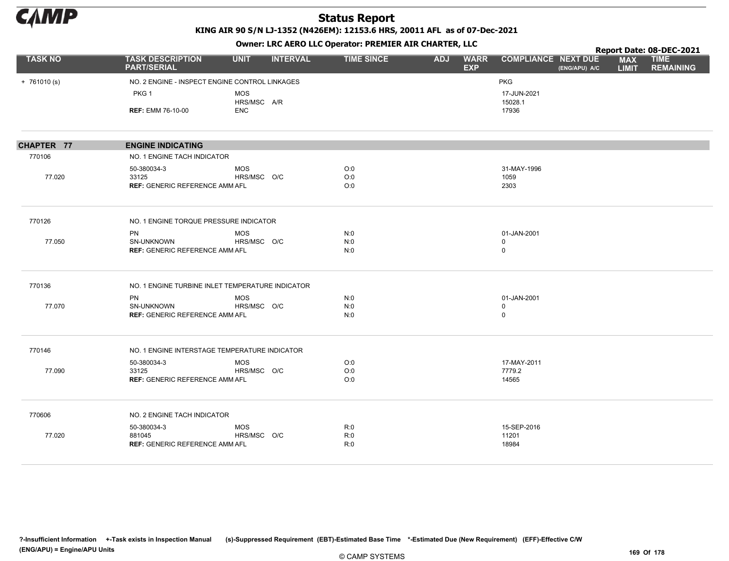# Status Report

**KING AIR 90 S/N LJ-1352 (N426EM): 12153.6 HRS, 20011 AFL as of 07-Dec-2021**

**Owner: LRC AERO LLC Operator: PREMIER AIR CHARTER, LLC**

**Report Date: 08-DEC-2021**

| TASK NO | TASK DESCRIPTION PART/SERIAL | UNIT | INTERVAL | TIME SINCE | ADJ | WARR EXP | COMPLIANCE | NEXT DUE (ENG/APU) A/C | MAX LIMIT | TIME REMAINING |
|---|---|---|---|---|---|---|---|---|---|---|
| + 761010 (s) | NO. 2 ENGINE - INSPECT ENGINE CONTROL LINKAGES | | | | | | PKG | | | |
| | PKG 1 | MOS | | | | | 17-JUN-2021 | | | |
| | | HRS/MSC | A/R | | | | 15028.1 | | | |
| | **REF:** EMM 76-10-00 | ENC | | | | | 17936 | | | |

## CHAPTER 77 ENGINE INDICATING

| TASK NO | TASK DESCRIPTION PART/SERIAL | UNIT | INTERVAL | TIME SINCE | ADJ | WARR EXP | COMPLIANCE | NEXT DUE (ENG/APU) A/C | MAX LIMIT | TIME REMAINING |
|---|---|---|---|---|---|---|---|---|---|---|
| 770106 | NO. 1 ENGINE TACH INDICATOR | | | | | | | | | |
| | 50-380034-3 | MOS | | O:0 | | | 31-MAY-1996 | | | |
| 77.020 | 33125 | HRS/MSC | O/C | O:0 | | | 1059 | | | |
| | **REF:** GENERIC REFERENCE AMM | AFL | | O:0 | | | 2303 | | | |
| 770126 | NO. 1 ENGINE TORQUE PRESSURE INDICATOR | | | | | | | | | |
| | PN | MOS | | N:0 | | | 01-JAN-2001 | | | |
| 77.050 | SN-UNKNOWN | HRS/MSC | O/C | N:0 | | | 0 | | | |
| | **REF:** GENERIC REFERENCE AMM | AFL | | N:0 | | | 0 | | | |
| 770136 | NO. 1 ENGINE TURBINE INLET TEMPERATURE INDICATOR | | | | | | | | | |
| | PN | MOS | | N:0 | | | 01-JAN-2001 | | | |
| 77.070 | SN-UNKNOWN | HRS/MSC | O/C | N:0 | | | 0 | | | |
| | **REF:** GENERIC REFERENCE AMM | AFL | | N:0 | | | 0 | | | |
| 770146 | NO. 1 ENGINE INTERSTAGE TEMPERATURE INDICATOR | | | | | | | | | |
| | 50-380034-3 | MOS | | O:0 | | | 17-MAY-2011 | | | |
| 77.090 | 33125 | HRS/MSC | O/C | O:0 | | | 7779.2 | | | |
| | **REF:** GENERIC REFERENCE AMM | AFL | | O:0 | | | 14565 | | | |
| 770606 | NO. 2 ENGINE TACH INDICATOR | | | | | | | | | |
| | 50-380034-3 | MOS | | R:0 | | | 15-SEP-2016 | | | |
| 77.020 | 881045 | HRS/MSC | O/C | R:0 | | | 11201 | | | |
| | **REF:** GENERIC REFERENCE AMM | AFL | | R:0 | | | 18984 | | | |

?-Insufficient Information +-Task exists in Inspection Manual (s)-Suppressed Requirement (EBT)-Estimated Base Time \*-Estimated Due (New Requirement) (EFF)-Effective C/W (ENG/APU) = Engine/APU Units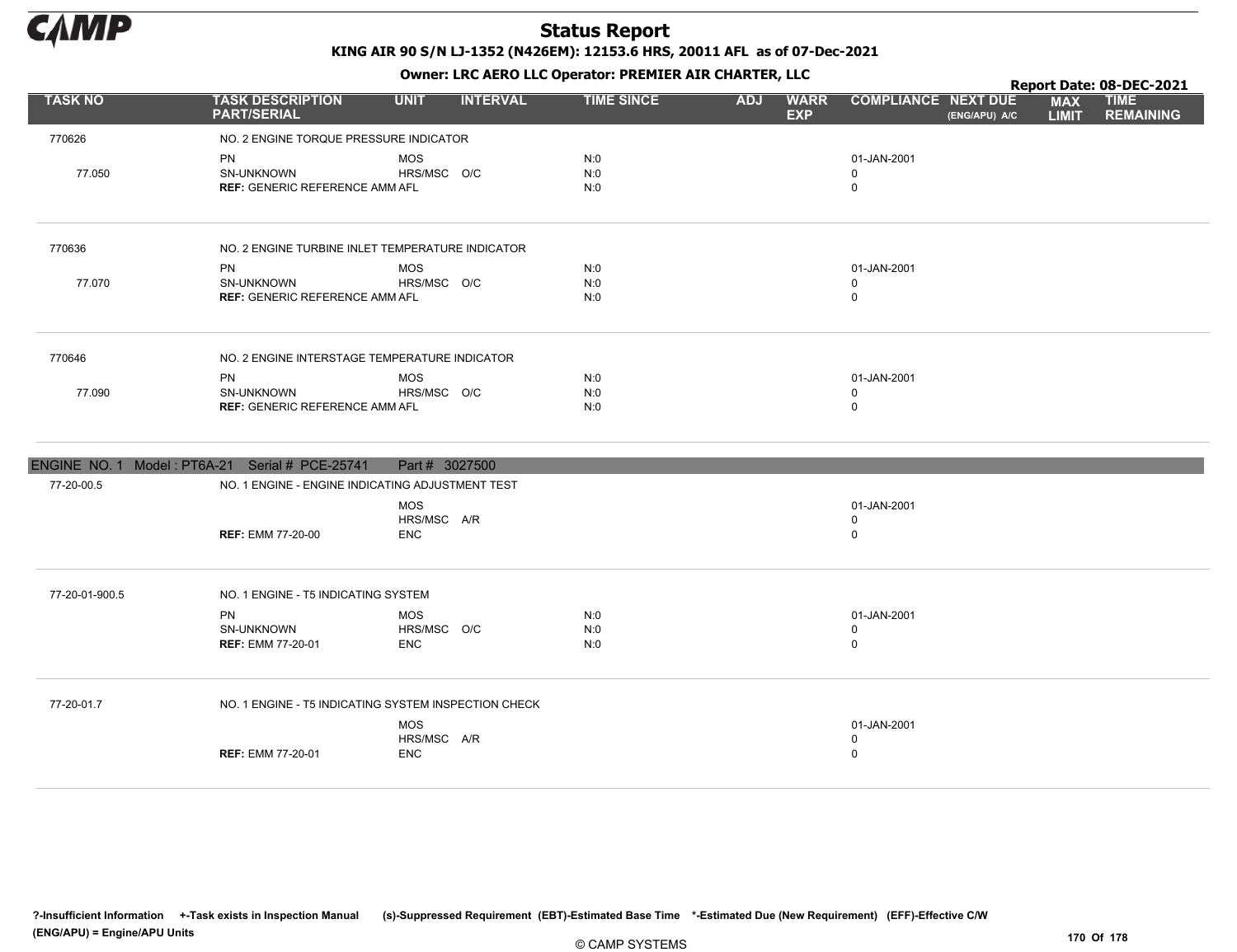# Status Report

**KING AIR 90 S/N LJ-1352 (N426EM): 12153.6 HRS, 20011 AFL as of 07-Dec-2021**

**Owner: LRC AERO LLC Operator: PREMIER AIR CHARTER, LLC**

**Report Date: 08-DEC-2021**

| TASK NO | TASK DESCRIPTION PART/SERIAL | UNIT | INTERVAL | TIME SINCE | ADJ | WARR EXP | COMPLIANCE | NEXT DUE (ENG/APU) A/C | MAX LIMIT | TIME REMAINING |
|---|---|---|---|---|---|---|---|---|---|---|
| 770626 | NO. 2 ENGINE TORQUE PRESSURE INDICATOR | | | | | | | | | |
| | PN | MOS | | N:0 | | | 01-JAN-2001 | | | |
| 77.050 | SN-UNKNOWN | HRS/MSC | O/C | N:0 | | | 0 | | | |
| | **REF:** GENERIC REFERENCE AMM | AFL | | N:0 | | | 0 | | | |
| 770636 | NO. 2 ENGINE TURBINE INLET TEMPERATURE INDICATOR | | | | | | | | | |
| | PN | MOS | | N:0 | | | 01-JAN-2001 | | | |
| 77.070 | SN-UNKNOWN | HRS/MSC | O/C | N:0 | | | 0 | | | |
| | **REF:** GENERIC REFERENCE AMM | AFL | | N:0 | | | 0 | | | |
| 770646 | NO. 2 ENGINE INTERSTAGE TEMPERATURE INDICATOR | | | | | | | | | |
| | PN | MOS | | N:0 | | | 01-JAN-2001 | | | |
| 77.090 | SN-UNKNOWN | HRS/MSC | O/C | N:0 | | | 0 | | | |
| | **REF:** GENERIC REFERENCE AMM | AFL | | N:0 | | | 0 | | | |

**ENGINE NO. 1 Model : PT6A-21 Serial # PCE-25741 Part # 3027500**

| TASK NO | TASK DESCRIPTION PART/SERIAL | UNIT | INTERVAL | TIME SINCE | ADJ | WARR EXP | COMPLIANCE | NEXT DUE (ENG/APU) A/C | MAX LIMIT | TIME REMAINING |
|---|---|---|---|---|---|---|---|---|---|---|
| 77-20-00.5 | NO. 1 ENGINE - ENGINE INDICATING ADJUSTMENT TEST | | | | | | | | | |
| | | MOS | | | | | 01-JAN-2001 | | | |
| | | HRS/MSC | A/R | | | | 0 | | | |
| | **REF:** EMM 77-20-00 | ENC | | | | | 0 | | | |
| 77-20-01-900.5 | NO. 1 ENGINE - T5 INDICATING SYSTEM | | | | | | | | | |
| | PN | MOS | | N:0 | | | 01-JAN-2001 | | | |
| | SN-UNKNOWN | HRS/MSC | O/C | N:0 | | | 0 | | | |
| | **REF:** EMM 77-20-01 | ENC | | N:0 | | | 0 | | | |
| 77-20-01.7 | NO. 1 ENGINE - T5 INDICATING SYSTEM INSPECTION CHECK | | | | | | | | | |
| | | MOS | | | | | 01-JAN-2001 | | | |
| | | HRS/MSC | A/R | | | | 0 | | | |
| | **REF:** EMM 77-20-01 | ENC | | | | | 0 | | | |

?-Insufficient Information +-Task exists in Inspection Manual (s)-Suppressed Requirement (EBT)-Estimated Base Time *-Estimated Due (New Requirement) (EFF)-Effective C/W (ENG/APU) = Engine/APU Units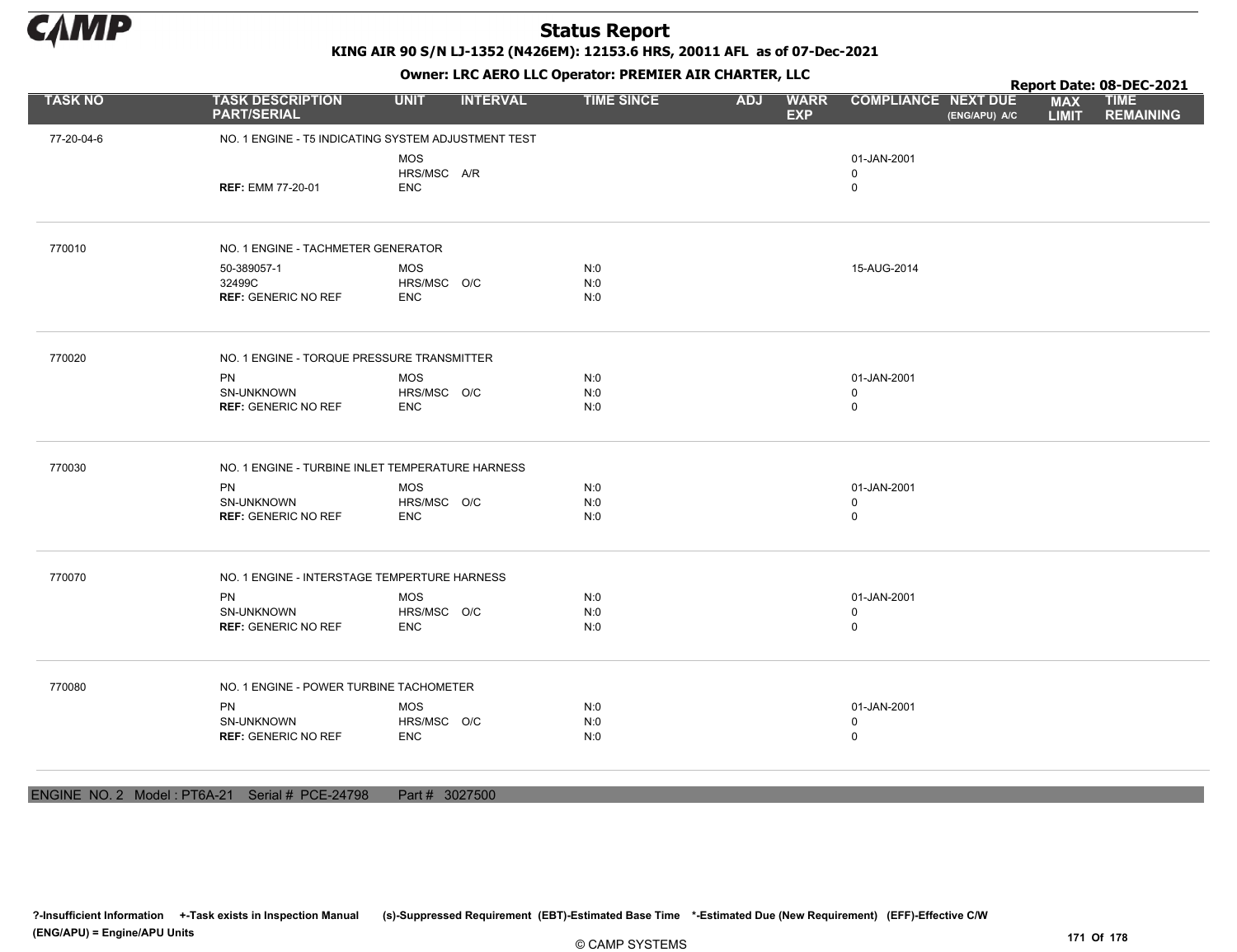# Status Report

**KING AIR 90 S/N LJ-1352 (N426EM): 12153.6 HRS, 20011 AFL as of 07-Dec-2021**

**Owner: LRC AERO LLC Operator: PREMIER AIR CHARTER, LLC**

**Report Date: 08-DEC-2021**

| TASK NO | TASK DESCRIPTION PART/SERIAL | UNIT | INTERVAL | TIME SINCE | ADJ | WARR EXP | COMPLIANCE | NEXT DUE (ENG/APU) A/C | MAX LIMIT | TIME REMAINING |
|---|---|---|---|---|---|---|---|---|---|---|
| 77-20-04-6 | NO. 1 ENGINE - T5 INDICATING SYSTEM ADJUSTMENT TEST | | | | | | | | | |
| | | MOS | | | | | 01-JAN-2001 | | | |
| | | HRS/MSC | A/R | | | | 0 | | | |
| | **REF:** EMM 77-20-01 | ENC | | | | | 0 | | | |
| 770010 | NO. 1 ENGINE - TACHMETER GENERATOR | | | | | | | | | |
| | 50-389057-1 | MOS | | N:0 | | | 15-AUG-2014 | | | |
| | 32499C | HRS/MSC | O/C | N:0 | | | | | | |
| | **REF:** GENERIC NO REF | ENC | | N:0 | | | | | | |
| 770020 | NO. 1 ENGINE - TORQUE PRESSURE TRANSMITTER | | | | | | | | | |
| | PN | MOS | | N:0 | | | 01-JAN-2001 | | | |
| | SN-UNKNOWN | HRS/MSC | O/C | N:0 | | | 0 | | | |
| | **REF:** GENERIC NO REF | ENC | | N:0 | | | 0 | | | |
| 770030 | NO. 1 ENGINE - TURBINE INLET TEMPERATURE HARNESS | | | | | | | | | |
| | PN | MOS | | N:0 | | | 01-JAN-2001 | | | |
| | SN-UNKNOWN | HRS/MSC | O/C | N:0 | | | 0 | | | |
| | **REF:** GENERIC NO REF | ENC | | N:0 | | | 0 | | | |
| 770070 | NO. 1 ENGINE - INTERSTAGE TEMPERTURE HARNESS | | | | | | | | | |
| | PN | MOS | | N:0 | | | 01-JAN-2001 | | | |
| | SN-UNKNOWN | HRS/MSC | O/C | N:0 | | | 0 | | | |
| | **REF:** GENERIC NO REF | ENC | | N:0 | | | 0 | | | |
| 770080 | NO. 1 ENGINE - POWER TURBINE TACHOMETER | | | | | | | | | |
| | PN | MOS | | N:0 | | | 01-JAN-2001 | | | |
| | SN-UNKNOWN | HRS/MSC | O/C | N:0 | | | 0 | | | |
| | **REF:** GENERIC NO REF | ENC | | N:0 | | | 0 | | | |

ENGINE NO. 2 Model : PT6A-21 Serial # PCE-24798 Part # 3027500

?-Insufficient Information +-Task exists in Inspection Manual (s)-Suppressed Requirement (EBT)-Estimated Base Time *-Estimated Due (New Requirement) (EFF)-Effective C/W (ENG/APU) = Engine/APU Units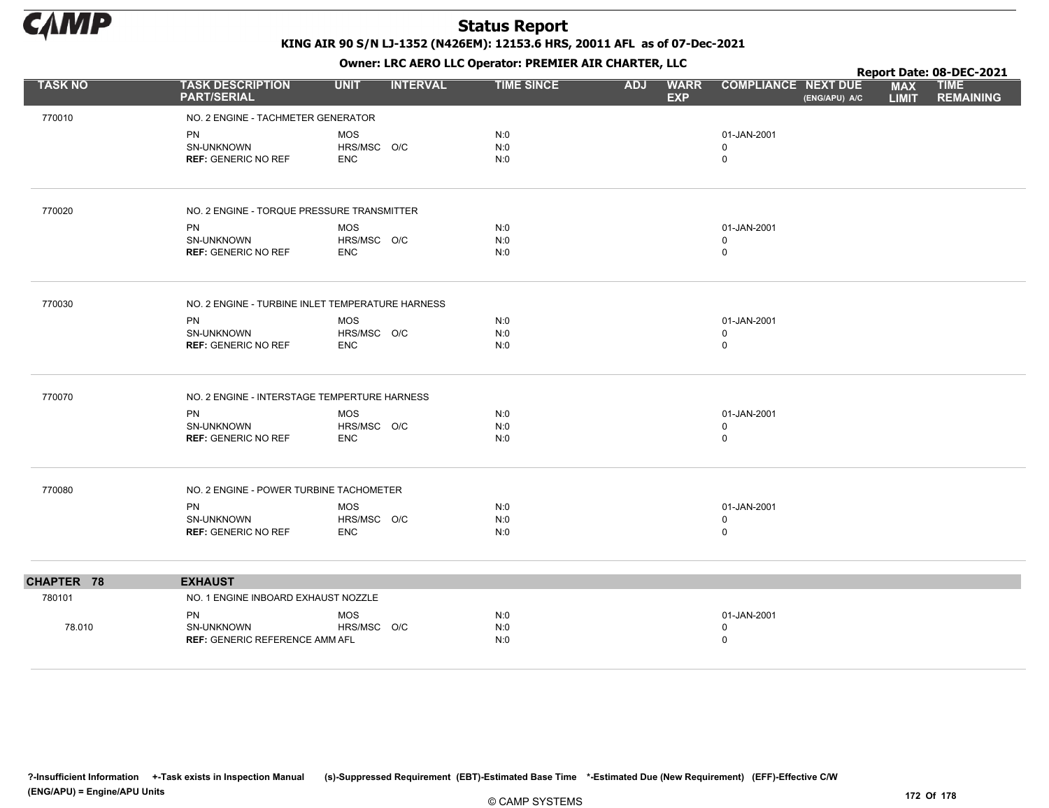# Status Report

**KING AIR 90 S/N LJ-1352 (N426EM): 12153.6 HRS, 20011 AFL as of 07-Dec-2021**

**Owner: LRC AERO LLC Operator: PREMIER AIR CHARTER, LLC**

**Report Date: 08-DEC-2021**

| TASK NO | TASK DESCRIPTION PART/SERIAL | UNIT | INTERVAL | TIME SINCE | ADJ | WARR EXP | COMPLIANCE | NEXT DUE (ENG/APU) A/C | MAX LIMIT | TIME REMAINING |
|---|---|---|---|---|---|---|---|---|---|---|
| 770010 | NO. 2 ENGINE - TACHMETER GENERATOR | | | | | | | | | |
| | PN | MOS | | N:0 | | | 01-JAN-2001 | | | |
| | SN-UNKNOWN | HRS/MSC | O/C | N:0 | | | 0 | | | |
| | **REF:** GENERIC NO REF | ENC | | N:0 | | | 0 | | | |
| 770020 | NO. 2 ENGINE - TORQUE PRESSURE TRANSMITTER | | | | | | | | | |
| | PN | MOS | | N:0 | | | 01-JAN-2001 | | | |
| | SN-UNKNOWN | HRS/MSC | O/C | N:0 | | | 0 | | | |
| | **REF:** GENERIC NO REF | ENC | | N:0 | | | 0 | | | |
| 770030 | NO. 2 ENGINE - TURBINE INLET TEMPERATURE HARNESS | | | | | | | | | |
| | PN | MOS | | N:0 | | | 01-JAN-2001 | | | |
| | SN-UNKNOWN | HRS/MSC | O/C | N:0 | | | 0 | | | |
| | **REF:** GENERIC NO REF | ENC | | N:0 | | | 0 | | | |
| 770070 | NO. 2 ENGINE - INTERSTAGE TEMPERTURE HARNESS | | | | | | | | | |
| | PN | MOS | | N:0 | | | 01-JAN-2001 | | | |
| | SN-UNKNOWN | HRS/MSC | O/C | N:0 | | | 0 | | | |
| | **REF:** GENERIC NO REF | ENC | | N:0 | | | 0 | | | |
| 770080 | NO. 2 ENGINE - POWER TURBINE TACHOMETER | | | | | | | | | |
| | PN | MOS | | N:0 | | | 01-JAN-2001 | | | |
| | SN-UNKNOWN | HRS/MSC | O/C | N:0 | | | 0 | | | |
| | **REF:** GENERIC NO REF | ENC | | N:0 | | | 0 | | | |
| **CHAPTER 78** | **EXHAUST** | | | | | | | | | |
| 780101 | NO. 1 ENGINE INBOARD EXHAUST NOZZLE | | | | | | | | | |
| | PN | MOS | | N:0 | | | 01-JAN-2001 | | | |
| 78.010 | SN-UNKNOWN | HRS/MSC | O/C | N:0 | | | 0 | | | |
| | **REF:** GENERIC REFERENCE AMM AFL | | | N:0 | | | 0 | | | |

?-Insufficient Information +-Task exists in Inspection Manual (s)-Suppressed Requirement (EBT)-Estimated Base Time *-Estimated Due (New Requirement) (EFF)-Effective C/W
(ENG/APU) = Engine/APU Units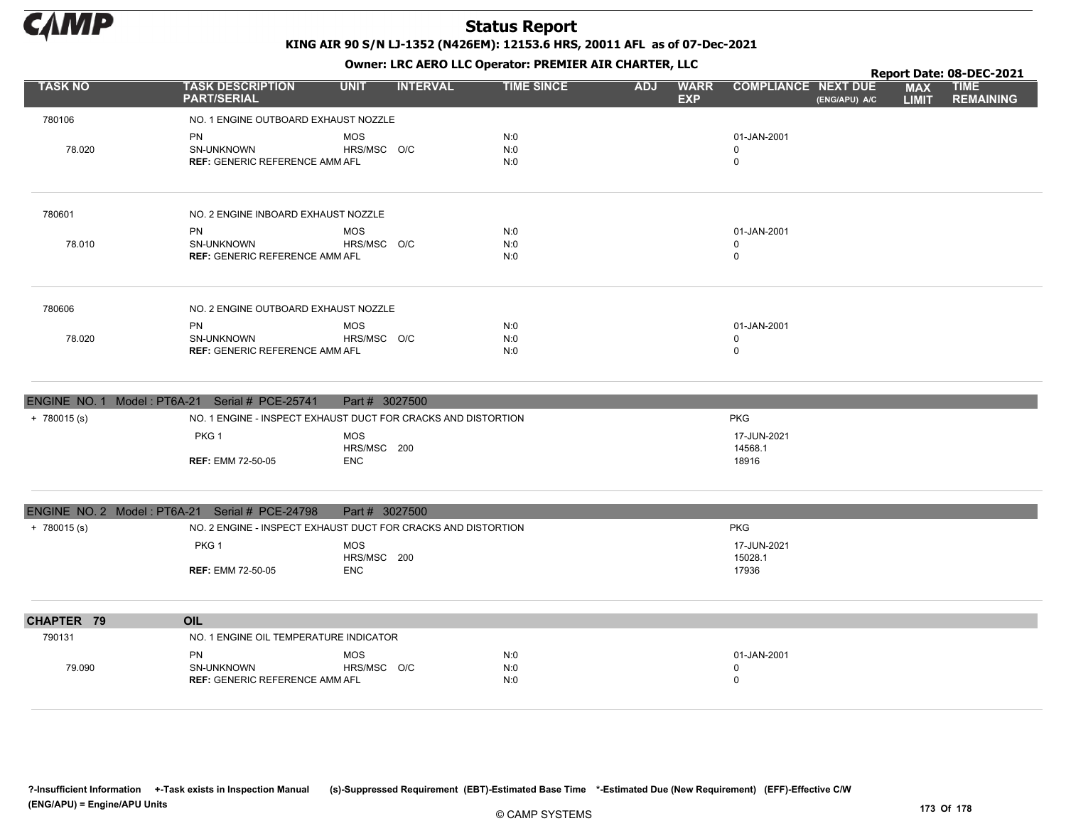# Status Report

**KING AIR 90 S/N LJ-1352 (N426EM): 12153.6 HRS, 20011 AFL as of 07-Dec-2021**

**Owner: LRC AERO LLC Operator: PREMIER AIR CHARTER, LLC**

**Report Date: 08-DEC-2021**

| TASK NO | TASK DESCRIPTION PART/SERIAL | UNIT | INTERVAL | TIME SINCE | ADJ | WARR EXP | COMPLIANCE | NEXT DUE (ENG/APU) A/C | MAX LIMIT | TIME REMAINING |
|---|---|---|---|---|---|---|---|---|---|---|
| 780106 | NO. 1 ENGINE OUTBOARD EXHAUST NOZZLE | | | | | | | | | |
| | PN | MOS | | N:0 | | | 01-JAN-2001 | | | |
| 78.020 | SN-UNKNOWN | HRS/MSC | O/C | N:0 | | | 0 | | | |
| | **REF:** GENERIC REFERENCE AMM | AFL | | N:0 | | | 0 | | | |
| 780601 | NO. 2 ENGINE INBOARD EXHAUST NOZZLE | | | | | | | | | |
| | PN | MOS | | N:0 | | | 01-JAN-2001 | | | |
| 78.010 | SN-UNKNOWN | HRS/MSC | O/C | N:0 | | | 0 | | | |
| | **REF:** GENERIC REFERENCE AMM | AFL | | N:0 | | | 0 | | | |
| 780606 | NO. 2 ENGINE OUTBOARD EXHAUST NOZZLE | | | | | | | | | |
| | PN | MOS | | N:0 | | | 01-JAN-2001 | | | |
| 78.020 | SN-UNKNOWN | HRS/MSC | O/C | N:0 | | | 0 | | | |
| | **REF:** GENERIC REFERENCE AMM | AFL | | N:0 | | | 0 | | | |
| **ENGINE NO. 1 Model : PT6A-21 Serial # PCE-25741 Part # 3027500** | | | | | | | | | | |
| + 780015 (s) | NO. 1 ENGINE - INSPECT EXHAUST DUCT FOR CRACKS AND DISTORTION | | | | | | PKG | | | |
| | PKG 1 | MOS | | | | | 17-JUN-2021 | | | |
| | | HRS/MSC | 200 | | | | 14568.1 | | | |
| | **REF:** EMM 72-50-05 | ENC | | | | | 18916 | | | |
| **ENGINE NO. 2 Model : PT6A-21 Serial # PCE-24798 Part # 3027500** | | | | | | | | | | |
| + 780015 (s) | NO. 2 ENGINE - INSPECT EXHAUST DUCT FOR CRACKS AND DISTORTION | | | | | | PKG | | | |
| | PKG 1 | MOS | | | | | 17-JUN-2021 | | | |
| | | HRS/MSC | 200 | | | | 15028.1 | | | |
| | **REF:** EMM 72-50-05 | ENC | | | | | 17936 | | | |
| **CHAPTER 79** | **OIL** | | | | | | | | | |
| 790131 | NO. 1 ENGINE OIL TEMPERATURE INDICATOR | | | | | | | | | |
| | PN | MOS | | N:0 | | | 01-JAN-2001 | | | |
| 79.090 | SN-UNKNOWN | HRS/MSC | O/C | N:0 | | | 0 | | | |
| | **REF:** GENERIC REFERENCE AMM | AFL | | N:0 | | | 0 | | | |

?-Insufficient Information +-Task exists in Inspection Manual (s)-Suppressed Requirement (EBT)-Estimated Base Time *-Estimated Due (New Requirement) (EFF)-Effective C/W
(ENG/APU) = Engine/APU Units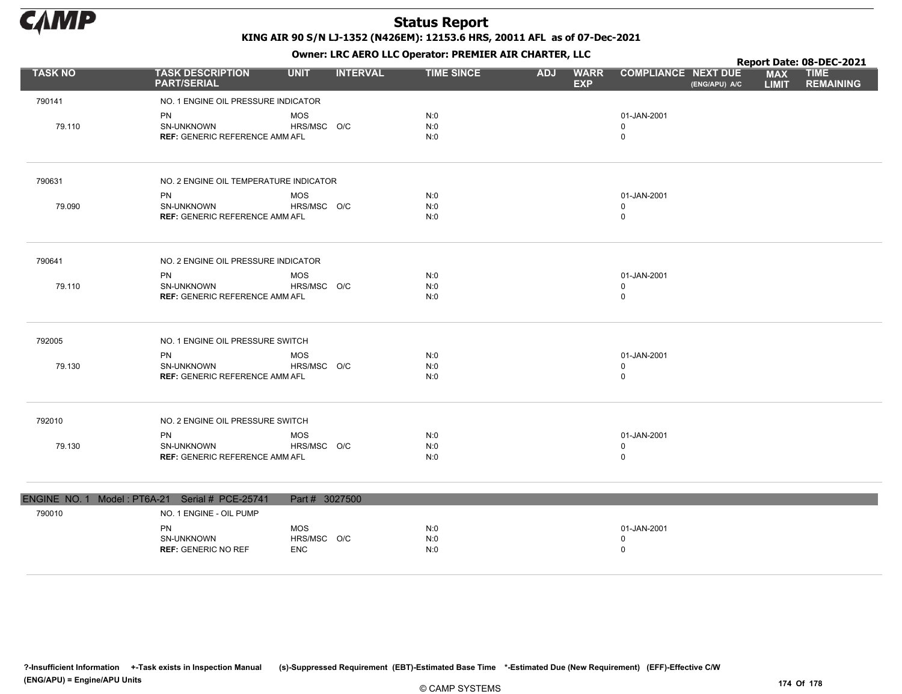# Status Report

**KING AIR 90 S/N LJ-1352 (N426EM): 12153.6 HRS, 20011 AFL as of 07-Dec-2021**

**Owner: LRC AERO LLC Operator: PREMIER AIR CHARTER, LLC**

**Report Date: 08-DEC-2021**

| TASK NO | TASK DESCRIPTION PART/SERIAL | UNIT | INTERVAL | TIME SINCE | ADJ | WARR EXP | COMPLIANCE | NEXT DUE (ENG/APU) A/C | MAX LIMIT | TIME REMAINING |
|---|---|---|---|---|---|---|---|---|---|---|
| 790141 | NO. 1 ENGINE OIL PRESSURE INDICATOR | | | | | | | | | |
| | PN | MOS | | N:0 | | | 01-JAN-2001 | | | |
| 79.110 | SN-UNKNOWN | HRS/MSC | O/C | N:0 | | | 0 | | | |
| | **REF:** GENERIC REFERENCE AMM | AFL | | N:0 | | | 0 | | | |
| 790631 | NO. 2 ENGINE OIL TEMPERATURE INDICATOR | | | | | | | | | |
| | PN | MOS | | N:0 | | | 01-JAN-2001 | | | |
| 79.090 | SN-UNKNOWN | HRS/MSC | O/C | N:0 | | | 0 | | | |
| | **REF:** GENERIC REFERENCE AMM | AFL | | N:0 | | | 0 | | | |
| 790641 | NO. 2 ENGINE OIL PRESSURE INDICATOR | | | | | | | | | |
| | PN | MOS | | N:0 | | | 01-JAN-2001 | | | |
| 79.110 | SN-UNKNOWN | HRS/MSC | O/C | N:0 | | | 0 | | | |
| | **REF:** GENERIC REFERENCE AMM | AFL | | N:0 | | | 0 | | | |
| 792005 | NO. 1 ENGINE OIL PRESSURE SWITCH | | | | | | | | | |
| | PN | MOS | | N:0 | | | 01-JAN-2001 | | | |
| 79.130 | SN-UNKNOWN | HRS/MSC | O/C | N:0 | | | 0 | | | |
| | **REF:** GENERIC REFERENCE AMM | AFL | | N:0 | | | 0 | | | |
| 792010 | NO. 2 ENGINE OIL PRESSURE SWITCH | | | | | | | | | |
| | PN | MOS | | N:0 | | | 01-JAN-2001 | | | |
| 79.130 | SN-UNKNOWN | HRS/MSC | O/C | N:0 | | | 0 | | | |
| | **REF:** GENERIC REFERENCE AMM | AFL | | N:0 | | | 0 | | | |

**ENGINE NO. 1 Model : PT6A-21 Serial # PCE-25741 Part # 3027500**

| TASK NO | TASK DESCRIPTION PART/SERIAL | UNIT | INTERVAL | TIME SINCE | ADJ | WARR EXP | COMPLIANCE | NEXT DUE (ENG/APU) A/C | MAX LIMIT | TIME REMAINING |
|---|---|---|---|---|---|---|---|---|---|---|
| 790010 | NO. 1 ENGINE - OIL PUMP | | | | | | | | | |
| | PN | MOS | | N:0 | | | 01-JAN-2001 | | | |
| | SN-UNKNOWN | HRS/MSC | O/C | N:0 | | | 0 | | | |
| | **REF:** GENERIC NO REF | ENC | | N:0 | | | 0 | | | |

?-Insufficient Information +-Task exists in Inspection Manual (s)-Suppressed Requirement (EBT)-Estimated Base Time *-Estimated Due (New Requirement) (EFF)-Effective C/W
(ENG/APU) = Engine/APU Units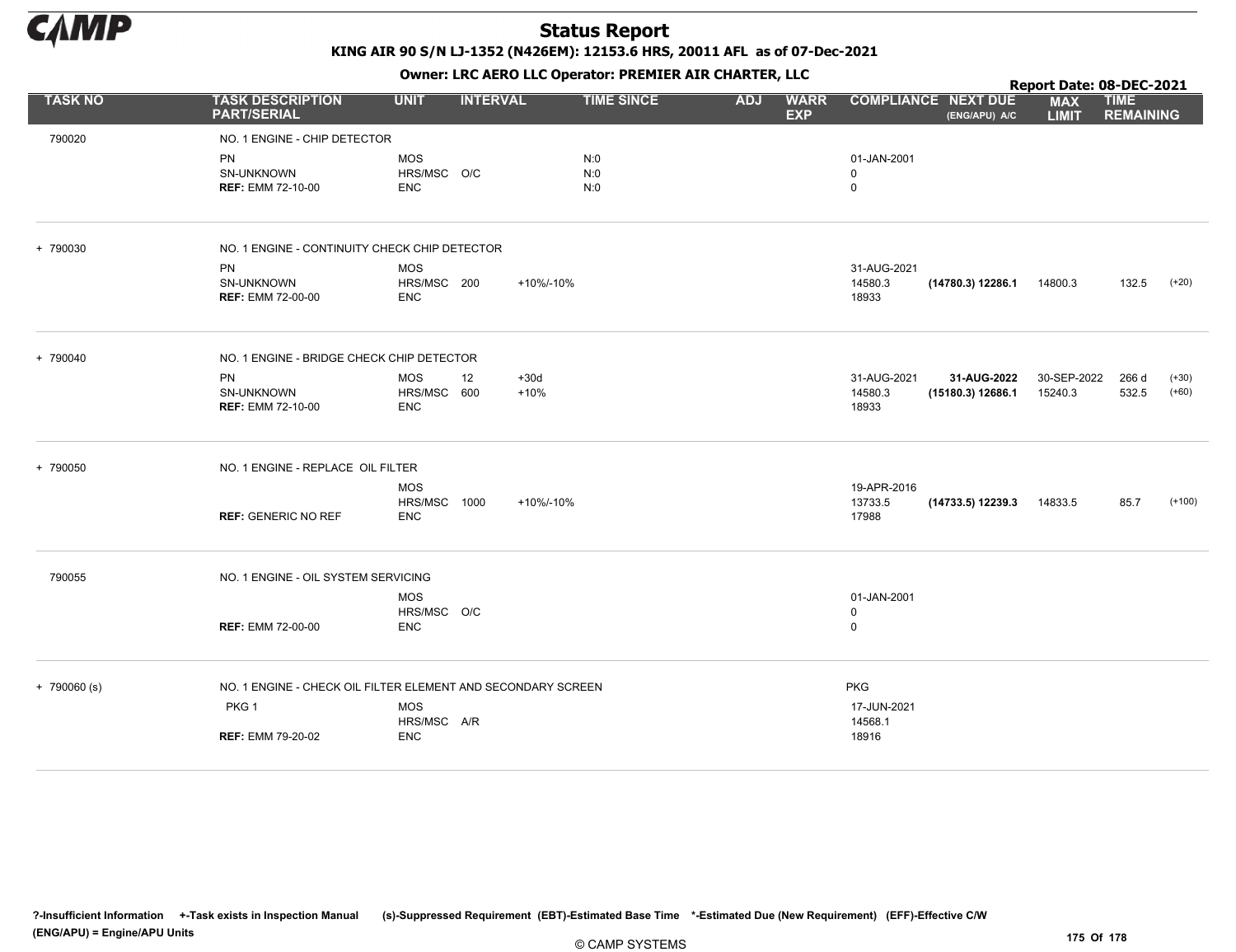# Status Report

**KING AIR 90 S/N LJ-1352 (N426EM): 12153.6 HRS, 20011 AFL as of 07-Dec-2021**

**Owner: LRC AERO LLC Operator: PREMIER AIR CHARTER, LLC**

**Report Date: 08-DEC-2021**

| TASK NO | TASK DESCRIPTION PART/SERIAL | UNIT | INTERVAL | | TIME SINCE | ADJ | WARR EXP | COMPLIANCE | NEXT DUE (ENG/APU) A/C | MAX LIMIT | TIME REMAINING | |
|---|---|---|---|---|---|---|---|---|---|---|---|---|
| 790020 | NO. 1 ENGINE - CHIP DETECTOR | | | | | | | | | | | |
| | PN | MOS | | | N:0 | | | 01-JAN-2001 | | | | |
| | SN-UNKNOWN | HRS/MSC | O/C | | N:0 | | | 0 | | | | |
| | **REF:** EMM 72-10-00 | ENC | | | N:0 | | | 0 | | | | |
| + 790030 | NO. 1 ENGINE - CONTINUITY CHECK CHIP DETECTOR | | | | | | | | | | | |
| | PN | MOS | | | | | | 31-AUG-2021 | | | | |
| | SN-UNKNOWN | HRS/MSC | 200 | +10%/-10% | | | | 14580.3 | **(14780.3) 12286.1** | 14800.3 | 132.5 | (+20) |
| | **REF:** EMM 72-00-00 | ENC | | | | | | 18933 | | | | |
| + 790040 | NO. 1 ENGINE - BRIDGE CHECK CHIP DETECTOR | | | | | | | | | | | |
| | PN | MOS | 12 | +30d | | | | 31-AUG-2021 | **31-AUG-2022** | 30-SEP-2022 | 266 d | (+30) |
| | SN-UNKNOWN | HRS/MSC | 600 | +10% | | | | 14580.3 | **(15180.3) 12686.1** | 15240.3 | 532.5 | (+60) |
| | **REF:** EMM 72-10-00 | ENC | | | | | | 18933 | | | | |
| + 790050 | NO. 1 ENGINE - REPLACE OIL FILTER | | | | | | | | | | | |
| | | MOS | | | | | | 19-APR-2016 | | | | |
| | | HRS/MSC | 1000 | +10%/-10% | | | | 13733.5 | **(14733.5) 12239.3** | 14833.5 | 85.7 | (+100) |
| | **REF:** GENERIC NO REF | ENC | | | | | | 17988 | | | | |
| 790055 | NO. 1 ENGINE - OIL SYSTEM SERVICING | | | | | | | | | | | |
| | | MOS | | | | | | 01-JAN-2001 | | | | |
| | | HRS/MSC | O/C | | | | | 0 | | | | |
| | **REF:** EMM 72-00-00 | ENC | | | | | | 0 | | | | |
| + 790060 (s) | NO. 1 ENGINE - CHECK OIL FILTER ELEMENT AND SECONDARY SCREEN | | | | | | | PKG | | | | |
| | PKG 1 | MOS | | | | | | 17-JUN-2021 | | | | |
| | | HRS/MSC | A/R | | | | | 14568.1 | | | | |
| | **REF:** EMM 79-20-02 | ENC | | | | | | 18916 | | | | |

**?-Insufficient Information +-Task exists in Inspection Manual (s)-Suppressed Requirement (EBT)-Estimated Base Time \*-Estimated Due (New Requirement) (EFF)-Effective C/W (ENG/APU) = Engine/APU Units**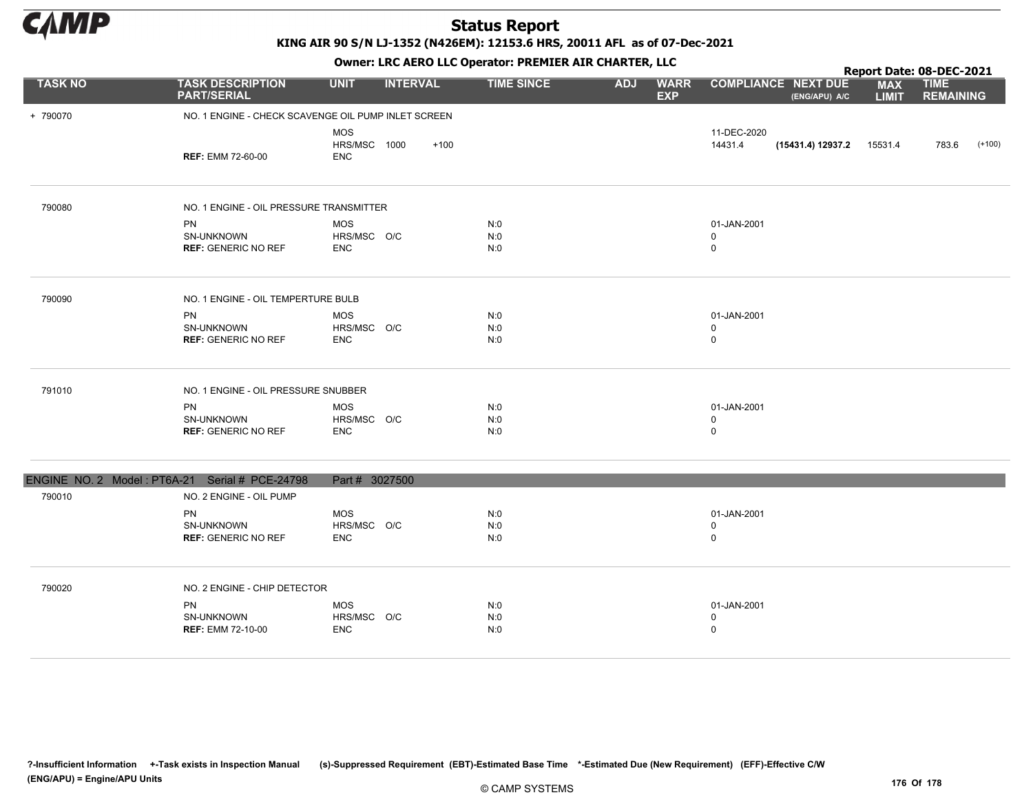# Status Report

**KING AIR 90 S/N LJ-1352 (N426EM): 12153.6 HRS, 20011 AFL as of 07-Dec-2021**

**Owner: LRC AERO LLC Operator: PREMIER AIR CHARTER, LLC**

**Report Date: 08-DEC-2021**

| TASK NO | TASK DESCRIPTION PART/SERIAL | UNIT | INTERVAL | | TIME SINCE | ADJ | WARR EXP | COMPLIANCE | NEXT DUE (ENG/APU) A/C | MAX LIMIT | TIME REMAINING | |
|---|---|---|---|---|---|---|---|---|---|---|---|---|
| + 790070 | NO. 1 ENGINE - CHECK SCAVENGE OIL PUMP INLET SCREEN | | | | | | | | | | | |
| | | MOS | | | | | | 11-DEC-2020 | | | | |
| | | HRS/MSC | 1000 | +100 | | | | 14431.4 | **(15431.4) 12937.2** | 15531.4 | 783.6 | (+100) |
| | **REF:** EMM 72-60-00 | ENC | | | | | | | | | | |
| 790080 | NO. 1 ENGINE - OIL PRESSURE TRANSMITTER | | | | | | | | | | | |
| | PN | MOS | | | N:0 | | | 01-JAN-2001 | | | | |
| | SN-UNKNOWN | HRS/MSC | O/C | | N:0 | | | 0 | | | | |
| | **REF:** GENERIC NO REF | ENC | | | N:0 | | | 0 | | | | |
| 790090 | NO. 1 ENGINE - OIL TEMPERTURE BULB | | | | | | | | | | | |
| | PN | MOS | | | N:0 | | | 01-JAN-2001 | | | | |
| | SN-UNKNOWN | HRS/MSC | O/C | | N:0 | | | 0 | | | | |
| | **REF:** GENERIC NO REF | ENC | | | N:0 | | | 0 | | | | |
| 791010 | NO. 1 ENGINE - OIL PRESSURE SNUBBER | | | | | | | | | | | |
| | PN | MOS | | | N:0 | | | 01-JAN-2001 | | | | |
| | SN-UNKNOWN | HRS/MSC | O/C | | N:0 | | | 0 | | | | |
| | **REF:** GENERIC NO REF | ENC | | | N:0 | | | 0 | | | | |
| **ENGINE NO. 2 Model : PT6A-21 Serial # PCE-24798** | **Part # 3027500** | | | | | | | | | | | |
| 790010 | NO. 2 ENGINE - OIL PUMP | | | | | | | | | | | |
| | PN | MOS | | | N:0 | | | 01-JAN-2001 | | | | |
| | SN-UNKNOWN | HRS/MSC | O/C | | N:0 | | | 0 | | | | |
| | **REF:** GENERIC NO REF | ENC | | | N:0 | | | 0 | | | | |
| 790020 | NO. 2 ENGINE - CHIP DETECTOR | | | | | | | | | | | |
| | PN | MOS | | | N:0 | | | 01-JAN-2001 | | | | |
| | SN-UNKNOWN | HRS/MSC | O/C | | N:0 | | | 0 | | | | |
| | **REF:** EMM 72-10-00 | ENC | | | N:0 | | | 0 | | | | |

**?-Insufficient Information +-Task exists in Inspection Manual (s)-Suppressed Requirement (EBT)-Estimated Base Time \*-Estimated Due (New Requirement) (EFF)-Effective C/W (ENG/APU) = Engine/APU Units**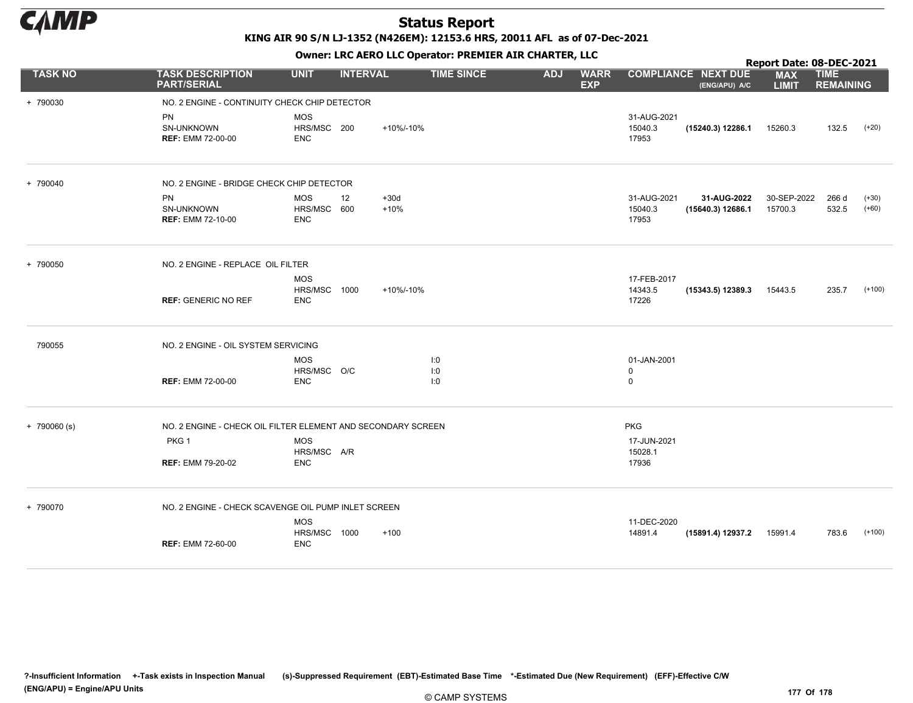# Status Report

**KING AIR 90 S/N LJ-1352 (N426EM): 12153.6 HRS, 20011 AFL as of 07-Dec-2021**

**Owner: LRC AERO LLC Operator: PREMIER AIR CHARTER, LLC**

**Report Date: 08-DEC-2021**

| TASK NO | TASK DESCRIPTION PART/SERIAL | UNIT | INTERVAL | | TIME SINCE | ADJ | WARR EXP | COMPLIANCE | NEXT DUE (ENG/APU) A/C | MAX LIMIT | TIME REMAINING | |
|---|---|---|---|---|---|---|---|---|---|---|---|---|
| + 790030 | NO. 2 ENGINE - CONTINUITY CHECK CHIP DETECTOR | | | | | | | | | | | |
| | PN | MOS | | | | | | 31-AUG-2021 | | | | |
| | SN-UNKNOWN | HRS/MSC | 200 | +10%/-10% | | | | 15040.3 | **(15240.3) 12286.1** | 15260.3 | 132.5 | (+20) |
| | **REF:** EMM 72-00-00 | ENC | | | | | | 17953 | | | | |
| + 790040 | NO. 2 ENGINE - BRIDGE CHECK CHIP DETECTOR | | | | | | | | | | | |
| | PN | MOS | 12 | +30d | | | | 31-AUG-2021 | **31-AUG-2022** | 30-SEP-2022 | 266 d | (+30) |
| | SN-UNKNOWN | HRS/MSC | 600 | +10% | | | | 15040.3 | **(15640.3) 12686.1** | 15700.3 | 532.5 | (+60) |
| | **REF:** EMM 72-10-00 | ENC | | | | | | 17953 | | | | |
| + 790050 | NO. 2 ENGINE - REPLACE OIL FILTER | | | | | | | | | | | |
| | | MOS | | | | | | 17-FEB-2017 | | | | |
| | | HRS/MSC | 1000 | +10%/-10% | | | | 14343.5 | **(15343.5) 12389.3** | 15443.5 | 235.7 | (+100) |
| | **REF:** GENERIC NO REF | ENC | | | | | | 17226 | | | | |
| 790055 | NO. 2 ENGINE - OIL SYSTEM SERVICING | | | | | | | | | | | |
| | | MOS | | | I:0 | | | 01-JAN-2001 | | | | |
| | | HRS/MSC | O/C | | I:0 | | | 0 | | | | |
| | **REF:** EMM 72-00-00 | ENC | | | I:0 | | | 0 | | | | |
| + 790060 (s) | NO. 2 ENGINE - CHECK OIL FILTER ELEMENT AND SECONDARY SCREEN | | | | | | | PKG | | | | |
| | PKG 1 | MOS | | | | | | 17-JUN-2021 | | | | |
| | | HRS/MSC | A/R | | | | | 15028.1 | | | | |
| | **REF:** EMM 79-20-02 | ENC | | | | | | 17936 | | | | |
| + 790070 | NO. 2 ENGINE - CHECK SCAVENGE OIL PUMP INLET SCREEN | | | | | | | | | | | |
| | | MOS | | | | | | 11-DEC-2020 | | | | |
| | | HRS/MSC | 1000 | +100 | | | | 14891.4 | **(15891.4) 12937.2** | 15991.4 | 783.6 | (+100) |
| | **REF:** EMM 72-60-00 | ENC | | | | | | | | | | |

?-Insufficient Information +-Task exists in Inspection Manual (s)-Suppressed Requirement (EBT)-Estimated Base Time *-Estimated Due (New Requirement) (EFF)-Effective C/W
(ENG/APU) = Engine/APU Units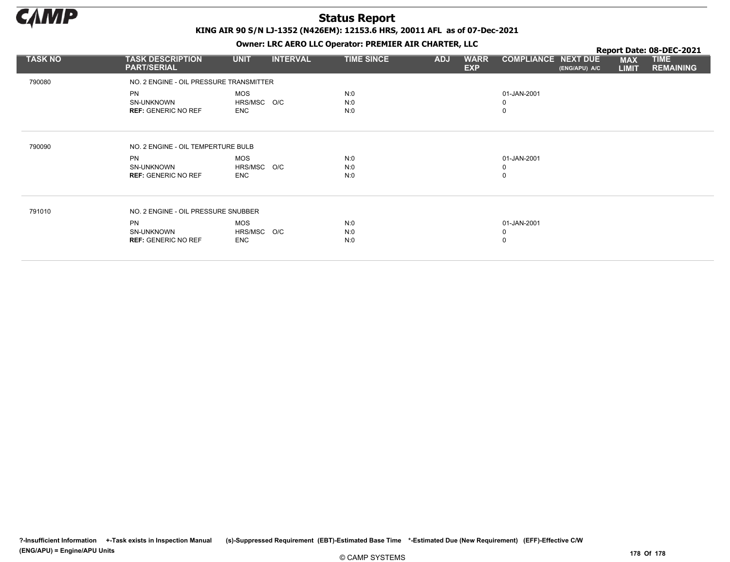# Status Report

**KING AIR 90 S/N LJ-1352 (N426EM): 12153.6 HRS, 20011 AFL as of 07-Dec-2021**

**Owner: LRC AERO LLC Operator: PREMIER AIR CHARTER, LLC**

**Report Date: 08-DEC-2021**

| TASK NO | TASK DESCRIPTION PART/SERIAL | UNIT | INTERVAL | TIME SINCE | ADJ | WARR EXP | COMPLIANCE | NEXT DUE (ENG/APU) A/C | MAX LIMIT | TIME REMAINING |
|---|---|---|---|---|---|---|---|---|---|---|
| 790080 | NO. 2 ENGINE - OIL PRESSURE TRANSMITTER | | | | | | | | | |
| | PN | MOS | | N:0 | | | 01-JAN-2001 | | | |
| | SN-UNKNOWN | HRS/MSC | O/C | N:0 | | | 0 | | | |
| | **REF:** GENERIC NO REF | ENC | | N:0 | | | 0 | | | |
| 790090 | NO. 2 ENGINE - OIL TEMPERTURE BULB | | | | | | | | | |
| | PN | MOS | | N:0 | | | 01-JAN-2001 | | | |
| | SN-UNKNOWN | HRS/MSC | O/C | N:0 | | | 0 | | | |
| | **REF:** GENERIC NO REF | ENC | | N:0 | | | 0 | | | |
| 791010 | NO. 2 ENGINE - OIL PRESSURE SNUBBER | | | | | | | | | |
| | PN | MOS | | N:0 | | | 01-JAN-2001 | | | |
| | SN-UNKNOWN | HRS/MSC | O/C | N:0 | | | 0 | | | |
| | **REF:** GENERIC NO REF | ENC | | N:0 | | | 0 | | | |

**?-Insufficient Information +-Task exists in Inspection Manual (s)-Suppressed Requirement (EBT)-Estimated Base Time \*-Estimated Due (New Requirement) (EFF)-Effective C/W (ENG/APU) = Engine/APU Units**